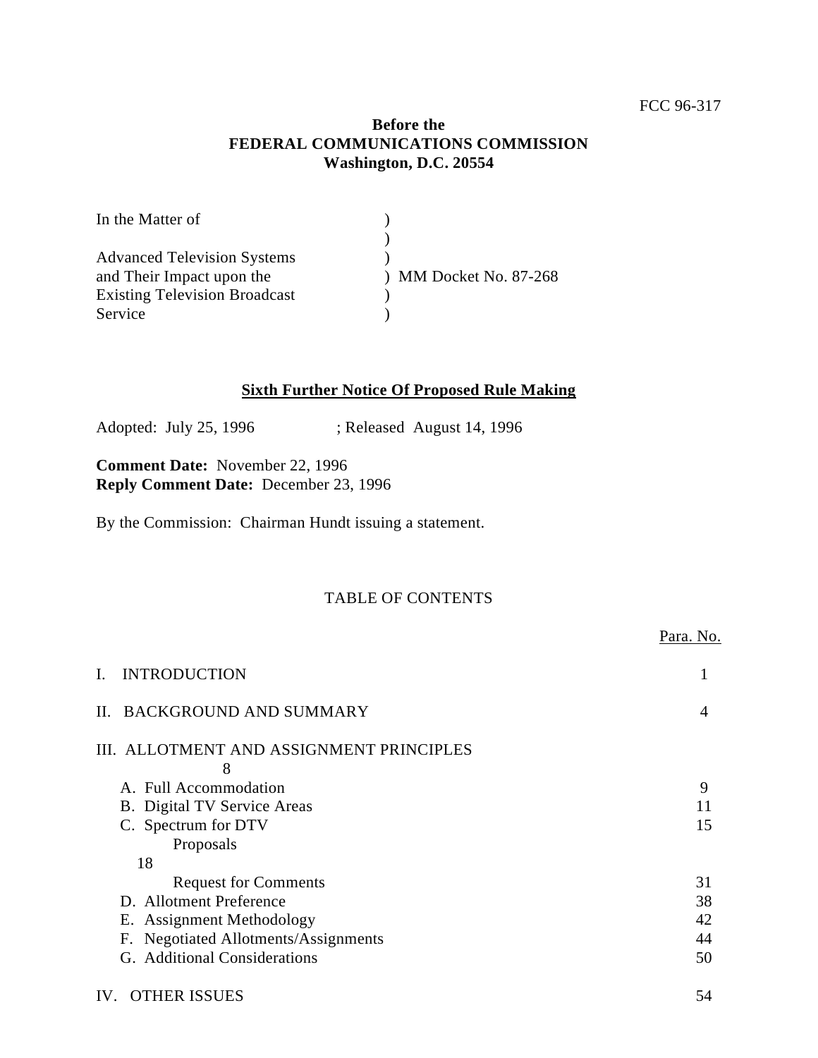FCC 96-317

**Before the**
**FEDERAL COMMUNICATIONS COMMISSION**
**Washington, D.C. 20554**

| In the Matter of | |
|---|---|
| Advanced Television Systems and Their Impact upon the Existing Television Broadcast Service | ) MM Docket No. 87-268 |

**Sixth Further Notice Of Proposed Rule Making**

Adopted: July 25, 1996 ; Released August 14, 1996

**Comment Date:** November 22, 1996
**Reply Comment Date:** December 23, 1996

By the Commission: Chairman Hundt issuing a statement.

TABLE OF CONTENTS

| | Para. No. |
|---|---|
| I. INTRODUCTION | 1 |
| II. BACKGROUND AND SUMMARY | 4 |
| III. ALLOTMENT AND ASSIGNMENT PRINCIPLES | 8 |
| A. Full Accommodation | 9 |
| B. Digital TV Service Areas | 11 |
| C. Spectrum for DTV | 15 |
| Proposals | 18 |
| Request for Comments | 31 |
| D. Allotment Preference | 38 |
| E. Assignment Methodology | 42 |
| F. Negotiated Allotments/Assignments | 44 |
| G. Additional Considerations | 50 |
| IV. OTHER ISSUES | 54 |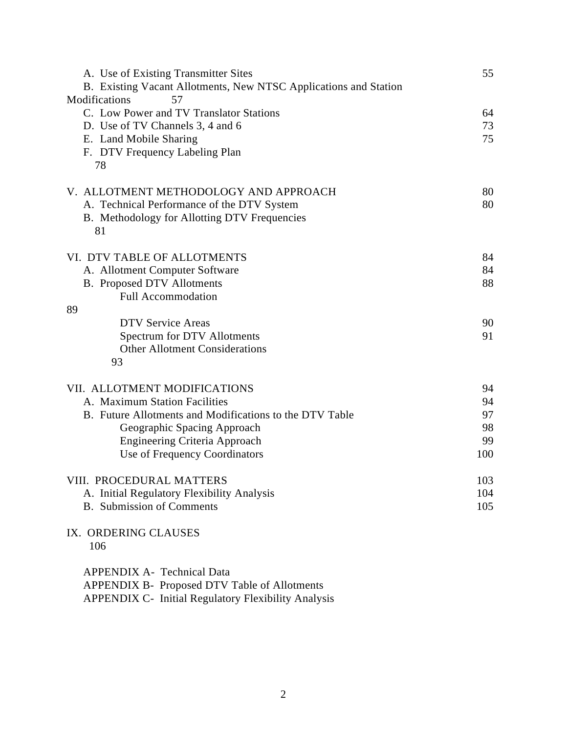| | |
|---|---|
| A. Use of Existing Transmitter Sites | 55 |
| B. Existing Vacant Allotments, New NTSC Applications and Station Modifications | 57 |
| C. Low Power and TV Translator Stations | 64 |
| D. Use of TV Channels 3, 4 and 6 | 73 |
| E. Land Mobile Sharing | 75 |
| F. DTV Frequency Labeling Plan | 78 |
| | |
| V. ALLOTMENT METHODOLOGY AND APPROACH | 80 |
| A. Technical Performance of the DTV System | 80 |
| B. Methodology for Allotting DTV Frequencies | 81 |
| | |
| VI. DTV TABLE OF ALLOTMENTS | 84 |
| A. Allotment Computer Software | 84 |
| B. Proposed DTV Allotments | 88 |
| Full Accommodation | 89 |
| DTV Service Areas | 90 |
| Spectrum for DTV Allotments | 91 |
| Other Allotment Considerations | 93 |
| | |
| VII. ALLOTMENT MODIFICATIONS | 94 |
| A. Maximum Station Facilities | 94 |
| B. Future Allotments and Modifications to the DTV Table | 97 |
| Geographic Spacing Approach | 98 |
| Engineering Criteria Approach | 99 |
| Use of Frequency Coordinators | 100 |
| | |
| VIII. PROCEDURAL MATTERS | 103 |
| A. Initial Regulatory Flexibility Analysis | 104 |
| B. Submission of Comments | 105 |
| | |
| IX. ORDERING CLAUSES | 106 |

APPENDIX A- Technical Data

APPENDIX B- Proposed DTV Table of Allotments

APPENDIX C- Initial Regulatory Flexibility Analysis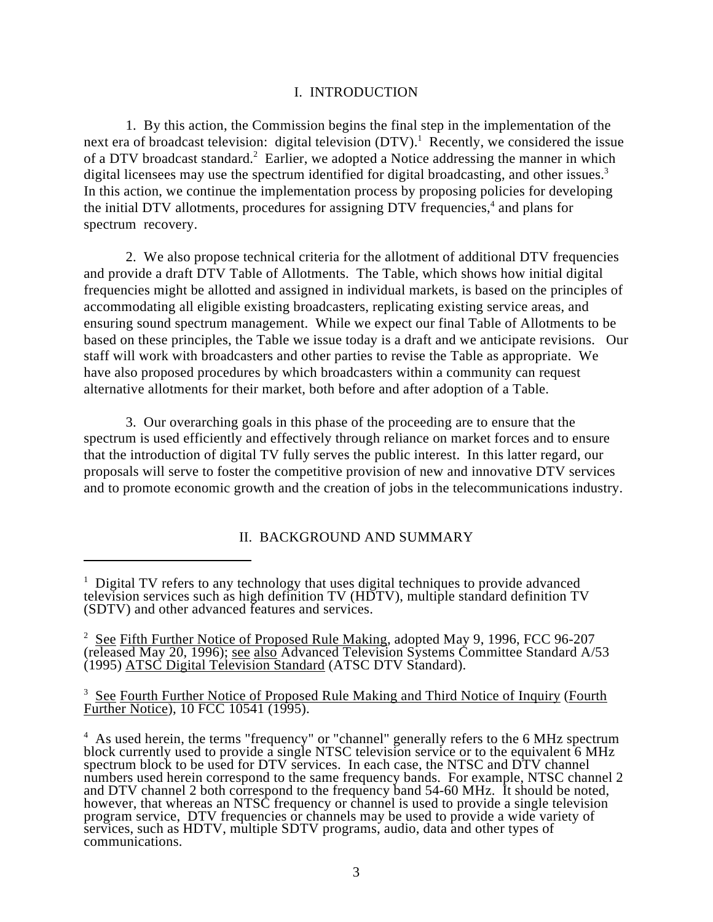## I. INTRODUCTION

1. By this action, the Commission begins the final step in the implementation of the next era of broadcast television: digital television (DTV).[1] Recently, we considered the issue of a DTV broadcast standard.[2] Earlier, we adopted a Notice addressing the manner in which digital licensees may use the spectrum identified for digital broadcasting, and other issues.[3] In this action, we continue the implementation process by proposing policies for developing the initial DTV allotments, procedures for assigning DTV frequencies,[4] and plans for spectrum recovery.

2. We also propose technical criteria for the allotment of additional DTV frequencies and provide a draft DTV Table of Allotments. The Table, which shows how initial digital frequencies might be allotted and assigned in individual markets, is based on the principles of accommodating all eligible existing broadcasters, replicating existing service areas, and ensuring sound spectrum management. While we expect our final Table of Allotments to be based on these principles, the Table we issue today is a draft and we anticipate revisions. Our staff will work with broadcasters and other parties to revise the Table as appropriate. We have also proposed procedures by which broadcasters within a community can request alternative allotments for their market, both before and after adoption of a Table.

3. Our overarching goals in this phase of the proceeding are to ensure that the spectrum is used efficiently and effectively through reliance on market forces and to ensure that the introduction of digital TV fully serves the public interest. In this latter regard, our proposals will serve to foster the competitive provision of new and innovative DTV services and to promote economic growth and the creation of jobs in the telecommunications industry.

## II. BACKGROUND AND SUMMARY

---

[1] Digital TV refers to any technology that uses digital techniques to provide advanced television services such as high definition TV (HDTV), multiple standard definition TV (SDTV) and other advanced features and services.

[2] See Fifth Further Notice of Proposed Rule Making, adopted May 9, 1996, FCC 96-207 (released May 20, 1996); see also Advanced Television Systems Committee Standard A/53 (1995) ATSC Digital Television Standard (ATSC DTV Standard).

[3] See Fourth Further Notice of Proposed Rule Making and Third Notice of Inquiry (Fourth Further Notice), 10 FCC 10541 (1995).

[4] As used herein, the terms "frequency" or "channel" generally refers to the 6 MHz spectrum block currently used to provide a single NTSC television service or to the equivalent 6 MHz spectrum block to be used for DTV services. In each case, the NTSC and DTV channel numbers used herein correspond to the same frequency bands. For example, NTSC channel 2 and DTV channel 2 both correspond to the frequency band 54-60 MHz. It should be noted, however, that whereas an NTSC frequency or channel is used to provide a single television program service, DTV frequencies or channels may be used to provide a wide variety of services, such as HDTV, multiple SDTV programs, audio, data and other types of communications.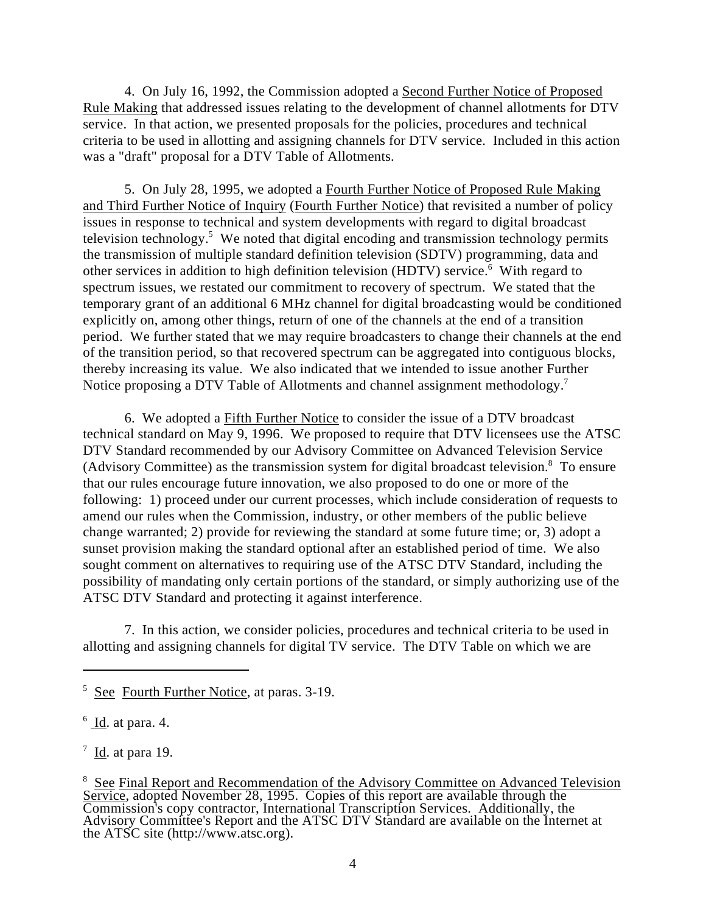4. On July 16, 1992, the Commission adopted a Second Further Notice of Proposed Rule Making that addressed issues relating to the development of channel allotments for DTV service. In that action, we presented proposals for the policies, procedures and technical criteria to be used in allotting and assigning channels for DTV service. Included in this action was a "draft" proposal for a DTV Table of Allotments.

5. On July 28, 1995, we adopted a Fourth Further Notice of Proposed Rule Making and Third Further Notice of Inquiry (Fourth Further Notice) that revisited a number of policy issues in response to technical and system developments with regard to digital broadcast television technology.[5] We noted that digital encoding and transmission technology permits the transmission of multiple standard definition television (SDTV) programming, data and other services in addition to high definition television (HDTV) service.[6] With regard to spectrum issues, we restated our commitment to recovery of spectrum. We stated that the temporary grant of an additional 6 MHz channel for digital broadcasting would be conditioned explicitly on, among other things, return of one of the channels at the end of a transition period. We further stated that we may require broadcasters to change their channels at the end of the transition period, so that recovered spectrum can be aggregated into contiguous blocks, thereby increasing its value. We also indicated that we intended to issue another Further Notice proposing a DTV Table of Allotments and channel assignment methodology.[7]

6. We adopted a Fifth Further Notice to consider the issue of a DTV broadcast technical standard on May 9, 1996. We proposed to require that DTV licensees use the ATSC DTV Standard recommended by our Advisory Committee on Advanced Television Service (Advisory Committee) as the transmission system for digital broadcast television.[8] To ensure that our rules encourage future innovation, we also proposed to do one or more of the following: 1) proceed under our current processes, which include consideration of requests to amend our rules when the Commission, industry, or other members of the public believe change warranted; 2) provide for reviewing the standard at some future time; or, 3) adopt a sunset provision making the standard optional after an established period of time. We also sought comment on alternatives to requiring use of the ATSC DTV Standard, including the possibility of mandating only certain portions of the standard, or simply authorizing use of the ATSC DTV Standard and protecting it against interference.

7. In this action, we consider policies, procedures and technical criteria to be used in allotting and assigning channels for digital TV service. The DTV Table on which we are

---

[5] See Fourth Further Notice, at paras. 3-19.

[6] Id. at para. 4.

[7] Id. at para 19.

[8] See Final Report and Recommendation of the Advisory Committee on Advanced Television Service, adopted November 28, 1995. Copies of this report are available through the Commission's copy contractor, International Transcription Services. Additionally, the Advisory Committee's Report and the ATSC DTV Standard are available on the Internet at the ATSC site (http://www.atsc.org).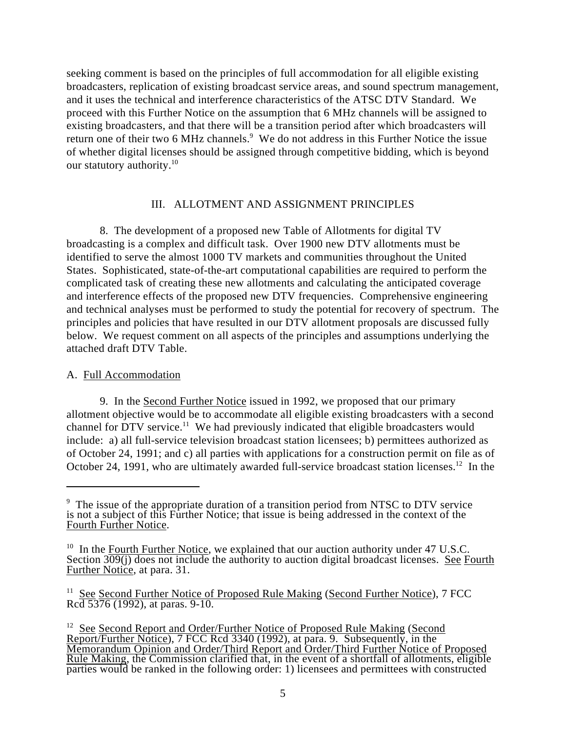seeking comment is based on the principles of full accommodation for all eligible existing broadcasters, replication of existing broadcast service areas, and sound spectrum management, and it uses the technical and interference characteristics of the ATSC DTV Standard. We proceed with this Further Notice on the assumption that 6 MHz channels will be assigned to existing broadcasters, and that there will be a transition period after which broadcasters will return one of their two 6 MHz channels.[9] We do not address in this Further Notice the issue of whether digital licenses should be assigned through competitive bidding, which is beyond our statutory authority.[10]

## III. ALLOTMENT AND ASSIGNMENT PRINCIPLES

8. The development of a proposed new Table of Allotments for digital TV broadcasting is a complex and difficult task. Over 1900 new DTV allotments must be identified to serve the almost 1000 TV markets and communities throughout the United States. Sophisticated, state-of-the-art computational capabilities are required to perform the complicated task of creating these new allotments and calculating the anticipated coverage and interference effects of the proposed new DTV frequencies. Comprehensive engineering and technical analyses must be performed to study the potential for recovery of spectrum. The principles and policies that have resulted in our DTV allotment proposals are discussed fully below. We request comment on all aspects of the principles and assumptions underlying the attached draft DTV Table.

### A. Full Accommodation

9. In the Second Further Notice issued in 1992, we proposed that our primary allotment objective would be to accommodate all eligible existing broadcasters with a second channel for DTV service.[11] We had previously indicated that eligible broadcasters would include: a) all full-service television broadcast station licensees; b) permittees authorized as of October 24, 1991; and c) all parties with applications for a construction permit on file as of October 24, 1991, who are ultimately awarded full-service broadcast station licenses.[12] In the

---

[9] The issue of the appropriate duration of a transition period from NTSC to DTV service is not a subject of this Further Notice; that issue is being addressed in the context of the Fourth Further Notice.

[10] In the Fourth Further Notice, we explained that our auction authority under 47 U.S.C. Section 309(j) does not include the authority to auction digital broadcast licenses. See Fourth Further Notice, at para. 31.

[11] See Second Further Notice of Proposed Rule Making (Second Further Notice), 7 FCC Rcd 5376 (1992), at paras. 9-10.

[12] See Second Report and Order/Further Notice of Proposed Rule Making (Second Report/Further Notice), 7 FCC Rcd 3340 (1992), at para. 9. Subsequently, in the Memorandum Opinion and Order/Third Report and Order/Third Further Notice of Proposed Rule Making, the Commission clarified that, in the event of a shortfall of allotments, eligible parties would be ranked in the following order: 1) licensees and permittees with constructed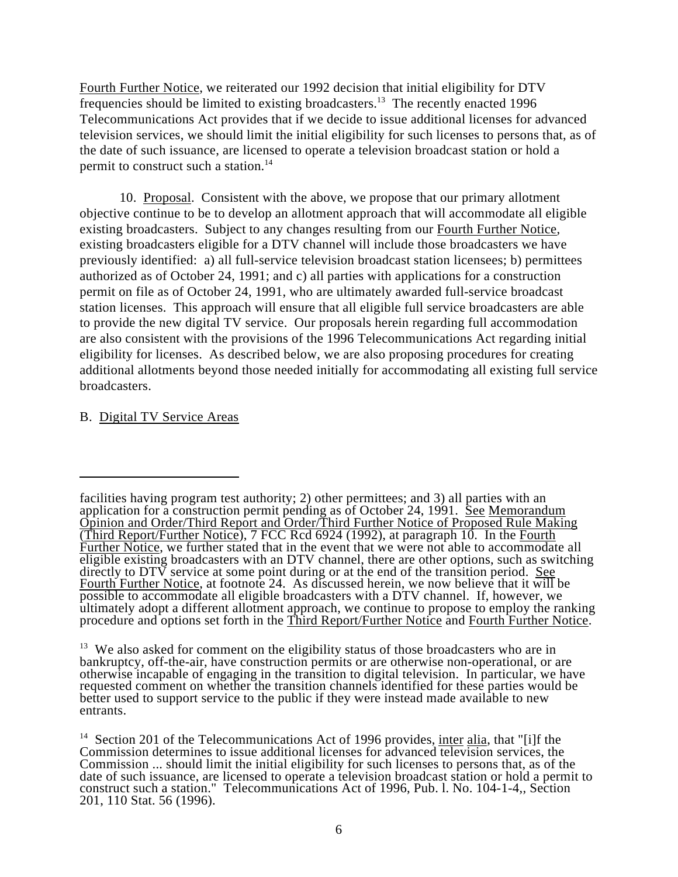Fourth Further Notice, we reiterated our 1992 decision that initial eligibility for DTV frequencies should be limited to existing broadcasters.[13] The recently enacted 1996 Telecommunications Act provides that if we decide to issue additional licenses for advanced television services, we should limit the initial eligibility for such licenses to persons that, as of the date of such issuance, are licensed to operate a television broadcast station or hold a permit to construct such a station.[14]

10. Proposal. Consistent with the above, we propose that our primary allotment objective continue to be to develop an allotment approach that will accommodate all eligible existing broadcasters. Subject to any changes resulting from our Fourth Further Notice, existing broadcasters eligible for a DTV channel will include those broadcasters we have previously identified: a) all full-service television broadcast station licensees; b) permittees authorized as of October 24, 1991; and c) all parties with applications for a construction permit on file as of October 24, 1991, who are ultimately awarded full-service broadcast station licenses. This approach will ensure that all eligible full service broadcasters are able to provide the new digital TV service. Our proposals herein regarding full accommodation are also consistent with the provisions of the 1996 Telecommunications Act regarding initial eligibility for licenses. As described below, we are also proposing procedures for creating additional allotments beyond those needed initially for accommodating all existing full service broadcasters.

## B. Digital TV Service Areas

---

facilities having program test authority; 2) other permittees; and 3) all parties with an application for a construction permit pending as of October 24, 1991. See Memorandum Opinion and Order/Third Report and Order/Third Further Notice of Proposed Rule Making (Third Report/Further Notice), 7 FCC Rcd 6924 (1992), at paragraph 10. In the Fourth Further Notice, we further stated that in the event that we were not able to accommodate all eligible existing broadcasters with an DTV channel, there are other options, such as switching directly to DTV service at some point during or at the end of the transition period. See Fourth Further Notice, at footnote 24. As discussed herein, we now believe that it will be possible to accommodate all eligible broadcasters with a DTV channel. If, however, we ultimately adopt a different allotment approach, we continue to propose to employ the ranking procedure and options set forth in the Third Report/Further Notice and Fourth Further Notice.

[13] We also asked for comment on the eligibility status of those broadcasters who are in bankruptcy, off-the-air, have construction permits or are otherwise non-operational, or are otherwise incapable of engaging in the transition to digital television. In particular, we have requested comment on whether the transition channels identified for these parties would be better used to support service to the public if they were instead made available to new entrants.

[14] Section 201 of the Telecommunications Act of 1996 provides, inter alia, that "[i]f the Commission determines to issue additional licenses for advanced television services, the Commission ... should limit the initial eligibility for such licenses to persons that, as of the date of such issuance, are licensed to operate a television broadcast station or hold a permit to construct such a station." Telecommunications Act of 1996, Pub. l. No. 104-1-4,, Section 201, 110 Stat. 56 (1996).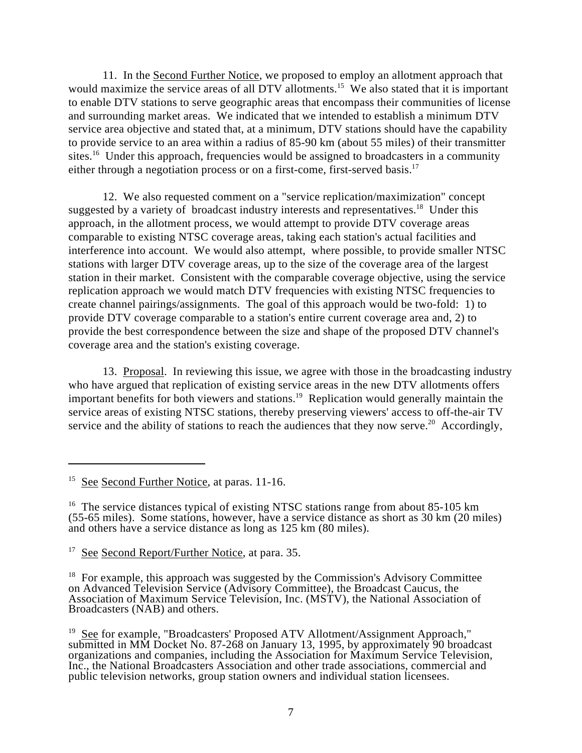11. In the Second Further Notice, we proposed to employ an allotment approach that would maximize the service areas of all DTV allotments.[15] We also stated that it is important to enable DTV stations to serve geographic areas that encompass their communities of license and surrounding market areas. We indicated that we intended to establish a minimum DTV service area objective and stated that, at a minimum, DTV stations should have the capability to provide service to an area within a radius of 85-90 km (about 55 miles) of their transmitter sites.[16] Under this approach, frequencies would be assigned to broadcasters in a community either through a negotiation process or on a first-come, first-served basis.[17]

12. We also requested comment on a "service replication/maximization" concept suggested by a variety of broadcast industry interests and representatives.[18] Under this approach, in the allotment process, we would attempt to provide DTV coverage areas comparable to existing NTSC coverage areas, taking each station's actual facilities and interference into account. We would also attempt, where possible, to provide smaller NTSC stations with larger DTV coverage areas, up to the size of the coverage area of the largest station in their market. Consistent with the comparable coverage objective, using the service replication approach we would match DTV frequencies with existing NTSC frequencies to create channel pairings/assignments. The goal of this approach would be two-fold: 1) to provide DTV coverage comparable to a station's entire current coverage area and, 2) to provide the best correspondence between the size and shape of the proposed DTV channel's coverage area and the station's existing coverage.

13. Proposal. In reviewing this issue, we agree with those in the broadcasting industry who have argued that replication of existing service areas in the new DTV allotments offers important benefits for both viewers and stations.[19] Replication would generally maintain the service areas of existing NTSC stations, thereby preserving viewers' access to off-the-air TV service and the ability of stations to reach the audiences that they now serve.[20] Accordingly,

---

[15] See Second Further Notice, at paras. 11-16.

[16] The service distances typical of existing NTSC stations range from about 85-105 km (55-65 miles). Some stations, however, have a service distance as short as 30 km (20 miles) and others have a service distance as long as 125 km (80 miles).

[17] See Second Report/Further Notice, at para. 35.

[18] For example, this approach was suggested by the Commission's Advisory Committee on Advanced Television Service (Advisory Committee), the Broadcast Caucus, the Association of Maximum Service Television, Inc. (MSTV), the National Association of Broadcasters (NAB) and others.

[19] See for example, "Broadcasters' Proposed ATV Allotment/Assignment Approach," submitted in MM Docket No. 87-268 on January 13, 1995, by approximately 90 broadcast organizations and companies, including the Association for Maximum Service Television, Inc., the National Broadcasters Association and other trade associations, commercial and public television networks, group station owners and individual station licensees.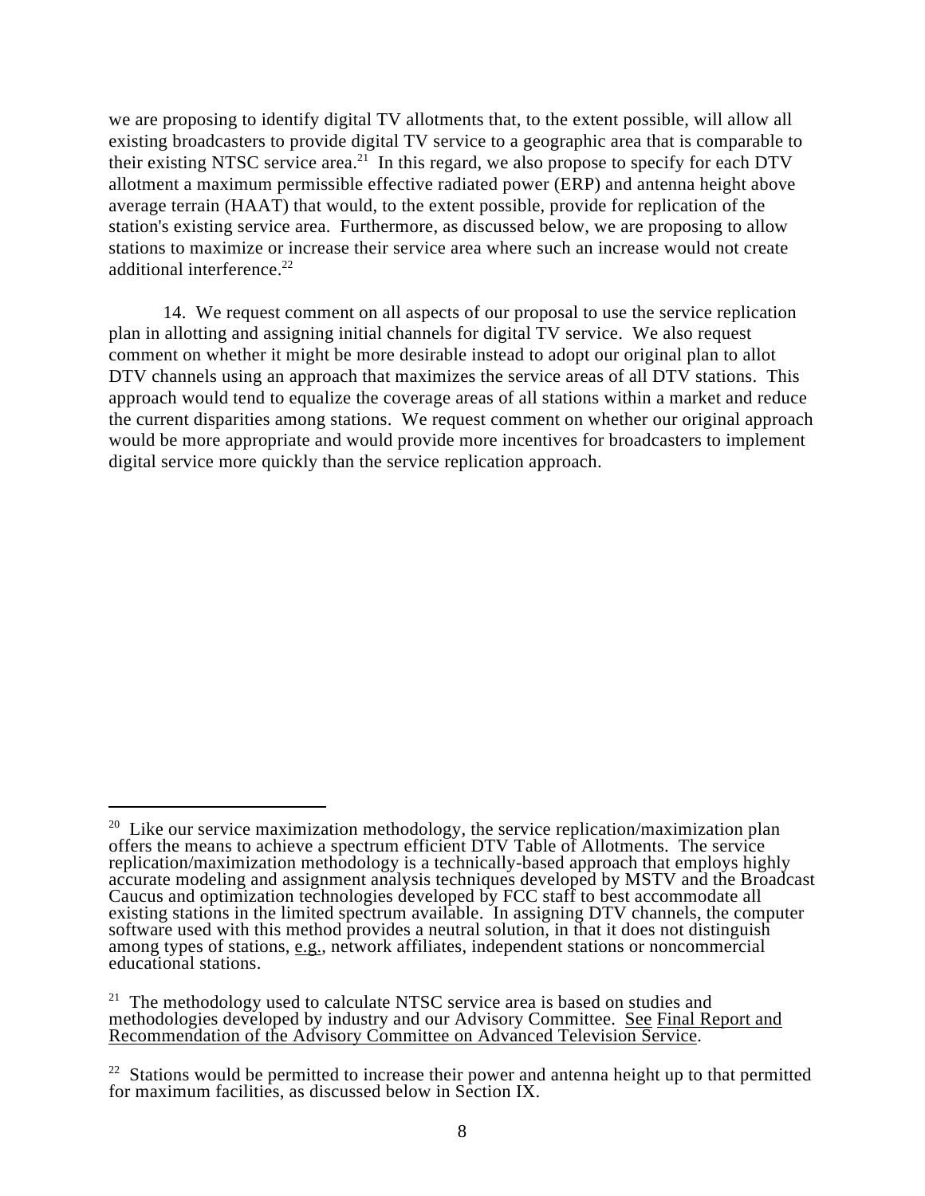we are proposing to identify digital TV allotments that, to the extent possible, will allow all existing broadcasters to provide digital TV service to a geographic area that is comparable to their existing NTSC service area.[21] In this regard, we also propose to specify for each DTV allotment a maximum permissible effective radiated power (ERP) and antenna height above average terrain (HAAT) that would, to the extent possible, provide for replication of the station's existing service area. Furthermore, as discussed below, we are proposing to allow stations to maximize or increase their service area where such an increase would not create additional interference.[22]

14. We request comment on all aspects of our proposal to use the service replication plan in allotting and assigning initial channels for digital TV service. We also request comment on whether it might be more desirable instead to adopt our original plan to allot DTV channels using an approach that maximizes the service areas of all DTV stations. This approach would tend to equalize the coverage areas of all stations within a market and reduce the current disparities among stations. We request comment on whether our original approach would be more appropriate and would provide more incentives for broadcasters to implement digital service more quickly than the service replication approach.

---

[20] Like our service maximization methodology, the service replication/maximization plan offers the means to achieve a spectrum efficient DTV Table of Allotments. The service replication/maximization methodology is a technically-based approach that employs highly accurate modeling and assignment analysis techniques developed by MSTV and the Broadcast Caucus and optimization technologies developed by FCC staff to best accommodate all existing stations in the limited spectrum available. In assigning DTV channels, the computer software used with this method provides a neutral solution, in that it does not distinguish among types of stations, e.g., network affiliates, independent stations or noncommercial educational stations.

[21] The methodology used to calculate NTSC service area is based on studies and methodologies developed by industry and our Advisory Committee. See Final Report and Recommendation of the Advisory Committee on Advanced Television Service.

[22] Stations would be permitted to increase their power and antenna height up to that permitted for maximum facilities, as discussed below in Section IX.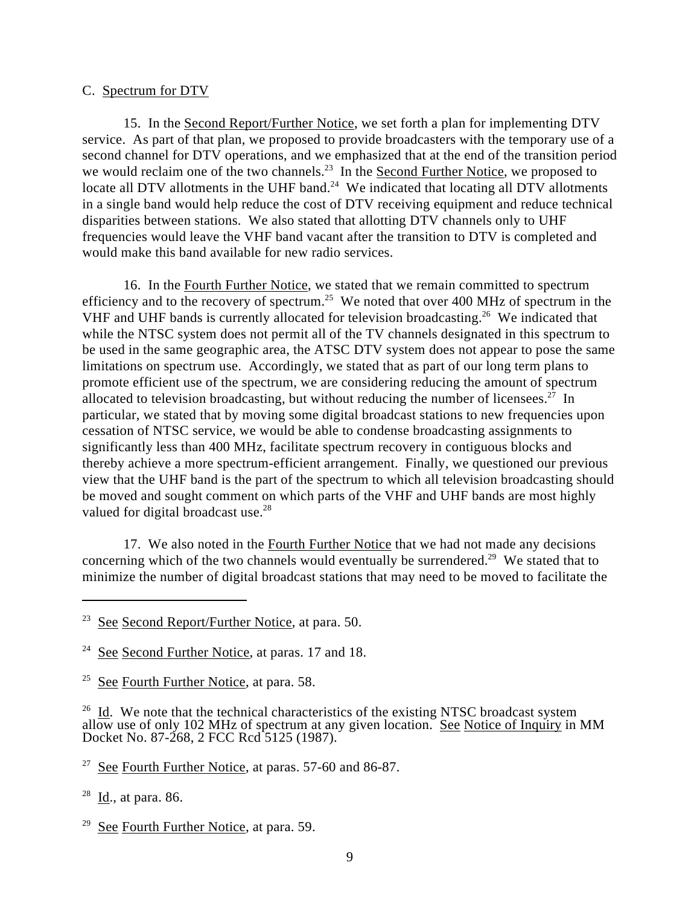C. Spectrum for DTV

15. In the Second Report/Further Notice, we set forth a plan for implementing DTV service. As part of that plan, we proposed to provide broadcasters with the temporary use of a second channel for DTV operations, and we emphasized that at the end of the transition period we would reclaim one of the two channels.[23] In the Second Further Notice, we proposed to locate all DTV allotments in the UHF band.[24] We indicated that locating all DTV allotments in a single band would help reduce the cost of DTV receiving equipment and reduce technical disparities between stations. We also stated that allotting DTV channels only to UHF frequencies would leave the VHF band vacant after the transition to DTV is completed and would make this band available for new radio services.

16. In the Fourth Further Notice, we stated that we remain committed to spectrum efficiency and to the recovery of spectrum.[25] We noted that over 400 MHz of spectrum in the VHF and UHF bands is currently allocated for television broadcasting.[26] We indicated that while the NTSC system does not permit all of the TV channels designated in this spectrum to be used in the same geographic area, the ATSC DTV system does not appear to pose the same limitations on spectrum use. Accordingly, we stated that as part of our long term plans to promote efficient use of the spectrum, we are considering reducing the amount of spectrum allocated to television broadcasting, but without reducing the number of licensees.[27] In particular, we stated that by moving some digital broadcast stations to new frequencies upon cessation of NTSC service, we would be able to condense broadcasting assignments to significantly less than 400 MHz, facilitate spectrum recovery in contiguous blocks and thereby achieve a more spectrum-efficient arrangement. Finally, we questioned our previous view that the UHF band is the part of the spectrum to which all television broadcasting should be moved and sought comment on which parts of the VHF and UHF bands are most highly valued for digital broadcast use.[28]

17. We also noted in the Fourth Further Notice that we had not made any decisions concerning which of the two channels would eventually be surrendered.[29] We stated that to minimize the number of digital broadcast stations that may need to be moved to facilitate the

---

[23] See Second Report/Further Notice, at para. 50.

[24] See Second Further Notice, at paras. 17 and 18.

[25] See Fourth Further Notice, at para. 58.

[26] Id. We note that the technical characteristics of the existing NTSC broadcast system allow use of only 102 MHz of spectrum at any given location. See Notice of Inquiry in MM Docket No. 87-268, 2 FCC Rcd 5125 (1987).

[27] See Fourth Further Notice, at paras. 57-60 and 86-87.

[28] Id., at para. 86.

[29] See Fourth Further Notice, at para. 59.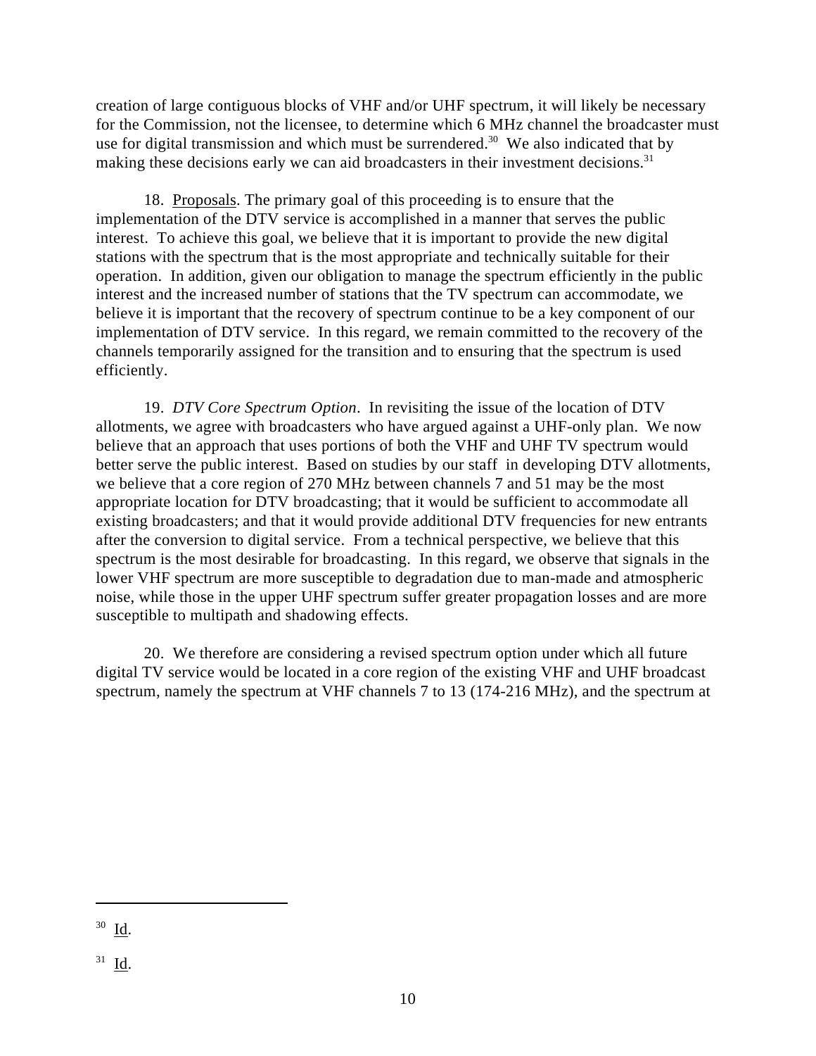creation of large contiguous blocks of VHF and/or UHF spectrum, it will likely be necessary for the Commission, not the licensee, to determine which 6 MHz channel the broadcaster must use for digital transmission and which must be surrendered.[30] We also indicated that by making these decisions early we can aid broadcasters in their investment decisions.[31]

18. Proposals. The primary goal of this proceeding is to ensure that the implementation of the DTV service is accomplished in a manner that serves the public interest. To achieve this goal, we believe that it is important to provide the new digital stations with the spectrum that is the most appropriate and technically suitable for their operation. In addition, given our obligation to manage the spectrum efficiently in the public interest and the increased number of stations that the TV spectrum can accommodate, we believe it is important that the recovery of spectrum continue to be a key component of our implementation of DTV service. In this regard, we remain committed to the recovery of the channels temporarily assigned for the transition and to ensuring that the spectrum is used efficiently.

19. *DTV Core Spectrum Option*. In revisiting the issue of the location of DTV allotments, we agree with broadcasters who have argued against a UHF-only plan. We now believe that an approach that uses portions of both the VHF and UHF TV spectrum would better serve the public interest. Based on studies by our staff in developing DTV allotments, we believe that a core region of 270 MHz between channels 7 and 51 may be the most appropriate location for DTV broadcasting; that it would be sufficient to accommodate all existing broadcasters; and that it would provide additional DTV frequencies for new entrants after the conversion to digital service. From a technical perspective, we believe that this spectrum is the most desirable for broadcasting. In this regard, we observe that signals in the lower VHF spectrum are more susceptible to degradation due to man-made and atmospheric noise, while those in the upper UHF spectrum suffer greater propagation losses and are more susceptible to multipath and shadowing effects.

20. We therefore are considering a revised spectrum option under which all future digital TV service would be located in a core region of the existing VHF and UHF broadcast spectrum, namely the spectrum at VHF channels 7 to 13 (174-216 MHz), and the spectrum at

---

[30] Id.

[31] Id.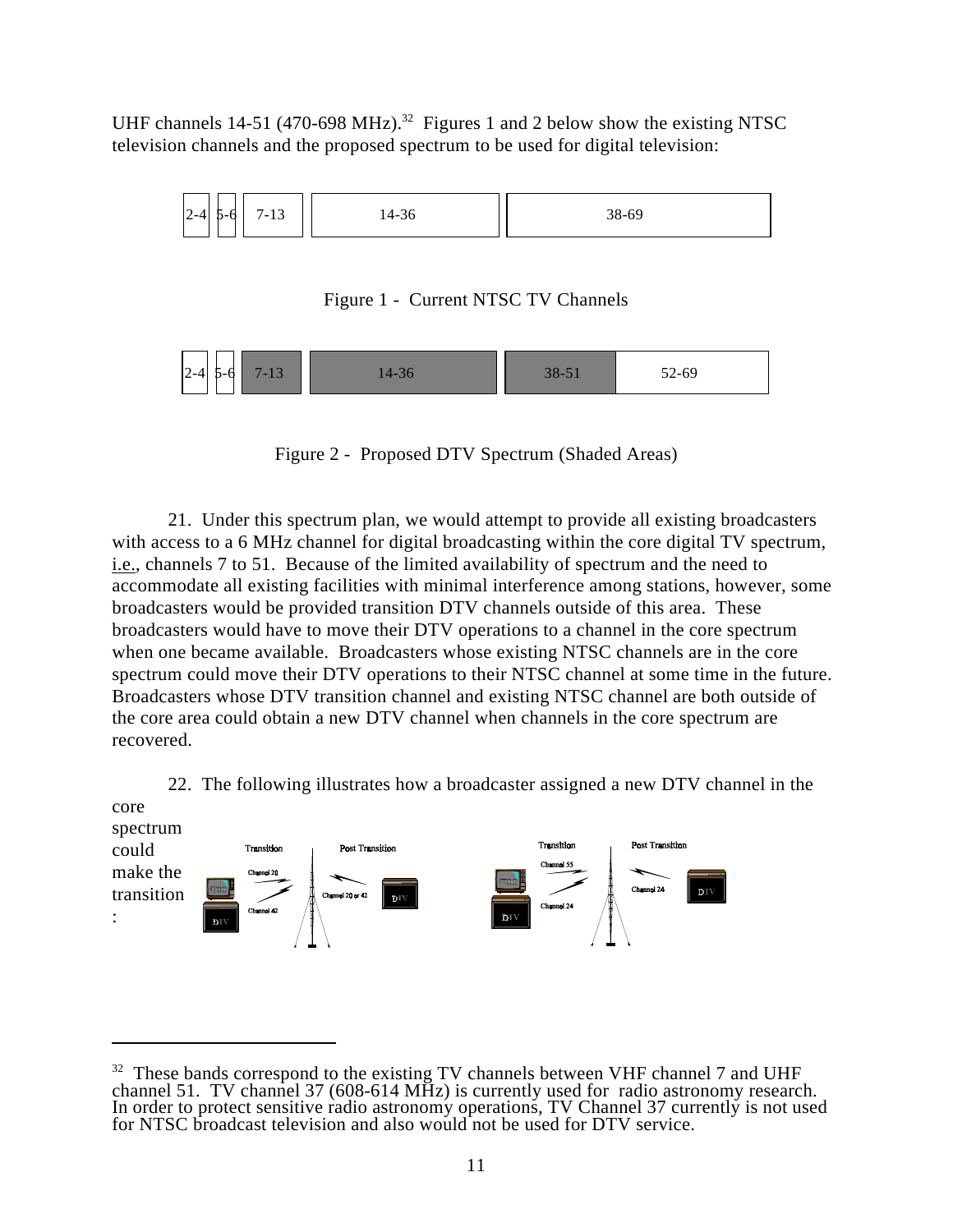UHF channels 14-51 (470-698 MHz).[32] Figures 1 and 2 below show the existing NTSC television channels and the proposed spectrum to be used for digital television:

| 2-4 | 5-6 | 7-13 | 14-36 | 38-69 |
|---|---|---|---|---|

Figure 1 - Current NTSC TV Channels

| 2-4 | 5-6 | 7-13 | 14-36 | 38-51 | 52-69 |
|---|---|---|---|---|---|

Figure 2 - Proposed DTV Spectrum (Shaded Areas)

21. Under this spectrum plan, we would attempt to provide all existing broadcasters with access to a 6 MHz channel for digital broadcasting within the core digital TV spectrum, i.e., channels 7 to 51. Because of the limited availability of spectrum and the need to accommodate all existing facilities with minimal interference among stations, however, some broadcasters would be provided transition DTV channels outside of this area. These broadcasters would have to move their DTV operations to a channel in the core spectrum when one became available. Broadcasters whose existing NTSC channels are in the core spectrum could move their DTV operations to their NTSC channel at some time in the future. Broadcasters whose DTV transition channel and existing NTSC channel are both outside of the core area could obtain a new DTV channel when channels in the core spectrum are recovered.

22. The following illustrates how a broadcaster assigned a new DTV channel in the core spectrum could make the transition:

Transition | Post Transition — Channel 20, Channel 42 → Channel 20 or 42

Transition | Post Transition — Channel 55, Channel 24 → Channel 24

---

[32] These bands correspond to the existing TV channels between VHF channel 7 and UHF channel 51. TV channel 37 (608-614 MHz) is currently used for radio astronomy research. In order to protect sensitive radio astronomy operations, TV Channel 37 currently is not used for NTSC broadcast television and also would not be used for DTV service.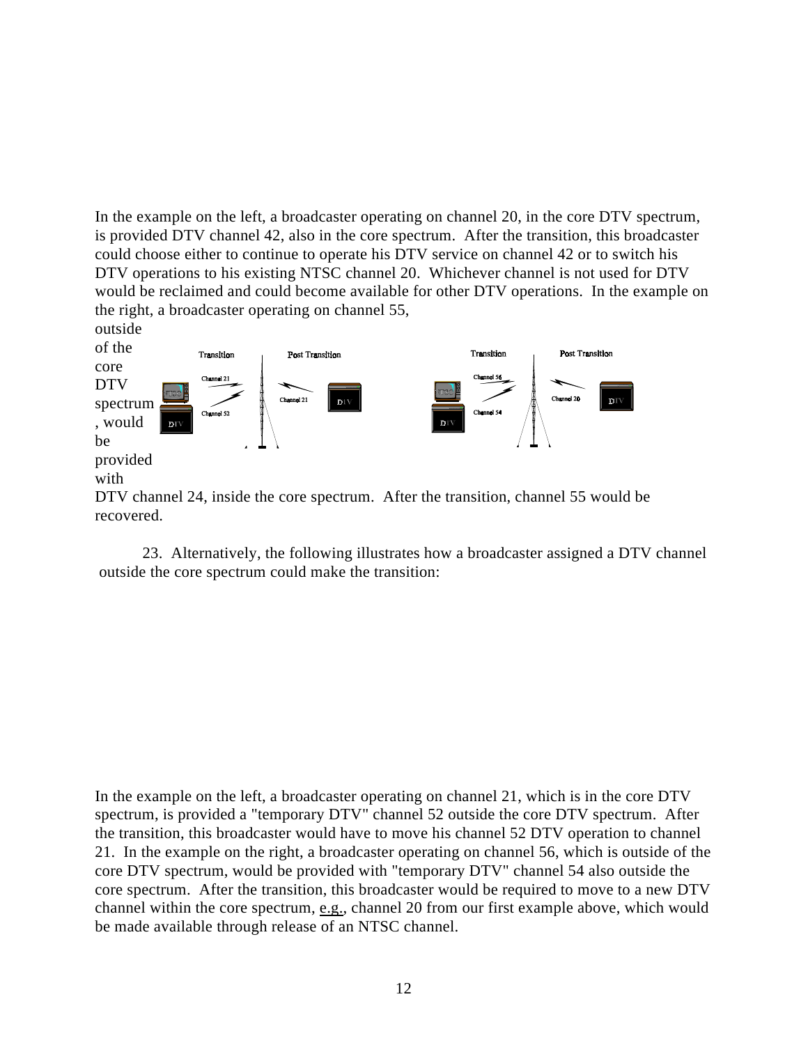In the example on the left, a broadcaster operating on channel 20, in the core DTV spectrum, is provided DTV channel 42, also in the core spectrum. After the transition, this broadcaster could choose either to continue to operate his DTV service on channel 42 or to switch his DTV operations to his existing NTSC channel 20. Whichever channel is not used for DTV would be reclaimed and could become available for other DTV operations. In the example on the right, a broadcaster operating on channel 55, outside of the core DTV spectrum, would be provided with DTV channel 24, inside the core spectrum. After the transition, channel 55 would be recovered.

23. Alternatively, the following illustrates how a broadcaster assigned a DTV channel outside the core spectrum could make the transition:

Transition | Post Transition | Transition | Post Transition

Channel 21 | Channel 21 | Channel 56 | Channel 20

Channel 52 | | Channel 54 |

DTV | DTV | DTV | DTV

In the example on the left, a broadcaster operating on channel 21, which is in the core DTV spectrum, is provided a "temporary DTV" channel 52 outside the core DTV spectrum. After the transition, this broadcaster would have to move his channel 52 DTV operation to channel 21. In the example on the right, a broadcaster operating on channel 56, which is outside of the core DTV spectrum, would be provided with "temporary DTV" channel 54 also outside the core spectrum. After the transition, this broadcaster would be required to move to a new DTV channel within the core spectrum, e.g., channel 20 from our first example above, which would be made available through release of an NTSC channel.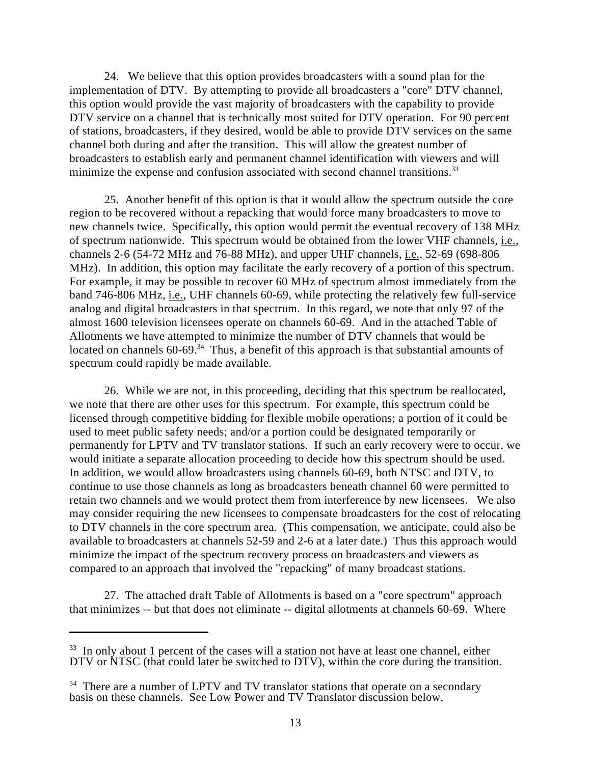24. We believe that this option provides broadcasters with a sound plan for the implementation of DTV. By attempting to provide all broadcasters a "core" DTV channel, this option would provide the vast majority of broadcasters with the capability to provide DTV service on a channel that is technically most suited for DTV operation. For 90 percent of stations, broadcasters, if they desired, would be able to provide DTV services on the same channel both during and after the transition. This will allow the greatest number of broadcasters to establish early and permanent channel identification with viewers and will minimize the expense and confusion associated with second channel transitions.[33]

25. Another benefit of this option is that it would allow the spectrum outside the core region to be recovered without a repacking that would force many broadcasters to move to new channels twice. Specifically, this option would permit the eventual recovery of 138 MHz of spectrum nationwide. This spectrum would be obtained from the lower VHF channels, i.e., channels 2-6 (54-72 MHz and 76-88 MHz), and upper UHF channels, i.e., 52-69 (698-806 MHz). In addition, this option may facilitate the early recovery of a portion of this spectrum. For example, it may be possible to recover 60 MHz of spectrum almost immediately from the band 746-806 MHz, i.e., UHF channels 60-69, while protecting the relatively few full-service analog and digital broadcasters in that spectrum. In this regard, we note that only 97 of the almost 1600 television licensees operate on channels 60-69. And in the attached Table of Allotments we have attempted to minimize the number of DTV channels that would be located on channels 60-69.[34] Thus, a benefit of this approach is that substantial amounts of spectrum could rapidly be made available.

26. While we are not, in this proceeding, deciding that this spectrum be reallocated, we note that there are other uses for this spectrum. For example, this spectrum could be licensed through competitive bidding for flexible mobile operations; a portion of it could be used to meet public safety needs; and/or a portion could be designated temporarily or permanently for LPTV and TV translator stations. If such an early recovery were to occur, we would initiate a separate allocation proceeding to decide how this spectrum should be used. In addition, we would allow broadcasters using channels 60-69, both NTSC and DTV, to continue to use those channels as long as broadcasters beneath channel 60 were permitted to retain two channels and we would protect them from interference by new licensees. We also may consider requiring the new licensees to compensate broadcasters for the cost of relocating to DTV channels in the core spectrum area. (This compensation, we anticipate, could also be available to broadcasters at channels 52-59 and 2-6 at a later date.) Thus this approach would minimize the impact of the spectrum recovery process on broadcasters and viewers as compared to an approach that involved the "repacking" of many broadcast stations.

27. The attached draft Table of Allotments is based on a "core spectrum" approach that minimizes -- but that does not eliminate -- digital allotments at channels 60-69. Where

---

[33] In only about 1 percent of the cases will a station not have at least one channel, either DTV or NTSC (that could later be switched to DTV), within the core during the transition.

[34] There are a number of LPTV and TV translator stations that operate on a secondary basis on these channels. See Low Power and TV Translator discussion below.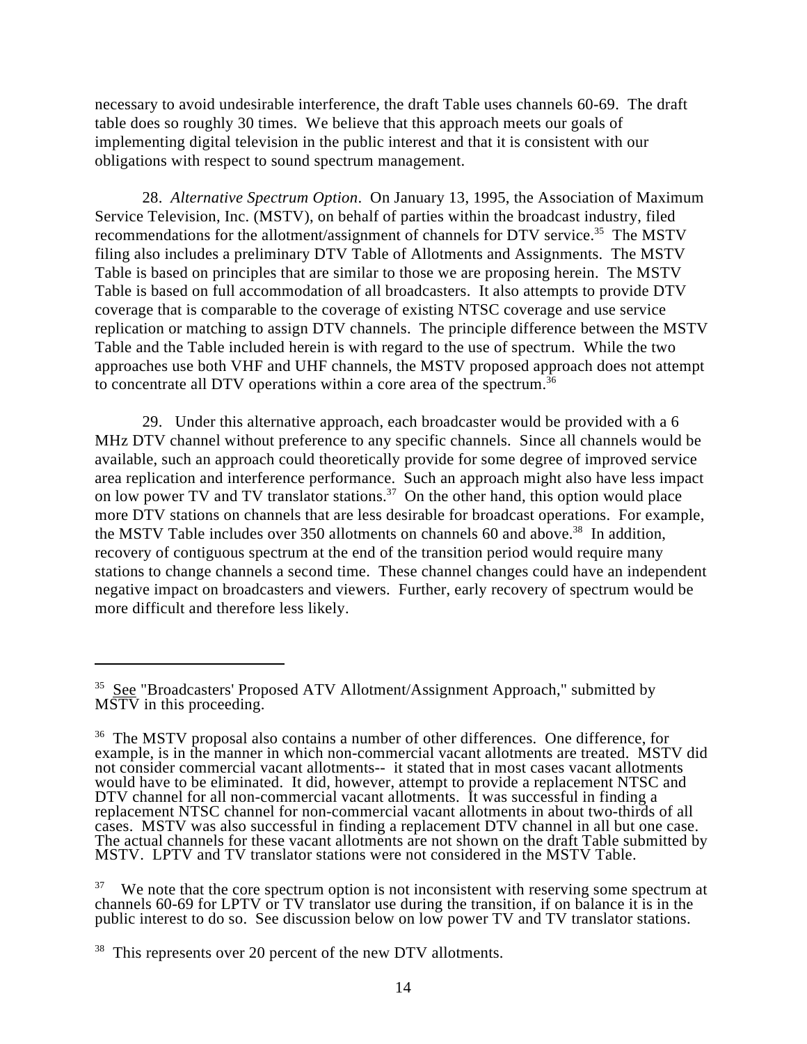necessary to avoid undesirable interference, the draft Table uses channels 60-69. The draft table does so roughly 30 times. We believe that this approach meets our goals of implementing digital television in the public interest and that it is consistent with our obligations with respect to sound spectrum management.

28. *Alternative Spectrum Option*. On January 13, 1995, the Association of Maximum Service Television, Inc. (MSTV), on behalf of parties within the broadcast industry, filed recommendations for the allotment/assignment of channels for DTV service.[35] The MSTV filing also includes a preliminary DTV Table of Allotments and Assignments. The MSTV Table is based on principles that are similar to those we are proposing herein. The MSTV Table is based on full accommodation of all broadcasters. It also attempts to provide DTV coverage that is comparable to the coverage of existing NTSC coverage and use service replication or matching to assign DTV channels. The principle difference between the MSTV Table and the Table included herein is with regard to the use of spectrum. While the two approaches use both VHF and UHF channels, the MSTV proposed approach does not attempt to concentrate all DTV operations within a core area of the spectrum.[36]

29. Under this alternative approach, each broadcaster would be provided with a 6 MHz DTV channel without preference to any specific channels. Since all channels would be available, such an approach could theoretically provide for some degree of improved service area replication and interference performance. Such an approach might also have less impact on low power TV and TV translator stations.[37] On the other hand, this option would place more DTV stations on channels that are less desirable for broadcast operations. For example, the MSTV Table includes over 350 allotments on channels 60 and above.[38] In addition, recovery of contiguous spectrum at the end of the transition period would require many stations to change channels a second time. These channel changes could have an independent negative impact on broadcasters and viewers. Further, early recovery of spectrum would be more difficult and therefore less likely.

---

[35] See "Broadcasters' Proposed ATV Allotment/Assignment Approach," submitted by MSTV in this proceeding.

[36] The MSTV proposal also contains a number of other differences. One difference, for example, is in the manner in which non-commercial vacant allotments are treated. MSTV did not consider commercial vacant allotments-- it stated that in most cases vacant allotments would have to be eliminated. It did, however, attempt to provide a replacement NTSC and DTV channel for all non-commercial vacant allotments. It was successful in finding a replacement NTSC channel for non-commercial vacant allotments in about two-thirds of all cases. MSTV was also successful in finding a replacement DTV channel in all but one case. The actual channels for these vacant allotments are not shown on the draft Table submitted by MSTV. LPTV and TV translator stations were not considered in the MSTV Table.

[37] We note that the core spectrum option is not inconsistent with reserving some spectrum at channels 60-69 for LPTV or TV translator use during the transition, if on balance it is in the public interest to do so. See discussion below on low power TV and TV translator stations.

[38] This represents over 20 percent of the new DTV allotments.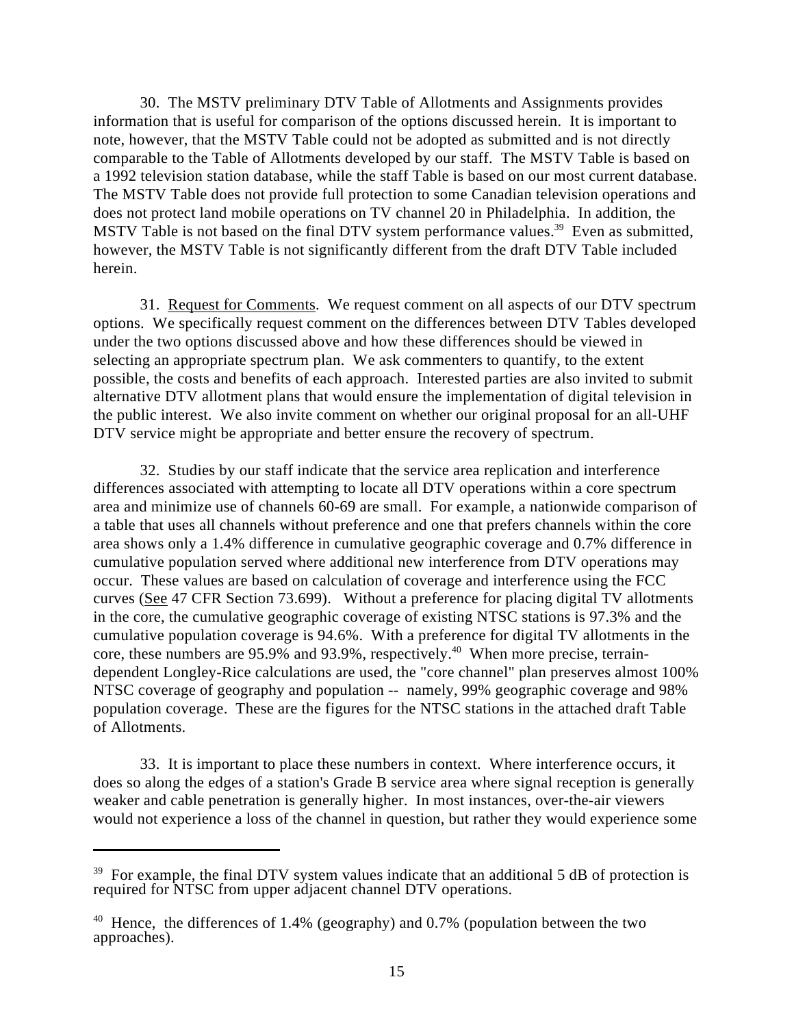30. The MSTV preliminary DTV Table of Allotments and Assignments provides information that is useful for comparison of the options discussed herein. It is important to note, however, that the MSTV Table could not be adopted as submitted and is not directly comparable to the Table of Allotments developed by our staff. The MSTV Table is based on a 1992 television station database, while the staff Table is based on our most current database. The MSTV Table does not provide full protection to some Canadian television operations and does not protect land mobile operations on TV channel 20 in Philadelphia. In addition, the MSTV Table is not based on the final DTV system performance values.[39] Even as submitted, however, the MSTV Table is not significantly different from the draft DTV Table included herein.

31. Request for Comments. We request comment on all aspects of our DTV spectrum options. We specifically request comment on the differences between DTV Tables developed under the two options discussed above and how these differences should be viewed in selecting an appropriate spectrum plan. We ask commenters to quantify, to the extent possible, the costs and benefits of each approach. Interested parties are also invited to submit alternative DTV allotment plans that would ensure the implementation of digital television in the public interest. We also invite comment on whether our original proposal for an all-UHF DTV service might be appropriate and better ensure the recovery of spectrum.

32. Studies by our staff indicate that the service area replication and interference differences associated with attempting to locate all DTV operations within a core spectrum area and minimize use of channels 60-69 are small. For example, a nationwide comparison of a table that uses all channels without preference and one that prefers channels within the core area shows only a 1.4% difference in cumulative geographic coverage and 0.7% difference in cumulative population served where additional new interference from DTV operations may occur. These values are based on calculation of coverage and interference using the FCC curves (See 47 CFR Section 73.699). Without a preference for placing digital TV allotments in the core, the cumulative geographic coverage of existing NTSC stations is 97.3% and the cumulative population coverage is 94.6%. With a preference for digital TV allotments in the core, these numbers are 95.9% and 93.9%, respectively.[40] When more precise, terrain-dependent Longley-Rice calculations are used, the "core channel" plan preserves almost 100% NTSC coverage of geography and population -- namely, 99% geographic coverage and 98% population coverage. These are the figures for the NTSC stations in the attached draft Table of Allotments.

33. It is important to place these numbers in context. Where interference occurs, it does so along the edges of a station's Grade B service area where signal reception is generally weaker and cable penetration is generally higher. In most instances, over-the-air viewers would not experience a loss of the channel in question, but rather they would experience some

---

[39] For example, the final DTV system values indicate that an additional 5 dB of protection is required for NTSC from upper adjacent channel DTV operations.

[40] Hence, the differences of 1.4% (geography) and 0.7% (population between the two approaches).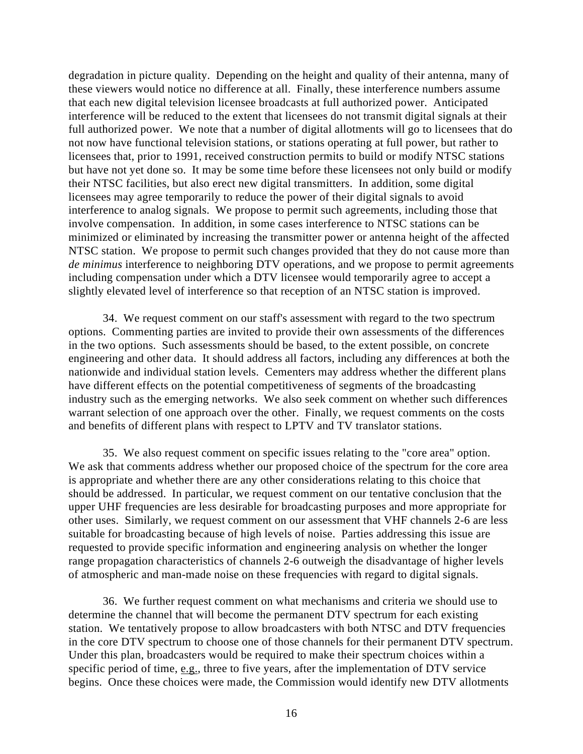degradation in picture quality. Depending on the height and quality of their antenna, many of these viewers would notice no difference at all. Finally, these interference numbers assume that each new digital television licensee broadcasts at full authorized power. Anticipated interference will be reduced to the extent that licensees do not transmit digital signals at their full authorized power. We note that a number of digital allotments will go to licensees that do not now have functional television stations, or stations operating at full power, but rather to licensees that, prior to 1991, received construction permits to build or modify NTSC stations but have not yet done so. It may be some time before these licensees not only build or modify their NTSC facilities, but also erect new digital transmitters. In addition, some digital licensees may agree temporarily to reduce the power of their digital signals to avoid interference to analog signals. We propose to permit such agreements, including those that involve compensation. In addition, in some cases interference to NTSC stations can be minimized or eliminated by increasing the transmitter power or antenna height of the affected NTSC station. We propose to permit such changes provided that they do not cause more than *de minimus* interference to neighboring DTV operations, and we propose to permit agreements including compensation under which a DTV licensee would temporarily agree to accept a slightly elevated level of interference so that reception of an NTSC station is improved.

34. We request comment on our staff's assessment with regard to the two spectrum options. Commenting parties are invited to provide their own assessments of the differences in the two options. Such assessments should be based, to the extent possible, on concrete engineering and other data. It should address all factors, including any differences at both the nationwide and individual station levels. Cementers may address whether the different plans have different effects on the potential competitiveness of segments of the broadcasting industry such as the emerging networks. We also seek comment on whether such differences warrant selection of one approach over the other. Finally, we request comments on the costs and benefits of different plans with respect to LPTV and TV translator stations.

35. We also request comment on specific issues relating to the "core area" option. We ask that comments address whether our proposed choice of the spectrum for the core area is appropriate and whether there are any other considerations relating to this choice that should be addressed. In particular, we request comment on our tentative conclusion that the upper UHF frequencies are less desirable for broadcasting purposes and more appropriate for other uses. Similarly, we request comment on our assessment that VHF channels 2-6 are less suitable for broadcasting because of high levels of noise. Parties addressing this issue are requested to provide specific information and engineering analysis on whether the longer range propagation characteristics of channels 2-6 outweigh the disadvantage of higher levels of atmospheric and man-made noise on these frequencies with regard to digital signals.

36. We further request comment on what mechanisms and criteria we should use to determine the channel that will become the permanent DTV spectrum for each existing station. We tentatively propose to allow broadcasters with both NTSC and DTV frequencies in the core DTV spectrum to choose one of those channels for their permanent DTV spectrum. Under this plan, broadcasters would be required to make their spectrum choices within a specific period of time, e.g., three to five years, after the implementation of DTV service begins. Once these choices were made, the Commission would identify new DTV allotments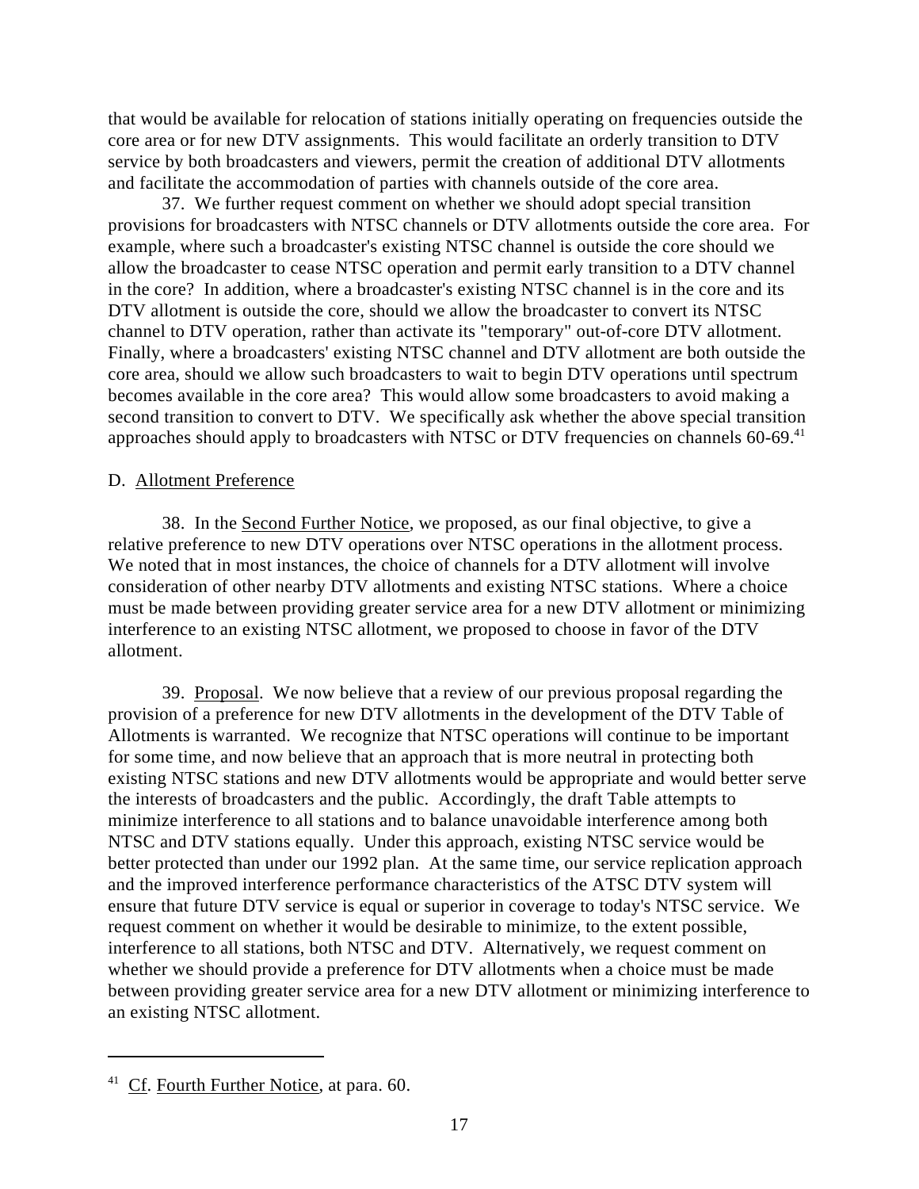that would be available for relocation of stations initially operating on frequencies outside the core area or for new DTV assignments. This would facilitate an orderly transition to DTV service by both broadcasters and viewers, permit the creation of additional DTV allotments and facilitate the accommodation of parties with channels outside of the core area.

37. We further request comment on whether we should adopt special transition provisions for broadcasters with NTSC channels or DTV allotments outside the core area. For example, where such a broadcaster's existing NTSC channel is outside the core should we allow the broadcaster to cease NTSC operation and permit early transition to a DTV channel in the core? In addition, where a broadcaster's existing NTSC channel is in the core and its DTV allotment is outside the core, should we allow the broadcaster to convert its NTSC channel to DTV operation, rather than activate its "temporary" out-of-core DTV allotment. Finally, where a broadcasters' existing NTSC channel and DTV allotment are both outside the core area, should we allow such broadcasters to wait to begin DTV operations until spectrum becomes available in the core area? This would allow some broadcasters to avoid making a second transition to convert to DTV. We specifically ask whether the above special transition approaches should apply to broadcasters with NTSC or DTV frequencies on channels 60-69.[41]

D. Allotment Preference

38. In the Second Further Notice, we proposed, as our final objective, to give a relative preference to new DTV operations over NTSC operations in the allotment process. We noted that in most instances, the choice of channels for a DTV allotment will involve consideration of other nearby DTV allotments and existing NTSC stations. Where a choice must be made between providing greater service area for a new DTV allotment or minimizing interference to an existing NTSC allotment, we proposed to choose in favor of the DTV allotment.

39. Proposal. We now believe that a review of our previous proposal regarding the provision of a preference for new DTV allotments in the development of the DTV Table of Allotments is warranted. We recognize that NTSC operations will continue to be important for some time, and now believe that an approach that is more neutral in protecting both existing NTSC stations and new DTV allotments would be appropriate and would better serve the interests of broadcasters and the public. Accordingly, the draft Table attempts to minimize interference to all stations and to balance unavoidable interference among both NTSC and DTV stations equally. Under this approach, existing NTSC service would be better protected than under our 1992 plan. At the same time, our service replication approach and the improved interference performance characteristics of the ATSC DTV system will ensure that future DTV service is equal or superior in coverage to today's NTSC service. We request comment on whether it would be desirable to minimize, to the extent possible, interference to all stations, both NTSC and DTV. Alternatively, we request comment on whether we should provide a preference for DTV allotments when a choice must be made between providing greater service area for a new DTV allotment or minimizing interference to an existing NTSC allotment.

---

[41] Cf. Fourth Further Notice, at para. 60.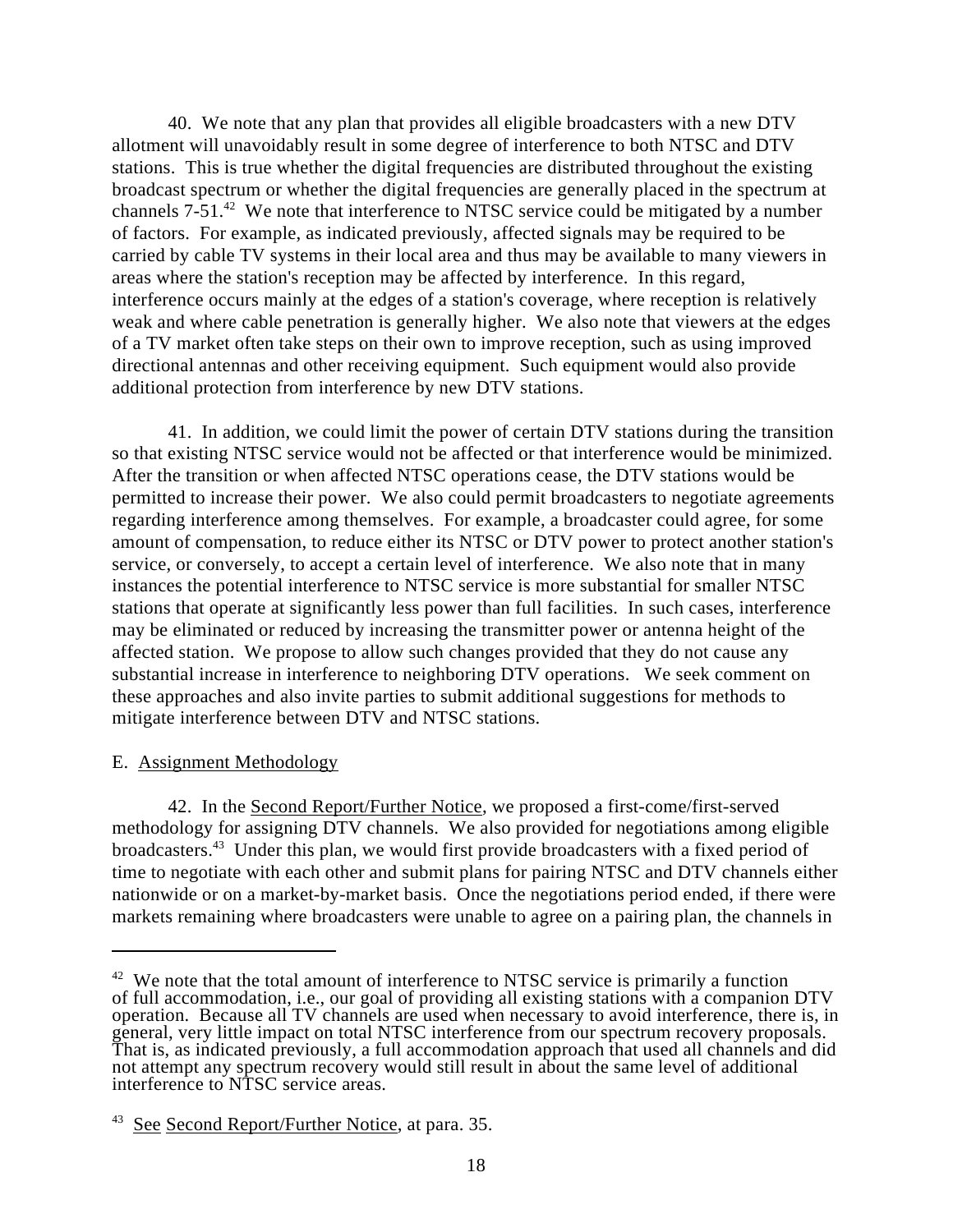40. We note that any plan that provides all eligible broadcasters with a new DTV allotment will unavoidably result in some degree of interference to both NTSC and DTV stations. This is true whether the digital frequencies are distributed throughout the existing broadcast spectrum or whether the digital frequencies are generally placed in the spectrum at channels 7-51.[42] We note that interference to NTSC service could be mitigated by a number of factors. For example, as indicated previously, affected signals may be required to be carried by cable TV systems in their local area and thus may be available to many viewers in areas where the station's reception may be affected by interference. In this regard, interference occurs mainly at the edges of a station's coverage, where reception is relatively weak and where cable penetration is generally higher. We also note that viewers at the edges of a TV market often take steps on their own to improve reception, such as using improved directional antennas and other receiving equipment. Such equipment would also provide additional protection from interference by new DTV stations.

41. In addition, we could limit the power of certain DTV stations during the transition so that existing NTSC service would not be affected or that interference would be minimized. After the transition or when affected NTSC operations cease, the DTV stations would be permitted to increase their power. We also could permit broadcasters to negotiate agreements regarding interference among themselves. For example, a broadcaster could agree, for some amount of compensation, to reduce either its NTSC or DTV power to protect another station's service, or conversely, to accept a certain level of interference. We also note that in many instances the potential interference to NTSC service is more substantial for smaller NTSC stations that operate at significantly less power than full facilities. In such cases, interference may be eliminated or reduced by increasing the transmitter power or antenna height of the affected station. We propose to allow such changes provided that they do not cause any substantial increase in interference to neighboring DTV operations. We seek comment on these approaches and also invite parties to submit additional suggestions for methods to mitigate interference between DTV and NTSC stations.

E. Assignment Methodology

42. In the Second Report/Further Notice, we proposed a first-come/first-served methodology for assigning DTV channels. We also provided for negotiations among eligible broadcasters.[43] Under this plan, we would first provide broadcasters with a fixed period of time to negotiate with each other and submit plans for pairing NTSC and DTV channels either nationwide or on a market-by-market basis. Once the negotiations period ended, if there were markets remaining where broadcasters were unable to agree on a pairing plan, the channels in

---

[42] We note that the total amount of interference to NTSC service is primarily a function of full accommodation, i.e., our goal of providing all existing stations with a companion DTV operation. Because all TV channels are used when necessary to avoid interference, there is, in general, very little impact on total NTSC interference from our spectrum recovery proposals. That is, as indicated previously, a full accommodation approach that used all channels and did not attempt any spectrum recovery would still result in about the same level of additional interference to NTSC service areas.

[43] See Second Report/Further Notice, at para. 35.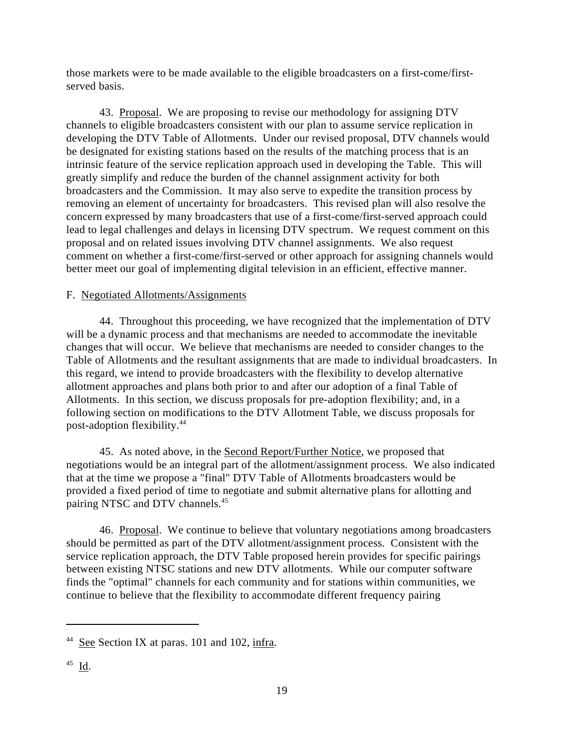those markets were to be made available to the eligible broadcasters on a first-come/first-served basis.

43. Proposal. We are proposing to revise our methodology for assigning DTV channels to eligible broadcasters consistent with our plan to assume service replication in developing the DTV Table of Allotments. Under our revised proposal, DTV channels would be designated for existing stations based on the results of the matching process that is an intrinsic feature of the service replication approach used in developing the Table. This will greatly simplify and reduce the burden of the channel assignment activity for both broadcasters and the Commission. It may also serve to expedite the transition process by removing an element of uncertainty for broadcasters. This revised plan will also resolve the concern expressed by many broadcasters that use of a first-come/first-served approach could lead to legal challenges and delays in licensing DTV spectrum. We request comment on this proposal and on related issues involving DTV channel assignments. We also request comment on whether a first-come/first-served or other approach for assigning channels would better meet our goal of implementing digital television in an efficient, effective manner.

F. Negotiated Allotments/Assignments

44. Throughout this proceeding, we have recognized that the implementation of DTV will be a dynamic process and that mechanisms are needed to accommodate the inevitable changes that will occur. We believe that mechanisms are needed to consider changes to the Table of Allotments and the resultant assignments that are made to individual broadcasters. In this regard, we intend to provide broadcasters with the flexibility to develop alternative allotment approaches and plans both prior to and after our adoption of a final Table of Allotments. In this section, we discuss proposals for pre-adoption flexibility; and, in a following section on modifications to the DTV Allotment Table, we discuss proposals for post-adoption flexibility.[44]

45. As noted above, in the Second Report/Further Notice, we proposed that negotiations would be an integral part of the allotment/assignment process. We also indicated that at the time we propose a "final" DTV Table of Allotments broadcasters would be provided a fixed period of time to negotiate and submit alternative plans for allotting and pairing NTSC and DTV channels.[45]

46. Proposal. We continue to believe that voluntary negotiations among broadcasters should be permitted as part of the DTV allotment/assignment process. Consistent with the service replication approach, the DTV Table proposed herein provides for specific pairings between existing NTSC stations and new DTV allotments. While our computer software finds the "optimal" channels for each community and for stations within communities, we continue to believe that the flexibility to accommodate different frequency pairing

---

[44] See Section IX at paras. 101 and 102, infra.

[45] Id.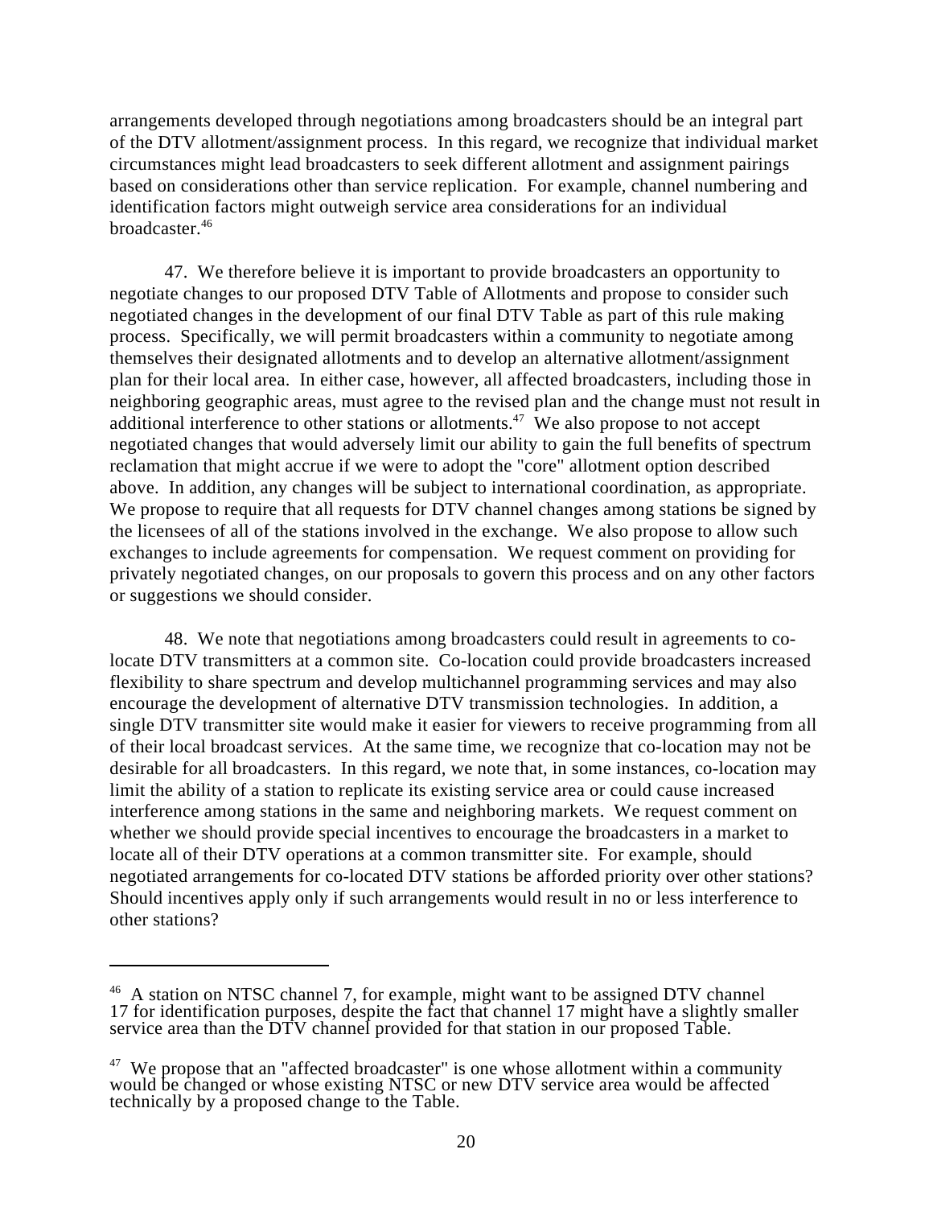arrangements developed through negotiations among broadcasters should be an integral part of the DTV allotment/assignment process. In this regard, we recognize that individual market circumstances might lead broadcasters to seek different allotment and assignment pairings based on considerations other than service replication. For example, channel numbering and identification factors might outweigh service area considerations for an individual broadcaster.[46]

47. We therefore believe it is important to provide broadcasters an opportunity to negotiate changes to our proposed DTV Table of Allotments and propose to consider such negotiated changes in the development of our final DTV Table as part of this rule making process. Specifically, we will permit broadcasters within a community to negotiate among themselves their designated allotments and to develop an alternative allotment/assignment plan for their local area. In either case, however, all affected broadcasters, including those in neighboring geographic areas, must agree to the revised plan and the change must not result in additional interference to other stations or allotments.[47] We also propose to not accept negotiated changes that would adversely limit our ability to gain the full benefits of spectrum reclamation that might accrue if we were to adopt the "core" allotment option described above. In addition, any changes will be subject to international coordination, as appropriate. We propose to require that all requests for DTV channel changes among stations be signed by the licensees of all of the stations involved in the exchange. We also propose to allow such exchanges to include agreements for compensation. We request comment on providing for privately negotiated changes, on our proposals to govern this process and on any other factors or suggestions we should consider.

48. We note that negotiations among broadcasters could result in agreements to co-locate DTV transmitters at a common site. Co-location could provide broadcasters increased flexibility to share spectrum and develop multichannel programming services and may also encourage the development of alternative DTV transmission technologies. In addition, a single DTV transmitter site would make it easier for viewers to receive programming from all of their local broadcast services. At the same time, we recognize that co-location may not be desirable for all broadcasters. In this regard, we note that, in some instances, co-location may limit the ability of a station to replicate its existing service area or could cause increased interference among stations in the same and neighboring markets. We request comment on whether we should provide special incentives to encourage the broadcasters in a market to locate all of their DTV operations at a common transmitter site. For example, should negotiated arrangements for co-located DTV stations be afforded priority over other stations? Should incentives apply only if such arrangements would result in no or less interference to other stations?

---

[46] A station on NTSC channel 7, for example, might want to be assigned DTV channel 17 for identification purposes, despite the fact that channel 17 might have a slightly smaller service area than the DTV channel provided for that station in our proposed Table.

[47] We propose that an "affected broadcaster" is one whose allotment within a community would be changed or whose existing NTSC or new DTV service area would be affected technically by a proposed change to the Table.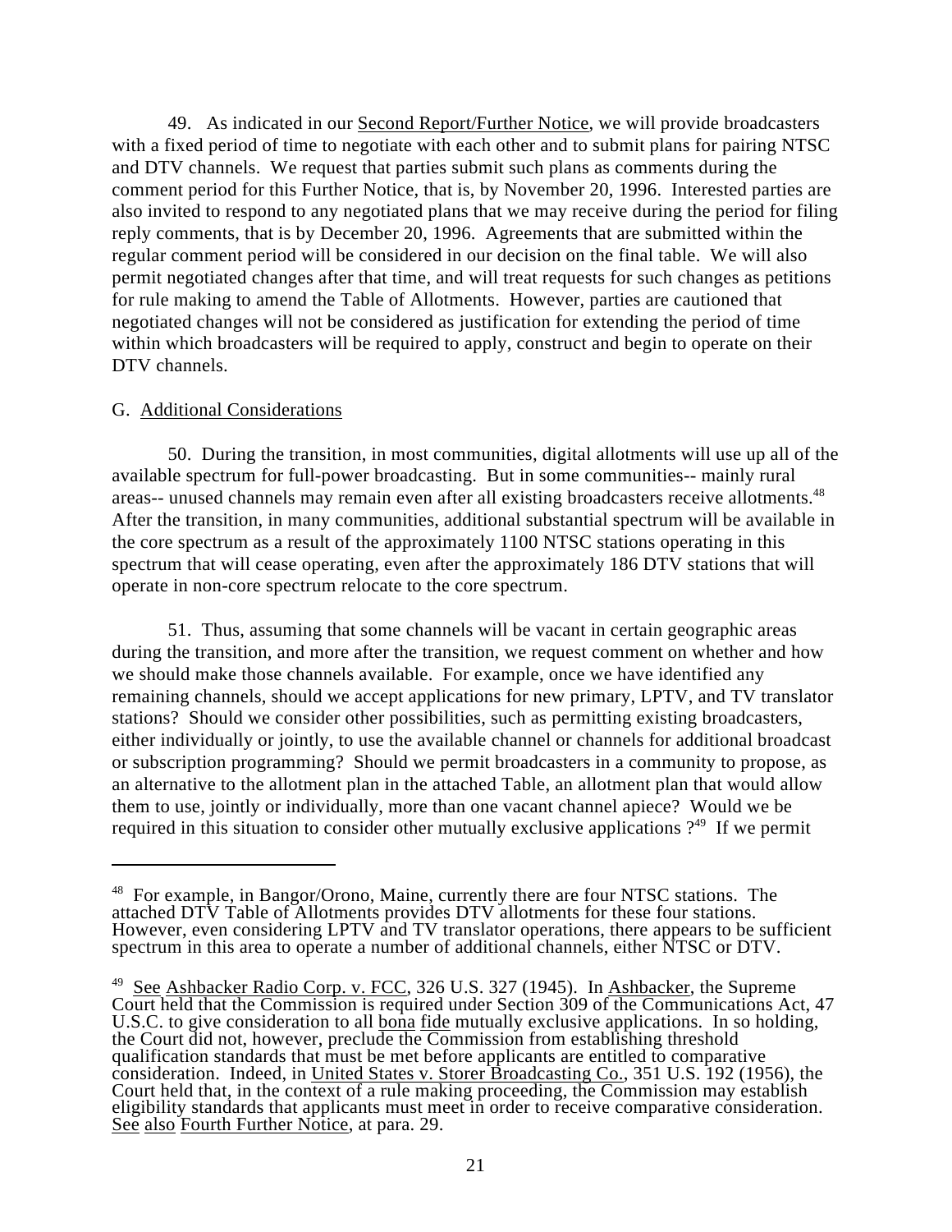49. As indicated in our Second Report/Further Notice, we will provide broadcasters with a fixed period of time to negotiate with each other and to submit plans for pairing NTSC and DTV channels. We request that parties submit such plans as comments during the comment period for this Further Notice, that is, by November 20, 1996. Interested parties are also invited to respond to any negotiated plans that we may receive during the period for filing reply comments, that is by December 20, 1996. Agreements that are submitted within the regular comment period will be considered in our decision on the final table. We will also permit negotiated changes after that time, and will treat requests for such changes as petitions for rule making to amend the Table of Allotments. However, parties are cautioned that negotiated changes will not be considered as justification for extending the period of time within which broadcasters will be required to apply, construct and begin to operate on their DTV channels.

G. Additional Considerations

50. During the transition, in most communities, digital allotments will use up all of the available spectrum for full-power broadcasting. But in some communities-- mainly rural areas-- unused channels may remain even after all existing broadcasters receive allotments.[48] After the transition, in many communities, additional substantial spectrum will be available in the core spectrum as a result of the approximately 1100 NTSC stations operating in this spectrum that will cease operating, even after the approximately 186 DTV stations that will operate in non-core spectrum relocate to the core spectrum.

51. Thus, assuming that some channels will be vacant in certain geographic areas during the transition, and more after the transition, we request comment on whether and how we should make those channels available. For example, once we have identified any remaining channels, should we accept applications for new primary, LPTV, and TV translator stations? Should we consider other possibilities, such as permitting existing broadcasters, either individually or jointly, to use the available channel or channels for additional broadcast or subscription programming? Should we permit broadcasters in a community to propose, as an alternative to the allotment plan in the attached Table, an allotment plan that would allow them to use, jointly or individually, more than one vacant channel apiece? Would we be required in this situation to consider other mutually exclusive applications ?[49] If we permit

---

[48] For example, in Bangor/Orono, Maine, currently there are four NTSC stations. The attached DTV Table of Allotments provides DTV allotments for these four stations. However, even considering LPTV and TV translator operations, there appears to be sufficient spectrum in this area to operate a number of additional channels, either NTSC or DTV.

[49] See Ashbacker Radio Corp. v. FCC, 326 U.S. 327 (1945). In Ashbacker, the Supreme Court held that the Commission is required under Section 309 of the Communications Act, 47 U.S.C. to give consideration to all bona fide mutually exclusive applications. In so holding, the Court did not, however, preclude the Commission from establishing threshold qualification standards that must be met before applicants are entitled to comparative consideration. Indeed, in United States v. Storer Broadcasting Co., 351 U.S. 192 (1956), the Court held that, in the context of a rule making proceeding, the Commission may establish eligibility standards that applicants must meet in order to receive comparative consideration. See also Fourth Further Notice, at para. 29.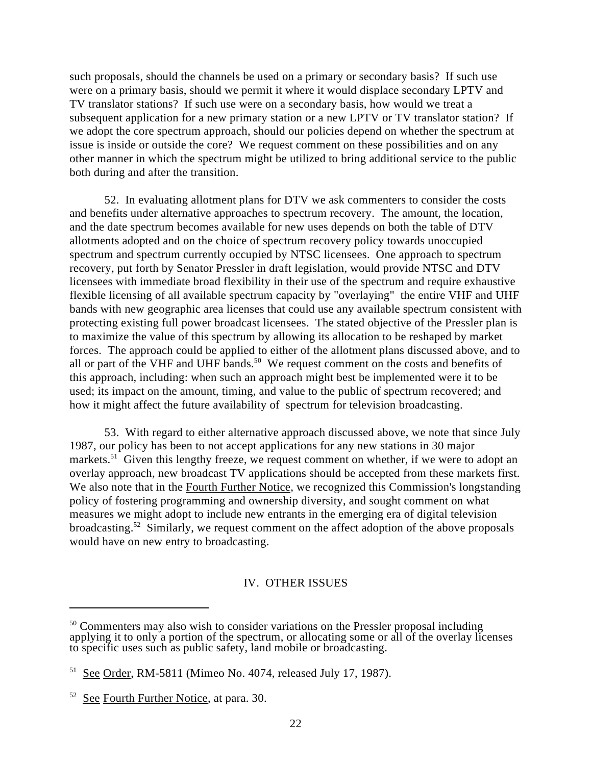such proposals, should the channels be used on a primary or secondary basis? If such use were on a primary basis, should we permit it where it would displace secondary LPTV and TV translator stations? If such use were on a secondary basis, how would we treat a subsequent application for a new primary station or a new LPTV or TV translator station? If we adopt the core spectrum approach, should our policies depend on whether the spectrum at issue is inside or outside the core? We request comment on these possibilities and on any other manner in which the spectrum might be utilized to bring additional service to the public both during and after the transition.

52. In evaluating allotment plans for DTV we ask commenters to consider the costs and benefits under alternative approaches to spectrum recovery. The amount, the location, and the date spectrum becomes available for new uses depends on both the table of DTV allotments adopted and on the choice of spectrum recovery policy towards unoccupied spectrum and spectrum currently occupied by NTSC licensees. One approach to spectrum recovery, put forth by Senator Pressler in draft legislation, would provide NTSC and DTV licensees with immediate broad flexibility in their use of the spectrum and require exhaustive flexible licensing of all available spectrum capacity by "overlaying" the entire VHF and UHF bands with new geographic area licenses that could use any available spectrum consistent with protecting existing full power broadcast licensees. The stated objective of the Pressler plan is to maximize the value of this spectrum by allowing its allocation to be reshaped by market forces. The approach could be applied to either of the allotment plans discussed above, and to all or part of the VHF and UHF bands.[50] We request comment on the costs and benefits of this approach, including: when such an approach might best be implemented were it to be used; its impact on the amount, timing, and value to the public of spectrum recovered; and how it might affect the future availability of spectrum for television broadcasting.

53. With regard to either alternative approach discussed above, we note that since July 1987, our policy has been to not accept applications for any new stations in 30 major markets.[51] Given this lengthy freeze, we request comment on whether, if we were to adopt an overlay approach, new broadcast TV applications should be accepted from these markets first. We also note that in the Fourth Further Notice, we recognized this Commission's longstanding policy of fostering programming and ownership diversity, and sought comment on what measures we might adopt to include new entrants in the emerging era of digital television broadcasting.[52] Similarly, we request comment on the affect adoption of the above proposals would have on new entry to broadcasting.

## IV. OTHER ISSUES

---

[50] Commenters may also wish to consider variations on the Pressler proposal including applying it to only a portion of the spectrum, or allocating some or all of the overlay licenses to specific uses such as public safety, land mobile or broadcasting.

[51] See Order, RM-5811 (Mimeo No. 4074, released July 17, 1987).

[52] See Fourth Further Notice, at para. 30.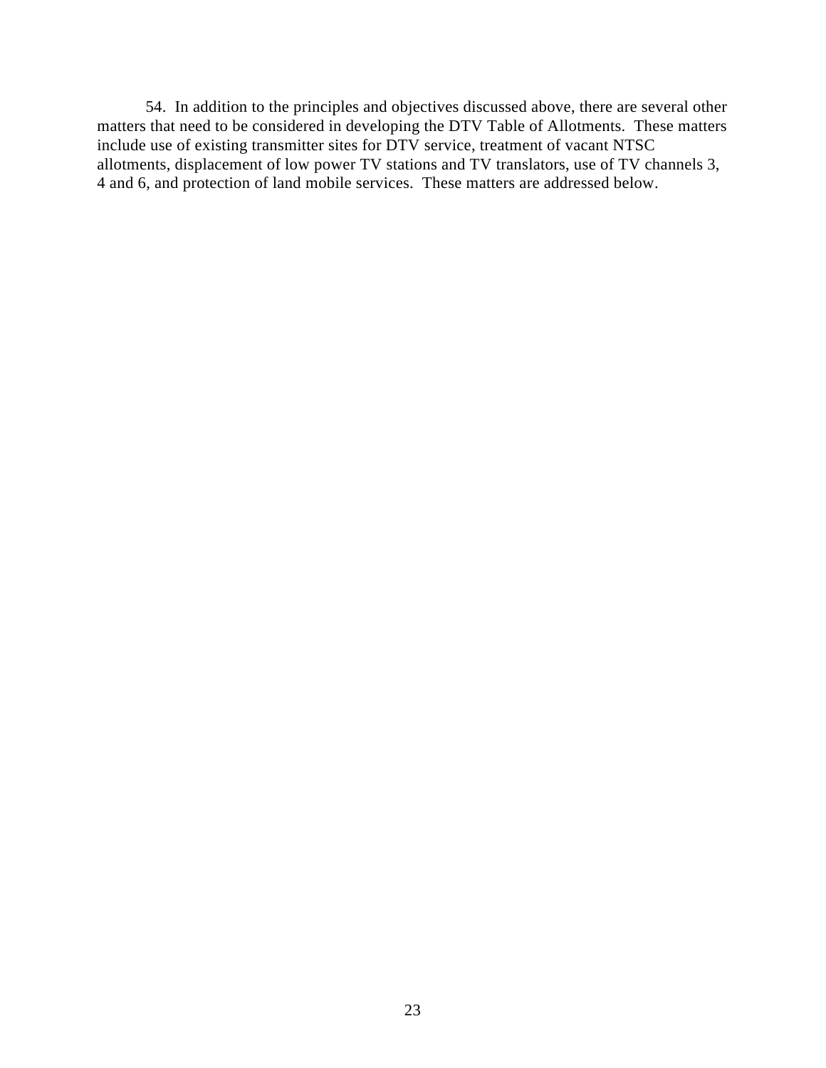54. In addition to the principles and objectives discussed above, there are several other matters that need to be considered in developing the DTV Table of Allotments. These matters include use of existing transmitter sites for DTV service, treatment of vacant NTSC allotments, displacement of low power TV stations and TV translators, use of TV channels 3, 4 and 6, and protection of land mobile services. These matters are addressed below.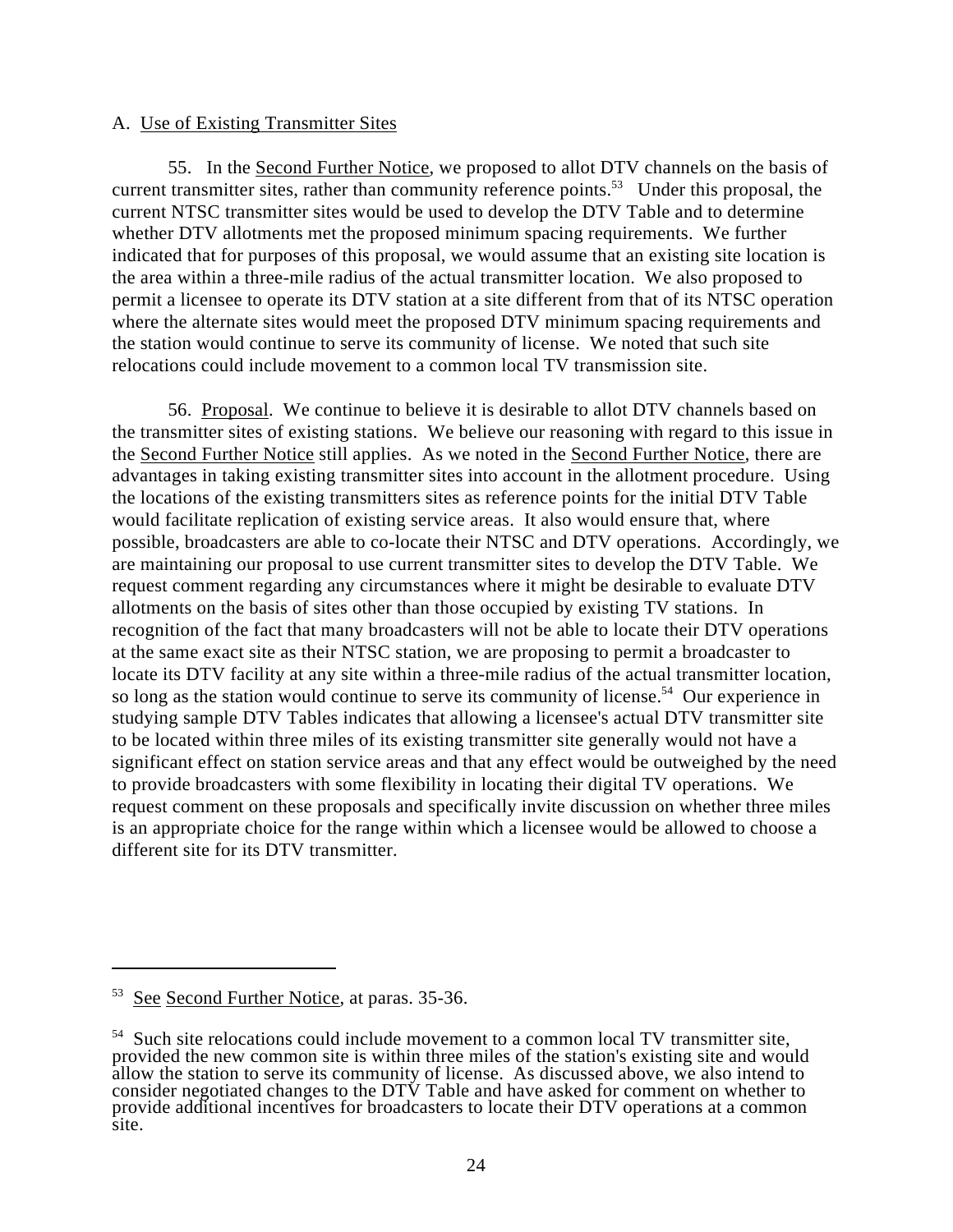A. Use of Existing Transmitter Sites

55. In the Second Further Notice, we proposed to allot DTV channels on the basis of current transmitter sites, rather than community reference points.[53] Under this proposal, the current NTSC transmitter sites would be used to develop the DTV Table and to determine whether DTV allotments met the proposed minimum spacing requirements. We further indicated that for purposes of this proposal, we would assume that an existing site location is the area within a three-mile radius of the actual transmitter location. We also proposed to permit a licensee to operate its DTV station at a site different from that of its NTSC operation where the alternate sites would meet the proposed DTV minimum spacing requirements and the station would continue to serve its community of license. We noted that such site relocations could include movement to a common local TV transmission site.

56. Proposal. We continue to believe it is desirable to allot DTV channels based on the transmitter sites of existing stations. We believe our reasoning with regard to this issue in the Second Further Notice still applies. As we noted in the Second Further Notice, there are advantages in taking existing transmitter sites into account in the allotment procedure. Using the locations of the existing transmitters sites as reference points for the initial DTV Table would facilitate replication of existing service areas. It also would ensure that, where possible, broadcasters are able to co-locate their NTSC and DTV operations. Accordingly, we are maintaining our proposal to use current transmitter sites to develop the DTV Table. We request comment regarding any circumstances where it might be desirable to evaluate DTV allotments on the basis of sites other than those occupied by existing TV stations. In recognition of the fact that many broadcasters will not be able to locate their DTV operations at the same exact site as their NTSC station, we are proposing to permit a broadcaster to locate its DTV facility at any site within a three-mile radius of the actual transmitter location, so long as the station would continue to serve its community of license.[54] Our experience in studying sample DTV Tables indicates that allowing a licensee's actual DTV transmitter site to be located within three miles of its existing transmitter site generally would not have a significant effect on station service areas and that any effect would be outweighed by the need to provide broadcasters with some flexibility in locating their digital TV operations. We request comment on these proposals and specifically invite discussion on whether three miles is an appropriate choice for the range within which a licensee would be allowed to choose a different site for its DTV transmitter.

---

[53] See Second Further Notice, at paras. 35-36.

[54] Such site relocations could include movement to a common local TV transmitter site, provided the new common site is within three miles of the station's existing site and would allow the station to serve its community of license. As discussed above, we also intend to consider negotiated changes to the DTV Table and have asked for comment on whether to provide additional incentives for broadcasters to locate their DTV operations at a common site.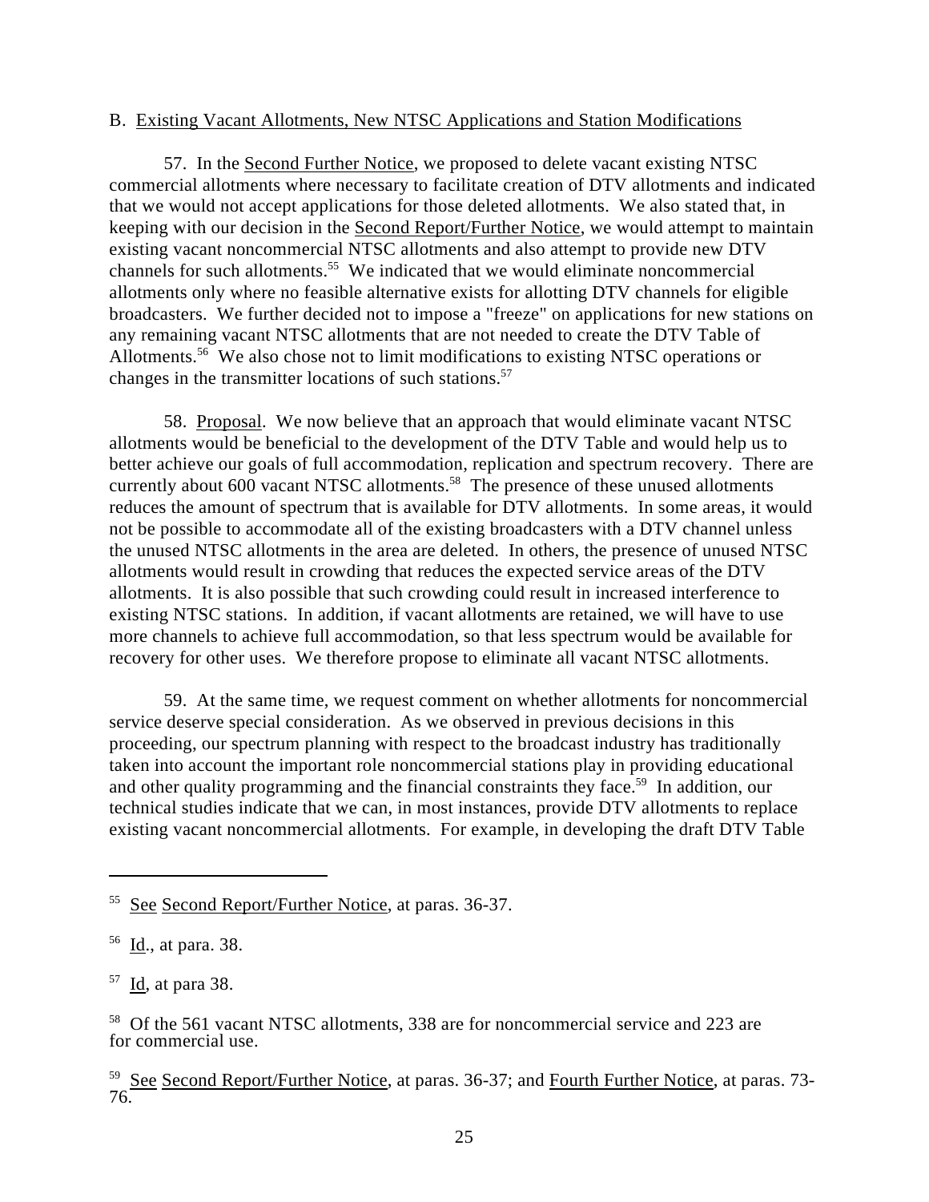B. Existing Vacant Allotments, New NTSC Applications and Station Modifications

57. In the Second Further Notice, we proposed to delete vacant existing NTSC commercial allotments where necessary to facilitate creation of DTV allotments and indicated that we would not accept applications for those deleted allotments. We also stated that, in keeping with our decision in the Second Report/Further Notice, we would attempt to maintain existing vacant noncommercial NTSC allotments and also attempt to provide new DTV channels for such allotments.[55] We indicated that we would eliminate noncommercial allotments only where no feasible alternative exists for allotting DTV channels for eligible broadcasters. We further decided not to impose a "freeze" on applications for new stations on any remaining vacant NTSC allotments that are not needed to create the DTV Table of Allotments.[56] We also chose not to limit modifications to existing NTSC operations or changes in the transmitter locations of such stations.[57]

58. Proposal. We now believe that an approach that would eliminate vacant NTSC allotments would be beneficial to the development of the DTV Table and would help us to better achieve our goals of full accommodation, replication and spectrum recovery. There are currently about 600 vacant NTSC allotments.[58] The presence of these unused allotments reduces the amount of spectrum that is available for DTV allotments. In some areas, it would not be possible to accommodate all of the existing broadcasters with a DTV channel unless the unused NTSC allotments in the area are deleted. In others, the presence of unused NTSC allotments would result in crowding that reduces the expected service areas of the DTV allotments. It is also possible that such crowding could result in increased interference to existing NTSC stations. In addition, if vacant allotments are retained, we will have to use more channels to achieve full accommodation, so that less spectrum would be available for recovery for other uses. We therefore propose to eliminate all vacant NTSC allotments.

59. At the same time, we request comment on whether allotments for noncommercial service deserve special consideration. As we observed in previous decisions in this proceeding, our spectrum planning with respect to the broadcast industry has traditionally taken into account the important role noncommercial stations play in providing educational and other quality programming and the financial constraints they face.[59] In addition, our technical studies indicate that we can, in most instances, provide DTV allotments to replace existing vacant noncommercial allotments. For example, in developing the draft DTV Table

---

[55] See Second Report/Further Notice, at paras. 36-37.

[56] Id., at para. 38.

[57] Id, at para 38.

[58] Of the 561 vacant NTSC allotments, 338 are for noncommercial service and 223 are for commercial use.

[59] See Second Report/Further Notice, at paras. 36-37; and Fourth Further Notice, at paras. 73-76.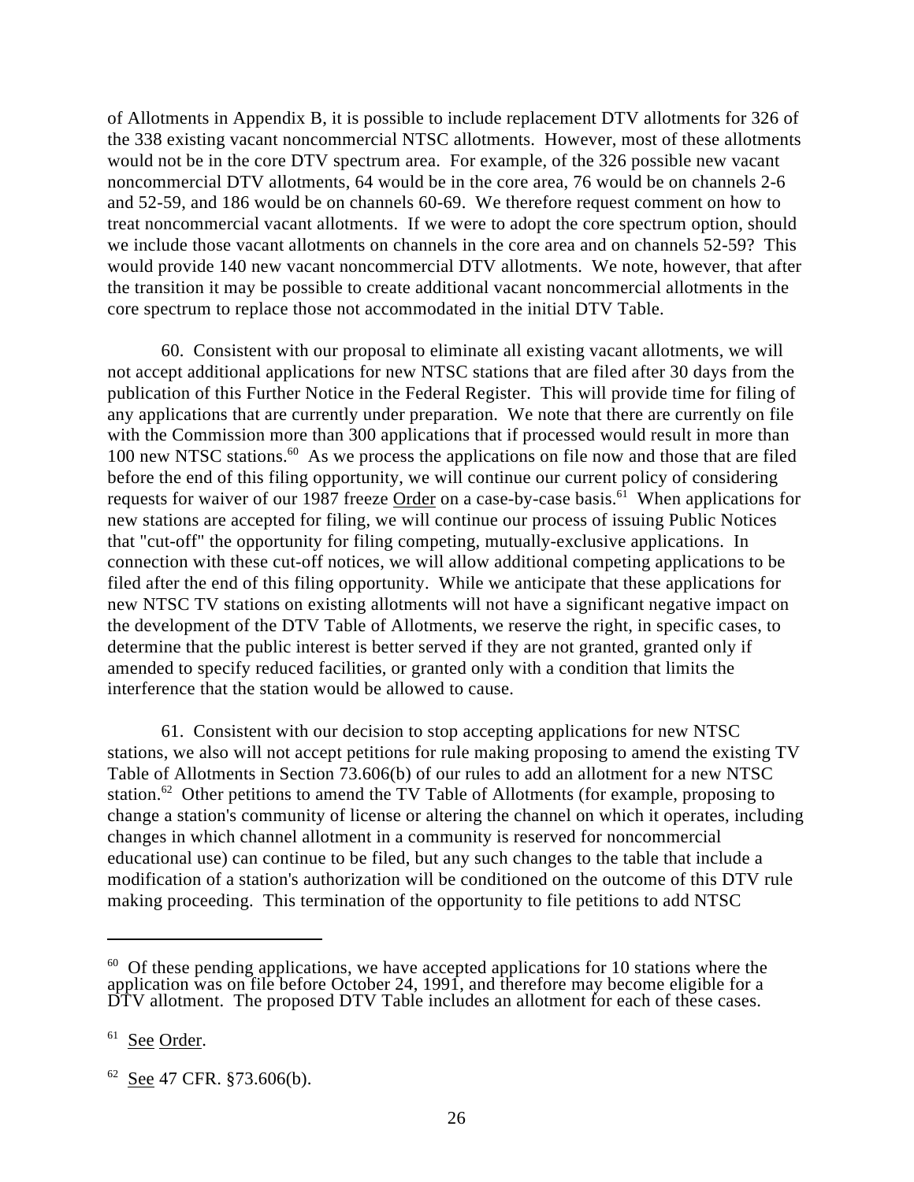of Allotments in Appendix B, it is possible to include replacement DTV allotments for 326 of the 338 existing vacant noncommercial NTSC allotments. However, most of these allotments would not be in the core DTV spectrum area. For example, of the 326 possible new vacant noncommercial DTV allotments, 64 would be in the core area, 76 would be on channels 2-6 and 52-59, and 186 would be on channels 60-69. We therefore request comment on how to treat noncommercial vacant allotments. If we were to adopt the core spectrum option, should we include those vacant allotments on channels in the core area and on channels 52-59? This would provide 140 new vacant noncommercial DTV allotments. We note, however, that after the transition it may be possible to create additional vacant noncommercial allotments in the core spectrum to replace those not accommodated in the initial DTV Table.

60. Consistent with our proposal to eliminate all existing vacant allotments, we will not accept additional applications for new NTSC stations that are filed after 30 days from the publication of this Further Notice in the Federal Register. This will provide time for filing of any applications that are currently under preparation. We note that there are currently on file with the Commission more than 300 applications that if processed would result in more than 100 new NTSC stations.[60] As we process the applications on file now and those that are filed before the end of this filing opportunity, we will continue our current policy of considering requests for waiver of our 1987 freeze Order on a case-by-case basis.[61] When applications for new stations are accepted for filing, we will continue our process of issuing Public Notices that "cut-off" the opportunity for filing competing, mutually-exclusive applications. In connection with these cut-off notices, we will allow additional competing applications to be filed after the end of this filing opportunity. While we anticipate that these applications for new NTSC TV stations on existing allotments will not have a significant negative impact on the development of the DTV Table of Allotments, we reserve the right, in specific cases, to determine that the public interest is better served if they are not granted, granted only if amended to specify reduced facilities, or granted only with a condition that limits the interference that the station would be allowed to cause.

61. Consistent with our decision to stop accepting applications for new NTSC stations, we also will not accept petitions for rule making proposing to amend the existing TV Table of Allotments in Section 73.606(b) of our rules to add an allotment for a new NTSC station.[62] Other petitions to amend the TV Table of Allotments (for example, proposing to change a station's community of license or altering the channel on which it operates, including changes in which channel allotment in a community is reserved for noncommercial educational use) can continue to be filed, but any such changes to the table that include a modification of a station's authorization will be conditioned on the outcome of this DTV rule making proceeding. This termination of the opportunity to file petitions to add NTSC

---

[60] Of these pending applications, we have accepted applications for 10 stations where the application was on file before October 24, 1991, and therefore may become eligible for a DTV allotment. The proposed DTV Table includes an allotment for each of these cases.

[61] See Order.

[62] See 47 CFR. §73.606(b).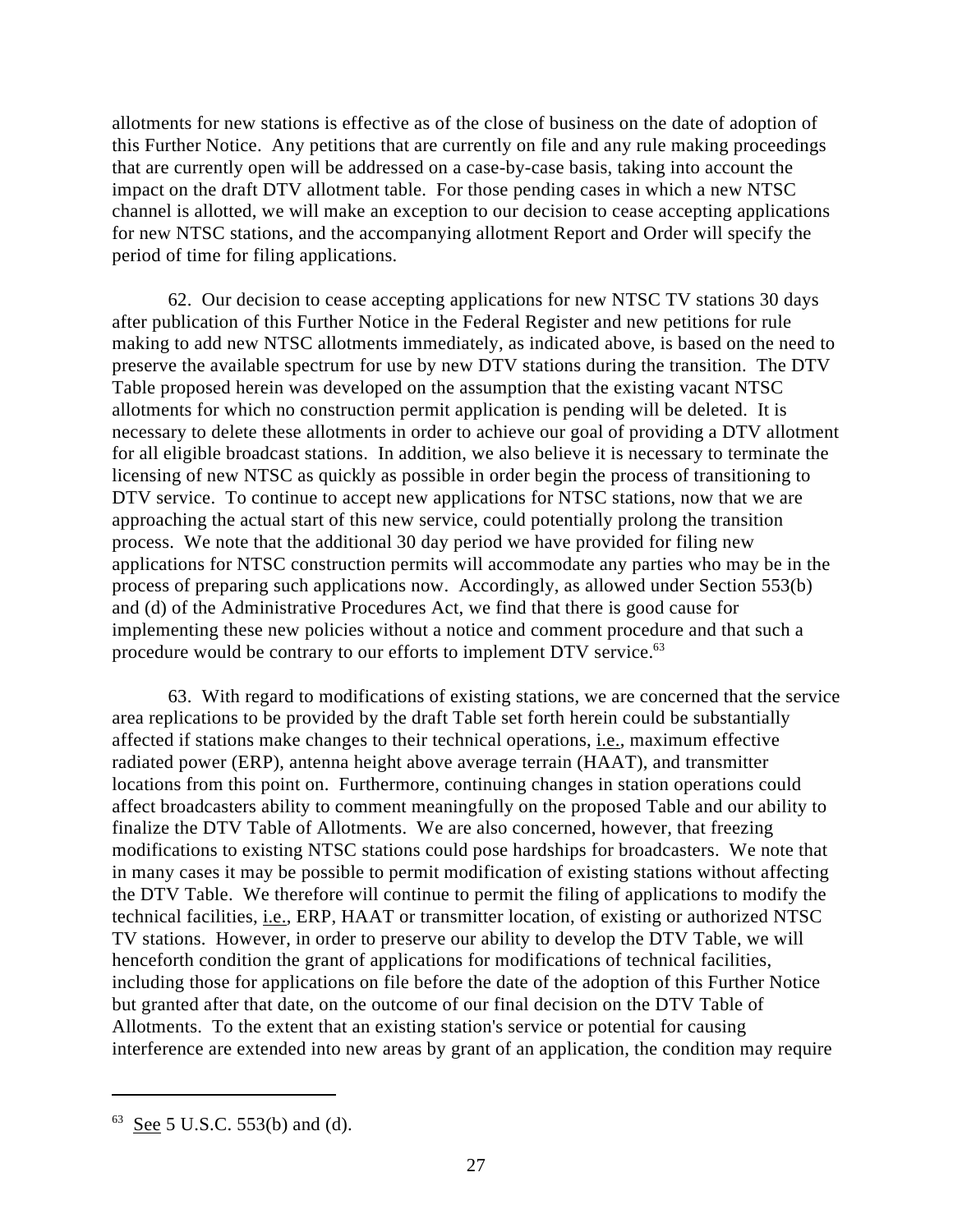allotments for new stations is effective as of the close of business on the date of adoption of this Further Notice. Any petitions that are currently on file and any rule making proceedings that are currently open will be addressed on a case-by-case basis, taking into account the impact on the draft DTV allotment table. For those pending cases in which a new NTSC channel is allotted, we will make an exception to our decision to cease accepting applications for new NTSC stations, and the accompanying allotment Report and Order will specify the period of time for filing applications.

62. Our decision to cease accepting applications for new NTSC TV stations 30 days after publication of this Further Notice in the Federal Register and new petitions for rule making to add new NTSC allotments immediately, as indicated above, is based on the need to preserve the available spectrum for use by new DTV stations during the transition. The DTV Table proposed herein was developed on the assumption that the existing vacant NTSC allotments for which no construction permit application is pending will be deleted. It is necessary to delete these allotments in order to achieve our goal of providing a DTV allotment for all eligible broadcast stations. In addition, we also believe it is necessary to terminate the licensing of new NTSC as quickly as possible in order begin the process of transitioning to DTV service. To continue to accept new applications for NTSC stations, now that we are approaching the actual start of this new service, could potentially prolong the transition process. We note that the additional 30 day period we have provided for filing new applications for NTSC construction permits will accommodate any parties who may be in the process of preparing such applications now. Accordingly, as allowed under Section 553(b) and (d) of the Administrative Procedures Act, we find that there is good cause for implementing these new policies without a notice and comment procedure and that such a procedure would be contrary to our efforts to implement DTV service.[63]

63. With regard to modifications of existing stations, we are concerned that the service area replications to be provided by the draft Table set forth herein could be substantially affected if stations make changes to their technical operations, i.e., maximum effective radiated power (ERP), antenna height above average terrain (HAAT), and transmitter locations from this point on. Furthermore, continuing changes in station operations could affect broadcasters ability to comment meaningfully on the proposed Table and our ability to finalize the DTV Table of Allotments. We are also concerned, however, that freezing modifications to existing NTSC stations could pose hardships for broadcasters. We note that in many cases it may be possible to permit modification of existing stations without affecting the DTV Table. We therefore will continue to permit the filing of applications to modify the technical facilities, i.e., ERP, HAAT or transmitter location, of existing or authorized NTSC TV stations. However, in order to preserve our ability to develop the DTV Table, we will henceforth condition the grant of applications for modifications of technical facilities, including those for applications on file before the date of the adoption of this Further Notice but granted after that date, on the outcome of our final decision on the DTV Table of Allotments. To the extent that an existing station's service or potential for causing interference are extended into new areas by grant of an application, the condition may require

---

[63] See 5 U.S.C. 553(b) and (d).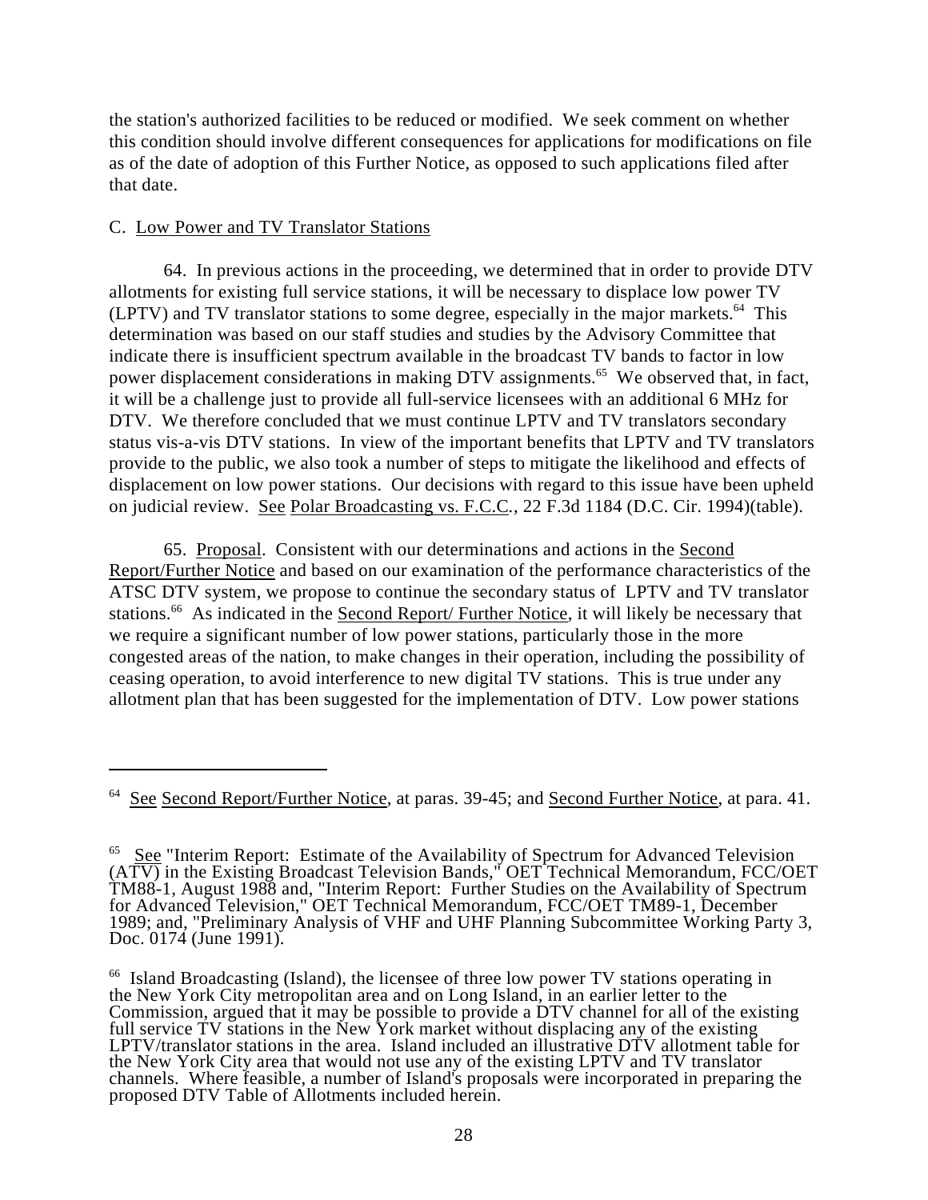the station's authorized facilities to be reduced or modified. We seek comment on whether this condition should involve different consequences for applications for modifications on file as of the date of adoption of this Further Notice, as opposed to such applications filed after that date.

C. Low Power and TV Translator Stations

64. In previous actions in the proceeding, we determined that in order to provide DTV allotments for existing full service stations, it will be necessary to displace low power TV (LPTV) and TV translator stations to some degree, especially in the major markets.[64] This determination was based on our staff studies and studies by the Advisory Committee that indicate there is insufficient spectrum available in the broadcast TV bands to factor in low power displacement considerations in making DTV assignments.[65] We observed that, in fact, it will be a challenge just to provide all full-service licensees with an additional 6 MHz for DTV. We therefore concluded that we must continue LPTV and TV translators secondary status vis-a-vis DTV stations. In view of the important benefits that LPTV and TV translators provide to the public, we also took a number of steps to mitigate the likelihood and effects of displacement on low power stations. Our decisions with regard to this issue have been upheld on judicial review. See Polar Broadcasting vs. F.C.C., 22 F.3d 1184 (D.C. Cir. 1994)(table).

65. Proposal. Consistent with our determinations and actions in the Second Report/Further Notice and based on our examination of the performance characteristics of the ATSC DTV system, we propose to continue the secondary status of LPTV and TV translator stations.[66] As indicated in the Second Report/ Further Notice, it will likely be necessary that we require a significant number of low power stations, particularly those in the more congested areas of the nation, to make changes in their operation, including the possibility of ceasing operation, to avoid interference to new digital TV stations. This is true under any allotment plan that has been suggested for the implementation of DTV. Low power stations

---

[64] See Second Report/Further Notice, at paras. 39-45; and Second Further Notice, at para. 41.

[65] See "Interim Report: Estimate of the Availability of Spectrum for Advanced Television (ATV) in the Existing Broadcast Television Bands," OET Technical Memorandum, FCC/OET TM88-1, August 1988 and, "Interim Report: Further Studies on the Availability of Spectrum for Advanced Television," OET Technical Memorandum, FCC/OET TM89-1, December 1989; and, "Preliminary Analysis of VHF and UHF Planning Subcommittee Working Party 3, Doc. 0174 (June 1991).

[66] Island Broadcasting (Island), the licensee of three low power TV stations operating in the New York City metropolitan area and on Long Island, in an earlier letter to the Commission, argued that it may be possible to provide a DTV channel for all of the existing full service TV stations in the New York market without displacing any of the existing LPTV/translator stations in the area. Island included an illustrative DTV allotment table for the New York City area that would not use any of the existing LPTV and TV translator channels. Where feasible, a number of Island's proposals were incorporated in preparing the proposed DTV Table of Allotments included herein.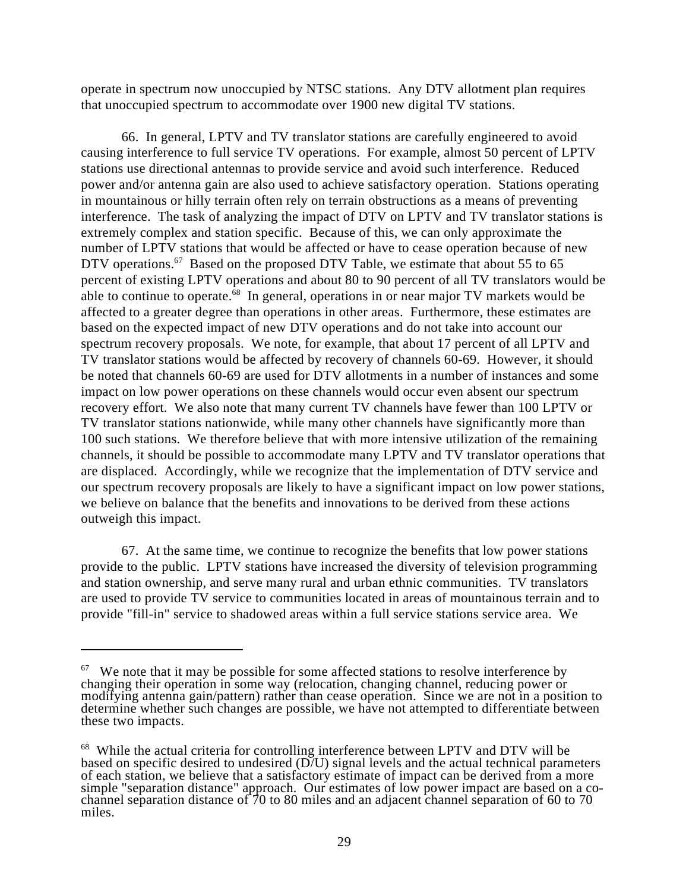operate in spectrum now unoccupied by NTSC stations. Any DTV allotment plan requires that unoccupied spectrum to accommodate over 1900 new digital TV stations.

66. In general, LPTV and TV translator stations are carefully engineered to avoid causing interference to full service TV operations. For example, almost 50 percent of LPTV stations use directional antennas to provide service and avoid such interference. Reduced power and/or antenna gain are also used to achieve satisfactory operation. Stations operating in mountainous or hilly terrain often rely on terrain obstructions as a means of preventing interference. The task of analyzing the impact of DTV on LPTV and TV translator stations is extremely complex and station specific. Because of this, we can only approximate the number of LPTV stations that would be affected or have to cease operation because of new DTV operations.[67] Based on the proposed DTV Table, we estimate that about 55 to 65 percent of existing LPTV operations and about 80 to 90 percent of all TV translators would be able to continue to operate.[68] In general, operations in or near major TV markets would be affected to a greater degree than operations in other areas. Furthermore, these estimates are based on the expected impact of new DTV operations and do not take into account our spectrum recovery proposals. We note, for example, that about 17 percent of all LPTV and TV translator stations would be affected by recovery of channels 60-69. However, it should be noted that channels 60-69 are used for DTV allotments in a number of instances and some impact on low power operations on these channels would occur even absent our spectrum recovery effort. We also note that many current TV channels have fewer than 100 LPTV or TV translator stations nationwide, while many other channels have significantly more than 100 such stations. We therefore believe that with more intensive utilization of the remaining channels, it should be possible to accommodate many LPTV and TV translator operations that are displaced. Accordingly, while we recognize that the implementation of DTV service and our spectrum recovery proposals are likely to have a significant impact on low power stations, we believe on balance that the benefits and innovations to be derived from these actions outweigh this impact.

67. At the same time, we continue to recognize the benefits that low power stations provide to the public. LPTV stations have increased the diversity of television programming and station ownership, and serve many rural and urban ethnic communities. TV translators are used to provide TV service to communities located in areas of mountainous terrain and to provide "fill-in" service to shadowed areas within a full service stations service area. We

---

[67] We note that it may be possible for some affected stations to resolve interference by changing their operation in some way (relocation, changing channel, reducing power or modifying antenna gain/pattern) rather than cease operation. Since we are not in a position to determine whether such changes are possible, we have not attempted to differentiate between these two impacts.

[68] While the actual criteria for controlling interference between LPTV and DTV will be based on specific desired to undesired (D/U) signal levels and the actual technical parameters of each station, we believe that a satisfactory estimate of impact can be derived from a more simple "separation distance" approach. Our estimates of low power impact are based on a co-channel separation distance of 70 to 80 miles and an adjacent channel separation of 60 to 70 miles.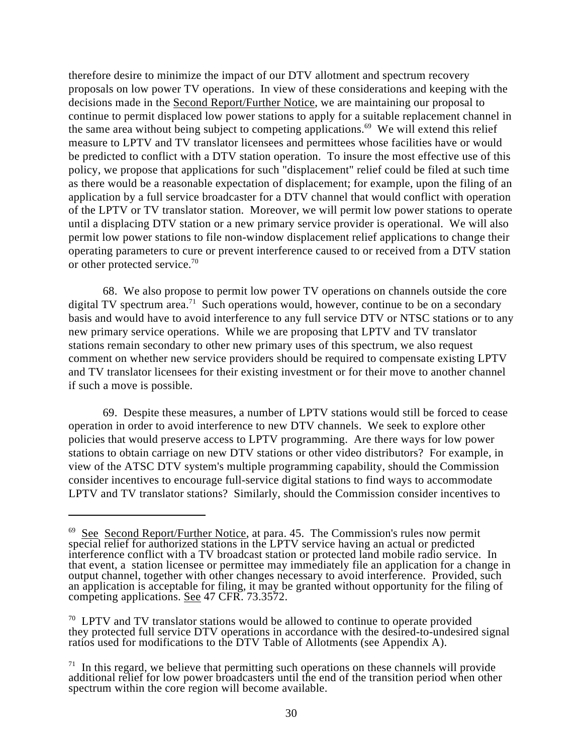therefore desire to minimize the impact of our DTV allotment and spectrum recovery proposals on low power TV operations. In view of these considerations and keeping with the decisions made in the Second Report/Further Notice, we are maintaining our proposal to continue to permit displaced low power stations to apply for a suitable replacement channel in the same area without being subject to competing applications.[69] We will extend this relief measure to LPTV and TV translator licensees and permittees whose facilities have or would be predicted to conflict with a DTV station operation. To insure the most effective use of this policy, we propose that applications for such "displacement" relief could be filed at such time as there would be a reasonable expectation of displacement; for example, upon the filing of an application by a full service broadcaster for a DTV channel that would conflict with operation of the LPTV or TV translator station. Moreover, we will permit low power stations to operate until a displacing DTV station or a new primary service provider is operational. We will also permit low power stations to file non-window displacement relief applications to change their operating parameters to cure or prevent interference caused to or received from a DTV station or other protected service.[70]

68. We also propose to permit low power TV operations on channels outside the core digital TV spectrum area.[71] Such operations would, however, continue to be on a secondary basis and would have to avoid interference to any full service DTV or NTSC stations or to any new primary service operations. While we are proposing that LPTV and TV translator stations remain secondary to other new primary uses of this spectrum, we also request comment on whether new service providers should be required to compensate existing LPTV and TV translator licensees for their existing investment or for their move to another channel if such a move is possible.

69. Despite these measures, a number of LPTV stations would still be forced to cease operation in order to avoid interference to new DTV channels. We seek to explore other policies that would preserve access to LPTV programming. Are there ways for low power stations to obtain carriage on new DTV stations or other video distributors? For example, in view of the ATSC DTV system's multiple programming capability, should the Commission consider incentives to encourage full-service digital stations to find ways to accommodate LPTV and TV translator stations? Similarly, should the Commission consider incentives to

---

[69] See Second Report/Further Notice, at para. 45. The Commission's rules now permit special relief for authorized stations in the LPTV service having an actual or predicted interference conflict with a TV broadcast station or protected land mobile radio service. In that event, a station licensee or permittee may immediately file an application for a change in output channel, together with other changes necessary to avoid interference. Provided, such an application is acceptable for filing, it may be granted without opportunity for the filing of competing applications. See 47 CFR. 73.3572.

[70] LPTV and TV translator stations would be allowed to continue to operate provided they protected full service DTV operations in accordance with the desired-to-undesired signal ratios used for modifications to the DTV Table of Allotments (see Appendix A).

[71] In this regard, we believe that permitting such operations on these channels will provide additional relief for low power broadcasters until the end of the transition period when other spectrum within the core region will become available.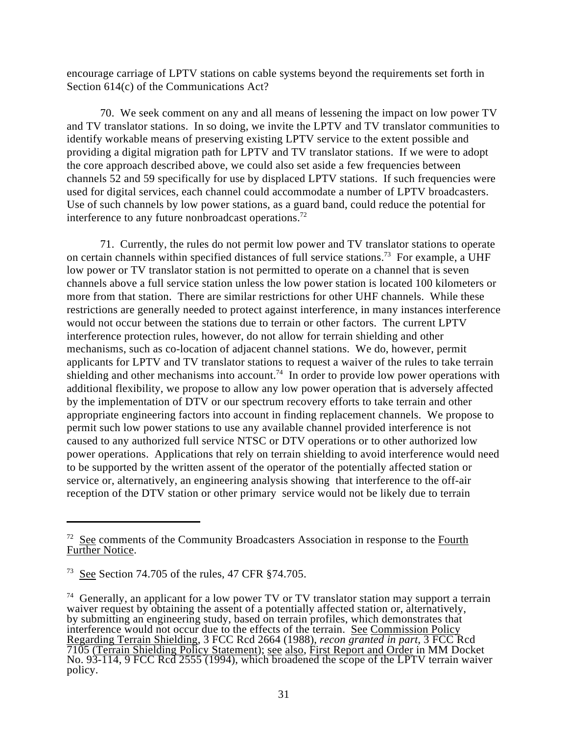encourage carriage of LPTV stations on cable systems beyond the requirements set forth in Section 614(c) of the Communications Act?

70. We seek comment on any and all means of lessening the impact on low power TV and TV translator stations. In so doing, we invite the LPTV and TV translator communities to identify workable means of preserving existing LPTV service to the extent possible and providing a digital migration path for LPTV and TV translator stations. If we were to adopt the core approach described above, we could also set aside a few frequencies between channels 52 and 59 specifically for use by displaced LPTV stations. If such frequencies were used for digital services, each channel could accommodate a number of LPTV broadcasters. Use of such channels by low power stations, as a guard band, could reduce the potential for interference to any future nonbroadcast operations.[72]

71. Currently, the rules do not permit low power and TV translator stations to operate on certain channels within specified distances of full service stations.[73] For example, a UHF low power or TV translator station is not permitted to operate on a channel that is seven channels above a full service station unless the low power station is located 100 kilometers or more from that station. There are similar restrictions for other UHF channels. While these restrictions are generally needed to protect against interference, in many instances interference would not occur between the stations due to terrain or other factors. The current LPTV interference protection rules, however, do not allow for terrain shielding and other mechanisms, such as co-location of adjacent channel stations. We do, however, permit applicants for LPTV and TV translator stations to request a waiver of the rules to take terrain shielding and other mechanisms into account.[74] In order to provide low power operations with additional flexibility, we propose to allow any low power operation that is adversely affected by the implementation of DTV or our spectrum recovery efforts to take terrain and other appropriate engineering factors into account in finding replacement channels. We propose to permit such low power stations to use any available channel provided interference is not caused to any authorized full service NTSC or DTV operations or to other authorized low power operations. Applications that rely on terrain shielding to avoid interference would need to be supported by the written assent of the operator of the potentially affected station or service or, alternatively, an engineering analysis showing that interference to the off-air reception of the DTV station or other primary service would not be likely due to terrain

---

[72] See comments of the Community Broadcasters Association in response to the Fourth Further Notice.

[73] See Section 74.705 of the rules, 47 CFR §74.705.

[74] Generally, an applicant for a low power TV or TV translator station may support a terrain waiver request by obtaining the assent of a potentially affected station or, alternatively, by submitting an engineering study, based on terrain profiles, which demonstrates that interference would not occur due to the effects of the terrain. See Commission Policy Regarding Terrain Shielding, 3 FCC Rcd 2664 (1988), *recon granted in part*, 3 FCC Rcd 7105 (Terrain Shielding Policy Statement); see also, First Report and Order in MM Docket No. 93-114, 9 FCC Rcd 2555 (1994), which broadened the scope of the LPTV terrain waiver policy.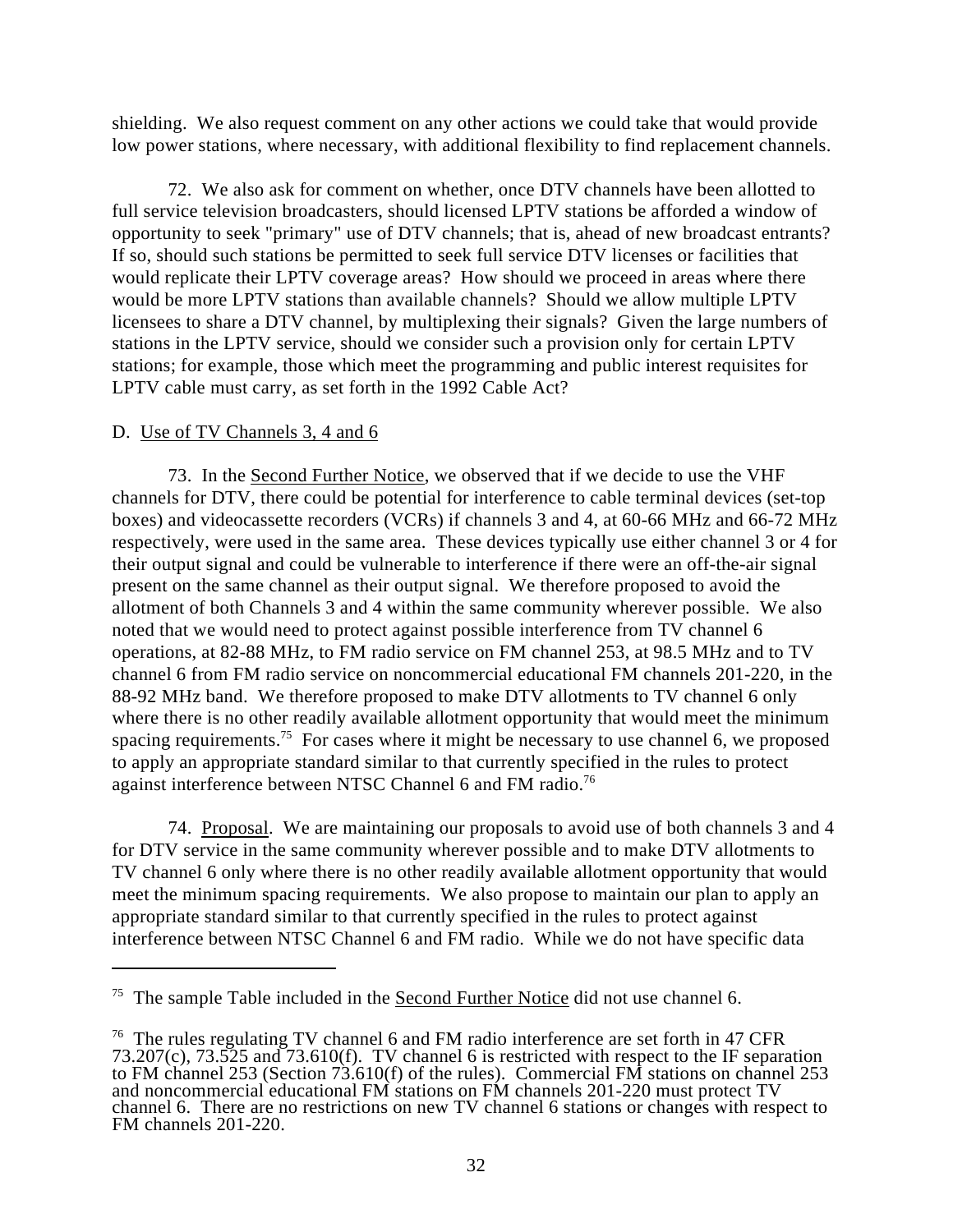shielding. We also request comment on any other actions we could take that would provide low power stations, where necessary, with additional flexibility to find replacement channels.

72. We also ask for comment on whether, once DTV channels have been allotted to full service television broadcasters, should licensed LPTV stations be afforded a window of opportunity to seek "primary" use of DTV channels; that is, ahead of new broadcast entrants? If so, should such stations be permitted to seek full service DTV licenses or facilities that would replicate their LPTV coverage areas? How should we proceed in areas where there would be more LPTV stations than available channels? Should we allow multiple LPTV licensees to share a DTV channel, by multiplexing their signals? Given the large numbers of stations in the LPTV service, should we consider such a provision only for certain LPTV stations; for example, those which meet the programming and public interest requisites for LPTV cable must carry, as set forth in the 1992 Cable Act?

D. Use of TV Channels 3, 4 and 6

73. In the Second Further Notice, we observed that if we decide to use the VHF channels for DTV, there could be potential for interference to cable terminal devices (set-top boxes) and videocassette recorders (VCRs) if channels 3 and 4, at 60-66 MHz and 66-72 MHz respectively, were used in the same area. These devices typically use either channel 3 or 4 for their output signal and could be vulnerable to interference if there were an off-the-air signal present on the same channel as their output signal. We therefore proposed to avoid the allotment of both Channels 3 and 4 within the same community wherever possible. We also noted that we would need to protect against possible interference from TV channel 6 operations, at 82-88 MHz, to FM radio service on FM channel 253, at 98.5 MHz and to TV channel 6 from FM radio service on noncommercial educational FM channels 201-220, in the 88-92 MHz band. We therefore proposed to make DTV allotments to TV channel 6 only where there is no other readily available allotment opportunity that would meet the minimum spacing requirements.[75] For cases where it might be necessary to use channel 6, we proposed to apply an appropriate standard similar to that currently specified in the rules to protect against interference between NTSC Channel 6 and FM radio.[76]

74. Proposal. We are maintaining our proposals to avoid use of both channels 3 and 4 for DTV service in the same community wherever possible and to make DTV allotments to TV channel 6 only where there is no other readily available allotment opportunity that would meet the minimum spacing requirements. We also propose to maintain our plan to apply an appropriate standard similar to that currently specified in the rules to protect against interference between NTSC Channel 6 and FM radio. While we do not have specific data

---

[75] The sample Table included in the Second Further Notice did not use channel 6.

[76] The rules regulating TV channel 6 and FM radio interference are set forth in 47 CFR 73.207(c), 73.525 and 73.610(f). TV channel 6 is restricted with respect to the IF separation to FM channel 253 (Section 73.610(f) of the rules). Commercial FM stations on channel 253 and noncommercial educational FM stations on FM channels 201-220 must protect TV channel 6. There are no restrictions on new TV channel 6 stations or changes with respect to FM channels 201-220.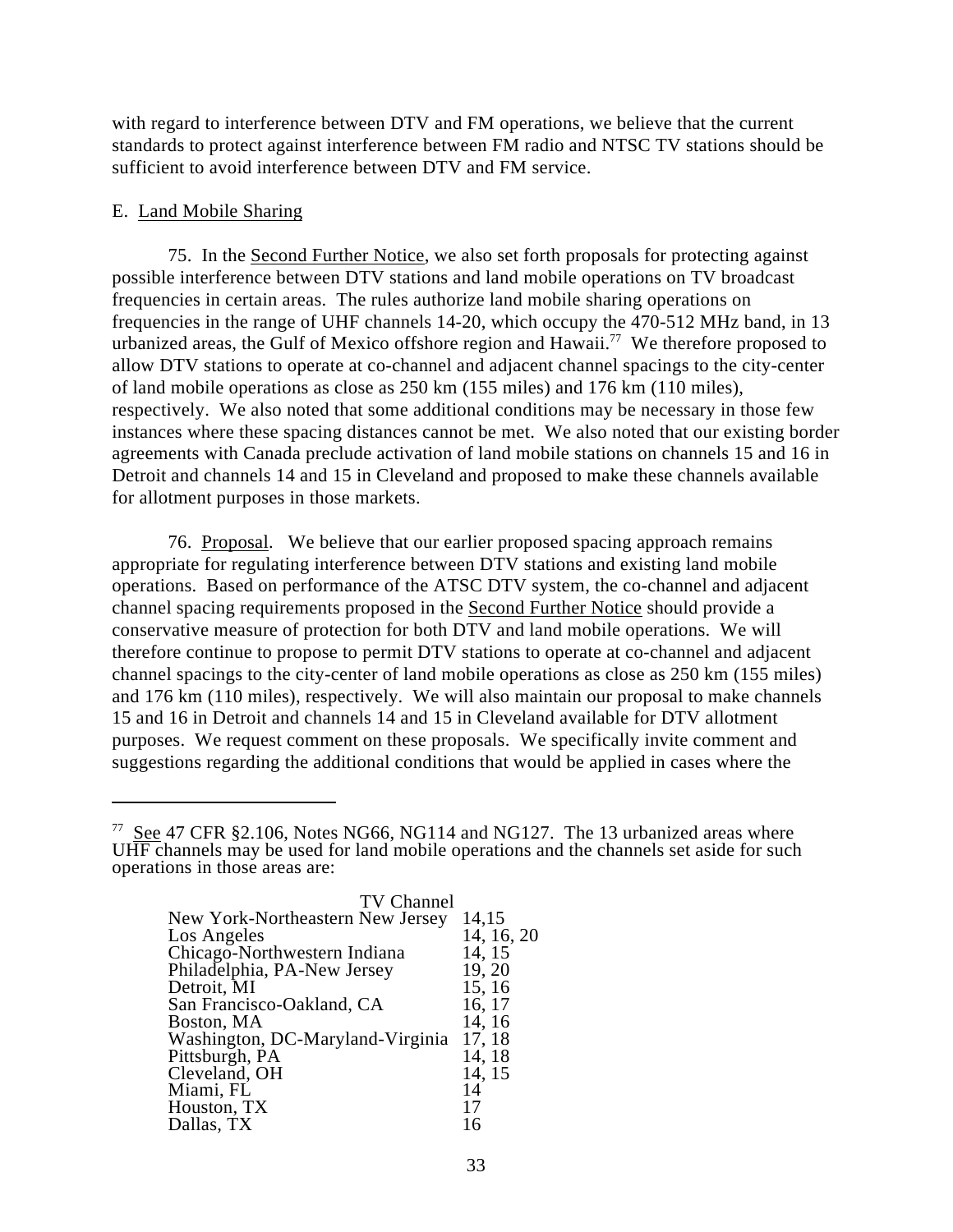with regard to interference between DTV and FM operations, we believe that the current standards to protect against interference between FM radio and NTSC TV stations should be sufficient to avoid interference between DTV and FM service.

E. Land Mobile Sharing

75. In the Second Further Notice, we also set forth proposals for protecting against possible interference between DTV stations and land mobile operations on TV broadcast frequencies in certain areas. The rules authorize land mobile sharing operations on frequencies in the range of UHF channels 14-20, which occupy the 470-512 MHz band, in 13 urbanized areas, the Gulf of Mexico offshore region and Hawaii.[77] We therefore proposed to allow DTV stations to operate at co-channel and adjacent channel spacings to the city-center of land mobile operations as close as 250 km (155 miles) and 176 km (110 miles), respectively. We also noted that some additional conditions may be necessary in those few instances where these spacing distances cannot be met. We also noted that our existing border agreements with Canada preclude activation of land mobile stations on channels 15 and 16 in Detroit and channels 14 and 15 in Cleveland and proposed to make these channels available for allotment purposes in those markets.

76. Proposal. We believe that our earlier proposed spacing approach remains appropriate for regulating interference between DTV stations and existing land mobile operations. Based on performance of the ATSC DTV system, the co-channel and adjacent channel spacing requirements proposed in the Second Further Notice should provide a conservative measure of protection for both DTV and land mobile operations. We will therefore continue to propose to permit DTV stations to operate at co-channel and adjacent channel spacings to the city-center of land mobile operations as close as 250 km (155 miles) and 176 km (110 miles), respectively. We will also maintain our proposal to make channels 15 and 16 in Detroit and channels 14 and 15 in Cleveland available for DTV allotment purposes. We request comment on these proposals. We specifically invite comment and suggestions regarding the additional conditions that would be applied in cases where the

---

[77] See 47 CFR §2.106, Notes NG66, NG114 and NG127. The 13 urbanized areas where UHF channels may be used for land mobile operations and the channels set aside for such operations in those areas are:

| | TV Channel |
|---|---|
| New York-Northeastern New Jersey | 14,15 |
| Los Angeles | 14, 16, 20 |
| Chicago-Northwestern Indiana | 14, 15 |
| Philadelphia, PA-New Jersey | 19, 20 |
| Detroit, MI | 15, 16 |
| San Francisco-Oakland, CA | 16, 17 |
| Boston, MA | 14, 16 |
| Washington, DC-Maryland-Virginia | 17, 18 |
| Pittsburgh, PA | 14, 18 |
| Cleveland, OH | 14, 15 |
| Miami, FL | 14 |
| Houston, TX | 17 |
| Dallas, TX | 16 |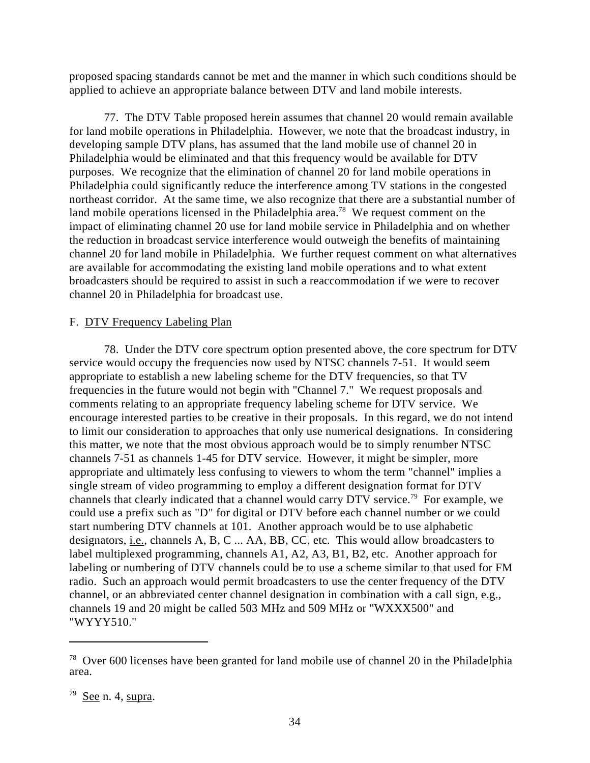proposed spacing standards cannot be met and the manner in which such conditions should be applied to achieve an appropriate balance between DTV and land mobile interests.

77. The DTV Table proposed herein assumes that channel 20 would remain available for land mobile operations in Philadelphia. However, we note that the broadcast industry, in developing sample DTV plans, has assumed that the land mobile use of channel 20 in Philadelphia would be eliminated and that this frequency would be available for DTV purposes. We recognize that the elimination of channel 20 for land mobile operations in Philadelphia could significantly reduce the interference among TV stations in the congested northeast corridor. At the same time, we also recognize that there are a substantial number of land mobile operations licensed in the Philadelphia area.[78] We request comment on the impact of eliminating channel 20 use for land mobile service in Philadelphia and on whether the reduction in broadcast service interference would outweigh the benefits of maintaining channel 20 for land mobile in Philadelphia. We further request comment on what alternatives are available for accommodating the existing land mobile operations and to what extent broadcasters should be required to assist in such a reaccommodation if we were to recover channel 20 in Philadelphia for broadcast use.

F. DTV Frequency Labeling Plan

78. Under the DTV core spectrum option presented above, the core spectrum for DTV service would occupy the frequencies now used by NTSC channels 7-51. It would seem appropriate to establish a new labeling scheme for the DTV frequencies, so that TV frequencies in the future would not begin with "Channel 7." We request proposals and comments relating to an appropriate frequency labeling scheme for DTV service. We encourage interested parties to be creative in their proposals. In this regard, we do not intend to limit our consideration to approaches that only use numerical designations. In considering this matter, we note that the most obvious approach would be to simply renumber NTSC channels 7-51 as channels 1-45 for DTV service. However, it might be simpler, more appropriate and ultimately less confusing to viewers to whom the term "channel" implies a single stream of video programming to employ a different designation format for DTV channels that clearly indicated that a channel would carry DTV service.[79] For example, we could use a prefix such as "D" for digital or DTV before each channel number or we could start numbering DTV channels at 101. Another approach would be to use alphabetic designators, i.e., channels A, B, C ... AA, BB, CC, etc. This would allow broadcasters to label multiplexed programming, channels A1, A2, A3, B1, B2, etc. Another approach for labeling or numbering of DTV channels could be to use a scheme similar to that used for FM radio. Such an approach would permit broadcasters to use the center frequency of the DTV channel, or an abbreviated center channel designation in combination with a call sign, e.g., channels 19 and 20 might be called 503 MHz and 509 MHz or "WXXX500" and "WYYY510."

---

[78] Over 600 licenses have been granted for land mobile use of channel 20 in the Philadelphia area.

[79] See n. 4, supra.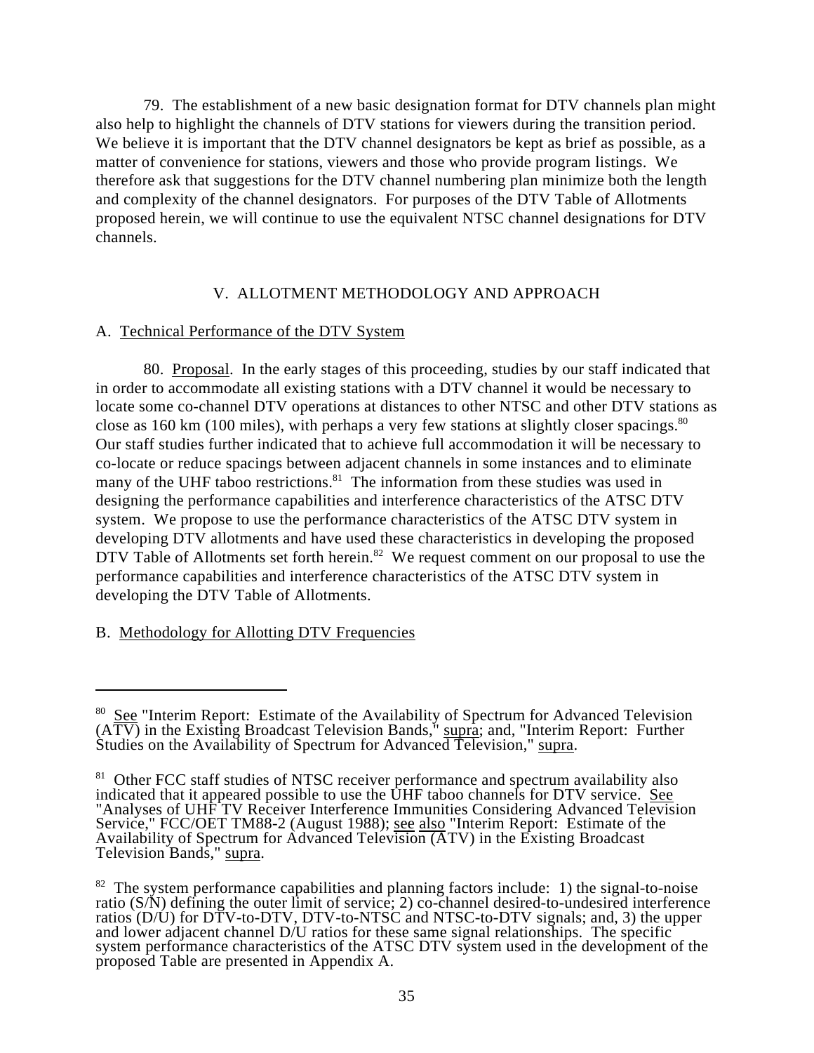79. The establishment of a new basic designation format for DTV channels plan might also help to highlight the channels of DTV stations for viewers during the transition period. We believe it is important that the DTV channel designators be kept as brief as possible, as a matter of convenience for stations, viewers and those who provide program listings. We therefore ask that suggestions for the DTV channel numbering plan minimize both the length and complexity of the channel designators. For purposes of the DTV Table of Allotments proposed herein, we will continue to use the equivalent NTSC channel designations for DTV channels.

## V. ALLOTMENT METHODOLOGY AND APPROACH

### A. Technical Performance of the DTV System

80. Proposal. In the early stages of this proceeding, studies by our staff indicated that in order to accommodate all existing stations with a DTV channel it would be necessary to locate some co-channel DTV operations at distances to other NTSC and other DTV stations as close as 160 km (100 miles), with perhaps a very few stations at slightly closer spacings.[80] Our staff studies further indicated that to achieve full accommodation it will be necessary to co-locate or reduce spacings between adjacent channels in some instances and to eliminate many of the UHF taboo restrictions.[81] The information from these studies was used in designing the performance capabilities and interference characteristics of the ATSC DTV system. We propose to use the performance characteristics of the ATSC DTV system in developing DTV allotments and have used these characteristics in developing the proposed DTV Table of Allotments set forth herein.[82] We request comment on our proposal to use the performance capabilities and interference characteristics of the ATSC DTV system in developing the DTV Table of Allotments.

### B. Methodology for Allotting DTV Frequencies

---

[80] See "Interim Report: Estimate of the Availability of Spectrum for Advanced Television (ATV) in the Existing Broadcast Television Bands," supra; and, "Interim Report: Further Studies on the Availability of Spectrum for Advanced Television," supra.

[81] Other FCC staff studies of NTSC receiver performance and spectrum availability also indicated that it appeared possible to use the UHF taboo channels for DTV service. See "Analyses of UHF TV Receiver Interference Immunities Considering Advanced Television Service," FCC/OET TM88-2 (August 1988); see also "Interim Report: Estimate of the Availability of Spectrum for Advanced Television (ATV) in the Existing Broadcast Television Bands," supra.

[82] The system performance capabilities and planning factors include: 1) the signal-to-noise ratio (S/N) defining the outer limit of service; 2) co-channel desired-to-undesired interference ratios (D/U) for DTV-to-DTV, DTV-to-NTSC and NTSC-to-DTV signals; and, 3) the upper and lower adjacent channel D/U ratios for these same signal relationships. The specific system performance characteristics of the ATSC DTV system used in the development of the proposed Table are presented in Appendix A.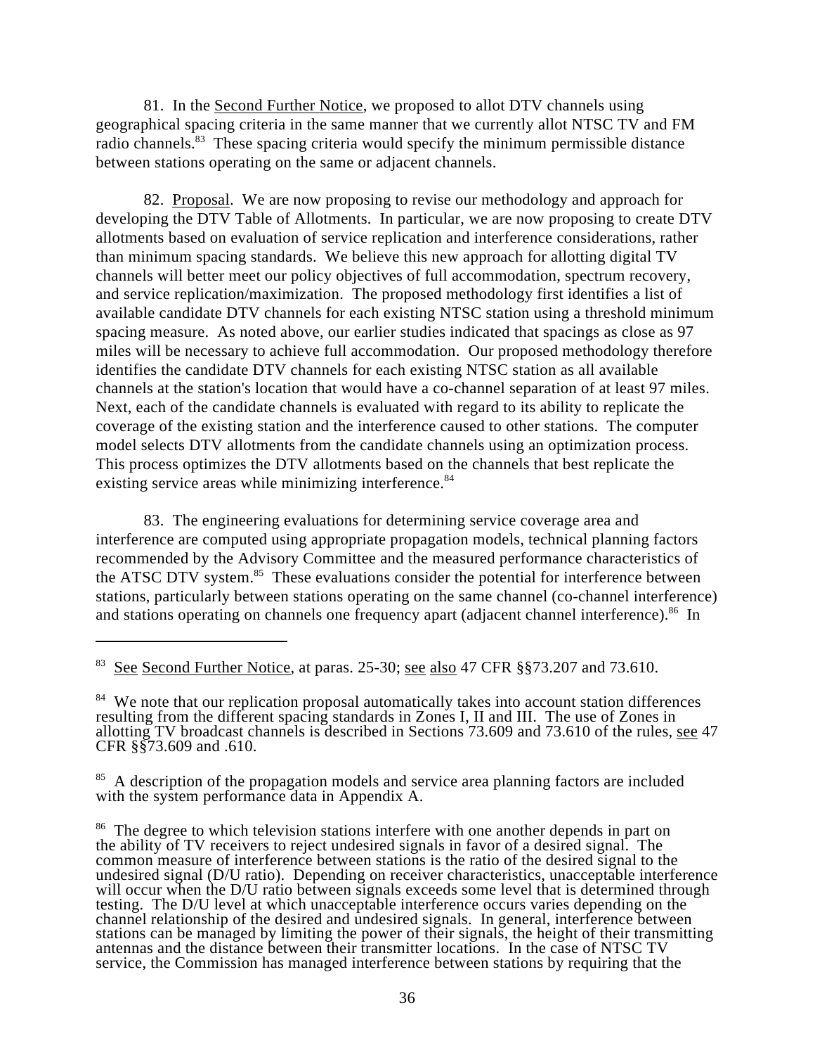81. In the Second Further Notice, we proposed to allot DTV channels using geographical spacing criteria in the same manner that we currently allot NTSC TV and FM radio channels.[83] These spacing criteria would specify the minimum permissible distance between stations operating on the same or adjacent channels.

82. Proposal. We are now proposing to revise our methodology and approach for developing the DTV Table of Allotments. In particular, we are now proposing to create DTV allotments based on evaluation of service replication and interference considerations, rather than minimum spacing standards. We believe this new approach for allotting digital TV channels will better meet our policy objectives of full accommodation, spectrum recovery, and service replication/maximization. The proposed methodology first identifies a list of available candidate DTV channels for each existing NTSC station using a threshold minimum spacing measure. As noted above, our earlier studies indicated that spacings as close as 97 miles will be necessary to achieve full accommodation. Our proposed methodology therefore identifies the candidate DTV channels for each existing NTSC station as all available channels at the station's location that would have a co-channel separation of at least 97 miles. Next, each of the candidate channels is evaluated with regard to its ability to replicate the coverage of the existing station and the interference caused to other stations. The computer model selects DTV allotments from the candidate channels using an optimization process. This process optimizes the DTV allotments based on the channels that best replicate the existing service areas while minimizing interference.[84]

83. The engineering evaluations for determining service coverage area and interference are computed using appropriate propagation models, technical planning factors recommended by the Advisory Committee and the measured performance characteristics of the ATSC DTV system.[85] These evaluations consider the potential for interference between stations, particularly between stations operating on the same channel (co-channel interference) and stations operating on channels one frequency apart (adjacent channel interference).[86] In

---

[83] See Second Further Notice, at paras. 25-30; see also 47 CFR §§73.207 and 73.610.

[84] We note that our replication proposal automatically takes into account station differences resulting from the different spacing standards in Zones I, II and III. The use of Zones in allotting TV broadcast channels is described in Sections 73.609 and 73.610 of the rules, see 47 CFR §§73.609 and .610.

[85] A description of the propagation models and service area planning factors are included with the system performance data in Appendix A.

[86] The degree to which television stations interfere with one another depends in part on the ability of TV receivers to reject undesired signals in favor of a desired signal. The common measure of interference between stations is the ratio of the desired signal to the undesired signal (D/U ratio). Depending on receiver characteristics, unacceptable interference will occur when the D/U ratio between signals exceeds some level that is determined through testing. The D/U level at which unacceptable interference occurs varies depending on the channel relationship of the desired and undesired signals. In general, interference between stations can be managed by limiting the power of their signals, the height of their transmitting antennas and the distance between their transmitter locations. In the case of NTSC TV service, the Commission has managed interference between stations by requiring that the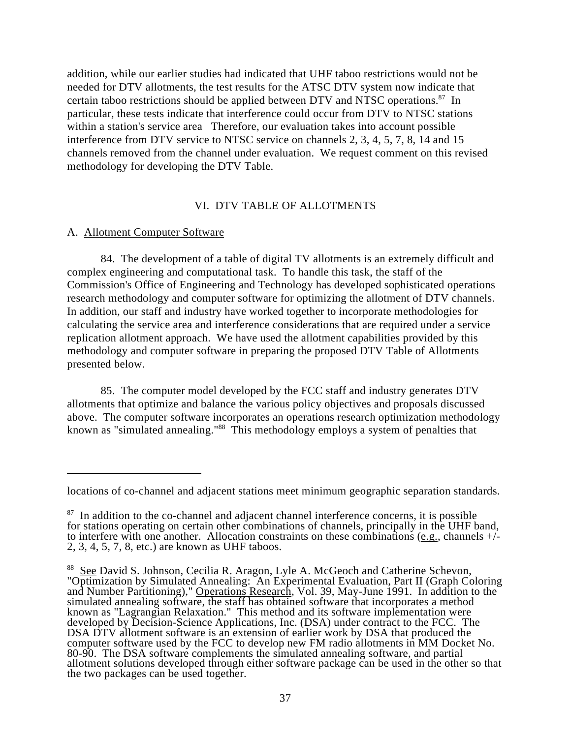addition, while our earlier studies had indicated that UHF taboo restrictions would not be needed for DTV allotments, the test results for the ATSC DTV system now indicate that certain taboo restrictions should be applied between DTV and NTSC operations.[87] In particular, these tests indicate that interference could occur from DTV to NTSC stations within a station's service area Therefore, our evaluation takes into account possible interference from DTV service to NTSC service on channels 2, 3, 4, 5, 7, 8, 14 and 15 channels removed from the channel under evaluation. We request comment on this revised methodology for developing the DTV Table.

## VI. DTV TABLE OF ALLOTMENTS

### A. Allotment Computer Software

84. The development of a table of digital TV allotments is an extremely difficult and complex engineering and computational task. To handle this task, the staff of the Commission's Office of Engineering and Technology has developed sophisticated operations research methodology and computer software for optimizing the allotment of DTV channels. In addition, our staff and industry have worked together to incorporate methodologies for calculating the service area and interference considerations that are required under a service replication allotment approach. We have used the allotment capabilities provided by this methodology and computer software in preparing the proposed DTV Table of Allotments presented below.

85. The computer model developed by the FCC staff and industry generates DTV allotments that optimize and balance the various policy objectives and proposals discussed above. The computer software incorporates an operations research optimization methodology known as "simulated annealing."[88] This methodology employs a system of penalties that

---

locations of co-channel and adjacent stations meet minimum geographic separation standards.

[87] In addition to the co-channel and adjacent channel interference concerns, it is possible for stations operating on certain other combinations of channels, principally in the UHF band, to interfere with one another. Allocation constraints on these combinations (e.g., channels +/- 2, 3, 4, 5, 7, 8, etc.) are known as UHF taboos.

[88] See David S. Johnson, Cecilia R. Aragon, Lyle A. McGeoch and Catherine Schevon, "Optimization by Simulated Annealing: An Experimental Evaluation, Part II (Graph Coloring and Number Partitioning)," Operations Research, Vol. 39, May-June 1991. In addition to the simulated annealing software, the staff has obtained software that incorporates a method known as "Lagrangian Relaxation." This method and its software implementation were developed by Decision-Science Applications, Inc. (DSA) under contract to the FCC. The DSA DTV allotment software is an extension of earlier work by DSA that produced the computer software used by the FCC to develop new FM radio allotments in MM Docket No. 80-90. The DSA software complements the simulated annealing software, and partial allotment solutions developed through either software package can be used in the other so that the two packages can be used together.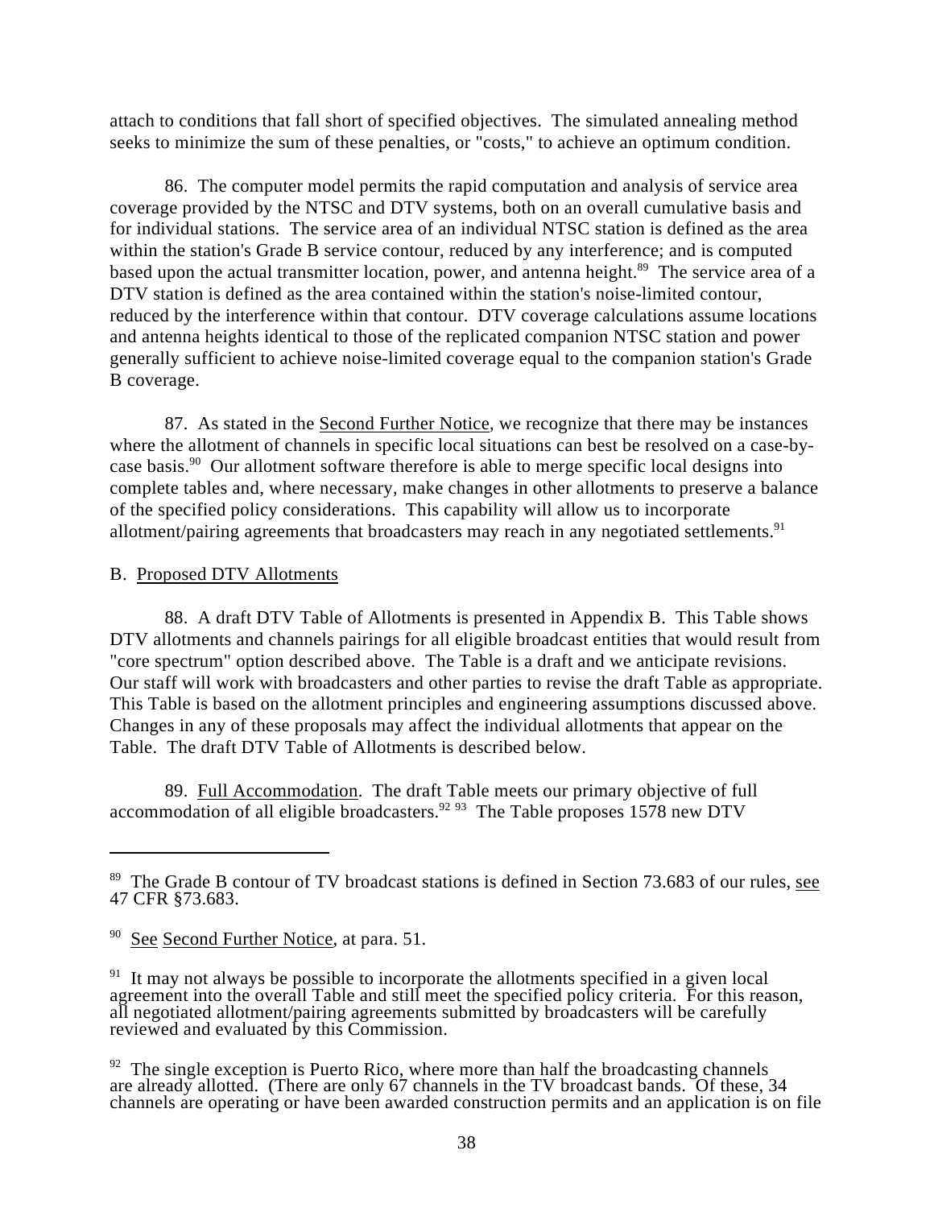attach to conditions that fall short of specified objectives. The simulated annealing method seeks to minimize the sum of these penalties, or "costs," to achieve an optimum condition.

86. The computer model permits the rapid computation and analysis of service area coverage provided by the NTSC and DTV systems, both on an overall cumulative basis and for individual stations. The service area of an individual NTSC station is defined as the area within the station's Grade B service contour, reduced by any interference; and is computed based upon the actual transmitter location, power, and antenna height.[89] The service area of a DTV station is defined as the area contained within the station's noise-limited contour, reduced by the interference within that contour. DTV coverage calculations assume locations and antenna heights identical to those of the replicated companion NTSC station and power generally sufficient to achieve noise-limited coverage equal to the companion station's Grade B coverage.

87. As stated in the Second Further Notice, we recognize that there may be instances where the allotment of channels in specific local situations can best be resolved on a case-by-case basis.[90] Our allotment software therefore is able to merge specific local designs into complete tables and, where necessary, make changes in other allotments to preserve a balance of the specified policy considerations. This capability will allow us to incorporate allotment/pairing agreements that broadcasters may reach in any negotiated settlements.[91]

## B. Proposed DTV Allotments

88. A draft DTV Table of Allotments is presented in Appendix B. This Table shows DTV allotments and channels pairings for all eligible broadcast entities that would result from "core spectrum" option described above. The Table is a draft and we anticipate revisions. Our staff will work with broadcasters and other parties to revise the draft Table as appropriate. This Table is based on the allotment principles and engineering assumptions discussed above. Changes in any of these proposals may affect the individual allotments that appear on the Table. The draft DTV Table of Allotments is described below.

89. Full Accommodation. The draft Table meets our primary objective of full accommodation of all eligible broadcasters.[92] [93] The Table proposes 1578 new DTV

---

[89] The Grade B contour of TV broadcast stations is defined in Section 73.683 of our rules, see 47 CFR §73.683.

[90] See Second Further Notice, at para. 51.

[91] It may not always be possible to incorporate the allotments specified in a given local agreement into the overall Table and still meet the specified policy criteria. For this reason, all negotiated allotment/pairing agreements submitted by broadcasters will be carefully reviewed and evaluated by this Commission.

[92] The single exception is Puerto Rico, where more than half the broadcasting channels are already allotted. (There are only 67 channels in the TV broadcast bands. Of these, 34 channels are operating or have been awarded construction permits and an application is on file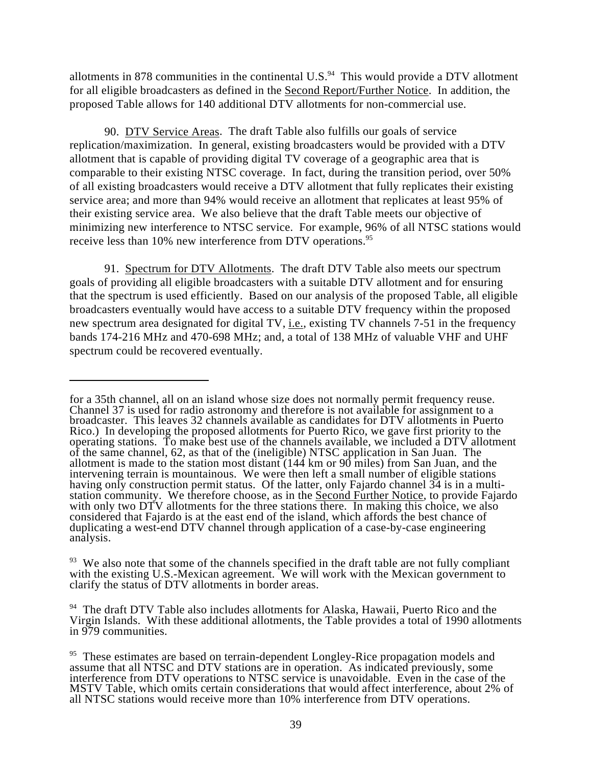allotments in 878 communities in the continental U.S.[94] This would provide a DTV allotment for all eligible broadcasters as defined in the Second Report/Further Notice. In addition, the proposed Table allows for 140 additional DTV allotments for non-commercial use.

90. DTV Service Areas. The draft Table also fulfills our goals of service replication/maximization. In general, existing broadcasters would be provided with a DTV allotment that is capable of providing digital TV coverage of a geographic area that is comparable to their existing NTSC coverage. In fact, during the transition period, over 50% of all existing broadcasters would receive a DTV allotment that fully replicates their existing service area; and more than 94% would receive an allotment that replicates at least 95% of their existing service area. We also believe that the draft Table meets our objective of minimizing new interference to NTSC service. For example, 96% of all NTSC stations would receive less than 10% new interference from DTV operations.[95]

91. Spectrum for DTV Allotments. The draft DTV Table also meets our spectrum goals of providing all eligible broadcasters with a suitable DTV allotment and for ensuring that the spectrum is used efficiently. Based on our analysis of the proposed Table, all eligible broadcasters eventually would have access to a suitable DTV frequency within the proposed new spectrum area designated for digital TV, i.e., existing TV channels 7-51 in the frequency bands 174-216 MHz and 470-698 MHz; and, a total of 138 MHz of valuable VHF and UHF spectrum could be recovered eventually.

---

for a 35th channel, all on an island whose size does not normally permit frequency reuse. Channel 37 is used for radio astronomy and therefore is not available for assignment to a broadcaster. This leaves 32 channels available as candidates for DTV allotments in Puerto Rico.) In developing the proposed allotments for Puerto Rico, we gave first priority to the operating stations. To make best use of the channels available, we included a DTV allotment of the same channel, 62, as that of the (ineligible) NTSC application in San Juan. The allotment is made to the station most distant (144 km or 90 miles) from San Juan, and the intervening terrain is mountainous. We were then left a small number of eligible stations having only construction permit status. Of the latter, only Fajardo channel 34 is in a multi-station community. We therefore choose, as in the Second Further Notice, to provide Fajardo with only two DTV allotments for the three stations there. In making this choice, we also considered that Fajardo is at the east end of the island, which affords the best chance of duplicating a west-end DTV channel through application of a case-by-case engineering analysis.

[93] We also note that some of the channels specified in the draft table are not fully compliant with the existing U.S.-Mexican agreement. We will work with the Mexican government to clarify the status of DTV allotments in border areas.

[94] The draft DTV Table also includes allotments for Alaska, Hawaii, Puerto Rico and the Virgin Islands. With these additional allotments, the Table provides a total of 1990 allotments in 979 communities.

[95] These estimates are based on terrain-dependent Longley-Rice propagation models and assume that all NTSC and DTV stations are in operation. As indicated previously, some interference from DTV operations to NTSC service is unavoidable. Even in the case of the MSTV Table, which omits certain considerations that would affect interference, about 2% of all NTSC stations would receive more than 10% interference from DTV operations.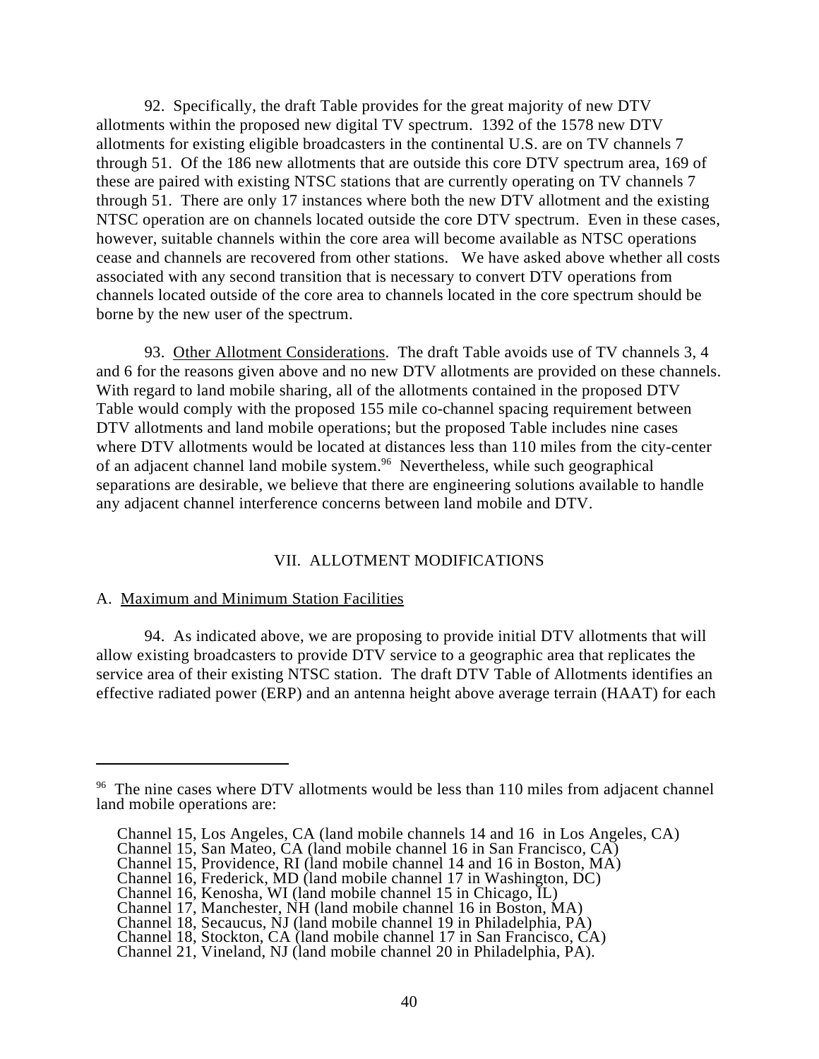92. Specifically, the draft Table provides for the great majority of new DTV allotments within the proposed new digital TV spectrum. 1392 of the 1578 new DTV allotments for existing eligible broadcasters in the continental U.S. are on TV channels 7 through 51. Of the 186 new allotments that are outside this core DTV spectrum area, 169 of these are paired with existing NTSC stations that are currently operating on TV channels 7 through 51. There are only 17 instances where both the new DTV allotment and the existing NTSC operation are on channels located outside the core DTV spectrum. Even in these cases, however, suitable channels within the core area will become available as NTSC operations cease and channels are recovered from other stations. We have asked above whether all costs associated with any second transition that is necessary to convert DTV operations from channels located outside of the core area to channels located in the core spectrum should be borne by the new user of the spectrum.

93. Other Allotment Considerations. The draft Table avoids use of TV channels 3, 4 and 6 for the reasons given above and no new DTV allotments are provided on these channels. With regard to land mobile sharing, all of the allotments contained in the proposed DTV Table would comply with the proposed 155 mile co-channel spacing requirement between DTV allotments and land mobile operations; but the proposed Table includes nine cases where DTV allotments would be located at distances less than 110 miles from the city-center of an adjacent channel land mobile system.[96] Nevertheless, while such geographical separations are desirable, we believe that there are engineering solutions available to handle any adjacent channel interference concerns between land mobile and DTV.

## VII. ALLOTMENT MODIFICATIONS

### A. Maximum and Minimum Station Facilities

94. As indicated above, we are proposing to provide initial DTV allotments that will allow existing broadcasters to provide DTV service to a geographic area that replicates the service area of their existing NTSC station. The draft DTV Table of Allotments identifies an effective radiated power (ERP) and an antenna height above average terrain (HAAT) for each

---

[96] The nine cases where DTV allotments would be less than 110 miles from adjacent channel land mobile operations are:

Channel 15, Los Angeles, CA (land mobile channels 14 and 16 in Los Angeles, CA)
Channel 15, San Mateo, CA (land mobile channel 16 in San Francisco, CA)
Channel 15, Providence, RI (land mobile channel 14 and 16 in Boston, MA)
Channel 16, Frederick, MD (land mobile channel 17 in Washington, DC)
Channel 16, Kenosha, WI (land mobile channel 15 in Chicago, IL)
Channel 17, Manchester, NH (land mobile channel 16 in Boston, MA)
Channel 18, Secaucus, NJ (land mobile channel 19 in Philadelphia, PA)
Channel 18, Stockton, CA (land mobile channel 17 in San Francisco, CA)
Channel 21, Vineland, NJ (land mobile channel 20 in Philadelphia, PA).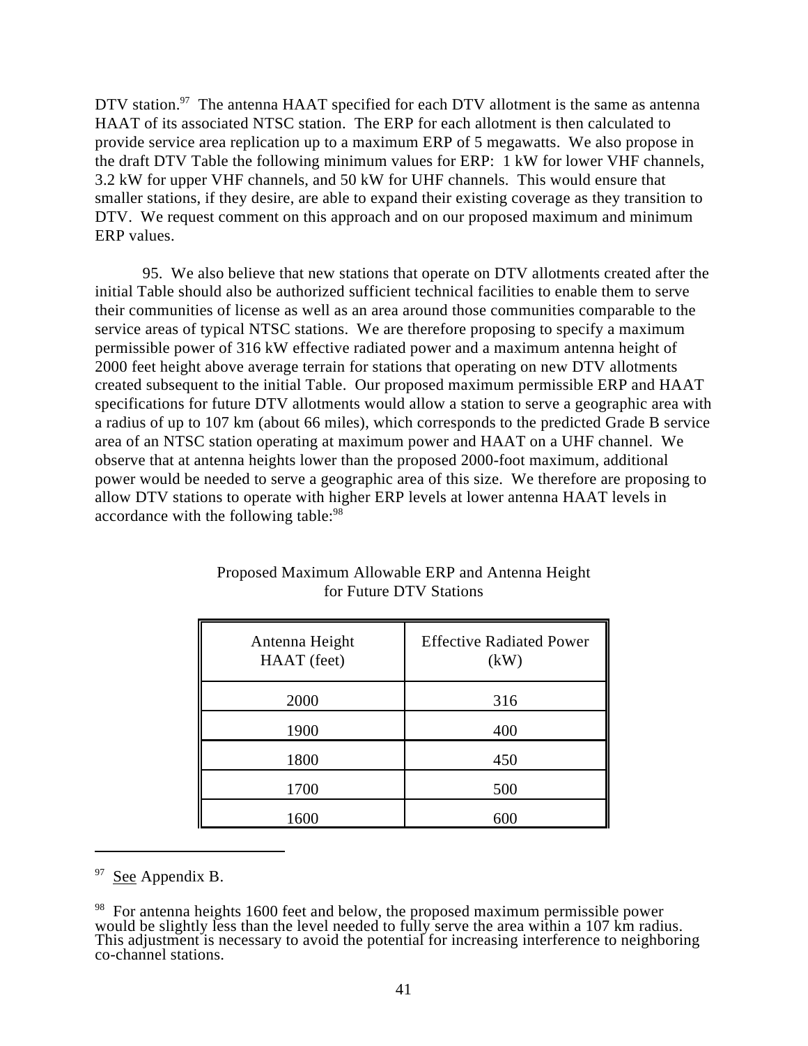DTV station.[97] The antenna HAAT specified for each DTV allotment is the same as antenna HAAT of its associated NTSC station. The ERP for each allotment is then calculated to provide service area replication up to a maximum ERP of 5 megawatts. We also propose in the draft DTV Table the following minimum values for ERP: 1 kW for lower VHF channels, 3.2 kW for upper VHF channels, and 50 kW for UHF channels. This would ensure that smaller stations, if they desire, are able to expand their existing coverage as they transition to DTV. We request comment on this approach and on our proposed maximum and minimum ERP values.

95. We also believe that new stations that operate on DTV allotments created after the initial Table should also be authorized sufficient technical facilities to enable them to serve their communities of license as well as an area around those communities comparable to the service areas of typical NTSC stations. We are therefore proposing to specify a maximum permissible power of 316 kW effective radiated power and a maximum antenna height of 2000 feet height above average terrain for stations that operating on new DTV allotments created subsequent to the initial Table. Our proposed maximum permissible ERP and HAAT specifications for future DTV allotments would allow a station to serve a geographic area with a radius of up to 107 km (about 66 miles), which corresponds to the predicted Grade B service area of an NTSC station operating at maximum power and HAAT on a UHF channel. We observe that at antenna heights lower than the proposed 2000-foot maximum, additional power would be needed to serve a geographic area of this size. We therefore are proposing to allow DTV stations to operate with higher ERP levels at lower antenna HAAT levels in accordance with the following table:[98]

Proposed Maximum Allowable ERP and Antenna Height for Future DTV Stations

| Antenna Height HAAT (feet) | Effective Radiated Power (kW) |
|---|---|
| 2000 | 316 |
| 1900 | 400 |
| 1800 | 450 |
| 1700 | 500 |
| 1600 | 600 |

---

[97] See Appendix B.

[98] For antenna heights 1600 feet and below, the proposed maximum permissible power would be slightly less than the level needed to fully serve the area within a 107 km radius. This adjustment is necessary to avoid the potential for increasing interference to neighboring co-channel stations.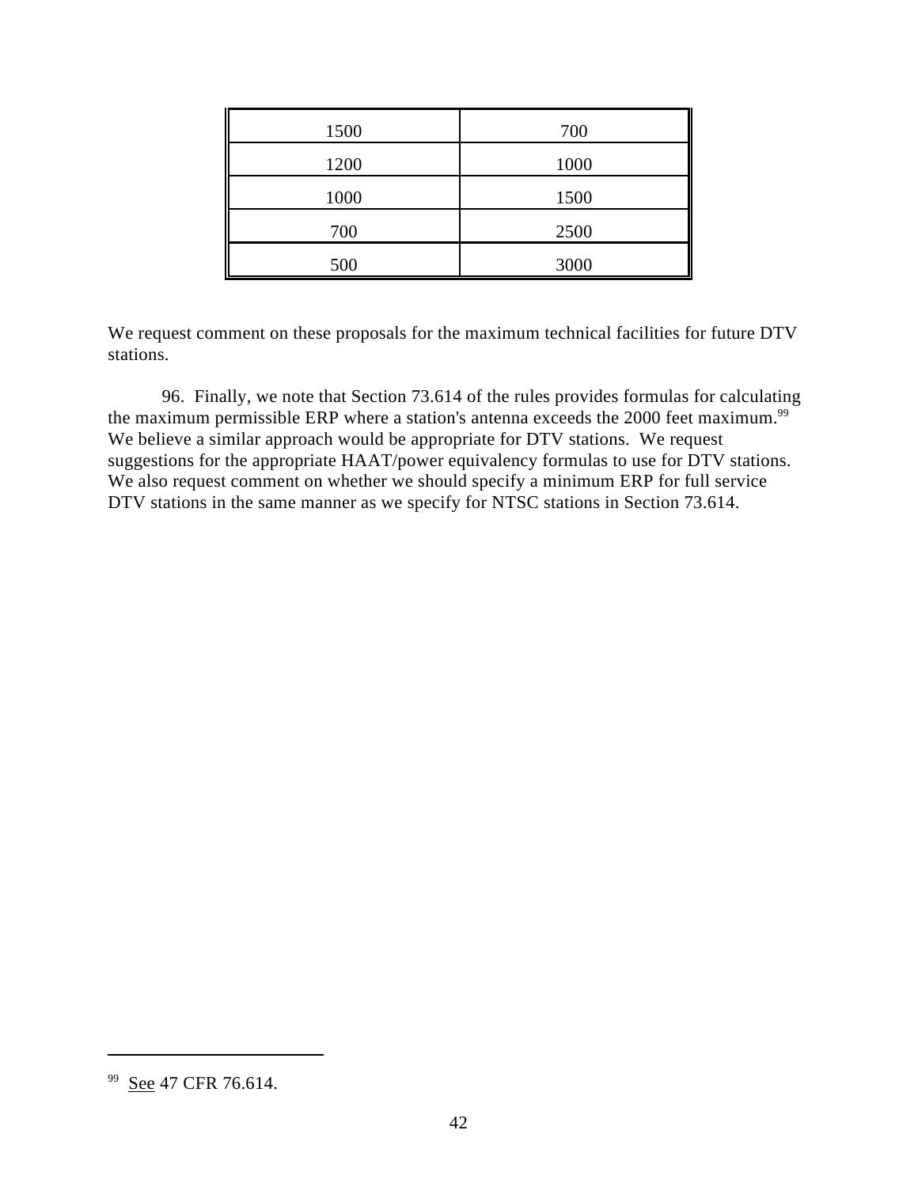| | |
|---|---|
| 1500 | 700 |
| 1200 | 1000 |
| 1000 | 1500 |
| 700 | 2500 |
| 500 | 3000 |

We request comment on these proposals for the maximum technical facilities for future DTV stations.

96. Finally, we note that Section 73.614 of the rules provides formulas for calculating the maximum permissible ERP where a station's antenna exceeds the 2000 feet maximum.[99] We believe a similar approach would be appropriate for DTV stations. We request suggestions for the appropriate HAAT/power equivalency formulas to use for DTV stations. We also request comment on whether we should specify a minimum ERP for full service DTV stations in the same manner as we specify for NTSC stations in Section 73.614.

---

[99] See 47 CFR 76.614.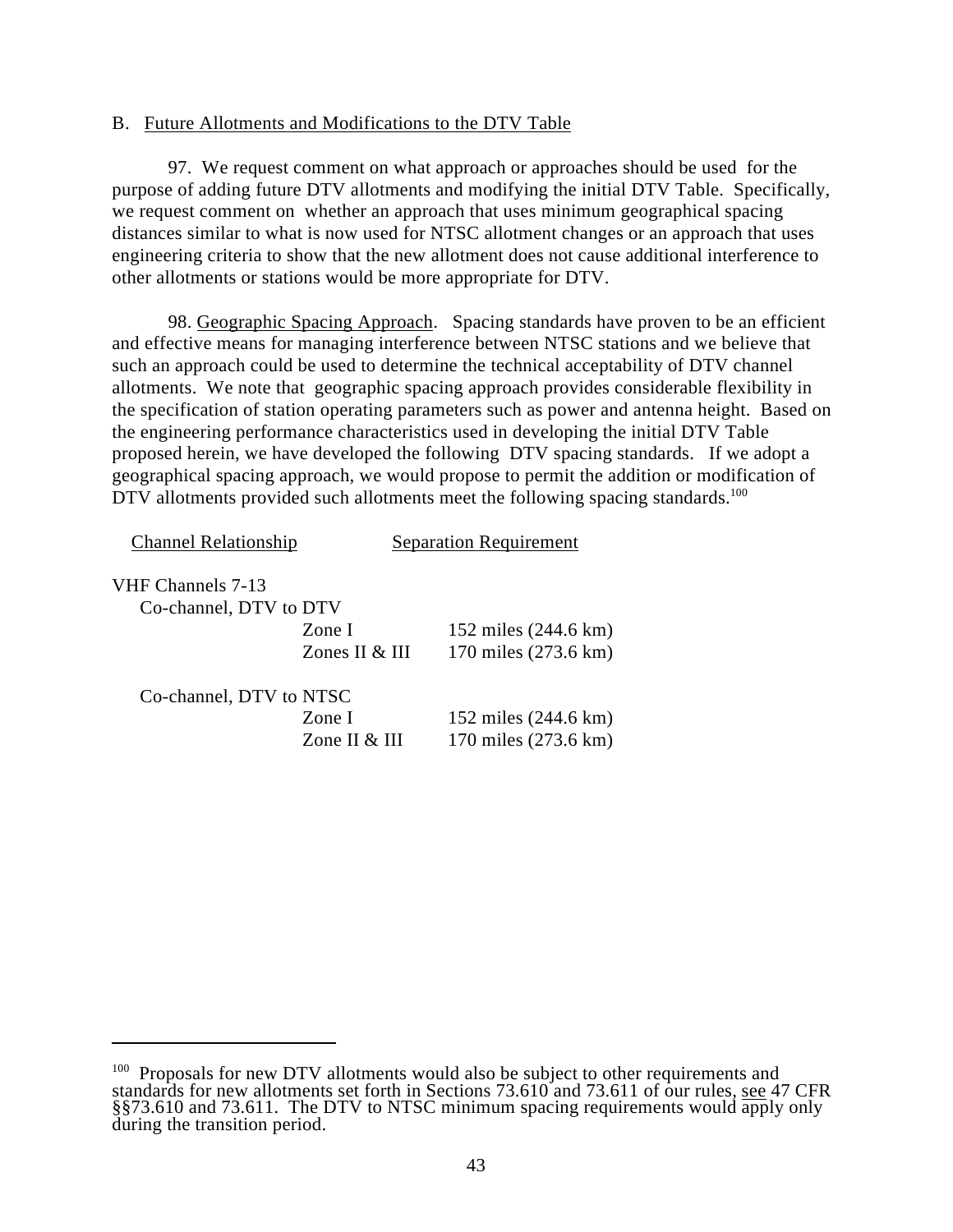## B. Future Allotments and Modifications to the DTV Table

97. We request comment on what approach or approaches should be used for the purpose of adding future DTV allotments and modifying the initial DTV Table. Specifically, we request comment on whether an approach that uses minimum geographical spacing distances similar to what is now used for NTSC allotment changes or an approach that uses engineering criteria to show that the new allotment does not cause additional interference to other allotments or stations would be more appropriate for DTV.

98. Geographic Spacing Approach. Spacing standards have proven to be an efficient and effective means for managing interference between NTSC stations and we believe that such an approach could be used to determine the technical acceptability of DTV channel allotments. We note that geographic spacing approach provides considerable flexibility in the specification of station operating parameters such as power and antenna height. Based on the engineering performance characteristics used in developing the initial DTV Table proposed herein, we have developed the following DTV spacing standards. If we adopt a geographical spacing approach, we would propose to permit the addition or modification of DTV allotments provided such allotments meet the following spacing standards.[100]

| Channel Relationship | | Separation Requirement |
|---|---|---|
| VHF Channels 7-13 | | |
| Co-channel, DTV to DTV | | |
| | Zone I | 152 miles (244.6 km) |
| | Zones II & III | 170 miles (273.6 km) |
| Co-channel, DTV to NTSC | | |
| | Zone I | 152 miles (244.6 km) |
| | Zone II & III | 170 miles (273.6 km) |

---

[100] Proposals for new DTV allotments would also be subject to other requirements and standards for new allotments set forth in Sections 73.610 and 73.611 of our rules, see 47 CFR §§73.610 and 73.611. The DTV to NTSC minimum spacing requirements would apply only during the transition period.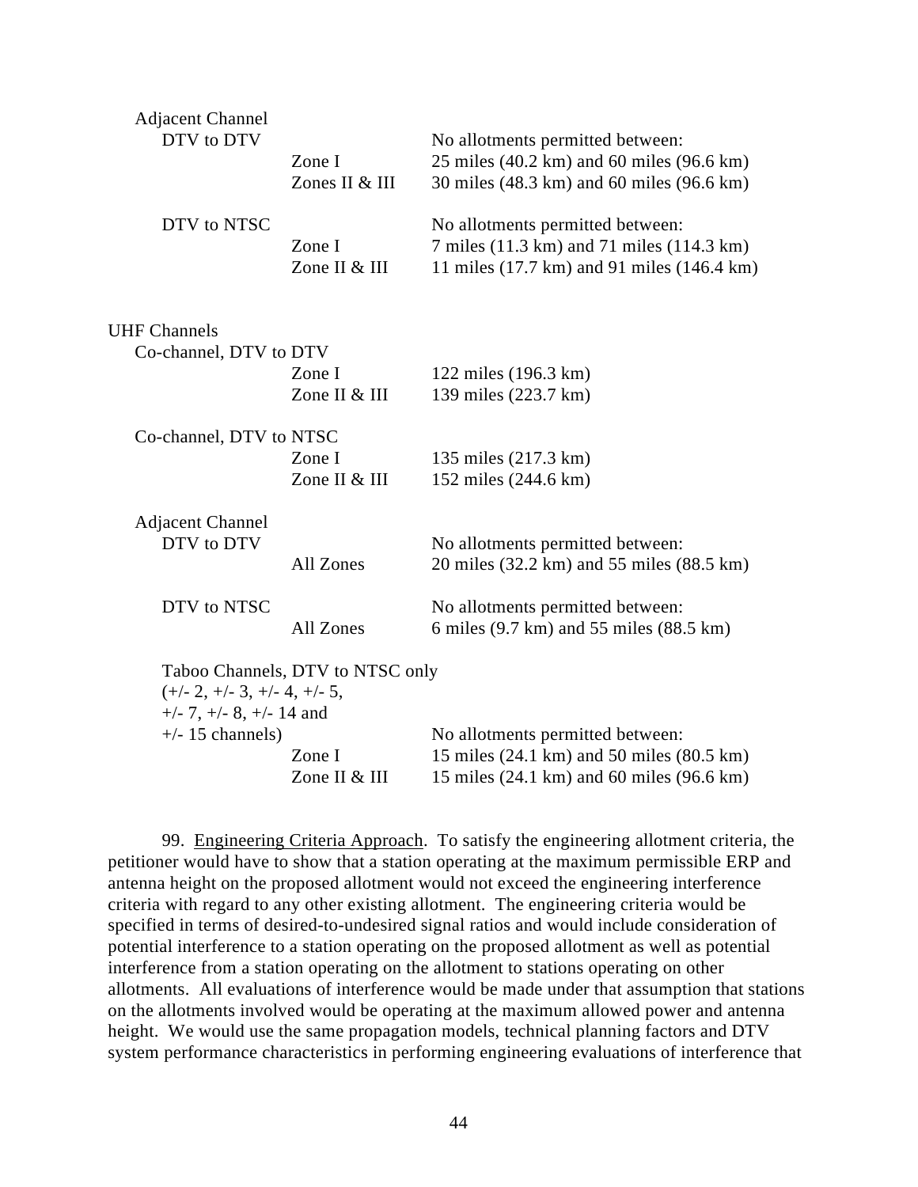| | | |
|---|---|---|
| Adjacent Channel | | |
| DTV to DTV | | No allotments permitted between: |
| | Zone I | 25 miles (40.2 km) and 60 miles (96.6 km) |
| | Zones II & III | 30 miles (48.3 km) and 60 miles (96.6 km) |
| DTV to NTSC | | No allotments permitted between: |
| | Zone I | 7 miles (11.3 km) and 71 miles (114.3 km) |
| | Zone II & III | 11 miles (17.7 km) and 91 miles (146.4 km) |
| UHF Channels | | |
| Co-channel, DTV to DTV | | |
| | Zone I | 122 miles (196.3 km) |
| | Zone II & III | 139 miles (223.7 km) |
| Co-channel, DTV to NTSC | | |
| | Zone I | 135 miles (217.3 km) |
| | Zone II & III | 152 miles (244.6 km) |
| Adjacent Channel | | |
| DTV to DTV | | No allotments permitted between: |
| | All Zones | 20 miles (32.2 km) and 55 miles (88.5 km) |
| DTV to NTSC | | No allotments permitted between: |
| | All Zones | 6 miles (9.7 km) and 55 miles (88.5 km) |
| Taboo Channels, DTV to NTSC only (+/- 2, +/- 3, +/- 4, +/- 5, +/- 7, +/- 8, +/- 14 and +/- 15 channels) | | No allotments permitted between: |
| | Zone I | 15 miles (24.1 km) and 50 miles (80.5 km) |
| | Zone II & III | 15 miles (24.1 km) and 60 miles (96.6 km) |

99. Engineering Criteria Approach. To satisfy the engineering allotment criteria, the petitioner would have to show that a station operating at the maximum permissible ERP and antenna height on the proposed allotment would not exceed the engineering interference criteria with regard to any other existing allotment. The engineering criteria would be specified in terms of desired-to-undesired signal ratios and would include consideration of potential interference to a station operating on the proposed allotment as well as potential interference from a station operating on the allotment to stations operating on other allotments. All evaluations of interference would be made under that assumption that stations on the allotments involved would be operating at the maximum allowed power and antenna height. We would use the same propagation models, technical planning factors and DTV system performance characteristics in performing engineering evaluations of interference that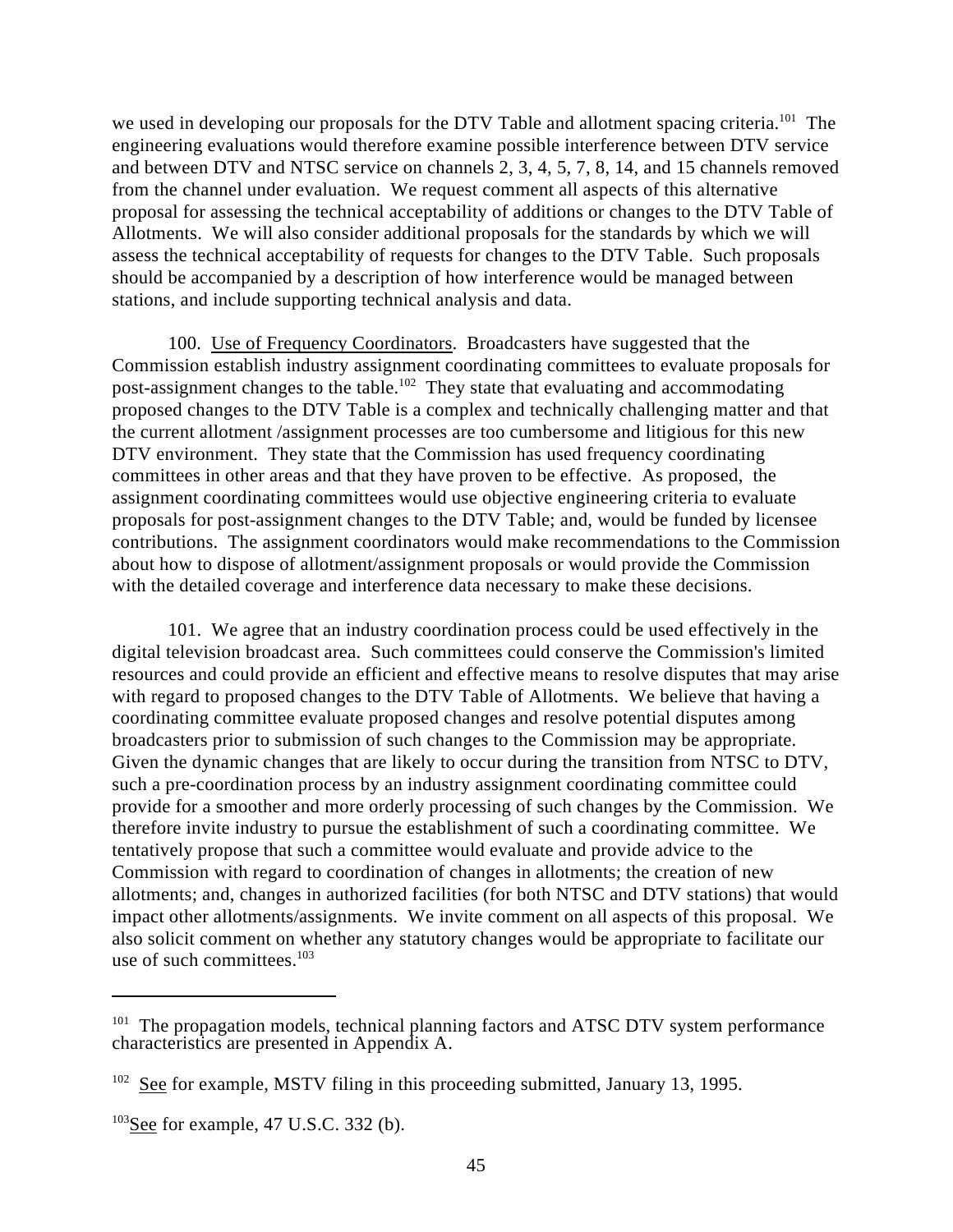we used in developing our proposals for the DTV Table and allotment spacing criteria.[101] The engineering evaluations would therefore examine possible interference between DTV service and between DTV and NTSC service on channels 2, 3, 4, 5, 7, 8, 14, and 15 channels removed from the channel under evaluation. We request comment all aspects of this alternative proposal for assessing the technical acceptability of additions or changes to the DTV Table of Allotments. We will also consider additional proposals for the standards by which we will assess the technical acceptability of requests for changes to the DTV Table. Such proposals should be accompanied by a description of how interference would be managed between stations, and include supporting technical analysis and data.

100. Use of Frequency Coordinators. Broadcasters have suggested that the Commission establish industry assignment coordinating committees to evaluate proposals for post-assignment changes to the table.[102] They state that evaluating and accommodating proposed changes to the DTV Table is a complex and technically challenging matter and that the current allotment /assignment processes are too cumbersome and litigious for this new DTV environment. They state that the Commission has used frequency coordinating committees in other areas and that they have proven to be effective. As proposed, the assignment coordinating committees would use objective engineering criteria to evaluate proposals for post-assignment changes to the DTV Table; and, would be funded by licensee contributions. The assignment coordinators would make recommendations to the Commission about how to dispose of allotment/assignment proposals or would provide the Commission with the detailed coverage and interference data necessary to make these decisions.

101. We agree that an industry coordination process could be used effectively in the digital television broadcast area. Such committees could conserve the Commission's limited resources and could provide an efficient and effective means to resolve disputes that may arise with regard to proposed changes to the DTV Table of Allotments. We believe that having a coordinating committee evaluate proposed changes and resolve potential disputes among broadcasters prior to submission of such changes to the Commission may be appropriate. Given the dynamic changes that are likely to occur during the transition from NTSC to DTV, such a pre-coordination process by an industry assignment coordinating committee could provide for a smoother and more orderly processing of such changes by the Commission. We therefore invite industry to pursue the establishment of such a coordinating committee. We tentatively propose that such a committee would evaluate and provide advice to the Commission with regard to coordination of changes in allotments; the creation of new allotments; and, changes in authorized facilities (for both NTSC and DTV stations) that would impact other allotments/assignments. We invite comment on all aspects of this proposal. We also solicit comment on whether any statutory changes would be appropriate to facilitate our use of such committees.[103]

---

[101] The propagation models, technical planning factors and ATSC DTV system performance characteristics are presented in Appendix A.

[102] See for example, MSTV filing in this proceeding submitted, January 13, 1995.

[103] See for example, 47 U.S.C. 332 (b).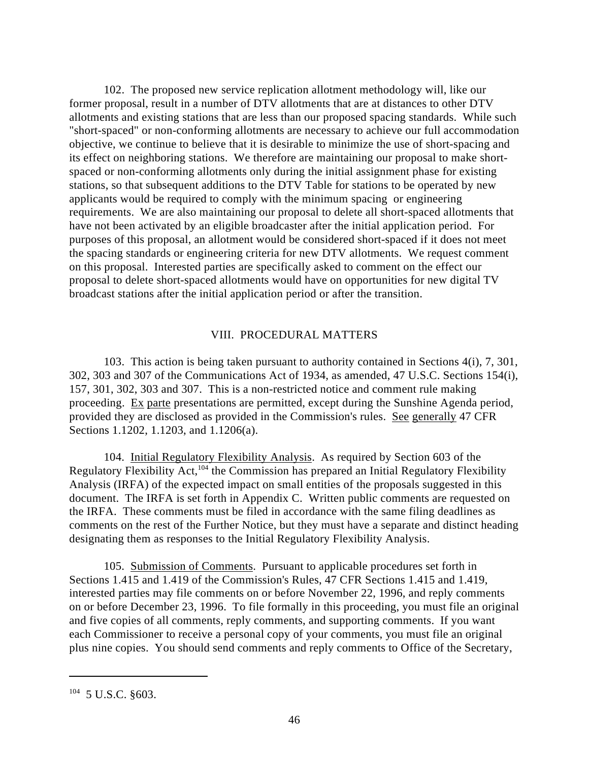102. The proposed new service replication allotment methodology will, like our former proposal, result in a number of DTV allotments that are at distances to other DTV allotments and existing stations that are less than our proposed spacing standards. While such "short-spaced" or non-conforming allotments are necessary to achieve our full accommodation objective, we continue to believe that it is desirable to minimize the use of short-spacing and its effect on neighboring stations. We therefore are maintaining our proposal to make short-spaced or non-conforming allotments only during the initial assignment phase for existing stations, so that subsequent additions to the DTV Table for stations to be operated by new applicants would be required to comply with the minimum spacing or engineering requirements. We are also maintaining our proposal to delete all short-spaced allotments that have not been activated by an eligible broadcaster after the initial application period. For purposes of this proposal, an allotment would be considered short-spaced if it does not meet the spacing standards or engineering criteria for new DTV allotments. We request comment on this proposal. Interested parties are specifically asked to comment on the effect our proposal to delete short-spaced allotments would have on opportunities for new digital TV broadcast stations after the initial application period or after the transition.

## VIII. PROCEDURAL MATTERS

103. This action is being taken pursuant to authority contained in Sections 4(i), 7, 301, 302, 303 and 307 of the Communications Act of 1934, as amended, 47 U.S.C. Sections 154(i), 157, 301, 302, 303 and 307. This is a non-restricted notice and comment rule making proceeding. Ex parte presentations are permitted, except during the Sunshine Agenda period, provided they are disclosed as provided in the Commission's rules. See generally 47 CFR Sections 1.1202, 1.1203, and 1.1206(a).

104. Initial Regulatory Flexibility Analysis. As required by Section 603 of the Regulatory Flexibility Act,[104] the Commission has prepared an Initial Regulatory Flexibility Analysis (IRFA) of the expected impact on small entities of the proposals suggested in this document. The IRFA is set forth in Appendix C. Written public comments are requested on the IRFA. These comments must be filed in accordance with the same filing deadlines as comments on the rest of the Further Notice, but they must have a separate and distinct heading designating them as responses to the Initial Regulatory Flexibility Analysis.

105. Submission of Comments. Pursuant to applicable procedures set forth in Sections 1.415 and 1.419 of the Commission's Rules, 47 CFR Sections 1.415 and 1.419, interested parties may file comments on or before November 22, 1996, and reply comments on or before December 23, 1996. To file formally in this proceeding, you must file an original and five copies of all comments, reply comments, and supporting comments. If you want each Commissioner to receive a personal copy of your comments, you must file an original plus nine copies. You should send comments and reply comments to Office of the Secretary,

---

[104] 5 U.S.C. §603.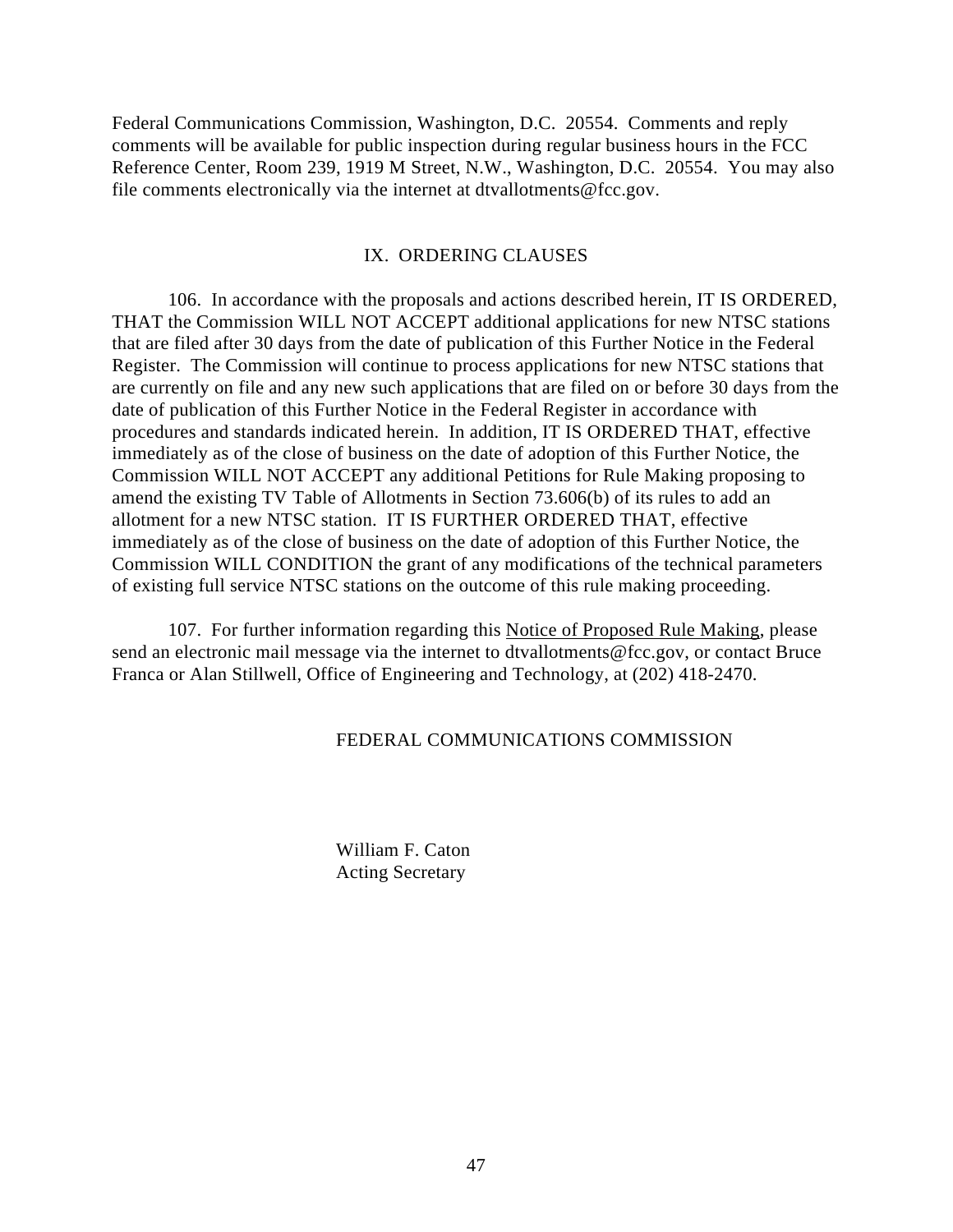Federal Communications Commission, Washington, D.C. 20554. Comments and reply comments will be available for public inspection during regular business hours in the FCC Reference Center, Room 239, 1919 M Street, N.W., Washington, D.C. 20554. You may also file comments electronically via the internet at dtvallotments@fcc.gov.

## IX. ORDERING CLAUSES

106. In accordance with the proposals and actions described herein, IT IS ORDERED, THAT the Commission WILL NOT ACCEPT additional applications for new NTSC stations that are filed after 30 days from the date of publication of this Further Notice in the Federal Register. The Commission will continue to process applications for new NTSC stations that are currently on file and any new such applications that are filed on or before 30 days from the date of publication of this Further Notice in the Federal Register in accordance with procedures and standards indicated herein. In addition, IT IS ORDERED THAT, effective immediately as of the close of business on the date of adoption of this Further Notice, the Commission WILL NOT ACCEPT any additional Petitions for Rule Making proposing to amend the existing TV Table of Allotments in Section 73.606(b) of its rules to add an allotment for a new NTSC station. IT IS FURTHER ORDERED THAT, effective immediately as of the close of business on the date of adoption of this Further Notice, the Commission WILL CONDITION the grant of any modifications of the technical parameters of existing full service NTSC stations on the outcome of this rule making proceeding.

107. For further information regarding this Notice of Proposed Rule Making, please send an electronic mail message via the internet to dtvallotments@fcc.gov, or contact Bruce Franca or Alan Stillwell, Office of Engineering and Technology, at (202) 418-2470.

FEDERAL COMMUNICATIONS COMMISSION

William F. Caton
Acting Secretary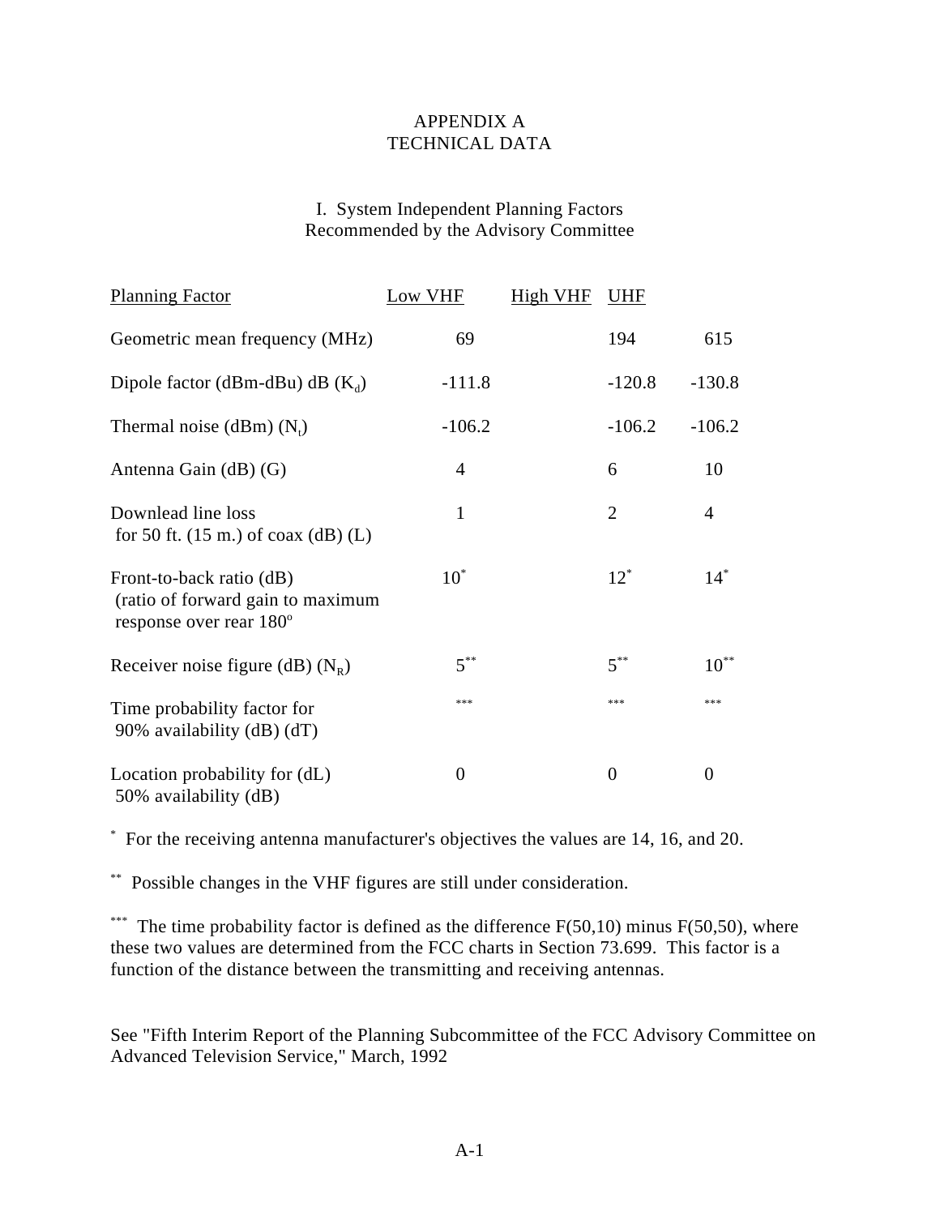# APPENDIX A
# TECHNICAL DATA

## I. System Independent Planning Factors Recommended by the Advisory Committee

| Planning Factor | Low VHF | High VHF | UHF |
|---|---|---|---|
| Geometric mean frequency (MHz) | 69 | 194 | 615 |
| Dipole factor (dBm-dBu) dB ($K_d$) | -111.8 | -120.8 | -130.8 |
| Thermal noise (dBm) ($N_t$) | -106.2 | -106.2 | -106.2 |
| Antenna Gain (dB) (G) | 4 | 6 | 10 |
| Downlead line loss for 50 ft. (15 m.) of coax (dB) (L) | 1 | 2 | 4 |
| Front-to-back ratio (dB) (ratio of forward gain to maximum response over rear 180°) | 10* | 12* | 14* |
| Receiver noise figure (dB) ($N_R$) | 5** | 5** | 10** |
| Time probability factor for 90% availability (dB) (dT) | *** | *** | *** |
| Location probability for (dL) 50% availability (dB) | 0 | 0 | 0 |

\* For the receiving antenna manufacturer's objectives the values are 14, 16, and 20.

** Possible changes in the VHF figures are still under consideration.

*** The time probability factor is defined as the difference F(50,10) minus F(50,50), where these two values are determined from the FCC charts in Section 73.699. This factor is a function of the distance between the transmitting and receiving antennas.

See "Fifth Interim Report of the Planning Subcommittee of the FCC Advisory Committee on Advanced Television Service," March, 1992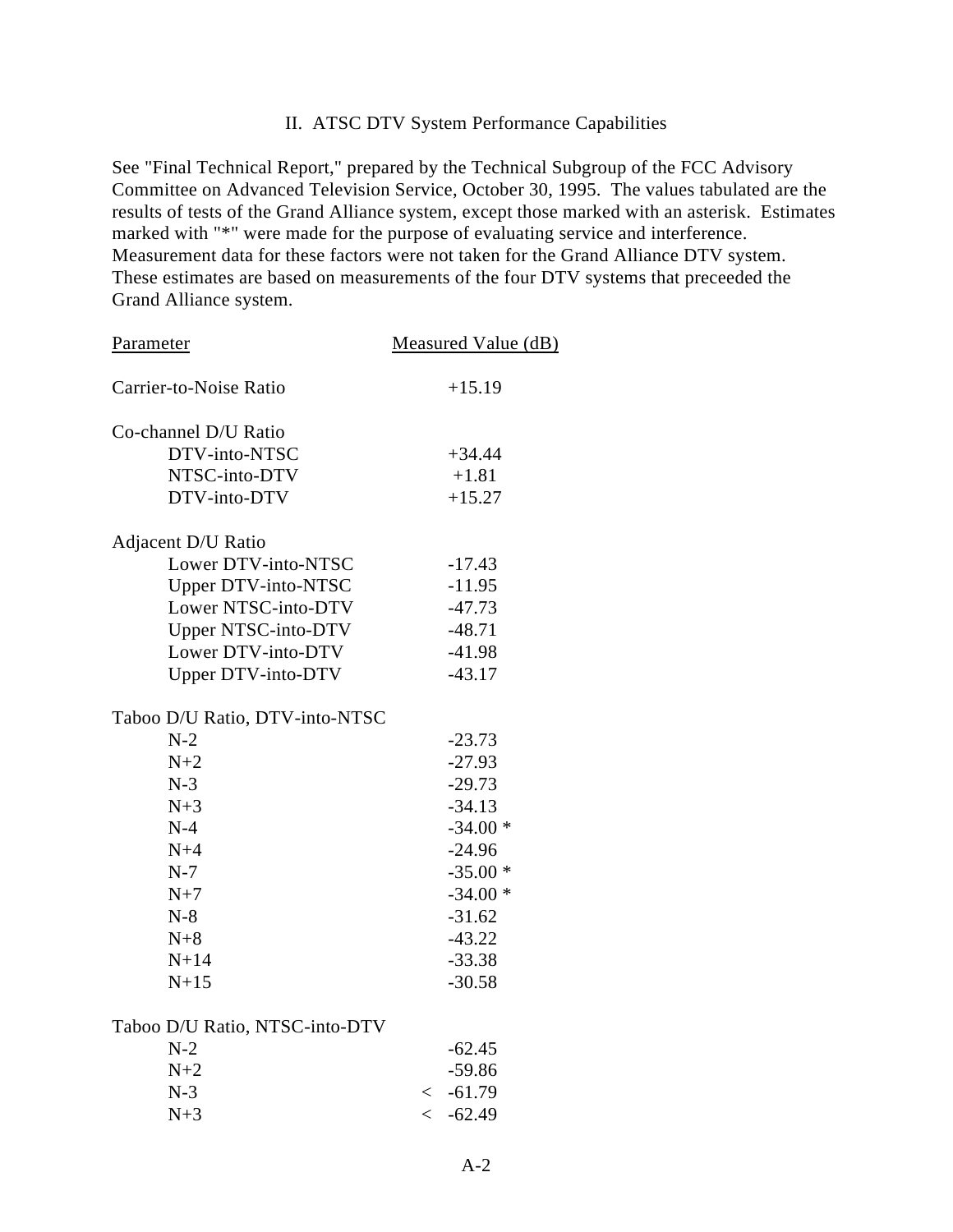## II. ATSC DTV System Performance Capabilities

See "Final Technical Report," prepared by the Technical Subgroup of the FCC Advisory Committee on Advanced Television Service, October 30, 1995. The values tabulated are the results of tests of the Grand Alliance system, except those marked with an asterisk. Estimates marked with "*" were made for the purpose of evaluating service and interference. Measurement data for these factors were not taken for the Grand Alliance DTV system. These estimates are based on measurements of the four DTV systems that preceeded the Grand Alliance system.

| Parameter | Measured Value (dB) |
|---|---|
| Carrier-to-Noise Ratio | +15.19 |
| **Co-channel D/U Ratio** | |
| DTV-into-NTSC | +34.44 |
| NTSC-into-DTV | +1.81 |
| DTV-into-DTV | +15.27 |
| **Adjacent D/U Ratio** | |
| Lower DTV-into-NTSC | -17.43 |
| Upper DTV-into-NTSC | -11.95 |
| Lower NTSC-into-DTV | -47.73 |
| Upper NTSC-into-DTV | -48.71 |
| Lower DTV-into-DTV | -41.98 |
| Upper DTV-into-DTV | -43.17 |
| **Taboo D/U Ratio, DTV-into-NTSC** | |
| N-2 | -23.73 |
| N+2 | -27.93 |
| N-3 | -29.73 |
| N+3 | -34.13 |
| N-4 | -34.00 * |
| N+4 | -24.96 |
| N-7 | -35.00 * |
| N+7 | -34.00 * |
| N-8 | -31.62 |
| N+8 | -43.22 |
| N+14 | -33.38 |
| N+15 | -30.58 |
| **Taboo D/U Ratio, NTSC-into-DTV** | |
| N-2 | -62.45 |
| N+2 | -59.86 |
| N-3 | < -61.79 |
| N+3 | < -62.49 |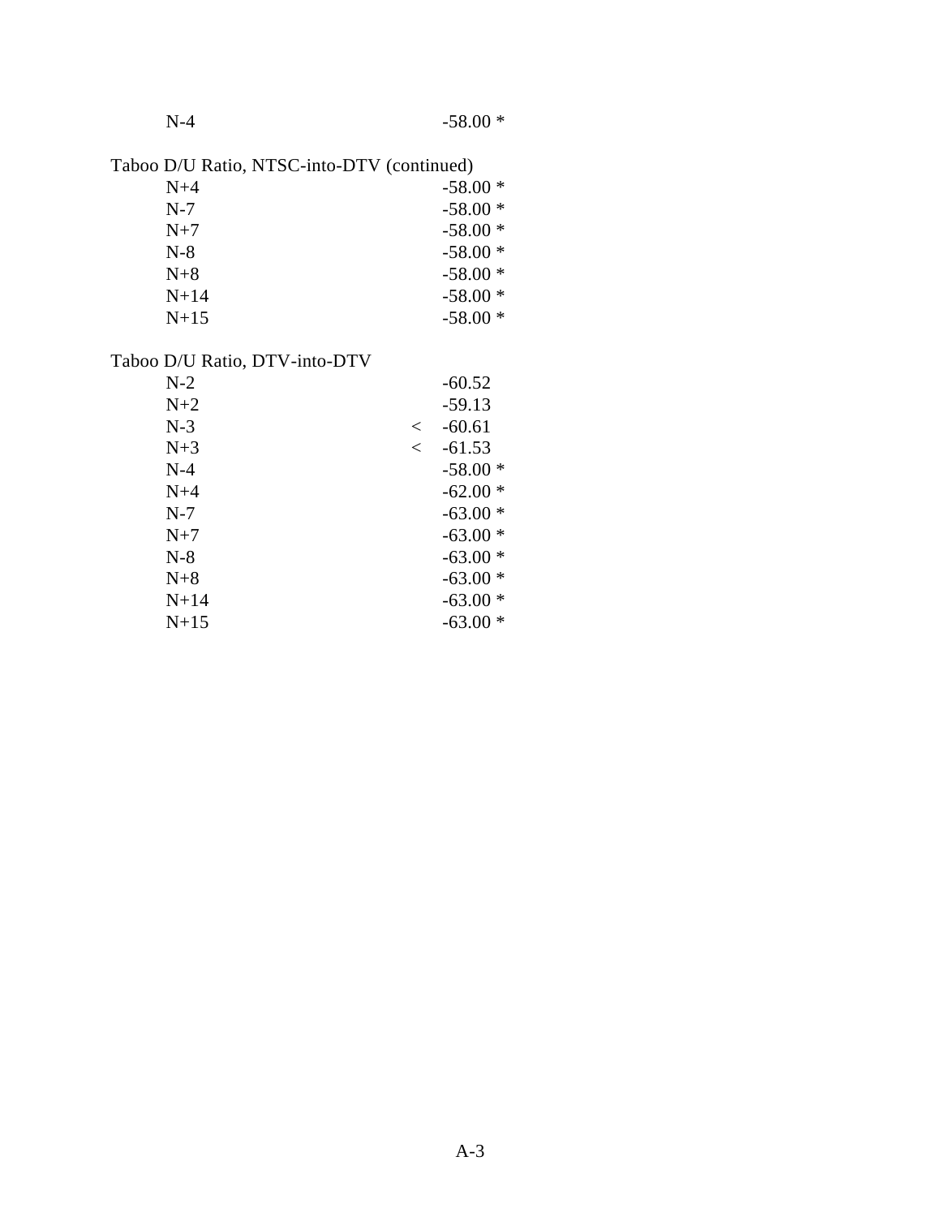| | | |
|---|---|---|
| N-4 | | -58.00 * |

Taboo D/U Ratio, NTSC-into-DTV (continued)

| | | |
|---|---|---|
| N+4 | | -58.00 * |
| N-7 | | -58.00 * |
| N+7 | | -58.00 * |
| N-8 | | -58.00 * |
| N+8 | | -58.00 * |
| N+14 | | -58.00 * |
| N+15 | | -58.00 * |

Taboo D/U Ratio, DTV-into-DTV

| | | |
|---|---|---|
| N-2 | | -60.52 |
| N+2 | | -59.13 |
| N-3 | < | -60.61 |
| N+3 | < | -61.53 |
| N-4 | | -58.00 * |
| N+4 | | -62.00 * |
| N-7 | | -63.00 * |
| N+7 | | -63.00 * |
| N-8 | | -63.00 * |
| N+8 | | -63.00 * |
| N+14 | | -63.00 * |
| N+15 | | -63.00 * |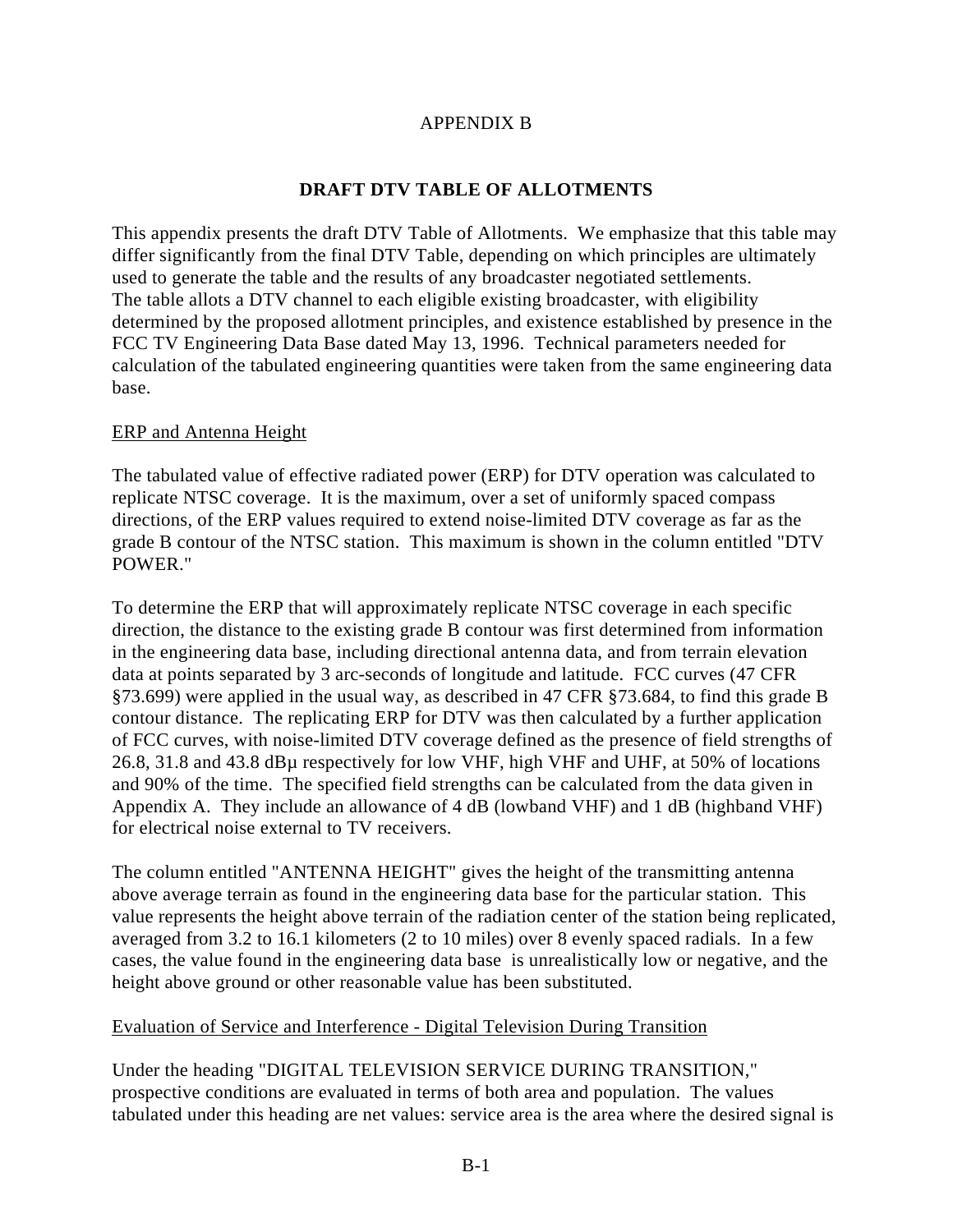APPENDIX B

## DRAFT DTV TABLE OF ALLOTMENTS

This appendix presents the draft DTV Table of Allotments. We emphasize that this table may differ significantly from the final DTV Table, depending on which principles are ultimately used to generate the table and the results of any broadcaster negotiated settlements. The table allots a DTV channel to each eligible existing broadcaster, with eligibility determined by the proposed allotment principles, and existence established by presence in the FCC TV Engineering Data Base dated May 13, 1996. Technical parameters needed for calculation of the tabulated engineering quantities were taken from the same engineering data base.

<u>ERP and Antenna Height</u>

The tabulated value of effective radiated power (ERP) for DTV operation was calculated to replicate NTSC coverage. It is the maximum, over a set of uniformly spaced compass directions, of the ERP values required to extend noise-limited DTV coverage as far as the grade B contour of the NTSC station. This maximum is shown in the column entitled "DTV POWER."

To determine the ERP that will approximately replicate NTSC coverage in each specific direction, the distance to the existing grade B contour was first determined from information in the engineering data base, including directional antenna data, and from terrain elevation data at points separated by 3 arc-seconds of longitude and latitude. FCC curves (47 CFR §73.699) were applied in the usual way, as described in 47 CFR §73.684, to find this grade B contour distance. The replicating ERP for DTV was then calculated by a further application of FCC curves, with noise-limited DTV coverage defined as the presence of field strengths of 26.8, 31.8 and 43.8 dBμ respectively for low VHF, high VHF and UHF, at 50% of locations and 90% of the time. The specified field strengths can be calculated from the data given in Appendix A. They include an allowance of 4 dB (lowband VHF) and 1 dB (highband VHF) for electrical noise external to TV receivers.

The column entitled "ANTENNA HEIGHT" gives the height of the transmitting antenna above average terrain as found in the engineering data base for the particular station. This value represents the height above terrain of the radiation center of the station being replicated, averaged from 3.2 to 16.1 kilometers (2 to 10 miles) over 8 evenly spaced radials. In a few cases, the value found in the engineering data base is unrealistically low or negative, and the height above ground or other reasonable value has been substituted.

<u>Evaluation of Service and Interference - Digital Television During Transition</u>

Under the heading "DIGITAL TELEVISION SERVICE DURING TRANSITION," prospective conditions are evaluated in terms of both area and population. The values tabulated under this heading are net values: service area is the area where the desired signal is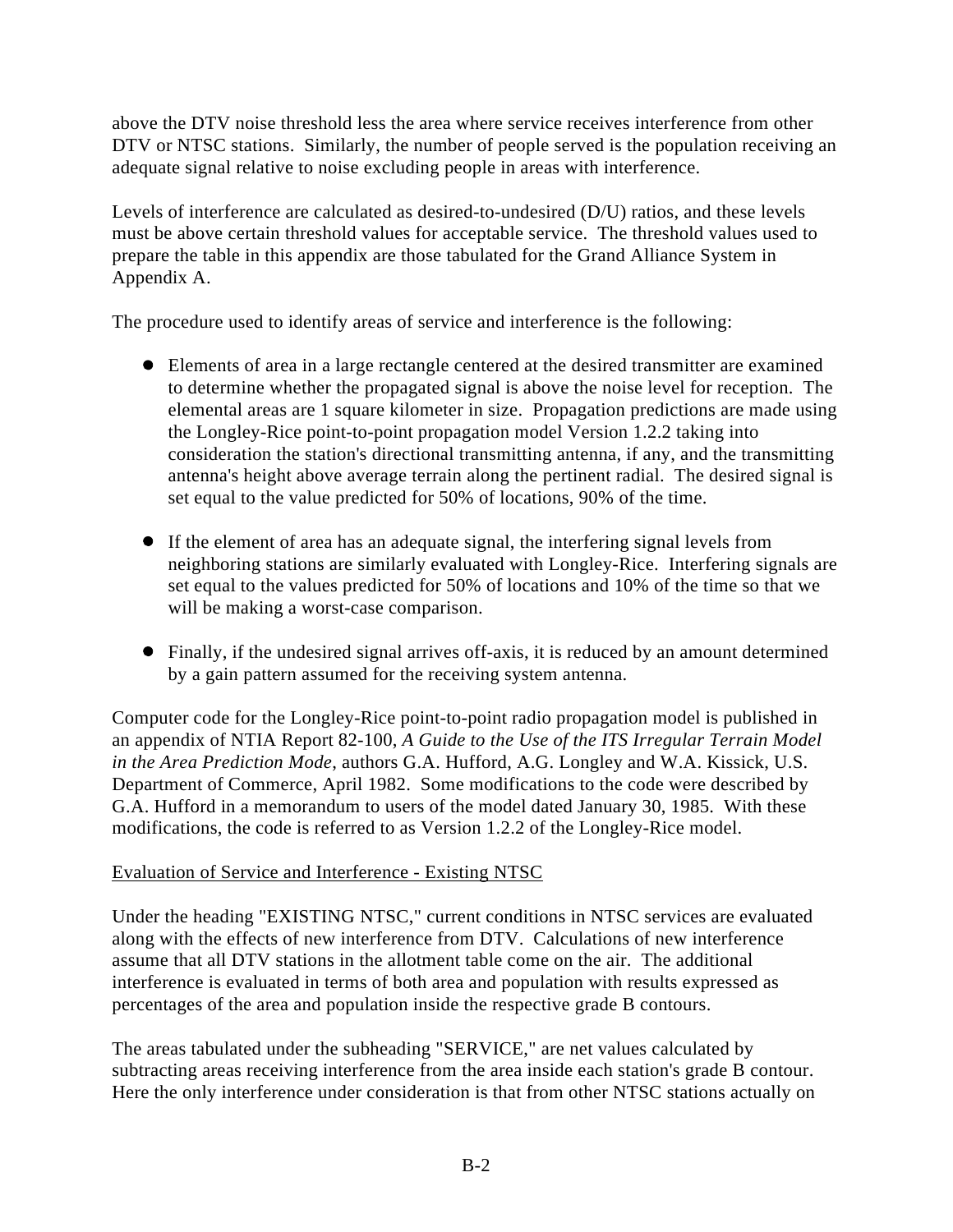above the DTV noise threshold less the area where service receives interference from other DTV or NTSC stations. Similarly, the number of people served is the population receiving an adequate signal relative to noise excluding people in areas with interference.

Levels of interference are calculated as desired-to-undesired (D/U) ratios, and these levels must be above certain threshold values for acceptable service. The threshold values used to prepare the table in this appendix are those tabulated for the Grand Alliance System in Appendix A.

The procedure used to identify areas of service and interference is the following:

- Elements of area in a large rectangle centered at the desired transmitter are examined to determine whether the propagated signal is above the noise level for reception. The elemental areas are 1 square kilometer in size. Propagation predictions are made using the Longley-Rice point-to-point propagation model Version 1.2.2 taking into consideration the station's directional transmitting antenna, if any, and the transmitting antenna's height above average terrain along the pertinent radial. The desired signal is set equal to the value predicted for 50% of locations, 90% of the time.

- If the element of area has an adequate signal, the interfering signal levels from neighboring stations are similarly evaluated with Longley-Rice. Interfering signals are set equal to the values predicted for 50% of locations and 10% of the time so that we will be making a worst-case comparison.

- Finally, if the undesired signal arrives off-axis, it is reduced by an amount determined by a gain pattern assumed for the receiving system antenna.

Computer code for the Longley-Rice point-to-point radio propagation model is published in an appendix of NTIA Report 82-100, *A Guide to the Use of the ITS Irregular Terrain Model in the Area Prediction Mode,* authors G.A. Hufford, A.G. Longley and W.A. Kissick, U.S. Department of Commerce, April 1982. Some modifications to the code were described by G.A. Hufford in a memorandum to users of the model dated January 30, 1985. With these modifications, the code is referred to as Version 1.2.2 of the Longley-Rice model.

Evaluation of Service and Interference - Existing NTSC

Under the heading "EXISTING NTSC," current conditions in NTSC services are evaluated along with the effects of new interference from DTV. Calculations of new interference assume that all DTV stations in the allotment table come on the air. The additional interference is evaluated in terms of both area and population with results expressed as percentages of the area and population inside the respective grade B contours.

The areas tabulated under the subheading "SERVICE," are net values calculated by subtracting areas receiving interference from the area inside each station's grade B contour. Here the only interference under consideration is that from other NTSC stations actually on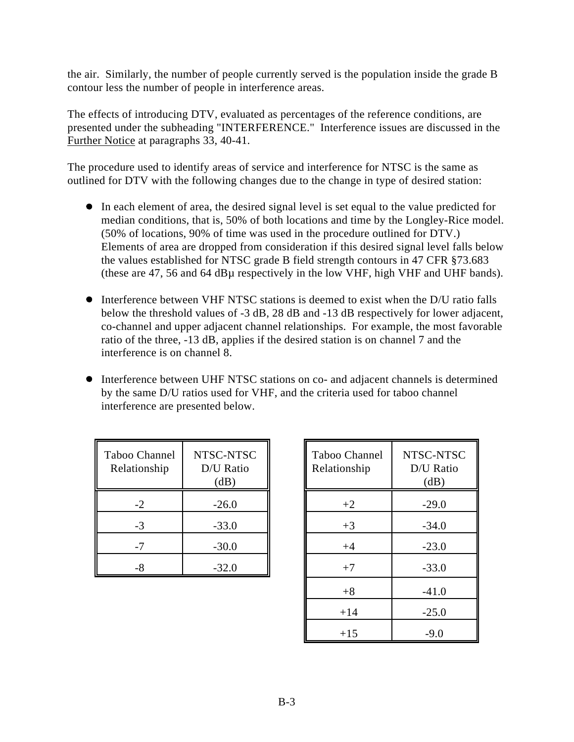the air. Similarly, the number of people currently served is the population inside the grade B contour less the number of people in interference areas.

The effects of introducing DTV, evaluated as percentages of the reference conditions, are presented under the subheading "INTERFERENCE." Interference issues are discussed in the Further Notice at paragraphs 33, 40-41.

The procedure used to identify areas of service and interference for NTSC is the same as outlined for DTV with the following changes due to the change in type of desired station:

- In each element of area, the desired signal level is set equal to the value predicted for median conditions, that is, 50% of both locations and time by the Longley-Rice model. (50% of locations, 90% of time was used in the procedure outlined for DTV.) Elements of area are dropped from consideration if this desired signal level falls below the values established for NTSC grade B field strength contours in 47 CFR §73.683 (these are 47, 56 and 64 dBμ respectively in the low VHF, high VHF and UHF bands).

- Interference between VHF NTSC stations is deemed to exist when the D/U ratio falls below the threshold values of -3 dB, 28 dB and -13 dB respectively for lower adjacent, co-channel and upper adjacent channel relationships. For example, the most favorable ratio of the three, -13 dB, applies if the desired station is on channel 7 and the interference is on channel 8.

- Interference between UHF NTSC stations on co- and adjacent channels is determined by the same D/U ratios used for VHF, and the criteria used for taboo channel interference are presented below.

| Taboo Channel Relationship | NTSC-NTSC D/U Ratio (dB) |
|---|---|
| -2 | -26.0 |
| -3 | -33.0 |
| -7 | -30.0 |
| -8 | -32.0 |

| Taboo Channel Relationship | NTSC-NTSC D/U Ratio (dB) |
|---|---|
| +2 | -29.0 |
| +3 | -34.0 |
| +4 | -23.0 |
| +7 | -33.0 |
| +8 | -41.0 |
| +14 | -25.0 |
| +15 | -9.0 |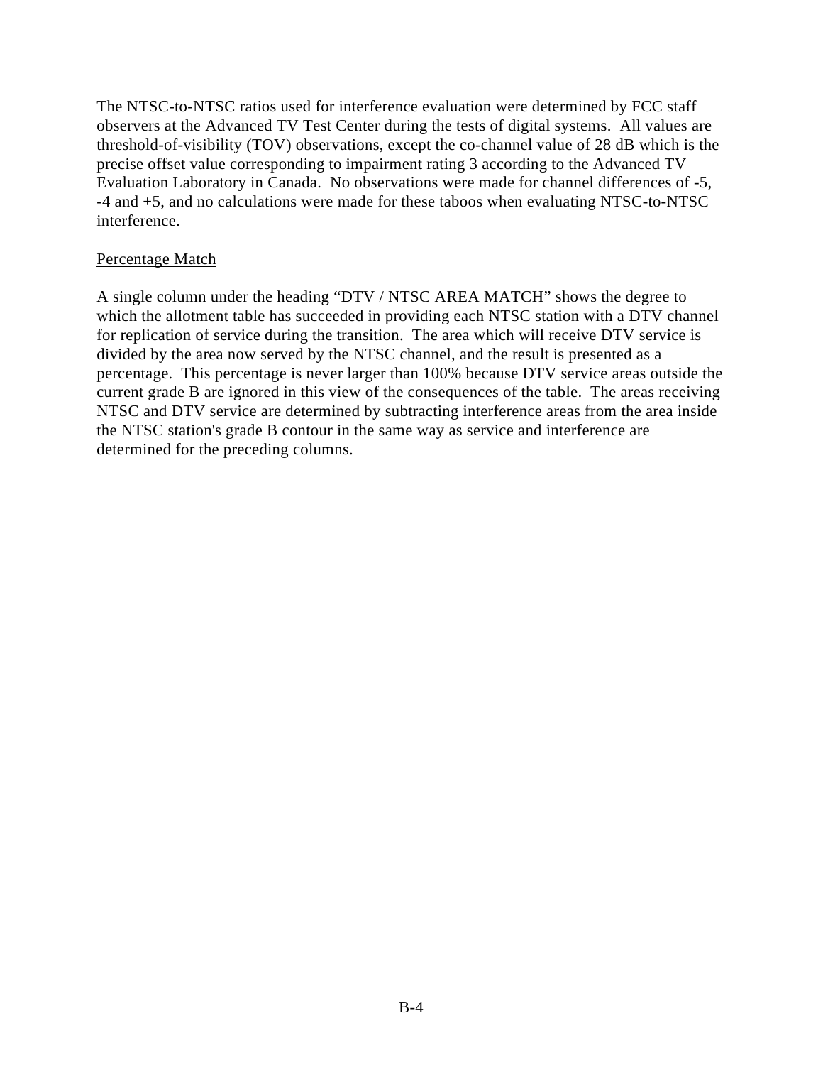The NTSC-to-NTSC ratios used for interference evaluation were determined by FCC staff observers at the Advanced TV Test Center during the tests of digital systems. All values are threshold-of-visibility (TOV) observations, except the co-channel value of 28 dB which is the precise offset value corresponding to impairment rating 3 according to the Advanced TV Evaluation Laboratory in Canada. No observations were made for channel differences of -5, -4 and +5, and no calculations were made for these taboos when evaluating NTSC-to-NTSC interference.

<u>Percentage Match</u>

A single column under the heading “DTV / NTSC AREA MATCH” shows the degree to which the allotment table has succeeded in providing each NTSC station with a DTV channel for replication of service during the transition. The area which will receive DTV service is divided by the area now served by the NTSC channel, and the result is presented as a percentage. This percentage is never larger than 100% because DTV service areas outside the current grade B are ignored in this view of the consequences of the table. The areas receiving NTSC and DTV service are determined by subtracting interference areas from the area inside the NTSC station's grade B contour in the same way as service and interference are determined for the preceding columns.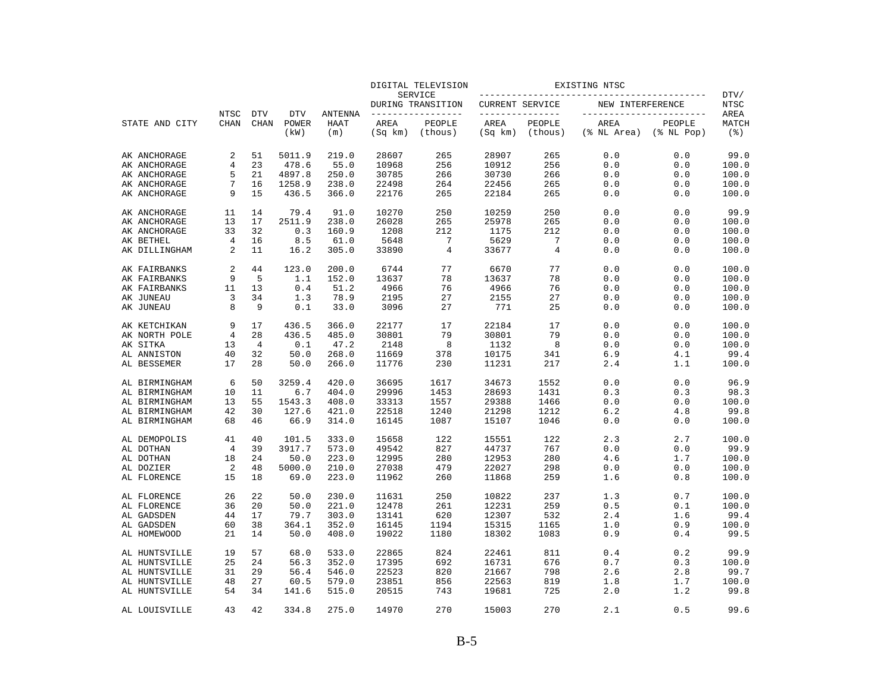| STATE AND CITY | NTSC CHAN | DTV CHAN | DTV POWER (kW) | ANTENNA HAAT (m) | DIGITAL TELEVISION SERVICE DURING TRANSITION AREA (Sq km) | DIGITAL TELEVISION SERVICE DURING TRANSITION PEOPLE (thous) | EXISTING NTSC CURRENT SERVICE AREA (Sq km) | EXISTING NTSC CURRENT SERVICE PEOPLE (thous) | EXISTING NTSC NEW INTERFERENCE AREA (% NL Area) | EXISTING NTSC NEW INTERFERENCE PEOPLE (% NL Pop) | DTV/ NTSC AREA MATCH (%) |
|---|---|---|---|---|---|---|---|---|---|---|---|
| AK ANCHORAGE | 2 | 51 | 5011.9 | 219.0 | 28607 | 265 | 28907 | 265 | 0.0 | 0.0 | 99.0 |
| AK ANCHORAGE | 4 | 23 | 478.6 | 55.0 | 10968 | 256 | 10912 | 256 | 0.0 | 0.0 | 100.0 |
| AK ANCHORAGE | 5 | 21 | 4897.8 | 250.0 | 30785 | 266 | 30730 | 266 | 0.0 | 0.0 | 100.0 |
| AK ANCHORAGE | 7 | 16 | 1258.9 | 238.0 | 22498 | 264 | 22456 | 265 | 0.0 | 0.0 | 100.0 |
| AK ANCHORAGE | 9 | 15 | 436.5 | 366.0 | 22176 | 265 | 22184 | 265 | 0.0 | 0.0 | 100.0 |
| AK ANCHORAGE | 11 | 14 | 79.4 | 91.0 | 10270 | 250 | 10259 | 250 | 0.0 | 0.0 | 99.9 |
| AK ANCHORAGE | 13 | 17 | 2511.9 | 238.0 | 26028 | 265 | 25978 | 265 | 0.0 | 0.0 | 100.0 |
| AK ANCHORAGE | 33 | 32 | 0.3 | 160.9 | 1208 | 212 | 1175 | 212 | 0.0 | 0.0 | 100.0 |
| AK BETHEL | 4 | 16 | 8.5 | 61.0 | 5648 | 7 | 5629 | 7 | 0.0 | 0.0 | 100.0 |
| AK DILLINGHAM | 2 | 11 | 16.2 | 305.0 | 33890 | 4 | 33677 | 4 | 0.0 | 0.0 | 100.0 |
| AK FAIRBANKS | 2 | 44 | 123.0 | 200.0 | 6744 | 77 | 6670 | 77 | 0.0 | 0.0 | 100.0 |
| AK FAIRBANKS | 9 | 5 | 1.1 | 152.0 | 13637 | 78 | 13637 | 78 | 0.0 | 0.0 | 100.0 |
| AK FAIRBANKS | 11 | 13 | 0.4 | 51.2 | 4966 | 76 | 4966 | 76 | 0.0 | 0.0 | 100.0 |
| AK JUNEAU | 3 | 34 | 1.3 | 78.9 | 2195 | 27 | 2155 | 27 | 0.0 | 0.0 | 100.0 |
| AK JUNEAU | 8 | 9 | 0.1 | 33.0 | 3096 | 27 | 771 | 25 | 0.0 | 0.0 | 100.0 |
| AK KETCHIKAN | 9 | 17 | 436.5 | 366.0 | 22177 | 17 | 22184 | 17 | 0.0 | 0.0 | 100.0 |
| AK NORTH POLE | 4 | 28 | 436.5 | 485.0 | 30801 | 79 | 30801 | 79 | 0.0 | 0.0 | 100.0 |
| AK SITKA | 13 | 4 | 0.1 | 47.2 | 2148 | 8 | 1132 | 8 | 0.0 | 0.0 | 100.0 |
| AL ANNISTON | 40 | 32 | 50.0 | 268.0 | 11669 | 378 | 10175 | 341 | 6.9 | 4.1 | 99.4 |
| AL BESSEMER | 17 | 28 | 50.0 | 266.0 | 11776 | 230 | 11231 | 217 | 2.4 | 1.1 | 100.0 |
| AL BIRMINGHAM | 6 | 50 | 3259.4 | 420.0 | 36695 | 1617 | 34673 | 1552 | 0.0 | 0.0 | 96.9 |
| AL BIRMINGHAM | 10 | 11 | 6.7 | 404.0 | 29996 | 1453 | 28693 | 1431 | 0.3 | 0.3 | 98.3 |
| AL BIRMINGHAM | 13 | 55 | 1543.3 | 408.0 | 33313 | 1557 | 29388 | 1466 | 0.0 | 0.0 | 100.0 |
| AL BIRMINGHAM | 42 | 30 | 127.6 | 421.0 | 22518 | 1240 | 21298 | 1212 | 6.2 | 4.8 | 99.8 |
| AL BIRMINGHAM | 68 | 46 | 66.9 | 314.0 | 16145 | 1087 | 15107 | 1046 | 0.0 | 0.0 | 100.0 |
| AL DEMOPOLIS | 41 | 40 | 101.5 | 333.0 | 15658 | 122 | 15551 | 122 | 2.3 | 2.7 | 100.0 |
| AL DOTHAN | 4 | 39 | 3917.7 | 573.0 | 49542 | 827 | 44737 | 767 | 0.0 | 0.0 | 99.9 |
| AL DOTHAN | 18 | 24 | 50.0 | 223.0 | 12995 | 280 | 12953 | 280 | 4.6 | 1.7 | 100.0 |
| AL DOZIER | 2 | 48 | 5000.0 | 210.0 | 27038 | 479 | 22027 | 298 | 0.0 | 0.0 | 100.0 |
| AL FLORENCE | 15 | 18 | 69.0 | 223.0 | 11962 | 260 | 11868 | 259 | 1.6 | 0.8 | 100.0 |
| AL FLORENCE | 26 | 22 | 50.0 | 230.0 | 11631 | 250 | 10822 | 237 | 1.3 | 0.7 | 100.0 |
| AL FLORENCE | 36 | 20 | 50.0 | 221.0 | 12478 | 261 | 12231 | 259 | 0.5 | 0.1 | 100.0 |
| AL GADSDEN | 44 | 17 | 79.7 | 303.0 | 13141 | 620 | 12307 | 532 | 2.4 | 1.6 | 99.4 |
| AL GADSDEN | 60 | 38 | 364.1 | 352.0 | 16145 | 1194 | 15315 | 1165 | 1.0 | 0.9 | 100.0 |
| AL HOMEWOOD | 21 | 14 | 50.0 | 408.0 | 19022 | 1180 | 18302 | 1083 | 0.9 | 0.4 | 99.5 |
| AL HUNTSVILLE | 19 | 57 | 68.0 | 533.0 | 22865 | 824 | 22461 | 811 | 0.4 | 0.2 | 99.9 |
| AL HUNTSVILLE | 25 | 24 | 56.3 | 352.0 | 17395 | 692 | 16731 | 676 | 0.7 | 0.3 | 100.0 |
| AL HUNTSVILLE | 31 | 29 | 56.4 | 546.0 | 22523 | 820 | 21667 | 798 | 2.6 | 2.8 | 99.7 |
| AL HUNTSVILLE | 48 | 27 | 60.5 | 579.0 | 23851 | 856 | 22563 | 819 | 1.8 | 1.7 | 100.0 |
| AL HUNTSVILLE | 54 | 34 | 141.6 | 515.0 | 20515 | 743 | 19681 | 725 | 2.0 | 1.2 | 99.8 |
| AL LOUISVILLE | 43 | 42 | 334.8 | 275.0 | 14970 | 270 | 15003 | 270 | 2.1 | 0.5 | 99.6 |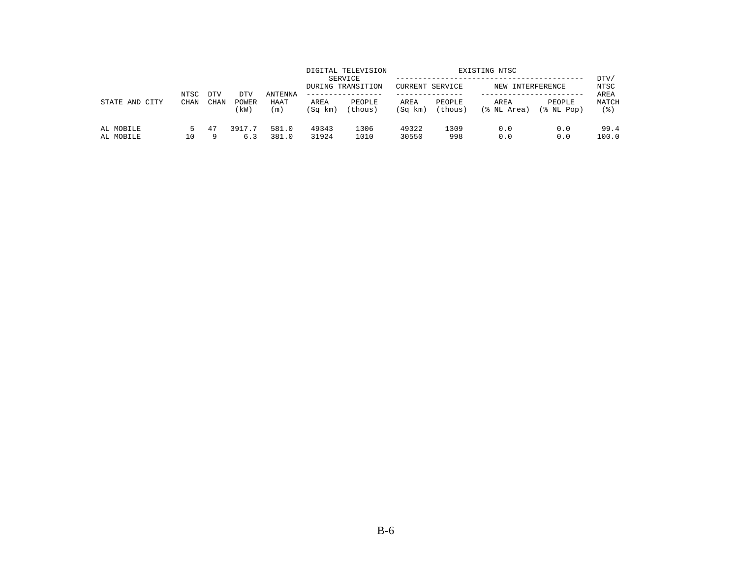| STATE AND CITY | NTSC CHAN | DTV CHAN | DTV POWER (kW) | ANTENNA HAAT (m) | DIGITAL TELEVISION SERVICE DURING TRANSITION | | EXISTING NTSC | | | | DTV/ NTSC AREA MATCH (%) |
|---|---|---|---|---|---|---|---|---|---|---|---|
| | | | | | | | CURRENT SERVICE | | NEW INTERFERENCE | | |
| | | | | | AREA (Sq km) | PEOPLE (thous) | AREA (Sq km) | PEOPLE (thous) | AREA (% NL Area) | PEOPLE (% NL Pop) | |
| AL MOBILE | 5 | 47 | 3917.7 | 581.0 | 49343 | 1306 | 49322 | 1309 | 0.0 | 0.0 | 99.4 |
| AL MOBILE | 10 | 9 | 6.3 | 381.0 | 31924 | 1010 | 30550 | 998 | 0.0 | 0.0 | 100.0 |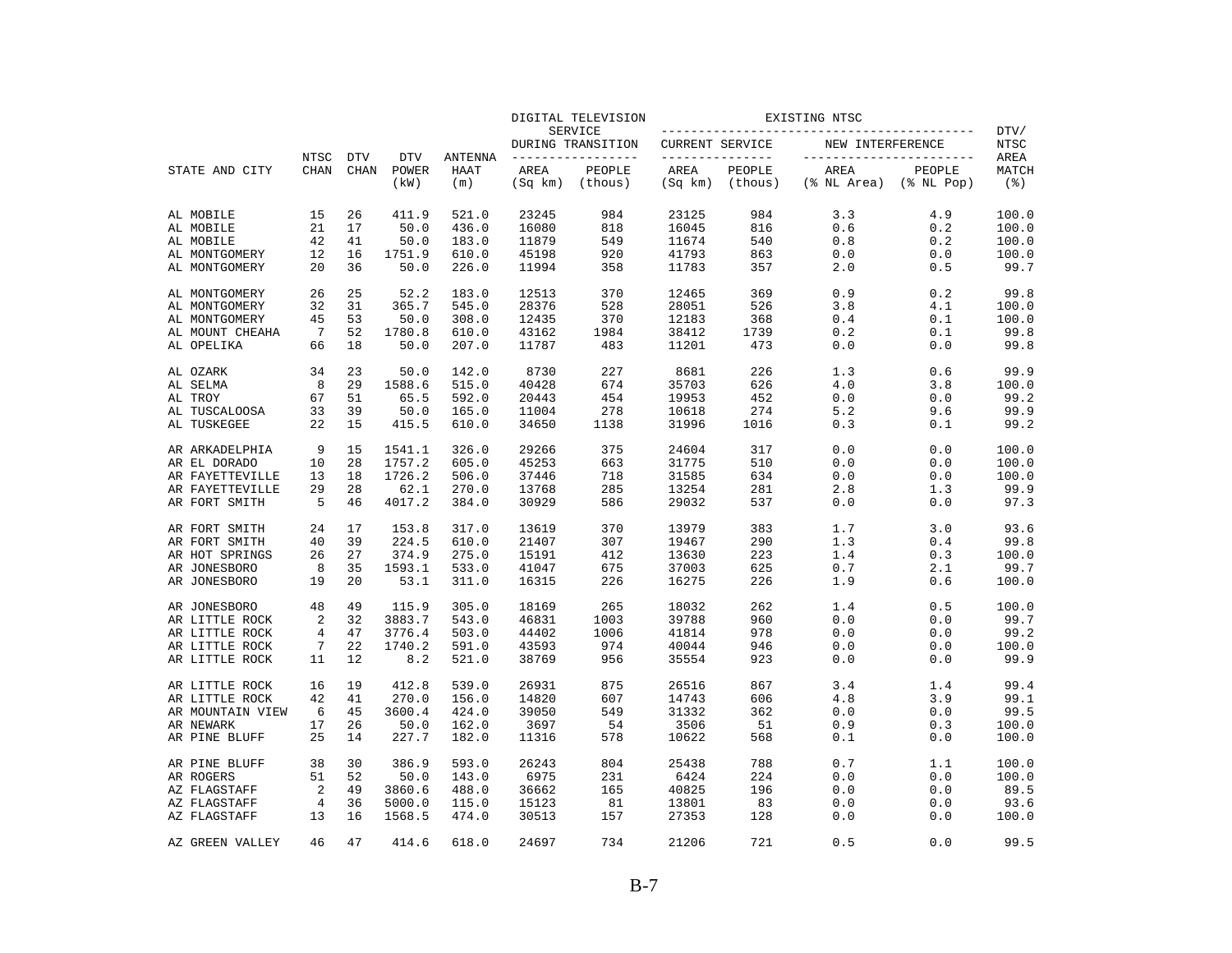| STATE AND CITY | NTSC CHAN | DTV CHAN | DTV POWER (kW) | ANTENNA HAAT (m) | DIGITAL TELEVISION SERVICE DURING TRANSITION AREA (Sq km) | | EXISTING NTSC CURRENT SERVICE AREA (Sq km) | | NEW INTERFERENCE AREA (% NL Area) | | DTV/ NTSC AREA MATCH (%) |
|---|---|---|---|---|---|---|---|---|---|---|---|
| | | | | | AREA (Sq km) | PEOPLE (thous) | AREA (Sq km) | PEOPLE (thous) | AREA (% NL Area) | PEOPLE (% NL Pop) | |
| AL MOBILE | 15 | 26 | 411.9 | 521.0 | 23245 | 984 | 23125 | 984 | 3.3 | 4.9 | 100.0 |
| AL MOBILE | 21 | 17 | 50.0 | 436.0 | 16080 | 818 | 16045 | 816 | 0.6 | 0.2 | 100.0 |
| AL MOBILE | 42 | 41 | 50.0 | 183.0 | 11879 | 549 | 11674 | 540 | 0.8 | 0.2 | 100.0 |
| AL MONTGOMERY | 12 | 16 | 1751.9 | 610.0 | 45198 | 920 | 41793 | 863 | 0.0 | 0.0 | 100.0 |
| AL MONTGOMERY | 20 | 36 | 50.0 | 226.0 | 11994 | 358 | 11783 | 357 | 2.0 | 0.5 | 99.7 |
| AL MONTGOMERY | 26 | 25 | 52.2 | 183.0 | 12513 | 370 | 12465 | 369 | 0.9 | 0.2 | 99.8 |
| AL MONTGOMERY | 32 | 31 | 365.7 | 545.0 | 28376 | 528 | 28051 | 526 | 3.8 | 4.1 | 100.0 |
| AL MONTGOMERY | 45 | 53 | 50.0 | 308.0 | 12435 | 370 | 12183 | 368 | 0.4 | 0.1 | 100.0 |
| AL MOUNT CHEAHA | 7 | 52 | 1780.8 | 610.0 | 43162 | 1984 | 38412 | 1739 | 0.2 | 0.1 | 99.8 |
| AL OPELIKA | 66 | 18 | 50.0 | 207.0 | 11787 | 483 | 11201 | 473 | 0.0 | 0.0 | 99.8 |
| AL OZARK | 34 | 23 | 50.0 | 142.0 | 8730 | 227 | 8681 | 226 | 1.3 | 0.6 | 99.9 |
| AL SELMA | 8 | 29 | 1588.6 | 515.0 | 40428 | 674 | 35703 | 626 | 4.0 | 3.8 | 100.0 |
| AL TROY | 67 | 51 | 65.5 | 592.0 | 20443 | 454 | 19953 | 452 | 0.0 | 0.0 | 99.2 |
| AL TUSCALOOSA | 33 | 39 | 50.0 | 165.0 | 11004 | 278 | 10618 | 274 | 5.2 | 9.6 | 99.9 |
| AL TUSKEGEE | 22 | 15 | 415.5 | 610.0 | 34650 | 1138 | 31996 | 1016 | 0.3 | 0.1 | 99.2 |
| AR ARKADELPHIA | 9 | 15 | 1541.1 | 326.0 | 29266 | 375 | 24604 | 317 | 0.0 | 0.0 | 100.0 |
| AR EL DORADO | 10 | 28 | 1757.2 | 605.0 | 45253 | 663 | 31775 | 510 | 0.0 | 0.0 | 100.0 |
| AR FAYETTEVILLE | 13 | 18 | 1726.2 | 506.0 | 37446 | 718 | 31585 | 634 | 0.0 | 0.0 | 100.0 |
| AR FAYETTEVILLE | 29 | 28 | 62.1 | 270.0 | 13768 | 285 | 13254 | 281 | 2.8 | 1.3 | 99.9 |
| AR FORT SMITH | 5 | 46 | 4017.2 | 384.0 | 30929 | 586 | 29032 | 537 | 0.0 | 0.0 | 97.3 |
| AR FORT SMITH | 24 | 17 | 153.8 | 317.0 | 13619 | 370 | 13979 | 383 | 1.7 | 3.0 | 93.6 |
| AR FORT SMITH | 40 | 39 | 224.5 | 610.0 | 21407 | 307 | 19467 | 290 | 1.3 | 0.4 | 99.8 |
| AR HOT SPRINGS | 26 | 27 | 374.9 | 275.0 | 15191 | 412 | 13630 | 223 | 1.4 | 0.3 | 100.0 |
| AR JONESBORO | 8 | 35 | 1593.1 | 533.0 | 41047 | 675 | 37003 | 625 | 0.7 | 2.1 | 99.7 |
| AR JONESBORO | 19 | 20 | 53.1 | 311.0 | 16315 | 226 | 16275 | 226 | 1.9 | 0.6 | 100.0 |
| AR JONESBORO | 48 | 49 | 115.9 | 305.0 | 18169 | 265 | 18032 | 262 | 1.4 | 0.5 | 100.0 |
| AR LITTLE ROCK | 2 | 32 | 3883.7 | 543.0 | 46831 | 1003 | 39788 | 960 | 0.0 | 0.0 | 99.7 |
| AR LITTLE ROCK | 4 | 47 | 3776.4 | 503.0 | 44402 | 1006 | 41814 | 978 | 0.0 | 0.0 | 99.2 |
| AR LITTLE ROCK | 7 | 22 | 1740.2 | 591.0 | 43593 | 974 | 40044 | 946 | 0.0 | 0.0 | 100.0 |
| AR LITTLE ROCK | 11 | 12 | 8.2 | 521.0 | 38769 | 956 | 35554 | 923 | 0.0 | 0.0 | 99.9 |
| AR LITTLE ROCK | 16 | 19 | 412.8 | 539.0 | 26931 | 875 | 26516 | 867 | 3.4 | 1.4 | 99.4 |
| AR LITTLE ROCK | 42 | 41 | 270.0 | 156.0 | 14820 | 607 | 14743 | 606 | 4.8 | 3.9 | 99.1 |
| AR MOUNTAIN VIEW | 6 | 45 | 3600.4 | 424.0 | 39050 | 549 | 31332 | 362 | 0.0 | 0.0 | 99.5 |
| AR NEWARK | 17 | 26 | 50.0 | 162.0 | 3697 | 54 | 3506 | 51 | 0.9 | 0.3 | 100.0 |
| AR PINE BLUFF | 25 | 14 | 227.7 | 182.0 | 11316 | 578 | 10622 | 568 | 0.1 | 0.0 | 100.0 |
| AR PINE BLUFF | 38 | 30 | 386.9 | 593.0 | 26243 | 804 | 25438 | 788 | 0.7 | 1.1 | 100.0 |
| AR ROGERS | 51 | 52 | 50.0 | 143.0 | 6975 | 231 | 6424 | 224 | 0.0 | 0.0 | 100.0 |
| AZ FLAGSTAFF | 2 | 49 | 3860.6 | 488.0 | 36662 | 165 | 40825 | 196 | 0.0 | 0.0 | 89.5 |
| AZ FLAGSTAFF | 4 | 36 | 5000.0 | 115.0 | 15123 | 81 | 13801 | 83 | 0.0 | 0.0 | 93.6 |
| AZ FLAGSTAFF | 13 | 16 | 1568.5 | 474.0 | 30513 | 157 | 27353 | 128 | 0.0 | 0.0 | 100.0 |
| AZ GREEN VALLEY | 46 | 47 | 414.6 | 618.0 | 24697 | 734 | 21206 | 721 | 0.5 | 0.0 | 99.5 |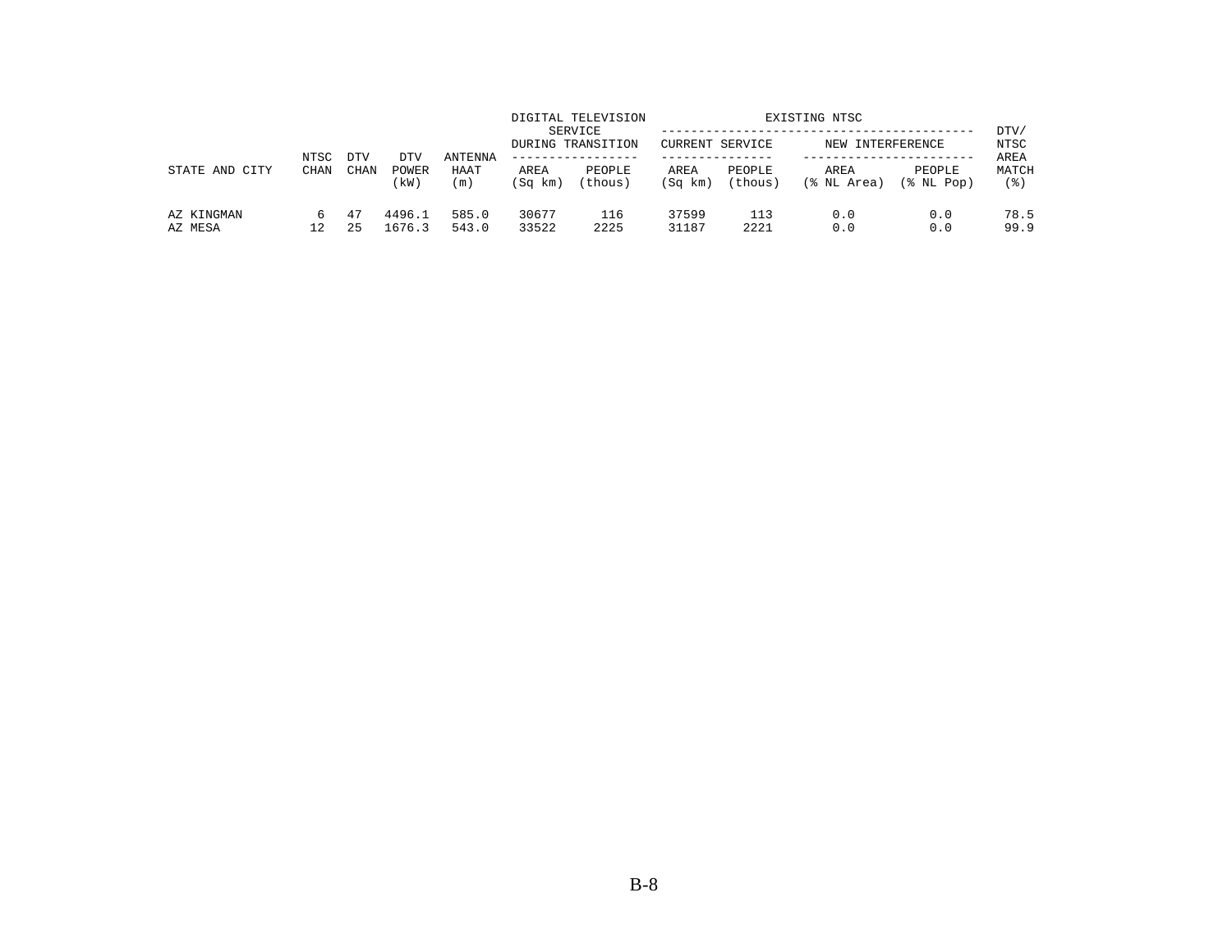| STATE AND CITY | NTSC CHAN | DTV CHAN | DTV POWER (kW) | ANTENNA HAAT (m) | DIGITAL TELEVISION SERVICE DURING TRANSITION AREA (Sq km) | DIGITAL TELEVISION SERVICE DURING TRANSITION PEOPLE (thous) | EXISTING NTSC CURRENT SERVICE AREA (Sq km) | EXISTING NTSC CURRENT SERVICE PEOPLE (thous) | EXISTING NTSC NEW INTERFERENCE AREA (% NL Area) | EXISTING NTSC NEW INTERFERENCE PEOPLE (% NL Pop) | DTV/ NTSC AREA MATCH (%) |
|---|---|---|---|---|---|---|---|---|---|---|---|
| AZ KINGMAN | 6 | 47 | 4496.1 | 585.0 | 30677 | 116 | 37599 | 113 | 0.0 | 0.0 | 78.5 |
| AZ MESA | 12 | 25 | 1676.3 | 543.0 | 33522 | 2225 | 31187 | 2221 | 0.0 | 0.0 | 99.9 |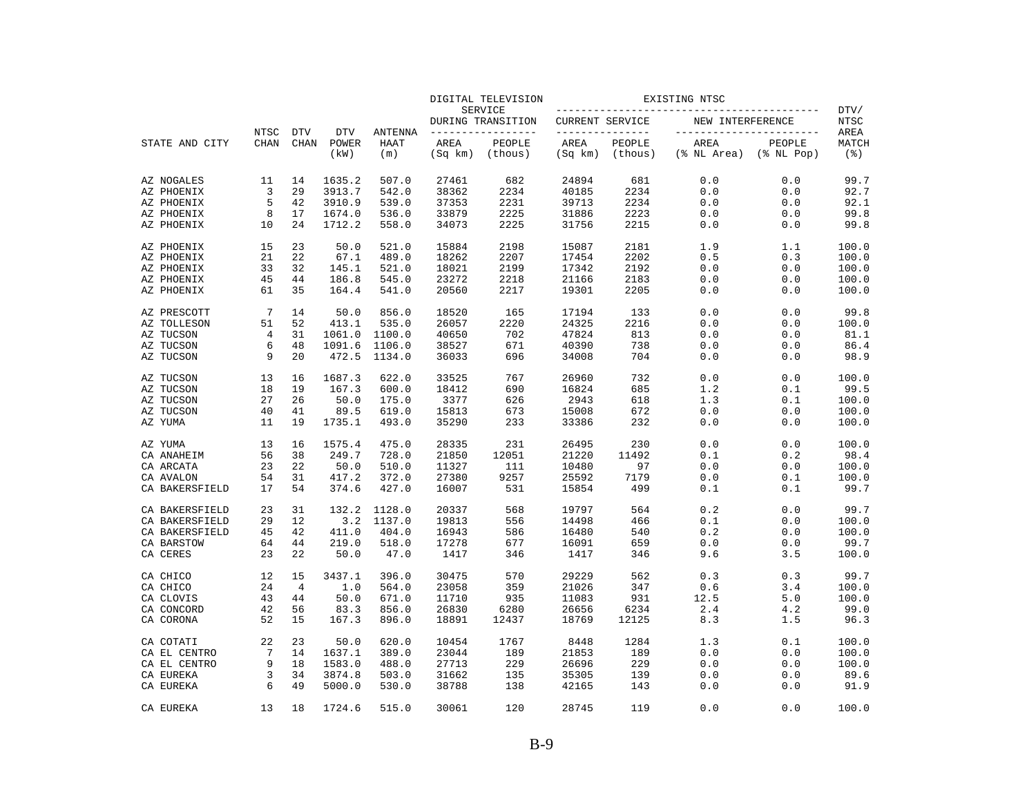| STATE AND CITY | NTSC CHAN | DTV CHAN | DTV POWER (kW) | ANTENNA HAAT (m) | DIGITAL TELEVISION SERVICE DURING TRANSITION AREA (Sq km) | DIGITAL TELEVISION SERVICE DURING TRANSITION PEOPLE (thous) | EXISTING NTSC CURRENT SERVICE AREA (Sq km) | EXISTING NTSC CURRENT SERVICE PEOPLE (thous) | EXISTING NTSC NEW INTERFERENCE AREA (% NL Area) | EXISTING NTSC NEW INTERFERENCE PEOPLE (% NL Pop) | DTV/ NTSC AREA MATCH (%) |
|---|---|---|---|---|---|---|---|---|---|---|---|
| AZ NOGALES | 11 | 14 | 1635.2 | 507.0 | 27461 | 682 | 24894 | 681 | 0.0 | 0.0 | 99.7 |
| AZ PHOENIX | 3 | 29 | 3913.7 | 542.0 | 38362 | 2234 | 40185 | 2234 | 0.0 | 0.0 | 92.7 |
| AZ PHOENIX | 5 | 42 | 3910.9 | 539.0 | 37353 | 2231 | 39713 | 2234 | 0.0 | 0.0 | 92.1 |
| AZ PHOENIX | 8 | 17 | 1674.0 | 536.0 | 33879 | 2225 | 31886 | 2223 | 0.0 | 0.0 | 99.8 |
| AZ PHOENIX | 10 | 24 | 1712.2 | 558.0 | 34073 | 2225 | 31756 | 2215 | 0.0 | 0.0 | 99.8 |
| AZ PHOENIX | 15 | 23 | 50.0 | 521.0 | 15884 | 2198 | 15087 | 2181 | 1.9 | 1.1 | 100.0 |
| AZ PHOENIX | 21 | 22 | 67.1 | 489.0 | 18262 | 2207 | 17454 | 2202 | 0.5 | 0.3 | 100.0 |
| AZ PHOENIX | 33 | 32 | 145.1 | 521.0 | 18021 | 2199 | 17342 | 2192 | 0.0 | 0.0 | 100.0 |
| AZ PHOENIX | 45 | 44 | 186.8 | 545.0 | 23272 | 2218 | 21166 | 2183 | 0.0 | 0.0 | 100.0 |
| AZ PHOENIX | 61 | 35 | 164.4 | 541.0 | 20560 | 2217 | 19301 | 2205 | 0.0 | 0.0 | 100.0 |
| AZ PRESCOTT | 7 | 14 | 50.0 | 856.0 | 18520 | 165 | 17194 | 133 | 0.0 | 0.0 | 99.8 |
| AZ TOLLESON | 51 | 52 | 413.1 | 535.0 | 26057 | 2220 | 24325 | 2216 | 0.0 | 0.0 | 100.0 |
| AZ TUCSON | 4 | 31 | 1061.0 | 1100.0 | 40650 | 702 | 47824 | 813 | 0.0 | 0.0 | 81.1 |
| AZ TUCSON | 6 | 48 | 1091.6 | 1106.0 | 38527 | 671 | 40390 | 738 | 0.0 | 0.0 | 86.4 |
| AZ TUCSON | 9 | 20 | 472.5 | 1134.0 | 36033 | 696 | 34008 | 704 | 0.0 | 0.0 | 98.9 |
| AZ TUCSON | 13 | 16 | 1687.3 | 622.0 | 33525 | 767 | 26960 | 732 | 0.0 | 0.0 | 100.0 |
| AZ TUCSON | 18 | 19 | 167.3 | 600.0 | 18412 | 690 | 16824 | 685 | 1.2 | 0.1 | 99.5 |
| AZ TUCSON | 27 | 26 | 50.0 | 175.0 | 3377 | 626 | 2943 | 618 | 1.3 | 0.1 | 100.0 |
| AZ TUCSON | 40 | 41 | 89.5 | 619.0 | 15813 | 673 | 15008 | 672 | 0.0 | 0.0 | 100.0 |
| AZ YUMA | 11 | 19 | 1735.1 | 493.0 | 35290 | 233 | 33386 | 232 | 0.0 | 0.0 | 100.0 |
| AZ YUMA | 13 | 16 | 1575.4 | 475.0 | 28335 | 231 | 26495 | 230 | 0.0 | 0.0 | 100.0 |
| CA ANAHEIM | 56 | 38 | 249.7 | 728.0 | 21850 | 12051 | 21220 | 11492 | 0.1 | 0.2 | 98.4 |
| CA ARCATA | 23 | 22 | 50.0 | 510.0 | 11327 | 111 | 10480 | 97 | 0.0 | 0.0 | 100.0 |
| CA AVALON | 54 | 31 | 417.2 | 372.0 | 27380 | 9257 | 25592 | 7179 | 0.0 | 0.1 | 100.0 |
| CA BAKERSFIELD | 17 | 54 | 374.6 | 427.0 | 16007 | 531 | 15854 | 499 | 0.1 | 0.1 | 99.7 |
| CA BAKERSFIELD | 23 | 31 | 132.2 | 1128.0 | 20337 | 568 | 19797 | 564 | 0.2 | 0.0 | 99.7 |
| CA BAKERSFIELD | 29 | 12 | 3.2 | 1137.0 | 19813 | 556 | 14498 | 466 | 0.1 | 0.0 | 100.0 |
| CA BAKERSFIELD | 45 | 42 | 411.0 | 404.0 | 16943 | 586 | 16480 | 540 | 0.2 | 0.0 | 100.0 |
| CA BARSTOW | 64 | 44 | 219.0 | 518.0 | 17278 | 677 | 16091 | 659 | 0.0 | 0.0 | 99.7 |
| CA CERES | 23 | 22 | 50.0 | 47.0 | 1417 | 346 | 1417 | 346 | 9.6 | 3.5 | 100.0 |
| CA CHICO | 12 | 15 | 3437.1 | 396.0 | 30475 | 570 | 29229 | 562 | 0.3 | 0.3 | 99.7 |
| CA CHICO | 24 | 4 | 1.0 | 564.0 | 23058 | 359 | 21026 | 347 | 0.6 | 3.4 | 100.0 |
| CA CLOVIS | 43 | 44 | 50.0 | 671.0 | 11710 | 935 | 11083 | 931 | 12.5 | 5.0 | 100.0 |
| CA CONCORD | 42 | 56 | 83.3 | 856.0 | 26830 | 6280 | 26656 | 6234 | 2.4 | 4.2 | 99.0 |
| CA CORONA | 52 | 15 | 167.3 | 896.0 | 18891 | 12437 | 18769 | 12125 | 8.3 | 1.5 | 96.3 |
| CA COTATI | 22 | 23 | 50.0 | 620.0 | 10454 | 1767 | 8448 | 1284 | 1.3 | 0.1 | 100.0 |
| CA EL CENTRO | 7 | 14 | 1637.1 | 389.0 | 23044 | 189 | 21853 | 189 | 0.0 | 0.0 | 100.0 |
| CA EL CENTRO | 9 | 18 | 1583.0 | 488.0 | 27713 | 229 | 26696 | 229 | 0.0 | 0.0 | 100.0 |
| CA EUREKA | 3 | 34 | 3874.8 | 503.0 | 31662 | 135 | 35305 | 139 | 0.0 | 0.0 | 89.6 |
| CA EUREKA | 6 | 49 | 5000.0 | 530.0 | 38788 | 138 | 42165 | 143 | 0.0 | 0.0 | 91.9 |
| CA EUREKA | 13 | 18 | 1724.6 | 515.0 | 30061 | 120 | 28745 | 119 | 0.0 | 0.0 | 100.0 |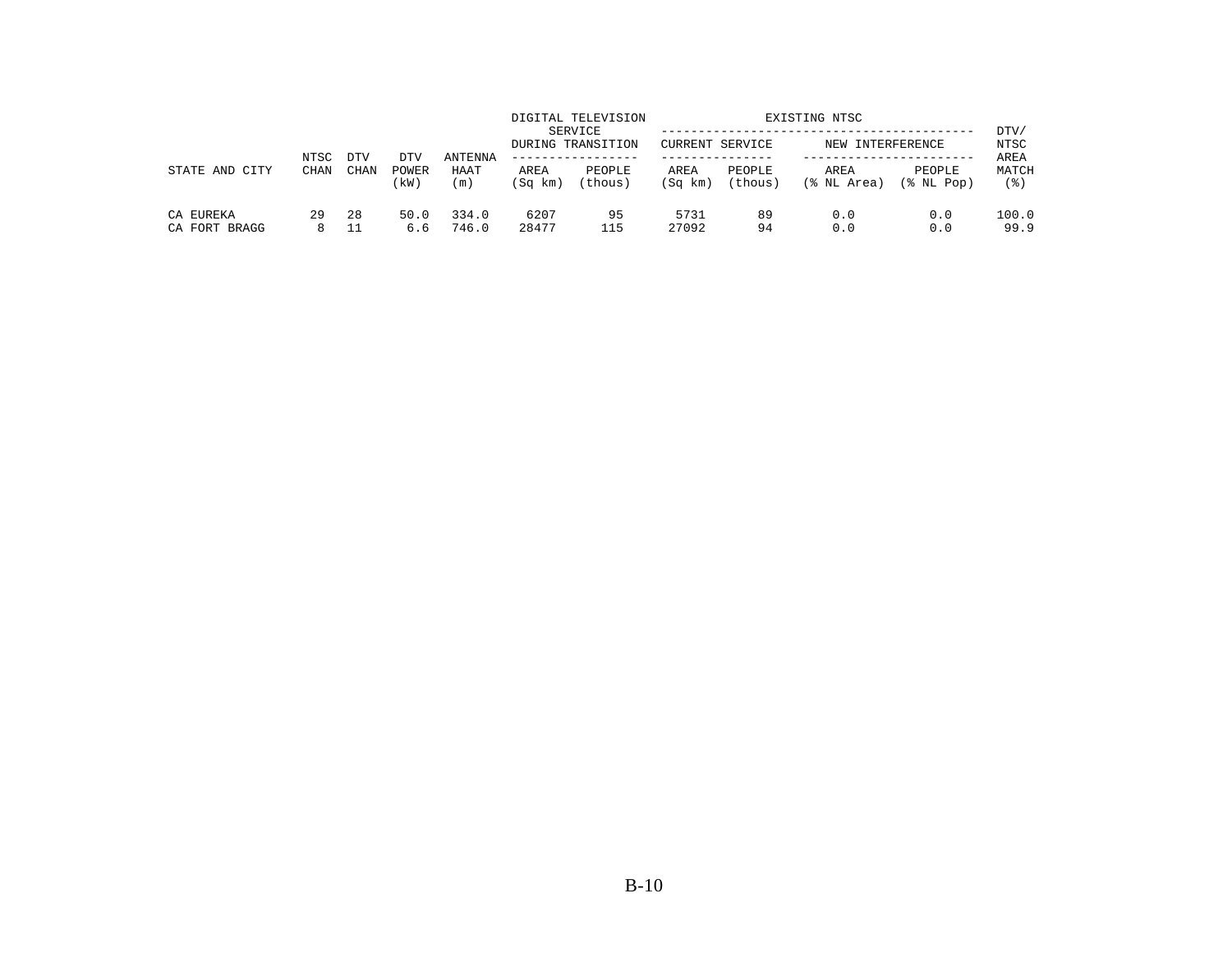| STATE AND CITY | NTSC CHAN | DTV CHAN | DTV POWER (kW) | ANTENNA HAAT (m) | DIGITAL TELEVISION SERVICE DURING TRANSITION | | EXISTING NTSC | | | | DTV/ NTSC AREA MATCH (%) |
|---|---|---|---|---|---|---|---|---|---|---|---|
| | | | | | | | CURRENT SERVICE | | NEW INTERFERENCE | | |
| | | | | | AREA (Sq km) | PEOPLE (thous) | AREA (Sq km) | PEOPLE (thous) | AREA (% NL Area) | PEOPLE (% NL Pop) | |
| CA EUREKA | 29 | 28 | 50.0 | 334.0 | 6207 | 95 | 5731 | 89 | 0.0 | 0.0 | 100.0 |
| CA FORT BRAGG | 8 | 11 | 6.6 | 746.0 | 28477 | 115 | 27092 | 94 | 0.0 | 0.0 | 99.9 |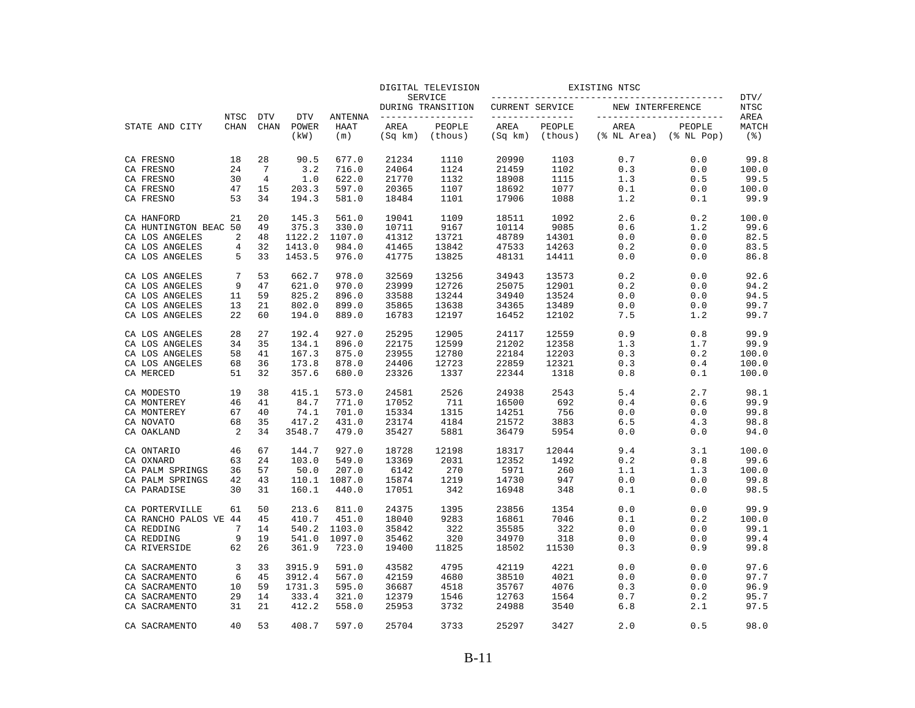| STATE AND CITY | NTSC CHAN | DTV CHAN | DTV POWER (kW) | ANTENNA HAAT (m) | DIGITAL TELEVISION SERVICE DURING TRANSITION AREA (Sq km) | PEOPLE (thous) | EXISTING NTSC CURRENT SERVICE AREA (Sq km) | PEOPLE (thous) | NEW INTERFERENCE AREA (% NL Area) | PEOPLE (% NL Pop) | DTV/ NTSC AREA MATCH (%) |
|---|---|---|---|---|---|---|---|---|---|---|---|
| CA FRESNO | 18 | 28 | 90.5 | 677.0 | 21234 | 1110 | 20990 | 1103 | 0.7 | 0.0 | 99.8 |
| CA FRESNO | 24 | 7 | 3.2 | 716.0 | 24064 | 1124 | 21459 | 1102 | 0.3 | 0.0 | 100.0 |
| CA FRESNO | 30 | 4 | 1.0 | 622.0 | 21770 | 1132 | 18908 | 1115 | 1.3 | 0.5 | 99.5 |
| CA FRESNO | 47 | 15 | 203.3 | 597.0 | 20365 | 1107 | 18692 | 1077 | 0.1 | 0.0 | 100.0 |
| CA FRESNO | 53 | 34 | 194.3 | 581.0 | 18484 | 1101 | 17906 | 1088 | 1.2 | 0.1 | 99.9 |
| CA HANFORD | 21 | 20 | 145.3 | 561.0 | 19041 | 1109 | 18511 | 1092 | 2.6 | 0.2 | 100.0 |
| CA HUNTINGTON BEAC | 50 | 49 | 375.3 | 330.0 | 10711 | 9167 | 10114 | 9085 | 0.6 | 1.2 | 99.6 |
| CA LOS ANGELES | 2 | 48 | 1122.2 | 1107.0 | 41312 | 13721 | 48789 | 14301 | 0.0 | 0.0 | 82.5 |
| CA LOS ANGELES | 4 | 32 | 1413.0 | 984.0 | 41465 | 13842 | 47533 | 14263 | 0.2 | 0.0 | 83.5 |
| CA LOS ANGELES | 5 | 33 | 1453.5 | 976.0 | 41775 | 13825 | 48131 | 14411 | 0.0 | 0.0 | 86.8 |
| CA LOS ANGELES | 7 | 53 | 662.7 | 978.0 | 32569 | 13256 | 34943 | 13573 | 0.2 | 0.0 | 92.6 |
| CA LOS ANGELES | 9 | 47 | 621.0 | 970.0 | 23999 | 12726 | 25075 | 12901 | 0.2 | 0.0 | 94.2 |
| CA LOS ANGELES | 11 | 59 | 825.2 | 896.0 | 33588 | 13244 | 34940 | 13524 | 0.0 | 0.0 | 94.5 |
| CA LOS ANGELES | 13 | 21 | 802.0 | 899.0 | 35865 | 13638 | 34365 | 13489 | 0.0 | 0.0 | 99.7 |
| CA LOS ANGELES | 22 | 60 | 194.0 | 889.0 | 16783 | 12197 | 16452 | 12102 | 7.5 | 1.2 | 99.7 |
| CA LOS ANGELES | 28 | 27 | 192.4 | 927.0 | 25295 | 12905 | 24117 | 12559 | 0.9 | 0.8 | 99.9 |
| CA LOS ANGELES | 34 | 35 | 134.1 | 896.0 | 22175 | 12599 | 21202 | 12358 | 1.3 | 1.7 | 99.9 |
| CA LOS ANGELES | 58 | 41 | 167.3 | 875.0 | 23955 | 12780 | 22184 | 12203 | 0.3 | 0.2 | 100.0 |
| CA LOS ANGELES | 68 | 36 | 173.8 | 878.0 | 24406 | 12723 | 22859 | 12321 | 0.3 | 0.4 | 100.0 |
| CA MERCED | 51 | 32 | 357.6 | 680.0 | 23326 | 1337 | 22344 | 1318 | 0.8 | 0.1 | 100.0 |
| CA MODESTO | 19 | 38 | 415.1 | 573.0 | 24581 | 2526 | 24938 | 2543 | 5.4 | 2.7 | 98.1 |
| CA MONTEREY | 46 | 41 | 84.7 | 771.0 | 17052 | 711 | 16500 | 692 | 0.4 | 0.6 | 99.9 |
| CA MONTEREY | 67 | 40 | 74.1 | 701.0 | 15334 | 1315 | 14251 | 756 | 0.0 | 0.0 | 99.8 |
| CA NOVATO | 68 | 35 | 417.2 | 431.0 | 23174 | 4184 | 21572 | 3883 | 6.5 | 4.3 | 98.8 |
| CA OAKLAND | 2 | 34 | 3548.7 | 479.0 | 35427 | 5881 | 36479 | 5954 | 0.0 | 0.0 | 94.0 |
| CA ONTARIO | 46 | 67 | 144.7 | 927.0 | 18728 | 12198 | 18317 | 12044 | 9.4 | 3.1 | 100.0 |
| CA OXNARD | 63 | 24 | 103.0 | 549.0 | 13369 | 2031 | 12352 | 1492 | 0.2 | 0.8 | 99.6 |
| CA PALM SPRINGS | 36 | 57 | 50.0 | 207.0 | 6142 | 270 | 5971 | 260 | 1.1 | 1.3 | 100.0 |
| CA PALM SPRINGS | 42 | 43 | 110.1 | 1087.0 | 15874 | 1219 | 14730 | 947 | 0.0 | 0.0 | 99.8 |
| CA PARADISE | 30 | 31 | 160.1 | 440.0 | 17051 | 342 | 16948 | 348 | 0.1 | 0.0 | 98.5 |
| CA PORTERVILLE | 61 | 50 | 213.6 | 811.0 | 24375 | 1395 | 23856 | 1354 | 0.0 | 0.0 | 99.9 |
| CA RANCHO PALOS VE | 44 | 45 | 410.7 | 451.0 | 18040 | 9283 | 16861 | 7046 | 0.1 | 0.2 | 100.0 |
| CA REDDING | 7 | 14 | 540.2 | 1103.0 | 35842 | 322 | 35585 | 322 | 0.0 | 0.0 | 99.1 |
| CA REDDING | 9 | 19 | 541.0 | 1097.0 | 35462 | 320 | 34970 | 318 | 0.0 | 0.0 | 99.4 |
| CA RIVERSIDE | 62 | 26 | 361.9 | 723.0 | 19400 | 11825 | 18502 | 11530 | 0.3 | 0.9 | 99.8 |
| CA SACRAMENTO | 3 | 33 | 3915.9 | 591.0 | 43582 | 4795 | 42119 | 4221 | 0.0 | 0.0 | 97.6 |
| CA SACRAMENTO | 6 | 45 | 3912.4 | 567.0 | 42159 | 4680 | 38510 | 4021 | 0.0 | 0.0 | 97.7 |
| CA SACRAMENTO | 10 | 59 | 1731.3 | 595.0 | 36687 | 4518 | 35767 | 4076 | 0.3 | 0.0 | 96.9 |
| CA SACRAMENTO | 29 | 14 | 333.4 | 321.0 | 12379 | 1546 | 12763 | 1564 | 0.7 | 0.2 | 95.7 |
| CA SACRAMENTO | 31 | 21 | 412.2 | 558.0 | 25953 | 3732 | 24988 | 3540 | 6.8 | 2.1 | 97.5 |
| CA SACRAMENTO | 40 | 53 | 408.7 | 597.0 | 25704 | 3733 | 25297 | 3427 | 2.0 | 0.5 | 98.0 |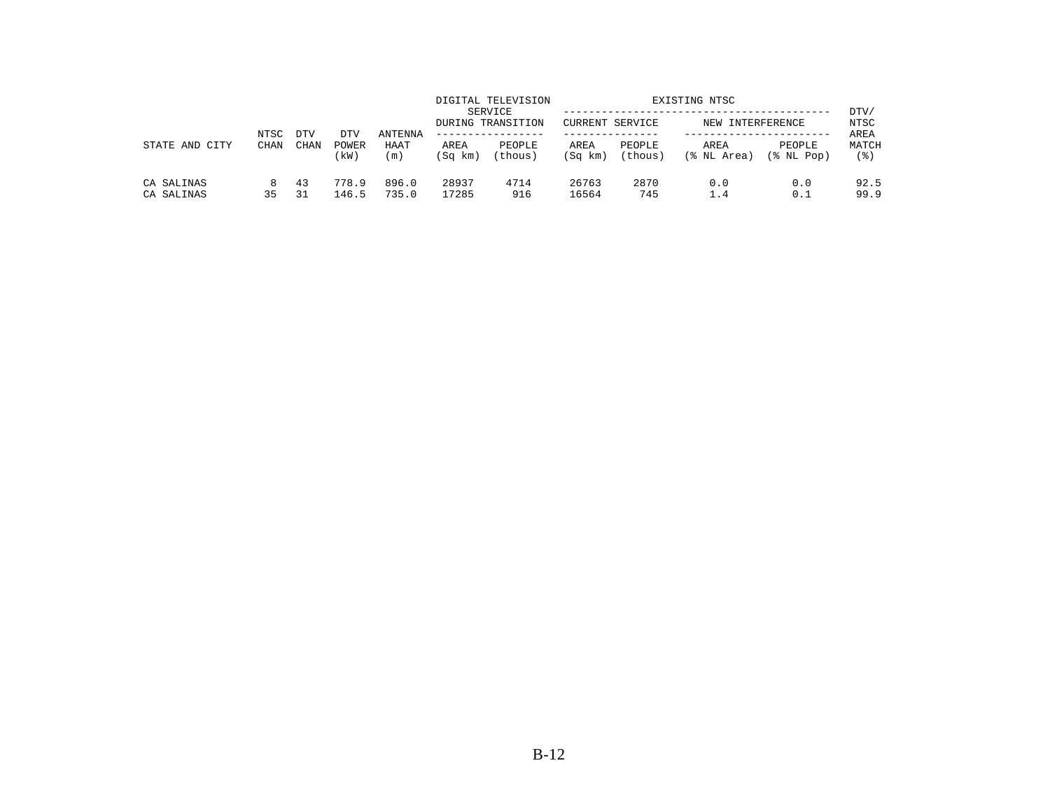| STATE AND CITY | NTSC CHAN | DTV CHAN | DTV POWER (kW) | ANTENNA HAAT (m) | DIGITAL TELEVISION SERVICE DURING TRANSITION | | EXISTING NTSC | | | | DTV/ NTSC AREA MATCH (%) |
|---|---|---|---|---|---|---|---|---|---|---|---|
| | | | | | | | CURRENT SERVICE | | NEW INTERFERENCE | | |
| | | | | | AREA (Sq km) | PEOPLE (thous) | AREA (Sq km) | PEOPLE (thous) | AREA (% NL Area) | PEOPLE (% NL Pop) | |
| CA SALINAS | 8 | 43 | 778.9 | 896.0 | 28937 | 4714 | 26763 | 2870 | 0.0 | 0.0 | 92.5 |
| CA SALINAS | 35 | 31 | 146.5 | 735.0 | 17285 | 916 | 16564 | 745 | 1.4 | 0.1 | 99.9 |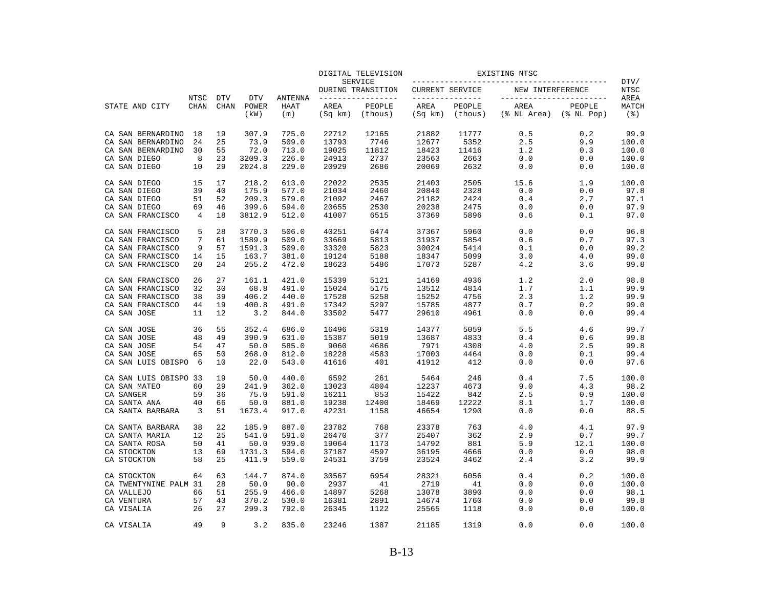| STATE AND CITY | NTSC CHAN | DTV CHAN | DTV POWER (kW) | ANTENNA HAAT (m) | DIGITAL TELEVISION SERVICE DURING TRANSITION AREA (Sq km) | PEOPLE (thous) | EXISTING NTSC CURRENT SERVICE AREA (Sq km) | PEOPLE (thous) | NEW INTERFERENCE AREA (% NL Area) | PEOPLE (% NL Pop) | DTV/ NTSC AREA MATCH (%) |
|---|---|---|---|---|---|---|---|---|---|---|---|
| CA SAN BERNARDINO | 18 | 19 | 307.9 | 725.0 | 22712 | 12165 | 21882 | 11777 | 0.5 | 0.2 | 99.9 |
| CA SAN BERNARDINO | 24 | 25 | 73.9 | 509.0 | 13793 | 7746 | 12677 | 5352 | 2.5 | 9.9 | 100.0 |
| CA SAN BERNARDINO | 30 | 55 | 72.0 | 713.0 | 19025 | 11812 | 18423 | 11416 | 1.2 | 0.3 | 100.0 |
| CA SAN DIEGO | 8 | 23 | 3209.3 | 226.0 | 24913 | 2737 | 23563 | 2663 | 0.0 | 0.0 | 100.0 |
| CA SAN DIEGO | 10 | 29 | 2024.8 | 229.0 | 20929 | 2686 | 20069 | 2632 | 0.0 | 0.0 | 100.0 |
| CA SAN DIEGO | 15 | 17 | 218.2 | 613.0 | 22022 | 2535 | 21403 | 2505 | 15.6 | 1.9 | 100.0 |
| CA SAN DIEGO | 39 | 40 | 175.9 | 577.0 | 21034 | 2460 | 20840 | 2328 | 0.0 | 0.0 | 97.8 |
| CA SAN DIEGO | 51 | 52 | 209.3 | 579.0 | 21092 | 2467 | 21182 | 2424 | 0.4 | 2.7 | 97.1 |
| CA SAN DIEGO | 69 | 46 | 399.6 | 594.0 | 20655 | 2530 | 20238 | 2475 | 0.0 | 0.0 | 97.9 |
| CA SAN FRANCISCO | 4 | 18 | 3812.9 | 512.0 | 41007 | 6515 | 37369 | 5896 | 0.6 | 0.1 | 97.0 |
| CA SAN FRANCISCO | 5 | 28 | 3770.3 | 506.0 | 40251 | 6474 | 37367 | 5960 | 0.0 | 0.0 | 96.8 |
| CA SAN FRANCISCO | 7 | 61 | 1589.9 | 509.0 | 33669 | 5813 | 31937 | 5854 | 0.6 | 0.7 | 97.3 |
| CA SAN FRANCISCO | 9 | 57 | 1591.3 | 509.0 | 33320 | 5823 | 30024 | 5414 | 0.1 | 0.0 | 99.2 |
| CA SAN FRANCISCO | 14 | 15 | 163.7 | 381.0 | 19124 | 5188 | 18347 | 5099 | 3.0 | 4.0 | 99.0 |
| CA SAN FRANCISCO | 20 | 24 | 255.2 | 472.0 | 18623 | 5486 | 17073 | 5287 | 4.2 | 3.6 | 99.8 |
| CA SAN FRANCISCO | 26 | 27 | 161.1 | 421.0 | 15339 | 5121 | 14169 | 4936 | 1.2 | 2.0 | 98.8 |
| CA SAN FRANCISCO | 32 | 30 | 68.8 | 491.0 | 15024 | 5175 | 13512 | 4814 | 1.7 | 1.1 | 99.9 |
| CA SAN FRANCISCO | 38 | 39 | 406.2 | 440.0 | 17528 | 5258 | 15252 | 4756 | 2.3 | 1.2 | 99.9 |
| CA SAN FRANCISCO | 44 | 19 | 400.8 | 491.0 | 17342 | 5297 | 15785 | 4877 | 0.7 | 0.2 | 99.0 |
| CA SAN JOSE | 11 | 12 | 3.2 | 844.0 | 33502 | 5477 | 29610 | 4961 | 0.0 | 0.0 | 99.4 |
| CA SAN JOSE | 36 | 55 | 352.4 | 686.0 | 16496 | 5319 | 14377 | 5059 | 5.5 | 4.6 | 99.7 |
| CA SAN JOSE | 48 | 49 | 390.9 | 631.0 | 15387 | 5019 | 13687 | 4833 | 0.4 | 0.6 | 99.8 |
| CA SAN JOSE | 54 | 47 | 50.0 | 585.0 | 9060 | 4686 | 7971 | 4308 | 4.0 | 2.5 | 99.8 |
| CA SAN JOSE | 65 | 50 | 268.0 | 812.0 | 18228 | 4583 | 17003 | 4464 | 0.0 | 0.1 | 99.4 |
| CA SAN LUIS OBISPO | 6 | 10 | 22.0 | 543.0 | 41616 | 401 | 41912 | 412 | 0.0 | 0.0 | 97.6 |
| CA SAN LUIS OBISPO | 33 | 19 | 50.0 | 440.0 | 6592 | 261 | 5464 | 246 | 0.4 | 7.5 | 100.0 |
| CA SAN MATEO | 60 | 29 | 241.9 | 362.0 | 13023 | 4804 | 12237 | 4673 | 9.0 | 4.3 | 98.2 |
| CA SANGER | 59 | 36 | 75.0 | 591.0 | 16211 | 853 | 15422 | 842 | 2.5 | 0.9 | 100.0 |
| CA SANTA ANA | 40 | 66 | 50.0 | 881.0 | 19238 | 12400 | 18469 | 12222 | 8.1 | 1.7 | 100.0 |
| CA SANTA BARBARA | 3 | 51 | 1673.4 | 917.0 | 42231 | 1158 | 46654 | 1290 | 0.0 | 0.0 | 88.5 |
| CA SANTA BARBARA | 38 | 22 | 185.9 | 887.0 | 23782 | 768 | 23378 | 763 | 4.0 | 4.1 | 97.9 |
| CA SANTA MARIA | 12 | 25 | 541.0 | 591.0 | 26470 | 377 | 25407 | 362 | 2.9 | 0.7 | 99.7 |
| CA SANTA ROSA | 50 | 41 | 50.0 | 939.0 | 19064 | 1173 | 14792 | 881 | 5.9 | 12.1 | 100.0 |
| CA STOCKTON | 13 | 69 | 1731.3 | 594.0 | 37187 | 4597 | 36195 | 4666 | 0.0 | 0.0 | 98.0 |
| CA STOCKTON | 58 | 25 | 411.9 | 559.0 | 24531 | 3759 | 23524 | 3462 | 2.4 | 3.2 | 99.9 |
| CA STOCKTON | 64 | 63 | 144.7 | 874.0 | 30567 | 6954 | 28321 | 6056 | 0.4 | 0.2 | 100.0 |
| CA TWENTYNINE PALM | 31 | 28 | 50.0 | 90.0 | 2937 | 41 | 2719 | 41 | 0.0 | 0.0 | 100.0 |
| CA VALLEJO | 66 | 51 | 255.9 | 466.0 | 14897 | 5268 | 13078 | 3890 | 0.0 | 0.0 | 98.1 |
| CA VENTURA | 57 | 43 | 370.2 | 530.0 | 16381 | 2891 | 14674 | 1760 | 0.0 | 0.0 | 99.8 |
| CA VISALIA | 26 | 27 | 299.3 | 792.0 | 26345 | 1122 | 25565 | 1118 | 0.0 | 0.0 | 100.0 |
| CA VISALIA | 49 | 9 | 3.2 | 835.0 | 23246 | 1387 | 21185 | 1319 | 0.0 | 0.0 | 100.0 |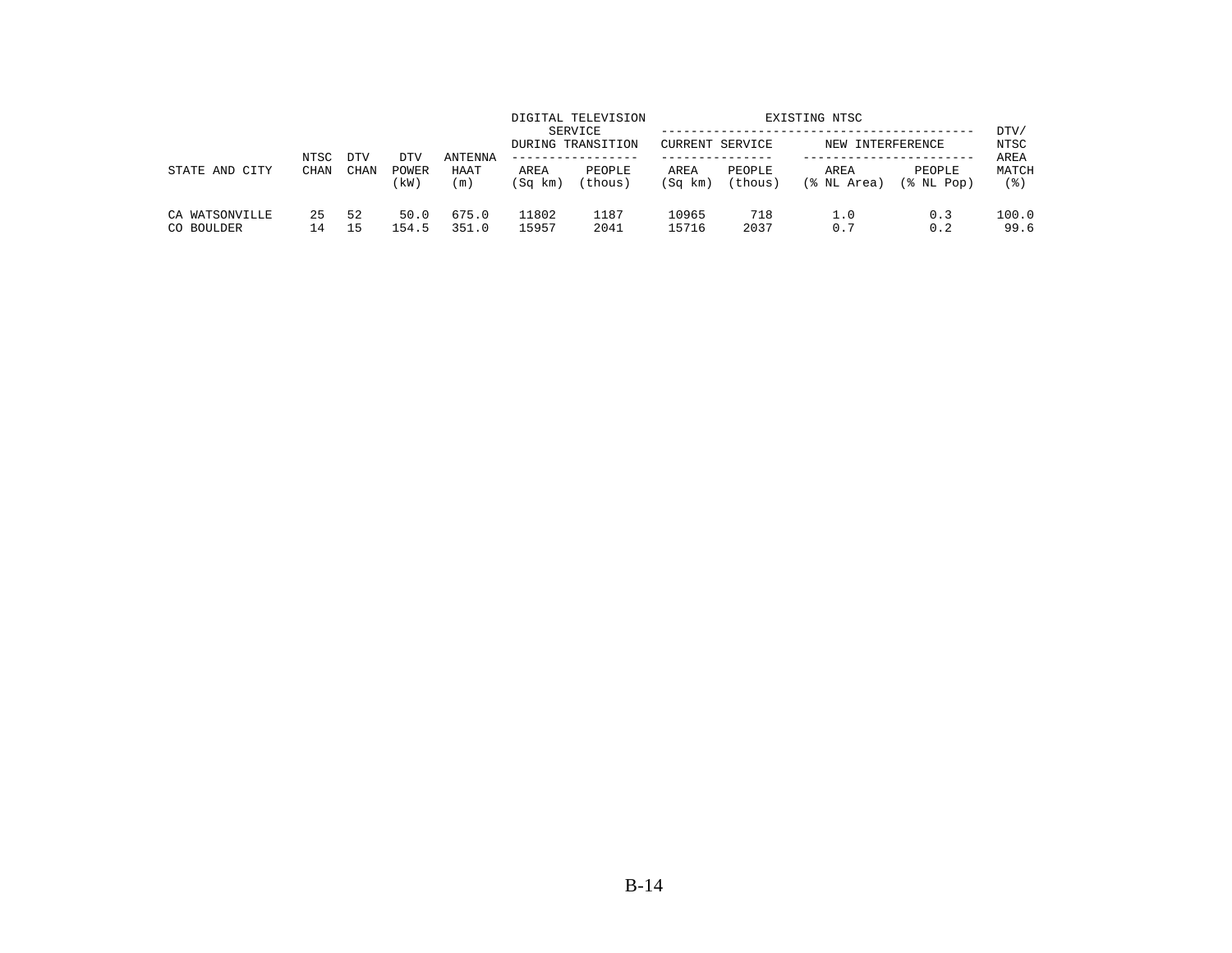| STATE AND CITY | NTSC CHAN | DTV CHAN | DTV POWER (kW) | ANTENNA HAAT (m) | DIGITAL TELEVISION SERVICE DURING TRANSITION | | EXISTING NTSC | | | | DTV/ NTSC AREA MATCH (%) |
|---|---|---|---|---|---|---|---|---|---|---|---|
| | | | | | | | CURRENT SERVICE | | NEW INTERFERENCE | | |
| | | | | | AREA (Sq km) | PEOPLE (thous) | AREA (Sq km) | PEOPLE (thous) | AREA (% NL Area) | PEOPLE (% NL Pop) | |
| CA WATSONVILLE | 25 | 52 | 50.0 | 675.0 | 11802 | 1187 | 10965 | 718 | 1.0 | 0.3 | 100.0 |
| CO BOULDER | 14 | 15 | 154.5 | 351.0 | 15957 | 2041 | 15716 | 2037 | 0.7 | 0.2 | 99.6 |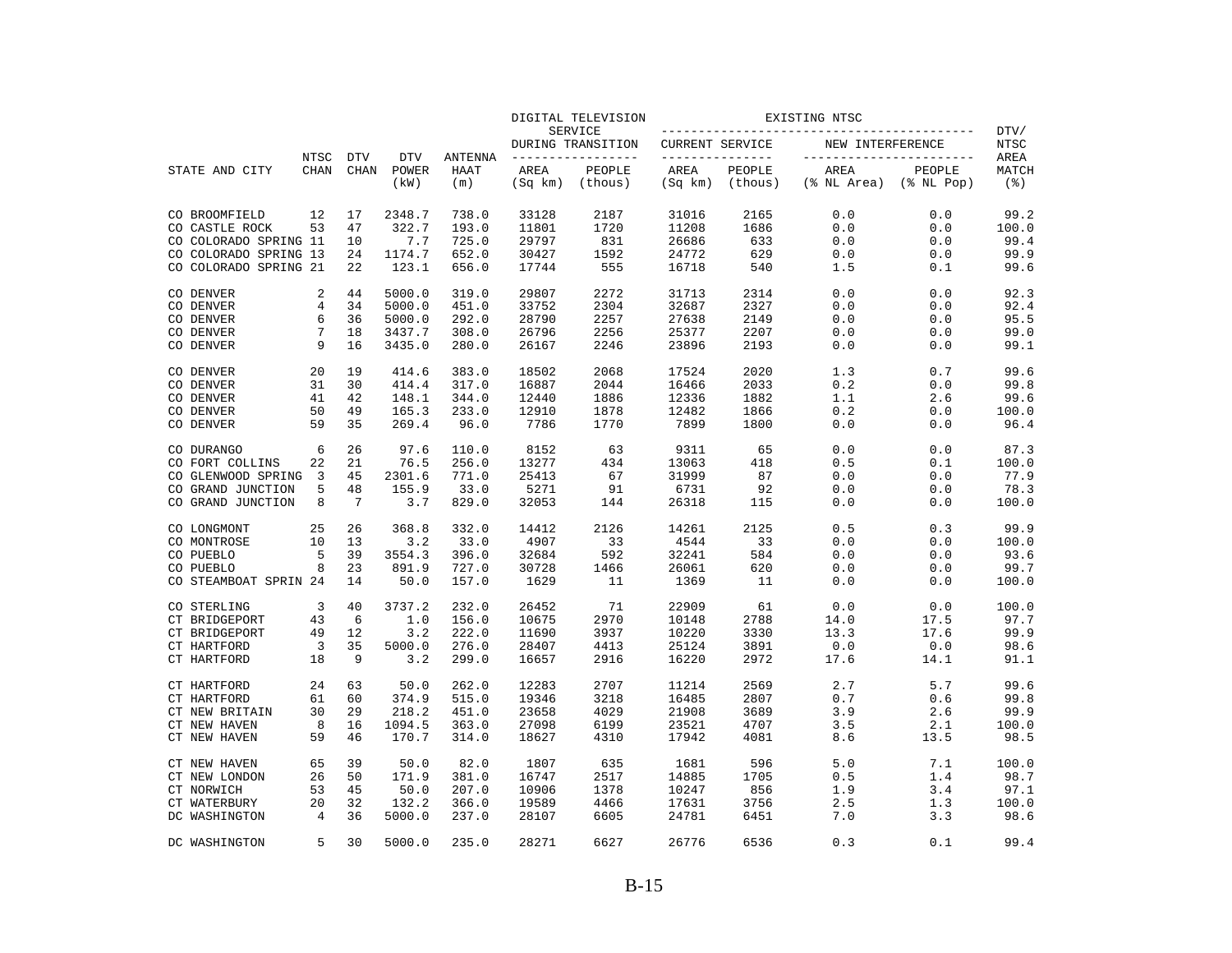| STATE AND CITY | NTSC CHAN | DTV CHAN | DTV POWER (kW) | ANTENNA HAAT (m) | DIGITAL TELEVISION SERVICE DURING TRANSITION AREA (Sq km) | DIGITAL TELEVISION SERVICE DURING TRANSITION PEOPLE (thous) | EXISTING NTSC CURRENT SERVICE AREA (Sq km) | EXISTING NTSC CURRENT SERVICE PEOPLE (thous) | EXISTING NTSC NEW INTERFERENCE AREA (% NL Area) | EXISTING NTSC NEW INTERFERENCE PEOPLE (% NL Pop) | DTV/ NTSC AREA MATCH (%) |
|---|---|---|---|---|---|---|---|---|---|---|---|
| CO BROOMFIELD | 12 | 17 | 2348.7 | 738.0 | 33128 | 2187 | 31016 | 2165 | 0.0 | 0.0 | 99.2 |
| CO CASTLE ROCK | 53 | 47 | 322.7 | 193.0 | 11801 | 1720 | 11208 | 1686 | 0.0 | 0.0 | 100.0 |
| CO COLORADO SPRING | 11 | 10 | 7.7 | 725.0 | 29797 | 831 | 26686 | 633 | 0.0 | 0.0 | 99.4 |
| CO COLORADO SPRING | 13 | 24 | 1174.7 | 652.0 | 30427 | 1592 | 24772 | 629 | 0.0 | 0.0 | 99.9 |
| CO COLORADO SPRING | 21 | 22 | 123.1 | 656.0 | 17744 | 555 | 16718 | 540 | 1.5 | 0.1 | 99.6 |
| CO DENVER | 2 | 44 | 5000.0 | 319.0 | 29807 | 2272 | 31713 | 2314 | 0.0 | 0.0 | 92.3 |
| CO DENVER | 4 | 34 | 5000.0 | 451.0 | 33752 | 2304 | 32687 | 2327 | 0.0 | 0.0 | 92.4 |
| CO DENVER | 6 | 36 | 5000.0 | 292.0 | 28790 | 2257 | 27638 | 2149 | 0.0 | 0.0 | 95.5 |
| CO DENVER | 7 | 18 | 3437.7 | 308.0 | 26796 | 2256 | 25377 | 2207 | 0.0 | 0.0 | 99.0 |
| CO DENVER | 9 | 16 | 3435.0 | 280.0 | 26167 | 2246 | 23896 | 2193 | 0.0 | 0.0 | 99.1 |
| CO DENVER | 20 | 19 | 414.6 | 383.0 | 18502 | 2068 | 17524 | 2020 | 1.3 | 0.7 | 99.6 |
| CO DENVER | 31 | 30 | 414.4 | 317.0 | 16887 | 2044 | 16466 | 2033 | 0.2 | 0.0 | 99.8 |
| CO DENVER | 41 | 42 | 148.1 | 344.0 | 12440 | 1886 | 12336 | 1882 | 1.1 | 2.6 | 99.6 |
| CO DENVER | 50 | 49 | 165.3 | 233.0 | 12910 | 1878 | 12482 | 1866 | 0.2 | 0.0 | 100.0 |
| CO DENVER | 59 | 35 | 269.4 | 96.0 | 7786 | 1770 | 7899 | 1800 | 0.0 | 0.0 | 96.4 |
| CO DURANGO | 6 | 26 | 97.6 | 110.0 | 8152 | 63 | 9311 | 65 | 0.0 | 0.0 | 87.3 |
| CO FORT COLLINS | 22 | 21 | 76.5 | 256.0 | 13277 | 434 | 13063 | 418 | 0.5 | 0.1 | 100.0 |
| CO GLENWOOD SPRING | 3 | 45 | 2301.6 | 771.0 | 25413 | 67 | 31999 | 87 | 0.0 | 0.0 | 77.9 |
| CO GRAND JUNCTION | 5 | 48 | 155.9 | 33.0 | 5271 | 91 | 6731 | 92 | 0.0 | 0.0 | 78.3 |
| CO GRAND JUNCTION | 8 | 7 | 3.7 | 829.0 | 32053 | 144 | 26318 | 115 | 0.0 | 0.0 | 100.0 |
| CO LONGMONT | 25 | 26 | 368.8 | 332.0 | 14412 | 2126 | 14261 | 2125 | 0.5 | 0.3 | 99.9 |
| CO MONTROSE | 10 | 13 | 3.2 | 33.0 | 4907 | 33 | 4544 | 33 | 0.0 | 0.0 | 100.0 |
| CO PUEBLO | 5 | 39 | 3554.3 | 396.0 | 32684 | 592 | 32241 | 584 | 0.0 | 0.0 | 93.6 |
| CO PUEBLO | 8 | 23 | 891.9 | 727.0 | 30728 | 1466 | 26061 | 620 | 0.0 | 0.0 | 99.7 |
| CO STEAMBOAT SPRIN | 24 | 14 | 50.0 | 157.0 | 1629 | 11 | 1369 | 11 | 0.0 | 0.0 | 100.0 |
| CO STERLING | 3 | 40 | 3737.2 | 232.0 | 26452 | 71 | 22909 | 61 | 0.0 | 0.0 | 100.0 |
| CT BRIDGEPORT | 43 | 6 | 1.0 | 156.0 | 10675 | 2970 | 10148 | 2788 | 14.0 | 17.5 | 97.7 |
| CT BRIDGEPORT | 49 | 12 | 3.2 | 222.0 | 11690 | 3937 | 10220 | 3330 | 13.3 | 17.6 | 99.9 |
| CT HARTFORD | 3 | 35 | 5000.0 | 276.0 | 28407 | 4413 | 25124 | 3891 | 0.0 | 0.0 | 98.6 |
| CT HARTFORD | 18 | 9 | 3.2 | 299.0 | 16657 | 2916 | 16220 | 2972 | 17.6 | 14.1 | 91.1 |
| CT HARTFORD | 24 | 63 | 50.0 | 262.0 | 12283 | 2707 | 11214 | 2569 | 2.7 | 5.7 | 99.6 |
| CT HARTFORD | 61 | 60 | 374.9 | 515.0 | 19346 | 3218 | 16485 | 2807 | 0.7 | 0.6 | 99.8 |
| CT NEW BRITAIN | 30 | 29 | 218.2 | 451.0 | 23658 | 4029 | 21908 | 3689 | 3.9 | 2.6 | 99.9 |
| CT NEW HAVEN | 8 | 16 | 1094.5 | 363.0 | 27098 | 6199 | 23521 | 4707 | 3.5 | 2.1 | 100.0 |
| CT NEW HAVEN | 59 | 46 | 170.7 | 314.0 | 18627 | 4310 | 17942 | 4081 | 8.6 | 13.5 | 98.5 |
| CT NEW HAVEN | 65 | 39 | 50.0 | 82.0 | 1807 | 635 | 1681 | 596 | 5.0 | 7.1 | 100.0 |
| CT NEW LONDON | 26 | 50 | 171.9 | 381.0 | 16747 | 2517 | 14885 | 1705 | 0.5 | 1.4 | 98.7 |
| CT NORWICH | 53 | 45 | 50.0 | 207.0 | 10906 | 1378 | 10247 | 856 | 1.9 | 3.4 | 97.1 |
| CT WATERBURY | 20 | 32 | 132.2 | 366.0 | 19589 | 4466 | 17631 | 3756 | 2.5 | 1.3 | 100.0 |
| DC WASHINGTON | 4 | 36 | 5000.0 | 237.0 | 28107 | 6605 | 24781 | 6451 | 7.0 | 3.3 | 98.6 |
| DC WASHINGTON | 5 | 30 | 5000.0 | 235.0 | 28271 | 6627 | 26776 | 6536 | 0.3 | 0.1 | 99.4 |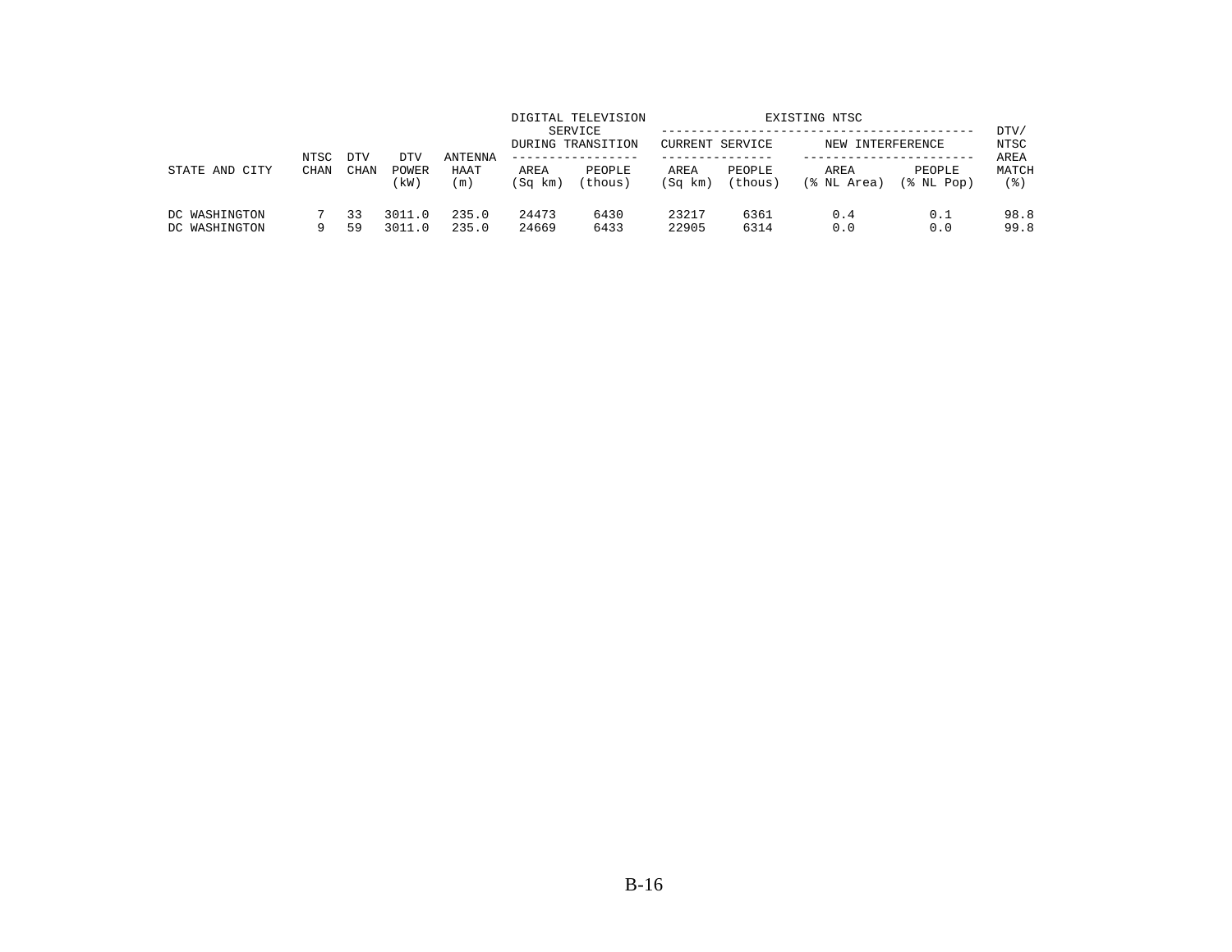| STATE AND CITY | NTSC CHAN | DTV CHAN | DTV POWER (kW) | ANTENNA HAAT (m) | DIGITAL TELEVISION SERVICE DURING TRANSITION AREA (Sq km) | PEOPLE (thous) | EXISTING NTSC CURRENT SERVICE AREA (Sq km) | PEOPLE (thous) | NEW INTERFERENCE AREA (% NL Area) | PEOPLE (% NL Pop) | DTV/ NTSC AREA MATCH (%) |
|---|---|---|---|---|---|---|---|---|---|---|---|
| DC WASHINGTON | 7 | 33 | 3011.0 | 235.0 | 24473 | 6430 | 23217 | 6361 | 0.4 | 0.1 | 98.8 |
| DC WASHINGTON | 9 | 59 | 3011.0 | 235.0 | 24669 | 6433 | 22905 | 6314 | 0.0 | 0.0 | 99.8 |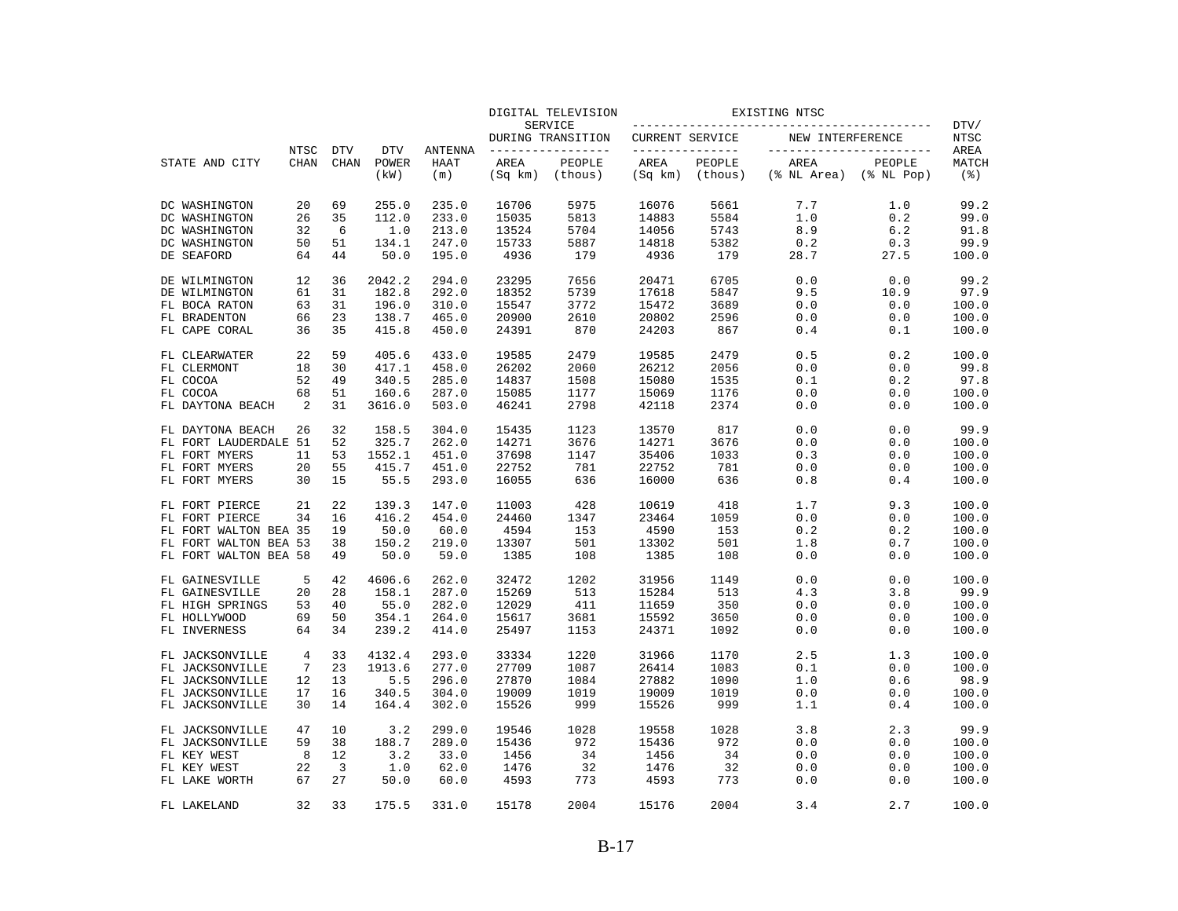| STATE AND CITY | NTSC CHAN | DTV CHAN | DTV POWER (kW) | ANTENNA HAAT (m) | DIGITAL TELEVISION SERVICE DURING TRANSITION AREA (Sq km) | DIGITAL TELEVISION SERVICE DURING TRANSITION PEOPLE (thous) | EXISTING NTSC CURRENT SERVICE AREA (Sq km) | EXISTING NTSC CURRENT SERVICE PEOPLE (thous) | EXISTING NTSC NEW INTERFERENCE AREA (% NL Area) | EXISTING NTSC NEW INTERFERENCE PEOPLE (% NL Pop) | DTV/ NTSC AREA MATCH (%) |
|---|---|---|---|---|---|---|---|---|---|---|---|
| DC WASHINGTON | 20 | 69 | 255.0 | 235.0 | 16706 | 5975 | 16076 | 5661 | 7.7 | 1.0 | 99.2 |
| DC WASHINGTON | 26 | 35 | 112.0 | 233.0 | 15035 | 5813 | 14883 | 5584 | 1.0 | 0.2 | 99.0 |
| DC WASHINGTON | 32 | 6 | 1.0 | 213.0 | 13524 | 5704 | 14056 | 5743 | 8.9 | 6.2 | 91.8 |
| DC WASHINGTON | 50 | 51 | 134.1 | 247.0 | 15733 | 5887 | 14818 | 5382 | 0.2 | 0.3 | 99.9 |
| DE SEAFORD | 64 | 44 | 50.0 | 195.0 | 4936 | 179 | 4936 | 179 | 28.7 | 27.5 | 100.0 |
| DE WILMINGTON | 12 | 36 | 2042.2 | 294.0 | 23295 | 7656 | 20471 | 6705 | 0.0 | 0.0 | 99.2 |
| DE WILMINGTON | 61 | 31 | 182.8 | 292.0 | 18352 | 5739 | 17618 | 5847 | 9.5 | 10.9 | 97.9 |
| FL BOCA RATON | 63 | 31 | 196.0 | 310.0 | 15547 | 3772 | 15472 | 3689 | 0.0 | 0.0 | 100.0 |
| FL BRADENTON | 66 | 23 | 138.7 | 465.0 | 20900 | 2610 | 20802 | 2596 | 0.0 | 0.0 | 100.0 |
| FL CAPE CORAL | 36 | 35 | 415.8 | 450.0 | 24391 | 870 | 24203 | 867 | 0.4 | 0.1 | 100.0 |
| FL CLEARWATER | 22 | 59 | 405.6 | 433.0 | 19585 | 2479 | 19585 | 2479 | 0.5 | 0.2 | 100.0 |
| FL CLERMONT | 18 | 30 | 417.1 | 458.0 | 26202 | 2060 | 26212 | 2056 | 0.0 | 0.0 | 99.8 |
| FL COCOA | 52 | 49 | 340.5 | 285.0 | 14837 | 1508 | 15080 | 1535 | 0.1 | 0.2 | 97.8 |
| FL COCOA | 68 | 51 | 160.6 | 287.0 | 15085 | 1177 | 15069 | 1176 | 0.0 | 0.0 | 100.0 |
| FL DAYTONA BEACH | 2 | 31 | 3616.0 | 503.0 | 46241 | 2798 | 42118 | 2374 | 0.0 | 0.0 | 100.0 |
| FL DAYTONA BEACH | 26 | 32 | 158.5 | 304.0 | 15435 | 1123 | 13570 | 817 | 0.0 | 0.0 | 99.9 |
| FL FORT LAUDERDALE | 51 | 52 | 325.7 | 262.0 | 14271 | 3676 | 14271 | 3676 | 0.0 | 0.0 | 100.0 |
| FL FORT MYERS | 11 | 53 | 1552.1 | 451.0 | 37698 | 1147 | 35406 | 1033 | 0.3 | 0.0 | 100.0 |
| FL FORT MYERS | 20 | 55 | 415.7 | 451.0 | 22752 | 781 | 22752 | 781 | 0.0 | 0.0 | 100.0 |
| FL FORT MYERS | 30 | 15 | 55.5 | 293.0 | 16055 | 636 | 16000 | 636 | 0.8 | 0.4 | 100.0 |
| FL FORT PIERCE | 21 | 22 | 139.3 | 147.0 | 11003 | 428 | 10619 | 418 | 1.7 | 9.3 | 100.0 |
| FL FORT PIERCE | 34 | 16 | 416.2 | 454.0 | 24460 | 1347 | 23464 | 1059 | 0.0 | 0.0 | 100.0 |
| FL FORT WALTON BEA | 35 | 19 | 50.0 | 60.0 | 4594 | 153 | 4590 | 153 | 0.2 | 0.2 | 100.0 |
| FL FORT WALTON BEA | 53 | 38 | 150.2 | 219.0 | 13307 | 501 | 13302 | 501 | 1.8 | 0.7 | 100.0 |
| FL FORT WALTON BEA | 58 | 49 | 50.0 | 59.0 | 1385 | 108 | 1385 | 108 | 0.0 | 0.0 | 100.0 |
| FL GAINESVILLE | 5 | 42 | 4606.6 | 262.0 | 32472 | 1202 | 31956 | 1149 | 0.0 | 0.0 | 100.0 |
| FL GAINESVILLE | 20 | 28 | 158.1 | 287.0 | 15269 | 513 | 15284 | 513 | 4.3 | 3.8 | 99.9 |
| FL HIGH SPRINGS | 53 | 40 | 55.0 | 282.0 | 12029 | 411 | 11659 | 350 | 0.0 | 0.0 | 100.0 |
| FL HOLLYWOOD | 69 | 50 | 354.1 | 264.0 | 15617 | 3681 | 15592 | 3650 | 0.0 | 0.0 | 100.0 |
| FL INVERNESS | 64 | 34 | 239.2 | 414.0 | 25497 | 1153 | 24371 | 1092 | 0.0 | 0.0 | 100.0 |
| FL JACKSONVILLE | 4 | 33 | 4132.4 | 293.0 | 33334 | 1220 | 31966 | 1170 | 2.5 | 1.3 | 100.0 |
| FL JACKSONVILLE | 7 | 23 | 1913.6 | 277.0 | 27709 | 1087 | 26414 | 1083 | 0.1 | 0.0 | 100.0 |
| FL JACKSONVILLE | 12 | 13 | 5.5 | 296.0 | 27870 | 1084 | 27882 | 1090 | 1.0 | 0.6 | 98.9 |
| FL JACKSONVILLE | 17 | 16 | 340.5 | 304.0 | 19009 | 1019 | 19009 | 1019 | 0.0 | 0.0 | 100.0 |
| FL JACKSONVILLE | 30 | 14 | 164.4 | 302.0 | 15526 | 999 | 15526 | 999 | 1.1 | 0.4 | 100.0 |
| FL JACKSONVILLE | 47 | 10 | 3.2 | 299.0 | 19546 | 1028 | 19558 | 1028 | 3.8 | 2.3 | 99.9 |
| FL JACKSONVILLE | 59 | 38 | 188.7 | 289.0 | 15436 | 972 | 15436 | 972 | 0.0 | 0.0 | 100.0 |
| FL KEY WEST | 8 | 12 | 3.2 | 33.0 | 1456 | 34 | 1456 | 34 | 0.0 | 0.0 | 100.0 |
| FL KEY WEST | 22 | 3 | 1.0 | 62.0 | 1476 | 32 | 1476 | 32 | 0.0 | 0.0 | 100.0 |
| FL LAKE WORTH | 67 | 27 | 50.0 | 60.0 | 4593 | 773 | 4593 | 773 | 0.0 | 0.0 | 100.0 |
| FL LAKELAND | 32 | 33 | 175.5 | 331.0 | 15178 | 2004 | 15176 | 2004 | 3.4 | 2.7 | 100.0 |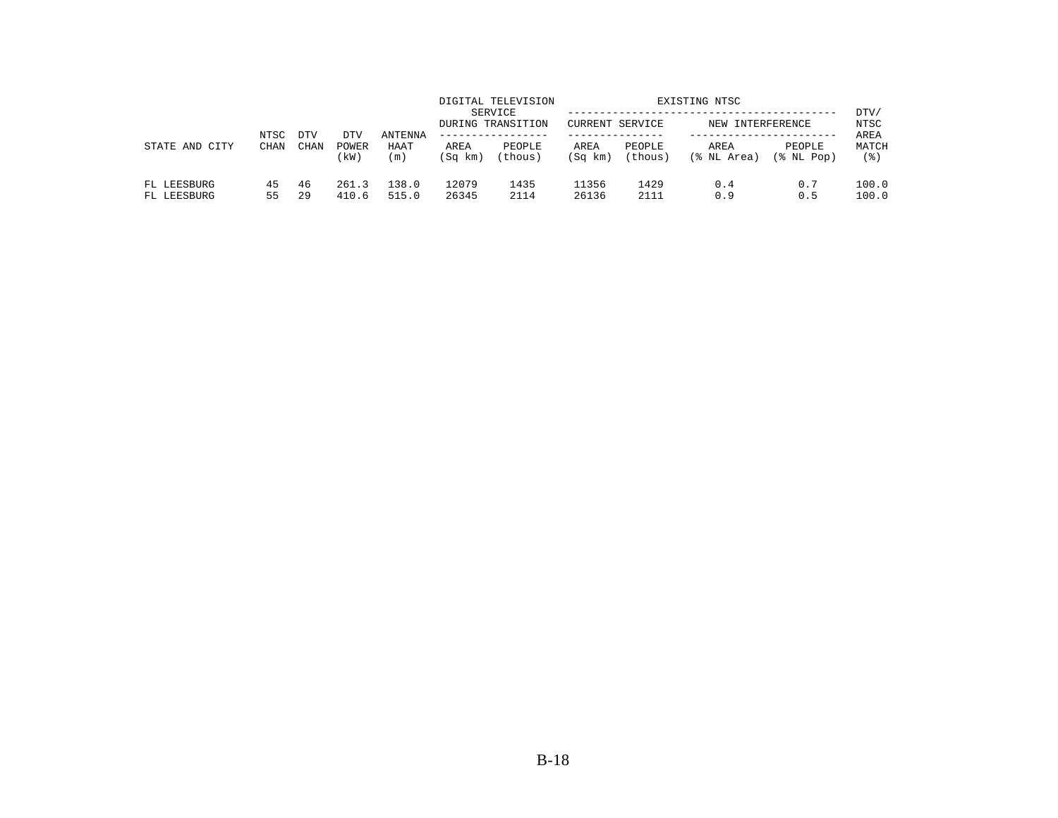| STATE AND CITY | NTSC CHAN | DTV CHAN | DTV POWER (kW) | ANTENNA HAAT (m) | DIGITAL TELEVISION SERVICE DURING TRANSITION | | EXISTING NTSC | | | | DTV/ NTSC AREA MATCH (%) |
|---|---|---|---|---|---|---|---|---|---|---|---|
| | | | | | | | CURRENT SERVICE | | NEW INTERFERENCE | | |
| | | | | | AREA (Sq km) | PEOPLE (thous) | AREA (Sq km) | PEOPLE (thous) | AREA (% NL Area) | PEOPLE (% NL Pop) | |
| FL LEESBURG | 45 | 46 | 261.3 | 138.0 | 12079 | 1435 | 11356 | 1429 | 0.4 | 0.7 | 100.0 |
| FL LEESBURG | 55 | 29 | 410.6 | 515.0 | 26345 | 2114 | 26136 | 2111 | 0.9 | 0.5 | 100.0 |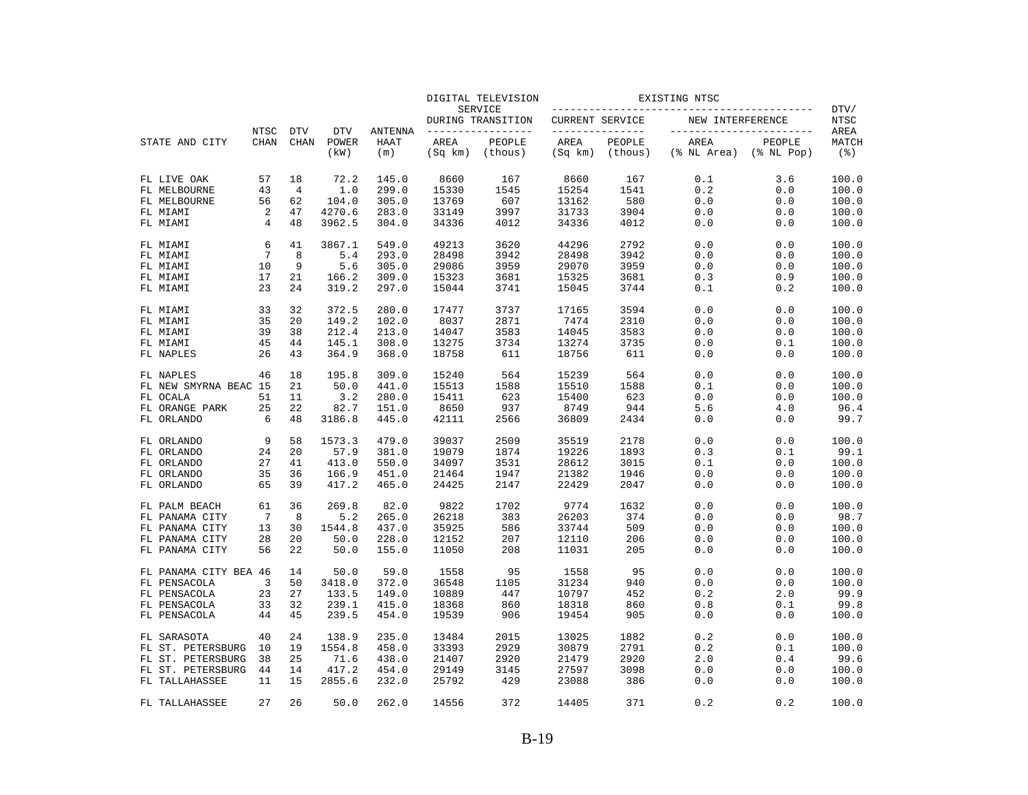| STATE AND CITY | NTSC CHAN | DTV CHAN | DTV POWER (kW) | ANTENNA HAAT (m) | DIGITAL TELEVISION SERVICE DURING TRANSITION AREA (Sq km) | PEOPLE (thous) | EXISTING NTSC CURRENT SERVICE AREA (Sq km) | PEOPLE (thous) | NEW INTERFERENCE AREA (% NL Area) | PEOPLE (% NL Pop) | DTV/ NTSC AREA MATCH (%) |
|---|---|---|---|---|---|---|---|---|---|---|---|
| FL LIVE OAK | 57 | 18 | 72.2 | 145.0 | 8660 | 167 | 8660 | 167 | 0.1 | 3.6 | 100.0 |
| FL MELBOURNE | 43 | 4 | 1.0 | 299.0 | 15330 | 1545 | 15254 | 1541 | 0.2 | 0.0 | 100.0 |
| FL MELBOURNE | 56 | 62 | 104.0 | 305.0 | 13769 | 607 | 13162 | 580 | 0.0 | 0.0 | 100.0 |
| FL MIAMI | 2 | 47 | 4270.6 | 283.0 | 33149 | 3997 | 31733 | 3904 | 0.0 | 0.0 | 100.0 |
| FL MIAMI | 4 | 48 | 3962.5 | 304.0 | 34336 | 4012 | 34336 | 4012 | 0.0 | 0.0 | 100.0 |
| FL MIAMI | 6 | 41 | 3867.1 | 549.0 | 49213 | 3620 | 44296 | 2792 | 0.0 | 0.0 | 100.0 |
| FL MIAMI | 7 | 8 | 5.4 | 293.0 | 28498 | 3942 | 28498 | 3942 | 0.0 | 0.0 | 100.0 |
| FL MIAMI | 10 | 9 | 5.6 | 305.0 | 29086 | 3959 | 29070 | 3959 | 0.0 | 0.0 | 100.0 |
| FL MIAMI | 17 | 21 | 166.2 | 309.0 | 15323 | 3681 | 15325 | 3681 | 0.3 | 0.9 | 100.0 |
| FL MIAMI | 23 | 24 | 319.2 | 297.0 | 15044 | 3741 | 15045 | 3744 | 0.1 | 0.2 | 100.0 |
| FL MIAMI | 33 | 32 | 372.5 | 280.0 | 17477 | 3737 | 17165 | 3594 | 0.0 | 0.0 | 100.0 |
| FL MIAMI | 35 | 20 | 149.2 | 102.0 | 8037 | 2871 | 7474 | 2310 | 0.0 | 0.0 | 100.0 |
| FL MIAMI | 39 | 38 | 212.4 | 213.0 | 14047 | 3583 | 14045 | 3583 | 0.0 | 0.0 | 100.0 |
| FL MIAMI | 45 | 44 | 145.1 | 308.0 | 13275 | 3734 | 13274 | 3735 | 0.0 | 0.1 | 100.0 |
| FL NAPLES | 26 | 43 | 364.9 | 368.0 | 18758 | 611 | 18756 | 611 | 0.0 | 0.0 | 100.0 |
| FL NAPLES | 46 | 18 | 195.8 | 309.0 | 15240 | 564 | 15239 | 564 | 0.0 | 0.0 | 100.0 |
| FL NEW SMYRNA BEAC | 15 | 21 | 50.0 | 441.0 | 15513 | 1588 | 15510 | 1588 | 0.1 | 0.0 | 100.0 |
| FL OCALA | 51 | 11 | 3.2 | 280.0 | 15411 | 623 | 15400 | 623 | 0.0 | 0.0 | 100.0 |
| FL ORANGE PARK | 25 | 22 | 82.7 | 151.0 | 8650 | 937 | 8749 | 944 | 5.6 | 4.0 | 96.4 |
| FL ORLANDO | 6 | 48 | 3186.8 | 445.0 | 42111 | 2566 | 36809 | 2434 | 0.0 | 0.0 | 99.7 |
| FL ORLANDO | 9 | 58 | 1573.3 | 479.0 | 39037 | 2509 | 35519 | 2178 | 0.0 | 0.0 | 100.0 |
| FL ORLANDO | 24 | 20 | 57.9 | 381.0 | 19079 | 1874 | 19226 | 1893 | 0.3 | 0.1 | 99.1 |
| FL ORLANDO | 27 | 41 | 413.0 | 550.0 | 34097 | 3531 | 28612 | 3015 | 0.1 | 0.0 | 100.0 |
| FL ORLANDO | 35 | 36 | 166.9 | 451.0 | 21464 | 1947 | 21382 | 1946 | 0.0 | 0.0 | 100.0 |
| FL ORLANDO | 65 | 39 | 417.2 | 465.0 | 24425 | 2147 | 22429 | 2047 | 0.0 | 0.0 | 100.0 |
| FL PALM BEACH | 61 | 36 | 269.8 | 82.0 | 9822 | 1702 | 9774 | 1632 | 0.0 | 0.0 | 100.0 |
| FL PANAMA CITY | 7 | 8 | 5.2 | 265.0 | 26218 | 383 | 26203 | 374 | 0.0 | 0.0 | 98.7 |
| FL PANAMA CITY | 13 | 30 | 1544.8 | 437.0 | 35925 | 586 | 33744 | 509 | 0.0 | 0.0 | 100.0 |
| FL PANAMA CITY | 28 | 20 | 50.0 | 228.0 | 12152 | 207 | 12110 | 206 | 0.0 | 0.0 | 100.0 |
| FL PANAMA CITY | 56 | 22 | 50.0 | 155.0 | 11050 | 208 | 11031 | 205 | 0.0 | 0.0 | 100.0 |
| FL PANAMA CITY BEA | 46 | 14 | 50.0 | 59.0 | 1558 | 95 | 1558 | 95 | 0.0 | 0.0 | 100.0 |
| FL PENSACOLA | 3 | 50 | 3418.0 | 372.0 | 36548 | 1105 | 31234 | 940 | 0.0 | 0.0 | 100.0 |
| FL PENSACOLA | 23 | 27 | 133.5 | 149.0 | 10889 | 447 | 10797 | 452 | 0.2 | 2.0 | 99.9 |
| FL PENSACOLA | 33 | 32 | 239.1 | 415.0 | 18368 | 860 | 18318 | 860 | 0.8 | 0.1 | 99.8 |
| FL PENSACOLA | 44 | 45 | 239.5 | 454.0 | 19539 | 906 | 19454 | 905 | 0.0 | 0.0 | 100.0 |
| FL SARASOTA | 40 | 24 | 138.9 | 235.0 | 13484 | 2015 | 13025 | 1882 | 0.2 | 0.0 | 100.0 |
| FL ST. PETERSBURG | 10 | 19 | 1554.8 | 458.0 | 33393 | 2929 | 30879 | 2791 | 0.2 | 0.1 | 100.0 |
| FL ST. PETERSBURG | 38 | 25 | 71.6 | 438.0 | 21407 | 2920 | 21479 | 2920 | 2.0 | 0.4 | 99.6 |
| FL ST. PETERSBURG | 44 | 14 | 417.2 | 454.0 | 29149 | 3145 | 27597 | 3098 | 0.0 | 0.0 | 100.0 |
| FL TALLAHASSEE | 11 | 15 | 2855.6 | 232.0 | 25792 | 429 | 23088 | 386 | 0.0 | 0.0 | 100.0 |
| FL TALLAHASSEE | 27 | 26 | 50.0 | 262.0 | 14556 | 372 | 14405 | 371 | 0.2 | 0.2 | 100.0 |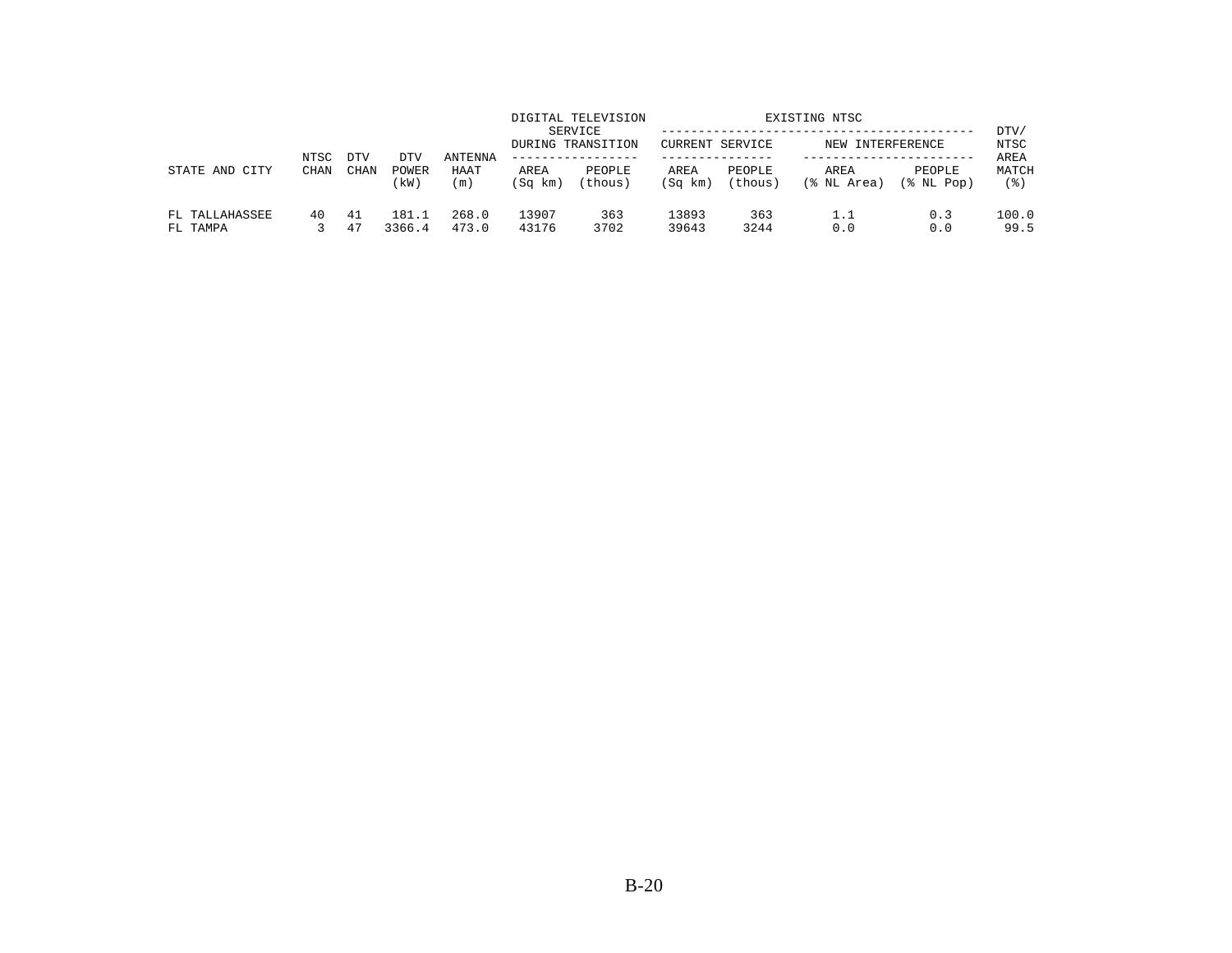| STATE AND CITY | NTSC CHAN | DTV CHAN | DTV POWER (kW) | ANTENNA HAAT (m) | DIGITAL TELEVISION SERVICE DURING TRANSITION | | EXISTING NTSC | | | | DTV/ NTSC AREA MATCH (%) |
|---|---|---|---|---|---|---|---|---|---|---|---|
| | | | | | | | CURRENT SERVICE | | NEW INTERFERENCE | | |
| | | | | | AREA (Sq km) | PEOPLE (thous) | AREA (Sq km) | PEOPLE (thous) | AREA (% NL Area) | PEOPLE (% NL Pop) | |
| FL TALLAHASSEE | 40 | 41 | 181.1 | 268.0 | 13907 | 363 | 13893 | 363 | 1.1 | 0.3 | 100.0 |
| FL TAMPA | 3 | 47 | 3366.4 | 473.0 | 43176 | 3702 | 39643 | 3244 | 0.0 | 0.0 | 99.5 |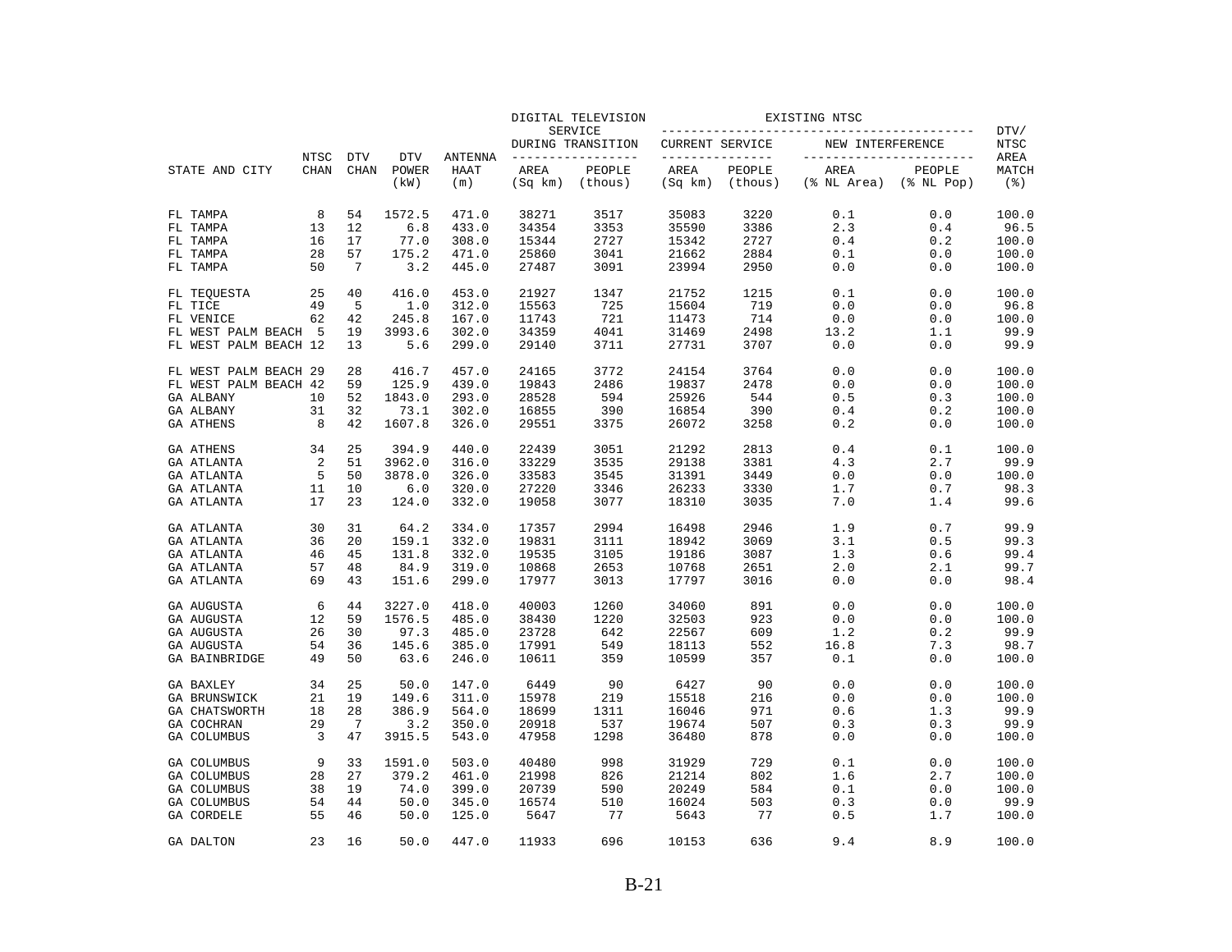| STATE AND CITY | NTSC CHAN | DTV CHAN | DTV POWER (kW) | ANTENNA HAAT (m) | DIGITAL TELEVISION SERVICE DURING TRANSITION AREA (Sq km) | PEOPLE (thous) | EXISTING NTSC CURRENT SERVICE AREA (Sq km) | PEOPLE (thous) | NEW INTERFERENCE AREA (% NL Area) | PEOPLE (% NL Pop) | DTV/NTSC AREA MATCH (%) |
|---|---|---|---|---|---|---|---|---|---|---|---|
| FL TAMPA | 8 | 54 | 1572.5 | 471.0 | 38271 | 3517 | 35083 | 3220 | 0.1 | 0.0 | 100.0 |
| FL TAMPA | 13 | 12 | 6.8 | 433.0 | 34354 | 3353 | 35590 | 3386 | 2.3 | 0.4 | 96.5 |
| FL TAMPA | 16 | 17 | 77.0 | 308.0 | 15344 | 2727 | 15342 | 2727 | 0.4 | 0.2 | 100.0 |
| FL TAMPA | 28 | 57 | 175.2 | 471.0 | 25860 | 3041 | 21662 | 2884 | 0.1 | 0.0 | 100.0 |
| FL TAMPA | 50 | 7 | 3.2 | 445.0 | 27487 | 3091 | 23994 | 2950 | 0.0 | 0.0 | 100.0 |
| FL TEQUESTA | 25 | 40 | 416.0 | 453.0 | 21927 | 1347 | 21752 | 1215 | 0.1 | 0.0 | 100.0 |
| FL TICE | 49 | 5 | 1.0 | 312.0 | 15563 | 725 | 15604 | 719 | 0.0 | 0.0 | 96.8 |
| FL VENICE | 62 | 42 | 245.8 | 167.0 | 11743 | 721 | 11473 | 714 | 0.0 | 0.0 | 100.0 |
| FL WEST PALM BEACH | 5 | 19 | 3993.6 | 302.0 | 34359 | 4041 | 31469 | 2498 | 13.2 | 1.1 | 99.9 |
| FL WEST PALM BEACH | 12 | 13 | 5.6 | 299.0 | 29140 | 3711 | 27731 | 3707 | 0.0 | 0.0 | 99.9 |
| FL WEST PALM BEACH | 29 | 28 | 416.7 | 457.0 | 24165 | 3772 | 24154 | 3764 | 0.0 | 0.0 | 100.0 |
| FL WEST PALM BEACH | 42 | 59 | 125.9 | 439.0 | 19843 | 2486 | 19837 | 2478 | 0.0 | 0.0 | 100.0 |
| GA ALBANY | 10 | 52 | 1843.0 | 293.0 | 28528 | 594 | 25926 | 544 | 0.5 | 0.3 | 100.0 |
| GA ALBANY | 31 | 32 | 73.1 | 302.0 | 16855 | 390 | 16854 | 390 | 0.4 | 0.2 | 100.0 |
| GA ATHENS | 8 | 42 | 1607.8 | 326.0 | 29551 | 3375 | 26072 | 3258 | 0.2 | 0.0 | 100.0 |
| GA ATHENS | 34 | 25 | 394.9 | 440.0 | 22439 | 3051 | 21292 | 2813 | 0.4 | 0.1 | 100.0 |
| GA ATLANTA | 2 | 51 | 3962.0 | 316.0 | 33229 | 3535 | 29138 | 3381 | 4.3 | 2.7 | 99.9 |
| GA ATLANTA | 5 | 50 | 3878.0 | 326.0 | 33583 | 3545 | 31391 | 3449 | 0.0 | 0.0 | 100.0 |
| GA ATLANTA | 11 | 10 | 6.0 | 320.0 | 27220 | 3346 | 26233 | 3330 | 1.7 | 0.7 | 98.3 |
| GA ATLANTA | 17 | 23 | 124.0 | 332.0 | 19058 | 3077 | 18310 | 3035 | 7.0 | 1.4 | 99.6 |
| GA ATLANTA | 30 | 31 | 64.2 | 334.0 | 17357 | 2994 | 16498 | 2946 | 1.9 | 0.7 | 99.9 |
| GA ATLANTA | 36 | 20 | 159.1 | 332.0 | 19831 | 3111 | 18942 | 3069 | 3.1 | 0.5 | 99.3 |
| GA ATLANTA | 46 | 45 | 131.8 | 332.0 | 19535 | 3105 | 19186 | 3087 | 1.3 | 0.6 | 99.4 |
| GA ATLANTA | 57 | 48 | 84.9 | 319.0 | 10868 | 2653 | 10768 | 2651 | 2.0 | 2.1 | 99.7 |
| GA ATLANTA | 69 | 43 | 151.6 | 299.0 | 17977 | 3013 | 17797 | 3016 | 0.0 | 0.0 | 98.4 |
| GA AUGUSTA | 6 | 44 | 3227.0 | 418.0 | 40003 | 1260 | 34060 | 891 | 0.0 | 0.0 | 100.0 |
| GA AUGUSTA | 12 | 59 | 1576.5 | 485.0 | 38430 | 1220 | 32503 | 923 | 0.0 | 0.0 | 100.0 |
| GA AUGUSTA | 26 | 30 | 97.3 | 485.0 | 23728 | 642 | 22567 | 609 | 1.2 | 0.2 | 99.9 |
| GA AUGUSTA | 54 | 36 | 145.6 | 385.0 | 17991 | 549 | 18113 | 552 | 16.8 | 7.3 | 98.7 |
| GA BAINBRIDGE | 49 | 50 | 63.6 | 246.0 | 10611 | 359 | 10599 | 357 | 0.1 | 0.0 | 100.0 |
| GA BAXLEY | 34 | 25 | 50.0 | 147.0 | 6449 | 90 | 6427 | 90 | 0.0 | 0.0 | 100.0 |
| GA BRUNSWICK | 21 | 19 | 149.6 | 311.0 | 15978 | 219 | 15518 | 216 | 0.0 | 0.0 | 100.0 |
| GA CHATSWORTH | 18 | 28 | 386.9 | 564.0 | 18699 | 1311 | 16046 | 971 | 0.6 | 1.3 | 99.9 |
| GA COCHRAN | 29 | 7 | 3.2 | 350.0 | 20918 | 537 | 19674 | 507 | 0.3 | 0.3 | 99.9 |
| GA COLUMBUS | 3 | 47 | 3915.5 | 543.0 | 47958 | 1298 | 36480 | 878 | 0.0 | 0.0 | 100.0 |
| GA COLUMBUS | 9 | 33 | 1591.0 | 503.0 | 40480 | 998 | 31929 | 729 | 0.1 | 0.0 | 100.0 |
| GA COLUMBUS | 28 | 27 | 379.2 | 461.0 | 21998 | 826 | 21214 | 802 | 1.6 | 2.7 | 100.0 |
| GA COLUMBUS | 38 | 19 | 74.0 | 399.0 | 20739 | 590 | 20249 | 584 | 0.1 | 0.0 | 100.0 |
| GA COLUMBUS | 54 | 44 | 50.0 | 345.0 | 16574 | 510 | 16024 | 503 | 0.3 | 0.0 | 99.9 |
| GA CORDELE | 55 | 46 | 50.0 | 125.0 | 5647 | 77 | 5643 | 77 | 0.5 | 1.7 | 100.0 |
| GA DALTON | 23 | 16 | 50.0 | 447.0 | 11933 | 696 | 10153 | 636 | 9.4 | 8.9 | 100.0 |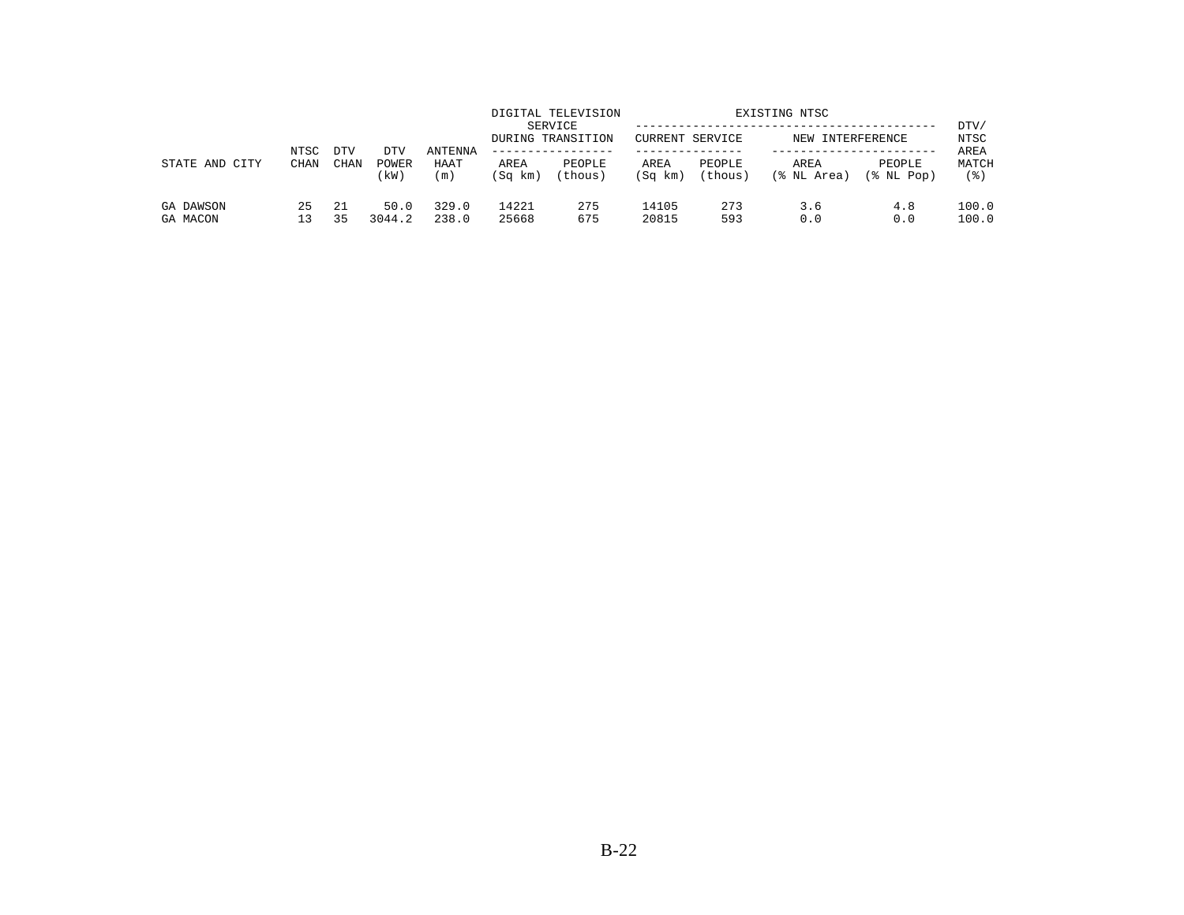| STATE AND CITY | NTSC CHAN | DTV CHAN | DTV POWER (kW) | ANTENNA HAAT (m) | DIGITAL TELEVISION SERVICE DURING TRANSITION | | EXISTING NTSC | | | | DTV/ NTSC AREA MATCH (%) |
|---|---|---|---|---|---|---|---|---|---|---|---|
| | | | | | AREA (Sq km) | PEOPLE (thous) | CURRENT SERVICE AREA (Sq km) | CURRENT SERVICE PEOPLE (thous) | NEW INTERFERENCE AREA (% NL Area) | NEW INTERFERENCE PEOPLE (% NL Pop) | |
| GA DAWSON | 25 | 21 | 50.0 | 329.0 | 14221 | 275 | 14105 | 273 | 3.6 | 4.8 | 100.0 |
| GA MACON | 13 | 35 | 3044.2 | 238.0 | 25668 | 675 | 20815 | 593 | 0.0 | 0.0 | 100.0 |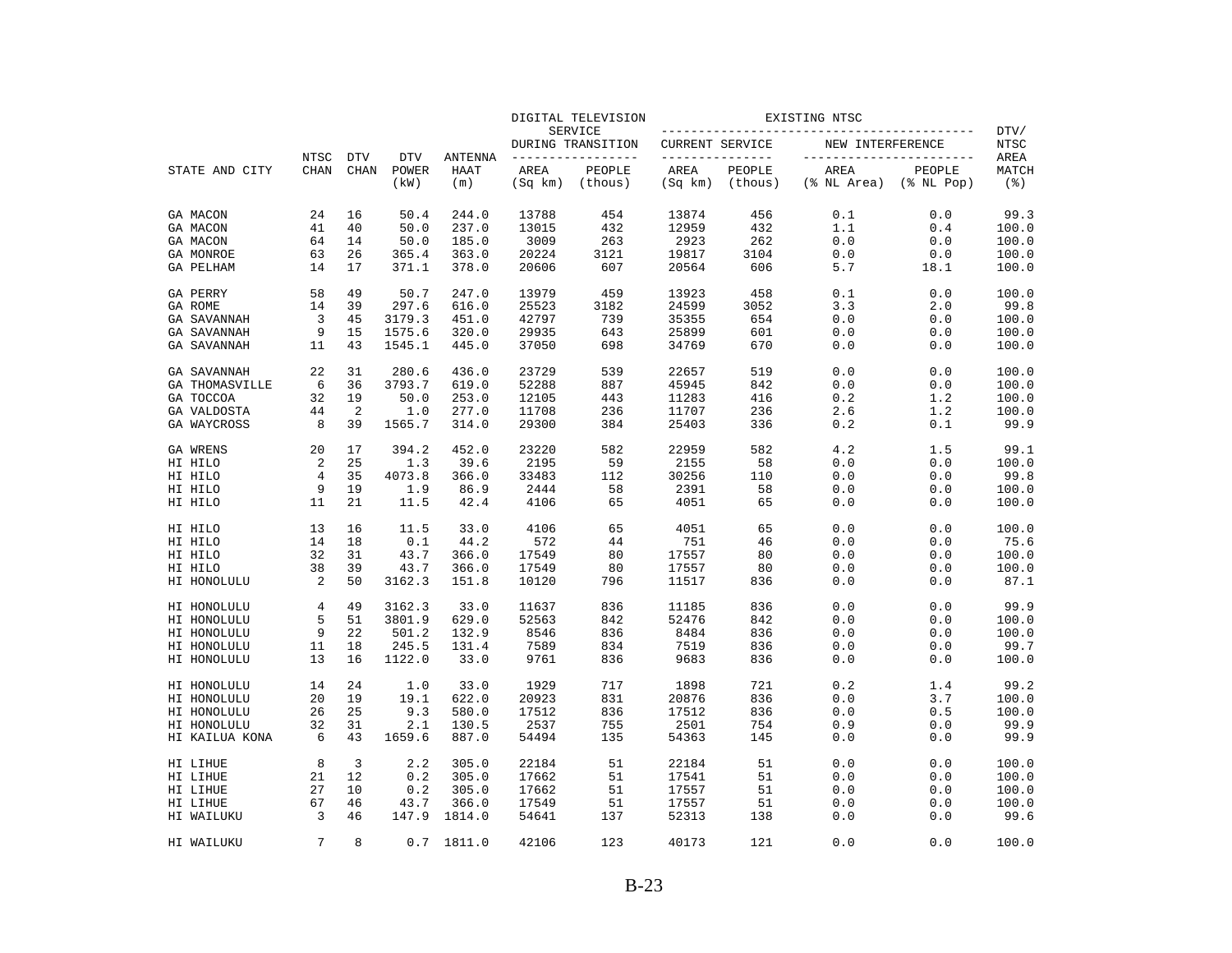| STATE AND CITY | NTSC CHAN | DTV CHAN | DTV POWER (kW) | ANTENNA HAAT (m) | DIGITAL TELEVISION SERVICE DURING TRANSITION AREA (Sq km) | DIGITAL TELEVISION SERVICE DURING TRANSITION PEOPLE (thous) | EXISTING NTSC CURRENT SERVICE AREA (Sq km) | EXISTING NTSC CURRENT SERVICE PEOPLE (thous) | EXISTING NTSC NEW INTERFERENCE AREA (% NL Area) | EXISTING NTSC NEW INTERFERENCE PEOPLE (% NL Pop) | DTV/ NTSC AREA MATCH (%) |
|---|---|---|---|---|---|---|---|---|---|---|---|
| GA MACON | 24 | 16 | 50.4 | 244.0 | 13788 | 454 | 13874 | 456 | 0.1 | 0.0 | 99.3 |
| GA MACON | 41 | 40 | 50.0 | 237.0 | 13015 | 432 | 12959 | 432 | 1.1 | 0.4 | 100.0 |
| GA MACON | 64 | 14 | 50.0 | 185.0 | 3009 | 263 | 2923 | 262 | 0.0 | 0.0 | 100.0 |
| GA MONROE | 63 | 26 | 365.4 | 363.0 | 20224 | 3121 | 19817 | 3104 | 0.0 | 0.0 | 100.0 |
| GA PELHAM | 14 | 17 | 371.1 | 378.0 | 20606 | 607 | 20564 | 606 | 5.7 | 18.1 | 100.0 |
| GA PERRY | 58 | 49 | 50.7 | 247.0 | 13979 | 459 | 13923 | 458 | 0.1 | 0.0 | 100.0 |
| GA ROME | 14 | 39 | 297.6 | 616.0 | 25523 | 3182 | 24599 | 3052 | 3.3 | 2.0 | 99.8 |
| GA SAVANNAH | 3 | 45 | 3179.3 | 451.0 | 42797 | 739 | 35355 | 654 | 0.0 | 0.0 | 100.0 |
| GA SAVANNAH | 9 | 15 | 1575.6 | 320.0 | 29935 | 643 | 25899 | 601 | 0.0 | 0.0 | 100.0 |
| GA SAVANNAH | 11 | 43 | 1545.1 | 445.0 | 37050 | 698 | 34769 | 670 | 0.0 | 0.0 | 100.0 |
| GA SAVANNAH | 22 | 31 | 280.6 | 436.0 | 23729 | 539 | 22657 | 519 | 0.0 | 0.0 | 100.0 |
| GA THOMASVILLE | 6 | 36 | 3793.7 | 619.0 | 52288 | 887 | 45945 | 842 | 0.0 | 0.0 | 100.0 |
| GA TOCCOA | 32 | 19 | 50.0 | 253.0 | 12105 | 443 | 11283 | 416 | 0.2 | 1.2 | 100.0 |
| GA VALDOSTA | 44 | 2 | 1.0 | 277.0 | 11708 | 236 | 11707 | 236 | 2.6 | 1.2 | 100.0 |
| GA WAYCROSS | 8 | 39 | 1565.7 | 314.0 | 29300 | 384 | 25403 | 336 | 0.2 | 0.1 | 99.9 |
| GA WRENS | 20 | 17 | 394.2 | 452.0 | 23220 | 582 | 22959 | 582 | 4.2 | 1.5 | 99.1 |
| HI HILO | 2 | 25 | 1.3 | 39.6 | 2195 | 59 | 2155 | 58 | 0.0 | 0.0 | 100.0 |
| HI HILO | 4 | 35 | 4073.8 | 366.0 | 33483 | 112 | 30256 | 110 | 0.0 | 0.0 | 99.8 |
| HI HILO | 9 | 19 | 1.9 | 86.9 | 2444 | 58 | 2391 | 58 | 0.0 | 0.0 | 100.0 |
| HI HILO | 11 | 21 | 11.5 | 42.4 | 4106 | 65 | 4051 | 65 | 0.0 | 0.0 | 100.0 |
| HI HILO | 13 | 16 | 11.5 | 33.0 | 4106 | 65 | 4051 | 65 | 0.0 | 0.0 | 100.0 |
| HI HILO | 14 | 18 | 0.1 | 44.2 | 572 | 44 | 751 | 46 | 0.0 | 0.0 | 75.6 |
| HI HILO | 32 | 31 | 43.7 | 366.0 | 17549 | 80 | 17557 | 80 | 0.0 | 0.0 | 100.0 |
| HI HILO | 38 | 39 | 43.7 | 366.0 | 17549 | 80 | 17557 | 80 | 0.0 | 0.0 | 100.0 |
| HI HONOLULU | 2 | 50 | 3162.3 | 151.8 | 10120 | 796 | 11517 | 836 | 0.0 | 0.0 | 87.1 |
| HI HONOLULU | 4 | 49 | 3162.3 | 33.0 | 11637 | 836 | 11185 | 836 | 0.0 | 0.0 | 99.9 |
| HI HONOLULU | 5 | 51 | 3801.9 | 629.0 | 52563 | 842 | 52476 | 842 | 0.0 | 0.0 | 100.0 |
| HI HONOLULU | 9 | 22 | 501.2 | 132.9 | 8546 | 836 | 8484 | 836 | 0.0 | 0.0 | 100.0 |
| HI HONOLULU | 11 | 18 | 245.5 | 131.4 | 7589 | 834 | 7519 | 836 | 0.0 | 0.0 | 99.7 |
| HI HONOLULU | 13 | 16 | 1122.0 | 33.0 | 9761 | 836 | 9683 | 836 | 0.0 | 0.0 | 100.0 |
| HI HONOLULU | 14 | 24 | 1.0 | 33.0 | 1929 | 717 | 1898 | 721 | 0.2 | 1.4 | 99.2 |
| HI HONOLULU | 20 | 19 | 19.1 | 622.0 | 20923 | 831 | 20876 | 836 | 0.0 | 3.7 | 100.0 |
| HI HONOLULU | 26 | 25 | 9.3 | 580.0 | 17512 | 836 | 17512 | 836 | 0.0 | 0.5 | 100.0 |
| HI HONOLULU | 32 | 31 | 2.1 | 130.5 | 2537 | 755 | 2501 | 754 | 0.9 | 0.0 | 99.9 |
| HI KAILUA KONA | 6 | 43 | 1659.6 | 887.0 | 54494 | 135 | 54363 | 145 | 0.0 | 0.0 | 99.9 |
| HI LIHUE | 8 | 3 | 2.2 | 305.0 | 22184 | 51 | 22184 | 51 | 0.0 | 0.0 | 100.0 |
| HI LIHUE | 21 | 12 | 0.2 | 305.0 | 17662 | 51 | 17541 | 51 | 0.0 | 0.0 | 100.0 |
| HI LIHUE | 27 | 10 | 0.2 | 305.0 | 17662 | 51 | 17557 | 51 | 0.0 | 0.0 | 100.0 |
| HI LIHUE | 67 | 46 | 43.7 | 366.0 | 17549 | 51 | 17557 | 51 | 0.0 | 0.0 | 100.0 |
| HI WAILUKU | 3 | 46 | 147.9 | 1814.0 | 54641 | 137 | 52313 | 138 | 0.0 | 0.0 | 99.6 |
| HI WAILUKU | 7 | 8 | 0.7 | 1811.0 | 42106 | 123 | 40173 | 121 | 0.0 | 0.0 | 100.0 |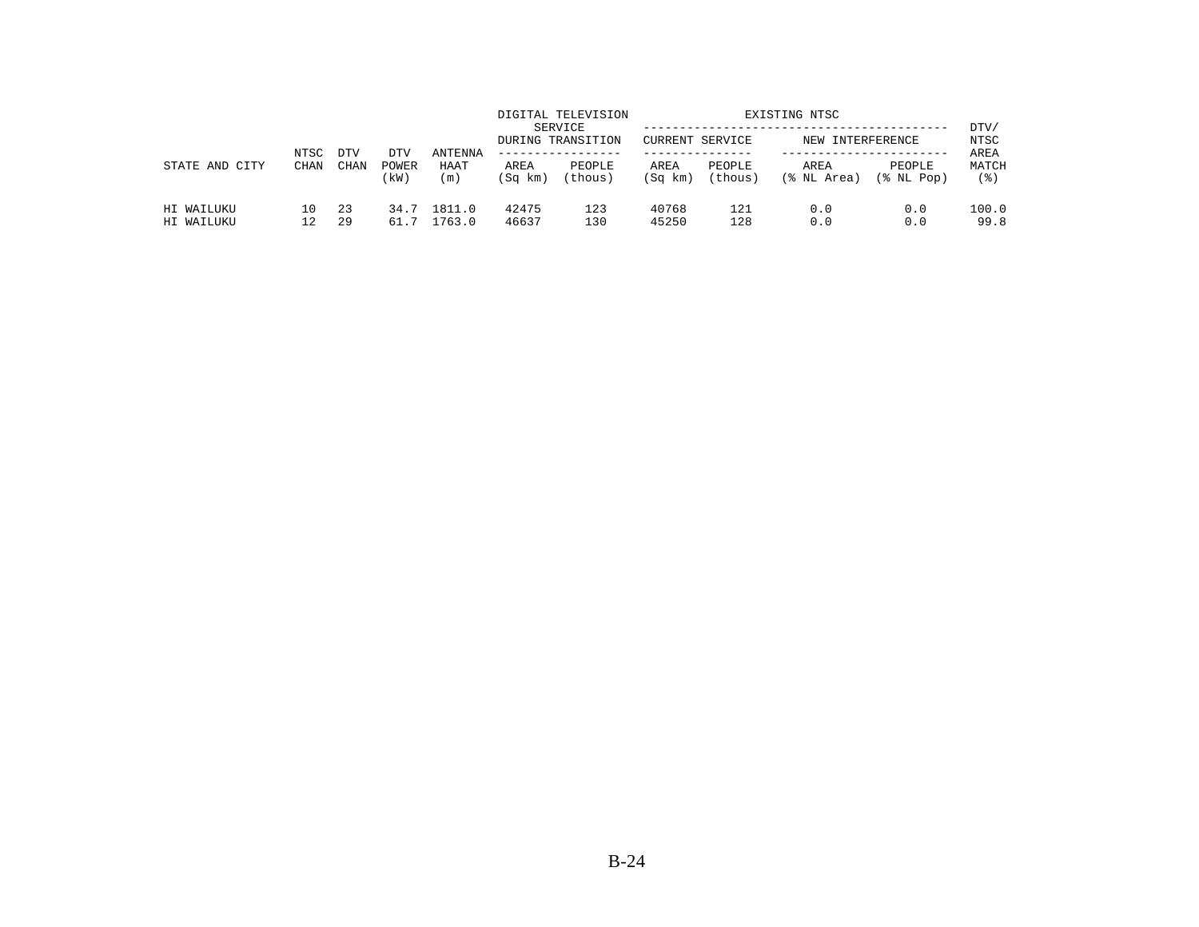| STATE AND CITY | NTSC CHAN | DTV CHAN | DTV POWER (kW) | ANTENNA HAAT (m) | DIGITAL TELEVISION SERVICE DURING TRANSITION AREA (Sq km) | DIGITAL TELEVISION SERVICE DURING TRANSITION PEOPLE (thous) | EXISTING NTSC CURRENT SERVICE AREA (Sq km) | EXISTING NTSC CURRENT SERVICE PEOPLE (thous) | EXISTING NTSC NEW INTERFERENCE AREA (% NL Area) | EXISTING NTSC NEW INTERFERENCE PEOPLE (% NL Pop) | DTV/ NTSC AREA MATCH (%) |
|---|---|---|---|---|---|---|---|---|---|---|---|
| HI WAILUKU | 10 | 23 | 34.7 | 1811.0 | 42475 | 123 | 40768 | 121 | 0.0 | 0.0 | 100.0 |
| HI WAILUKU | 12 | 29 | 61.7 | 1763.0 | 46637 | 130 | 45250 | 128 | 0.0 | 0.0 | 99.8 |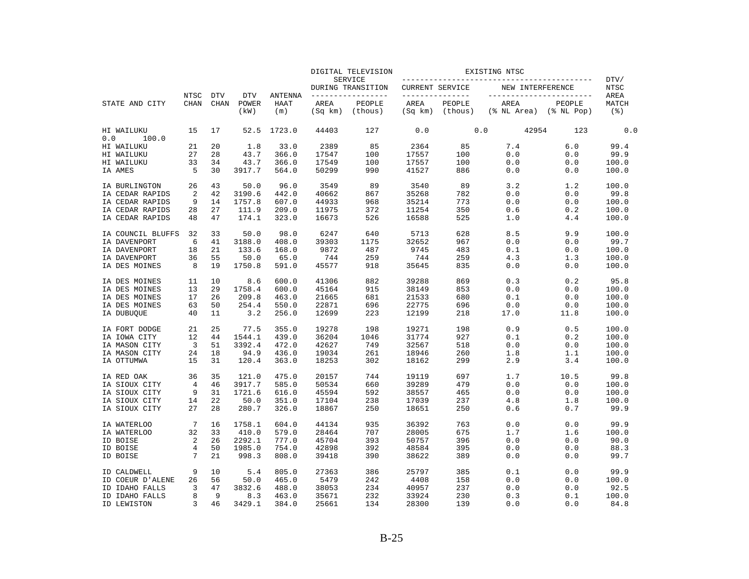| STATE AND CITY | NTSC CHAN | DTV CHAN | DTV POWER (kW) | ANTENNA HAAT (m) | DIGITAL TELEVISION SERVICE DURING TRANSITION | | EXISTING NTSC | | | | DTV/ NTSC AREA MATCH (%) |
|---|---|---|---|---|---|---|---|---|---|---|---|
| | | | | | | | CURRENT SERVICE | | NEW INTERFERENCE | | |
| | | | | | AREA (Sq km) | PEOPLE (thous) | AREA (Sq km) | PEOPLE (thous) | AREA (% NL Area) | PEOPLE (% NL Pop) | |
| HI WAILUKU | 15 | 17 | 52.5 | 1723.0 | 44403 | 127 | 0.0 | 0.0 | 42954 | 123 | 0.0 |
| 0.0 100.0 | | | | | | | | | | | |
| HI WAILUKU | 21 | 20 | 1.8 | 33.0 | 2389 | 85 | 2364 | 85 | 7.4 | 6.0 | 99.4 |
| HI WAILUKU | 27 | 28 | 43.7 | 366.0 | 17547 | 100 | 17557 | 100 | 0.0 | 0.0 | 99.9 |
| HI WAILUKU | 33 | 34 | 43.7 | 366.0 | 17549 | 100 | 17557 | 100 | 0.0 | 0.0 | 100.0 |
| IA AMES | 5 | 30 | 3917.7 | 564.0 | 50299 | 990 | 41527 | 886 | 0.0 | 0.0 | 100.0 |
| IA BURLINGTON | 26 | 43 | 50.0 | 96.0 | 3549 | 89 | 3540 | 89 | 3.2 | 1.2 | 100.0 |
| IA CEDAR RAPIDS | 2 | 42 | 3190.6 | 442.0 | 40662 | 867 | 35268 | 782 | 0.0 | 0.0 | 99.8 |
| IA CEDAR RAPIDS | 9 | 14 | 1757.8 | 607.0 | 44933 | 968 | 35214 | 773 | 0.0 | 0.0 | 100.0 |
| IA CEDAR RAPIDS | 28 | 27 | 111.9 | 209.0 | 11975 | 372 | 11254 | 350 | 0.6 | 0.2 | 100.0 |
| IA CEDAR RAPIDS | 48 | 47 | 174.1 | 323.0 | 16673 | 526 | 16588 | 525 | 1.0 | 4.4 | 100.0 |
| IA COUNCIL BLUFFS | 32 | 33 | 50.0 | 98.0 | 6247 | 640 | 5713 | 628 | 8.5 | 9.9 | 100.0 |
| IA DAVENPORT | 6 | 41 | 3188.0 | 408.0 | 39303 | 1175 | 32652 | 967 | 0.0 | 0.0 | 99.7 |
| IA DAVENPORT | 18 | 21 | 133.6 | 168.0 | 9872 | 487 | 9745 | 483 | 0.1 | 0.0 | 100.0 |
| IA DAVENPORT | 36 | 55 | 50.0 | 65.0 | 744 | 259 | 744 | 259 | 4.3 | 1.3 | 100.0 |
| IA DES MOINES | 8 | 19 | 1750.8 | 591.0 | 45577 | 918 | 35645 | 835 | 0.0 | 0.0 | 100.0 |
| IA DES MOINES | 11 | 10 | 8.6 | 600.0 | 41306 | 882 | 39288 | 869 | 0.3 | 0.2 | 95.8 |
| IA DES MOINES | 13 | 29 | 1758.4 | 600.0 | 45164 | 915 | 38149 | 853 | 0.0 | 0.0 | 100.0 |
| IA DES MOINES | 17 | 26 | 209.8 | 463.0 | 21665 | 681 | 21533 | 680 | 0.1 | 0.0 | 100.0 |
| IA DES MOINES | 63 | 50 | 254.4 | 550.0 | 22871 | 696 | 22775 | 696 | 0.0 | 0.0 | 100.0 |
| IA DUBUQUE | 40 | 11 | 3.2 | 256.0 | 12699 | 223 | 12199 | 218 | 17.0 | 11.8 | 100.0 |
| IA FORT DODGE | 21 | 25 | 77.5 | 355.0 | 19278 | 198 | 19271 | 198 | 0.9 | 0.5 | 100.0 |
| IA IOWA CITY | 12 | 44 | 1544.1 | 439.0 | 36204 | 1046 | 31774 | 927 | 0.1 | 0.2 | 100.0 |
| IA MASON CITY | 3 | 51 | 3392.4 | 472.0 | 42627 | 749 | 32567 | 518 | 0.0 | 0.0 | 100.0 |
| IA MASON CITY | 24 | 18 | 94.9 | 436.0 | 19034 | 261 | 18946 | 260 | 1.8 | 1.1 | 100.0 |
| IA OTTUMWA | 15 | 31 | 120.4 | 363.0 | 18253 | 302 | 18162 | 299 | 2.9 | 3.4 | 100.0 |
| IA RED OAK | 36 | 35 | 121.0 | 475.0 | 20157 | 744 | 19119 | 697 | 1.7 | 10.5 | 99.8 |
| IA SIOUX CITY | 4 | 46 | 3917.7 | 585.0 | 50534 | 660 | 39289 | 479 | 0.0 | 0.0 | 100.0 |
| IA SIOUX CITY | 9 | 31 | 1721.6 | 616.0 | 45594 | 592 | 38557 | 465 | 0.0 | 0.0 | 100.0 |
| IA SIOUX CITY | 14 | 22 | 50.0 | 351.0 | 17104 | 238 | 17039 | 237 | 4.8 | 1.8 | 100.0 |
| IA SIOUX CITY | 27 | 28 | 280.7 | 326.0 | 18867 | 250 | 18651 | 250 | 0.6 | 0.7 | 99.9 |
| IA WATERLOO | 7 | 16 | 1758.1 | 604.0 | 44134 | 935 | 36392 | 763 | 0.0 | 0.0 | 99.9 |
| IA WATERLOO | 32 | 33 | 410.0 | 579.0 | 28464 | 707 | 28005 | 675 | 1.7 | 1.6 | 100.0 |
| ID BOISE | 2 | 26 | 2292.1 | 777.0 | 45704 | 393 | 50757 | 396 | 0.0 | 0.0 | 90.0 |
| ID BOISE | 4 | 50 | 1985.0 | 754.0 | 42898 | 392 | 48584 | 395 | 0.0 | 0.0 | 88.3 |
| ID BOISE | 7 | 21 | 998.3 | 808.0 | 39418 | 390 | 38622 | 389 | 0.0 | 0.0 | 99.7 |
| ID CALDWELL | 9 | 10 | 5.4 | 805.0 | 27363 | 386 | 25797 | 385 | 0.1 | 0.0 | 99.9 |
| ID COEUR D'ALENE | 26 | 56 | 50.0 | 465.0 | 5479 | 242 | 4408 | 158 | 0.0 | 0.0 | 100.0 |
| ID IDAHO FALLS | 3 | 47 | 3832.6 | 488.0 | 38053 | 234 | 40957 | 237 | 0.0 | 0.0 | 92.5 |
| ID IDAHO FALLS | 8 | 9 | 8.3 | 463.0 | 35671 | 232 | 33924 | 230 | 0.3 | 0.1 | 100.0 |
| ID LEWISTON | 3 | 46 | 3429.1 | 384.0 | 25661 | 134 | 28300 | 139 | 0.0 | 0.0 | 84.8 |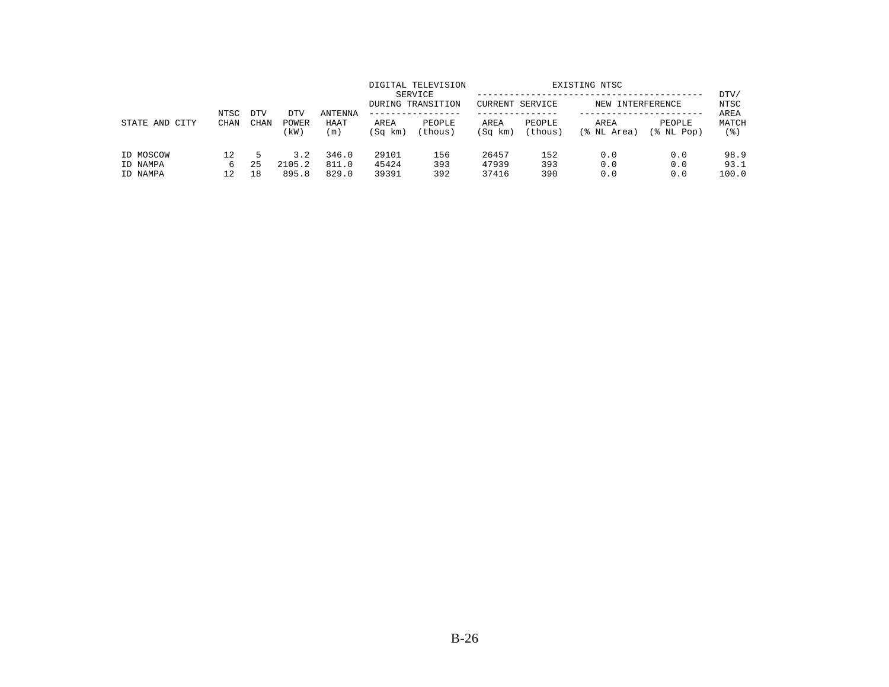| STATE AND CITY | NTSC CHAN | DTV CHAN | DTV POWER (kW) | ANTENNA HAAT (m) | DIGITAL TELEVISION SERVICE DURING TRANSITION | | EXISTING NTSC | | | | DTV/ NTSC AREA MATCH (%) |
|---|---|---|---|---|---|---|---|---|---|---|---|
| | | | | | | | CURRENT SERVICE | | NEW INTERFERENCE | | |
| | | | | | AREA (Sq km) | PEOPLE (thous) | AREA (Sq km) | PEOPLE (thous) | AREA (% NL Area) | PEOPLE (% NL Pop) | |
| ID MOSCOW | 12 | 5 | 3.2 | 346.0 | 29101 | 156 | 26457 | 152 | 0.0 | 0.0 | 98.9 |
| ID NAMPA | 6 | 25 | 2105.2 | 811.0 | 45424 | 393 | 47939 | 393 | 0.0 | 0.0 | 93.1 |
| ID NAMPA | 12 | 18 | 895.8 | 829.0 | 39391 | 392 | 37416 | 390 | 0.0 | 0.0 | 100.0 |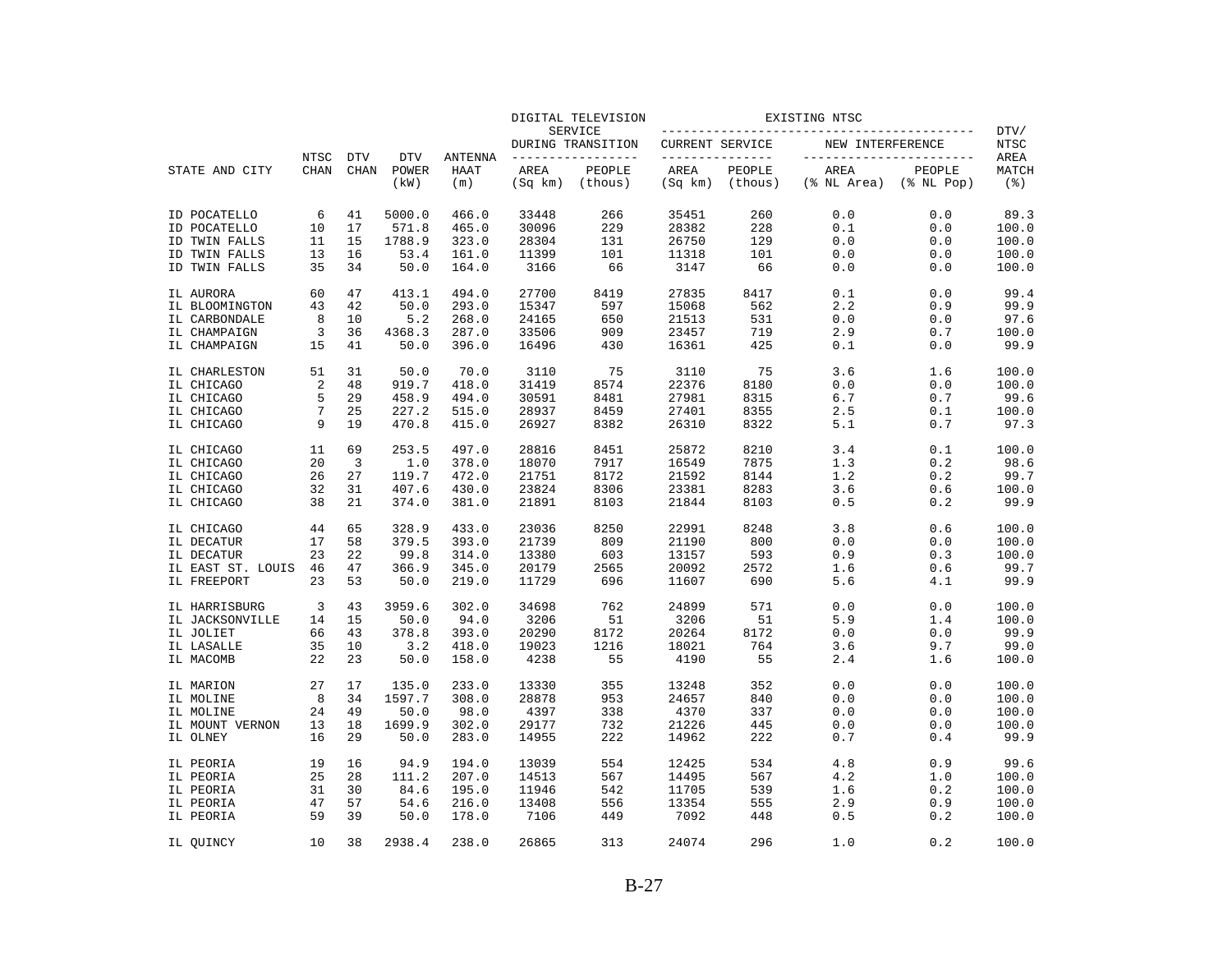| STATE AND CITY | NTSC CHAN | DTV CHAN | DTV POWER (kW) | ANTENNA HAAT (m) | DIGITAL TELEVISION SERVICE DURING TRANSITION AREA (Sq km) | PEOPLE (thous) | EXISTING NTSC CURRENT SERVICE AREA (Sq km) | PEOPLE (thous) | NEW INTERFERENCE AREA (% NL Area) | PEOPLE (% NL Pop) | DTV/ NTSC AREA MATCH (%) |
|---|---|---|---|---|---|---|---|---|---|---|---|
| ID POCATELLO | 6 | 41 | 5000.0 | 466.0 | 33448 | 266 | 35451 | 260 | 0.0 | 0.0 | 89.3 |
| ID POCATELLO | 10 | 17 | 571.8 | 465.0 | 30096 | 229 | 28382 | 228 | 0.1 | 0.0 | 100.0 |
| ID TWIN FALLS | 11 | 15 | 1788.9 | 323.0 | 28304 | 131 | 26750 | 129 | 0.0 | 0.0 | 100.0 |
| ID TWIN FALLS | 13 | 16 | 53.4 | 161.0 | 11399 | 101 | 11318 | 101 | 0.0 | 0.0 | 100.0 |
| ID TWIN FALLS | 35 | 34 | 50.0 | 164.0 | 3166 | 66 | 3147 | 66 | 0.0 | 0.0 | 100.0 |
| IL AURORA | 60 | 47 | 413.1 | 494.0 | 27700 | 8419 | 27835 | 8417 | 0.1 | 0.0 | 99.4 |
| IL BLOOMINGTON | 43 | 42 | 50.0 | 293.0 | 15347 | 597 | 15068 | 562 | 2.2 | 0.9 | 99.9 |
| IL CARBONDALE | 8 | 10 | 5.2 | 268.0 | 24165 | 650 | 21513 | 531 | 0.0 | 0.0 | 97.6 |
| IL CHAMPAIGN | 3 | 36 | 4368.3 | 287.0 | 33506 | 909 | 23457 | 719 | 2.9 | 0.7 | 100.0 |
| IL CHAMPAIGN | 15 | 41 | 50.0 | 396.0 | 16496 | 430 | 16361 | 425 | 0.1 | 0.0 | 99.9 |
| IL CHARLESTON | 51 | 31 | 50.0 | 70.0 | 3110 | 75 | 3110 | 75 | 3.6 | 1.6 | 100.0 |
| IL CHICAGO | 2 | 48 | 919.7 | 418.0 | 31419 | 8574 | 22376 | 8180 | 0.0 | 0.0 | 100.0 |
| IL CHICAGO | 5 | 29 | 458.9 | 494.0 | 30591 | 8481 | 27981 | 8315 | 6.7 | 0.7 | 99.6 |
| IL CHICAGO | 7 | 25 | 227.2 | 515.0 | 28937 | 8459 | 27401 | 8355 | 2.5 | 0.1 | 100.0 |
| IL CHICAGO | 9 | 19 | 470.8 | 415.0 | 26927 | 8382 | 26310 | 8322 | 5.1 | 0.7 | 97.3 |
| IL CHICAGO | 11 | 69 | 253.5 | 497.0 | 28816 | 8451 | 25872 | 8210 | 3.4 | 0.1 | 100.0 |
| IL CHICAGO | 20 | 3 | 1.0 | 378.0 | 18070 | 7917 | 16549 | 7875 | 1.3 | 0.2 | 98.6 |
| IL CHICAGO | 26 | 27 | 119.7 | 472.0 | 21751 | 8172 | 21592 | 8144 | 1.2 | 0.2 | 99.7 |
| IL CHICAGO | 32 | 31 | 407.6 | 430.0 | 23824 | 8306 | 23381 | 8283 | 3.6 | 0.6 | 100.0 |
| IL CHICAGO | 38 | 21 | 374.0 | 381.0 | 21891 | 8103 | 21844 | 8103 | 0.5 | 0.2 | 99.9 |
| IL CHICAGO | 44 | 65 | 328.9 | 433.0 | 23036 | 8250 | 22991 | 8248 | 3.8 | 0.6 | 100.0 |
| IL DECATUR | 17 | 58 | 379.5 | 393.0 | 21739 | 809 | 21190 | 800 | 0.0 | 0.0 | 100.0 |
| IL DECATUR | 23 | 22 | 99.8 | 314.0 | 13380 | 603 | 13157 | 593 | 0.9 | 0.3 | 100.0 |
| IL EAST ST. LOUIS | 46 | 47 | 366.9 | 345.0 | 20179 | 2565 | 20092 | 2572 | 1.6 | 0.6 | 99.7 |
| IL FREEPORT | 23 | 53 | 50.0 | 219.0 | 11729 | 696 | 11607 | 690 | 5.6 | 4.1 | 99.9 |
| IL HARRISBURG | 3 | 43 | 3959.6 | 302.0 | 34698 | 762 | 24899 | 571 | 0.0 | 0.0 | 100.0 |
| IL JACKSONVILLE | 14 | 15 | 50.0 | 94.0 | 3206 | 51 | 3206 | 51 | 5.9 | 1.4 | 100.0 |
| IL JOLIET | 66 | 43 | 378.8 | 393.0 | 20290 | 8172 | 20264 | 8172 | 0.0 | 0.0 | 99.9 |
| IL LASALLE | 35 | 10 | 3.2 | 418.0 | 19023 | 1216 | 18021 | 764 | 3.6 | 9.7 | 99.0 |
| IL MACOMB | 22 | 23 | 50.0 | 158.0 | 4238 | 55 | 4190 | 55 | 2.4 | 1.6 | 100.0 |
| IL MARION | 27 | 17 | 135.0 | 233.0 | 13330 | 355 | 13248 | 352 | 0.0 | 0.0 | 100.0 |
| IL MOLINE | 8 | 34 | 1597.7 | 308.0 | 28878 | 953 | 24657 | 840 | 0.0 | 0.0 | 100.0 |
| IL MOLINE | 24 | 49 | 50.0 | 98.0 | 4397 | 338 | 4370 | 337 | 0.0 | 0.0 | 100.0 |
| IL MOUNT VERNON | 13 | 18 | 1699.9 | 302.0 | 29177 | 732 | 21226 | 445 | 0.0 | 0.0 | 100.0 |
| IL OLNEY | 16 | 29 | 50.0 | 283.0 | 14955 | 222 | 14962 | 222 | 0.7 | 0.4 | 99.9 |
| IL PEORIA | 19 | 16 | 94.9 | 194.0 | 13039 | 554 | 12425 | 534 | 4.8 | 0.9 | 99.6 |
| IL PEORIA | 25 | 28 | 111.2 | 207.0 | 14513 | 567 | 14495 | 567 | 4.2 | 1.0 | 100.0 |
| IL PEORIA | 31 | 30 | 84.6 | 195.0 | 11946 | 542 | 11705 | 539 | 1.6 | 0.2 | 100.0 |
| IL PEORIA | 47 | 57 | 54.6 | 216.0 | 13408 | 556 | 13354 | 555 | 2.9 | 0.9 | 100.0 |
| IL PEORIA | 59 | 39 | 50.0 | 178.0 | 7106 | 449 | 7092 | 448 | 0.5 | 0.2 | 100.0 |
| IL QUINCY | 10 | 38 | 2938.4 | 238.0 | 26865 | 313 | 24074 | 296 | 1.0 | 0.2 | 100.0 |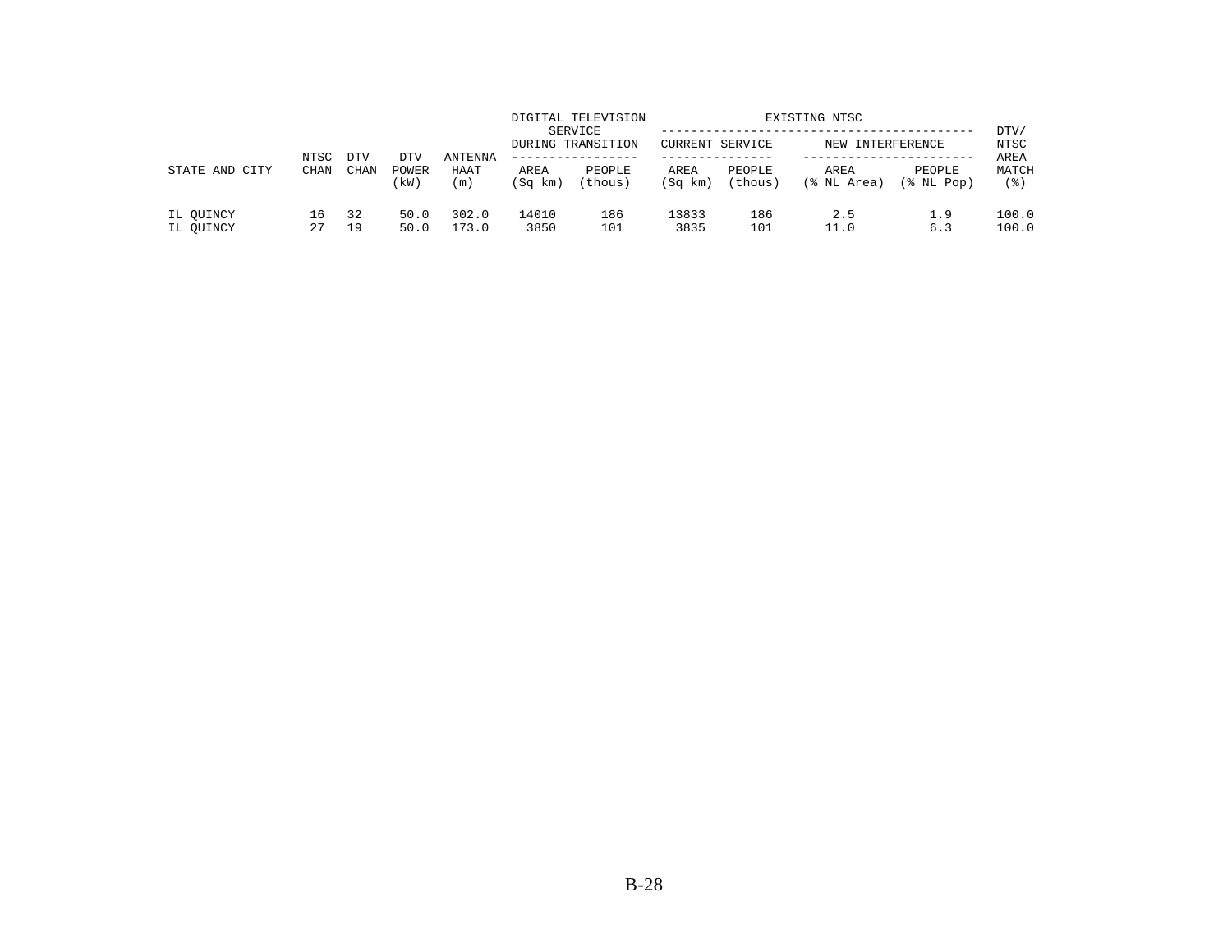| STATE AND CITY | NTSC CHAN | DTV CHAN | DTV POWER (kW) | ANTENNA HAAT (m) | DIGITAL TELEVISION SERVICE DURING TRANSITION AREA (Sq km) | DIGITAL TELEVISION SERVICE DURING TRANSITION PEOPLE (thous) | EXISTING NTSC CURRENT SERVICE AREA (Sq km) | EXISTING NTSC CURRENT SERVICE PEOPLE (thous) | EXISTING NTSC NEW INTERFERENCE AREA (% NL Area) | EXISTING NTSC NEW INTERFERENCE PEOPLE (% NL Pop) | DTV/ NTSC AREA MATCH (%) |
|---|---|---|---|---|---|---|---|---|---|---|---|
| IL QUINCY | 16 | 32 | 50.0 | 302.0 | 14010 | 186 | 13833 | 186 | 2.5 | 1.9 | 100.0 |
| IL QUINCY | 27 | 19 | 50.0 | 173.0 | 3850 | 101 | 3835 | 101 | 11.0 | 6.3 | 100.0 |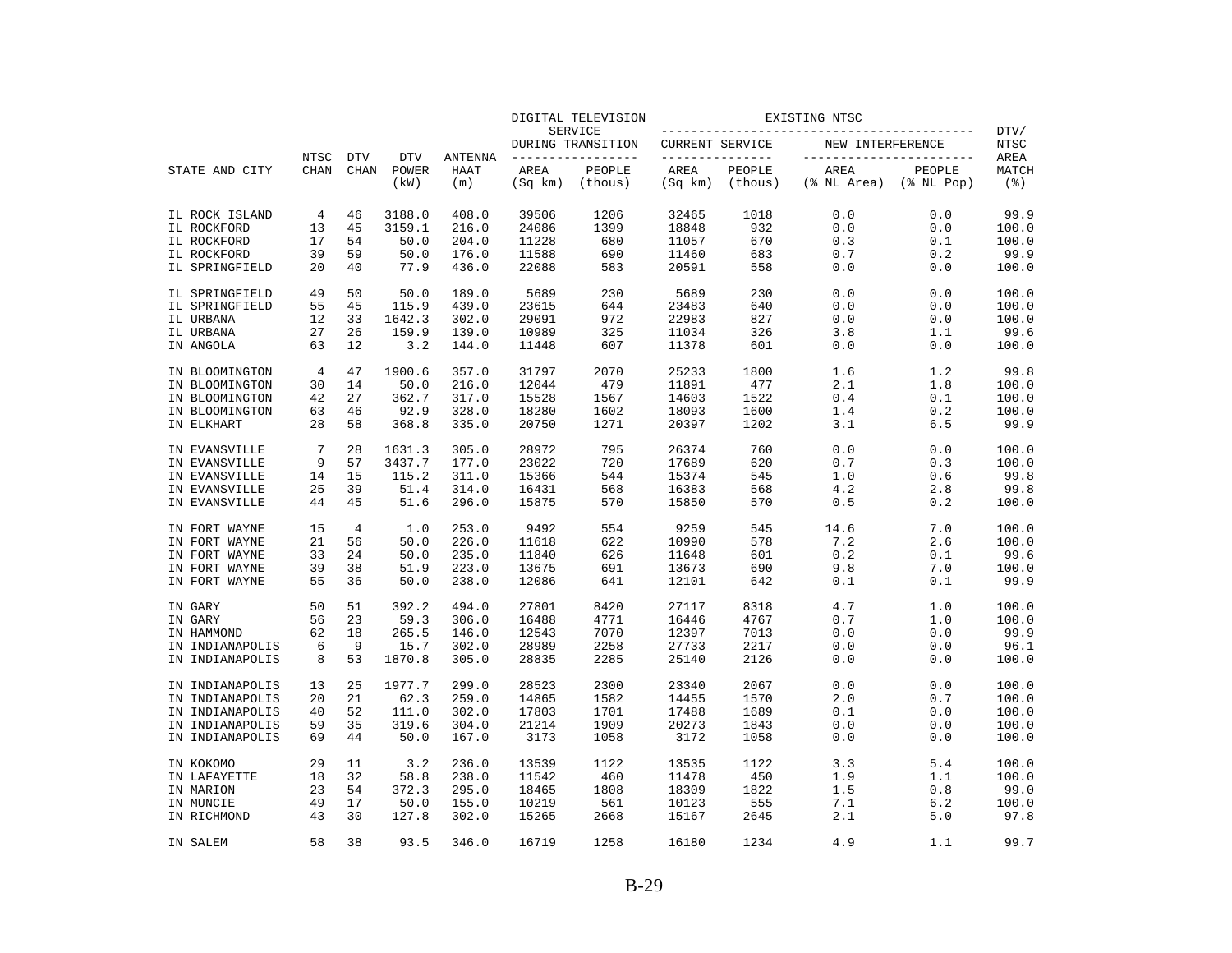| STATE AND CITY | NTSC CHAN | DTV CHAN | DTV POWER (kW) | ANTENNA HAAT (m) | DIGITAL TELEVISION SERVICE DURING TRANSITION AREA (Sq km) | PEOPLE (thous) | EXISTING NTSC CURRENT SERVICE AREA (Sq km) | PEOPLE (thous) | NEW INTERFERENCE AREA (% NL Area) | PEOPLE (% NL Pop) | DTV/ NTSC AREA MATCH (%) |
|---|---|---|---|---|---|---|---|---|---|---|---|
| IL ROCK ISLAND | 4 | 46 | 3188.0 | 408.0 | 39506 | 1206 | 32465 | 1018 | 0.0 | 0.0 | 99.9 |
| IL ROCKFORD | 13 | 45 | 3159.1 | 216.0 | 24086 | 1399 | 18848 | 932 | 0.0 | 0.0 | 100.0 |
| IL ROCKFORD | 17 | 54 | 50.0 | 204.0 | 11228 | 680 | 11057 | 670 | 0.3 | 0.1 | 100.0 |
| IL ROCKFORD | 39 | 59 | 50.0 | 176.0 | 11588 | 690 | 11460 | 683 | 0.7 | 0.2 | 99.9 |
| IL SPRINGFIELD | 20 | 40 | 77.9 | 436.0 | 22088 | 583 | 20591 | 558 | 0.0 | 0.0 | 100.0 |
| IL SPRINGFIELD | 49 | 50 | 50.0 | 189.0 | 5689 | 230 | 5689 | 230 | 0.0 | 0.0 | 100.0 |
| IL SPRINGFIELD | 55 | 45 | 115.9 | 439.0 | 23615 | 644 | 23483 | 640 | 0.0 | 0.0 | 100.0 |
| IL URBANA | 12 | 33 | 1642.3 | 302.0 | 29091 | 972 | 22983 | 827 | 0.0 | 0.0 | 100.0 |
| IL URBANA | 27 | 26 | 159.9 | 139.0 | 10989 | 325 | 11034 | 326 | 3.8 | 1.1 | 99.6 |
| IN ANGOLA | 63 | 12 | 3.2 | 144.0 | 11448 | 607 | 11378 | 601 | 0.0 | 0.0 | 100.0 |
| IN BLOOMINGTON | 4 | 47 | 1900.6 | 357.0 | 31797 | 2070 | 25233 | 1800 | 1.6 | 1.2 | 99.8 |
| IN BLOOMINGTON | 30 | 14 | 50.0 | 216.0 | 12044 | 479 | 11891 | 477 | 2.1 | 1.8 | 100.0 |
| IN BLOOMINGTON | 42 | 27 | 362.7 | 317.0 | 15528 | 1567 | 14603 | 1522 | 0.4 | 0.1 | 100.0 |
| IN BLOOMINGTON | 63 | 46 | 92.9 | 328.0 | 18280 | 1602 | 18093 | 1600 | 1.4 | 0.2 | 100.0 |
| IN ELKHART | 28 | 58 | 368.8 | 335.0 | 20750 | 1271 | 20397 | 1202 | 3.1 | 6.5 | 99.9 |
| IN EVANSVILLE | 7 | 28 | 1631.3 | 305.0 | 28972 | 795 | 26374 | 760 | 0.0 | 0.0 | 100.0 |
| IN EVANSVILLE | 9 | 57 | 3437.7 | 177.0 | 23022 | 720 | 17689 | 620 | 0.7 | 0.3 | 100.0 |
| IN EVANSVILLE | 14 | 15 | 115.2 | 311.0 | 15366 | 544 | 15374 | 545 | 1.0 | 0.6 | 99.8 |
| IN EVANSVILLE | 25 | 39 | 51.4 | 314.0 | 16431 | 568 | 16383 | 568 | 4.2 | 2.8 | 99.8 |
| IN EVANSVILLE | 44 | 45 | 51.6 | 296.0 | 15875 | 570 | 15850 | 570 | 0.5 | 0.2 | 100.0 |
| IN FORT WAYNE | 15 | 4 | 1.0 | 253.0 | 9492 | 554 | 9259 | 545 | 14.6 | 7.0 | 100.0 |
| IN FORT WAYNE | 21 | 56 | 50.0 | 226.0 | 11618 | 622 | 10990 | 578 | 7.2 | 2.6 | 100.0 |
| IN FORT WAYNE | 33 | 24 | 50.0 | 235.0 | 11840 | 626 | 11648 | 601 | 0.2 | 0.1 | 99.6 |
| IN FORT WAYNE | 39 | 38 | 51.9 | 223.0 | 13675 | 691 | 13673 | 690 | 9.8 | 7.0 | 100.0 |
| IN FORT WAYNE | 55 | 36 | 50.0 | 238.0 | 12086 | 641 | 12101 | 642 | 0.1 | 0.1 | 99.9 |
| IN GARY | 50 | 51 | 392.2 | 494.0 | 27801 | 8420 | 27117 | 8318 | 4.7 | 1.0 | 100.0 |
| IN GARY | 56 | 23 | 59.3 | 306.0 | 16488 | 4771 | 16446 | 4767 | 0.7 | 1.0 | 100.0 |
| IN HAMMOND | 62 | 18 | 265.5 | 146.0 | 12543 | 7070 | 12397 | 7013 | 0.0 | 0.0 | 99.9 |
| IN INDIANAPOLIS | 6 | 9 | 15.7 | 302.0 | 28989 | 2258 | 27733 | 2217 | 0.0 | 0.0 | 96.1 |
| IN INDIANAPOLIS | 8 | 53 | 1870.8 | 305.0 | 28835 | 2285 | 25140 | 2126 | 0.0 | 0.0 | 100.0 |
| IN INDIANAPOLIS | 13 | 25 | 1977.7 | 299.0 | 28523 | 2300 | 23340 | 2067 | 0.0 | 0.0 | 100.0 |
| IN INDIANAPOLIS | 20 | 21 | 62.3 | 259.0 | 14865 | 1582 | 14455 | 1570 | 2.0 | 0.7 | 100.0 |
| IN INDIANAPOLIS | 40 | 52 | 111.0 | 302.0 | 17803 | 1701 | 17488 | 1689 | 0.1 | 0.0 | 100.0 |
| IN INDIANAPOLIS | 59 | 35 | 319.6 | 304.0 | 21214 | 1909 | 20273 | 1843 | 0.0 | 0.0 | 100.0 |
| IN INDIANAPOLIS | 69 | 44 | 50.0 | 167.0 | 3173 | 1058 | 3172 | 1058 | 0.0 | 0.0 | 100.0 |
| IN KOKOMO | 29 | 11 | 3.2 | 236.0 | 13539 | 1122 | 13535 | 1122 | 3.3 | 5.4 | 100.0 |
| IN LAFAYETTE | 18 | 32 | 58.8 | 238.0 | 11542 | 460 | 11478 | 450 | 1.9 | 1.1 | 100.0 |
| IN MARION | 23 | 54 | 372.3 | 295.0 | 18465 | 1808 | 18309 | 1822 | 1.5 | 0.8 | 99.0 |
| IN MUNCIE | 49 | 17 | 50.0 | 155.0 | 10219 | 561 | 10123 | 555 | 7.1 | 6.2 | 100.0 |
| IN RICHMOND | 43 | 30 | 127.8 | 302.0 | 15265 | 2668 | 15167 | 2645 | 2.1 | 5.0 | 97.8 |
| IN SALEM | 58 | 38 | 93.5 | 346.0 | 16719 | 1258 | 16180 | 1234 | 4.9 | 1.1 | 99.7 |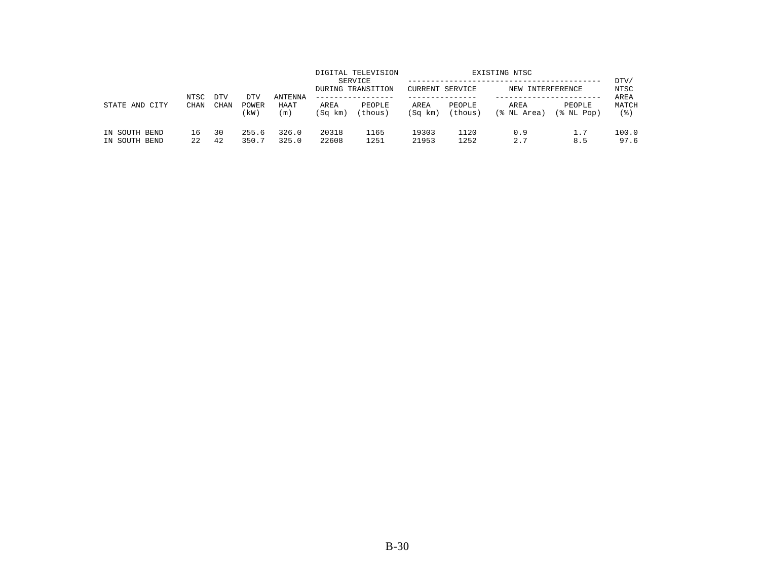| STATE AND CITY | NTSC CHAN | DTV CHAN | DTV POWER (kW) | ANTENNA HAAT (m) | DIGITAL TELEVISION SERVICE DURING TRANSITION | | EXISTING NTSC | | | | DTV/ NTSC AREA MATCH (%) |
|---|---|---|---|---|---|---|---|---|---|---|---|
| | | | | | | | CURRENT SERVICE | | NEW INTERFERENCE | | |
| | | | | | AREA (Sq km) | PEOPLE (thous) | AREA (Sq km) | PEOPLE (thous) | AREA (% NL Area) | PEOPLE (% NL Pop) | |
| IN SOUTH BEND | 16 | 30 | 255.6 | 326.0 | 20318 | 1165 | 19303 | 1120 | 0.9 | 1.7 | 100.0 |
| IN SOUTH BEND | 22 | 42 | 350.7 | 325.0 | 22608 | 1251 | 21953 | 1252 | 2.7 | 8.5 | 97.6 |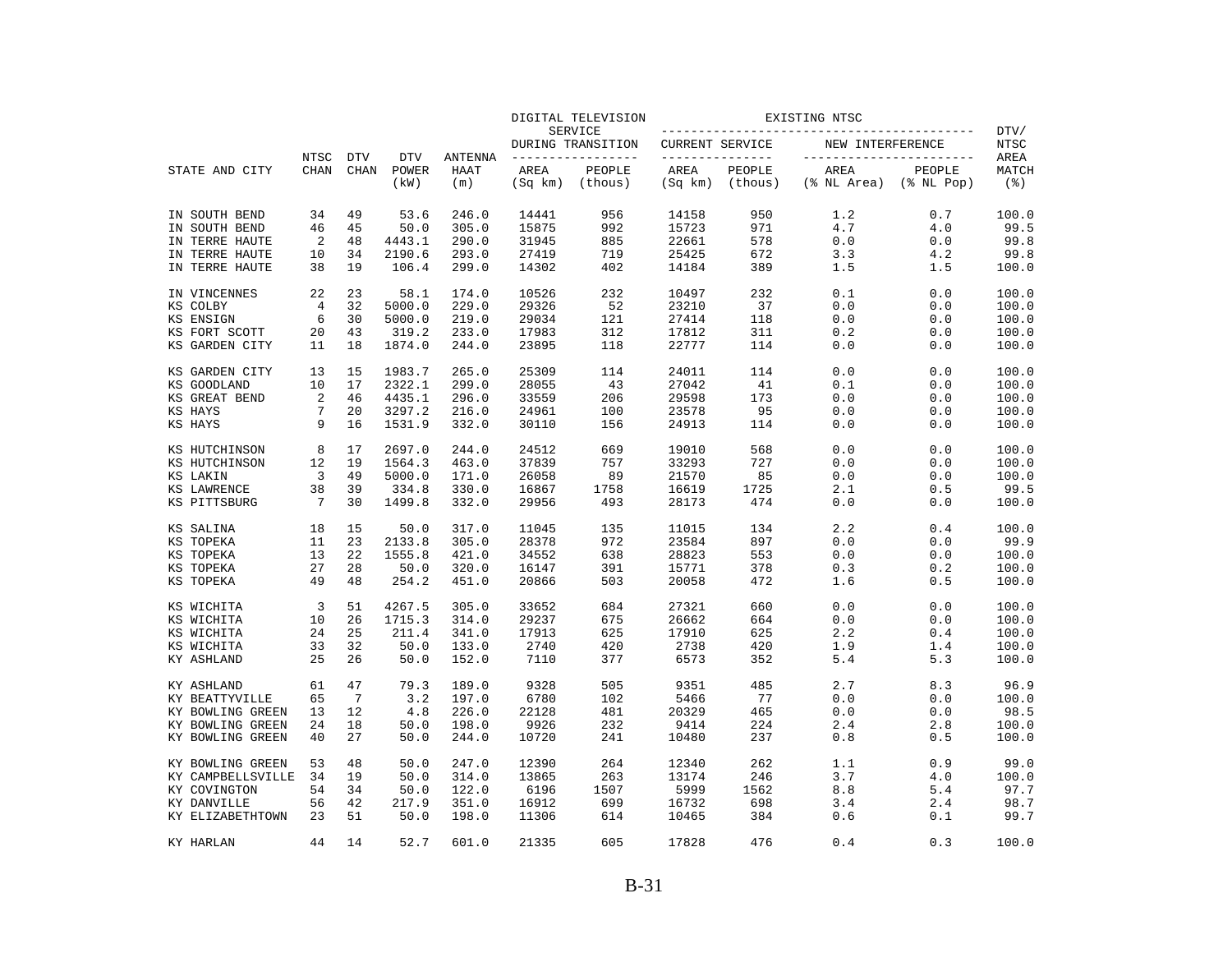| STATE AND CITY | NTSC CHAN | DTV CHAN | DTV POWER (kW) | ANTENNA HAAT (m) | DIGITAL TELEVISION SERVICE DURING TRANSITION AREA (Sq km) | PEOPLE (thous) | EXISTING NTSC CURRENT SERVICE AREA (Sq km) | PEOPLE (thous) | NEW INTERFERENCE AREA (% NL Area) | PEOPLE (% NL Pop) | DTV/ NTSC AREA MATCH (%) |
|---|---|---|---|---|---|---|---|---|---|---|---|
| IN SOUTH BEND | 34 | 49 | 53.6 | 246.0 | 14441 | 956 | 14158 | 950 | 1.2 | 0.7 | 100.0 |
| IN SOUTH BEND | 46 | 45 | 50.0 | 305.0 | 15875 | 992 | 15723 | 971 | 4.7 | 4.0 | 99.5 |
| IN TERRE HAUTE | 2 | 48 | 4443.1 | 290.0 | 31945 | 885 | 22661 | 578 | 0.0 | 0.0 | 99.8 |
| IN TERRE HAUTE | 10 | 34 | 2190.6 | 293.0 | 27419 | 719 | 25425 | 672 | 3.3 | 4.2 | 99.8 |
| IN TERRE HAUTE | 38 | 19 | 106.4 | 299.0 | 14302 | 402 | 14184 | 389 | 1.5 | 1.5 | 100.0 |
| IN VINCENNES | 22 | 23 | 58.1 | 174.0 | 10526 | 232 | 10497 | 232 | 0.1 | 0.0 | 100.0 |
| KS COLBY | 4 | 32 | 5000.0 | 229.0 | 29326 | 52 | 23210 | 37 | 0.0 | 0.0 | 100.0 |
| KS ENSIGN | 6 | 30 | 5000.0 | 219.0 | 29034 | 121 | 27414 | 118 | 0.0 | 0.0 | 100.0 |
| KS FORT SCOTT | 20 | 43 | 319.2 | 233.0 | 17983 | 312 | 17812 | 311 | 0.2 | 0.0 | 100.0 |
| KS GARDEN CITY | 11 | 18 | 1874.0 | 244.0 | 23895 | 118 | 22777 | 114 | 0.0 | 0.0 | 100.0 |
| KS GARDEN CITY | 13 | 15 | 1983.7 | 265.0 | 25309 | 114 | 24011 | 114 | 0.0 | 0.0 | 100.0 |
| KS GOODLAND | 10 | 17 | 2322.1 | 299.0 | 28055 | 43 | 27042 | 41 | 0.1 | 0.0 | 100.0 |
| KS GREAT BEND | 2 | 46 | 4435.1 | 296.0 | 33559 | 206 | 29598 | 173 | 0.0 | 0.0 | 100.0 |
| KS HAYS | 7 | 20 | 3297.2 | 216.0 | 24961 | 100 | 23578 | 95 | 0.0 | 0.0 | 100.0 |
| KS HAYS | 9 | 16 | 1531.9 | 332.0 | 30110 | 156 | 24913 | 114 | 0.0 | 0.0 | 100.0 |
| KS HUTCHINSON | 8 | 17 | 2697.0 | 244.0 | 24512 | 669 | 19010 | 568 | 0.0 | 0.0 | 100.0 |
| KS HUTCHINSON | 12 | 19 | 1564.3 | 463.0 | 37839 | 757 | 33293 | 727 | 0.0 | 0.0 | 100.0 |
| KS LAKIN | 3 | 49 | 5000.0 | 171.0 | 26058 | 89 | 21570 | 85 | 0.0 | 0.0 | 100.0 |
| KS LAWRENCE | 38 | 39 | 334.8 | 330.0 | 16867 | 1758 | 16619 | 1725 | 2.1 | 0.5 | 99.5 |
| KS PITTSBURG | 7 | 30 | 1499.8 | 332.0 | 29956 | 493 | 28173 | 474 | 0.0 | 0.0 | 100.0 |
| KS SALINA | 18 | 15 | 50.0 | 317.0 | 11045 | 135 | 11015 | 134 | 2.2 | 0.4 | 100.0 |
| KS TOPEKA | 11 | 23 | 2133.8 | 305.0 | 28378 | 972 | 23584 | 897 | 0.0 | 0.0 | 99.9 |
| KS TOPEKA | 13 | 22 | 1555.8 | 421.0 | 34552 | 638 | 28823 | 553 | 0.0 | 0.0 | 100.0 |
| KS TOPEKA | 27 | 28 | 50.0 | 320.0 | 16147 | 391 | 15771 | 378 | 0.3 | 0.2 | 100.0 |
| KS TOPEKA | 49 | 48 | 254.2 | 451.0 | 20866 | 503 | 20058 | 472 | 1.6 | 0.5 | 100.0 |
| KS WICHITA | 3 | 51 | 4267.5 | 305.0 | 33652 | 684 | 27321 | 660 | 0.0 | 0.0 | 100.0 |
| KS WICHITA | 10 | 26 | 1715.3 | 314.0 | 29237 | 675 | 26662 | 664 | 0.0 | 0.0 | 100.0 |
| KS WICHITA | 24 | 25 | 211.4 | 341.0 | 17913 | 625 | 17910 | 625 | 2.2 | 0.4 | 100.0 |
| KS WICHITA | 33 | 32 | 50.0 | 133.0 | 2740 | 420 | 2738 | 420 | 1.9 | 1.4 | 100.0 |
| KY ASHLAND | 25 | 26 | 50.0 | 152.0 | 7110 | 377 | 6573 | 352 | 5.4 | 5.3 | 100.0 |
| KY ASHLAND | 61 | 47 | 79.3 | 189.0 | 9328 | 505 | 9351 | 485 | 2.7 | 8.3 | 96.9 |
| KY BEATTYVILLE | 65 | 7 | 3.2 | 197.0 | 6780 | 102 | 5466 | 77 | 0.0 | 0.0 | 100.0 |
| KY BOWLING GREEN | 13 | 12 | 4.8 | 226.0 | 22128 | 481 | 20329 | 465 | 0.0 | 0.0 | 98.5 |
| KY BOWLING GREEN | 24 | 18 | 50.0 | 198.0 | 9926 | 232 | 9414 | 224 | 2.4 | 2.8 | 100.0 |
| KY BOWLING GREEN | 40 | 27 | 50.0 | 244.0 | 10720 | 241 | 10480 | 237 | 0.8 | 0.5 | 100.0 |
| KY BOWLING GREEN | 53 | 48 | 50.0 | 247.0 | 12390 | 264 | 12340 | 262 | 1.1 | 0.9 | 99.0 |
| KY CAMPBELLSVILLE | 34 | 19 | 50.0 | 314.0 | 13865 | 263 | 13174 | 246 | 3.7 | 4.0 | 100.0 |
| KY COVINGTON | 54 | 34 | 50.0 | 122.0 | 6196 | 1507 | 5999 | 1562 | 8.8 | 5.4 | 97.7 |
| KY DANVILLE | 56 | 42 | 217.9 | 351.0 | 16912 | 699 | 16732 | 698 | 3.4 | 2.4 | 98.7 |
| KY ELIZABETHTOWN | 23 | 51 | 50.0 | 198.0 | 11306 | 614 | 10465 | 384 | 0.6 | 0.1 | 99.7 |
| KY HARLAN | 44 | 14 | 52.7 | 601.0 | 21335 | 605 | 17828 | 476 | 0.4 | 0.3 | 100.0 |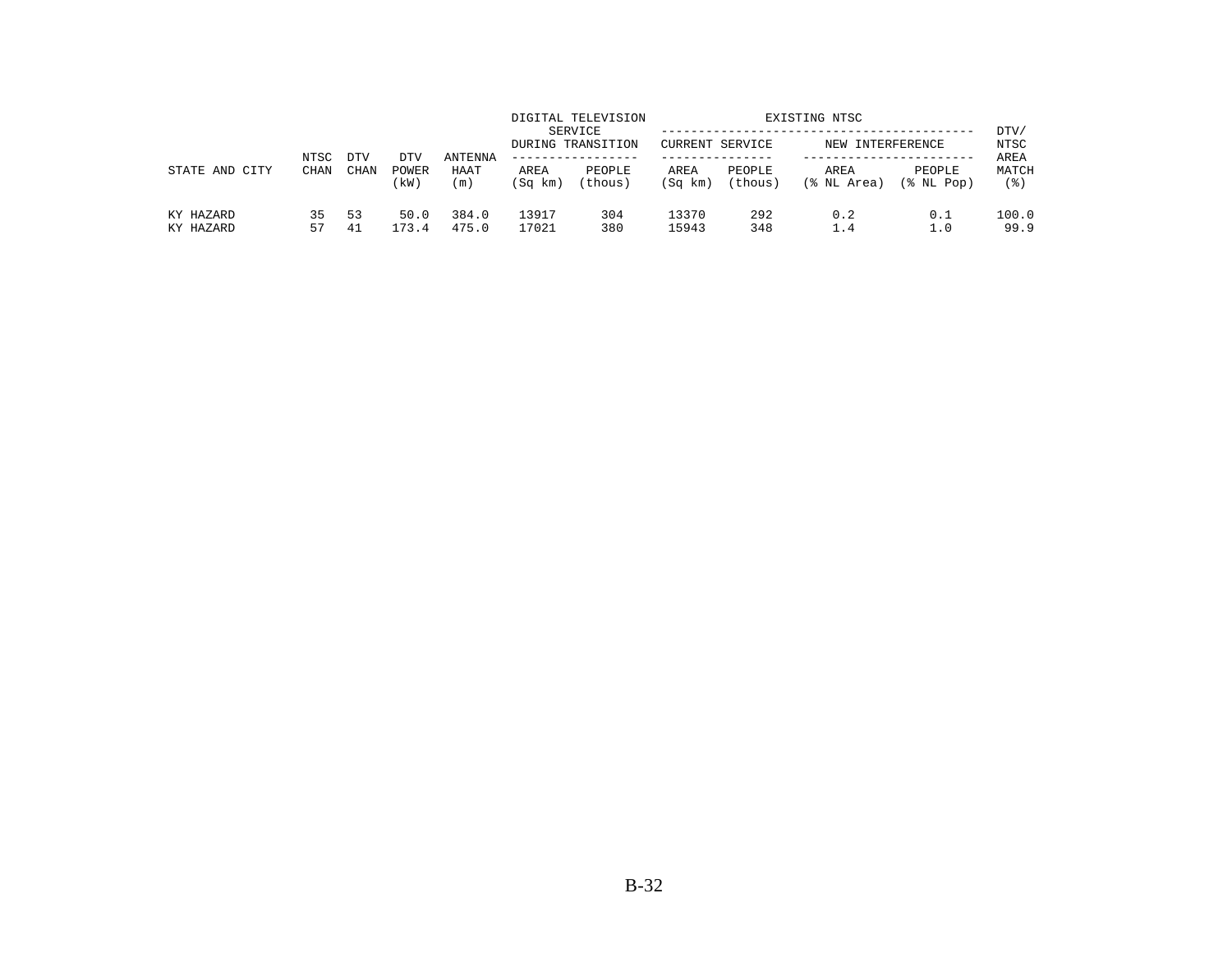| STATE AND CITY | NTSC CHAN | DTV CHAN | DTV POWER (kW) | ANTENNA HAAT (m) | DIGITAL TELEVISION SERVICE DURING TRANSITION AREA (Sq km) | DIGITAL TELEVISION SERVICE DURING TRANSITION PEOPLE (thous) | EXISTING NTSC CURRENT SERVICE AREA (Sq km) | EXISTING NTSC CURRENT SERVICE PEOPLE (thous) | EXISTING NTSC NEW INTERFERENCE AREA (% NL Area) | EXISTING NTSC NEW INTERFERENCE PEOPLE (% NL Pop) | DTV/ NTSC AREA MATCH (%) |
|---|---|---|---|---|---|---|---|---|---|---|---|
| KY HAZARD | 35 | 53 | 50.0 | 384.0 | 13917 | 304 | 13370 | 292 | 0.2 | 0.1 | 100.0 |
| KY HAZARD | 57 | 41 | 173.4 | 475.0 | 17021 | 380 | 15943 | 348 | 1.4 | 1.0 | 99.9 |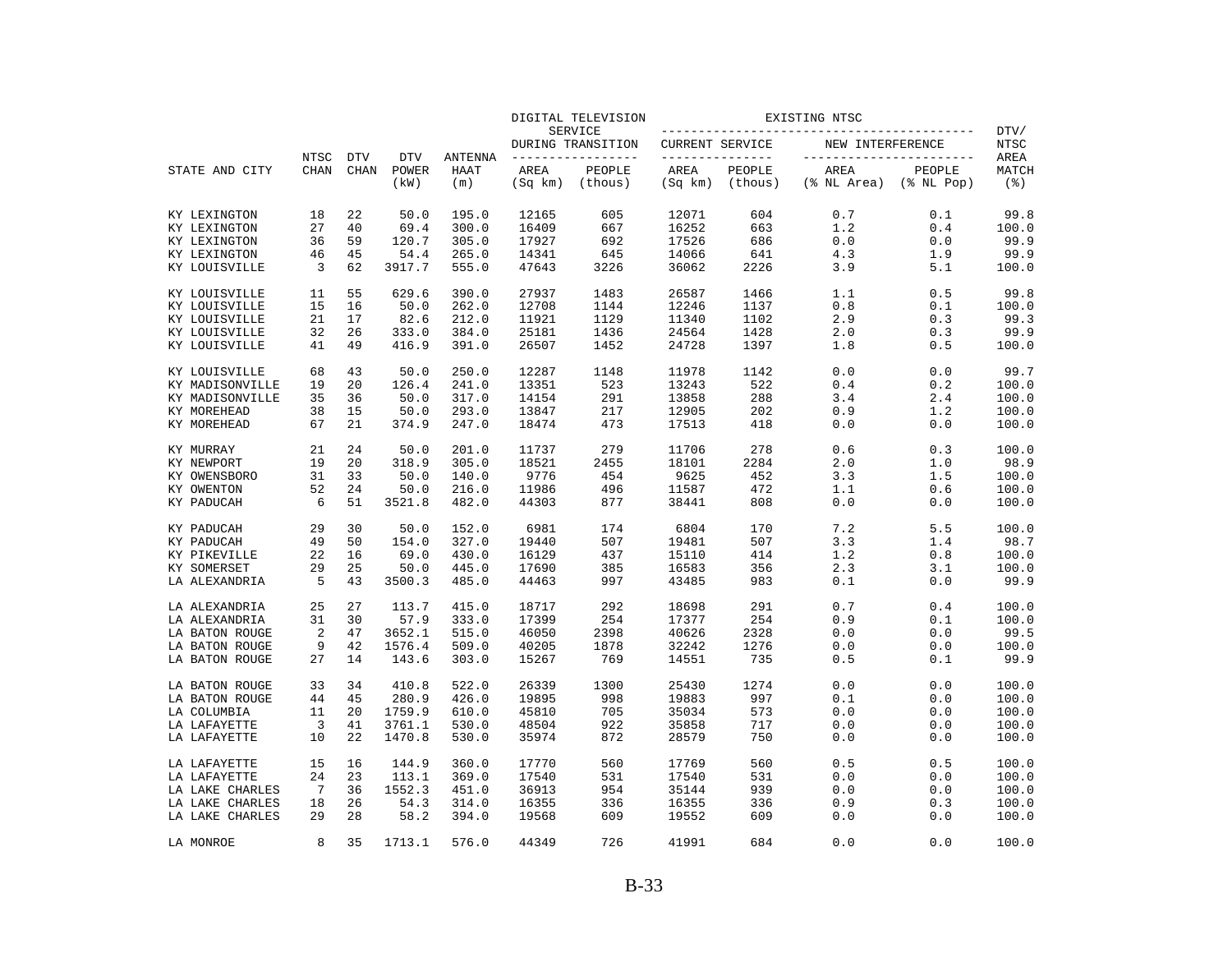| STATE AND CITY | NTSC CHAN | DTV CHAN | DTV POWER (kW) | ANTENNA HAAT (m) | DIGITAL TELEVISION SERVICE DURING TRANSITION AREA (Sq km) | DIGITAL TELEVISION SERVICE DURING TRANSITION PEOPLE (thous) | EXISTING NTSC CURRENT SERVICE AREA (Sq km) | EXISTING NTSC CURRENT SERVICE PEOPLE (thous) | EXISTING NTSC NEW INTERFERENCE AREA (% NL Area) | EXISTING NTSC NEW INTERFERENCE PEOPLE (% NL Pop) | DTV/ NTSC AREA MATCH (%) |
|---|---|---|---|---|---|---|---|---|---|---|---|
| KY LEXINGTON | 18 | 22 | 50.0 | 195.0 | 12165 | 605 | 12071 | 604 | 0.7 | 0.1 | 99.8 |
| KY LEXINGTON | 27 | 40 | 69.4 | 300.0 | 16409 | 667 | 16252 | 663 | 1.2 | 0.4 | 100.0 |
| KY LEXINGTON | 36 | 59 | 120.7 | 305.0 | 17927 | 692 | 17526 | 686 | 0.0 | 0.0 | 99.9 |
| KY LEXINGTON | 46 | 45 | 54.4 | 265.0 | 14341 | 645 | 14066 | 641 | 4.3 | 1.9 | 99.9 |
| KY LOUISVILLE | 3 | 62 | 3917.7 | 555.0 | 47643 | 3226 | 36062 | 2226 | 3.9 | 5.1 | 100.0 |
| KY LOUISVILLE | 11 | 55 | 629.6 | 390.0 | 27937 | 1483 | 26587 | 1466 | 1.1 | 0.5 | 99.8 |
| KY LOUISVILLE | 15 | 16 | 50.0 | 262.0 | 12708 | 1144 | 12246 | 1137 | 0.8 | 0.1 | 100.0 |
| KY LOUISVILLE | 21 | 17 | 82.6 | 212.0 | 11921 | 1129 | 11340 | 1102 | 2.9 | 0.3 | 99.3 |
| KY LOUISVILLE | 32 | 26 | 333.0 | 384.0 | 25181 | 1436 | 24564 | 1428 | 2.0 | 0.3 | 99.9 |
| KY LOUISVILLE | 41 | 49 | 416.9 | 391.0 | 26507 | 1452 | 24728 | 1397 | 1.8 | 0.5 | 100.0 |
| KY LOUISVILLE | 68 | 43 | 50.0 | 250.0 | 12287 | 1148 | 11978 | 1142 | 0.0 | 0.0 | 99.7 |
| KY MADISONVILLE | 19 | 20 | 126.4 | 241.0 | 13351 | 523 | 13243 | 522 | 0.4 | 0.2 | 100.0 |
| KY MADISONVILLE | 35 | 36 | 50.0 | 317.0 | 14154 | 291 | 13858 | 288 | 3.4 | 2.4 | 100.0 |
| KY MOREHEAD | 38 | 15 | 50.0 | 293.0 | 13847 | 217 | 12905 | 202 | 0.9 | 1.2 | 100.0 |
| KY MOREHEAD | 67 | 21 | 374.9 | 247.0 | 18474 | 473 | 17513 | 418 | 0.0 | 0.0 | 100.0 |
| KY MURRAY | 21 | 24 | 50.0 | 201.0 | 11737 | 279 | 11706 | 278 | 0.6 | 0.3 | 100.0 |
| KY NEWPORT | 19 | 20 | 318.9 | 305.0 | 18521 | 2455 | 18101 | 2284 | 2.0 | 1.0 | 98.9 |
| KY OWENSBORO | 31 | 33 | 50.0 | 140.0 | 9776 | 454 | 9625 | 452 | 3.3 | 1.5 | 100.0 |
| KY OWENTON | 52 | 24 | 50.0 | 216.0 | 11986 | 496 | 11587 | 472 | 1.1 | 0.6 | 100.0 |
| KY PADUCAH | 6 | 51 | 3521.8 | 482.0 | 44303 | 877 | 38441 | 808 | 0.0 | 0.0 | 100.0 |
| KY PADUCAH | 29 | 30 | 50.0 | 152.0 | 6981 | 174 | 6804 | 170 | 7.2 | 5.5 | 100.0 |
| KY PADUCAH | 49 | 50 | 154.0 | 327.0 | 19440 | 507 | 19481 | 507 | 3.3 | 1.4 | 98.7 |
| KY PIKEVILLE | 22 | 16 | 69.0 | 430.0 | 16129 | 437 | 15110 | 414 | 1.2 | 0.8 | 100.0 |
| KY SOMERSET | 29 | 25 | 50.0 | 445.0 | 17690 | 385 | 16583 | 356 | 2.3 | 3.1 | 100.0 |
| LA ALEXANDRIA | 5 | 43 | 3500.3 | 485.0 | 44463 | 997 | 43485 | 983 | 0.1 | 0.0 | 99.9 |
| LA ALEXANDRIA | 25 | 27 | 113.7 | 415.0 | 18717 | 292 | 18698 | 291 | 0.7 | 0.4 | 100.0 |
| LA ALEXANDRIA | 31 | 30 | 57.9 | 333.0 | 17399 | 254 | 17377 | 254 | 0.9 | 0.1 | 100.0 |
| LA BATON ROUGE | 2 | 47 | 3652.1 | 515.0 | 46050 | 2398 | 40626 | 2328 | 0.0 | 0.0 | 99.5 |
| LA BATON ROUGE | 9 | 42 | 1576.4 | 509.0 | 40205 | 1878 | 32242 | 1276 | 0.0 | 0.0 | 100.0 |
| LA BATON ROUGE | 27 | 14 | 143.6 | 303.0 | 15267 | 769 | 14551 | 735 | 0.5 | 0.1 | 99.9 |
| LA BATON ROUGE | 33 | 34 | 410.8 | 522.0 | 26339 | 1300 | 25430 | 1274 | 0.0 | 0.0 | 100.0 |
| LA BATON ROUGE | 44 | 45 | 280.9 | 426.0 | 19895 | 998 | 19883 | 997 | 0.1 | 0.0 | 100.0 |
| LA COLUMBIA | 11 | 20 | 1759.9 | 610.0 | 45810 | 705 | 35034 | 573 | 0.0 | 0.0 | 100.0 |
| LA LAFAYETTE | 3 | 41 | 3761.1 | 530.0 | 48504 | 922 | 35858 | 717 | 0.0 | 0.0 | 100.0 |
| LA LAFAYETTE | 10 | 22 | 1470.8 | 530.0 | 35974 | 872 | 28579 | 750 | 0.0 | 0.0 | 100.0 |
| LA LAFAYETTE | 15 | 16 | 144.9 | 360.0 | 17770 | 560 | 17769 | 560 | 0.5 | 0.5 | 100.0 |
| LA LAFAYETTE | 24 | 23 | 113.1 | 369.0 | 17540 | 531 | 17540 | 531 | 0.0 | 0.0 | 100.0 |
| LA LAKE CHARLES | 7 | 36 | 1552.3 | 451.0 | 36913 | 954 | 35144 | 939 | 0.0 | 0.0 | 100.0 |
| LA LAKE CHARLES | 18 | 26 | 54.3 | 314.0 | 16355 | 336 | 16355 | 336 | 0.9 | 0.3 | 100.0 |
| LA LAKE CHARLES | 29 | 28 | 58.2 | 394.0 | 19568 | 609 | 19552 | 609 | 0.0 | 0.0 | 100.0 |
| LA MONROE | 8 | 35 | 1713.1 | 576.0 | 44349 | 726 | 41991 | 684 | 0.0 | 0.0 | 100.0 |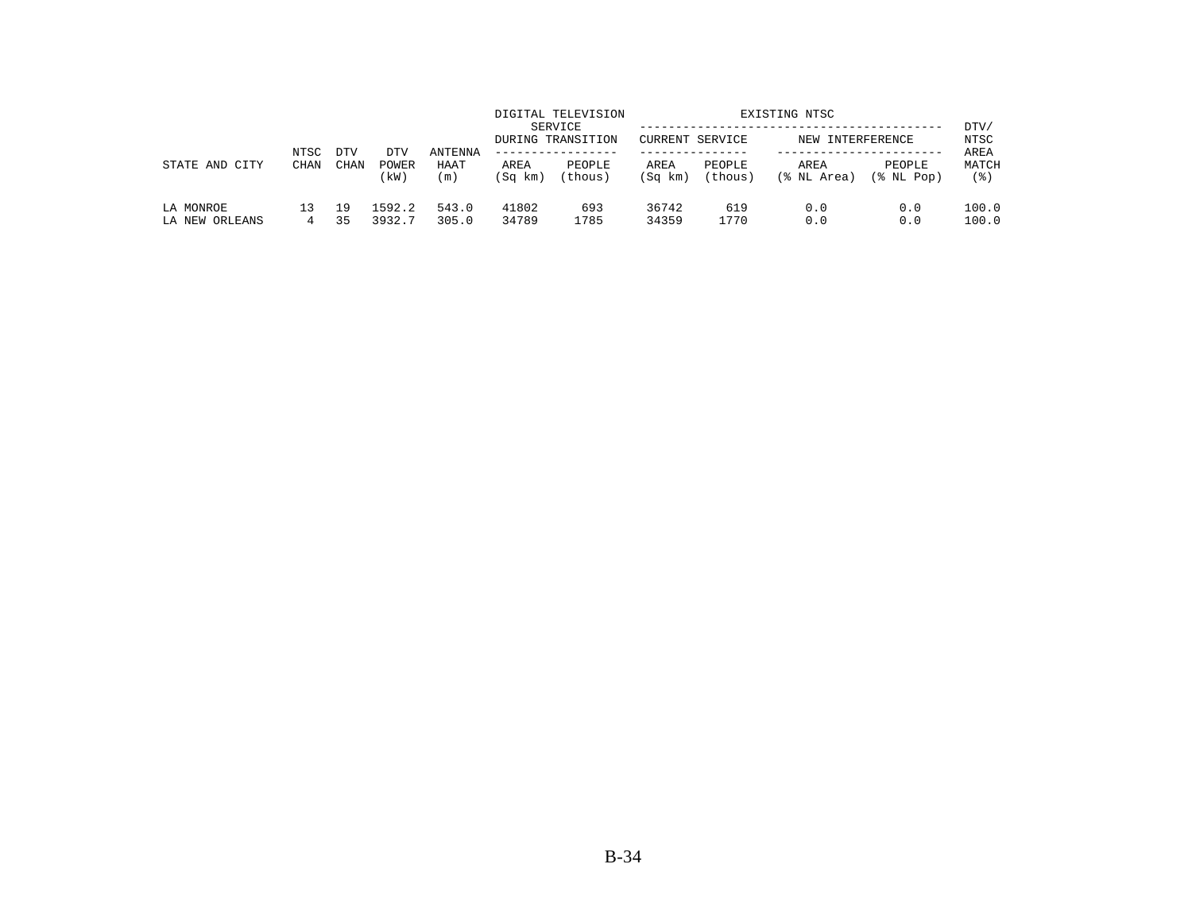| STATE AND CITY | NTSC CHAN | DTV CHAN | DTV POWER (kW) | ANTENNA HAAT (m) | DIGITAL TELEVISION SERVICE DURING TRANSITION | | EXISTING NTSC | | | | DTV/ NTSC AREA MATCH (%) |
|---|---|---|---|---|---|---|---|---|---|---|---|
| | | | | | | | CURRENT SERVICE | | NEW INTERFERENCE | | |
| | | | | | AREA (Sq km) | PEOPLE (thous) | AREA (Sq km) | PEOPLE (thous) | AREA (% NL Area) | PEOPLE (% NL Pop) | |
| LA MONROE | 13 | 19 | 1592.2 | 543.0 | 41802 | 693 | 36742 | 619 | 0.0 | 0.0 | 100.0 |
| LA NEW ORLEANS | 4 | 35 | 3932.7 | 305.0 | 34789 | 1785 | 34359 | 1770 | 0.0 | 0.0 | 100.0 |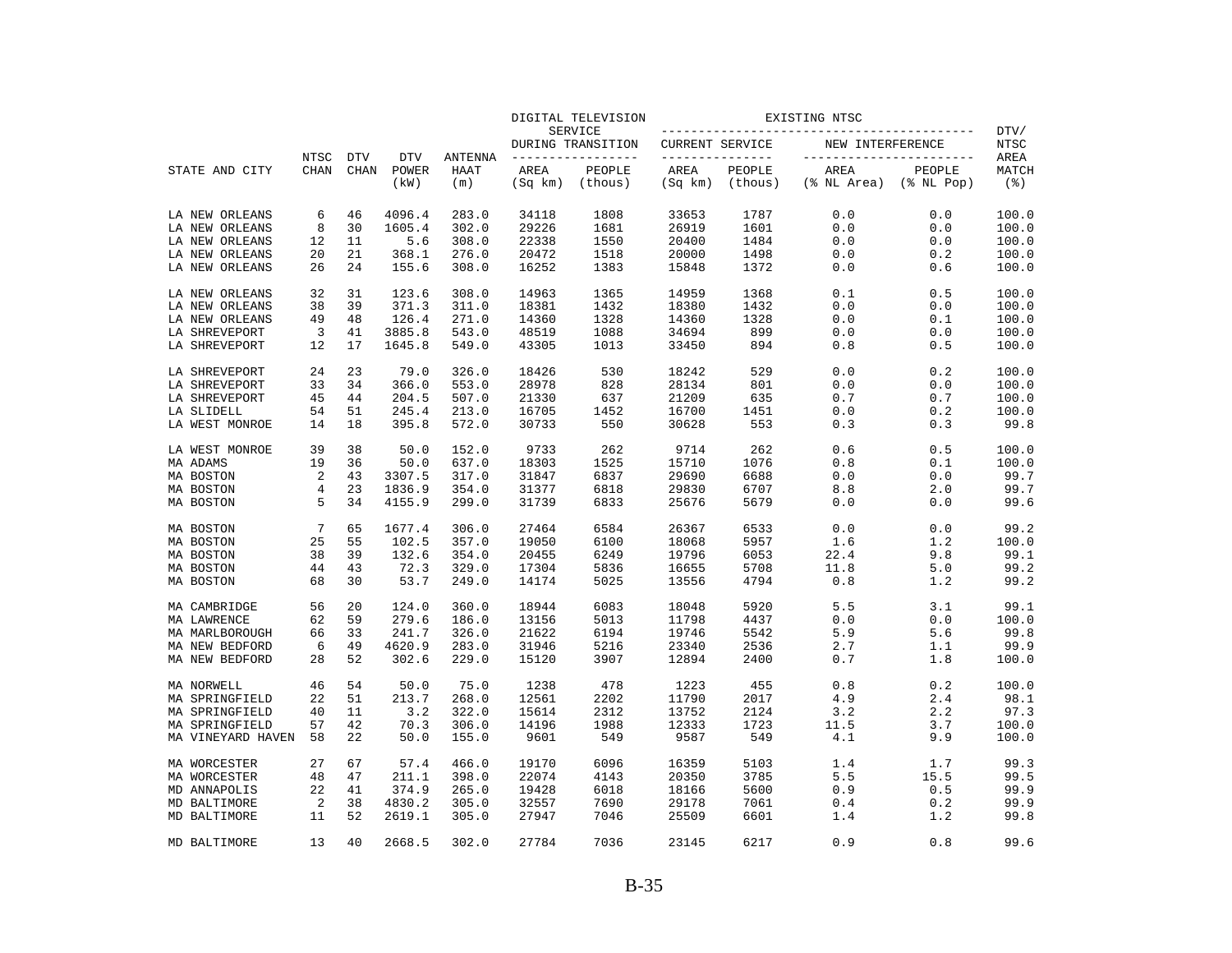| STATE AND CITY | NTSC CHAN | DTV CHAN | DTV POWER (kW) | ANTENNA HAAT (m) | DIGITAL TELEVISION SERVICE DURING TRANSITION AREA (Sq km) | PEOPLE (thous) | EXISTING NTSC CURRENT SERVICE AREA (Sq km) | PEOPLE (thous) | NEW INTERFERENCE AREA (% NL Area) | PEOPLE (% NL Pop) | DTV/ NTSC AREA MATCH (%) |
|---|---|---|---|---|---|---|---|---|---|---|---|
| LA NEW ORLEANS | 6 | 46 | 4096.4 | 283.0 | 34118 | 1808 | 33653 | 1787 | 0.0 | 0.0 | 100.0 |
| LA NEW ORLEANS | 8 | 30 | 1605.4 | 302.0 | 29226 | 1681 | 26919 | 1601 | 0.0 | 0.0 | 100.0 |
| LA NEW ORLEANS | 12 | 11 | 5.6 | 308.0 | 22338 | 1550 | 20400 | 1484 | 0.0 | 0.0 | 100.0 |
| LA NEW ORLEANS | 20 | 21 | 368.1 | 276.0 | 20472 | 1518 | 20000 | 1498 | 0.0 | 0.2 | 100.0 |
| LA NEW ORLEANS | 26 | 24 | 155.6 | 308.0 | 16252 | 1383 | 15848 | 1372 | 0.0 | 0.6 | 100.0 |
| LA NEW ORLEANS | 32 | 31 | 123.6 | 308.0 | 14963 | 1365 | 14959 | 1368 | 0.1 | 0.5 | 100.0 |
| LA NEW ORLEANS | 38 | 39 | 371.3 | 311.0 | 18381 | 1432 | 18380 | 1432 | 0.0 | 0.0 | 100.0 |
| LA NEW ORLEANS | 49 | 48 | 126.4 | 271.0 | 14360 | 1328 | 14360 | 1328 | 0.0 | 0.1 | 100.0 |
| LA SHREVEPORT | 3 | 41 | 3885.8 | 543.0 | 48519 | 1088 | 34694 | 899 | 0.0 | 0.0 | 100.0 |
| LA SHREVEPORT | 12 | 17 | 1645.8 | 549.0 | 43305 | 1013 | 33450 | 894 | 0.8 | 0.5 | 100.0 |
| LA SHREVEPORT | 24 | 23 | 79.0 | 326.0 | 18426 | 530 | 18242 | 529 | 0.0 | 0.2 | 100.0 |
| LA SHREVEPORT | 33 | 34 | 366.0 | 553.0 | 28978 | 828 | 28134 | 801 | 0.0 | 0.0 | 100.0 |
| LA SHREVEPORT | 45 | 44 | 204.5 | 507.0 | 21330 | 637 | 21209 | 635 | 0.7 | 0.7 | 100.0 |
| LA SLIDELL | 54 | 51 | 245.4 | 213.0 | 16705 | 1452 | 16700 | 1451 | 0.0 | 0.2 | 100.0 |
| LA WEST MONROE | 14 | 18 | 395.8 | 572.0 | 30733 | 550 | 30628 | 553 | 0.3 | 0.3 | 99.8 |
| LA WEST MONROE | 39 | 38 | 50.0 | 152.0 | 9733 | 262 | 9714 | 262 | 0.6 | 0.5 | 100.0 |
| MA ADAMS | 19 | 36 | 50.0 | 637.0 | 18303 | 1525 | 15710 | 1076 | 0.8 | 0.1 | 100.0 |
| MA BOSTON | 2 | 43 | 3307.5 | 317.0 | 31847 | 6837 | 29690 | 6688 | 0.0 | 0.0 | 99.7 |
| MA BOSTON | 4 | 23 | 1836.9 | 354.0 | 31377 | 6818 | 29830 | 6707 | 8.8 | 2.0 | 99.7 |
| MA BOSTON | 5 | 34 | 4155.9 | 299.0 | 31739 | 6833 | 25676 | 5679 | 0.0 | 0.0 | 99.6 |
| MA BOSTON | 7 | 65 | 1677.4 | 306.0 | 27464 | 6584 | 26367 | 6533 | 0.0 | 0.0 | 99.2 |
| MA BOSTON | 25 | 55 | 102.5 | 357.0 | 19050 | 6100 | 18068 | 5957 | 1.6 | 1.2 | 100.0 |
| MA BOSTON | 38 | 39 | 132.6 | 354.0 | 20455 | 6249 | 19796 | 6053 | 22.4 | 9.8 | 99.1 |
| MA BOSTON | 44 | 43 | 72.3 | 329.0 | 17304 | 5836 | 16655 | 5708 | 11.8 | 5.0 | 99.2 |
| MA BOSTON | 68 | 30 | 53.7 | 249.0 | 14174 | 5025 | 13556 | 4794 | 0.8 | 1.2 | 99.2 |
| MA CAMBRIDGE | 56 | 20 | 124.0 | 360.0 | 18944 | 6083 | 18048 | 5920 | 5.5 | 3.1 | 99.1 |
| MA LAWRENCE | 62 | 59 | 279.6 | 186.0 | 13156 | 5013 | 11798 | 4437 | 0.0 | 0.0 | 100.0 |
| MA MARLBOROUGH | 66 | 33 | 241.7 | 326.0 | 21622 | 6194 | 19746 | 5542 | 5.9 | 5.6 | 99.8 |
| MA NEW BEDFORD | 6 | 49 | 4620.9 | 283.0 | 31946 | 5216 | 23340 | 2536 | 2.7 | 1.1 | 99.9 |
| MA NEW BEDFORD | 28 | 52 | 302.6 | 229.0 | 15120 | 3907 | 12894 | 2400 | 0.7 | 1.8 | 100.0 |
| MA NORWELL | 46 | 54 | 50.0 | 75.0 | 1238 | 478 | 1223 | 455 | 0.8 | 0.2 | 100.0 |
| MA SPRINGFIELD | 22 | 51 | 213.7 | 268.0 | 12561 | 2202 | 11790 | 2017 | 4.9 | 2.4 | 98.1 |
| MA SPRINGFIELD | 40 | 11 | 3.2 | 322.0 | 15614 | 2312 | 13752 | 2124 | 3.2 | 2.2 | 97.3 |
| MA SPRINGFIELD | 57 | 42 | 70.3 | 306.0 | 14196 | 1988 | 12333 | 1723 | 11.5 | 3.7 | 100.0 |
| MA VINEYARD HAVEN | 58 | 22 | 50.0 | 155.0 | 9601 | 549 | 9587 | 549 | 4.1 | 9.9 | 100.0 |
| MA WORCESTER | 27 | 67 | 57.4 | 466.0 | 19170 | 6096 | 16359 | 5103 | 1.4 | 1.7 | 99.3 |
| MA WORCESTER | 48 | 47 | 211.1 | 398.0 | 22074 | 4143 | 20350 | 3785 | 5.5 | 15.5 | 99.5 |
| MD ANNAPOLIS | 22 | 41 | 374.9 | 265.0 | 19428 | 6018 | 18166 | 5600 | 0.9 | 0.5 | 99.9 |
| MD BALTIMORE | 2 | 38 | 4830.2 | 305.0 | 32557 | 7690 | 29178 | 7061 | 0.4 | 0.2 | 99.9 |
| MD BALTIMORE | 11 | 52 | 2619.1 | 305.0 | 27947 | 7046 | 25509 | 6601 | 1.4 | 1.2 | 99.8 |
| MD BALTIMORE | 13 | 40 | 2668.5 | 302.0 | 27784 | 7036 | 23145 | 6217 | 0.9 | 0.8 | 99.6 |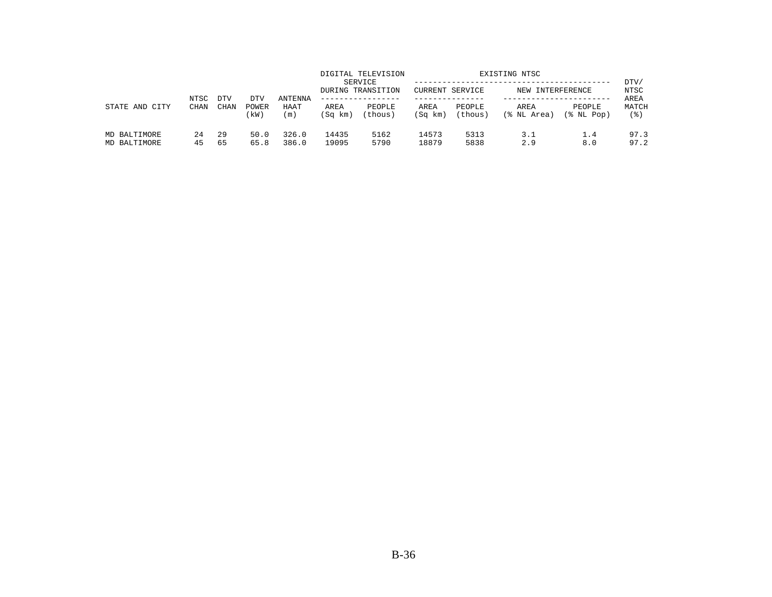| STATE AND CITY | NTSC CHAN | DTV CHAN | DTV POWER (kW) | ANTENNA HAAT (m) | DIGITAL TELEVISION SERVICE DURING TRANSITION | | EXISTING NTSC | | | | DTV/ NTSC AREA MATCH (%) |
|---|---|---|---|---|---|---|---|---|---|---|---|
| | | | | | | | CURRENT SERVICE | | NEW INTERFERENCE | | |
| | | | | | AREA (Sq km) | PEOPLE (thous) | AREA (Sq km) | PEOPLE (thous) | AREA (% NL Area) | PEOPLE (% NL Pop) | |
| MD BALTIMORE | 24 | 29 | 50.0 | 326.0 | 14435 | 5162 | 14573 | 5313 | 3.1 | 1.4 | 97.3 |
| MD BALTIMORE | 45 | 65 | 65.8 | 386.0 | 19095 | 5790 | 18879 | 5838 | 2.9 | 8.0 | 97.2 |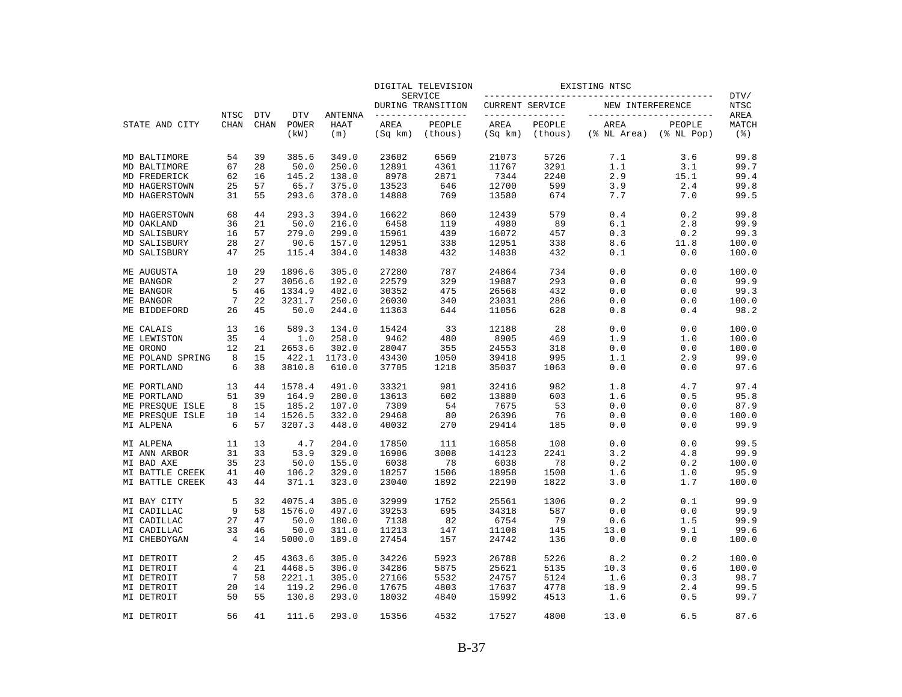| STATE AND CITY | NTSC CHAN | DTV CHAN | DTV POWER (kW) | ANTENNA HAAT (m) | DIGITAL TELEVISION SERVICE DURING TRANSITION AREA (Sq km) | DIGITAL TELEVISION SERVICE DURING TRANSITION PEOPLE (thous) | EXISTING NTSC CURRENT SERVICE AREA (Sq km) | EXISTING NTSC CURRENT SERVICE PEOPLE (thous) | EXISTING NTSC NEW INTERFERENCE AREA (% NL Area) | EXISTING NTSC NEW INTERFERENCE PEOPLE (% NL Pop) | DTV/ NTSC AREA MATCH (%) |
|---|---|---|---|---|---|---|---|---|---|---|---|
| MD BALTIMORE | 54 | 39 | 385.6 | 349.0 | 23602 | 6569 | 21073 | 5726 | 7.1 | 3.6 | 99.8 |
| MD BALTIMORE | 67 | 28 | 50.0 | 250.0 | 12891 | 4361 | 11767 | 3291 | 1.1 | 3.1 | 99.7 |
| MD FREDERICK | 62 | 16 | 145.2 | 138.0 | 8978 | 2871 | 7344 | 2240 | 2.9 | 15.1 | 99.4 |
| MD HAGERSTOWN | 25 | 57 | 65.7 | 375.0 | 13523 | 646 | 12700 | 599 | 3.9 | 2.4 | 99.8 |
| MD HAGERSTOWN | 31 | 55 | 293.6 | 378.0 | 14888 | 769 | 13580 | 674 | 7.7 | 7.0 | 99.5 |
| MD HAGERSTOWN | 68 | 44 | 293.3 | 394.0 | 16622 | 860 | 12439 | 579 | 0.4 | 0.2 | 99.8 |
| MD OAKLAND | 36 | 21 | 50.0 | 216.0 | 6458 | 119 | 4980 | 89 | 6.1 | 2.8 | 99.9 |
| MD SALISBURY | 16 | 57 | 279.0 | 299.0 | 15961 | 439 | 16072 | 457 | 0.3 | 0.2 | 99.3 |
| MD SALISBURY | 28 | 27 | 90.6 | 157.0 | 12951 | 338 | 12951 | 338 | 8.6 | 11.8 | 100.0 |
| MD SALISBURY | 47 | 25 | 115.4 | 304.0 | 14838 | 432 | 14838 | 432 | 0.1 | 0.0 | 100.0 |
| ME AUGUSTA | 10 | 29 | 1896.6 | 305.0 | 27280 | 787 | 24864 | 734 | 0.0 | 0.0 | 100.0 |
| ME BANGOR | 2 | 27 | 3056.6 | 192.0 | 22579 | 329 | 19887 | 293 | 0.0 | 0.0 | 99.9 |
| ME BANGOR | 5 | 46 | 1334.9 | 402.0 | 30352 | 475 | 26568 | 432 | 0.0 | 0.0 | 99.3 |
| ME BANGOR | 7 | 22 | 3231.7 | 250.0 | 26030 | 340 | 23031 | 286 | 0.0 | 0.0 | 100.0 |
| ME BIDDEFORD | 26 | 45 | 50.0 | 244.0 | 11363 | 644 | 11056 | 628 | 0.8 | 0.4 | 98.2 |
| ME CALAIS | 13 | 16 | 589.3 | 134.0 | 15424 | 33 | 12188 | 28 | 0.0 | 0.0 | 100.0 |
| ME LEWISTON | 35 | 4 | 1.0 | 258.0 | 9462 | 480 | 8905 | 469 | 1.9 | 1.0 | 100.0 |
| ME ORONO | 12 | 21 | 2653.6 | 302.0 | 28047 | 355 | 24553 | 318 | 0.0 | 0.0 | 100.0 |
| ME POLAND SPRING | 8 | 15 | 422.1 | 1173.0 | 43430 | 1050 | 39418 | 995 | 1.1 | 2.9 | 99.0 |
| ME PORTLAND | 6 | 38 | 3810.8 | 610.0 | 37705 | 1218 | 35037 | 1063 | 0.0 | 0.0 | 97.6 |
| ME PORTLAND | 13 | 44 | 1578.4 | 491.0 | 33321 | 981 | 32416 | 982 | 1.8 | 4.7 | 97.4 |
| ME PORTLAND | 51 | 39 | 164.9 | 280.0 | 13613 | 602 | 13880 | 603 | 1.6 | 0.5 | 95.8 |
| ME PRESQUE ISLE | 8 | 15 | 185.2 | 107.0 | 7309 | 54 | 7675 | 53 | 0.0 | 0.0 | 87.9 |
| ME PRESQUE ISLE | 10 | 14 | 1526.5 | 332.0 | 29468 | 80 | 26396 | 76 | 0.0 | 0.0 | 100.0 |
| MI ALPENA | 6 | 57 | 3207.3 | 448.0 | 40032 | 270 | 29414 | 185 | 0.0 | 0.0 | 99.9 |
| MI ALPENA | 11 | 13 | 4.7 | 204.0 | 17850 | 111 | 16858 | 108 | 0.0 | 0.0 | 99.5 |
| MI ANN ARBOR | 31 | 33 | 53.9 | 329.0 | 16906 | 3008 | 14123 | 2241 | 3.2 | 4.8 | 99.9 |
| MI BAD AXE | 35 | 23 | 50.0 | 155.0 | 6038 | 78 | 6038 | 78 | 0.2 | 0.2 | 100.0 |
| MI BATTLE CREEK | 41 | 40 | 106.2 | 329.0 | 18257 | 1506 | 18958 | 1508 | 1.6 | 1.0 | 95.9 |
| MI BATTLE CREEK | 43 | 44 | 371.1 | 323.0 | 23040 | 1892 | 22190 | 1822 | 3.0 | 1.7 | 100.0 |
| MI BAY CITY | 5 | 32 | 4075.4 | 305.0 | 32999 | 1752 | 25561 | 1306 | 0.2 | 0.1 | 99.9 |
| MI CADILLAC | 9 | 58 | 1576.0 | 497.0 | 39253 | 695 | 34318 | 587 | 0.0 | 0.0 | 99.9 |
| MI CADILLAC | 27 | 47 | 50.0 | 180.0 | 7138 | 82 | 6754 | 79 | 0.6 | 1.5 | 99.9 |
| MI CADILLAC | 33 | 46 | 50.0 | 311.0 | 11213 | 147 | 11108 | 145 | 13.0 | 9.1 | 99.6 |
| MI CHEBOYGAN | 4 | 14 | 5000.0 | 189.0 | 27454 | 157 | 24742 | 136 | 0.0 | 0.0 | 100.0 |
| MI DETROIT | 2 | 45 | 4363.6 | 305.0 | 34226 | 5923 | 26788 | 5226 | 8.2 | 0.2 | 100.0 |
| MI DETROIT | 4 | 21 | 4468.5 | 306.0 | 34286 | 5875 | 25621 | 5135 | 10.3 | 0.6 | 100.0 |
| MI DETROIT | 7 | 58 | 2221.1 | 305.0 | 27166 | 5532 | 24757 | 5124 | 1.6 | 0.3 | 98.7 |
| MI DETROIT | 20 | 14 | 119.2 | 296.0 | 17675 | 4803 | 17637 | 4778 | 18.9 | 2.4 | 99.5 |
| MI DETROIT | 50 | 55 | 130.8 | 293.0 | 18032 | 4840 | 15992 | 4513 | 1.6 | 0.5 | 99.7 |
| MI DETROIT | 56 | 41 | 111.6 | 293.0 | 15356 | 4532 | 17527 | 4800 | 13.0 | 6.5 | 87.6 |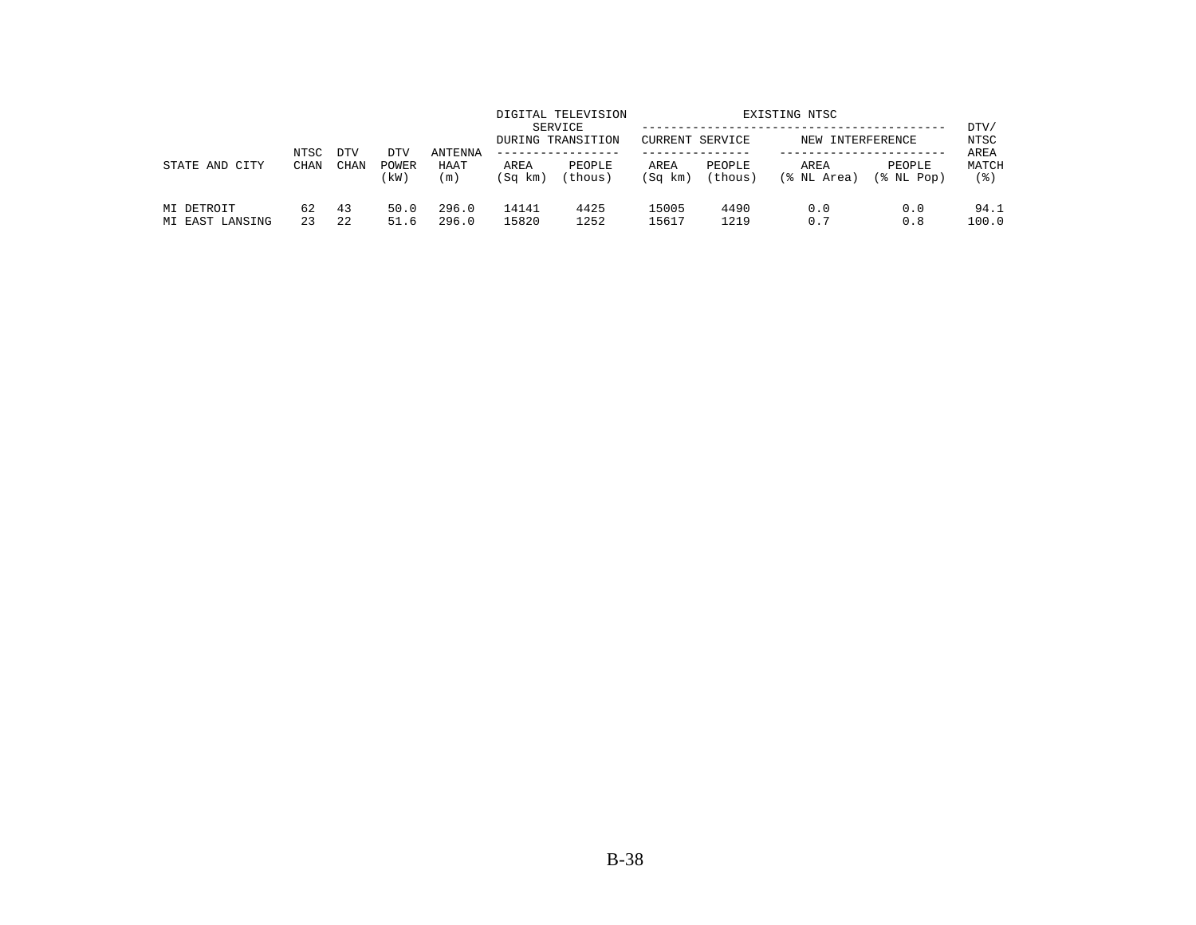| STATE AND CITY | NTSC CHAN | DTV CHAN | DTV POWER (kW) | ANTENNA HAAT (m) | DIGITAL TELEVISION SERVICE DURING TRANSITION | | EXISTING NTSC | | | | DTV/ NTSC AREA MATCH (%) |
|---|---|---|---|---|---|---|---|---|---|---|---|
| | | | | | | | CURRENT SERVICE | | NEW INTERFERENCE | | |
| | | | | | AREA (Sq km) | PEOPLE (thous) | AREA (Sq km) | PEOPLE (thous) | AREA (% NL Area) | PEOPLE (% NL Pop) | |
| MI DETROIT | 62 | 43 | 50.0 | 296.0 | 14141 | 4425 | 15005 | 4490 | 0.0 | 0.0 | 94.1 |
| MI EAST LANSING | 23 | 22 | 51.6 | 296.0 | 15820 | 1252 | 15617 | 1219 | 0.7 | 0.8 | 100.0 |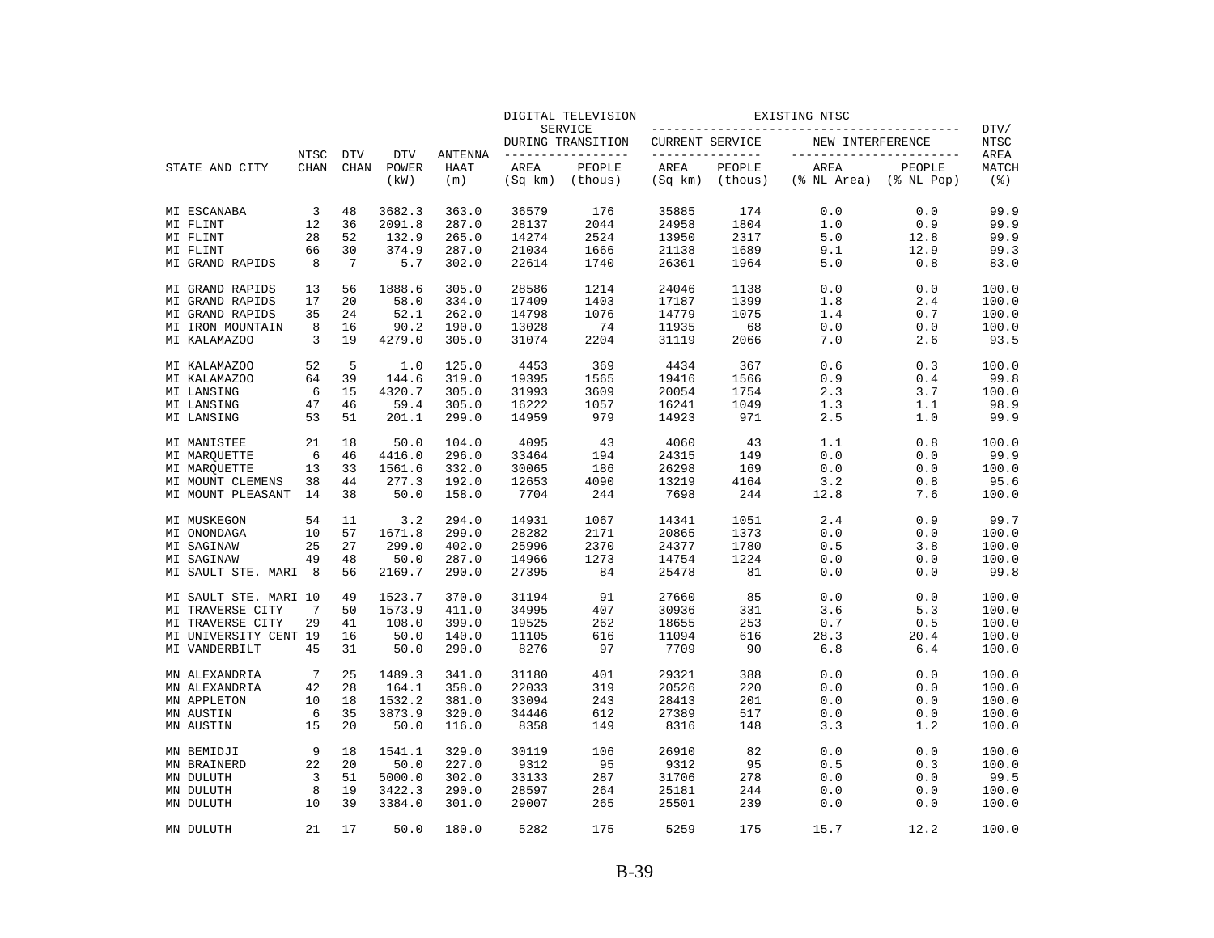| STATE AND CITY | NTSC CHAN | DTV CHAN | DTV POWER (kW) | ANTENNA HAAT (m) | DIGITAL TELEVISION SERVICE DURING TRANSITION AREA (Sq km) | DIGITAL TELEVISION SERVICE DURING TRANSITION PEOPLE (thous) | EXISTING NTSC CURRENT SERVICE AREA (Sq km) | EXISTING NTSC CURRENT SERVICE PEOPLE (thous) | EXISTING NTSC NEW INTERFERENCE AREA (% NL Area) | EXISTING NTSC NEW INTERFERENCE PEOPLE (% NL Pop) | DTV/ NTSC AREA MATCH (%) |
|---|---|---|---|---|---|---|---|---|---|---|---|
| MI ESCANABA | 3 | 48 | 3682.3 | 363.0 | 36579 | 176 | 35885 | 174 | 0.0 | 0.0 | 99.9 |
| MI FLINT | 12 | 36 | 2091.8 | 287.0 | 28137 | 2044 | 24958 | 1804 | 1.0 | 0.9 | 99.9 |
| MI FLINT | 28 | 52 | 132.9 | 265.0 | 14274 | 2524 | 13950 | 2317 | 5.0 | 12.8 | 99.9 |
| MI FLINT | 66 | 30 | 374.9 | 287.0 | 21034 | 1666 | 21138 | 1689 | 9.1 | 12.9 | 99.3 |
| MI GRAND RAPIDS | 8 | 7 | 5.7 | 302.0 | 22614 | 1740 | 26361 | 1964 | 5.0 | 0.8 | 83.0 |
| MI GRAND RAPIDS | 13 | 56 | 1888.6 | 305.0 | 28586 | 1214 | 24046 | 1138 | 0.0 | 0.0 | 100.0 |
| MI GRAND RAPIDS | 17 | 20 | 58.0 | 334.0 | 17409 | 1403 | 17187 | 1399 | 1.8 | 2.4 | 100.0 |
| MI GRAND RAPIDS | 35 | 24 | 52.1 | 262.0 | 14798 | 1076 | 14779 | 1075 | 1.4 | 0.7 | 100.0 |
| MI IRON MOUNTAIN | 8 | 16 | 90.2 | 190.0 | 13028 | 74 | 11935 | 68 | 0.0 | 0.0 | 100.0 |
| MI KALAMAZOO | 3 | 19 | 4279.0 | 305.0 | 31074 | 2204 | 31119 | 2066 | 7.0 | 2.6 | 93.5 |
| MI KALAMAZOO | 52 | 5 | 1.0 | 125.0 | 4453 | 369 | 4434 | 367 | 0.6 | 0.3 | 100.0 |
| MI KALAMAZOO | 64 | 39 | 144.6 | 319.0 | 19395 | 1565 | 19416 | 1566 | 0.9 | 0.4 | 99.8 |
| MI LANSING | 6 | 15 | 4320.7 | 305.0 | 31993 | 3609 | 20054 | 1754 | 2.3 | 3.7 | 100.0 |
| MI LANSING | 47 | 46 | 59.4 | 305.0 | 16222 | 1057 | 16241 | 1049 | 1.3 | 1.1 | 98.9 |
| MI LANSING | 53 | 51 | 201.1 | 299.0 | 14959 | 979 | 14923 | 971 | 2.5 | 1.0 | 99.9 |
| MI MANISTEE | 21 | 18 | 50.0 | 104.0 | 4095 | 43 | 4060 | 43 | 1.1 | 0.8 | 100.0 |
| MI MARQUETTE | 6 | 46 | 4416.0 | 296.0 | 33464 | 194 | 24315 | 149 | 0.0 | 0.0 | 99.9 |
| MI MARQUETTE | 13 | 33 | 1561.6 | 332.0 | 30065 | 186 | 26298 | 169 | 0.0 | 0.0 | 100.0 |
| MI MOUNT CLEMENS | 38 | 44 | 277.3 | 192.0 | 12653 | 4090 | 13219 | 4164 | 3.2 | 0.8 | 95.6 |
| MI MOUNT PLEASANT | 14 | 38 | 50.0 | 158.0 | 7704 | 244 | 7698 | 244 | 12.8 | 7.6 | 100.0 |
| MI MUSKEGON | 54 | 11 | 3.2 | 294.0 | 14931 | 1067 | 14341 | 1051 | 2.4 | 0.9 | 99.7 |
| MI ONONDAGA | 10 | 57 | 1671.8 | 299.0 | 28282 | 2171 | 20865 | 1373 | 0.0 | 0.0 | 100.0 |
| MI SAGINAW | 25 | 27 | 299.0 | 402.0 | 25996 | 2370 | 24377 | 1780 | 0.5 | 3.8 | 100.0 |
| MI SAGINAW | 49 | 48 | 50.0 | 287.0 | 14966 | 1273 | 14754 | 1224 | 0.0 | 0.0 | 100.0 |
| MI SAULT STE. MARI | 8 | 56 | 2169.7 | 290.0 | 27395 | 84 | 25478 | 81 | 0.0 | 0.0 | 99.8 |
| MI SAULT STE. MARI | 10 | 49 | 1523.7 | 370.0 | 31194 | 91 | 27660 | 85 | 0.0 | 0.0 | 100.0 |
| MI TRAVERSE CITY | 7 | 50 | 1573.9 | 411.0 | 34995 | 407 | 30936 | 331 | 3.6 | 5.3 | 100.0 |
| MI TRAVERSE CITY | 29 | 41 | 108.0 | 399.0 | 19525 | 262 | 18655 | 253 | 0.7 | 0.5 | 100.0 |
| MI UNIVERSITY CENT | 19 | 16 | 50.0 | 140.0 | 11105 | 616 | 11094 | 616 | 28.3 | 20.4 | 100.0 |
| MI VANDERBILT | 45 | 31 | 50.0 | 290.0 | 8276 | 97 | 7709 | 90 | 6.8 | 6.4 | 100.0 |
| MN ALEXANDRIA | 7 | 25 | 1489.3 | 341.0 | 31180 | 401 | 29321 | 388 | 0.0 | 0.0 | 100.0 |
| MN ALEXANDRIA | 42 | 28 | 164.1 | 358.0 | 22033 | 319 | 20526 | 220 | 0.0 | 0.0 | 100.0 |
| MN APPLETON | 10 | 18 | 1532.2 | 381.0 | 33094 | 243 | 28413 | 201 | 0.0 | 0.0 | 100.0 |
| MN AUSTIN | 6 | 35 | 3873.9 | 320.0 | 34446 | 612 | 27389 | 517 | 0.0 | 0.0 | 100.0 |
| MN AUSTIN | 15 | 20 | 50.0 | 116.0 | 8358 | 149 | 8316 | 148 | 3.3 | 1.2 | 100.0 |
| MN BEMIDJI | 9 | 18 | 1541.1 | 329.0 | 30119 | 106 | 26910 | 82 | 0.0 | 0.0 | 100.0 |
| MN BRAINERD | 22 | 20 | 50.0 | 227.0 | 9312 | 95 | 9312 | 95 | 0.5 | 0.3 | 100.0 |
| MN DULUTH | 3 | 51 | 5000.0 | 302.0 | 33133 | 287 | 31706 | 278 | 0.0 | 0.0 | 99.5 |
| MN DULUTH | 8 | 19 | 3422.3 | 290.0 | 28597 | 264 | 25181 | 244 | 0.0 | 0.0 | 100.0 |
| MN DULUTH | 10 | 39 | 3384.0 | 301.0 | 29007 | 265 | 25501 | 239 | 0.0 | 0.0 | 100.0 |
| MN DULUTH | 21 | 17 | 50.0 | 180.0 | 5282 | 175 | 5259 | 175 | 15.7 | 12.2 | 100.0 |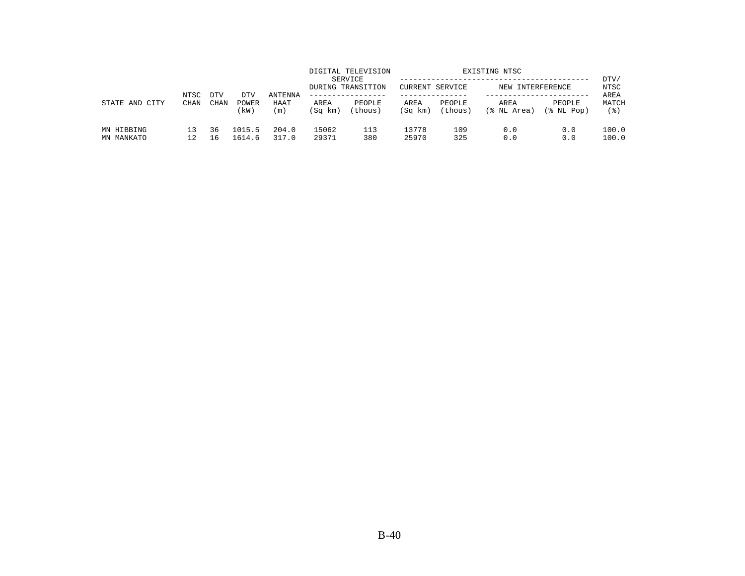| STATE AND CITY | NTSC CHAN | DTV CHAN | DTV POWER (kW) | ANTENNA HAAT (m) | DIGITAL TELEVISION SERVICE DURING TRANSITION | | EXISTING NTSC | | | | DTV/ NTSC AREA MATCH (%) |
|---|---|---|---|---|---|---|---|---|---|---|---|
| | | | | | | | CURRENT SERVICE | | NEW INTERFERENCE | | |
| | | | | | AREA (Sq km) | PEOPLE (thous) | AREA (Sq km) | PEOPLE (thous) | AREA (% NL Area) | PEOPLE (% NL Pop) | |
| MN HIBBING | 13 | 36 | 1015.5 | 204.0 | 15062 | 113 | 13778 | 109 | 0.0 | 0.0 | 100.0 |
| MN MANKATO | 12 | 16 | 1614.6 | 317.0 | 29371 | 380 | 25970 | 325 | 0.0 | 0.0 | 100.0 |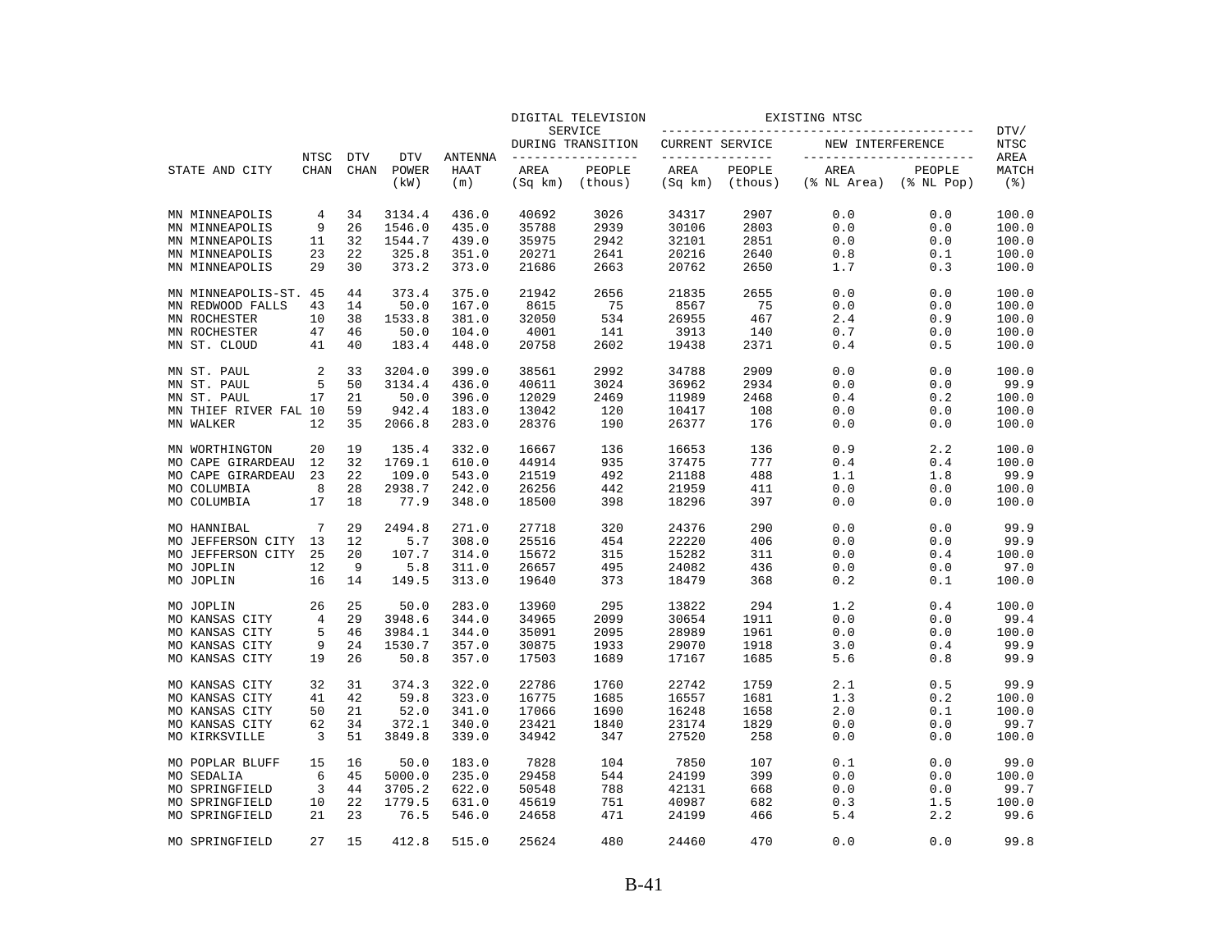| STATE AND CITY | NTSC CHAN | DTV CHAN | DTV POWER (kW) | ANTENNA HAAT (m) | DIGITAL TELEVISION SERVICE DURING TRANSITION AREA (Sq km) | DIGITAL TELEVISION SERVICE DURING TRANSITION PEOPLE (thous) | EXISTING NTSC CURRENT SERVICE AREA (Sq km) | EXISTING NTSC CURRENT SERVICE PEOPLE (thous) | EXISTING NTSC NEW INTERFERENCE AREA (% NL Area) | EXISTING NTSC NEW INTERFERENCE PEOPLE (% NL Pop) | DTV/ NTSC AREA MATCH (%) |
|---|---|---|---|---|---|---|---|---|---|---|---|
| MN MINNEAPOLIS | 4 | 34 | 3134.4 | 436.0 | 40692 | 3026 | 34317 | 2907 | 0.0 | 0.0 | 100.0 |
| MN MINNEAPOLIS | 9 | 26 | 1546.0 | 435.0 | 35788 | 2939 | 30106 | 2803 | 0.0 | 0.0 | 100.0 |
| MN MINNEAPOLIS | 11 | 32 | 1544.7 | 439.0 | 35975 | 2942 | 32101 | 2851 | 0.0 | 0.0 | 100.0 |
| MN MINNEAPOLIS | 23 | 22 | 325.8 | 351.0 | 20271 | 2641 | 20216 | 2640 | 0.8 | 0.1 | 100.0 |
| MN MINNEAPOLIS | 29 | 30 | 373.2 | 373.0 | 21686 | 2663 | 20762 | 2650 | 1.7 | 0.3 | 100.0 |
| MN MINNEAPOLIS-ST. | 45 | 44 | 373.4 | 375.0 | 21942 | 2656 | 21835 | 2655 | 0.0 | 0.0 | 100.0 |
| MN REDWOOD FALLS | 43 | 14 | 50.0 | 167.0 | 8615 | 75 | 8567 | 75 | 0.0 | 0.0 | 100.0 |
| MN ROCHESTER | 10 | 38 | 1533.8 | 381.0 | 32050 | 534 | 26955 | 467 | 2.4 | 0.9 | 100.0 |
| MN ROCHESTER | 47 | 46 | 50.0 | 104.0 | 4001 | 141 | 3913 | 140 | 0.7 | 0.0 | 100.0 |
| MN ST. CLOUD | 41 | 40 | 183.4 | 448.0 | 20758 | 2602 | 19438 | 2371 | 0.4 | 0.5 | 100.0 |
| MN ST. PAUL | 2 | 33 | 3204.0 | 399.0 | 38561 | 2992 | 34788 | 2909 | 0.0 | 0.0 | 100.0 |
| MN ST. PAUL | 5 | 50 | 3134.4 | 436.0 | 40611 | 3024 | 36962 | 2934 | 0.0 | 0.0 | 99.9 |
| MN ST. PAUL | 17 | 21 | 50.0 | 396.0 | 12029 | 2469 | 11989 | 2468 | 0.4 | 0.2 | 100.0 |
| MN THIEF RIVER FAL | 10 | 59 | 942.4 | 183.0 | 13042 | 120 | 10417 | 108 | 0.0 | 0.0 | 100.0 |
| MN WALKER | 12 | 35 | 2066.8 | 283.0 | 28376 | 190 | 26377 | 176 | 0.0 | 0.0 | 100.0 |
| MN WORTHINGTON | 20 | 19 | 135.4 | 332.0 | 16667 | 136 | 16653 | 136 | 0.9 | 2.2 | 100.0 |
| MO CAPE GIRARDEAU | 12 | 32 | 1769.1 | 610.0 | 44914 | 935 | 37475 | 777 | 0.4 | 0.4 | 100.0 |
| MO CAPE GIRARDEAU | 23 | 22 | 109.0 | 543.0 | 21519 | 492 | 21188 | 488 | 1.1 | 1.8 | 99.9 |
| MO COLUMBIA | 8 | 28 | 2938.7 | 242.0 | 26256 | 442 | 21959 | 411 | 0.0 | 0.0 | 100.0 |
| MO COLUMBIA | 17 | 18 | 77.9 | 348.0 | 18500 | 398 | 18296 | 397 | 0.0 | 0.0 | 100.0 |
| MO HANNIBAL | 7 | 29 | 2494.8 | 271.0 | 27718 | 320 | 24376 | 290 | 0.0 | 0.0 | 99.9 |
| MO JEFFERSON CITY | 13 | 12 | 5.7 | 308.0 | 25516 | 454 | 22220 | 406 | 0.0 | 0.0 | 99.9 |
| MO JEFFERSON CITY | 25 | 20 | 107.7 | 314.0 | 15672 | 315 | 15282 | 311 | 0.0 | 0.4 | 100.0 |
| MO JOPLIN | 12 | 9 | 5.8 | 311.0 | 26657 | 495 | 24082 | 436 | 0.0 | 0.0 | 97.0 |
| MO JOPLIN | 16 | 14 | 149.5 | 313.0 | 19640 | 373 | 18479 | 368 | 0.2 | 0.1 | 100.0 |
| MO JOPLIN | 26 | 25 | 50.0 | 283.0 | 13960 | 295 | 13822 | 294 | 1.2 | 0.4 | 100.0 |
| MO KANSAS CITY | 4 | 29 | 3948.6 | 344.0 | 34965 | 2099 | 30654 | 1911 | 0.0 | 0.0 | 99.4 |
| MO KANSAS CITY | 5 | 46 | 3984.1 | 344.0 | 35091 | 2095 | 28989 | 1961 | 0.0 | 0.0 | 100.0 |
| MO KANSAS CITY | 9 | 24 | 1530.7 | 357.0 | 30875 | 1933 | 29070 | 1918 | 3.0 | 0.4 | 99.9 |
| MO KANSAS CITY | 19 | 26 | 50.8 | 357.0 | 17503 | 1689 | 17167 | 1685 | 5.6 | 0.8 | 99.9 |
| MO KANSAS CITY | 32 | 31 | 374.3 | 322.0 | 22786 | 1760 | 22742 | 1759 | 2.1 | 0.5 | 99.9 |
| MO KANSAS CITY | 41 | 42 | 59.8 | 323.0 | 16775 | 1685 | 16557 | 1681 | 1.3 | 0.2 | 100.0 |
| MO KANSAS CITY | 50 | 21 | 52.0 | 341.0 | 17066 | 1690 | 16248 | 1658 | 2.0 | 0.1 | 100.0 |
| MO KANSAS CITY | 62 | 34 | 372.1 | 340.0 | 23421 | 1840 | 23174 | 1829 | 0.0 | 0.0 | 99.7 |
| MO KIRKSVILLE | 3 | 51 | 3849.8 | 339.0 | 34942 | 347 | 27520 | 258 | 0.0 | 0.0 | 100.0 |
| MO POPLAR BLUFF | 15 | 16 | 50.0 | 183.0 | 7828 | 104 | 7850 | 107 | 0.1 | 0.0 | 99.0 |
| MO SEDALIA | 6 | 45 | 5000.0 | 235.0 | 29458 | 544 | 24199 | 399 | 0.0 | 0.0 | 100.0 |
| MO SPRINGFIELD | 3 | 44 | 3705.2 | 622.0 | 50548 | 788 | 42131 | 668 | 0.0 | 0.0 | 99.7 |
| MO SPRINGFIELD | 10 | 22 | 1779.5 | 631.0 | 45619 | 751 | 40987 | 682 | 0.3 | 1.5 | 100.0 |
| MO SPRINGFIELD | 21 | 23 | 76.5 | 546.0 | 24658 | 471 | 24199 | 466 | 5.4 | 2.2 | 99.6 |
| MO SPRINGFIELD | 27 | 15 | 412.8 | 515.0 | 25624 | 480 | 24460 | 470 | 0.0 | 0.0 | 99.8 |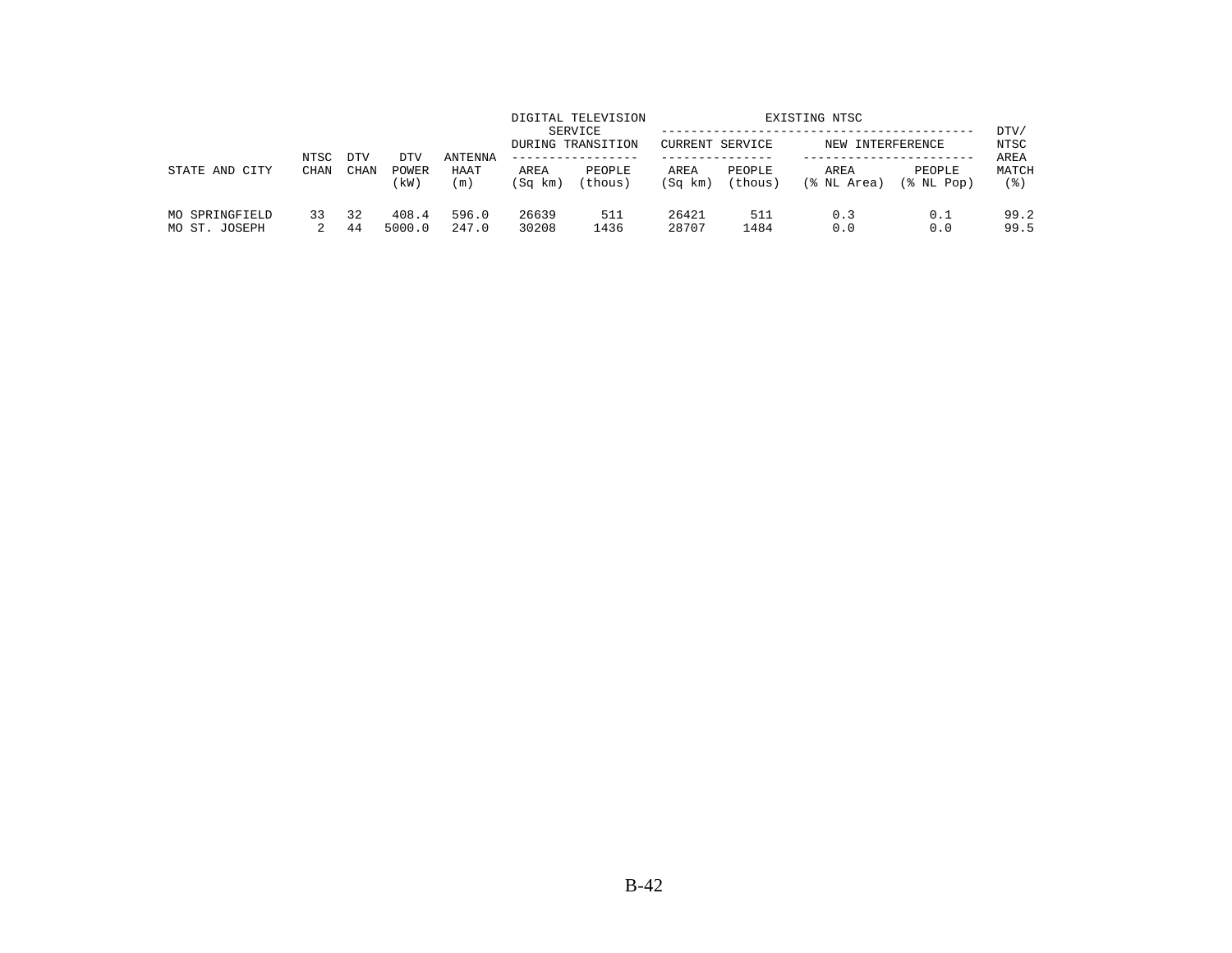| STATE AND CITY | NTSC CHAN | DTV CHAN | DTV POWER (kW) | ANTENNA HAAT (m) | DIGITAL TELEVISION SERVICE DURING TRANSITION AREA (Sq km) | DIGITAL TELEVISION SERVICE DURING TRANSITION PEOPLE (thous) | EXISTING NTSC CURRENT SERVICE AREA (Sq km) | EXISTING NTSC CURRENT SERVICE PEOPLE (thous) | EXISTING NTSC NEW INTERFERENCE AREA (% NL Area) | EXISTING NTSC NEW INTERFERENCE PEOPLE (% NL Pop) | DTV/NTSC AREA MATCH (%) |
|---|---|---|---|---|---|---|---|---|---|---|---|
| MO SPRINGFIELD | 33 | 32 | 408.4 | 596.0 | 26639 | 511 | 26421 | 511 | 0.3 | 0.1 | 99.2 |
| MO ST. JOSEPH | 2 | 44 | 5000.0 | 247.0 | 30208 | 1436 | 28707 | 1484 | 0.0 | 0.0 | 99.5 |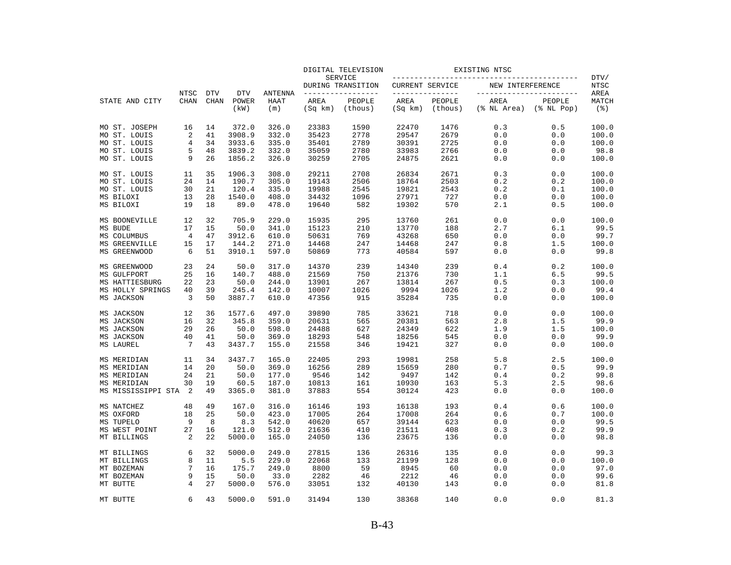| STATE AND CITY | NTSC CHAN | DTV CHAN | DTV POWER (kW) | ANTENNA HAAT (m) | DIGITAL TELEVISION SERVICE DURING TRANSITION AREA (Sq km) | PEOPLE (thous) | EXISTING NTSC CURRENT SERVICE AREA (Sq km) | PEOPLE (thous) | NEW INTERFERENCE AREA (% NL Area) | PEOPLE (% NL Pop) | DTV/ NTSC AREA MATCH (%) |
|---|---|---|---|---|---|---|---|---|---|---|---|
| MO ST. JOSEPH | 16 | 14 | 372.0 | 326.0 | 23383 | 1590 | 22470 | 1476 | 0.3 | 0.5 | 100.0 |
| MO ST. LOUIS | 2 | 41 | 3908.9 | 332.0 | 35423 | 2778 | 29547 | 2679 | 0.0 | 0.0 | 100.0 |
| MO ST. LOUIS | 4 | 34 | 3933.6 | 335.0 | 35401 | 2789 | 30391 | 2725 | 0.0 | 0.0 | 100.0 |
| MO ST. LOUIS | 5 | 48 | 3839.2 | 332.0 | 35059 | 2780 | 33983 | 2766 | 0.0 | 0.0 | 98.8 |
| MO ST. LOUIS | 9 | 26 | 1856.2 | 326.0 | 30259 | 2705 | 24875 | 2621 | 0.0 | 0.0 | 100.0 |
| MO ST. LOUIS | 11 | 35 | 1906.3 | 308.0 | 29211 | 2708 | 26834 | 2671 | 0.3 | 0.0 | 100.0 |
| MO ST. LOUIS | 24 | 14 | 190.7 | 305.0 | 19143 | 2506 | 18764 | 2503 | 0.2 | 0.2 | 100.0 |
| MO ST. LOUIS | 30 | 21 | 120.4 | 335.0 | 19988 | 2545 | 19821 | 2543 | 0.2 | 0.1 | 100.0 |
| MS BILOXI | 13 | 28 | 1540.0 | 408.0 | 34432 | 1096 | 27971 | 727 | 0.0 | 0.0 | 100.0 |
| MS BILOXI | 19 | 18 | 89.0 | 478.0 | 19640 | 582 | 19302 | 570 | 2.1 | 0.5 | 100.0 |
| MS BOONEVILLE | 12 | 32 | 705.9 | 229.0 | 15935 | 295 | 13760 | 261 | 0.0 | 0.0 | 100.0 |
| MS BUDE | 17 | 15 | 50.0 | 341.0 | 15123 | 210 | 13770 | 188 | 2.7 | 6.1 | 99.5 |
| MS COLUMBUS | 4 | 47 | 3912.6 | 610.0 | 50631 | 769 | 43268 | 650 | 0.0 | 0.0 | 99.7 |
| MS GREENVILLE | 15 | 17 | 144.2 | 271.0 | 14468 | 247 | 14468 | 247 | 0.8 | 1.5 | 100.0 |
| MS GREENWOOD | 6 | 51 | 3910.1 | 597.0 | 50869 | 773 | 40584 | 597 | 0.0 | 0.0 | 99.8 |
| MS GREENWOOD | 23 | 24 | 50.0 | 317.0 | 14370 | 239 | 14340 | 239 | 0.4 | 0.2 | 100.0 |
| MS GULFPORT | 25 | 16 | 140.7 | 488.0 | 21569 | 750 | 21376 | 730 | 1.1 | 6.5 | 99.5 |
| MS HATTIESBURG | 22 | 23 | 50.0 | 244.0 | 13901 | 267 | 13814 | 267 | 0.5 | 0.3 | 100.0 |
| MS HOLLY SPRINGS | 40 | 39 | 245.4 | 142.0 | 10007 | 1026 | 9994 | 1026 | 1.2 | 0.0 | 99.4 |
| MS JACKSON | 3 | 50 | 3887.7 | 610.0 | 47356 | 915 | 35284 | 735 | 0.0 | 0.0 | 100.0 |
| MS JACKSON | 12 | 36 | 1577.6 | 497.0 | 39890 | 785 | 33621 | 718 | 0.0 | 0.0 | 100.0 |
| MS JACKSON | 16 | 32 | 345.8 | 359.0 | 20631 | 565 | 20381 | 563 | 2.8 | 1.5 | 99.9 |
| MS JACKSON | 29 | 26 | 50.0 | 598.0 | 24488 | 627 | 24349 | 622 | 1.9 | 1.5 | 100.0 |
| MS JACKSON | 40 | 41 | 50.0 | 369.0 | 18293 | 548 | 18256 | 545 | 0.0 | 0.0 | 99.9 |
| MS LAUREL | 7 | 43 | 3437.7 | 155.0 | 21558 | 346 | 19421 | 327 | 0.0 | 0.0 | 100.0 |
| MS MERIDIAN | 11 | 34 | 3437.7 | 165.0 | 22405 | 293 | 19981 | 258 | 5.8 | 2.5 | 100.0 |
| MS MERIDIAN | 14 | 20 | 50.0 | 369.0 | 16256 | 289 | 15659 | 280 | 0.7 | 0.5 | 99.9 |
| MS MERIDIAN | 24 | 21 | 50.0 | 177.0 | 9546 | 142 | 9497 | 142 | 0.4 | 0.2 | 99.8 |
| MS MERIDIAN | 30 | 19 | 60.5 | 187.0 | 10813 | 161 | 10930 | 163 | 5.3 | 2.5 | 98.6 |
| MS MISSISSIPPI STA | 2 | 49 | 3365.0 | 381.0 | 37883 | 554 | 30124 | 423 | 0.0 | 0.0 | 100.0 |
| MS NATCHEZ | 48 | 49 | 167.0 | 316.0 | 16146 | 193 | 16138 | 193 | 0.4 | 0.6 | 100.0 |
| MS OXFORD | 18 | 25 | 50.0 | 423.0 | 17005 | 264 | 17008 | 264 | 0.6 | 0.7 | 100.0 |
| MS TUPELO | 9 | 8 | 8.3 | 542.0 | 40620 | 657 | 39144 | 623 | 0.0 | 0.0 | 99.5 |
| MS WEST POINT | 27 | 16 | 121.0 | 512.0 | 21636 | 410 | 21511 | 408 | 0.3 | 0.2 | 99.9 |
| MT BILLINGS | 2 | 22 | 5000.0 | 165.0 | 24050 | 136 | 23675 | 136 | 0.0 | 0.0 | 98.8 |
| MT BILLINGS | 6 | 32 | 5000.0 | 249.0 | 27815 | 136 | 26316 | 135 | 0.0 | 0.0 | 99.3 |
| MT BILLINGS | 8 | 11 | 5.5 | 229.0 | 22068 | 133 | 21199 | 128 | 0.0 | 0.0 | 100.0 |
| MT BOZEMAN | 7 | 16 | 175.7 | 249.0 | 8800 | 59 | 8945 | 60 | 0.0 | 0.0 | 97.0 |
| MT BOZEMAN | 9 | 15 | 50.0 | 33.0 | 2282 | 46 | 2212 | 46 | 0.0 | 0.0 | 99.6 |
| MT BUTTE | 4 | 27 | 5000.0 | 576.0 | 33051 | 132 | 40130 | 143 | 0.0 | 0.0 | 81.8 |
| MT BUTTE | 6 | 43 | 5000.0 | 591.0 | 31494 | 130 | 38368 | 140 | 0.0 | 0.0 | 81.3 |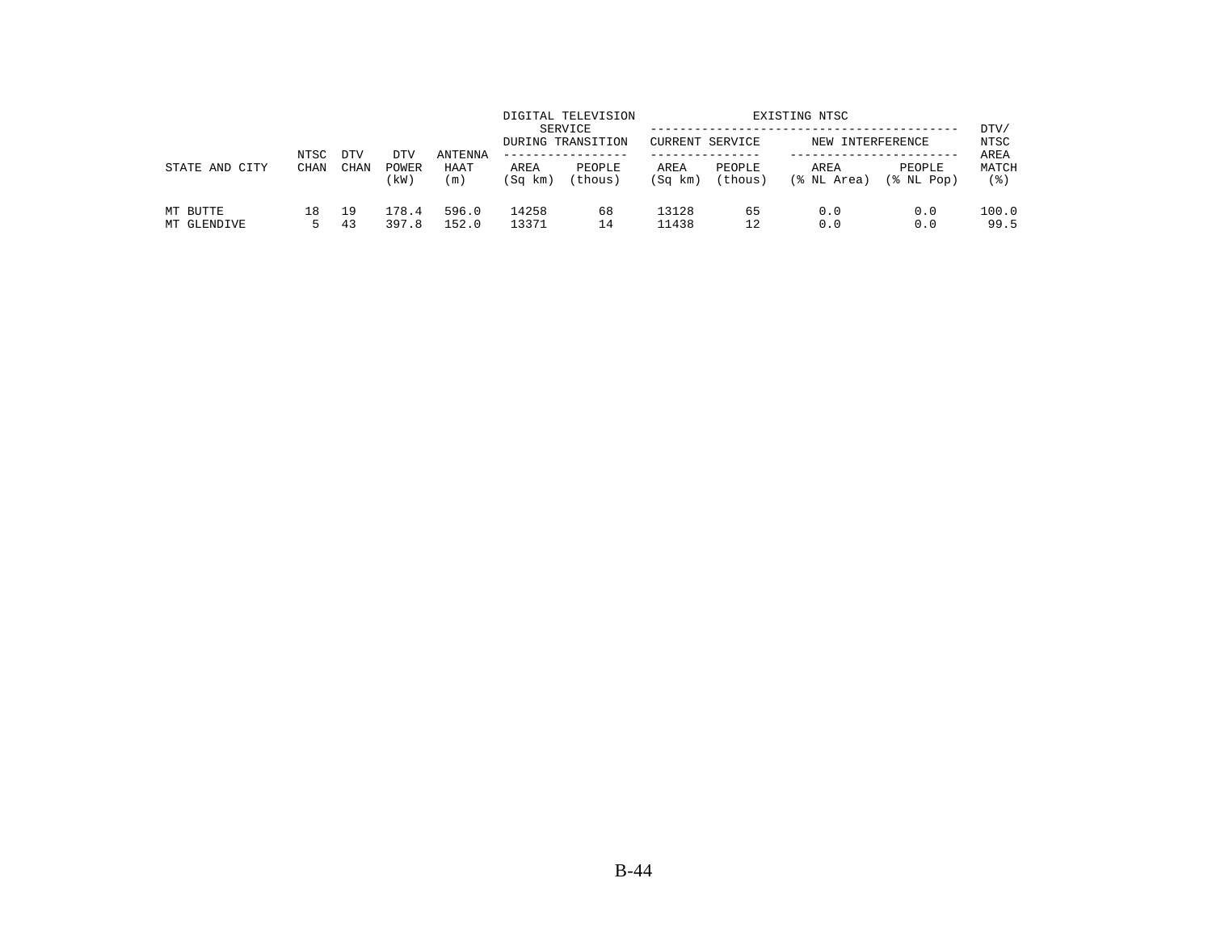| STATE AND CITY | NTSC CHAN | DTV CHAN | DTV POWER (kW) | ANTENNA HAAT (m) | DIGITAL TELEVISION SERVICE DURING TRANSITION | | EXISTING NTSC | | | | DTV/ NTSC AREA MATCH (%) |
|---|---|---|---|---|---|---|---|---|---|---|---|
| | | | | | AREA (Sq km) | PEOPLE (thous) | CURRENT SERVICE | | NEW INTERFERENCE | | |
| | | | | | | | AREA (Sq km) | PEOPLE (thous) | AREA (% NL Area) | PEOPLE (% NL Pop) | |
| MT BUTTE | 18 | 19 | 178.4 | 596.0 | 14258 | 68 | 13128 | 65 | 0.0 | 0.0 | 100.0 |
| MT GLENDIVE | 5 | 43 | 397.8 | 152.0 | 13371 | 14 | 11438 | 12 | 0.0 | 0.0 | 99.5 |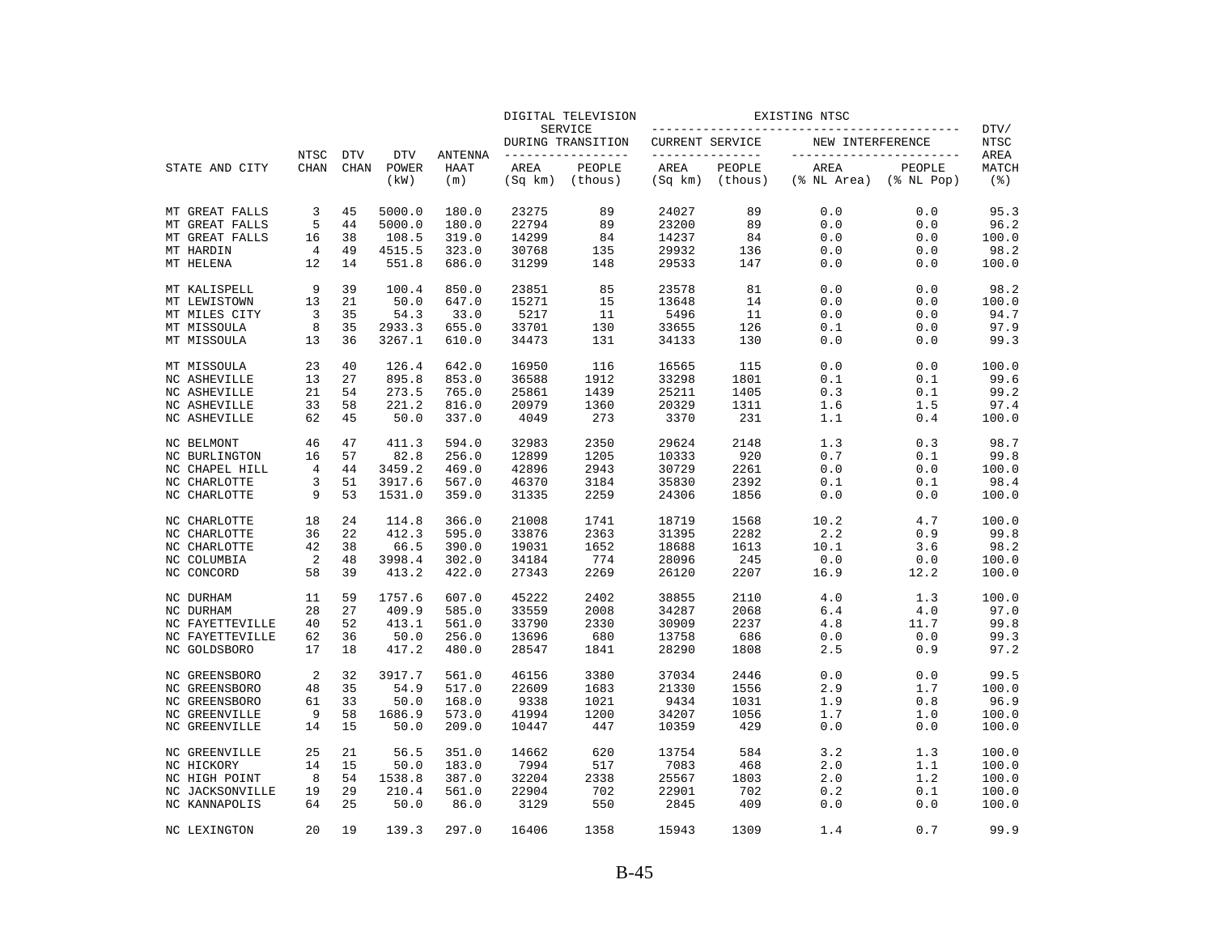| STATE AND CITY | NTSC CHAN | DTV CHAN | DTV POWER (kW) | ANTENNA HAAT (m) | DIGITAL TELEVISION SERVICE DURING TRANSITION AREA (Sq km) | DIGITAL TELEVISION SERVICE DURING TRANSITION PEOPLE (thous) | EXISTING NTSC CURRENT SERVICE AREA (Sq km) | EXISTING NTSC CURRENT SERVICE PEOPLE (thous) | EXISTING NTSC NEW INTERFERENCE AREA (% NL Area) | EXISTING NTSC NEW INTERFERENCE PEOPLE (% NL Pop) | DTV/ NTSC AREA MATCH (%) |
|---|---|---|---|---|---|---|---|---|---|---|---|
| MT GREAT FALLS | 3 | 45 | 5000.0 | 180.0 | 23275 | 89 | 24027 | 89 | 0.0 | 0.0 | 95.3 |
| MT GREAT FALLS | 5 | 44 | 5000.0 | 180.0 | 22794 | 89 | 23200 | 89 | 0.0 | 0.0 | 96.2 |
| MT GREAT FALLS | 16 | 38 | 108.5 | 319.0 | 14299 | 84 | 14237 | 84 | 0.0 | 0.0 | 100.0 |
| MT HARDIN | 4 | 49 | 4515.5 | 323.0 | 30768 | 135 | 29932 | 136 | 0.0 | 0.0 | 98.2 |
| MT HELENA | 12 | 14 | 551.8 | 686.0 | 31299 | 148 | 29533 | 147 | 0.0 | 0.0 | 100.0 |
| MT KALISPELL | 9 | 39 | 100.4 | 850.0 | 23851 | 85 | 23578 | 81 | 0.0 | 0.0 | 98.2 |
| MT LEWISTOWN | 13 | 21 | 50.0 | 647.0 | 15271 | 15 | 13648 | 14 | 0.0 | 0.0 | 100.0 |
| MT MILES CITY | 3 | 35 | 54.3 | 33.0 | 5217 | 11 | 5496 | 11 | 0.0 | 0.0 | 94.7 |
| MT MISSOULA | 8 | 35 | 2933.3 | 655.0 | 33701 | 130 | 33655 | 126 | 0.1 | 0.0 | 97.9 |
| MT MISSOULA | 13 | 36 | 3267.1 | 610.0 | 34473 | 131 | 34133 | 130 | 0.0 | 0.0 | 99.3 |
| MT MISSOULA | 23 | 40 | 126.4 | 642.0 | 16950 | 116 | 16565 | 115 | 0.0 | 0.0 | 100.0 |
| NC ASHEVILLE | 13 | 27 | 895.8 | 853.0 | 36588 | 1912 | 33298 | 1801 | 0.1 | 0.1 | 99.6 |
| NC ASHEVILLE | 21 | 54 | 273.5 | 765.0 | 25861 | 1439 | 25211 | 1405 | 0.3 | 0.1 | 99.2 |
| NC ASHEVILLE | 33 | 58 | 221.2 | 816.0 | 20979 | 1360 | 20329 | 1311 | 1.6 | 1.5 | 97.4 |
| NC ASHEVILLE | 62 | 45 | 50.0 | 337.0 | 4049 | 273 | 3370 | 231 | 1.1 | 0.4 | 100.0 |
| NC BELMONT | 46 | 47 | 411.3 | 594.0 | 32983 | 2350 | 29624 | 2148 | 1.3 | 0.3 | 98.7 |
| NC BURLINGTON | 16 | 57 | 82.8 | 256.0 | 12899 | 1205 | 10333 | 920 | 0.7 | 0.1 | 99.8 |
| NC CHAPEL HILL | 4 | 44 | 3459.2 | 469.0 | 42896 | 2943 | 30729 | 2261 | 0.0 | 0.0 | 100.0 |
| NC CHARLOTTE | 3 | 51 | 3917.6 | 567.0 | 46370 | 3184 | 35830 | 2392 | 0.1 | 0.1 | 98.4 |
| NC CHARLOTTE | 9 | 53 | 1531.0 | 359.0 | 31335 | 2259 | 24306 | 1856 | 0.0 | 0.0 | 100.0 |
| NC CHARLOTTE | 18 | 24 | 114.8 | 366.0 | 21008 | 1741 | 18719 | 1568 | 10.2 | 4.7 | 100.0 |
| NC CHARLOTTE | 36 | 22 | 412.3 | 595.0 | 33876 | 2363 | 31395 | 2282 | 2.2 | 0.9 | 99.8 |
| NC CHARLOTTE | 42 | 38 | 66.5 | 390.0 | 19031 | 1652 | 18688 | 1613 | 10.1 | 3.6 | 98.2 |
| NC COLUMBIA | 2 | 48 | 3998.4 | 302.0 | 34184 | 774 | 28096 | 245 | 0.0 | 0.0 | 100.0 |
| NC CONCORD | 58 | 39 | 413.2 | 422.0 | 27343 | 2269 | 26120 | 2207 | 16.9 | 12.2 | 100.0 |
| NC DURHAM | 11 | 59 | 1757.6 | 607.0 | 45222 | 2402 | 38855 | 2110 | 4.0 | 1.3 | 100.0 |
| NC DURHAM | 28 | 27 | 409.9 | 585.0 | 33559 | 2008 | 34287 | 2068 | 6.4 | 4.0 | 97.0 |
| NC FAYETTEVILLE | 40 | 52 | 413.1 | 561.0 | 33790 | 2330 | 30909 | 2237 | 4.8 | 11.7 | 99.8 |
| NC FAYETTEVILLE | 62 | 36 | 50.0 | 256.0 | 13696 | 680 | 13758 | 686 | 0.0 | 0.0 | 99.3 |
| NC GOLDSBORO | 17 | 18 | 417.2 | 480.0 | 28547 | 1841 | 28290 | 1808 | 2.5 | 0.9 | 97.2 |
| NC GREENSBORO | 2 | 32 | 3917.7 | 561.0 | 46156 | 3380 | 37034 | 2446 | 0.0 | 0.0 | 99.5 |
| NC GREENSBORO | 48 | 35 | 54.9 | 517.0 | 22609 | 1683 | 21330 | 1556 | 2.9 | 1.7 | 100.0 |
| NC GREENSBORO | 61 | 33 | 50.0 | 168.0 | 9338 | 1021 | 9434 | 1031 | 1.9 | 0.8 | 96.9 |
| NC GREENVILLE | 9 | 58 | 1686.9 | 573.0 | 41994 | 1200 | 34207 | 1056 | 1.7 | 1.0 | 100.0 |
| NC GREENVILLE | 14 | 15 | 50.0 | 209.0 | 10447 | 447 | 10359 | 429 | 0.0 | 0.0 | 100.0 |
| NC GREENVILLE | 25 | 21 | 56.5 | 351.0 | 14662 | 620 | 13754 | 584 | 3.2 | 1.3 | 100.0 |
| NC HICKORY | 14 | 15 | 50.0 | 183.0 | 7994 | 517 | 7083 | 468 | 2.0 | 1.1 | 100.0 |
| NC HIGH POINT | 8 | 54 | 1538.8 | 387.0 | 32204 | 2338 | 25567 | 1803 | 2.0 | 1.2 | 100.0 |
| NC JACKSONVILLE | 19 | 29 | 210.4 | 561.0 | 22904 | 702 | 22901 | 702 | 0.2 | 0.1 | 100.0 |
| NC KANNAPOLIS | 64 | 25 | 50.0 | 86.0 | 3129 | 550 | 2845 | 409 | 0.0 | 0.0 | 100.0 |
| NC LEXINGTON | 20 | 19 | 139.3 | 297.0 | 16406 | 1358 | 15943 | 1309 | 1.4 | 0.7 | 99.9 |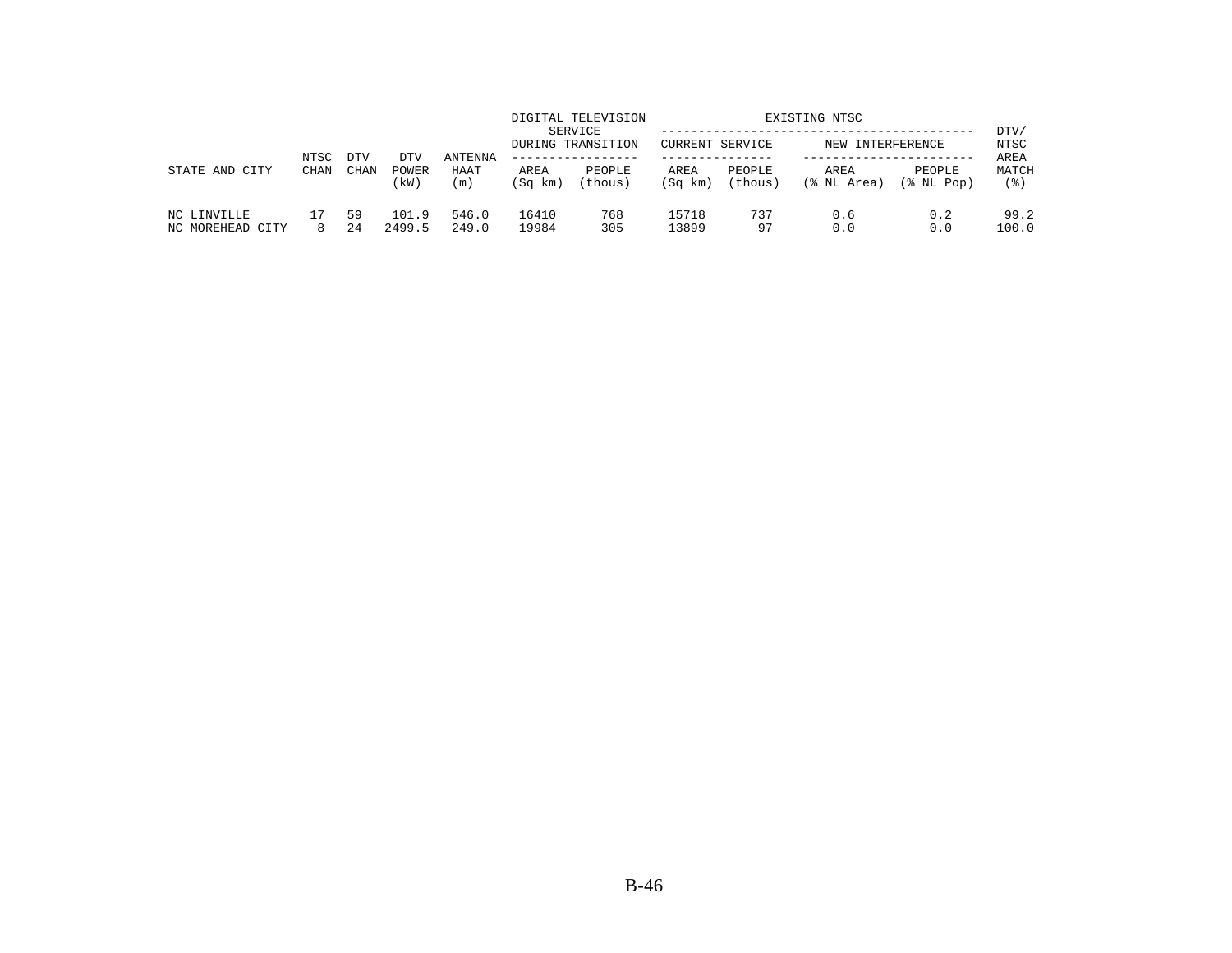| STATE AND CITY | NTSC CHAN | DTV CHAN | DTV POWER (kW) | ANTENNA HAAT (m) | DIGITAL TELEVISION SERVICE DURING TRANSITION AREA (Sq km) | DIGITAL TELEVISION SERVICE DURING TRANSITION PEOPLE (thous) | EXISTING NTSC CURRENT SERVICE AREA (Sq km) | EXISTING NTSC CURRENT SERVICE PEOPLE (thous) | EXISTING NTSC NEW INTERFERENCE AREA (% NL Area) | EXISTING NTSC NEW INTERFERENCE PEOPLE (% NL Pop) | DTV/ NTSC AREA MATCH (%) |
|---|---|---|---|---|---|---|---|---|---|---|---|
| NC LINVILLE | 17 | 59 | 101.9 | 546.0 | 16410 | 768 | 15718 | 737 | 0.6 | 0.2 | 99.2 |
| NC MOREHEAD CITY | 8 | 24 | 2499.5 | 249.0 | 19984 | 305 | 13899 | 97 | 0.0 | 0.0 | 100.0 |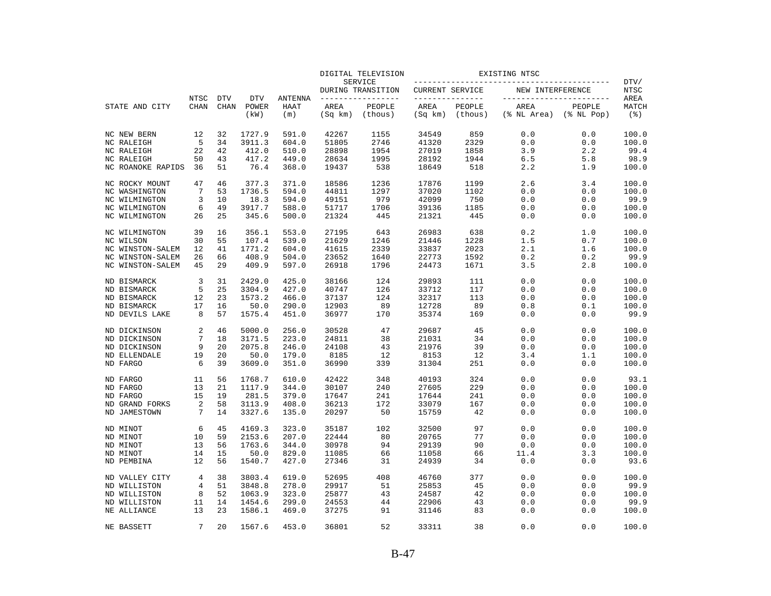| STATE AND CITY | NTSC CHAN | DTV CHAN | DTV POWER (kW) | ANTENNA HAAT (m) | DIGITAL TELEVISION SERVICE DURING TRANSITION AREA (Sq km) | DIGITAL TELEVISION SERVICE DURING TRANSITION PEOPLE (thous) | EXISTING NTSC CURRENT SERVICE AREA (Sq km) | EXISTING NTSC CURRENT SERVICE PEOPLE (thous) | EXISTING NTSC NEW INTERFERENCE AREA (% NL Area) | EXISTING NTSC NEW INTERFERENCE PEOPLE (% NL Pop) | DTV/NTSC AREA MATCH (%) |
|---|---|---|---|---|---|---|---|---|---|---|---|
| NC NEW BERN | 12 | 32 | 1727.9 | 591.0 | 42267 | 1155 | 34549 | 859 | 0.0 | 0.0 | 100.0 |
| NC RALEIGH | 5 | 34 | 3911.3 | 604.0 | 51805 | 2746 | 41320 | 2329 | 0.0 | 0.0 | 100.0 |
| NC RALEIGH | 22 | 42 | 412.0 | 510.0 | 28898 | 1954 | 27019 | 1858 | 3.9 | 2.2 | 99.4 |
| NC RALEIGH | 50 | 43 | 417.2 | 449.0 | 28634 | 1995 | 28192 | 1944 | 6.5 | 5.8 | 98.9 |
| NC ROANOKE RAPIDS | 36 | 51 | 76.4 | 368.0 | 19437 | 538 | 18649 | 518 | 2.2 | 1.9 | 100.0 |
| NC ROCKY MOUNT | 47 | 46 | 377.3 | 371.0 | 18586 | 1236 | 17876 | 1199 | 2.6 | 3.4 | 100.0 |
| NC WASHINGTON | 7 | 53 | 1736.5 | 594.0 | 44811 | 1297 | 37020 | 1102 | 0.0 | 0.0 | 100.0 |
| NC WILMINGTON | 3 | 10 | 18.3 | 594.0 | 49151 | 979 | 42099 | 750 | 0.0 | 0.0 | 99.9 |
| NC WILMINGTON | 6 | 49 | 3917.7 | 588.0 | 51717 | 1706 | 39136 | 1185 | 0.0 | 0.0 | 100.0 |
| NC WILMINGTON | 26 | 25 | 345.6 | 500.0 | 21324 | 445 | 21321 | 445 | 0.0 | 0.0 | 100.0 |
| NC WILMINGTON | 39 | 16 | 356.1 | 553.0 | 27195 | 643 | 26983 | 638 | 0.2 | 1.0 | 100.0 |
| NC WILSON | 30 | 55 | 107.4 | 539.0 | 21629 | 1246 | 21446 | 1228 | 1.5 | 0.7 | 100.0 |
| NC WINSTON-SALEM | 12 | 41 | 1771.2 | 604.0 | 41615 | 2339 | 33837 | 2023 | 2.1 | 1.6 | 100.0 |
| NC WINSTON-SALEM | 26 | 66 | 408.9 | 504.0 | 23652 | 1640 | 22773 | 1592 | 0.2 | 0.2 | 99.9 |
| NC WINSTON-SALEM | 45 | 29 | 409.9 | 597.0 | 26918 | 1796 | 24473 | 1671 | 3.5 | 2.8 | 100.0 |
| ND BISMARCK | 3 | 31 | 2429.0 | 425.0 | 38166 | 124 | 29893 | 111 | 0.0 | 0.0 | 100.0 |
| ND BISMARCK | 5 | 25 | 3304.9 | 427.0 | 40747 | 126 | 33712 | 117 | 0.0 | 0.0 | 100.0 |
| ND BISMARCK | 12 | 23 | 1573.2 | 466.0 | 37137 | 124 | 32317 | 113 | 0.0 | 0.0 | 100.0 |
| ND BISMARCK | 17 | 16 | 50.0 | 290.0 | 12903 | 89 | 12728 | 89 | 0.8 | 0.1 | 100.0 |
| ND DEVILS LAKE | 8 | 57 | 1575.4 | 451.0 | 36977 | 170 | 35374 | 169 | 0.0 | 0.0 | 99.9 |
| ND DICKINSON | 2 | 46 | 5000.0 | 256.0 | 30528 | 47 | 29687 | 45 | 0.0 | 0.0 | 100.0 |
| ND DICKINSON | 7 | 18 | 3171.5 | 223.0 | 24811 | 38 | 21031 | 34 | 0.0 | 0.0 | 100.0 |
| ND DICKINSON | 9 | 20 | 2075.8 | 246.0 | 24108 | 43 | 21976 | 39 | 0.0 | 0.0 | 100.0 |
| ND ELLENDALE | 19 | 20 | 50.0 | 179.0 | 8185 | 12 | 8153 | 12 | 3.4 | 1.1 | 100.0 |
| ND FARGO | 6 | 39 | 3609.0 | 351.0 | 36990 | 339 | 31304 | 251 | 0.0 | 0.0 | 100.0 |
| ND FARGO | 11 | 56 | 1768.7 | 610.0 | 42422 | 348 | 40193 | 324 | 0.0 | 0.0 | 93.1 |
| ND FARGO | 13 | 21 | 1117.9 | 344.0 | 30107 | 240 | 27605 | 229 | 0.0 | 0.0 | 100.0 |
| ND FARGO | 15 | 19 | 281.5 | 379.0 | 17647 | 241 | 17644 | 241 | 0.0 | 0.0 | 100.0 |
| ND GRAND FORKS | 2 | 58 | 3113.9 | 408.0 | 36213 | 172 | 33079 | 167 | 0.0 | 0.0 | 100.0 |
| ND JAMESTOWN | 7 | 14 | 3327.6 | 135.0 | 20297 | 50 | 15759 | 42 | 0.0 | 0.0 | 100.0 |
| ND MINOT | 6 | 45 | 4169.3 | 323.0 | 35187 | 102 | 32500 | 97 | 0.0 | 0.0 | 100.0 |
| ND MINOT | 10 | 59 | 2153.6 | 207.0 | 22444 | 80 | 20765 | 77 | 0.0 | 0.0 | 100.0 |
| ND MINOT | 13 | 56 | 1763.6 | 344.0 | 30978 | 94 | 29139 | 90 | 0.0 | 0.0 | 100.0 |
| ND MINOT | 14 | 15 | 50.0 | 829.0 | 11085 | 66 | 11058 | 66 | 11.4 | 3.3 | 100.0 |
| ND PEMBINA | 12 | 56 | 1540.7 | 427.0 | 27346 | 31 | 24939 | 34 | 0.0 | 0.0 | 93.6 |
| ND VALLEY CITY | 4 | 38 | 3803.4 | 619.0 | 52695 | 408 | 46760 | 377 | 0.0 | 0.0 | 100.0 |
| ND WILLISTON | 4 | 51 | 3848.8 | 278.0 | 29917 | 51 | 25853 | 45 | 0.0 | 0.0 | 99.9 |
| ND WILLISTON | 8 | 52 | 1063.9 | 323.0 | 25877 | 43 | 24587 | 42 | 0.0 | 0.0 | 100.0 |
| ND WILLISTON | 11 | 14 | 1454.6 | 299.0 | 24553 | 44 | 22906 | 43 | 0.0 | 0.0 | 99.9 |
| NE ALLIANCE | 13 | 23 | 1586.1 | 469.0 | 37275 | 91 | 31146 | 83 | 0.0 | 0.0 | 100.0 |
| NE BASSETT | 7 | 20 | 1567.6 | 453.0 | 36801 | 52 | 33311 | 38 | 0.0 | 0.0 | 100.0 |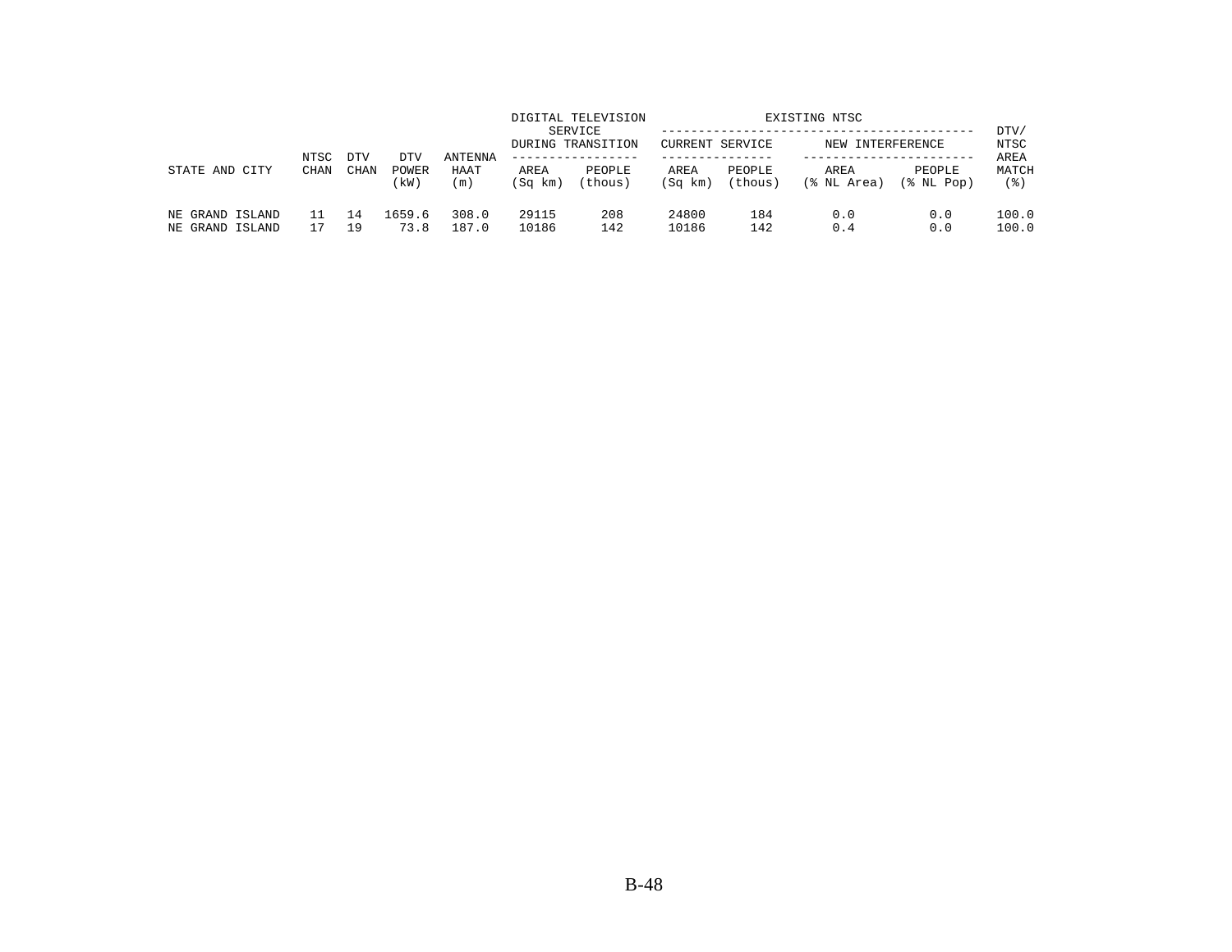| STATE AND CITY | NTSC CHAN | DTV CHAN | DTV POWER (kW) | ANTENNA HAAT (m) | DIGITAL TELEVISION SERVICE DURING TRANSITION | | EXISTING NTSC | | | | DTV/ NTSC AREA MATCH (%) |
|---|---|---|---|---|---|---|---|---|---|---|---|
| | | | | | | | CURRENT SERVICE | | NEW INTERFERENCE | | |
| | | | | | AREA (Sq km) | PEOPLE (thous) | AREA (Sq km) | PEOPLE (thous) | AREA (% NL Area) | PEOPLE (% NL Pop) | |
| NE GRAND ISLAND | 11 | 14 | 1659.6 | 308.0 | 29115 | 208 | 24800 | 184 | 0.0 | 0.0 | 100.0 |
| NE GRAND ISLAND | 17 | 19 | 73.8 | 187.0 | 10186 | 142 | 10186 | 142 | 0.4 | 0.0 | 100.0 |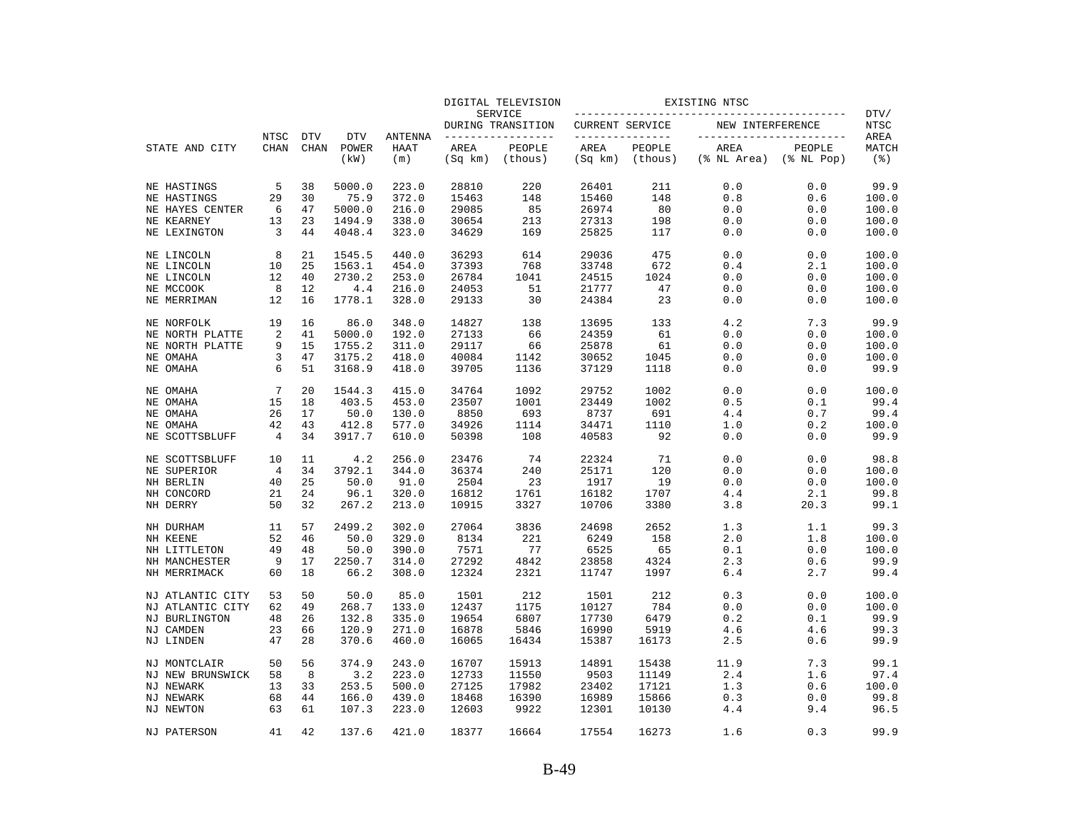| STATE AND CITY | NTSC CHAN | DTV CHAN | DTV POWER (kW) | ANTENNA HAAT (m) | DIGITAL TELEVISION SERVICE DURING TRANSITION AREA (Sq km) | DIGITAL TELEVISION SERVICE DURING TRANSITION PEOPLE (thous) | EXISTING NTSC CURRENT SERVICE AREA (Sq km) | EXISTING NTSC CURRENT SERVICE PEOPLE (thous) | EXISTING NTSC NEW INTERFERENCE AREA (% NL Area) | EXISTING NTSC NEW INTERFERENCE PEOPLE (% NL Pop) | DTV/ NTSC AREA MATCH (%) |
|---|---|---|---|---|---|---|---|---|---|---|---|
| NE HASTINGS | 5 | 38 | 5000.0 | 223.0 | 28810 | 220 | 26401 | 211 | 0.0 | 0.0 | 99.9 |
| NE HASTINGS | 29 | 30 | 75.9 | 372.0 | 15463 | 148 | 15460 | 148 | 0.8 | 0.6 | 100.0 |
| NE HAYES CENTER | 6 | 47 | 5000.0 | 216.0 | 29085 | 85 | 26974 | 80 | 0.0 | 0.0 | 100.0 |
| NE KEARNEY | 13 | 23 | 1494.9 | 338.0 | 30654 | 213 | 27313 | 198 | 0.0 | 0.0 | 100.0 |
| NE LEXINGTON | 3 | 44 | 4048.4 | 323.0 | 34629 | 169 | 25825 | 117 | 0.0 | 0.0 | 100.0 |
| NE LINCOLN | 8 | 21 | 1545.5 | 440.0 | 36293 | 614 | 29036 | 475 | 0.0 | 0.0 | 100.0 |
| NE LINCOLN | 10 | 25 | 1563.1 | 454.0 | 37393 | 768 | 33748 | 672 | 0.4 | 2.1 | 100.0 |
| NE LINCOLN | 12 | 40 | 2730.2 | 253.0 | 26784 | 1041 | 24515 | 1024 | 0.0 | 0.0 | 100.0 |
| NE MCCOOK | 8 | 12 | 4.4 | 216.0 | 24053 | 51 | 21777 | 47 | 0.0 | 0.0 | 100.0 |
| NE MERRIMAN | 12 | 16 | 1778.1 | 328.0 | 29133 | 30 | 24384 | 23 | 0.0 | 0.0 | 100.0 |
| NE NORFOLK | 19 | 16 | 86.0 | 348.0 | 14827 | 138 | 13695 | 133 | 4.2 | 7.3 | 99.9 |
| NE NORTH PLATTE | 2 | 41 | 5000.0 | 192.0 | 27133 | 66 | 24359 | 61 | 0.0 | 0.0 | 100.0 |
| NE NORTH PLATTE | 9 | 15 | 1755.2 | 311.0 | 29117 | 66 | 25878 | 61 | 0.0 | 0.0 | 100.0 |
| NE OMAHA | 3 | 47 | 3175.2 | 418.0 | 40084 | 1142 | 30652 | 1045 | 0.0 | 0.0 | 100.0 |
| NE OMAHA | 6 | 51 | 3168.9 | 418.0 | 39705 | 1136 | 37129 | 1118 | 0.0 | 0.0 | 99.9 |
| NE OMAHA | 7 | 20 | 1544.3 | 415.0 | 34764 | 1092 | 29752 | 1002 | 0.0 | 0.0 | 100.0 |
| NE OMAHA | 15 | 18 | 403.5 | 453.0 | 23507 | 1001 | 23449 | 1002 | 0.5 | 0.1 | 99.4 |
| NE OMAHA | 26 | 17 | 50.0 | 130.0 | 8850 | 693 | 8737 | 691 | 4.4 | 0.7 | 99.4 |
| NE OMAHA | 42 | 43 | 412.8 | 577.0 | 34926 | 1114 | 34471 | 1110 | 1.0 | 0.2 | 100.0 |
| NE SCOTTSBLUFF | 4 | 34 | 3917.7 | 610.0 | 50398 | 108 | 40583 | 92 | 0.0 | 0.0 | 99.9 |
| NE SCOTTSBLUFF | 10 | 11 | 4.2 | 256.0 | 23476 | 74 | 22324 | 71 | 0.0 | 0.0 | 98.8 |
| NE SUPERIOR | 4 | 34 | 3792.1 | 344.0 | 36374 | 240 | 25171 | 120 | 0.0 | 0.0 | 100.0 |
| NH BERLIN | 40 | 25 | 50.0 | 91.0 | 2504 | 23 | 1917 | 19 | 0.0 | 0.0 | 100.0 |
| NH CONCORD | 21 | 24 | 96.1 | 320.0 | 16812 | 1761 | 16182 | 1707 | 4.4 | 2.1 | 99.8 |
| NH DERRY | 50 | 32 | 267.2 | 213.0 | 10915 | 3327 | 10706 | 3380 | 3.8 | 20.3 | 99.1 |
| NH DURHAM | 11 | 57 | 2499.2 | 302.0 | 27064 | 3836 | 24698 | 2652 | 1.3 | 1.1 | 99.3 |
| NH KEENE | 52 | 46 | 50.0 | 329.0 | 8134 | 221 | 6249 | 158 | 2.0 | 1.8 | 100.0 |
| NH LITTLETON | 49 | 48 | 50.0 | 390.0 | 7571 | 77 | 6525 | 65 | 0.1 | 0.0 | 100.0 |
| NH MANCHESTER | 9 | 17 | 2250.7 | 314.0 | 27292 | 4842 | 23858 | 4324 | 2.3 | 0.6 | 99.9 |
| NH MERRIMACK | 60 | 18 | 66.2 | 308.0 | 12324 | 2321 | 11747 | 1997 | 6.4 | 2.7 | 99.4 |
| NJ ATLANTIC CITY | 53 | 50 | 50.0 | 85.0 | 1501 | 212 | 1501 | 212 | 0.3 | 0.0 | 100.0 |
| NJ ATLANTIC CITY | 62 | 49 | 268.7 | 133.0 | 12437 | 1175 | 10127 | 784 | 0.0 | 0.0 | 100.0 |
| NJ BURLINGTON | 48 | 26 | 132.8 | 335.0 | 19654 | 6807 | 17730 | 6479 | 0.2 | 0.1 | 99.9 |
| NJ CAMDEN | 23 | 66 | 120.9 | 271.0 | 16878 | 5846 | 16990 | 5919 | 4.6 | 4.6 | 99.3 |
| NJ LINDEN | 47 | 28 | 370.6 | 460.0 | 16065 | 16434 | 15387 | 16173 | 2.5 | 0.6 | 99.9 |
| NJ MONTCLAIR | 50 | 56 | 374.9 | 243.0 | 16707 | 15913 | 14891 | 15438 | 11.9 | 7.3 | 99.1 |
| NJ NEW BRUNSWICK | 58 | 8 | 3.2 | 223.0 | 12733 | 11550 | 9503 | 11149 | 2.4 | 1.6 | 97.4 |
| NJ NEWARK | 13 | 33 | 253.5 | 500.0 | 27125 | 17982 | 23402 | 17121 | 1.3 | 0.6 | 100.0 |
| NJ NEWARK | 68 | 44 | 166.0 | 439.0 | 18468 | 16390 | 16989 | 15866 | 0.3 | 0.0 | 99.8 |
| NJ NEWTON | 63 | 61 | 107.3 | 223.0 | 12603 | 9922 | 12301 | 10130 | 4.4 | 9.4 | 96.5 |
| NJ PATERSON | 41 | 42 | 137.6 | 421.0 | 18377 | 16664 | 17554 | 16273 | 1.6 | 0.3 | 99.9 |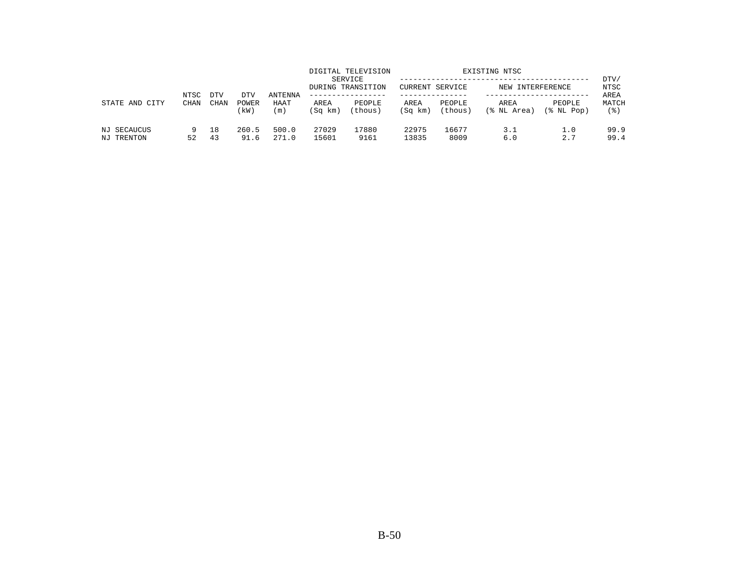| STATE AND CITY | NTSC CHAN | DTV CHAN | DTV POWER (kW) | ANTENNA HAAT (m) | DIGITAL TELEVISION SERVICE DURING TRANSITION | | EXISTING NTSC | | | | DTV/ NTSC AREA MATCH (%) |
|---|---|---|---|---|---|---|---|---|---|---|---|
| | | | | | | | CURRENT SERVICE | | NEW INTERFERENCE | | |
| | | | | | AREA (Sq km) | PEOPLE (thous) | AREA (Sq km) | PEOPLE (thous) | AREA (% NL Area) | PEOPLE (% NL Pop) | |
| NJ SECAUCUS | 9 | 18 | 260.5 | 500.0 | 27029 | 17880 | 22975 | 16677 | 3.1 | 1.0 | 99.9 |
| NJ TRENTON | 52 | 43 | 91.6 | 271.0 | 15601 | 9161 | 13835 | 8009 | 6.0 | 2.7 | 99.4 |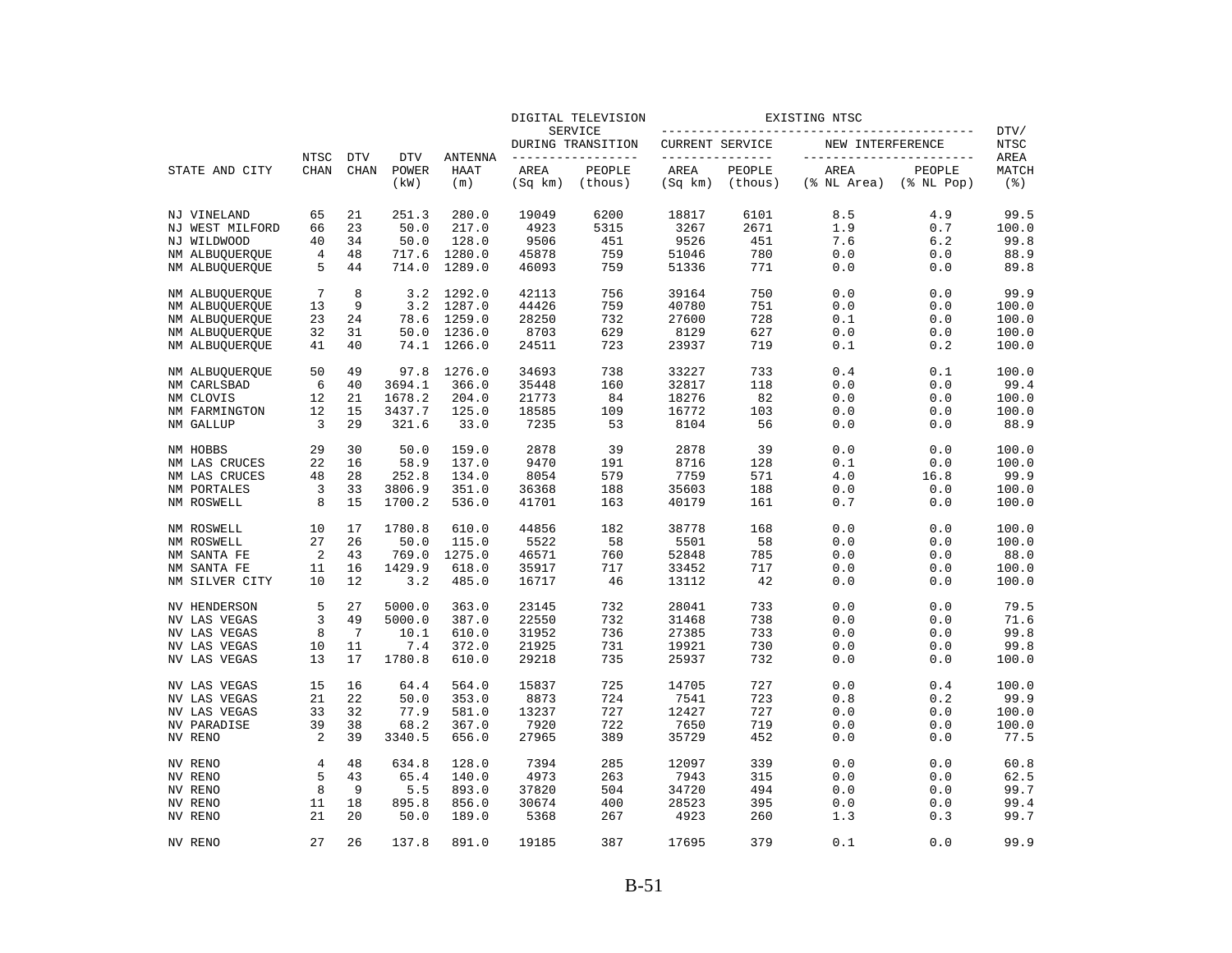| STATE AND CITY | NTSC CHAN | DTV CHAN | DTV POWER (kW) | ANTENNA HAAT (m) | DIGITAL TELEVISION SERVICE DURING TRANSITION AREA (Sq km) | DIGITAL TELEVISION SERVICE DURING TRANSITION PEOPLE (thous) | EXISTING NTSC CURRENT SERVICE AREA (Sq km) | EXISTING NTSC CURRENT SERVICE PEOPLE (thous) | EXISTING NTSC NEW INTERFERENCE AREA (% NL Area) | EXISTING NTSC NEW INTERFERENCE PEOPLE (% NL Pop) | DTV/ NTSC AREA MATCH (%) |
|---|---|---|---|---|---|---|---|---|---|---|---|
| NJ VINELAND | 65 | 21 | 251.3 | 280.0 | 19049 | 6200 | 18817 | 6101 | 8.5 | 4.9 | 99.5 |
| NJ WEST MILFORD | 66 | 23 | 50.0 | 217.0 | 4923 | 5315 | 3267 | 2671 | 1.9 | 0.7 | 100.0 |
| NJ WILDWOOD | 40 | 34 | 50.0 | 128.0 | 9506 | 451 | 9526 | 451 | 7.6 | 6.2 | 99.8 |
| NM ALBUQUERQUE | 4 | 48 | 717.6 | 1280.0 | 45878 | 759 | 51046 | 780 | 0.0 | 0.0 | 88.9 |
| NM ALBUQUERQUE | 5 | 44 | 714.0 | 1289.0 | 46093 | 759 | 51336 | 771 | 0.0 | 0.0 | 89.8 |
| NM ALBUQUERQUE | 7 | 8 | 3.2 | 1292.0 | 42113 | 756 | 39164 | 750 | 0.0 | 0.0 | 99.9 |
| NM ALBUQUERQUE | 13 | 9 | 3.2 | 1287.0 | 44426 | 759 | 40780 | 751 | 0.0 | 0.0 | 100.0 |
| NM ALBUQUERQUE | 23 | 24 | 78.6 | 1259.0 | 28250 | 732 | 27600 | 728 | 0.1 | 0.0 | 100.0 |
| NM ALBUQUERQUE | 32 | 31 | 50.0 | 1236.0 | 8703 | 629 | 8129 | 627 | 0.0 | 0.0 | 100.0 |
| NM ALBUQUERQUE | 41 | 40 | 74.1 | 1266.0 | 24511 | 723 | 23937 | 719 | 0.1 | 0.2 | 100.0 |
| NM ALBUQUERQUE | 50 | 49 | 97.8 | 1276.0 | 34693 | 738 | 33227 | 733 | 0.4 | 0.1 | 100.0 |
| NM CARLSBAD | 6 | 40 | 3694.1 | 366.0 | 35448 | 160 | 32817 | 118 | 0.0 | 0.0 | 99.4 |
| NM CLOVIS | 12 | 21 | 1678.2 | 204.0 | 21773 | 84 | 18276 | 82 | 0.0 | 0.0 | 100.0 |
| NM FARMINGTON | 12 | 15 | 3437.7 | 125.0 | 18585 | 109 | 16772 | 103 | 0.0 | 0.0 | 100.0 |
| NM GALLUP | 3 | 29 | 321.6 | 33.0 | 7235 | 53 | 8104 | 56 | 0.0 | 0.0 | 88.9 |
| NM HOBBS | 29 | 30 | 50.0 | 159.0 | 2878 | 39 | 2878 | 39 | 0.0 | 0.0 | 100.0 |
| NM LAS CRUCES | 22 | 16 | 58.9 | 137.0 | 9470 | 191 | 8716 | 128 | 0.1 | 0.0 | 100.0 |
| NM LAS CRUCES | 48 | 28 | 252.8 | 134.0 | 8054 | 579 | 7759 | 571 | 4.0 | 16.8 | 99.9 |
| NM PORTALES | 3 | 33 | 3806.9 | 351.0 | 36368 | 188 | 35603 | 188 | 0.0 | 0.0 | 100.0 |
| NM ROSWELL | 8 | 15 | 1700.2 | 536.0 | 41701 | 163 | 40179 | 161 | 0.7 | 0.0 | 100.0 |
| NM ROSWELL | 10 | 17 | 1780.8 | 610.0 | 44856 | 182 | 38778 | 168 | 0.0 | 0.0 | 100.0 |
| NM ROSWELL | 27 | 26 | 50.0 | 115.0 | 5522 | 58 | 5501 | 58 | 0.0 | 0.0 | 100.0 |
| NM SANTA FE | 2 | 43 | 769.0 | 1275.0 | 46571 | 760 | 52848 | 785 | 0.0 | 0.0 | 88.0 |
| NM SANTA FE | 11 | 16 | 1429.9 | 618.0 | 35917 | 717 | 33452 | 717 | 0.0 | 0.0 | 100.0 |
| NM SILVER CITY | 10 | 12 | 3.2 | 485.0 | 16717 | 46 | 13112 | 42 | 0.0 | 0.0 | 100.0 |
| NV HENDERSON | 5 | 27 | 5000.0 | 363.0 | 23145 | 732 | 28041 | 733 | 0.0 | 0.0 | 79.5 |
| NV LAS VEGAS | 3 | 49 | 5000.0 | 387.0 | 22550 | 732 | 31468 | 738 | 0.0 | 0.0 | 71.6 |
| NV LAS VEGAS | 8 | 7 | 10.1 | 610.0 | 31952 | 736 | 27385 | 733 | 0.0 | 0.0 | 99.8 |
| NV LAS VEGAS | 10 | 11 | 7.4 | 372.0 | 21925 | 731 | 19921 | 730 | 0.0 | 0.0 | 99.8 |
| NV LAS VEGAS | 13 | 17 | 1780.8 | 610.0 | 29218 | 735 | 25937 | 732 | 0.0 | 0.0 | 100.0 |
| NV LAS VEGAS | 15 | 16 | 64.4 | 564.0 | 15837 | 725 | 14705 | 727 | 0.0 | 0.4 | 100.0 |
| NV LAS VEGAS | 21 | 22 | 50.0 | 353.0 | 8873 | 724 | 7541 | 723 | 0.8 | 0.2 | 99.9 |
| NV LAS VEGAS | 33 | 32 | 77.9 | 581.0 | 13237 | 727 | 12427 | 727 | 0.0 | 0.0 | 100.0 |
| NV PARADISE | 39 | 38 | 68.2 | 367.0 | 7920 | 722 | 7650 | 719 | 0.0 | 0.0 | 100.0 |
| NV RENO | 2 | 39 | 3340.5 | 656.0 | 27965 | 389 | 35729 | 452 | 0.0 | 0.0 | 77.5 |
| NV RENO | 4 | 48 | 634.8 | 128.0 | 7394 | 285 | 12097 | 339 | 0.0 | 0.0 | 60.8 |
| NV RENO | 5 | 43 | 65.4 | 140.0 | 4973 | 263 | 7943 | 315 | 0.0 | 0.0 | 62.5 |
| NV RENO | 8 | 9 | 5.5 | 893.0 | 37820 | 504 | 34720 | 494 | 0.0 | 0.0 | 99.7 |
| NV RENO | 11 | 18 | 895.8 | 856.0 | 30674 | 400 | 28523 | 395 | 0.0 | 0.0 | 99.4 |
| NV RENO | 21 | 20 | 50.0 | 189.0 | 5368 | 267 | 4923 | 260 | 1.3 | 0.3 | 99.7 |
| NV RENO | 27 | 26 | 137.8 | 891.0 | 19185 | 387 | 17695 | 379 | 0.1 | 0.0 | 99.9 |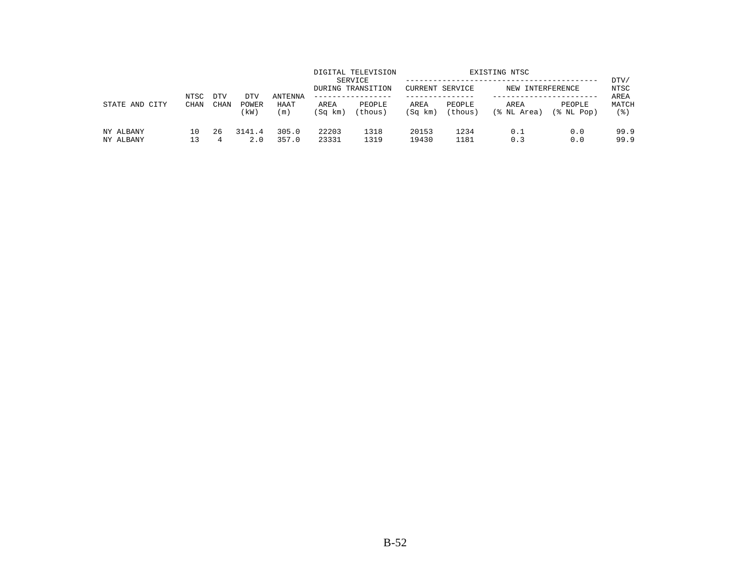| STATE AND CITY | NTSC CHAN | DTV CHAN | DTV POWER (kW) | ANTENNA HAAT (m) | DIGITAL TELEVISION SERVICE DURING TRANSITION | | EXISTING NTSC | | | | DTV/ NTSC AREA MATCH (%) |
|---|---|---|---|---|---|---|---|---|---|---|---|
| | | | | | | | CURRENT SERVICE | | NEW INTERFERENCE | | |
| | | | | | AREA (Sq km) | PEOPLE (thous) | AREA (Sq km) | PEOPLE (thous) | AREA (% NL Area) | PEOPLE (% NL Pop) | |
| NY ALBANY | 10 | 26 | 3141.4 | 305.0 | 22203 | 1318 | 20153 | 1234 | 0.1 | 0.0 | 99.9 |
| NY ALBANY | 13 | 4 | 2.0 | 357.0 | 23331 | 1319 | 19430 | 1181 | 0.3 | 0.0 | 99.9 |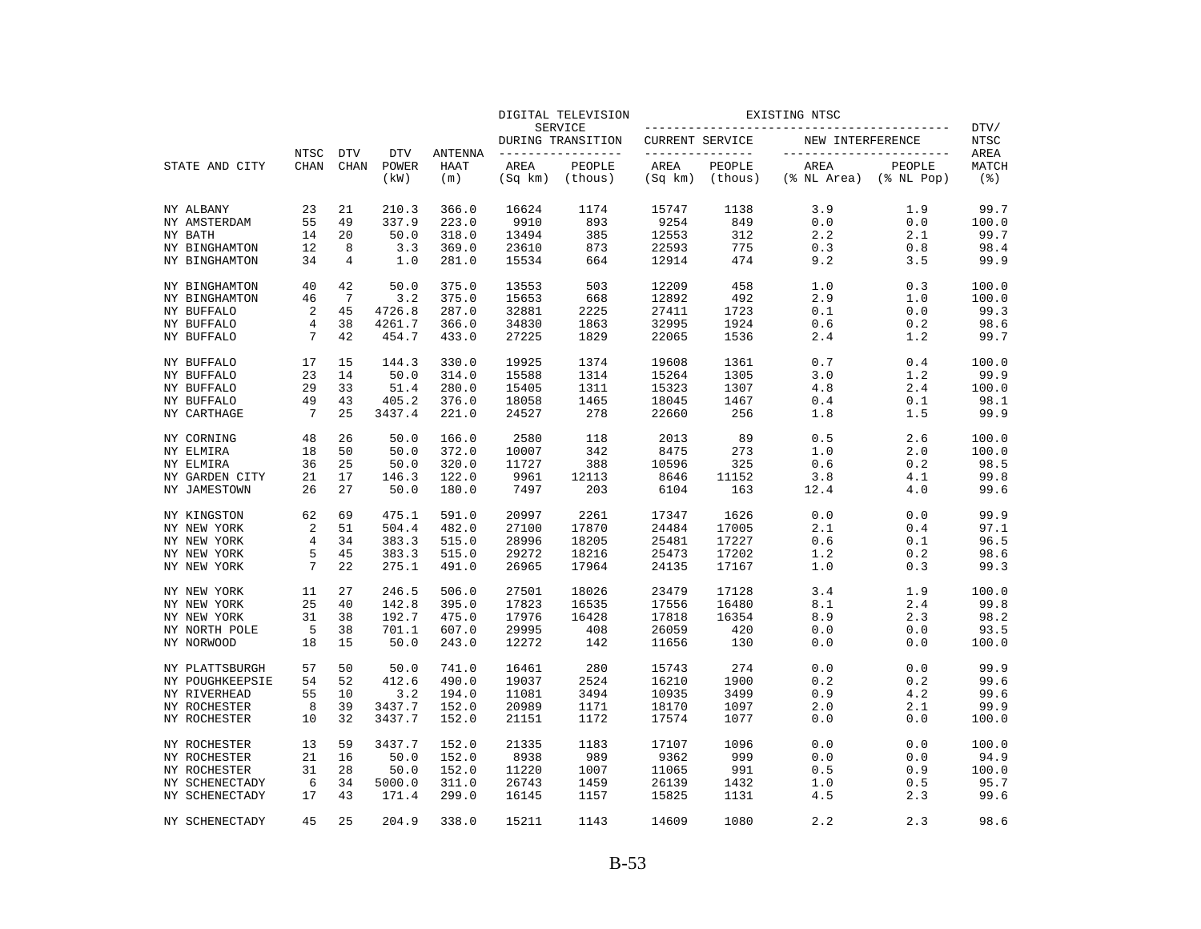| STATE AND CITY | NTSC CHAN | DTV CHAN | DTV POWER (kW) | ANTENNA HAAT (m) | DIGITAL TELEVISION SERVICE DURING TRANSITION AREA (Sq km) | DIGITAL TELEVISION SERVICE DURING TRANSITION PEOPLE (thous) | EXISTING NTSC CURRENT SERVICE AREA (Sq km) | EXISTING NTSC CURRENT SERVICE PEOPLE (thous) | EXISTING NTSC NEW INTERFERENCE AREA (% NL Area) | EXISTING NTSC NEW INTERFERENCE PEOPLE (% NL Pop) | DTV/ NTSC AREA MATCH (%) |
|---|---|---|---|---|---|---|---|---|---|---|---|
| NY ALBANY | 23 | 21 | 210.3 | 366.0 | 16624 | 1174 | 15747 | 1138 | 3.9 | 1.9 | 99.7 |
| NY AMSTERDAM | 55 | 49 | 337.9 | 223.0 | 9910 | 893 | 9254 | 849 | 0.0 | 0.0 | 100.0 |
| NY BATH | 14 | 20 | 50.0 | 318.0 | 13494 | 385 | 12553 | 312 | 2.2 | 2.1 | 99.7 |
| NY BINGHAMTON | 12 | 8 | 3.3 | 369.0 | 23610 | 873 | 22593 | 775 | 0.3 | 0.8 | 98.4 |
| NY BINGHAMTON | 34 | 4 | 1.0 | 281.0 | 15534 | 664 | 12914 | 474 | 9.2 | 3.5 | 99.9 |
| NY BINGHAMTON | 40 | 42 | 50.0 | 375.0 | 13553 | 503 | 12209 | 458 | 1.0 | 0.3 | 100.0 |
| NY BINGHAMTON | 46 | 7 | 3.2 | 375.0 | 15653 | 668 | 12892 | 492 | 2.9 | 1.0 | 100.0 |
| NY BUFFALO | 2 | 45 | 4726.8 | 287.0 | 32881 | 2225 | 27411 | 1723 | 0.1 | 0.0 | 99.3 |
| NY BUFFALO | 4 | 38 | 4261.7 | 366.0 | 34830 | 1863 | 32995 | 1924 | 0.6 | 0.2 | 98.6 |
| NY BUFFALO | 7 | 42 | 454.7 | 433.0 | 27225 | 1829 | 22065 | 1536 | 2.4 | 1.2 | 99.7 |
| NY BUFFALO | 17 | 15 | 144.3 | 330.0 | 19925 | 1374 | 19608 | 1361 | 0.7 | 0.4 | 100.0 |
| NY BUFFALO | 23 | 14 | 50.0 | 314.0 | 15588 | 1314 | 15264 | 1305 | 3.0 | 1.2 | 99.9 |
| NY BUFFALO | 29 | 33 | 51.4 | 280.0 | 15405 | 1311 | 15323 | 1307 | 4.8 | 2.4 | 100.0 |
| NY BUFFALO | 49 | 43 | 405.2 | 376.0 | 18058 | 1465 | 18045 | 1467 | 0.4 | 0.1 | 98.1 |
| NY CARTHAGE | 7 | 25 | 3437.4 | 221.0 | 24527 | 278 | 22660 | 256 | 1.8 | 1.5 | 99.9 |
| NY CORNING | 48 | 26 | 50.0 | 166.0 | 2580 | 118 | 2013 | 89 | 0.5 | 2.6 | 100.0 |
| NY ELMIRA | 18 | 50 | 50.0 | 372.0 | 10007 | 342 | 8475 | 273 | 1.0 | 2.0 | 100.0 |
| NY ELMIRA | 36 | 25 | 50.0 | 320.0 | 11727 | 388 | 10596 | 325 | 0.6 | 0.2 | 98.5 |
| NY GARDEN CITY | 21 | 17 | 146.3 | 122.0 | 9961 | 12113 | 8646 | 11152 | 3.8 | 4.1 | 99.8 |
| NY JAMESTOWN | 26 | 27 | 50.0 | 180.0 | 7497 | 203 | 6104 | 163 | 12.4 | 4.0 | 99.6 |
| NY KINGSTON | 62 | 69 | 475.1 | 591.0 | 20997 | 2261 | 17347 | 1626 | 0.0 | 0.0 | 99.9 |
| NY NEW YORK | 2 | 51 | 504.4 | 482.0 | 27100 | 17870 | 24484 | 17005 | 2.1 | 0.4 | 97.1 |
| NY NEW YORK | 4 | 34 | 383.3 | 515.0 | 28996 | 18205 | 25481 | 17227 | 0.6 | 0.1 | 96.5 |
| NY NEW YORK | 5 | 45 | 383.3 | 515.0 | 29272 | 18216 | 25473 | 17202 | 1.2 | 0.2 | 98.6 |
| NY NEW YORK | 7 | 22 | 275.1 | 491.0 | 26965 | 17964 | 24135 | 17167 | 1.0 | 0.3 | 99.3 |
| NY NEW YORK | 11 | 27 | 246.5 | 506.0 | 27501 | 18026 | 23479 | 17128 | 3.4 | 1.9 | 100.0 |
| NY NEW YORK | 25 | 40 | 142.8 | 395.0 | 17823 | 16535 | 17556 | 16480 | 8.1 | 2.4 | 99.8 |
| NY NEW YORK | 31 | 38 | 192.7 | 475.0 | 17976 | 16428 | 17818 | 16354 | 8.9 | 2.3 | 98.2 |
| NY NORTH POLE | 5 | 38 | 701.1 | 607.0 | 29995 | 408 | 26059 | 420 | 0.0 | 0.0 | 93.5 |
| NY NORWOOD | 18 | 15 | 50.0 | 243.0 | 12272 | 142 | 11656 | 130 | 0.0 | 0.0 | 100.0 |
| NY PLATTSBURGH | 57 | 50 | 50.0 | 741.0 | 16461 | 280 | 15743 | 274 | 0.0 | 0.0 | 99.9 |
| NY POUGHKEEPSIE | 54 | 52 | 412.6 | 490.0 | 19037 | 2524 | 16210 | 1900 | 0.2 | 0.2 | 99.6 |
| NY RIVERHEAD | 55 | 10 | 3.2 | 194.0 | 11081 | 3494 | 10935 | 3499 | 0.9 | 4.2 | 99.6 |
| NY ROCHESTER | 8 | 39 | 3437.7 | 152.0 | 20989 | 1171 | 18170 | 1097 | 2.0 | 2.1 | 99.9 |
| NY ROCHESTER | 10 | 32 | 3437.7 | 152.0 | 21151 | 1172 | 17574 | 1077 | 0.0 | 0.0 | 100.0 |
| NY ROCHESTER | 13 | 59 | 3437.7 | 152.0 | 21335 | 1183 | 17107 | 1096 | 0.0 | 0.0 | 100.0 |
| NY ROCHESTER | 21 | 16 | 50.0 | 152.0 | 8938 | 989 | 9362 | 999 | 0.0 | 0.0 | 94.9 |
| NY ROCHESTER | 31 | 28 | 50.0 | 152.0 | 11220 | 1007 | 11065 | 991 | 0.5 | 0.9 | 100.0 |
| NY SCHENECTADY | 6 | 34 | 5000.0 | 311.0 | 26743 | 1459 | 26139 | 1432 | 1.0 | 0.5 | 95.7 |
| NY SCHENECTADY | 17 | 43 | 171.4 | 299.0 | 16145 | 1157 | 15825 | 1131 | 4.5 | 2.3 | 99.6 |
| NY SCHENECTADY | 45 | 25 | 204.9 | 338.0 | 15211 | 1143 | 14609 | 1080 | 2.2 | 2.3 | 98.6 |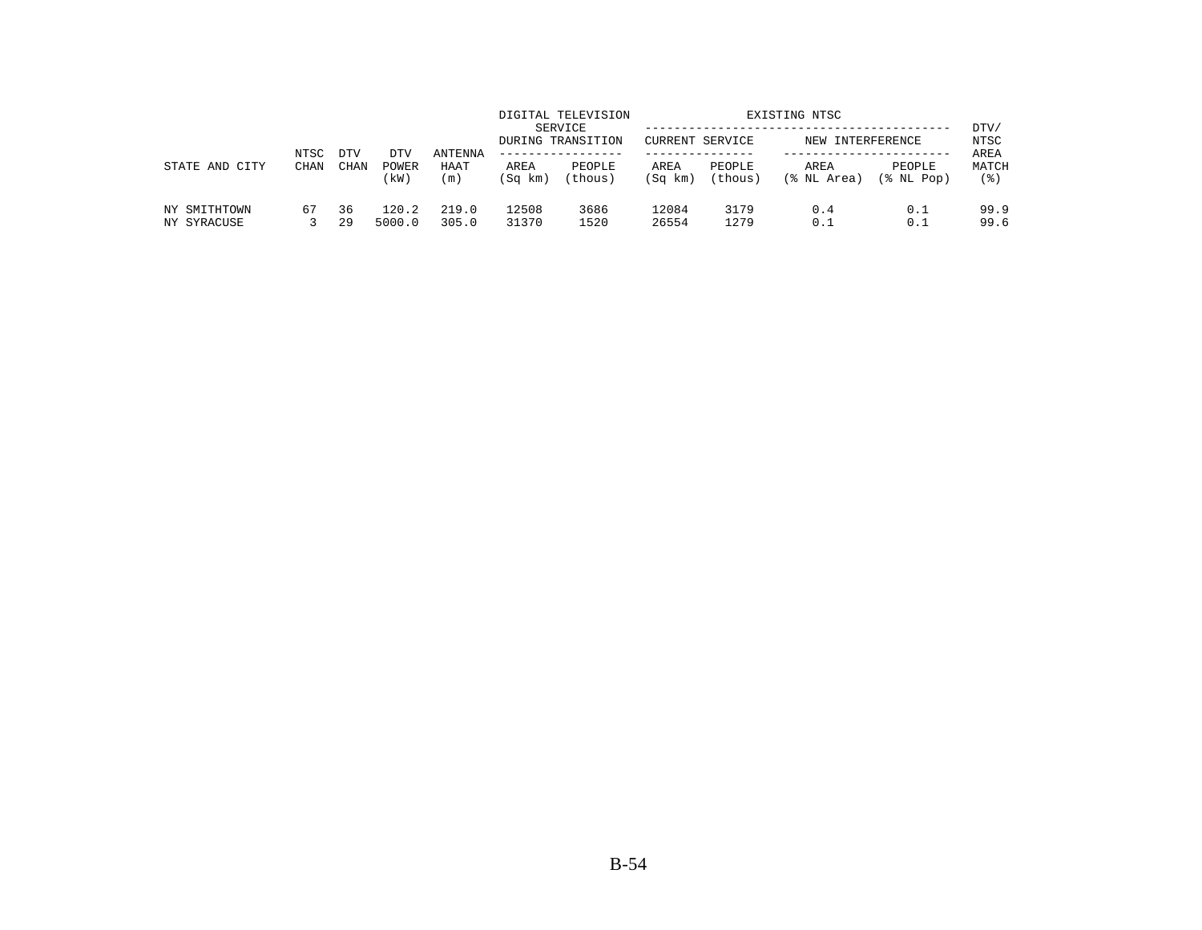| STATE AND CITY | NTSC CHAN | DTV CHAN | DTV POWER (kW) | ANTENNA HAAT (m) | DIGITAL TELEVISION SERVICE DURING TRANSITION | | EXISTING NTSC | | | | DTV/ NTSC AREA MATCH (%) |
|---|---|---|---|---|---|---|---|---|---|---|---|
| | | | | | | | CURRENT SERVICE | | NEW INTERFERENCE | | |
| | | | | | AREA (Sq km) | PEOPLE (thous) | AREA (Sq km) | PEOPLE (thous) | AREA (% NL Area) | PEOPLE (% NL Pop) | |
| NY SMITHTOWN | 67 | 36 | 120.2 | 219.0 | 12508 | 3686 | 12084 | 3179 | 0.4 | 0.1 | 99.9 |
| NY SYRACUSE | 3 | 29 | 5000.0 | 305.0 | 31370 | 1520 | 26554 | 1279 | 0.1 | 0.1 | 99.6 |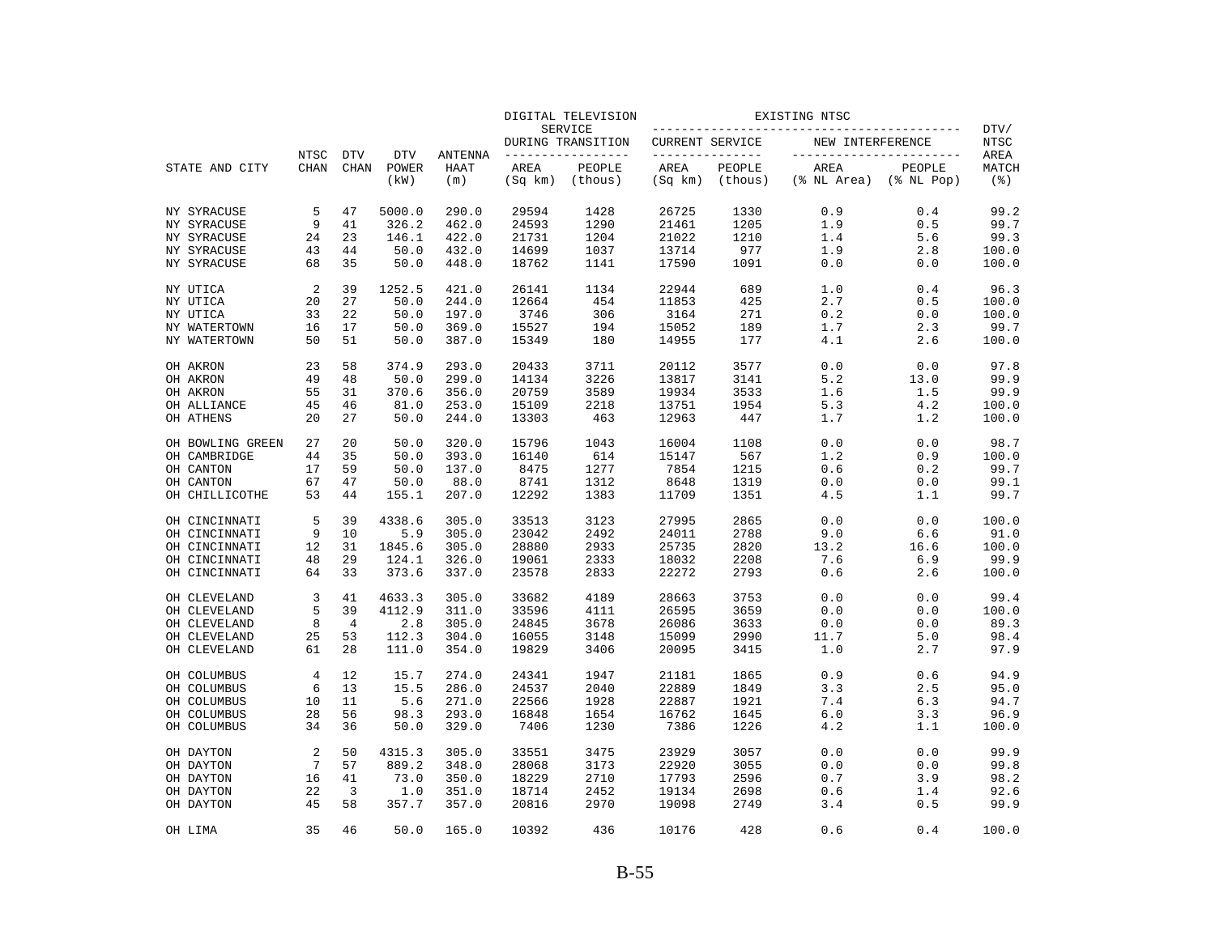| STATE AND CITY | NTSC CHAN | DTV CHAN | DTV POWER (kW) | ANTENNA HAAT (m) | DIGITAL TELEVISION SERVICE DURING TRANSITION AREA (Sq km) | DIGITAL TELEVISION SERVICE DURING TRANSITION PEOPLE (thous) | EXISTING NTSC CURRENT SERVICE AREA (Sq km) | EXISTING NTSC CURRENT SERVICE PEOPLE (thous) | EXISTING NTSC NEW INTERFERENCE AREA (% NL Area) | EXISTING NTSC NEW INTERFERENCE PEOPLE (% NL Pop) | DTV/ NTSC AREA MATCH (%) |
|---|---|---|---|---|---|---|---|---|---|---|---|
| NY SYRACUSE | 5 | 47 | 5000.0 | 290.0 | 29594 | 1428 | 26725 | 1330 | 0.9 | 0.4 | 99.2 |
| NY SYRACUSE | 9 | 41 | 326.2 | 462.0 | 24593 | 1290 | 21461 | 1205 | 1.9 | 0.5 | 99.7 |
| NY SYRACUSE | 24 | 23 | 146.1 | 422.0 | 21731 | 1204 | 21022 | 1210 | 1.4 | 5.6 | 99.3 |
| NY SYRACUSE | 43 | 44 | 50.0 | 432.0 | 14699 | 1037 | 13714 | 977 | 1.9 | 2.8 | 100.0 |
| NY SYRACUSE | 68 | 35 | 50.0 | 448.0 | 18762 | 1141 | 17590 | 1091 | 0.0 | 0.0 | 100.0 |
| NY UTICA | 2 | 39 | 1252.5 | 421.0 | 26141 | 1134 | 22944 | 689 | 1.0 | 0.4 | 96.3 |
| NY UTICA | 20 | 27 | 50.0 | 244.0 | 12664 | 454 | 11853 | 425 | 2.7 | 0.5 | 100.0 |
| NY UTICA | 33 | 22 | 50.0 | 197.0 | 3746 | 306 | 3164 | 271 | 0.2 | 0.0 | 100.0 |
| NY WATERTOWN | 16 | 17 | 50.0 | 369.0 | 15527 | 194 | 15052 | 189 | 1.7 | 2.3 | 99.7 |
| NY WATERTOWN | 50 | 51 | 50.0 | 387.0 | 15349 | 180 | 14955 | 177 | 4.1 | 2.6 | 100.0 |
| OH AKRON | 23 | 58 | 374.9 | 293.0 | 20433 | 3711 | 20112 | 3577 | 0.0 | 0.0 | 97.8 |
| OH AKRON | 49 | 48 | 50.0 | 299.0 | 14134 | 3226 | 13817 | 3141 | 5.2 | 13.0 | 99.9 |
| OH AKRON | 55 | 31 | 370.6 | 356.0 | 20759 | 3589 | 19934 | 3533 | 1.6 | 1.5 | 99.9 |
| OH ALLIANCE | 45 | 46 | 81.0 | 253.0 | 15109 | 2218 | 13751 | 1954 | 5.3 | 4.2 | 100.0 |
| OH ATHENS | 20 | 27 | 50.0 | 244.0 | 13303 | 463 | 12963 | 447 | 1.7 | 1.2 | 100.0 |
| OH BOWLING GREEN | 27 | 20 | 50.0 | 320.0 | 15796 | 1043 | 16004 | 1108 | 0.0 | 0.0 | 98.7 |
| OH CAMBRIDGE | 44 | 35 | 50.0 | 393.0 | 16140 | 614 | 15147 | 567 | 1.2 | 0.9 | 100.0 |
| OH CANTON | 17 | 59 | 50.0 | 137.0 | 8475 | 1277 | 7854 | 1215 | 0.6 | 0.2 | 99.7 |
| OH CANTON | 67 | 47 | 50.0 | 88.0 | 8741 | 1312 | 8648 | 1319 | 0.0 | 0.0 | 99.1 |
| OH CHILLICOTHE | 53 | 44 | 155.1 | 207.0 | 12292 | 1383 | 11709 | 1351 | 4.5 | 1.1 | 99.7 |
| OH CINCINNATI | 5 | 39 | 4338.6 | 305.0 | 33513 | 3123 | 27995 | 2865 | 0.0 | 0.0 | 100.0 |
| OH CINCINNATI | 9 | 10 | 5.9 | 305.0 | 23042 | 2492 | 24011 | 2788 | 9.0 | 6.6 | 91.0 |
| OH CINCINNATI | 12 | 31 | 1845.6 | 305.0 | 28880 | 2933 | 25735 | 2820 | 13.2 | 16.6 | 100.0 |
| OH CINCINNATI | 48 | 29 | 124.1 | 326.0 | 19061 | 2333 | 18032 | 2208 | 7.6 | 6.9 | 99.9 |
| OH CINCINNATI | 64 | 33 | 373.6 | 337.0 | 23578 | 2833 | 22272 | 2793 | 0.6 | 2.6 | 100.0 |
| OH CLEVELAND | 3 | 41 | 4633.3 | 305.0 | 33682 | 4189 | 28663 | 3753 | 0.0 | 0.0 | 99.4 |
| OH CLEVELAND | 5 | 39 | 4112.9 | 311.0 | 33596 | 4111 | 26595 | 3659 | 0.0 | 0.0 | 100.0 |
| OH CLEVELAND | 8 | 4 | 2.8 | 305.0 | 24845 | 3678 | 26086 | 3633 | 0.0 | 0.0 | 89.3 |
| OH CLEVELAND | 25 | 53 | 112.3 | 304.0 | 16055 | 3148 | 15099 | 2990 | 11.7 | 5.0 | 98.4 |
| OH CLEVELAND | 61 | 28 | 111.0 | 354.0 | 19829 | 3406 | 20095 | 3415 | 1.0 | 2.7 | 97.9 |
| OH COLUMBUS | 4 | 12 | 15.7 | 274.0 | 24341 | 1947 | 21181 | 1865 | 0.9 | 0.6 | 94.9 |
| OH COLUMBUS | 6 | 13 | 15.5 | 286.0 | 24537 | 2040 | 22889 | 1849 | 3.3 | 2.5 | 95.0 |
| OH COLUMBUS | 10 | 11 | 5.6 | 271.0 | 22566 | 1928 | 22887 | 1921 | 7.4 | 6.3 | 94.7 |
| OH COLUMBUS | 28 | 56 | 98.3 | 293.0 | 16848 | 1654 | 16762 | 1645 | 6.0 | 3.3 | 96.9 |
| OH COLUMBUS | 34 | 36 | 50.0 | 329.0 | 7406 | 1230 | 7386 | 1226 | 4.2 | 1.1 | 100.0 |
| OH DAYTON | 2 | 50 | 4315.3 | 305.0 | 33551 | 3475 | 23929 | 3057 | 0.0 | 0.0 | 99.9 |
| OH DAYTON | 7 | 57 | 889.2 | 348.0 | 28068 | 3173 | 22920 | 3055 | 0.0 | 0.0 | 99.8 |
| OH DAYTON | 16 | 41 | 73.0 | 350.0 | 18229 | 2710 | 17793 | 2596 | 0.7 | 3.9 | 98.2 |
| OH DAYTON | 22 | 3 | 1.0 | 351.0 | 18714 | 2452 | 19134 | 2698 | 0.6 | 1.4 | 92.6 |
| OH DAYTON | 45 | 58 | 357.7 | 357.0 | 20816 | 2970 | 19098 | 2749 | 3.4 | 0.5 | 99.9 |
| OH LIMA | 35 | 46 | 50.0 | 165.0 | 10392 | 436 | 10176 | 428 | 0.6 | 0.4 | 100.0 |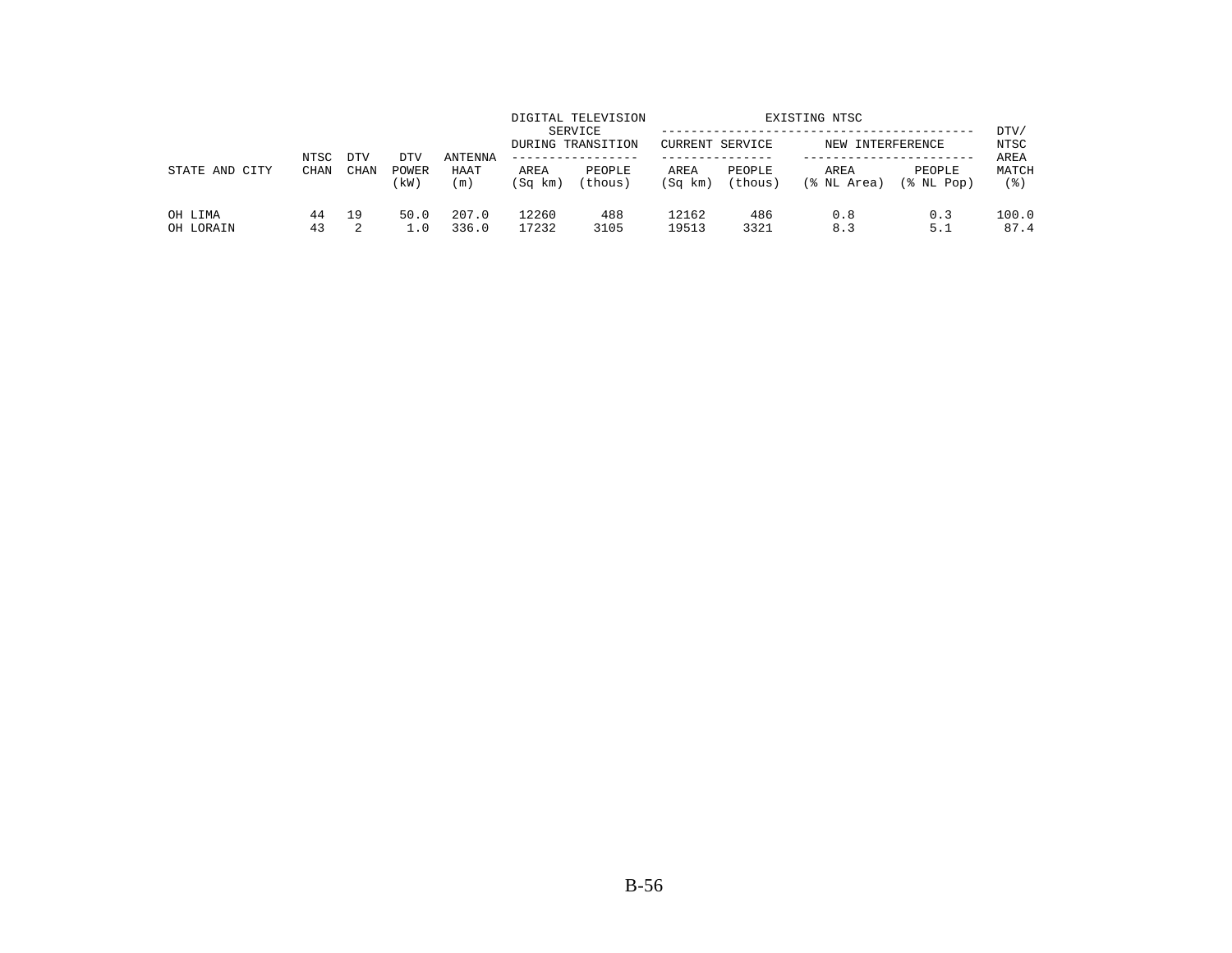| STATE AND CITY | NTSC CHAN | DTV CHAN | DTV POWER (kW) | ANTENNA HAAT (m) | DIGITAL TELEVISION SERVICE DURING TRANSITION | | EXISTING NTSC CURRENT SERVICE | | EXISTING NTSC NEW INTERFERENCE | | DTV/ NTSC AREA MATCH (%) |
|---|---|---|---|---|---|---|---|---|---|---|---|
| | | | | | AREA (Sq km) | PEOPLE (thous) | AREA (Sq km) | PEOPLE (thous) | AREA (% NL Area) | PEOPLE (% NL Pop) | |
| OH LIMA | 44 | 19 | 50.0 | 207.0 | 12260 | 488 | 12162 | 486 | 0.8 | 0.3 | 100.0 |
| OH LORAIN | 43 | 2 | 1.0 | 336.0 | 17232 | 3105 | 19513 | 3321 | 8.3 | 5.1 | 87.4 |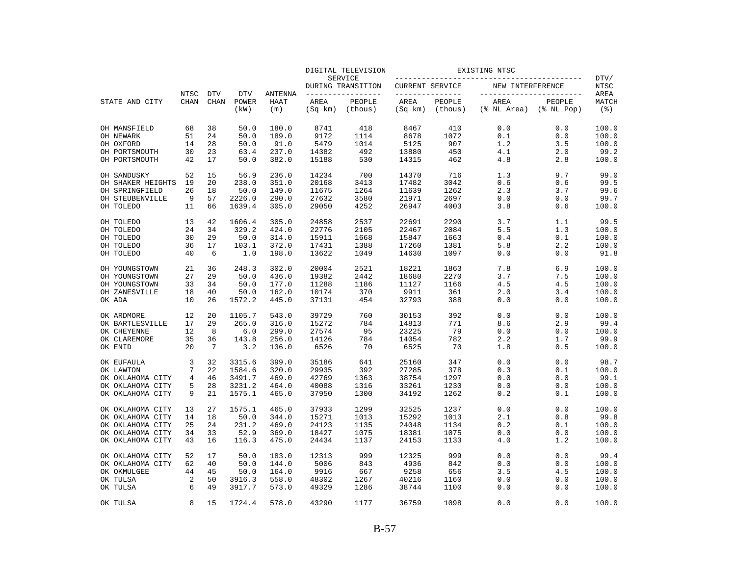| STATE AND CITY | NTSC CHAN | DTV CHAN | DTV POWER (kW) | ANTENNA HAAT (m) | DIGITAL TELEVISION SERVICE DURING TRANSITION AREA (Sq km) | PEOPLE (thous) | EXISTING NTSC CURRENT SERVICE AREA (Sq km) | PEOPLE (thous) | NEW INTERFERENCE AREA (% NL Area) | PEOPLE (% NL Pop) | DTV/ NTSC AREA MATCH (%) |
|---|---|---|---|---|---|---|---|---|---|---|---|
| OH MANSFIELD | 68 | 38 | 50.0 | 180.0 | 8741 | 418 | 8467 | 410 | 0.0 | 0.0 | 100.0 |
| OH NEWARK | 51 | 24 | 50.0 | 189.0 | 9172 | 1114 | 8678 | 1072 | 0.1 | 0.0 | 100.0 |
| OH OXFORD | 14 | 28 | 50.0 | 91.0 | 5479 | 1014 | 5125 | 907 | 1.2 | 3.5 | 100.0 |
| OH PORTSMOUTH | 30 | 23 | 63.4 | 237.0 | 14382 | 492 | 13880 | 450 | 4.1 | 2.0 | 99.2 |
| OH PORTSMOUTH | 42 | 17 | 50.0 | 382.0 | 15188 | 530 | 14315 | 462 | 4.8 | 2.8 | 100.0 |
| OH SANDUSKY | 52 | 15 | 56.9 | 236.0 | 14234 | 700 | 14370 | 716 | 1.3 | 9.7 | 99.0 |
| OH SHAKER HEIGHTS | 19 | 20 | 238.0 | 351.0 | 20168 | 3413 | 17482 | 3042 | 0.6 | 0.6 | 99.5 |
| OH SPRINGFIELD | 26 | 18 | 50.0 | 149.0 | 11675 | 1264 | 11639 | 1262 | 2.3 | 3.7 | 99.6 |
| OH STEUBENVILLE | 9 | 57 | 2226.0 | 290.0 | 27632 | 3580 | 21971 | 2697 | 0.0 | 0.0 | 99.7 |
| OH TOLEDO | 11 | 66 | 1639.4 | 305.0 | 29050 | 4252 | 26947 | 4003 | 3.8 | 0.6 | 100.0 |
| OH TOLEDO | 13 | 42 | 1606.4 | 305.0 | 24858 | 2537 | 22691 | 2290 | 3.7 | 1.1 | 99.5 |
| OH TOLEDO | 24 | 34 | 329.2 | 424.0 | 22776 | 2105 | 22467 | 2084 | 5.5 | 1.3 | 100.0 |
| OH TOLEDO | 30 | 29 | 50.0 | 314.0 | 15911 | 1668 | 15847 | 1663 | 0.4 | 0.1 | 100.0 |
| OH TOLEDO | 36 | 17 | 103.1 | 372.0 | 17431 | 1388 | 17260 | 1381 | 5.8 | 2.2 | 100.0 |
| OH TOLEDO | 40 | 6 | 1.0 | 198.0 | 13622 | 1049 | 14630 | 1097 | 0.0 | 0.0 | 91.8 |
| OH YOUNGSTOWN | 21 | 36 | 248.3 | 302.0 | 20004 | 2521 | 18221 | 1863 | 7.8 | 6.9 | 100.0 |
| OH YOUNGSTOWN | 27 | 29 | 50.0 | 436.0 | 19382 | 2442 | 18680 | 2270 | 3.7 | 7.5 | 100.0 |
| OH YOUNGSTOWN | 33 | 34 | 50.0 | 177.0 | 11288 | 1186 | 11127 | 1166 | 4.5 | 4.5 | 100.0 |
| OH ZANESVILLE | 18 | 40 | 50.0 | 162.0 | 10174 | 370 | 9911 | 361 | 2.0 | 3.4 | 100.0 |
| OK ADA | 10 | 26 | 1572.2 | 445.0 | 37131 | 454 | 32793 | 388 | 0.0 | 0.0 | 100.0 |
| OK ARDMORE | 12 | 20 | 1105.7 | 543.0 | 39729 | 760 | 30153 | 392 | 0.0 | 0.0 | 100.0 |
| OK BARTLESVILLE | 17 | 29 | 265.0 | 316.0 | 15272 | 784 | 14813 | 771 | 8.6 | 2.9 | 99.4 |
| OK CHEYENNE | 12 | 8 | 6.0 | 299.0 | 27574 | 95 | 23225 | 79 | 0.0 | 0.0 | 100.0 |
| OK CLAREMORE | 35 | 36 | 143.8 | 256.0 | 14126 | 784 | 14054 | 782 | 2.2 | 1.7 | 99.9 |
| OK ENID | 20 | 7 | 3.2 | 136.0 | 6526 | 70 | 6525 | 70 | 1.8 | 0.5 | 100.0 |
| OK EUFAULA | 3 | 32 | 3315.6 | 399.0 | 35186 | 641 | 25160 | 347 | 0.0 | 0.0 | 98.7 |
| OK LAWTON | 7 | 22 | 1584.6 | 320.0 | 29935 | 392 | 27285 | 378 | 0.3 | 0.1 | 100.0 |
| OK OKLAHOMA CITY | 4 | 46 | 3491.7 | 469.0 | 42769 | 1363 | 38754 | 1297 | 0.0 | 0.0 | 99.1 |
| OK OKLAHOMA CITY | 5 | 28 | 3231.2 | 464.0 | 40088 | 1316 | 33261 | 1230 | 0.0 | 0.0 | 100.0 |
| OK OKLAHOMA CITY | 9 | 21 | 1575.1 | 465.0 | 37950 | 1300 | 34192 | 1262 | 0.2 | 0.1 | 100.0 |
| OK OKLAHOMA CITY | 13 | 27 | 1575.1 | 465.0 | 37933 | 1299 | 32525 | 1237 | 0.0 | 0.0 | 100.0 |
| OK OKLAHOMA CITY | 14 | 18 | 50.0 | 344.0 | 15271 | 1013 | 15292 | 1013 | 2.1 | 0.8 | 99.8 |
| OK OKLAHOMA CITY | 25 | 24 | 231.2 | 469.0 | 24123 | 1135 | 24048 | 1134 | 0.2 | 0.1 | 100.0 |
| OK OKLAHOMA CITY | 34 | 33 | 52.9 | 369.0 | 18427 | 1075 | 18381 | 1075 | 0.0 | 0.0 | 100.0 |
| OK OKLAHOMA CITY | 43 | 16 | 116.3 | 475.0 | 24434 | 1137 | 24153 | 1133 | 4.0 | 1.2 | 100.0 |
| OK OKLAHOMA CITY | 52 | 17 | 50.0 | 183.0 | 12313 | 999 | 12325 | 999 | 0.0 | 0.0 | 99.4 |
| OK OKLAHOMA CITY | 62 | 40 | 50.0 | 144.0 | 5006 | 843 | 4936 | 842 | 0.0 | 0.0 | 100.0 |
| OK OKMULGEE | 44 | 45 | 50.0 | 164.0 | 9916 | 667 | 9258 | 656 | 3.5 | 4.5 | 100.0 |
| OK TULSA | 2 | 50 | 3916.3 | 558.0 | 48302 | 1267 | 40216 | 1160 | 0.0 | 0.0 | 100.0 |
| OK TULSA | 6 | 49 | 3917.7 | 573.0 | 49329 | 1286 | 38744 | 1100 | 0.0 | 0.0 | 100.0 |
| OK TULSA | 8 | 15 | 1724.4 | 578.0 | 43290 | 1177 | 36759 | 1098 | 0.0 | 0.0 | 100.0 |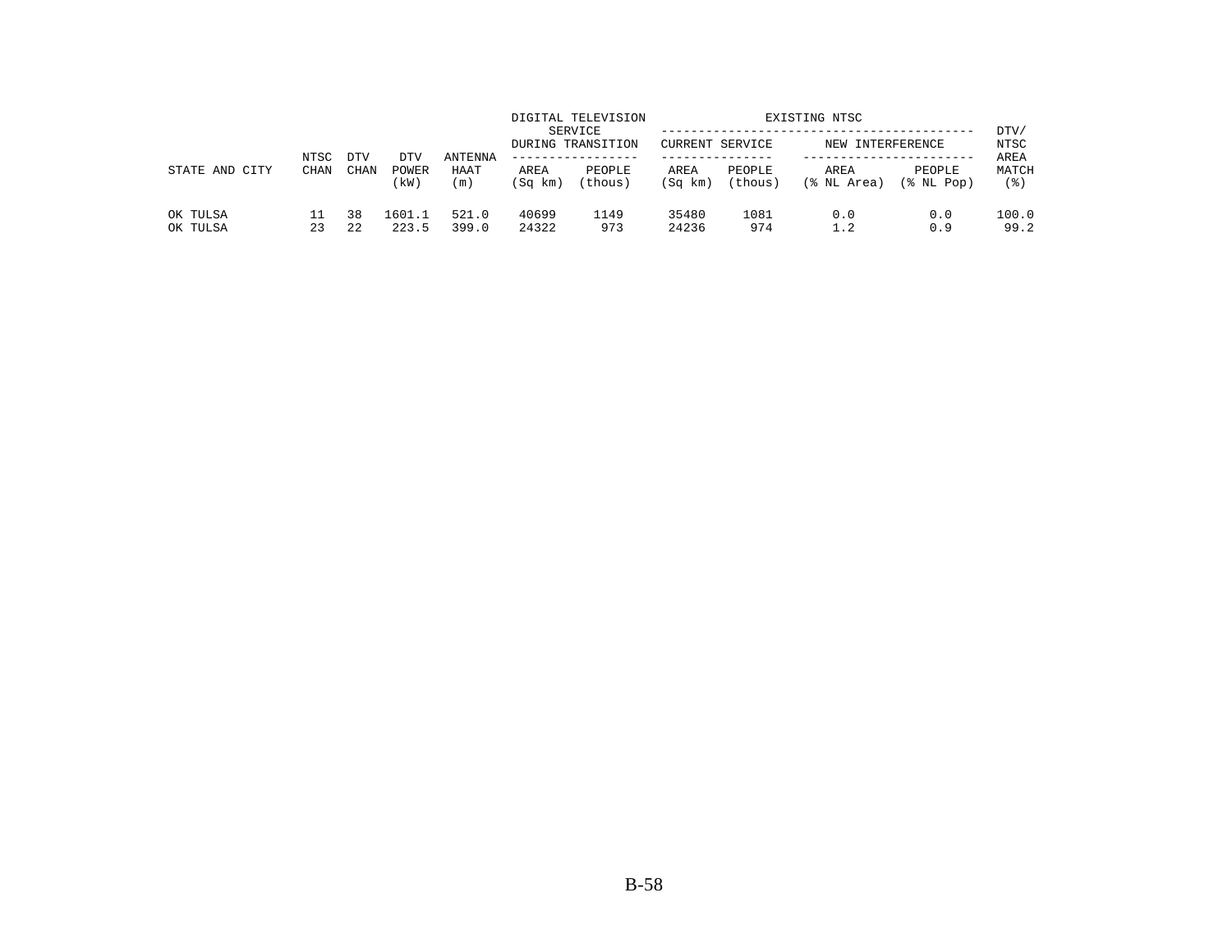| STATE AND CITY | NTSC CHAN | DTV CHAN | DTV POWER (kW) | ANTENNA HAAT (m) | DIGITAL TELEVISION SERVICE DURING TRANSITION | | EXISTING NTSC | | | | DTV/ NTSC AREA MATCH (%) |
|---|---|---|---|---|---|---|---|---|---|---|---|
| | | | | | | | CURRENT SERVICE | | NEW INTERFERENCE | | |
| | | | | | AREA (Sq km) | PEOPLE (thous) | AREA (Sq km) | PEOPLE (thous) | AREA (% NL Area) | PEOPLE (% NL Pop) | |
| OK TULSA | 11 | 38 | 1601.1 | 521.0 | 40699 | 1149 | 35480 | 1081 | 0.0 | 0.0 | 100.0 |
| OK TULSA | 23 | 22 | 223.5 | 399.0 | 24322 | 973 | 24236 | 974 | 1.2 | 0.9 | 99.2 |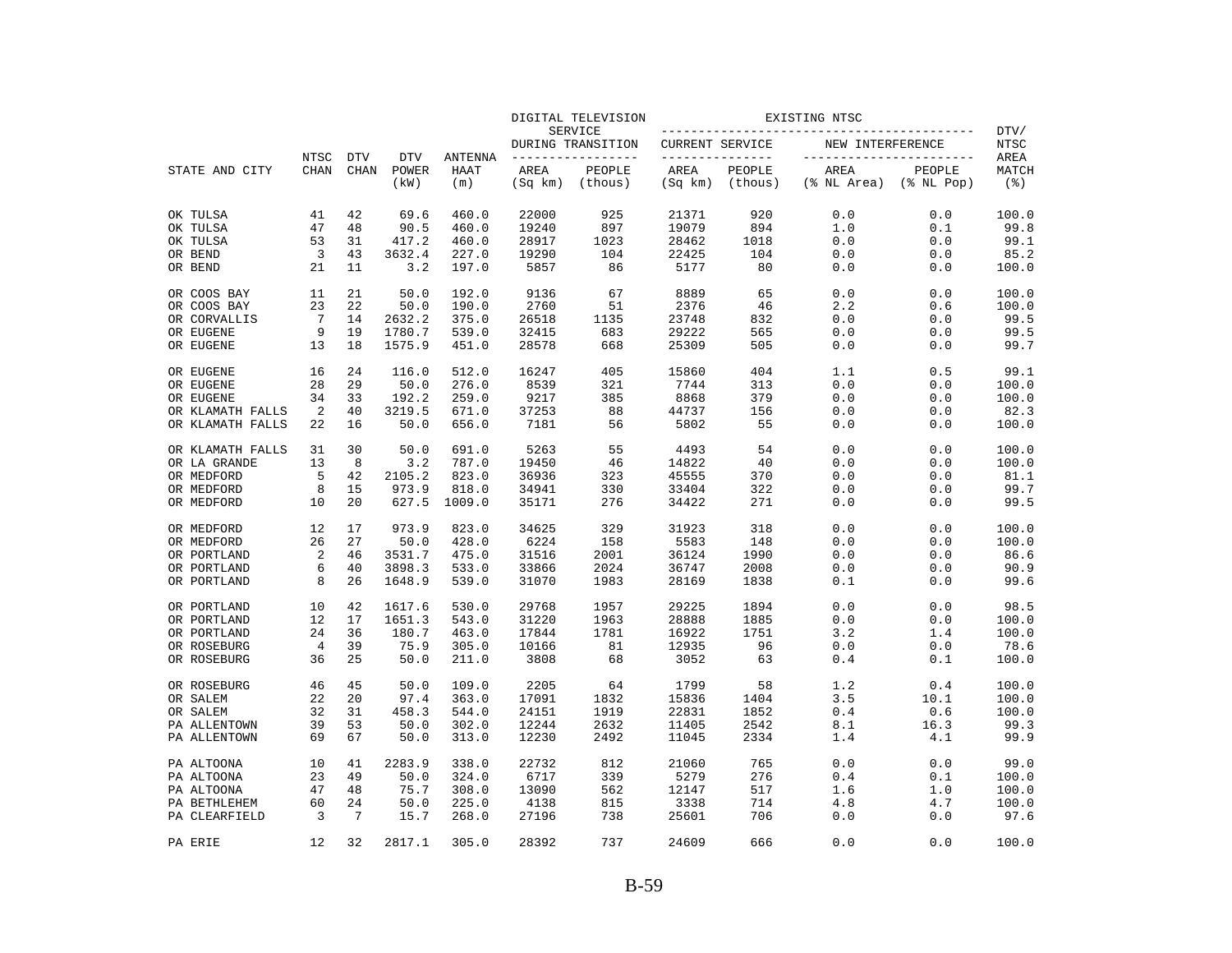| STATE AND CITY | NTSC CHAN | DTV CHAN | DTV POWER (kW) | ANTENNA HAAT (m) | DIGITAL TELEVISION SERVICE DURING TRANSITION AREA (Sq km) | DIGITAL TELEVISION SERVICE DURING TRANSITION PEOPLE (thous) | EXISTING NTSC CURRENT SERVICE AREA (Sq km) | EXISTING NTSC CURRENT SERVICE PEOPLE (thous) | EXISTING NTSC NEW INTERFERENCE AREA (% NL Area) | EXISTING NTSC NEW INTERFERENCE PEOPLE (% NL Pop) | DTV/ NTSC AREA MATCH (%) |
|---|---|---|---|---|---|---|---|---|---|---|---|
| OK TULSA | 41 | 42 | 69.6 | 460.0 | 22000 | 925 | 21371 | 920 | 0.0 | 0.0 | 100.0 |
| OK TULSA | 47 | 48 | 90.5 | 460.0 | 19240 | 897 | 19079 | 894 | 1.0 | 0.1 | 99.8 |
| OK TULSA | 53 | 31 | 417.2 | 460.0 | 28917 | 1023 | 28462 | 1018 | 0.0 | 0.0 | 99.1 |
| OR BEND | 3 | 43 | 3632.4 | 227.0 | 19290 | 104 | 22425 | 104 | 0.0 | 0.0 | 85.2 |
| OR BEND | 21 | 11 | 3.2 | 197.0 | 5857 | 86 | 5177 | 80 | 0.0 | 0.0 | 100.0 |
| OR COOS BAY | 11 | 21 | 50.0 | 192.0 | 9136 | 67 | 8889 | 65 | 0.0 | 0.0 | 100.0 |
| OR COOS BAY | 23 | 22 | 50.0 | 190.0 | 2760 | 51 | 2376 | 46 | 2.2 | 0.6 | 100.0 |
| OR CORVALLIS | 7 | 14 | 2632.2 | 375.0 | 26518 | 1135 | 23748 | 832 | 0.0 | 0.0 | 99.5 |
| OR EUGENE | 9 | 19 | 1780.7 | 539.0 | 32415 | 683 | 29222 | 565 | 0.0 | 0.0 | 99.5 |
| OR EUGENE | 13 | 18 | 1575.9 | 451.0 | 28578 | 668 | 25309 | 505 | 0.0 | 0.0 | 99.7 |
| OR EUGENE | 16 | 24 | 116.0 | 512.0 | 16247 | 405 | 15860 | 404 | 1.1 | 0.5 | 99.1 |
| OR EUGENE | 28 | 29 | 50.0 | 276.0 | 8539 | 321 | 7744 | 313 | 0.0 | 0.0 | 100.0 |
| OR EUGENE | 34 | 33 | 192.2 | 259.0 | 9217 | 385 | 8868 | 379 | 0.0 | 0.0 | 100.0 |
| OR KLAMATH FALLS | 2 | 40 | 3219.5 | 671.0 | 37253 | 88 | 44737 | 156 | 0.0 | 0.0 | 82.3 |
| OR KLAMATH FALLS | 22 | 16 | 50.0 | 656.0 | 7181 | 56 | 5802 | 55 | 0.0 | 0.0 | 100.0 |
| OR KLAMATH FALLS | 31 | 30 | 50.0 | 691.0 | 5263 | 55 | 4493 | 54 | 0.0 | 0.0 | 100.0 |
| OR LA GRANDE | 13 | 8 | 3.2 | 787.0 | 19450 | 46 | 14822 | 40 | 0.0 | 0.0 | 100.0 |
| OR MEDFORD | 5 | 42 | 2105.2 | 823.0 | 36936 | 323 | 45555 | 370 | 0.0 | 0.0 | 81.1 |
| OR MEDFORD | 8 | 15 | 973.9 | 818.0 | 34941 | 330 | 33404 | 322 | 0.0 | 0.0 | 99.7 |
| OR MEDFORD | 10 | 20 | 627.5 | 1009.0 | 35171 | 276 | 34422 | 271 | 0.0 | 0.0 | 99.5 |
| OR MEDFORD | 12 | 17 | 973.9 | 823.0 | 34625 | 329 | 31923 | 318 | 0.0 | 0.0 | 100.0 |
| OR MEDFORD | 26 | 27 | 50.0 | 428.0 | 6224 | 158 | 5583 | 148 | 0.0 | 0.0 | 100.0 |
| OR PORTLAND | 2 | 46 | 3531.7 | 475.0 | 31516 | 2001 | 36124 | 1990 | 0.0 | 0.0 | 86.6 |
| OR PORTLAND | 6 | 40 | 3898.3 | 533.0 | 33866 | 2024 | 36747 | 2008 | 0.0 | 0.0 | 90.9 |
| OR PORTLAND | 8 | 26 | 1648.9 | 539.0 | 31070 | 1983 | 28169 | 1838 | 0.1 | 0.0 | 99.6 |
| OR PORTLAND | 10 | 42 | 1617.6 | 530.0 | 29768 | 1957 | 29225 | 1894 | 0.0 | 0.0 | 98.5 |
| OR PORTLAND | 12 | 17 | 1651.3 | 543.0 | 31220 | 1963 | 28888 | 1885 | 0.0 | 0.0 | 100.0 |
| OR PORTLAND | 24 | 36 | 180.7 | 463.0 | 17844 | 1781 | 16922 | 1751 | 3.2 | 1.4 | 100.0 |
| OR ROSEBURG | 4 | 39 | 75.9 | 305.0 | 10166 | 81 | 12935 | 96 | 0.0 | 0.0 | 78.6 |
| OR ROSEBURG | 36 | 25 | 50.0 | 211.0 | 3808 | 68 | 3052 | 63 | 0.4 | 0.1 | 100.0 |
| OR ROSEBURG | 46 | 45 | 50.0 | 109.0 | 2205 | 64 | 1799 | 58 | 1.2 | 0.4 | 100.0 |
| OR SALEM | 22 | 20 | 97.4 | 363.0 | 17091 | 1832 | 15836 | 1404 | 3.5 | 10.1 | 100.0 |
| OR SALEM | 32 | 31 | 458.3 | 544.0 | 24151 | 1919 | 22831 | 1852 | 0.4 | 0.6 | 100.0 |
| PA ALLENTOWN | 39 | 53 | 50.0 | 302.0 | 12244 | 2632 | 11405 | 2542 | 8.1 | 16.3 | 99.3 |
| PA ALLENTOWN | 69 | 67 | 50.0 | 313.0 | 12230 | 2492 | 11045 | 2334 | 1.4 | 4.1 | 99.9 |
| PA ALTOONA | 10 | 41 | 2283.9 | 338.0 | 22732 | 812 | 21060 | 765 | 0.0 | 0.0 | 99.0 |
| PA ALTOONA | 23 | 49 | 50.0 | 324.0 | 6717 | 339 | 5279 | 276 | 0.4 | 0.1 | 100.0 |
| PA ALTOONA | 47 | 48 | 75.7 | 308.0 | 13090 | 562 | 12147 | 517 | 1.6 | 1.0 | 100.0 |
| PA BETHLEHEM | 60 | 24 | 50.0 | 225.0 | 4138 | 815 | 3338 | 714 | 4.8 | 4.7 | 100.0 |
| PA CLEARFIELD | 3 | 7 | 15.7 | 268.0 | 27196 | 738 | 25601 | 706 | 0.0 | 0.0 | 97.6 |
| PA ERIE | 12 | 32 | 2817.1 | 305.0 | 28392 | 737 | 24609 | 666 | 0.0 | 0.0 | 100.0 |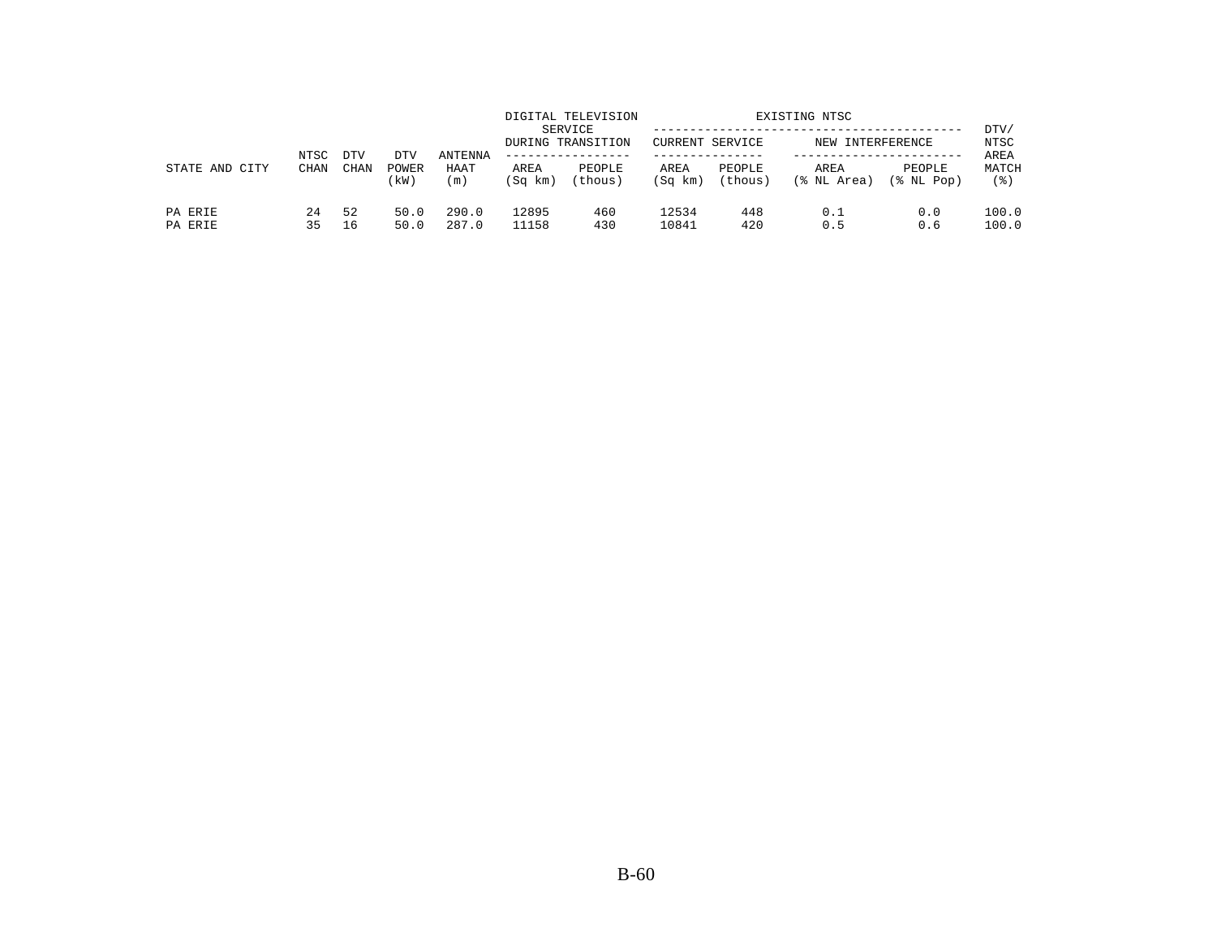| STATE AND CITY | NTSC CHAN | DTV CHAN | DTV POWER (kW) | ANTENNA HAAT (m) | DIGITAL TELEVISION SERVICE DURING TRANSITION | | EXISTING NTSC CURRENT SERVICE | | EXISTING NTSC NEW INTERFERENCE | | DTV/ NTSC AREA MATCH (%) |
|---|---|---|---|---|---|---|---|---|---|---|---|
| | | | | | AREA (Sq km) | PEOPLE (thous) | AREA (Sq km) | PEOPLE (thous) | AREA (% NL Area) | PEOPLE (% NL Pop) | |
| PA ERIE | 24 | 52 | 50.0 | 290.0 | 12895 | 460 | 12534 | 448 | 0.1 | 0.0 | 100.0 |
| PA ERIE | 35 | 16 | 50.0 | 287.0 | 11158 | 430 | 10841 | 420 | 0.5 | 0.6 | 100.0 |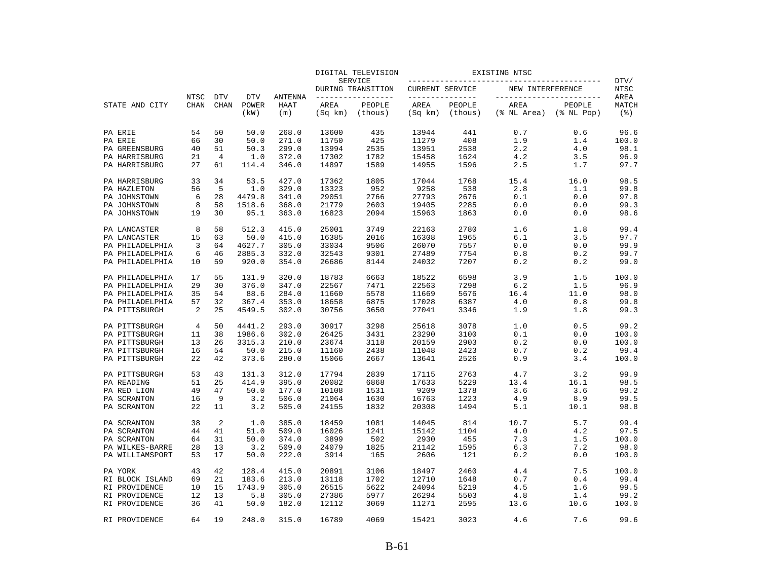| STATE AND CITY | NTSC CHAN | DTV CHAN | DTV POWER (kW) | ANTENNA HAAT (m) | DIGITAL TELEVISION SERVICE DURING TRANSITION AREA (Sq km) | DIGITAL TELEVISION SERVICE DURING TRANSITION PEOPLE (thous) | EXISTING NTSC CURRENT SERVICE AREA (Sq km) | EXISTING NTSC CURRENT SERVICE PEOPLE (thous) | EXISTING NTSC NEW INTERFERENCE AREA (% NL Area) | EXISTING NTSC NEW INTERFERENCE PEOPLE (% NL Pop) | DTV/ NTSC AREA MATCH (%) |
|---|---|---|---|---|---|---|---|---|---|---|---|
| PA ERIE | 54 | 50 | 50.0 | 268.0 | 13600 | 435 | 13944 | 441 | 0.7 | 0.6 | 96.6 |
| PA ERIE | 66 | 30 | 50.0 | 271.0 | 11750 | 425 | 11279 | 408 | 1.9 | 1.4 | 100.0 |
| PA GREENSBURG | 40 | 51 | 50.3 | 299.0 | 13994 | 2535 | 13951 | 2538 | 2.2 | 4.0 | 98.1 |
| PA HARRISBURG | 21 | 4 | 1.0 | 372.0 | 17302 | 1782 | 15458 | 1624 | 4.2 | 3.5 | 96.9 |
| PA HARRISBURG | 27 | 61 | 114.4 | 346.0 | 14897 | 1589 | 14955 | 1596 | 2.5 | 1.7 | 97.7 |
| PA HARRISBURG | 33 | 34 | 53.5 | 427.0 | 17362 | 1805 | 17044 | 1768 | 15.4 | 16.0 | 98.5 |
| PA HAZLETON | 56 | 5 | 1.0 | 329.0 | 13323 | 952 | 9258 | 538 | 2.8 | 1.1 | 99.8 |
| PA JOHNSTOWN | 6 | 28 | 4479.8 | 341.0 | 29051 | 2766 | 27793 | 2676 | 0.1 | 0.0 | 97.8 |
| PA JOHNSTOWN | 8 | 58 | 1518.6 | 368.0 | 21779 | 2603 | 19405 | 2285 | 0.0 | 0.0 | 99.3 |
| PA JOHNSTOWN | 19 | 30 | 95.1 | 363.0 | 16823 | 2094 | 15963 | 1863 | 0.0 | 0.0 | 98.6 |
| PA LANCASTER | 8 | 58 | 512.3 | 415.0 | 25001 | 3749 | 22163 | 2780 | 1.6 | 1.8 | 99.4 |
| PA LANCASTER | 15 | 63 | 50.0 | 415.0 | 16385 | 2016 | 16308 | 1965 | 6.1 | 3.5 | 97.7 |
| PA PHILADELPHIA | 3 | 64 | 4627.7 | 305.0 | 33034 | 9506 | 26070 | 7557 | 0.0 | 0.0 | 99.9 |
| PA PHILADELPHIA | 6 | 46 | 2885.3 | 332.0 | 32543 | 9301 | 27489 | 7754 | 0.8 | 0.2 | 99.7 |
| PA PHILADELPHIA | 10 | 59 | 920.0 | 354.0 | 26686 | 8144 | 24032 | 7207 | 0.2 | 0.2 | 99.0 |
| PA PHILADELPHIA | 17 | 55 | 131.9 | 320.0 | 18783 | 6663 | 18522 | 6598 | 3.9 | 1.5 | 100.0 |
| PA PHILADELPHIA | 29 | 30 | 376.0 | 347.0 | 22567 | 7471 | 22563 | 7298 | 6.2 | 1.5 | 96.9 |
| PA PHILADELPHIA | 35 | 54 | 88.6 | 284.0 | 11660 | 5578 | 11669 | 5676 | 16.4 | 11.0 | 98.0 |
| PA PHILADELPHIA | 57 | 32 | 367.4 | 353.0 | 18658 | 6875 | 17028 | 6387 | 4.0 | 0.8 | 99.8 |
| PA PITTSBURGH | 2 | 25 | 4549.5 | 302.0 | 30756 | 3650 | 27041 | 3346 | 1.9 | 1.8 | 99.3 |
| PA PITTSBURGH | 4 | 50 | 4441.2 | 293.0 | 30917 | 3298 | 25618 | 3078 | 1.0 | 0.5 | 99.2 |
| PA PITTSBURGH | 11 | 38 | 1986.6 | 302.0 | 26425 | 3431 | 23290 | 3100 | 0.1 | 0.0 | 100.0 |
| PA PITTSBURGH | 13 | 26 | 3315.3 | 210.0 | 23674 | 3118 | 20159 | 2903 | 0.2 | 0.0 | 100.0 |
| PA PITTSBURGH | 16 | 54 | 50.0 | 215.0 | 11160 | 2438 | 11048 | 2423 | 0.7 | 0.2 | 99.4 |
| PA PITTSBURGH | 22 | 42 | 373.6 | 280.0 | 15066 | 2667 | 13641 | 2526 | 0.9 | 3.4 | 100.0 |
| PA PITTSBURGH | 53 | 43 | 131.3 | 312.0 | 17794 | 2839 | 17115 | 2763 | 4.7 | 3.2 | 99.9 |
| PA READING | 51 | 25 | 414.9 | 395.0 | 20082 | 6868 | 17633 | 5229 | 13.4 | 16.1 | 98.5 |
| PA RED LION | 49 | 47 | 50.0 | 177.0 | 10108 | 1531 | 9209 | 1378 | 3.6 | 3.6 | 99.2 |
| PA SCRANTON | 16 | 9 | 3.2 | 506.0 | 21064 | 1630 | 16763 | 1223 | 4.9 | 8.9 | 99.5 |
| PA SCRANTON | 22 | 11 | 3.2 | 505.0 | 24155 | 1832 | 20308 | 1494 | 5.1 | 10.1 | 98.8 |
| PA SCRANTON | 38 | 2 | 1.0 | 385.0 | 18459 | 1081 | 14045 | 814 | 10.7 | 5.7 | 99.4 |
| PA SCRANTON | 44 | 41 | 51.0 | 509.0 | 16026 | 1241 | 15142 | 1104 | 4.0 | 4.2 | 97.5 |
| PA SCRANTON | 64 | 31 | 50.0 | 374.0 | 3899 | 502 | 2930 | 455 | 7.3 | 1.5 | 100.0 |
| PA WILKES-BARRE | 28 | 13 | 3.2 | 509.0 | 24079 | 1825 | 21142 | 1595 | 6.3 | 7.2 | 98.0 |
| PA WILLIAMSPORT | 53 | 17 | 50.0 | 222.0 | 3914 | 165 | 2606 | 121 | 0.2 | 0.0 | 100.0 |
| PA YORK | 43 | 42 | 128.4 | 415.0 | 20891 | 3106 | 18497 | 2460 | 4.4 | 7.5 | 100.0 |
| RI BLOCK ISLAND | 69 | 21 | 183.6 | 213.0 | 13118 | 1702 | 12710 | 1648 | 0.7 | 0.4 | 99.4 |
| RI PROVIDENCE | 10 | 15 | 1743.9 | 305.0 | 26515 | 5622 | 24094 | 5219 | 4.5 | 1.6 | 99.5 |
| RI PROVIDENCE | 12 | 13 | 5.8 | 305.0 | 27386 | 5977 | 26294 | 5503 | 4.8 | 1.4 | 99.2 |
| RI PROVIDENCE | 36 | 41 | 50.0 | 182.0 | 12112 | 3069 | 11271 | 2595 | 13.6 | 10.6 | 100.0 |
| RI PROVIDENCE | 64 | 19 | 248.0 | 315.0 | 16789 | 4069 | 15421 | 3023 | 4.6 | 7.6 | 99.6 |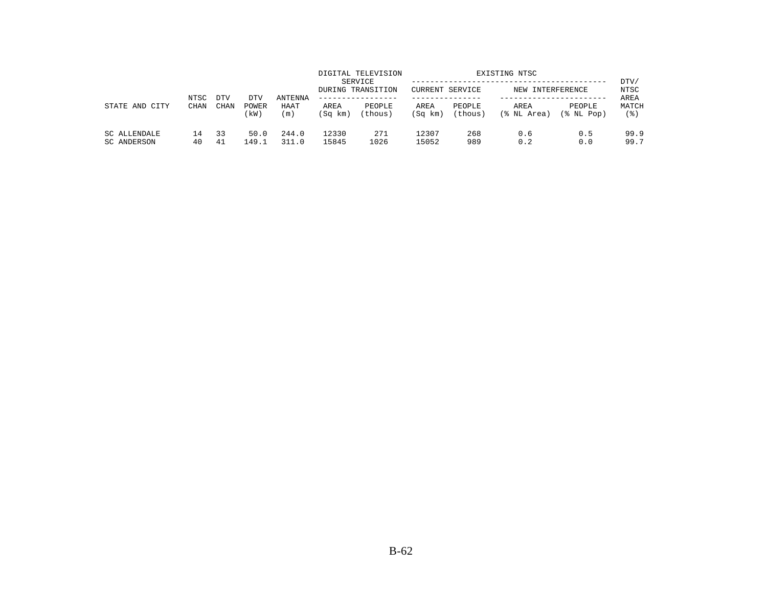| STATE AND CITY | NTSC CHAN | DTV CHAN | DTV POWER (kW) | ANTENNA HAAT (m) | DIGITAL TELEVISION SERVICE DURING TRANSITION AREA (Sq km) | DIGITAL TELEVISION SERVICE DURING TRANSITION PEOPLE (thous) | EXISTING NTSC CURRENT SERVICE AREA (Sq km) | EXISTING NTSC CURRENT SERVICE PEOPLE (thous) | EXISTING NTSC NEW INTERFERENCE AREA (% NL Area) | EXISTING NTSC NEW INTERFERENCE PEOPLE (% NL Pop) | DTV/ NTSC AREA MATCH (%) |
|---|---|---|---|---|---|---|---|---|---|---|---|
| SC ALLENDALE | 14 | 33 | 50.0 | 244.0 | 12330 | 271 | 12307 | 268 | 0.6 | 0.5 | 99.9 |
| SC ANDERSON | 40 | 41 | 149.1 | 311.0 | 15845 | 1026 | 15052 | 989 | 0.2 | 0.0 | 99.7 |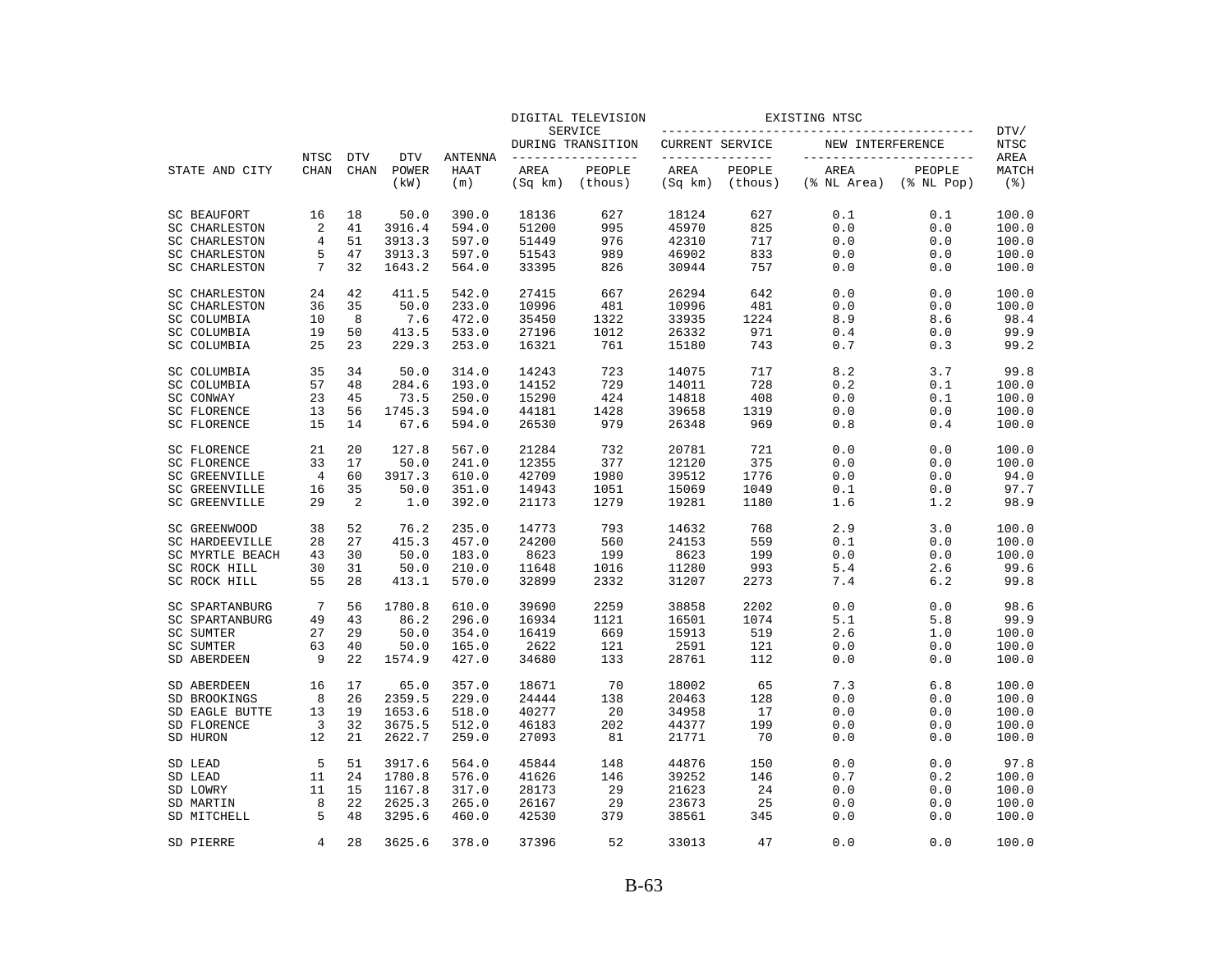| STATE AND CITY | NTSC CHAN | DTV CHAN | DTV POWER (kW) | ANTENNA HAAT (m) | DIGITAL TELEVISION SERVICE DURING TRANSITION AREA (Sq km) | PEOPLE (thous) | EXISTING NTSC CURRENT SERVICE AREA (Sq km) | PEOPLE (thous) | NEW INTERFERENCE AREA (% NL Area) | PEOPLE (% NL Pop) | DTV/ NTSC AREA MATCH (%) |
|---|---|---|---|---|---|---|---|---|---|---|---|
| SC BEAUFORT | 16 | 18 | 50.0 | 390.0 | 18136 | 627 | 18124 | 627 | 0.1 | 0.1 | 100.0 |
| SC CHARLESTON | 2 | 41 | 3916.4 | 594.0 | 51200 | 995 | 45970 | 825 | 0.0 | 0.0 | 100.0 |
| SC CHARLESTON | 4 | 51 | 3913.3 | 597.0 | 51449 | 976 | 42310 | 717 | 0.0 | 0.0 | 100.0 |
| SC CHARLESTON | 5 | 47 | 3913.3 | 597.0 | 51543 | 989 | 46902 | 833 | 0.0 | 0.0 | 100.0 |
| SC CHARLESTON | 7 | 32 | 1643.2 | 564.0 | 33395 | 826 | 30944 | 757 | 0.0 | 0.0 | 100.0 |
| SC CHARLESTON | 24 | 42 | 411.5 | 542.0 | 27415 | 667 | 26294 | 642 | 0.0 | 0.0 | 100.0 |
| SC CHARLESTON | 36 | 35 | 50.0 | 233.0 | 10996 | 481 | 10996 | 481 | 0.0 | 0.0 | 100.0 |
| SC COLUMBIA | 10 | 8 | 7.6 | 472.0 | 35450 | 1322 | 33935 | 1224 | 8.9 | 8.6 | 98.4 |
| SC COLUMBIA | 19 | 50 | 413.5 | 533.0 | 27196 | 1012 | 26332 | 971 | 0.4 | 0.0 | 99.9 |
| SC COLUMBIA | 25 | 23 | 229.3 | 253.0 | 16321 | 761 | 15180 | 743 | 0.7 | 0.3 | 99.2 |
| SC COLUMBIA | 35 | 34 | 50.0 | 314.0 | 14243 | 723 | 14075 | 717 | 8.2 | 3.7 | 99.8 |
| SC COLUMBIA | 57 | 48 | 284.6 | 193.0 | 14152 | 729 | 14011 | 728 | 0.2 | 0.1 | 100.0 |
| SC CONWAY | 23 | 45 | 73.5 | 250.0 | 15290 | 424 | 14818 | 408 | 0.0 | 0.1 | 100.0 |
| SC FLORENCE | 13 | 56 | 1745.3 | 594.0 | 44181 | 1428 | 39658 | 1319 | 0.0 | 0.0 | 100.0 |
| SC FLORENCE | 15 | 14 | 67.6 | 594.0 | 26530 | 979 | 26348 | 969 | 0.8 | 0.4 | 100.0 |
| SC FLORENCE | 21 | 20 | 127.8 | 567.0 | 21284 | 732 | 20781 | 721 | 0.0 | 0.0 | 100.0 |
| SC FLORENCE | 33 | 17 | 50.0 | 241.0 | 12355 | 377 | 12120 | 375 | 0.0 | 0.0 | 100.0 |
| SC GREENVILLE | 4 | 60 | 3917.3 | 610.0 | 42709 | 1980 | 39512 | 1776 | 0.0 | 0.0 | 94.0 |
| SC GREENVILLE | 16 | 35 | 50.0 | 351.0 | 14943 | 1051 | 15069 | 1049 | 0.1 | 0.0 | 97.7 |
| SC GREENVILLE | 29 | 2 | 1.0 | 392.0 | 21173 | 1279 | 19281 | 1180 | 1.6 | 1.2 | 98.9 |
| SC GREENWOOD | 38 | 52 | 76.2 | 235.0 | 14773 | 793 | 14632 | 768 | 2.9 | 3.0 | 100.0 |
| SC HARDEEVILLE | 28 | 27 | 415.3 | 457.0 | 24200 | 560 | 24153 | 559 | 0.1 | 0.0 | 100.0 |
| SC MYRTLE BEACH | 43 | 30 | 50.0 | 183.0 | 8623 | 199 | 8623 | 199 | 0.0 | 0.0 | 100.0 |
| SC ROCK HILL | 30 | 31 | 50.0 | 210.0 | 11648 | 1016 | 11280 | 993 | 5.4 | 2.6 | 99.6 |
| SC ROCK HILL | 55 | 28 | 413.1 | 570.0 | 32899 | 2332 | 31207 | 2273 | 7.4 | 6.2 | 99.8 |
| SC SPARTANBURG | 7 | 56 | 1780.8 | 610.0 | 39690 | 2259 | 38858 | 2202 | 0.0 | 0.0 | 98.6 |
| SC SPARTANBURG | 49 | 43 | 86.2 | 296.0 | 16934 | 1121 | 16501 | 1074 | 5.1 | 5.8 | 99.9 |
| SC SUMTER | 27 | 29 | 50.0 | 354.0 | 16419 | 669 | 15913 | 519 | 2.6 | 1.0 | 100.0 |
| SC SUMTER | 63 | 40 | 50.0 | 165.0 | 2622 | 121 | 2591 | 121 | 0.0 | 0.0 | 100.0 |
| SD ABERDEEN | 9 | 22 | 1574.9 | 427.0 | 34680 | 133 | 28761 | 112 | 0.0 | 0.0 | 100.0 |
| SD ABERDEEN | 16 | 17 | 65.0 | 357.0 | 18671 | 70 | 18002 | 65 | 7.3 | 6.8 | 100.0 |
| SD BROOKINGS | 8 | 26 | 2359.5 | 229.0 | 24444 | 138 | 20463 | 128 | 0.0 | 0.0 | 100.0 |
| SD EAGLE BUTTE | 13 | 19 | 1653.6 | 518.0 | 40277 | 20 | 34958 | 17 | 0.0 | 0.0 | 100.0 |
| SD FLORENCE | 3 | 32 | 3675.5 | 512.0 | 46183 | 202 | 44377 | 199 | 0.0 | 0.0 | 100.0 |
| SD HURON | 12 | 21 | 2622.7 | 259.0 | 27093 | 81 | 21771 | 70 | 0.0 | 0.0 | 100.0 |
| SD LEAD | 5 | 51 | 3917.6 | 564.0 | 45844 | 148 | 44876 | 150 | 0.0 | 0.0 | 97.8 |
| SD LEAD | 11 | 24 | 1780.8 | 576.0 | 41626 | 146 | 39252 | 146 | 0.7 | 0.2 | 100.0 |
| SD LOWRY | 11 | 15 | 1167.8 | 317.0 | 28173 | 29 | 21623 | 24 | 0.0 | 0.0 | 100.0 |
| SD MARTIN | 8 | 22 | 2625.3 | 265.0 | 26167 | 29 | 23673 | 25 | 0.0 | 0.0 | 100.0 |
| SD MITCHELL | 5 | 48 | 3295.6 | 460.0 | 42530 | 379 | 38561 | 345 | 0.0 | 0.0 | 100.0 |
| SD PIERRE | 4 | 28 | 3625.6 | 378.0 | 37396 | 52 | 33013 | 47 | 0.0 | 0.0 | 100.0 |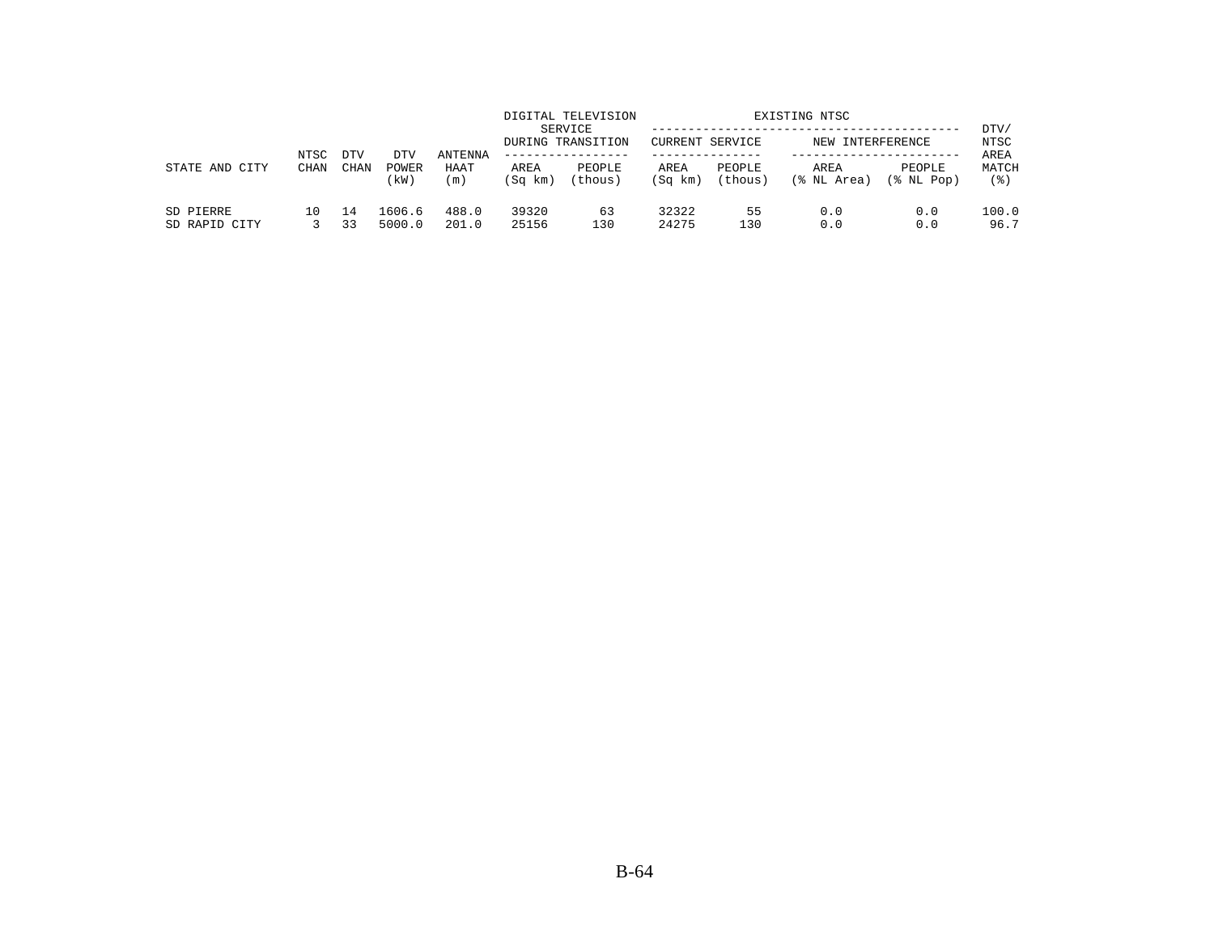| STATE AND CITY | NTSC CHAN | DTV CHAN | DTV POWER (kW) | ANTENNA HAAT (m) | DIGITAL TELEVISION SERVICE DURING TRANSITION | | EXISTING NTSC | | | | DTV/ NTSC AREA MATCH (%) |
|---|---|---|---|---|---|---|---|---|---|---|---|
| | | | | | AREA (Sq km) | PEOPLE (thous) | CURRENT SERVICE | | NEW INTERFERENCE | | |
| | | | | | | | AREA (Sq km) | PEOPLE (thous) | AREA (% NL Area) | PEOPLE (% NL Pop) | |
| SD PIERRE | 10 | 14 | 1606.6 | 488.0 | 39320 | 63 | 32322 | 55 | 0.0 | 0.0 | 100.0 |
| SD RAPID CITY | 3 | 33 | 5000.0 | 201.0 | 25156 | 130 | 24275 | 130 | 0.0 | 0.0 | 96.7 |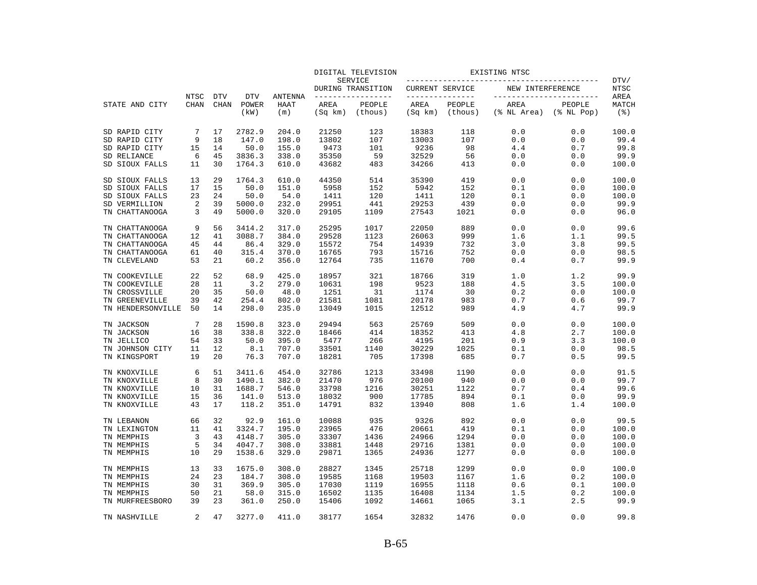| STATE AND CITY | NTSC CHAN | DTV CHAN | DTV POWER (kW) | ANTENNA HAAT (m) | DIGITAL TELEVISION SERVICE DURING TRANSITION AREA (Sq km) | PEOPLE (thous) | EXISTING NTSC CURRENT SERVICE AREA (Sq km) | PEOPLE (thous) | NEW INTERFERENCE AREA (% NL Area) | PEOPLE (% NL Pop) | DTV/ NTSC AREA MATCH (%) |
|---|---|---|---|---|---|---|---|---|---|---|---|
| SD RAPID CITY | 7 | 17 | 2782.9 | 204.0 | 21250 | 123 | 18383 | 118 | 0.0 | 0.0 | 100.0 |
| SD RAPID CITY | 9 | 18 | 147.0 | 198.0 | 13802 | 107 | 13003 | 107 | 0.0 | 0.0 | 99.4 |
| SD RAPID CITY | 15 | 14 | 50.0 | 155.0 | 9473 | 101 | 9236 | 98 | 4.4 | 0.7 | 99.8 |
| SD RELIANCE | 6 | 45 | 3836.3 | 338.0 | 35350 | 59 | 32529 | 56 | 0.0 | 0.0 | 99.9 |
| SD SIOUX FALLS | 11 | 30 | 1764.3 | 610.0 | 43682 | 483 | 34266 | 413 | 0.0 | 0.0 | 100.0 |
| SD SIOUX FALLS | 13 | 29 | 1764.3 | 610.0 | 44350 | 514 | 35390 | 419 | 0.0 | 0.0 | 100.0 |
| SD SIOUX FALLS | 17 | 15 | 50.0 | 151.0 | 5958 | 152 | 5942 | 152 | 0.1 | 0.0 | 100.0 |
| SD SIOUX FALLS | 23 | 24 | 50.0 | 54.0 | 1411 | 120 | 1411 | 120 | 0.1 | 0.0 | 100.0 |
| SD VERMILLION | 2 | 39 | 5000.0 | 232.0 | 29951 | 441 | 29253 | 439 | 0.0 | 0.0 | 99.9 |
| TN CHATTANOOGA | 3 | 49 | 5000.0 | 320.0 | 29105 | 1109 | 27543 | 1021 | 0.0 | 0.0 | 96.0 |
| TN CHATTANOOGA | 9 | 56 | 3414.2 | 317.0 | 25295 | 1017 | 22050 | 889 | 0.0 | 0.0 | 99.6 |
| TN CHATTANOOGA | 12 | 41 | 3088.7 | 384.0 | 29528 | 1123 | 26063 | 999 | 1.6 | 1.1 | 99.5 |
| TN CHATTANOOGA | 45 | 44 | 86.4 | 329.0 | 15572 | 754 | 14939 | 732 | 3.0 | 3.8 | 99.5 |
| TN CHATTANOOGA | 61 | 40 | 315.4 | 370.0 | 16765 | 793 | 15716 | 752 | 0.0 | 0.0 | 98.5 |
| TN CLEVELAND | 53 | 21 | 60.2 | 356.0 | 12764 | 735 | 11670 | 700 | 0.4 | 0.7 | 99.9 |
| TN COOKEVILLE | 22 | 52 | 68.9 | 425.0 | 18957 | 321 | 18766 | 319 | 1.0 | 1.2 | 99.9 |
| TN COOKEVILLE | 28 | 11 | 3.2 | 279.0 | 10631 | 198 | 9523 | 188 | 4.5 | 3.5 | 100.0 |
| TN CROSSVILLE | 20 | 35 | 50.0 | 48.0 | 1251 | 31 | 1174 | 30 | 0.2 | 0.0 | 100.0 |
| TN GREENEVILLE | 39 | 42 | 254.4 | 802.0 | 21581 | 1081 | 20178 | 983 | 0.7 | 0.6 | 99.7 |
| TN HENDERSONVILLE | 50 | 14 | 298.0 | 235.0 | 13049 | 1015 | 12512 | 989 | 4.9 | 4.7 | 99.9 |
| TN JACKSON | 7 | 28 | 1590.8 | 323.0 | 29494 | 563 | 25769 | 509 | 0.0 | 0.0 | 100.0 |
| TN JACKSON | 16 | 38 | 338.8 | 322.0 | 18466 | 414 | 18352 | 413 | 4.8 | 2.7 | 100.0 |
| TN JELLICO | 54 | 33 | 50.0 | 395.0 | 5477 | 266 | 4195 | 201 | 0.9 | 3.3 | 100.0 |
| TN JOHNSON CITY | 11 | 12 | 8.1 | 707.0 | 33501 | 1140 | 30229 | 1025 | 0.1 | 0.0 | 98.5 |
| TN KINGSPORT | 19 | 20 | 76.3 | 707.0 | 18281 | 705 | 17398 | 685 | 0.7 | 0.5 | 99.5 |
| TN KNOXVILLE | 6 | 51 | 3411.6 | 454.0 | 32786 | 1213 | 33498 | 1190 | 0.0 | 0.0 | 91.5 |
| TN KNOXVILLE | 8 | 30 | 1490.1 | 382.0 | 21470 | 976 | 20100 | 940 | 0.0 | 0.0 | 99.7 |
| TN KNOXVILLE | 10 | 31 | 1688.7 | 546.0 | 33798 | 1216 | 30251 | 1122 | 0.7 | 0.4 | 99.6 |
| TN KNOXVILLE | 15 | 36 | 141.0 | 513.0 | 18032 | 900 | 17785 | 894 | 0.1 | 0.0 | 99.9 |
| TN KNOXVILLE | 43 | 17 | 118.2 | 351.0 | 14791 | 832 | 13940 | 808 | 1.6 | 1.4 | 100.0 |
| TN LEBANON | 66 | 32 | 92.9 | 161.0 | 10088 | 935 | 9326 | 892 | 0.0 | 0.0 | 99.5 |
| TN LEXINGTON | 11 | 41 | 3324.7 | 195.0 | 23965 | 476 | 20661 | 419 | 0.1 | 0.0 | 100.0 |
| TN MEMPHIS | 3 | 43 | 4148.7 | 305.0 | 33307 | 1436 | 24966 | 1294 | 0.0 | 0.0 | 100.0 |
| TN MEMPHIS | 5 | 34 | 4047.7 | 308.0 | 33881 | 1448 | 29716 | 1381 | 0.0 | 0.0 | 100.0 |
| TN MEMPHIS | 10 | 29 | 1538.6 | 329.0 | 29871 | 1365 | 24936 | 1277 | 0.0 | 0.0 | 100.0 |
| TN MEMPHIS | 13 | 33 | 1675.0 | 308.0 | 28827 | 1345 | 25718 | 1299 | 0.0 | 0.0 | 100.0 |
| TN MEMPHIS | 24 | 23 | 184.7 | 308.0 | 19585 | 1168 | 19503 | 1167 | 1.6 | 0.2 | 100.0 |
| TN MEMPHIS | 30 | 31 | 369.9 | 305.0 | 17030 | 1119 | 16955 | 1118 | 0.6 | 0.1 | 100.0 |
| TN MEMPHIS | 50 | 21 | 58.0 | 315.0 | 16502 | 1135 | 16408 | 1134 | 1.5 | 0.2 | 100.0 |
| TN MURFREESBORO | 39 | 23 | 361.0 | 250.0 | 15406 | 1092 | 14661 | 1065 | 3.1 | 2.5 | 99.9 |
| TN NASHVILLE | 2 | 47 | 3277.0 | 411.0 | 38177 | 1654 | 32832 | 1476 | 0.0 | 0.0 | 99.8 |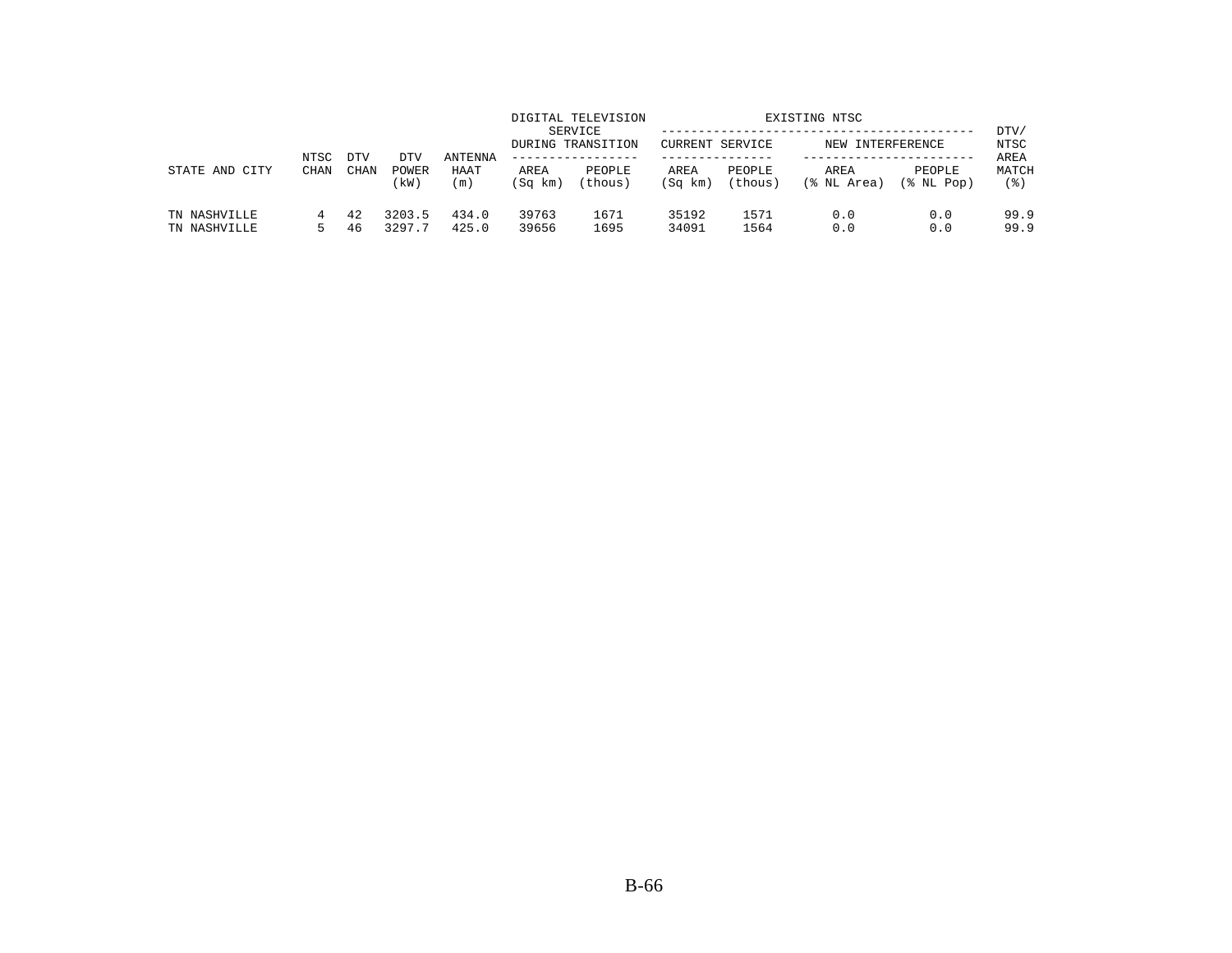| STATE AND CITY | NTSC CHAN | DTV CHAN | DTV POWER (kW) | ANTENNA HAAT (m) | DIGITAL TELEVISION SERVICE DURING TRANSITION | | EXISTING NTSC | | | | DTV/ NTSC AREA MATCH (%) |
|---|---|---|---|---|---|---|---|---|---|---|---|
| | | | | | | | CURRENT SERVICE | | NEW INTERFERENCE | | |
| | | | | | AREA (Sq km) | PEOPLE (thous) | AREA (Sq km) | PEOPLE (thous) | AREA (% NL Area) | PEOPLE (% NL Pop) | |
| TN NASHVILLE | 4 | 42 | 3203.5 | 434.0 | 39763 | 1671 | 35192 | 1571 | 0.0 | 0.0 | 99.9 |
| TN NASHVILLE | 5 | 46 | 3297.7 | 425.0 | 39656 | 1695 | 34091 | 1564 | 0.0 | 0.0 | 99.9 |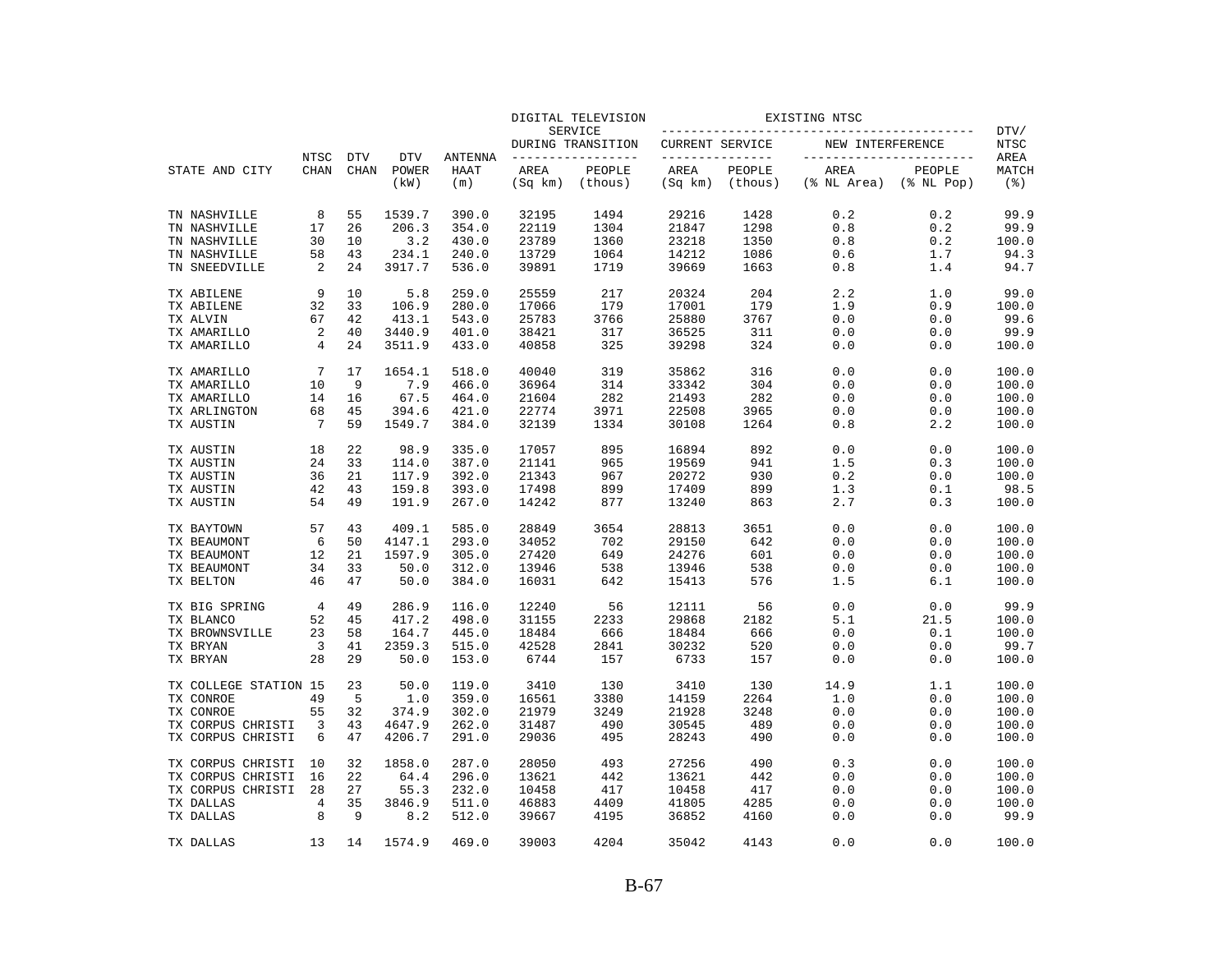| STATE AND CITY | NTSC CHAN | DTV CHAN | DTV POWER (kW) | ANTENNA HAAT (m) | DIGITAL TELEVISION SERVICE DURING TRANSITION AREA (Sq km) | DIGITAL TELEVISION SERVICE DURING TRANSITION PEOPLE (thous) | EXISTING NTSC CURRENT SERVICE AREA (Sq km) | EXISTING NTSC CURRENT SERVICE PEOPLE (thous) | EXISTING NTSC NEW INTERFERENCE AREA (% NL Area) | EXISTING NTSC NEW INTERFERENCE PEOPLE (% NL Pop) | DTV/ NTSC AREA MATCH (%) |
|---|---|---|---|---|---|---|---|---|---|---|---|
| TN NASHVILLE | 8 | 55 | 1539.7 | 390.0 | 32195 | 1494 | 29216 | 1428 | 0.2 | 0.2 | 99.9 |
| TN NASHVILLE | 17 | 26 | 206.3 | 354.0 | 22119 | 1304 | 21847 | 1298 | 0.8 | 0.2 | 99.9 |
| TN NASHVILLE | 30 | 10 | 3.2 | 430.0 | 23789 | 1360 | 23218 | 1350 | 0.8 | 0.2 | 100.0 |
| TN NASHVILLE | 58 | 43 | 234.1 | 240.0 | 13729 | 1064 | 14212 | 1086 | 0.6 | 1.7 | 94.3 |
| TN SNEEDVILLE | 2 | 24 | 3917.7 | 536.0 | 39891 | 1719 | 39669 | 1663 | 0.8 | 1.4 | 94.7 |
| TX ABILENE | 9 | 10 | 5.8 | 259.0 | 25559 | 217 | 20324 | 204 | 2.2 | 1.0 | 99.0 |
| TX ABILENE | 32 | 33 | 106.9 | 280.0 | 17066 | 179 | 17001 | 179 | 1.9 | 0.9 | 100.0 |
| TX ALVIN | 67 | 42 | 413.1 | 543.0 | 25783 | 3766 | 25880 | 3767 | 0.0 | 0.0 | 99.6 |
| TX AMARILLO | 2 | 40 | 3440.9 | 401.0 | 38421 | 317 | 36525 | 311 | 0.0 | 0.0 | 99.9 |
| TX AMARILLO | 4 | 24 | 3511.9 | 433.0 | 40858 | 325 | 39298 | 324 | 0.0 | 0.0 | 100.0 |
| TX AMARILLO | 7 | 17 | 1654.1 | 518.0 | 40040 | 319 | 35862 | 316 | 0.0 | 0.0 | 100.0 |
| TX AMARILLO | 10 | 9 | 7.9 | 466.0 | 36964 | 314 | 33342 | 304 | 0.0 | 0.0 | 100.0 |
| TX AMARILLO | 14 | 16 | 67.5 | 464.0 | 21604 | 282 | 21493 | 282 | 0.0 | 0.0 | 100.0 |
| TX ARLINGTON | 68 | 45 | 394.6 | 421.0 | 22774 | 3971 | 22508 | 3965 | 0.0 | 0.0 | 100.0 |
| TX AUSTIN | 7 | 59 | 1549.7 | 384.0 | 32139 | 1334 | 30108 | 1264 | 0.8 | 2.2 | 100.0 |
| TX AUSTIN | 18 | 22 | 98.9 | 335.0 | 17057 | 895 | 16894 | 892 | 0.0 | 0.0 | 100.0 |
| TX AUSTIN | 24 | 33 | 114.0 | 387.0 | 21141 | 965 | 19569 | 941 | 1.5 | 0.3 | 100.0 |
| TX AUSTIN | 36 | 21 | 117.9 | 392.0 | 21343 | 967 | 20272 | 930 | 0.2 | 0.0 | 100.0 |
| TX AUSTIN | 42 | 43 | 159.8 | 393.0 | 17498 | 899 | 17409 | 899 | 1.3 | 0.1 | 98.5 |
| TX AUSTIN | 54 | 49 | 191.9 | 267.0 | 14242 | 877 | 13240 | 863 | 2.7 | 0.3 | 100.0 |
| TX BAYTOWN | 57 | 43 | 409.1 | 585.0 | 28849 | 3654 | 28813 | 3651 | 0.0 | 0.0 | 100.0 |
| TX BEAUMONT | 6 | 50 | 4147.1 | 293.0 | 34052 | 702 | 29150 | 642 | 0.0 | 0.0 | 100.0 |
| TX BEAUMONT | 12 | 21 | 1597.9 | 305.0 | 27420 | 649 | 24276 | 601 | 0.0 | 0.0 | 100.0 |
| TX BEAUMONT | 34 | 33 | 50.0 | 312.0 | 13946 | 538 | 13946 | 538 | 0.0 | 0.0 | 100.0 |
| TX BELTON | 46 | 47 | 50.0 | 384.0 | 16031 | 642 | 15413 | 576 | 1.5 | 6.1 | 100.0 |
| TX BIG SPRING | 4 | 49 | 286.9 | 116.0 | 12240 | 56 | 12111 | 56 | 0.0 | 0.0 | 99.9 |
| TX BLANCO | 52 | 45 | 417.2 | 498.0 | 31155 | 2233 | 29868 | 2182 | 5.1 | 21.5 | 100.0 |
| TX BROWNSVILLE | 23 | 58 | 164.7 | 445.0 | 18484 | 666 | 18484 | 666 | 0.0 | 0.1 | 100.0 |
| TX BRYAN | 3 | 41 | 2359.3 | 515.0 | 42528 | 2841 | 30232 | 520 | 0.0 | 0.0 | 99.7 |
| TX BRYAN | 28 | 29 | 50.0 | 153.0 | 6744 | 157 | 6733 | 157 | 0.0 | 0.0 | 100.0 |
| TX COLLEGE STATION | 15 | 23 | 50.0 | 119.0 | 3410 | 130 | 3410 | 130 | 14.9 | 1.1 | 100.0 |
| TX CONROE | 49 | 5 | 1.0 | 359.0 | 16561 | 3380 | 14159 | 2264 | 1.0 | 0.0 | 100.0 |
| TX CONROE | 55 | 32 | 374.9 | 302.0 | 21979 | 3249 | 21928 | 3248 | 0.0 | 0.0 | 100.0 |
| TX CORPUS CHRISTI | 3 | 43 | 4647.9 | 262.0 | 31487 | 490 | 30545 | 489 | 0.0 | 0.0 | 100.0 |
| TX CORPUS CHRISTI | 6 | 47 | 4206.7 | 291.0 | 29036 | 495 | 28243 | 490 | 0.0 | 0.0 | 100.0 |
| TX CORPUS CHRISTI | 10 | 32 | 1858.0 | 287.0 | 28050 | 493 | 27256 | 490 | 0.3 | 0.0 | 100.0 |
| TX CORPUS CHRISTI | 16 | 22 | 64.4 | 296.0 | 13621 | 442 | 13621 | 442 | 0.0 | 0.0 | 100.0 |
| TX CORPUS CHRISTI | 28 | 27 | 55.3 | 232.0 | 10458 | 417 | 10458 | 417 | 0.0 | 0.0 | 100.0 |
| TX DALLAS | 4 | 35 | 3846.9 | 511.0 | 46883 | 4409 | 41805 | 4285 | 0.0 | 0.0 | 100.0 |
| TX DALLAS | 8 | 9 | 8.2 | 512.0 | 39667 | 4195 | 36852 | 4160 | 0.0 | 0.0 | 99.9 |
| TX DALLAS | 13 | 14 | 1574.9 | 469.0 | 39003 | 4204 | 35042 | 4143 | 0.0 | 0.0 | 100.0 |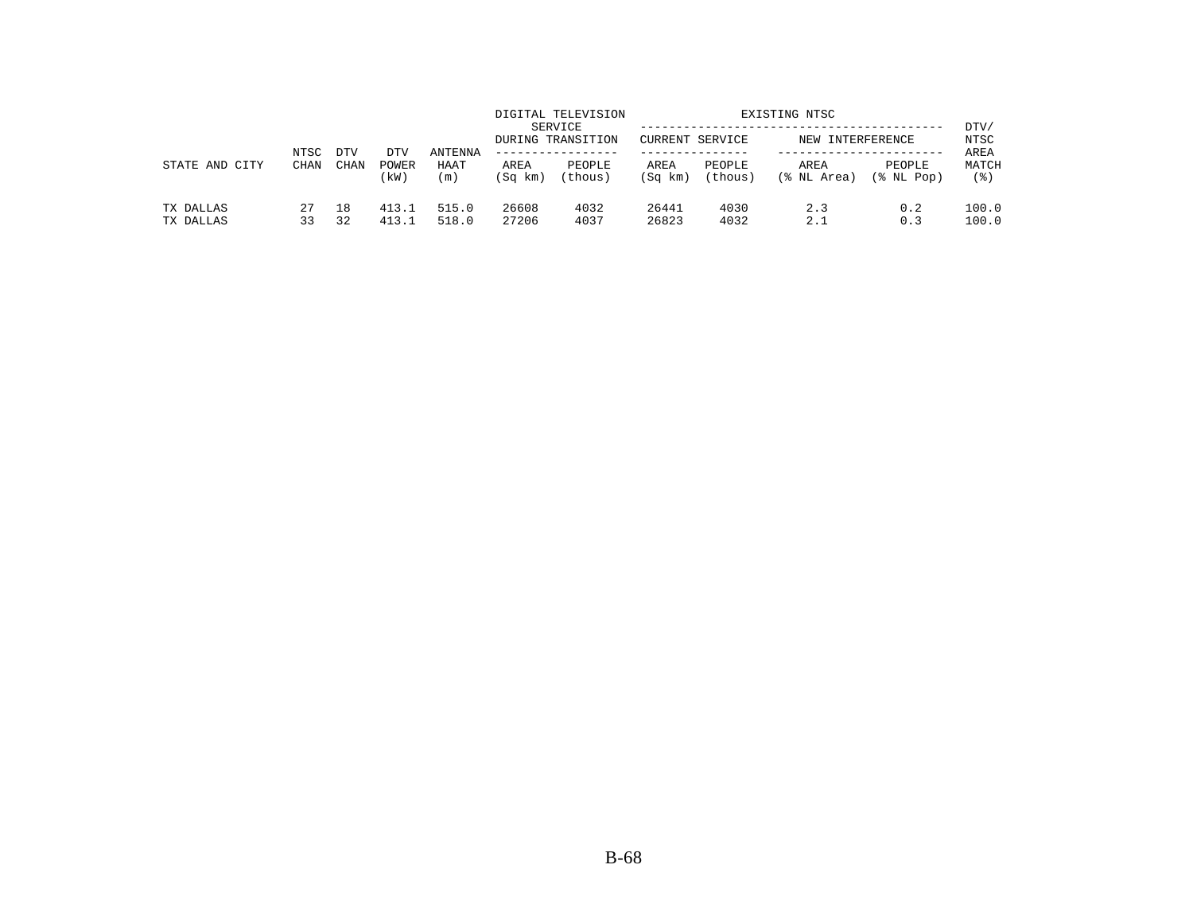| STATE AND CITY | NTSC CHAN | DTV CHAN | DTV POWER (kW) | ANTENNA HAAT (m) | DIGITAL TELEVISION SERVICE DURING TRANSITION | | EXISTING NTSC CURRENT SERVICE | | EXISTING NTSC NEW INTERFERENCE | | DTV/ NTSC AREA MATCH (%) |
|---|---|---|---|---|---|---|---|---|---|---|---|
| | | | | | AREA (Sq km) | PEOPLE (thous) | AREA (Sq km) | PEOPLE (thous) | AREA (% NL Area) | PEOPLE (% NL Pop) | |
| TX DALLAS | 27 | 18 | 413.1 | 515.0 | 26608 | 4032 | 26441 | 4030 | 2.3 | 0.2 | 100.0 |
| TX DALLAS | 33 | 32 | 413.1 | 518.0 | 27206 | 4037 | 26823 | 4032 | 2.1 | 0.3 | 100.0 |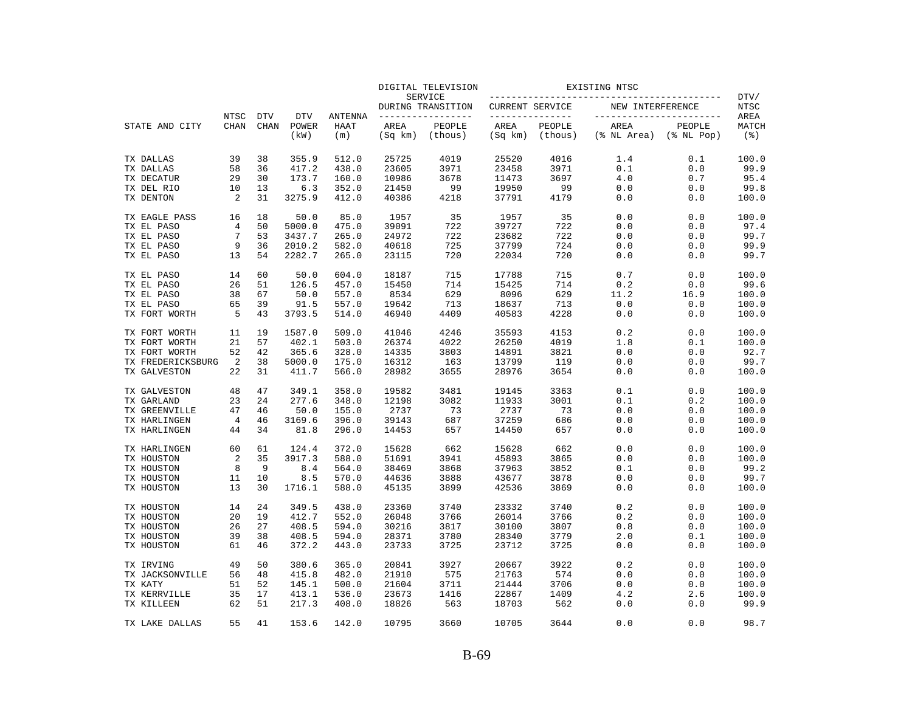| STATE AND CITY | NTSC CHAN | DTV CHAN | DTV POWER (kW) | ANTENNA HAAT (m) | DIGITAL TELEVISION SERVICE DURING TRANSITION AREA (Sq km) | DIGITAL TELEVISION SERVICE DURING TRANSITION PEOPLE (thous) | EXISTING NTSC CURRENT SERVICE AREA (Sq km) | EXISTING NTSC CURRENT SERVICE PEOPLE (thous) | EXISTING NTSC NEW INTERFERENCE AREA (% NL Area) | EXISTING NTSC NEW INTERFERENCE PEOPLE (% NL Pop) | DTV/ NTSC AREA MATCH (%) |
|---|---|---|---|---|---|---|---|---|---|---|---|
| TX DALLAS | 39 | 38 | 355.9 | 512.0 | 25725 | 4019 | 25520 | 4016 | 1.4 | 0.1 | 100.0 |
| TX DALLAS | 58 | 36 | 417.2 | 438.0 | 23605 | 3971 | 23458 | 3971 | 0.1 | 0.0 | 99.9 |
| TX DECATUR | 29 | 30 | 173.7 | 160.0 | 10986 | 3678 | 11473 | 3697 | 4.0 | 0.7 | 95.4 |
| TX DEL RIO | 10 | 13 | 6.3 | 352.0 | 21450 | 99 | 19950 | 99 | 0.0 | 0.0 | 99.8 |
| TX DENTON | 2 | 31 | 3275.9 | 412.0 | 40386 | 4218 | 37791 | 4179 | 0.0 | 0.0 | 100.0 |
| TX EAGLE PASS | 16 | 18 | 50.0 | 85.0 | 1957 | 35 | 1957 | 35 | 0.0 | 0.0 | 100.0 |
| TX EL PASO | 4 | 50 | 5000.0 | 475.0 | 39091 | 722 | 39727 | 722 | 0.0 | 0.0 | 97.4 |
| TX EL PASO | 7 | 53 | 3437.7 | 265.0 | 24972 | 722 | 23682 | 722 | 0.0 | 0.0 | 99.7 |
| TX EL PASO | 9 | 36 | 2010.2 | 582.0 | 40618 | 725 | 37799 | 724 | 0.0 | 0.0 | 99.9 |
| TX EL PASO | 13 | 54 | 2282.7 | 265.0 | 23115 | 720 | 22034 | 720 | 0.0 | 0.0 | 99.7 |
| TX EL PASO | 14 | 60 | 50.0 | 604.0 | 18187 | 715 | 17788 | 715 | 0.7 | 0.0 | 100.0 |
| TX EL PASO | 26 | 51 | 126.5 | 457.0 | 15450 | 714 | 15425 | 714 | 0.2 | 0.0 | 99.6 |
| TX EL PASO | 38 | 67 | 50.0 | 557.0 | 8534 | 629 | 8096 | 629 | 11.2 | 16.9 | 100.0 |
| TX EL PASO | 65 | 39 | 91.5 | 557.0 | 19642 | 713 | 18637 | 713 | 0.0 | 0.0 | 100.0 |
| TX FORT WORTH | 5 | 43 | 3793.5 | 514.0 | 46940 | 4409 | 40583 | 4228 | 0.0 | 0.0 | 100.0 |
| TX FORT WORTH | 11 | 19 | 1587.0 | 509.0 | 41046 | 4246 | 35593 | 4153 | 0.2 | 0.0 | 100.0 |
| TX FORT WORTH | 21 | 57 | 402.1 | 503.0 | 26374 | 4022 | 26250 | 4019 | 1.8 | 0.1 | 100.0 |
| TX FORT WORTH | 52 | 42 | 365.6 | 328.0 | 14335 | 3803 | 14891 | 3821 | 0.0 | 0.0 | 92.7 |
| TX FREDERICKSBURG | 2 | 38 | 5000.0 | 175.0 | 16312 | 163 | 13799 | 119 | 0.0 | 0.0 | 99.7 |
| TX GALVESTON | 22 | 31 | 411.7 | 566.0 | 28982 | 3655 | 28976 | 3654 | 0.0 | 0.0 | 100.0 |
| TX GALVESTON | 48 | 47 | 349.1 | 358.0 | 19582 | 3481 | 19145 | 3363 | 0.1 | 0.0 | 100.0 |
| TX GARLAND | 23 | 24 | 277.6 | 348.0 | 12198 | 3082 | 11933 | 3001 | 0.1 | 0.2 | 100.0 |
| TX GREENVILLE | 47 | 46 | 50.0 | 155.0 | 2737 | 73 | 2737 | 73 | 0.0 | 0.0 | 100.0 |
| TX HARLINGEN | 4 | 46 | 3169.6 | 396.0 | 39143 | 687 | 37259 | 686 | 0.0 | 0.0 | 100.0 |
| TX HARLINGEN | 44 | 34 | 81.8 | 296.0 | 14453 | 657 | 14450 | 657 | 0.0 | 0.0 | 100.0 |
| TX HARLINGEN | 60 | 61 | 124.4 | 372.0 | 15628 | 662 | 15628 | 662 | 0.0 | 0.0 | 100.0 |
| TX HOUSTON | 2 | 35 | 3917.3 | 588.0 | 51691 | 3941 | 45893 | 3865 | 0.0 | 0.0 | 100.0 |
| TX HOUSTON | 8 | 9 | 8.4 | 564.0 | 38469 | 3868 | 37963 | 3852 | 0.1 | 0.0 | 99.2 |
| TX HOUSTON | 11 | 10 | 8.5 | 570.0 | 44636 | 3888 | 43677 | 3878 | 0.0 | 0.0 | 99.7 |
| TX HOUSTON | 13 | 30 | 1716.1 | 588.0 | 45135 | 3899 | 42536 | 3869 | 0.0 | 0.0 | 100.0 |
| TX HOUSTON | 14 | 24 | 349.5 | 438.0 | 23360 | 3740 | 23332 | 3740 | 0.2 | 0.0 | 100.0 |
| TX HOUSTON | 20 | 19 | 412.7 | 552.0 | 26048 | 3766 | 26014 | 3766 | 0.2 | 0.0 | 100.0 |
| TX HOUSTON | 26 | 27 | 408.5 | 594.0 | 30216 | 3817 | 30100 | 3807 | 0.8 | 0.0 | 100.0 |
| TX HOUSTON | 39 | 38 | 408.5 | 594.0 | 28371 | 3780 | 28340 | 3779 | 2.0 | 0.1 | 100.0 |
| TX HOUSTON | 61 | 46 | 372.2 | 443.0 | 23733 | 3725 | 23712 | 3725 | 0.0 | 0.0 | 100.0 |
| TX IRVING | 49 | 50 | 380.6 | 365.0 | 20841 | 3927 | 20667 | 3922 | 0.2 | 0.0 | 100.0 |
| TX JACKSONVILLE | 56 | 48 | 415.8 | 482.0 | 21910 | 575 | 21763 | 574 | 0.0 | 0.0 | 100.0 |
| TX KATY | 51 | 52 | 145.1 | 500.0 | 21604 | 3711 | 21444 | 3706 | 0.0 | 0.0 | 100.0 |
| TX KERRVILLE | 35 | 17 | 413.1 | 536.0 | 23673 | 1416 | 22867 | 1409 | 4.2 | 2.6 | 100.0 |
| TX KILLEEN | 62 | 51 | 217.3 | 408.0 | 18826 | 563 | 18703 | 562 | 0.0 | 0.0 | 99.9 |
| TX LAKE DALLAS | 55 | 41 | 153.6 | 142.0 | 10795 | 3660 | 10705 | 3644 | 0.0 | 0.0 | 98.7 |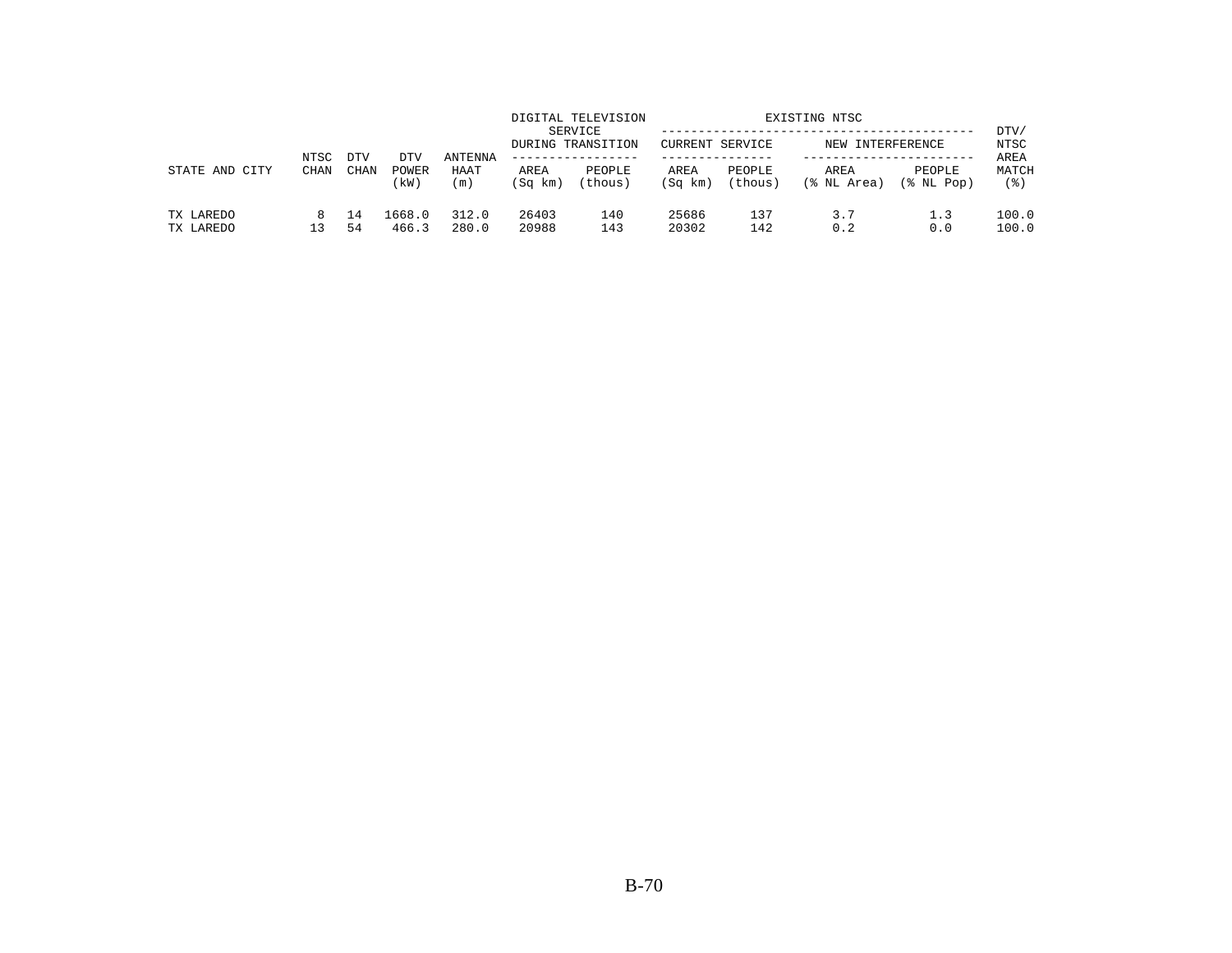| STATE AND CITY | NTSC CHAN | DTV CHAN | DTV POWER (kW) | ANTENNA HAAT (m) | DIGITAL TELEVISION SERVICE DURING TRANSITION | | EXISTING NTSC | | | | DTV/ NTSC AREA MATCH (%) |
|---|---|---|---|---|---|---|---|---|---|---|---|
| | | | | | | | CURRENT SERVICE | | NEW INTERFERENCE | | |
| | | | | | AREA (Sq km) | PEOPLE (thous) | AREA (Sq km) | PEOPLE (thous) | AREA (% NL Area) | PEOPLE (% NL Pop) | |
| TX LAREDO | 8 | 14 | 1668.0 | 312.0 | 26403 | 140 | 25686 | 137 | 3.7 | 1.3 | 100.0 |
| TX LAREDO | 13 | 54 | 466.3 | 280.0 | 20988 | 143 | 20302 | 142 | 0.2 | 0.0 | 100.0 |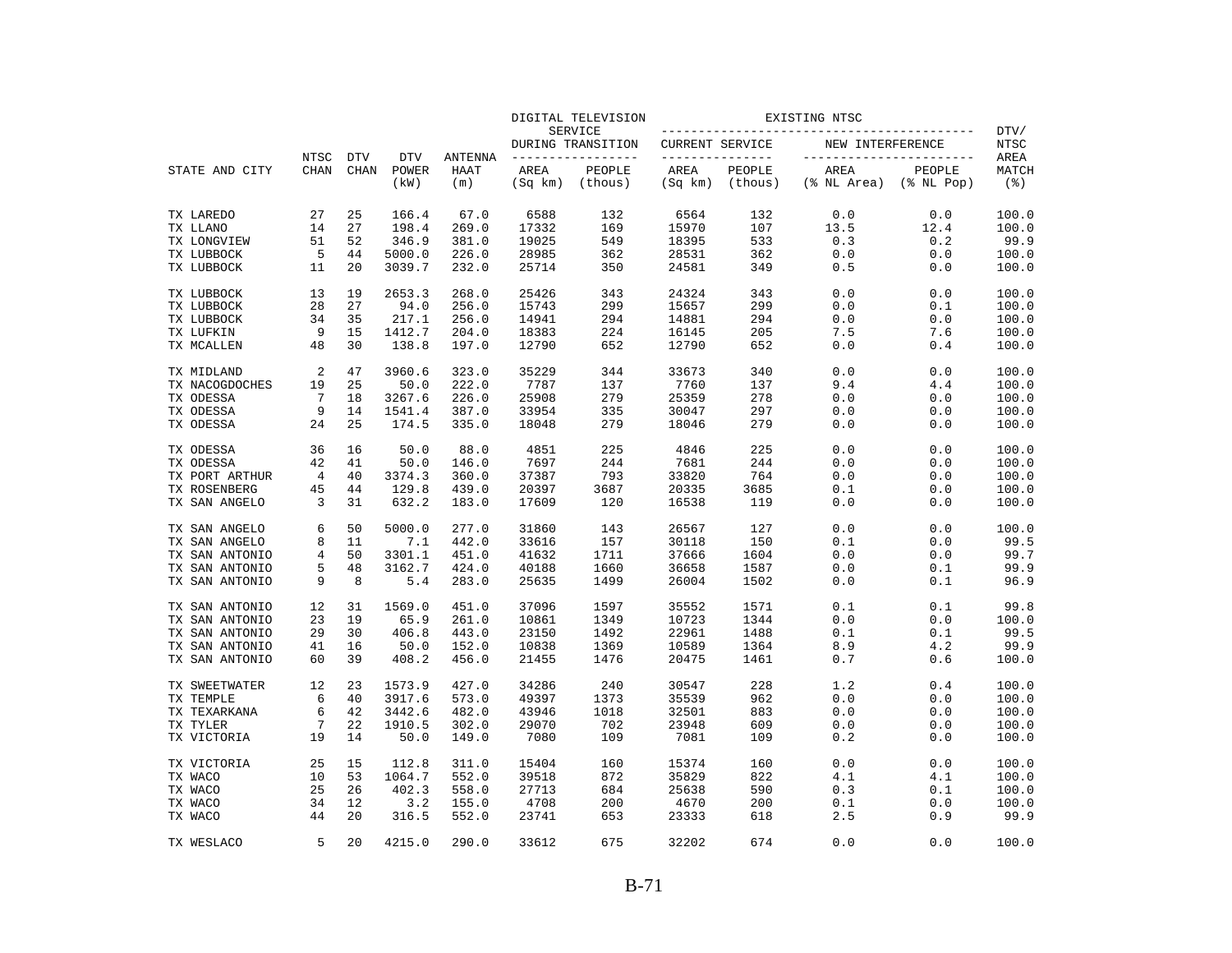| STATE AND CITY | NTSC CHAN | DTV CHAN | DTV POWER (kW) | ANTENNA HAAT (m) | DIGITAL TELEVISION SERVICE DURING TRANSITION AREA (Sq km) | | EXISTING NTSC CURRENT SERVICE AREA (Sq km) | | NEW INTERFERENCE AREA (% NL Area) | | DTV/ NTSC AREA MATCH (%) |
|---|---|---|---|---|---|---|---|---|---|---|---|
| | | | | | AREA (Sq km) | PEOPLE (thous) | AREA (Sq km) | PEOPLE (thous) | AREA (% NL Area) | PEOPLE (% NL Pop) | |
| TX LAREDO | 27 | 25 | 166.4 | 67.0 | 6588 | 132 | 6564 | 132 | 0.0 | 0.0 | 100.0 |
| TX LLANO | 14 | 27 | 198.4 | 269.0 | 17332 | 169 | 15970 | 107 | 13.5 | 12.4 | 100.0 |
| TX LONGVIEW | 51 | 52 | 346.9 | 381.0 | 19025 | 549 | 18395 | 533 | 0.3 | 0.2 | 99.9 |
| TX LUBBOCK | 5 | 44 | 5000.0 | 226.0 | 28985 | 362 | 28531 | 362 | 0.0 | 0.0 | 100.0 |
| TX LUBBOCK | 11 | 20 | 3039.7 | 232.0 | 25714 | 350 | 24581 | 349 | 0.5 | 0.0 | 100.0 |
| TX LUBBOCK | 13 | 19 | 2653.3 | 268.0 | 25426 | 343 | 24324 | 343 | 0.0 | 0.0 | 100.0 |
| TX LUBBOCK | 28 | 27 | 94.0 | 256.0 | 15743 | 299 | 15657 | 299 | 0.0 | 0.1 | 100.0 |
| TX LUBBOCK | 34 | 35 | 217.1 | 256.0 | 14941 | 294 | 14881 | 294 | 0.0 | 0.0 | 100.0 |
| TX LUFKIN | 9 | 15 | 1412.7 | 204.0 | 18383 | 224 | 16145 | 205 | 7.5 | 7.6 | 100.0 |
| TX MCALLEN | 48 | 30 | 138.8 | 197.0 | 12790 | 652 | 12790 | 652 | 0.0 | 0.4 | 100.0 |
| TX MIDLAND | 2 | 47 | 3960.6 | 323.0 | 35229 | 344 | 33673 | 340 | 0.0 | 0.0 | 100.0 |
| TX NACOGDOCHES | 19 | 25 | 50.0 | 222.0 | 7787 | 137 | 7760 | 137 | 9.4 | 4.4 | 100.0 |
| TX ODESSA | 7 | 18 | 3267.6 | 226.0 | 25908 | 279 | 25359 | 278 | 0.0 | 0.0 | 100.0 |
| TX ODESSA | 9 | 14 | 1541.4 | 387.0 | 33954 | 335 | 30047 | 297 | 0.0 | 0.0 | 100.0 |
| TX ODESSA | 24 | 25 | 174.5 | 335.0 | 18048 | 279 | 18046 | 279 | 0.0 | 0.0 | 100.0 |
| TX ODESSA | 36 | 16 | 50.0 | 88.0 | 4851 | 225 | 4846 | 225 | 0.0 | 0.0 | 100.0 |
| TX ODESSA | 42 | 41 | 50.0 | 146.0 | 7697 | 244 | 7681 | 244 | 0.0 | 0.0 | 100.0 |
| TX PORT ARTHUR | 4 | 40 | 3374.3 | 360.0 | 37387 | 793 | 33820 | 764 | 0.0 | 0.0 | 100.0 |
| TX ROSENBERG | 45 | 44 | 129.8 | 439.0 | 20397 | 3687 | 20335 | 3685 | 0.1 | 0.0 | 100.0 |
| TX SAN ANGELO | 3 | 31 | 632.2 | 183.0 | 17609 | 120 | 16538 | 119 | 0.0 | 0.0 | 100.0 |
| TX SAN ANGELO | 6 | 50 | 5000.0 | 277.0 | 31860 | 143 | 26567 | 127 | 0.0 | 0.0 | 100.0 |
| TX SAN ANGELO | 8 | 11 | 7.1 | 442.0 | 33616 | 157 | 30118 | 150 | 0.1 | 0.0 | 99.5 |
| TX SAN ANTONIO | 4 | 50 | 3301.1 | 451.0 | 41632 | 1711 | 37666 | 1604 | 0.0 | 0.0 | 99.7 |
| TX SAN ANTONIO | 5 | 48 | 3162.7 | 424.0 | 40188 | 1660 | 36658 | 1587 | 0.0 | 0.1 | 99.9 |
| TX SAN ANTONIO | 9 | 8 | 5.4 | 283.0 | 25635 | 1499 | 26004 | 1502 | 0.0 | 0.1 | 96.9 |
| TX SAN ANTONIO | 12 | 31 | 1569.0 | 451.0 | 37096 | 1597 | 35552 | 1571 | 0.1 | 0.1 | 99.8 |
| TX SAN ANTONIO | 23 | 19 | 65.9 | 261.0 | 10861 | 1349 | 10723 | 1344 | 0.0 | 0.0 | 100.0 |
| TX SAN ANTONIO | 29 | 30 | 406.8 | 443.0 | 23150 | 1492 | 22961 | 1488 | 0.1 | 0.1 | 99.5 |
| TX SAN ANTONIO | 41 | 16 | 50.0 | 152.0 | 10838 | 1369 | 10589 | 1364 | 8.9 | 4.2 | 99.9 |
| TX SAN ANTONIO | 60 | 39 | 408.2 | 456.0 | 21455 | 1476 | 20475 | 1461 | 0.7 | 0.6 | 100.0 |
| TX SWEETWATER | 12 | 23 | 1573.9 | 427.0 | 34286 | 240 | 30547 | 228 | 1.2 | 0.4 | 100.0 |
| TX TEMPLE | 6 | 40 | 3917.6 | 573.0 | 49397 | 1373 | 35539 | 962 | 0.0 | 0.0 | 100.0 |
| TX TEXARKANA | 6 | 42 | 3442.6 | 482.0 | 43946 | 1018 | 32501 | 883 | 0.0 | 0.0 | 100.0 |
| TX TYLER | 7 | 22 | 1910.5 | 302.0 | 29070 | 702 | 23948 | 609 | 0.0 | 0.0 | 100.0 |
| TX VICTORIA | 19 | 14 | 50.0 | 149.0 | 7080 | 109 | 7081 | 109 | 0.2 | 0.0 | 100.0 |
| TX VICTORIA | 25 | 15 | 112.8 | 311.0 | 15404 | 160 | 15374 | 160 | 0.0 | 0.0 | 100.0 |
| TX WACO | 10 | 53 | 1064.7 | 552.0 | 39518 | 872 | 35829 | 822 | 4.1 | 4.1 | 100.0 |
| TX WACO | 25 | 26 | 402.3 | 558.0 | 27713 | 684 | 25638 | 590 | 0.3 | 0.1 | 100.0 |
| TX WACO | 34 | 12 | 3.2 | 155.0 | 4708 | 200 | 4670 | 200 | 0.1 | 0.0 | 100.0 |
| TX WACO | 44 | 20 | 316.5 | 552.0 | 23741 | 653 | 23333 | 618 | 2.5 | 0.9 | 99.9 |
| TX WESLACO | 5 | 20 | 4215.0 | 290.0 | 33612 | 675 | 32202 | 674 | 0.0 | 0.0 | 100.0 |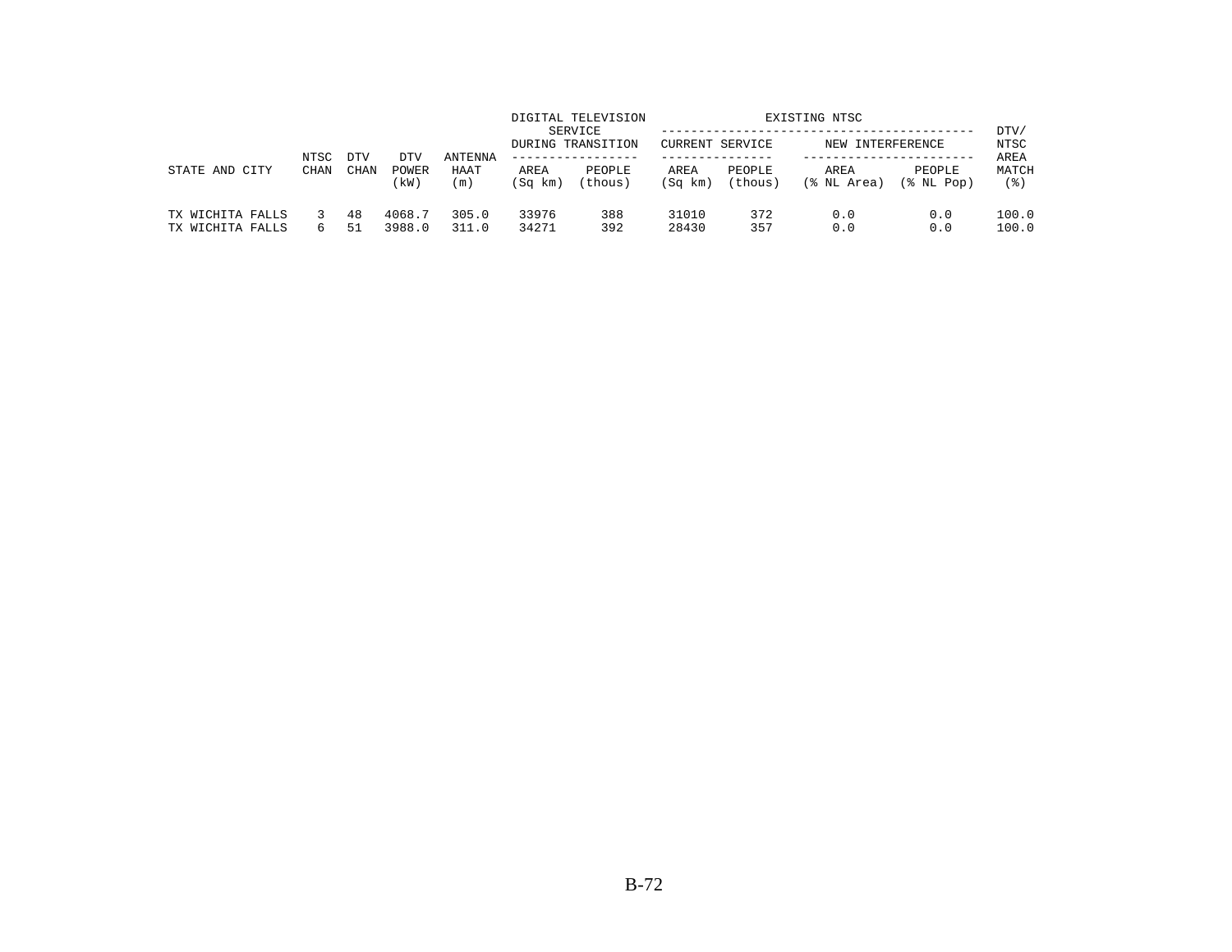| STATE AND CITY | NTSC CHAN | DTV CHAN | DTV POWER (kW) | ANTENNA HAAT (m) | DIGITAL TELEVISION SERVICE DURING TRANSITION | | EXISTING NTSC | | | | DTV/ NTSC AREA MATCH (%) |
|---|---|---|---|---|---|---|---|---|---|---|---|
| | | | | | | | CURRENT SERVICE | | NEW INTERFERENCE | | |
| | | | | | AREA (Sq km) | PEOPLE (thous) | AREA (Sq km) | PEOPLE (thous) | AREA (% NL Area) | PEOPLE (% NL Pop) | |
| TX WICHITA FALLS | 3 | 48 | 4068.7 | 305.0 | 33976 | 388 | 31010 | 372 | 0.0 | 0.0 | 100.0 |
| TX WICHITA FALLS | 6 | 51 | 3988.0 | 311.0 | 34271 | 392 | 28430 | 357 | 0.0 | 0.0 | 100.0 |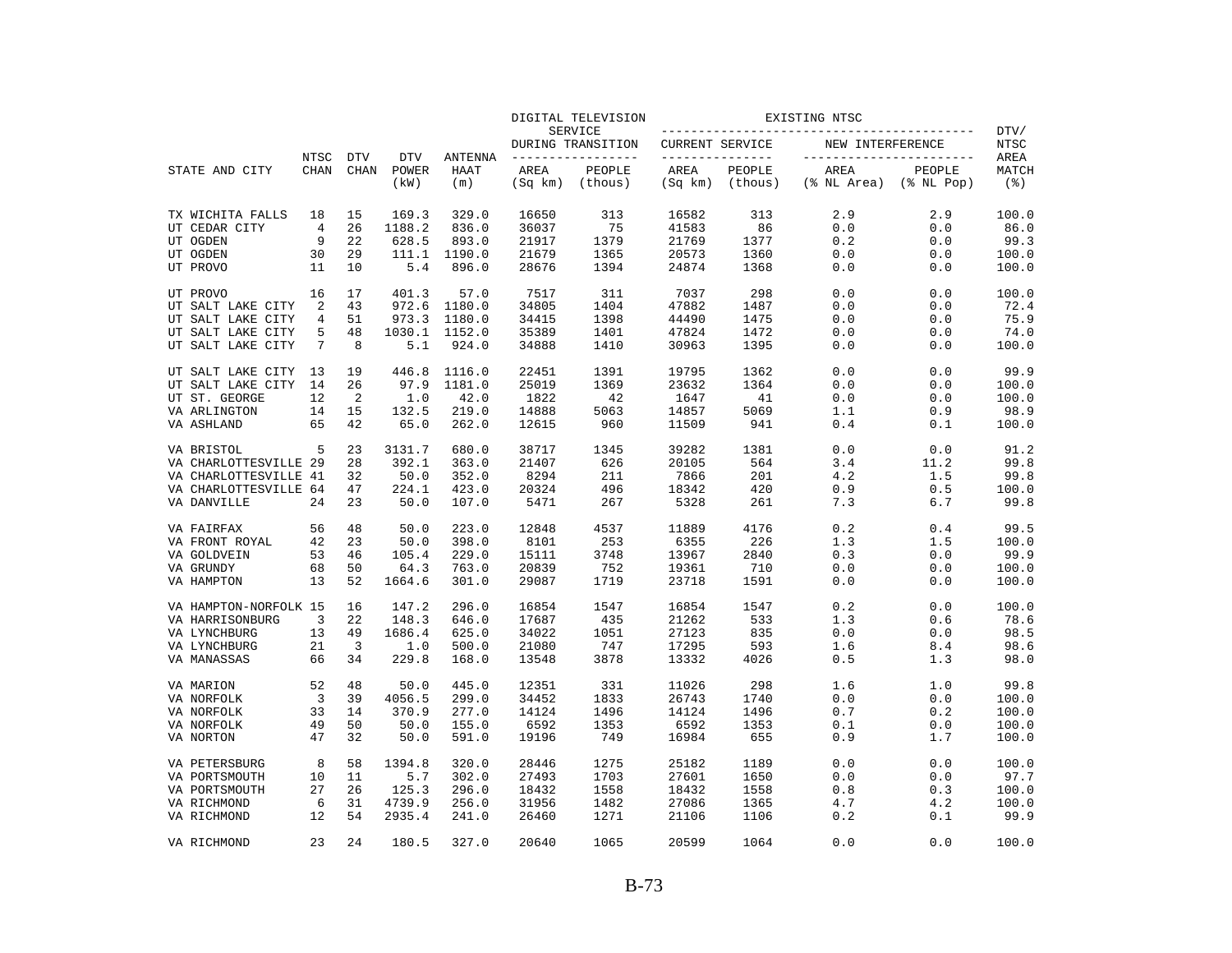| STATE AND CITY | NTSC CHAN | DTV CHAN | DTV POWER (kW) | ANTENNA HAAT (m) | DIGITAL TELEVISION SERVICE DURING TRANSITION AREA (Sq km) | DIGITAL TELEVISION SERVICE DURING TRANSITION PEOPLE (thous) | EXISTING NTSC CURRENT SERVICE AREA (Sq km) | EXISTING NTSC CURRENT SERVICE PEOPLE (thous) | EXISTING NTSC NEW INTERFERENCE AREA (% NL Area) | EXISTING NTSC NEW INTERFERENCE PEOPLE (% NL Pop) | DTV/ NTSC AREA MATCH (%) |
|---|---|---|---|---|---|---|---|---|---|---|---|
| TX WICHITA FALLS | 18 | 15 | 169.3 | 329.0 | 16650 | 313 | 16582 | 313 | 2.9 | 2.9 | 100.0 |
| UT CEDAR CITY | 4 | 26 | 1188.2 | 836.0 | 36037 | 75 | 41583 | 86 | 0.0 | 0.0 | 86.0 |
| UT OGDEN | 9 | 22 | 628.5 | 893.0 | 21917 | 1379 | 21769 | 1377 | 0.2 | 0.0 | 99.3 |
| UT OGDEN | 30 | 29 | 111.1 | 1190.0 | 21679 | 1365 | 20573 | 1360 | 0.0 | 0.0 | 100.0 |
| UT PROVO | 11 | 10 | 5.4 | 896.0 | 28676 | 1394 | 24874 | 1368 | 0.0 | 0.0 | 100.0 |
| UT PROVO | 16 | 17 | 401.3 | 57.0 | 7517 | 311 | 7037 | 298 | 0.0 | 0.0 | 100.0 |
| UT SALT LAKE CITY | 2 | 43 | 972.6 | 1180.0 | 34805 | 1404 | 47882 | 1487 | 0.0 | 0.0 | 72.4 |
| UT SALT LAKE CITY | 4 | 51 | 973.3 | 1180.0 | 34415 | 1398 | 44490 | 1475 | 0.0 | 0.0 | 75.9 |
| UT SALT LAKE CITY | 5 | 48 | 1030.1 | 1152.0 | 35389 | 1401 | 47824 | 1472 | 0.0 | 0.0 | 74.0 |
| UT SALT LAKE CITY | 7 | 8 | 5.1 | 924.0 | 34888 | 1410 | 30963 | 1395 | 0.0 | 0.0 | 100.0 |
| UT SALT LAKE CITY | 13 | 19 | 446.8 | 1116.0 | 22451 | 1391 | 19795 | 1362 | 0.0 | 0.0 | 99.9 |
| UT SALT LAKE CITY | 14 | 26 | 97.9 | 1181.0 | 25019 | 1369 | 23632 | 1364 | 0.0 | 0.0 | 100.0 |
| UT ST. GEORGE | 12 | 2 | 1.0 | 42.0 | 1822 | 42 | 1647 | 41 | 0.0 | 0.0 | 100.0 |
| VA ARLINGTON | 14 | 15 | 132.5 | 219.0 | 14888 | 5063 | 14857 | 5069 | 1.1 | 0.9 | 98.9 |
| VA ASHLAND | 65 | 42 | 65.0 | 262.0 | 12615 | 960 | 11509 | 941 | 0.4 | 0.1 | 100.0 |
| VA BRISTOL | 5 | 23 | 3131.7 | 680.0 | 38717 | 1345 | 39282 | 1381 | 0.0 | 0.0 | 91.2 |
| VA CHARLOTTESVILLE | 29 | 28 | 392.1 | 363.0 | 21407 | 626 | 20105 | 564 | 3.4 | 11.2 | 99.8 |
| VA CHARLOTTESVILLE | 41 | 32 | 50.0 | 352.0 | 8294 | 211 | 7866 | 201 | 4.2 | 1.5 | 99.8 |
| VA CHARLOTTESVILLE | 64 | 47 | 224.1 | 423.0 | 20324 | 496 | 18342 | 420 | 0.9 | 0.5 | 100.0 |
| VA DANVILLE | 24 | 23 | 50.0 | 107.0 | 5471 | 267 | 5328 | 261 | 7.3 | 6.7 | 99.8 |
| VA FAIRFAX | 56 | 48 | 50.0 | 223.0 | 12848 | 4537 | 11889 | 4176 | 0.2 | 0.4 | 99.5 |
| VA FRONT ROYAL | 42 | 23 | 50.0 | 398.0 | 8101 | 253 | 6355 | 226 | 1.3 | 1.5 | 100.0 |
| VA GOLDVEIN | 53 | 46 | 105.4 | 229.0 | 15111 | 3748 | 13967 | 2840 | 0.3 | 0.0 | 99.9 |
| VA GRUNDY | 68 | 50 | 64.3 | 763.0 | 20839 | 752 | 19361 | 710 | 0.0 | 0.0 | 100.0 |
| VA HAMPTON | 13 | 52 | 1664.6 | 301.0 | 29087 | 1719 | 23718 | 1591 | 0.0 | 0.0 | 100.0 |
| VA HAMPTON-NORFOLK | 15 | 16 | 147.2 | 296.0 | 16854 | 1547 | 16854 | 1547 | 0.2 | 0.0 | 100.0 |
| VA HARRISONBURG | 3 | 22 | 148.3 | 646.0 | 17687 | 435 | 21262 | 533 | 1.3 | 0.6 | 78.6 |
| VA LYNCHBURG | 13 | 49 | 1686.4 | 625.0 | 34022 | 1051 | 27123 | 835 | 0.0 | 0.0 | 98.5 |
| VA LYNCHBURG | 21 | 3 | 1.0 | 500.0 | 21080 | 747 | 17295 | 593 | 1.6 | 8.4 | 98.6 |
| VA MANASSAS | 66 | 34 | 229.8 | 168.0 | 13548 | 3878 | 13332 | 4026 | 0.5 | 1.3 | 98.0 |
| VA MARION | 52 | 48 | 50.0 | 445.0 | 12351 | 331 | 11026 | 298 | 1.6 | 1.0 | 99.8 |
| VA NORFOLK | 3 | 39 | 4056.5 | 299.0 | 34452 | 1833 | 26743 | 1740 | 0.0 | 0.0 | 100.0 |
| VA NORFOLK | 33 | 14 | 370.9 | 277.0 | 14124 | 1496 | 14124 | 1496 | 0.7 | 0.2 | 100.0 |
| VA NORFOLK | 49 | 50 | 50.0 | 155.0 | 6592 | 1353 | 6592 | 1353 | 0.1 | 0.0 | 100.0 |
| VA NORTON | 47 | 32 | 50.0 | 591.0 | 19196 | 749 | 16984 | 655 | 0.9 | 1.7 | 100.0 |
| VA PETERSBURG | 8 | 58 | 1394.8 | 320.0 | 28446 | 1275 | 25182 | 1189 | 0.0 | 0.0 | 100.0 |
| VA PORTSMOUTH | 10 | 11 | 5.7 | 302.0 | 27493 | 1703 | 27601 | 1650 | 0.0 | 0.0 | 97.7 |
| VA PORTSMOUTH | 27 | 26 | 125.3 | 296.0 | 18432 | 1558 | 18432 | 1558 | 0.8 | 0.3 | 100.0 |
| VA RICHMOND | 6 | 31 | 4739.9 | 256.0 | 31956 | 1482 | 27086 | 1365 | 4.7 | 4.2 | 100.0 |
| VA RICHMOND | 12 | 54 | 2935.4 | 241.0 | 26460 | 1271 | 21106 | 1106 | 0.2 | 0.1 | 99.9 |
| VA RICHMOND | 23 | 24 | 180.5 | 327.0 | 20640 | 1065 | 20599 | 1064 | 0.0 | 0.0 | 100.0 |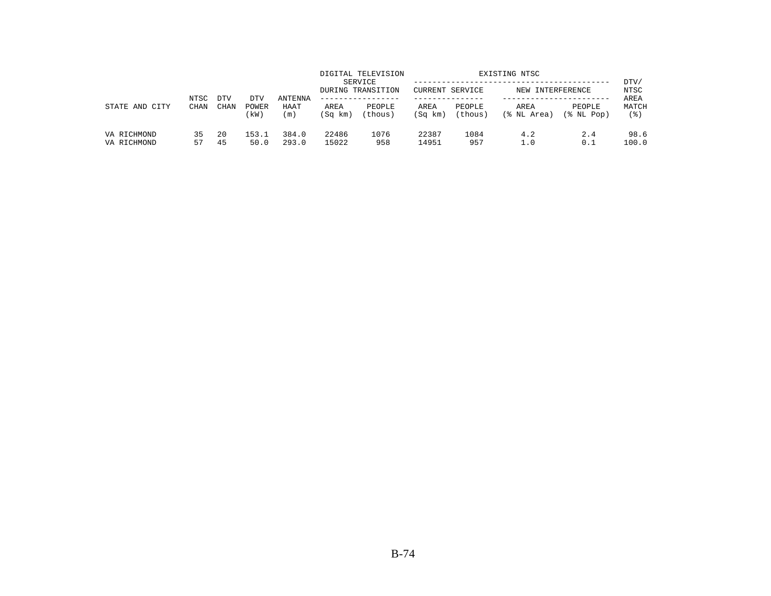| STATE AND CITY | NTSC CHAN | DTV CHAN | DTV POWER (kW) | ANTENNA HAAT (m) | DIGITAL TELEVISION SERVICE DURING TRANSITION | | EXISTING NTSC | | | | DTV/ NTSC AREA MATCH (%) |
|---|---|---|---|---|---|---|---|---|---|---|---|
| | | | | | | | CURRENT SERVICE | | NEW INTERFERENCE | | |
| | | | | | AREA (Sq km) | PEOPLE (thous) | AREA (Sq km) | PEOPLE (thous) | AREA (% NL Area) | PEOPLE (% NL Pop) | |
| VA RICHMOND | 35 | 20 | 153.1 | 384.0 | 22486 | 1076 | 22387 | 1084 | 4.2 | 2.4 | 98.6 |
| VA RICHMOND | 57 | 45 | 50.0 | 293.0 | 15022 | 958 | 14951 | 957 | 1.0 | 0.1 | 100.0 |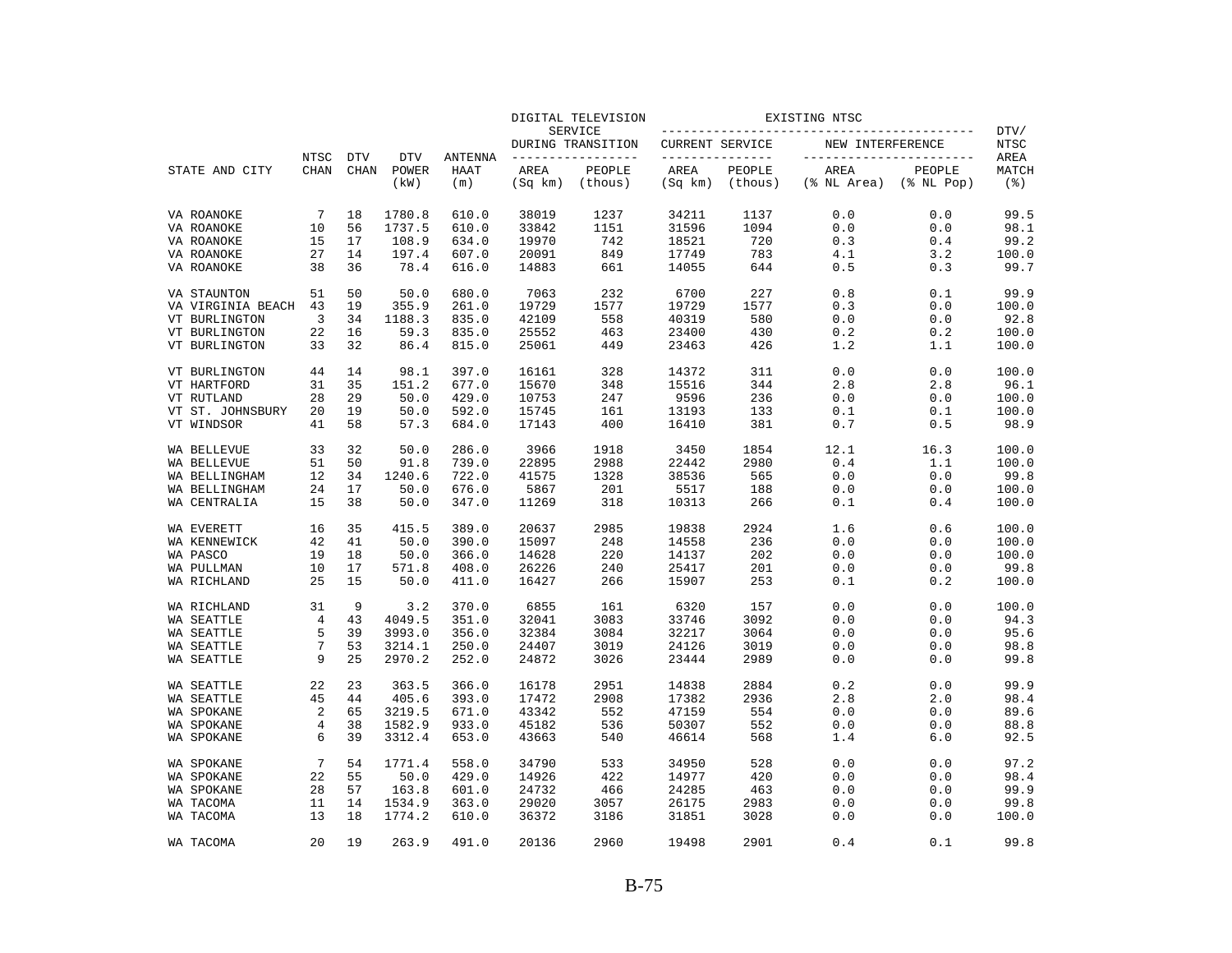| STATE AND CITY | NTSC CHAN | DTV CHAN | DTV POWER (kW) | ANTENNA HAAT (m) | DIGITAL TELEVISION SERVICE DURING TRANSITION AREA (Sq km) | PEOPLE (thous) | EXISTING NTSC CURRENT SERVICE AREA (Sq km) | PEOPLE (thous) | NEW INTERFERENCE AREA (% NL Area) | PEOPLE (% NL Pop) | DTV/ NTSC AREA MATCH (%) |
|---|---|---|---|---|---|---|---|---|---|---|---|
| VA ROANOKE | 7 | 18 | 1780.8 | 610.0 | 38019 | 1237 | 34211 | 1137 | 0.0 | 0.0 | 99.5 |
| VA ROANOKE | 10 | 56 | 1737.5 | 610.0 | 33842 | 1151 | 31596 | 1094 | 0.0 | 0.0 | 98.1 |
| VA ROANOKE | 15 | 17 | 108.9 | 634.0 | 19970 | 742 | 18521 | 720 | 0.3 | 0.4 | 99.2 |
| VA ROANOKE | 27 | 14 | 197.4 | 607.0 | 20091 | 849 | 17749 | 783 | 4.1 | 3.2 | 100.0 |
| VA ROANOKE | 38 | 36 | 78.4 | 616.0 | 14883 | 661 | 14055 | 644 | 0.5 | 0.3 | 99.7 |
| VA STAUNTON | 51 | 50 | 50.0 | 680.0 | 7063 | 232 | 6700 | 227 | 0.8 | 0.1 | 99.9 |
| VA VIRGINIA BEACH | 43 | 19 | 355.9 | 261.0 | 19729 | 1577 | 19729 | 1577 | 0.3 | 0.0 | 100.0 |
| VT BURLINGTON | 3 | 34 | 1188.3 | 835.0 | 42109 | 558 | 40319 | 580 | 0.0 | 0.0 | 92.8 |
| VT BURLINGTON | 22 | 16 | 59.3 | 835.0 | 25552 | 463 | 23400 | 430 | 0.2 | 0.2 | 100.0 |
| VT BURLINGTON | 33 | 32 | 86.4 | 815.0 | 25061 | 449 | 23463 | 426 | 1.2 | 1.1 | 100.0 |
| VT BURLINGTON | 44 | 14 | 98.1 | 397.0 | 16161 | 328 | 14372 | 311 | 0.0 | 0.0 | 100.0 |
| VT HARTFORD | 31 | 35 | 151.2 | 677.0 | 15670 | 348 | 15516 | 344 | 2.8 | 2.8 | 96.1 |
| VT RUTLAND | 28 | 29 | 50.0 | 429.0 | 10753 | 247 | 9596 | 236 | 0.0 | 0.0 | 100.0 |
| VT ST. JOHNSBURY | 20 | 19 | 50.0 | 592.0 | 15745 | 161 | 13193 | 133 | 0.1 | 0.1 | 100.0 |
| VT WINDSOR | 41 | 58 | 57.3 | 684.0 | 17143 | 400 | 16410 | 381 | 0.7 | 0.5 | 98.9 |
| WA BELLEVUE | 33 | 32 | 50.0 | 286.0 | 3966 | 1918 | 3450 | 1854 | 12.1 | 16.3 | 100.0 |
| WA BELLEVUE | 51 | 50 | 91.8 | 739.0 | 22895 | 2988 | 22442 | 2980 | 0.4 | 1.1 | 100.0 |
| WA BELLINGHAM | 12 | 34 | 1240.6 | 722.0 | 41575 | 1328 | 38536 | 565 | 0.0 | 0.0 | 99.8 |
| WA BELLINGHAM | 24 | 17 | 50.0 | 676.0 | 5867 | 201 | 5517 | 188 | 0.0 | 0.0 | 100.0 |
| WA CENTRALIA | 15 | 38 | 50.0 | 347.0 | 11269 | 318 | 10313 | 266 | 0.1 | 0.4 | 100.0 |
| WA EVERETT | 16 | 35 | 415.5 | 389.0 | 20637 | 2985 | 19838 | 2924 | 1.6 | 0.6 | 100.0 |
| WA KENNEWICK | 42 | 41 | 50.0 | 390.0 | 15097 | 248 | 14558 | 236 | 0.0 | 0.0 | 100.0 |
| WA PASCO | 19 | 18 | 50.0 | 366.0 | 14628 | 220 | 14137 | 202 | 0.0 | 0.0 | 100.0 |
| WA PULLMAN | 10 | 17 | 571.8 | 408.0 | 26226 | 240 | 25417 | 201 | 0.0 | 0.0 | 99.8 |
| WA RICHLAND | 25 | 15 | 50.0 | 411.0 | 16427 | 266 | 15907 | 253 | 0.1 | 0.2 | 100.0 |
| WA RICHLAND | 31 | 9 | 3.2 | 370.0 | 6855 | 161 | 6320 | 157 | 0.0 | 0.0 | 100.0 |
| WA SEATTLE | 4 | 43 | 4049.5 | 351.0 | 32041 | 3083 | 33746 | 3092 | 0.0 | 0.0 | 94.3 |
| WA SEATTLE | 5 | 39 | 3993.0 | 356.0 | 32384 | 3084 | 32217 | 3064 | 0.0 | 0.0 | 95.6 |
| WA SEATTLE | 7 | 53 | 3214.1 | 250.0 | 24407 | 3019 | 24126 | 3019 | 0.0 | 0.0 | 98.8 |
| WA SEATTLE | 9 | 25 | 2970.2 | 252.0 | 24872 | 3026 | 23444 | 2989 | 0.0 | 0.0 | 99.8 |
| WA SEATTLE | 22 | 23 | 363.5 | 366.0 | 16178 | 2951 | 14838 | 2884 | 0.2 | 0.0 | 99.9 |
| WA SEATTLE | 45 | 44 | 405.6 | 393.0 | 17472 | 2908 | 17382 | 2936 | 2.8 | 2.0 | 98.4 |
| WA SPOKANE | 2 | 65 | 3219.5 | 671.0 | 43342 | 552 | 47159 | 554 | 0.0 | 0.0 | 89.6 |
| WA SPOKANE | 4 | 38 | 1582.9 | 933.0 | 45182 | 536 | 50307 | 552 | 0.0 | 0.0 | 88.8 |
| WA SPOKANE | 6 | 39 | 3312.4 | 653.0 | 43663 | 540 | 46614 | 568 | 1.4 | 6.0 | 92.5 |
| WA SPOKANE | 7 | 54 | 1771.4 | 558.0 | 34790 | 533 | 34950 | 528 | 0.0 | 0.0 | 97.2 |
| WA SPOKANE | 22 | 55 | 50.0 | 429.0 | 14926 | 422 | 14977 | 420 | 0.0 | 0.0 | 98.4 |
| WA SPOKANE | 28 | 57 | 163.8 | 601.0 | 24732 | 466 | 24285 | 463 | 0.0 | 0.0 | 99.9 |
| WA TACOMA | 11 | 14 | 1534.9 | 363.0 | 29020 | 3057 | 26175 | 2983 | 0.0 | 0.0 | 99.8 |
| WA TACOMA | 13 | 18 | 1774.2 | 610.0 | 36372 | 3186 | 31851 | 3028 | 0.0 | 0.0 | 100.0 |
| WA TACOMA | 20 | 19 | 263.9 | 491.0 | 20136 | 2960 | 19498 | 2901 | 0.4 | 0.1 | 99.8 |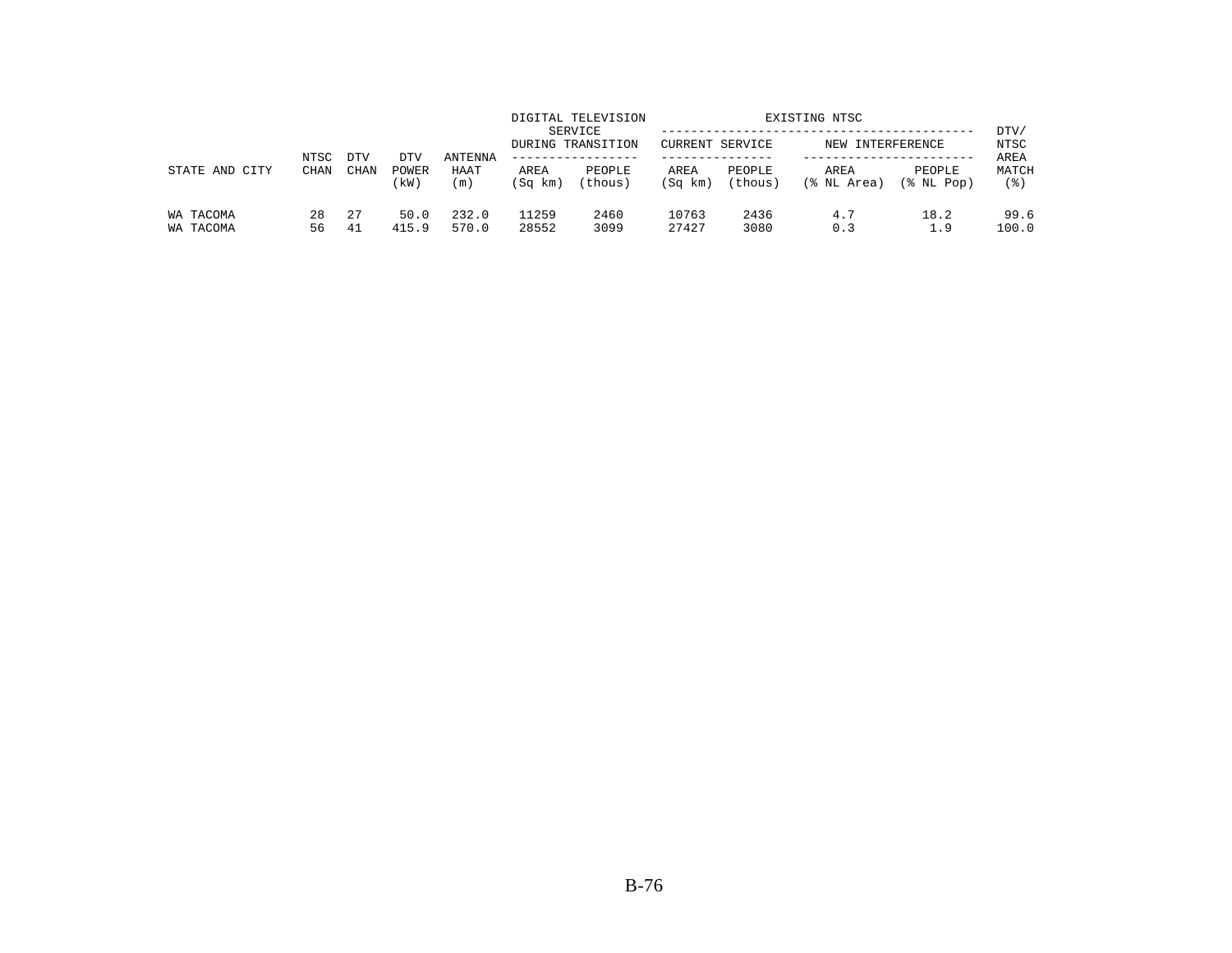| STATE AND CITY | NTSC CHAN | DTV CHAN | DTV POWER (kW) | ANTENNA HAAT (m) | DIGITAL TELEVISION SERVICE DURING TRANSITION | | EXISTING NTSC | | | | DTV/ NTSC AREA MATCH (%) |
|---|---|---|---|---|---|---|---|---|---|---|---|
| | | | | | | | CURRENT SERVICE | | NEW INTERFERENCE | | |
| | | | | | AREA (Sq km) | PEOPLE (thous) | AREA (Sq km) | PEOPLE (thous) | AREA (% NL Area) | PEOPLE (% NL Pop) | |
| WA TACOMA | 28 | 27 | 50.0 | 232.0 | 11259 | 2460 | 10763 | 2436 | 4.7 | 18.2 | 99.6 |
| WA TACOMA | 56 | 41 | 415.9 | 570.0 | 28552 | 3099 | 27427 | 3080 | 0.3 | 1.9 | 100.0 |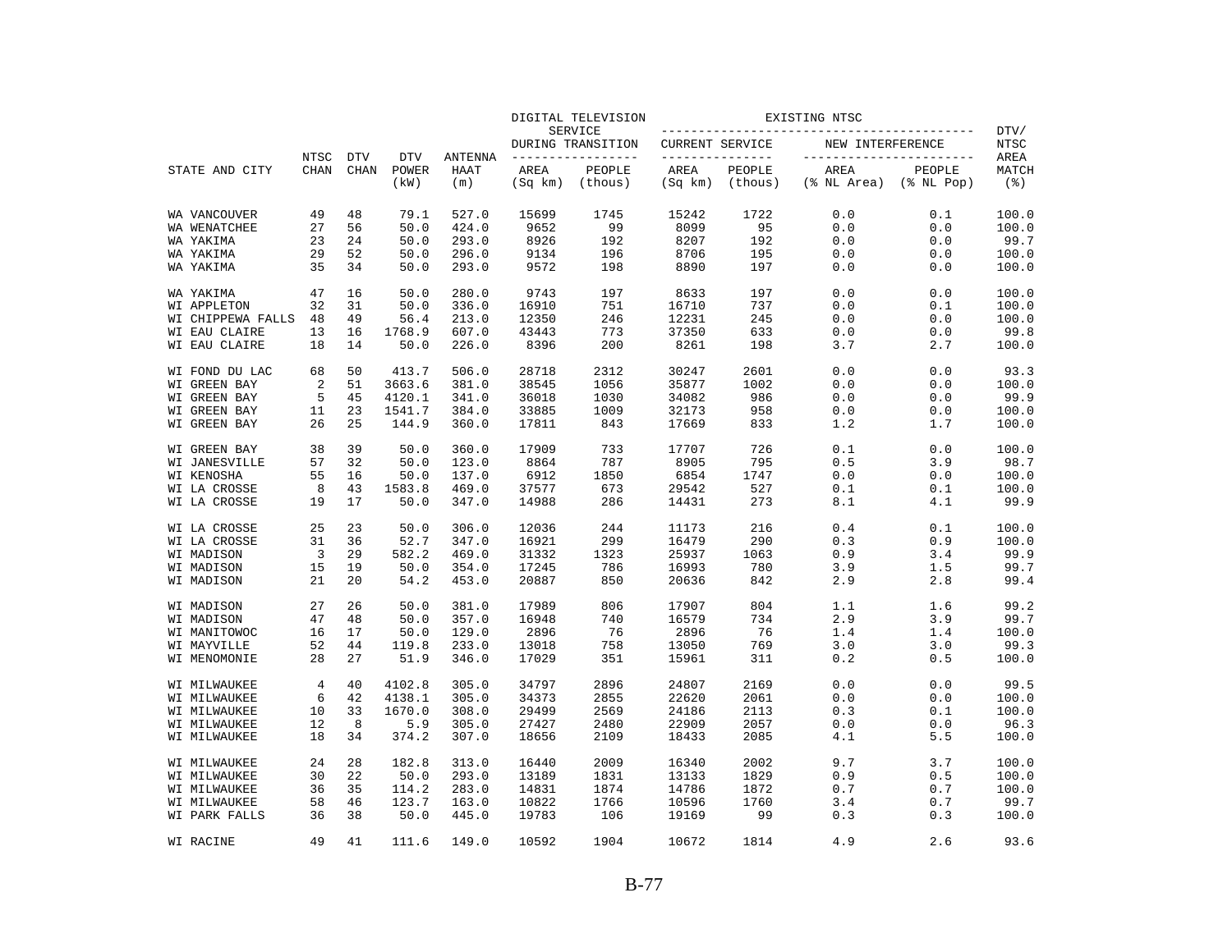| STATE AND CITY | NTSC CHAN | DTV CHAN | DTV POWER (kW) | ANTENNA HAAT (m) | DIGITAL TELEVISION SERVICE DURING TRANSITION AREA (Sq km) | DIGITAL TELEVISION SERVICE DURING TRANSITION PEOPLE (thous) | EXISTING NTSC CURRENT SERVICE AREA (Sq km) | EXISTING NTSC CURRENT SERVICE PEOPLE (thous) | EXISTING NTSC NEW INTERFERENCE AREA (% NL Area) | EXISTING NTSC NEW INTERFERENCE PEOPLE (% NL Pop) | DTV/ NTSC AREA MATCH (%) |
|---|---|---|---|---|---|---|---|---|---|---|---|
| WA VANCOUVER | 49 | 48 | 79.1 | 527.0 | 15699 | 1745 | 15242 | 1722 | 0.0 | 0.1 | 100.0 |
| WA WENATCHEE | 27 | 56 | 50.0 | 424.0 | 9652 | 99 | 8099 | 95 | 0.0 | 0.0 | 100.0 |
| WA YAKIMA | 23 | 24 | 50.0 | 293.0 | 8926 | 192 | 8207 | 192 | 0.0 | 0.0 | 99.7 |
| WA YAKIMA | 29 | 52 | 50.0 | 296.0 | 9134 | 196 | 8706 | 195 | 0.0 | 0.0 | 100.0 |
| WA YAKIMA | 35 | 34 | 50.0 | 293.0 | 9572 | 198 | 8890 | 197 | 0.0 | 0.0 | 100.0 |
| WA YAKIMA | 47 | 16 | 50.0 | 280.0 | 9743 | 197 | 8633 | 197 | 0.0 | 0.0 | 100.0 |
| WI APPLETON | 32 | 31 | 50.0 | 336.0 | 16910 | 751 | 16710 | 737 | 0.0 | 0.1 | 100.0 |
| WI CHIPPEWA FALLS | 48 | 49 | 56.4 | 213.0 | 12350 | 246 | 12231 | 245 | 0.0 | 0.0 | 100.0 |
| WI EAU CLAIRE | 13 | 16 | 1768.9 | 607.0 | 43443 | 773 | 37350 | 633 | 0.0 | 0.0 | 99.8 |
| WI EAU CLAIRE | 18 | 14 | 50.0 | 226.0 | 8396 | 200 | 8261 | 198 | 3.7 | 2.7 | 100.0 |
| WI FOND DU LAC | 68 | 50 | 413.7 | 506.0 | 28718 | 2312 | 30247 | 2601 | 0.0 | 0.0 | 93.3 |
| WI GREEN BAY | 2 | 51 | 3663.6 | 381.0 | 38545 | 1056 | 35877 | 1002 | 0.0 | 0.0 | 100.0 |
| WI GREEN BAY | 5 | 45 | 4120.1 | 341.0 | 36018 | 1030 | 34082 | 986 | 0.0 | 0.0 | 99.9 |
| WI GREEN BAY | 11 | 23 | 1541.7 | 384.0 | 33885 | 1009 | 32173 | 958 | 0.0 | 0.0 | 100.0 |
| WI GREEN BAY | 26 | 25 | 144.9 | 360.0 | 17811 | 843 | 17669 | 833 | 1.2 | 1.7 | 100.0 |
| WI GREEN BAY | 38 | 39 | 50.0 | 360.0 | 17909 | 733 | 17707 | 726 | 0.1 | 0.0 | 100.0 |
| WI JANESVILLE | 57 | 32 | 50.0 | 123.0 | 8864 | 787 | 8905 | 795 | 0.5 | 3.9 | 98.7 |
| WI KENOSHA | 55 | 16 | 50.0 | 137.0 | 6912 | 1850 | 6854 | 1747 | 0.0 | 0.0 | 100.0 |
| WI LA CROSSE | 8 | 43 | 1583.8 | 469.0 | 37577 | 673 | 29542 | 527 | 0.1 | 0.1 | 100.0 |
| WI LA CROSSE | 19 | 17 | 50.0 | 347.0 | 14988 | 286 | 14431 | 273 | 8.1 | 4.1 | 99.9 |
| WI LA CROSSE | 25 | 23 | 50.0 | 306.0 | 12036 | 244 | 11173 | 216 | 0.4 | 0.1 | 100.0 |
| WI LA CROSSE | 31 | 36 | 52.7 | 347.0 | 16921 | 299 | 16479 | 290 | 0.3 | 0.9 | 100.0 |
| WI MADISON | 3 | 29 | 582.2 | 469.0 | 31332 | 1323 | 25937 | 1063 | 0.9 | 3.4 | 99.9 |
| WI MADISON | 15 | 19 | 50.0 | 354.0 | 17245 | 786 | 16993 | 780 | 3.9 | 1.5 | 99.7 |
| WI MADISON | 21 | 20 | 54.2 | 453.0 | 20887 | 850 | 20636 | 842 | 2.9 | 2.8 | 99.4 |
| WI MADISON | 27 | 26 | 50.0 | 381.0 | 17989 | 806 | 17907 | 804 | 1.1 | 1.6 | 99.2 |
| WI MADISON | 47 | 48 | 50.0 | 357.0 | 16948 | 740 | 16579 | 734 | 2.9 | 3.9 | 99.7 |
| WI MANITOWOC | 16 | 17 | 50.0 | 129.0 | 2896 | 76 | 2896 | 76 | 1.4 | 1.4 | 100.0 |
| WI MAYVILLE | 52 | 44 | 119.8 | 233.0 | 13018 | 758 | 13050 | 769 | 3.0 | 3.0 | 99.3 |
| WI MENOMONIE | 28 | 27 | 51.9 | 346.0 | 17029 | 351 | 15961 | 311 | 0.2 | 0.5 | 100.0 |
| WI MILWAUKEE | 4 | 40 | 4102.8 | 305.0 | 34797 | 2896 | 24807 | 2169 | 0.0 | 0.0 | 99.5 |
| WI MILWAUKEE | 6 | 42 | 4138.1 | 305.0 | 34373 | 2855 | 22620 | 2061 | 0.0 | 0.0 | 100.0 |
| WI MILWAUKEE | 10 | 33 | 1670.0 | 308.0 | 29499 | 2569 | 24186 | 2113 | 0.3 | 0.1 | 100.0 |
| WI MILWAUKEE | 12 | 8 | 5.9 | 305.0 | 27427 | 2480 | 22909 | 2057 | 0.0 | 0.0 | 96.3 |
| WI MILWAUKEE | 18 | 34 | 374.2 | 307.0 | 18656 | 2109 | 18433 | 2085 | 4.1 | 5.5 | 100.0 |
| WI MILWAUKEE | 24 | 28 | 182.8 | 313.0 | 16440 | 2009 | 16340 | 2002 | 9.7 | 3.7 | 100.0 |
| WI MILWAUKEE | 30 | 22 | 50.0 | 293.0 | 13189 | 1831 | 13133 | 1829 | 0.9 | 0.5 | 100.0 |
| WI MILWAUKEE | 36 | 35 | 114.2 | 283.0 | 14831 | 1874 | 14786 | 1872 | 0.7 | 0.7 | 100.0 |
| WI MILWAUKEE | 58 | 46 | 123.7 | 163.0 | 10822 | 1766 | 10596 | 1760 | 3.4 | 0.7 | 99.7 |
| WI PARK FALLS | 36 | 38 | 50.0 | 445.0 | 19783 | 106 | 19169 | 99 | 0.3 | 0.3 | 100.0 |
| WI RACINE | 49 | 41 | 111.6 | 149.0 | 10592 | 1904 | 10672 | 1814 | 4.9 | 2.6 | 93.6 |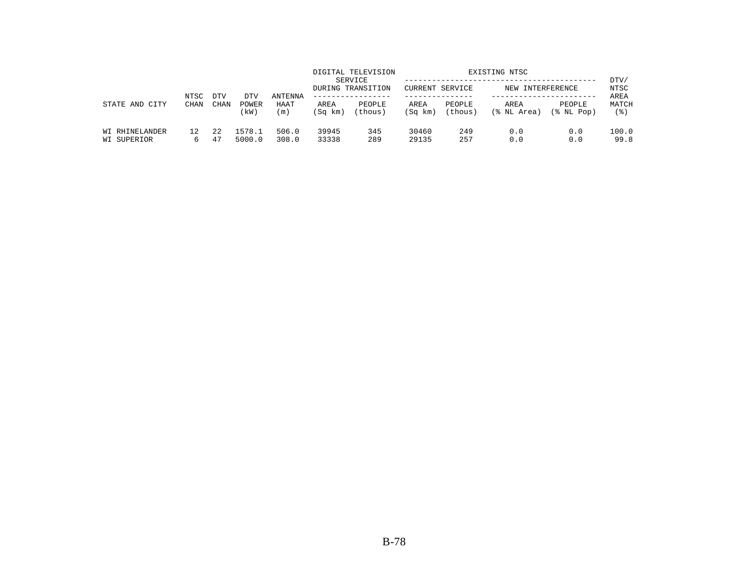| STATE AND CITY | NTSC CHAN | DTV CHAN | DTV POWER (kW) | ANTENNA HAAT (m) | DIGITAL TELEVISION SERVICE DURING TRANSITION | | EXISTING NTSC | | | | DTV/ NTSC AREA MATCH (%) |
|---|---|---|---|---|---|---|---|---|---|---|---|
| | | | | | AREA (Sq km) | PEOPLE (thous) | CURRENT SERVICE | | NEW INTERFERENCE | | |
| | | | | | | | AREA (Sq km) | PEOPLE (thous) | AREA (% NL Area) | PEOPLE (% NL Pop) | |
| WI RHINELANDER | 12 | 22 | 1578.1 | 506.0 | 39945 | 345 | 30460 | 249 | 0.0 | 0.0 | 100.0 |
| WI SUPERIOR | 6 | 47 | 5000.0 | 308.0 | 33338 | 289 | 29135 | 257 | 0.0 | 0.0 | 99.8 |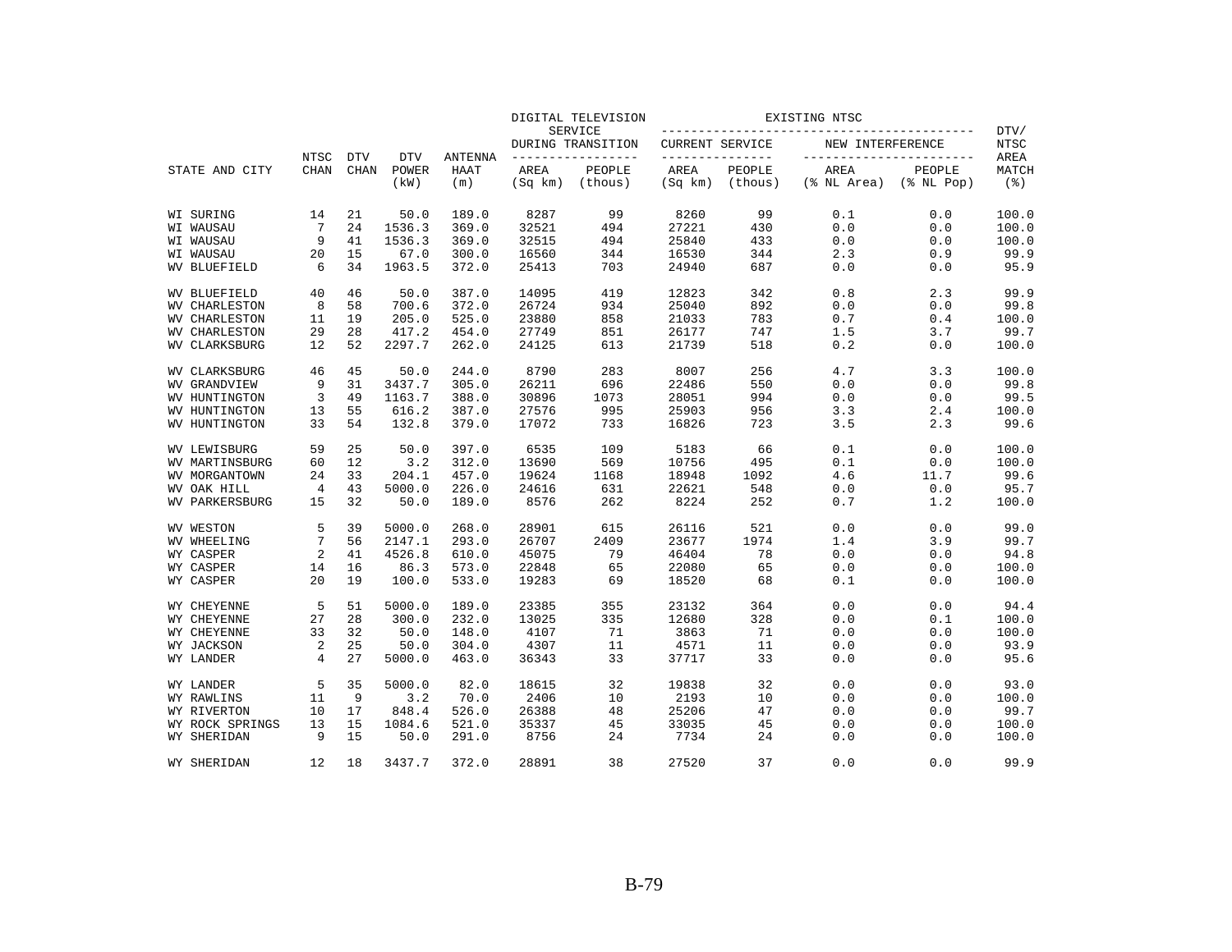| STATE AND CITY | NTSC CHAN | DTV CHAN | DTV POWER (kW) | ANTENNA HAAT (m) | DIGITAL TELEVISION SERVICE DURING TRANSITION AREA (Sq km) | PEOPLE (thous) | EXISTING NTSC CURRENT SERVICE AREA (Sq km) | PEOPLE (thous) | NEW INTERFERENCE AREA (% NL Area) | PEOPLE (% NL Pop) | DTV/ NTSC AREA MATCH (%) |
|---|---|---|---|---|---|---|---|---|---|---|---|
| WI SURING | 14 | 21 | 50.0 | 189.0 | 8287 | 99 | 8260 | 99 | 0.1 | 0.0 | 100.0 |
| WI WAUSAU | 7 | 24 | 1536.3 | 369.0 | 32521 | 494 | 27221 | 430 | 0.0 | 0.0 | 100.0 |
| WI WAUSAU | 9 | 41 | 1536.3 | 369.0 | 32515 | 494 | 25840 | 433 | 0.0 | 0.0 | 100.0 |
| WI WAUSAU | 20 | 15 | 67.0 | 300.0 | 16560 | 344 | 16530 | 344 | 2.3 | 0.9 | 99.9 |
| WV BLUEFIELD | 6 | 34 | 1963.5 | 372.0 | 25413 | 703 | 24940 | 687 | 0.0 | 0.0 | 95.9 |
| WV BLUEFIELD | 40 | 46 | 50.0 | 387.0 | 14095 | 419 | 12823 | 342 | 0.8 | 2.3 | 99.9 |
| WV CHARLESTON | 8 | 58 | 700.6 | 372.0 | 26724 | 934 | 25040 | 892 | 0.0 | 0.0 | 99.8 |
| WV CHARLESTON | 11 | 19 | 205.0 | 525.0 | 23880 | 858 | 21033 | 783 | 0.7 | 0.4 | 100.0 |
| WV CHARLESTON | 29 | 28 | 417.2 | 454.0 | 27749 | 851 | 26177 | 747 | 1.5 | 3.7 | 99.7 |
| WV CLARKSBURG | 12 | 52 | 2297.7 | 262.0 | 24125 | 613 | 21739 | 518 | 0.2 | 0.0 | 100.0 |
| WV CLARKSBURG | 46 | 45 | 50.0 | 244.0 | 8790 | 283 | 8007 | 256 | 4.7 | 3.3 | 100.0 |
| WV GRANDVIEW | 9 | 31 | 3437.7 | 305.0 | 26211 | 696 | 22486 | 550 | 0.0 | 0.0 | 99.8 |
| WV HUNTINGTON | 3 | 49 | 1163.7 | 388.0 | 30896 | 1073 | 28051 | 994 | 0.0 | 0.0 | 99.5 |
| WV HUNTINGTON | 13 | 55 | 616.2 | 387.0 | 27576 | 995 | 25903 | 956 | 3.3 | 2.4 | 100.0 |
| WV HUNTINGTON | 33 | 54 | 132.8 | 379.0 | 17072 | 733 | 16826 | 723 | 3.5 | 2.3 | 99.6 |
| WV LEWISBURG | 59 | 25 | 50.0 | 397.0 | 6535 | 109 | 5183 | 66 | 0.1 | 0.0 | 100.0 |
| WV MARTINSBURG | 60 | 12 | 3.2 | 312.0 | 13690 | 569 | 10756 | 495 | 0.1 | 0.0 | 100.0 |
| WV MORGANTOWN | 24 | 33 | 204.1 | 457.0 | 19624 | 1168 | 18948 | 1092 | 4.6 | 11.7 | 99.6 |
| WV OAK HILL | 4 | 43 | 5000.0 | 226.0 | 24616 | 631 | 22621 | 548 | 0.0 | 0.0 | 95.7 |
| WV PARKERSBURG | 15 | 32 | 50.0 | 189.0 | 8576 | 262 | 8224 | 252 | 0.7 | 1.2 | 100.0 |
| WV WESTON | 5 | 39 | 5000.0 | 268.0 | 28901 | 615 | 26116 | 521 | 0.0 | 0.0 | 99.0 |
| WV WHEELING | 7 | 56 | 2147.1 | 293.0 | 26707 | 2409 | 23677 | 1974 | 1.4 | 3.9 | 99.7 |
| WY CASPER | 2 | 41 | 4526.8 | 610.0 | 45075 | 79 | 46404 | 78 | 0.0 | 0.0 | 94.8 |
| WY CASPER | 14 | 16 | 86.3 | 573.0 | 22848 | 65 | 22080 | 65 | 0.0 | 0.0 | 100.0 |
| WY CASPER | 20 | 19 | 100.0 | 533.0 | 19283 | 69 | 18520 | 68 | 0.1 | 0.0 | 100.0 |
| WY CHEYENNE | 5 | 51 | 5000.0 | 189.0 | 23385 | 355 | 23132 | 364 | 0.0 | 0.0 | 94.4 |
| WY CHEYENNE | 27 | 28 | 300.0 | 232.0 | 13025 | 335 | 12680 | 328 | 0.0 | 0.1 | 100.0 |
| WY CHEYENNE | 33 | 32 | 50.0 | 148.0 | 4107 | 71 | 3863 | 71 | 0.0 | 0.0 | 100.0 |
| WY JACKSON | 2 | 25 | 50.0 | 304.0 | 4307 | 11 | 4571 | 11 | 0.0 | 0.0 | 93.9 |
| WY LANDER | 4 | 27 | 5000.0 | 463.0 | 36343 | 33 | 37717 | 33 | 0.0 | 0.0 | 95.6 |
| WY LANDER | 5 | 35 | 5000.0 | 82.0 | 18615 | 32 | 19838 | 32 | 0.0 | 0.0 | 93.0 |
| WY RAWLINS | 11 | 9 | 3.2 | 70.0 | 2406 | 10 | 2193 | 10 | 0.0 | 0.0 | 100.0 |
| WY RIVERTON | 10 | 17 | 848.4 | 526.0 | 26388 | 48 | 25206 | 47 | 0.0 | 0.0 | 99.7 |
| WY ROCK SPRINGS | 13 | 15 | 1084.6 | 521.0 | 35337 | 45 | 33035 | 45 | 0.0 | 0.0 | 100.0 |
| WY SHERIDAN | 9 | 15 | 50.0 | 291.0 | 8756 | 24 | 7734 | 24 | 0.0 | 0.0 | 100.0 |
| WY SHERIDAN | 12 | 18 | 3437.7 | 372.0 | 28891 | 38 | 27520 | 37 | 0.0 | 0.0 | 99.9 |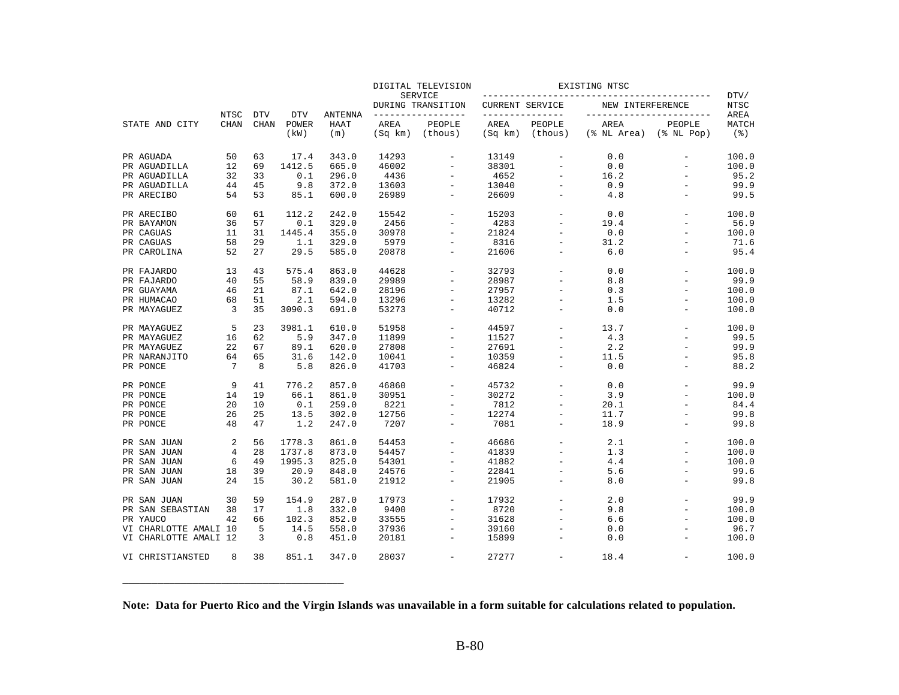| STATE AND CITY | NTSC CHAN | DTV CHAN | DTV POWER (kW) | ANTENNA HAAT (m) | DIGITAL TELEVISION SERVICE DURING TRANSITION AREA (Sq km) | DIGITAL TELEVISION SERVICE DURING TRANSITION PEOPLE (thous) | EXISTING NTSC CURRENT SERVICE AREA (Sq km) | EXISTING NTSC CURRENT SERVICE PEOPLE (thous) | EXISTING NTSC NEW INTERFERENCE AREA (% NL Area) | EXISTING NTSC NEW INTERFERENCE PEOPLE (% NL Pop) | DTV/ NTSC AREA MATCH (%) |
|---|---|---|---|---|---|---|---|---|---|---|---|
| PR AGUADA | 50 | 63 | 17.4 | 343.0 | 14293 | - | 13149 | - | 0.0 | - | 100.0 |
| PR AGUADILLA | 12 | 69 | 1412.5 | 665.0 | 46002 | - | 38301 | - | 0.0 | - | 100.0 |
| PR AGUADILLA | 32 | 33 | 0.1 | 296.0 | 4436 | - | 4652 | - | 16.2 | - | 95.2 |
| PR AGUADILLA | 44 | 45 | 9.8 | 372.0 | 13603 | - | 13040 | - | 0.9 | - | 99.9 |
| PR ARECIBO | 54 | 53 | 85.1 | 600.0 | 26989 | - | 26609 | - | 4.8 | - | 99.5 |
| PR ARECIBO | 60 | 61 | 112.2 | 242.0 | 15542 | - | 15203 | - | 0.0 | - | 100.0 |
| PR BAYAMON | 36 | 57 | 0.1 | 329.0 | 2456 | - | 4283 | - | 19.4 | - | 56.9 |
| PR CAGUAS | 11 | 31 | 1445.4 | 355.0 | 30978 | - | 21824 | - | 0.0 | - | 100.0 |
| PR CAGUAS | 58 | 29 | 1.1 | 329.0 | 5979 | - | 8316 | - | 31.2 | - | 71.6 |
| PR CAROLINA | 52 | 27 | 29.5 | 585.0 | 20878 | - | 21606 | - | 6.0 | - | 95.4 |
| PR FAJARDO | 13 | 43 | 575.4 | 863.0 | 44628 | - | 32793 | - | 0.0 | - | 100.0 |
| PR FAJARDO | 40 | 55 | 58.9 | 839.0 | 29989 | - | 28987 | - | 8.8 | - | 99.9 |
| PR GUAYAMA | 46 | 21 | 87.1 | 642.0 | 28196 | - | 27957 | - | 0.3 | - | 100.0 |
| PR HUMACAO | 68 | 51 | 2.1 | 594.0 | 13296 | - | 13282 | - | 1.5 | - | 100.0 |
| PR MAYAGUEZ | 3 | 35 | 3090.3 | 691.0 | 53273 | - | 40712 | - | 0.0 | - | 100.0 |
| PR MAYAGUEZ | 5 | 23 | 3981.1 | 610.0 | 51958 | - | 44597 | - | 13.7 | - | 100.0 |
| PR MAYAGUEZ | 16 | 62 | 5.9 | 347.0 | 11899 | - | 11527 | - | 4.3 | - | 99.5 |
| PR MAYAGUEZ | 22 | 67 | 89.1 | 620.0 | 27808 | - | 27691 | - | 2.2 | - | 99.9 |
| PR NARANJITO | 64 | 65 | 31.6 | 142.0 | 10041 | - | 10359 | - | 11.5 | - | 95.8 |
| PR PONCE | 7 | 8 | 5.8 | 826.0 | 41703 | - | 46824 | - | 0.0 | - | 88.2 |
| PR PONCE | 9 | 41 | 776.2 | 857.0 | 46860 | - | 45732 | - | 0.0 | - | 99.9 |
| PR PONCE | 14 | 19 | 66.1 | 861.0 | 30951 | - | 30272 | - | 3.9 | - | 100.0 |
| PR PONCE | 20 | 10 | 0.1 | 259.0 | 8221 | - | 7812 | - | 20.1 | - | 84.4 |
| PR PONCE | 26 | 25 | 13.5 | 302.0 | 12756 | - | 12274 | - | 11.7 | - | 99.8 |
| PR PONCE | 48 | 47 | 1.2 | 247.0 | 7207 | - | 7081 | - | 18.9 | - | 99.8 |
| PR SAN JUAN | 2 | 56 | 1778.3 | 861.0 | 54453 | - | 46686 | - | 2.1 | - | 100.0 |
| PR SAN JUAN | 4 | 28 | 1737.8 | 873.0 | 54457 | - | 41839 | - | 1.3 | - | 100.0 |
| PR SAN JUAN | 6 | 49 | 1995.3 | 825.0 | 54301 | - | 41882 | - | 4.4 | - | 100.0 |
| PR SAN JUAN | 18 | 39 | 20.9 | 848.0 | 24576 | - | 22841 | - | 5.6 | - | 99.6 |
| PR SAN JUAN | 24 | 15 | 30.2 | 581.0 | 21912 | - | 21905 | - | 8.0 | - | 99.8 |
| PR SAN JUAN | 30 | 59 | 154.9 | 287.0 | 17973 | - | 17932 | - | 2.0 | - | 99.9 |
| PR SAN SEBASTIAN | 38 | 17 | 1.8 | 332.0 | 9400 | - | 8720 | - | 9.8 | - | 100.0 |
| PR YAUCO | 42 | 66 | 102.3 | 852.0 | 33555 | - | 31628 | - | 6.6 | - | 100.0 |
| VI CHARLOTTE AMALI | 10 | 5 | 14.5 | 558.0 | 37936 | - | 39160 | - | 0.0 | - | 96.7 |
| VI CHARLOTTE AMALI | 12 | 3 | 0.8 | 451.0 | 20181 | - | 15899 | - | 0.0 | - | 100.0 |
| VI CHRISTIANSTED | 8 | 38 | 851.1 | 347.0 | 28037 | - | 27277 | - | 18.4 | - | 100.0 |

**Note: Data for Puerto Rico and the Virgin Islands was unavailable in a form suitable for calculations related to population.**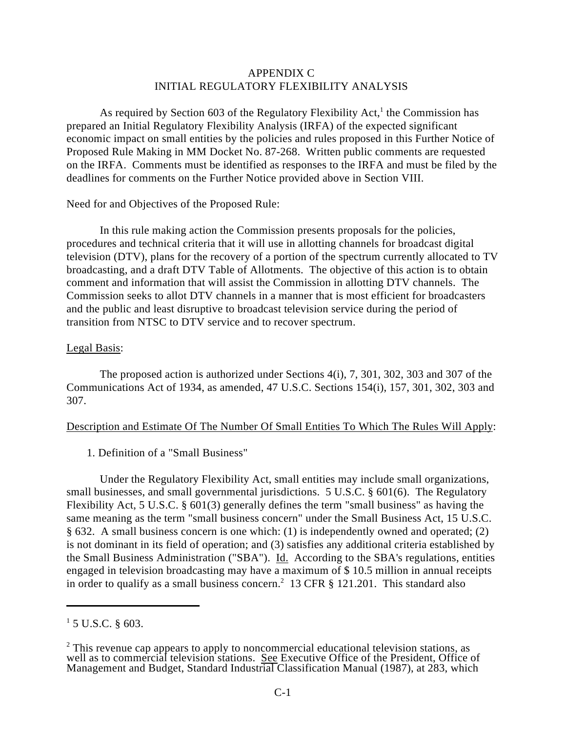# APPENDIX C
# INITIAL REGULATORY FLEXIBILITY ANALYSIS

As required by Section 603 of the Regulatory Flexibility Act,[1] the Commission has prepared an Initial Regulatory Flexibility Analysis (IRFA) of the expected significant economic impact on small entities by the policies and rules proposed in this Further Notice of Proposed Rule Making in MM Docket No. 87-268. Written public comments are requested on the IRFA. Comments must be identified as responses to the IRFA and must be filed by the deadlines for comments on the Further Notice provided above in Section VIII.

Need for and Objectives of the Proposed Rule:

In this rule making action the Commission presents proposals for the policies, procedures and technical criteria that it will use in allotting channels for broadcast digital television (DTV), plans for the recovery of a portion of the spectrum currently allocated to TV broadcasting, and a draft DTV Table of Allotments. The objective of this action is to obtain comment and information that will assist the Commission in allotting DTV channels. The Commission seeks to allot DTV channels in a manner that is most efficient for broadcasters and the public and least disruptive to broadcast television service during the period of transition from NTSC to DTV service and to recover spectrum.

Legal Basis:

The proposed action is authorized under Sections 4(i), 7, 301, 302, 303 and 307 of the Communications Act of 1934, as amended, 47 U.S.C. Sections 154(i), 157, 301, 302, 303 and 307.

Description and Estimate Of The Number Of Small Entities To Which The Rules Will Apply:

1. Definition of a "Small Business"

Under the Regulatory Flexibility Act, small entities may include small organizations, small businesses, and small governmental jurisdictions. 5 U.S.C. § 601(6). The Regulatory Flexibility Act, 5 U.S.C. § 601(3) generally defines the term "small business" as having the same meaning as the term "small business concern" under the Small Business Act, 15 U.S.C. § 632. A small business concern is one which: (1) is independently owned and operated; (2) is not dominant in its field of operation; and (3) satisfies any additional criteria established by the Small Business Administration ("SBA"). Id. According to the SBA's regulations, entities engaged in television broadcasting may have a maximum of $ 10.5 million in annual receipts in order to qualify as a small business concern.[2] 13 CFR § 121.201. This standard also

[1] 5 U.S.C. § 603.

[2] This revenue cap appears to apply to noncommercial educational television stations, as well as to commercial television stations. See Executive Office of the President, Office of Management and Budget, Standard Industrial Classification Manual (1987), at 283, which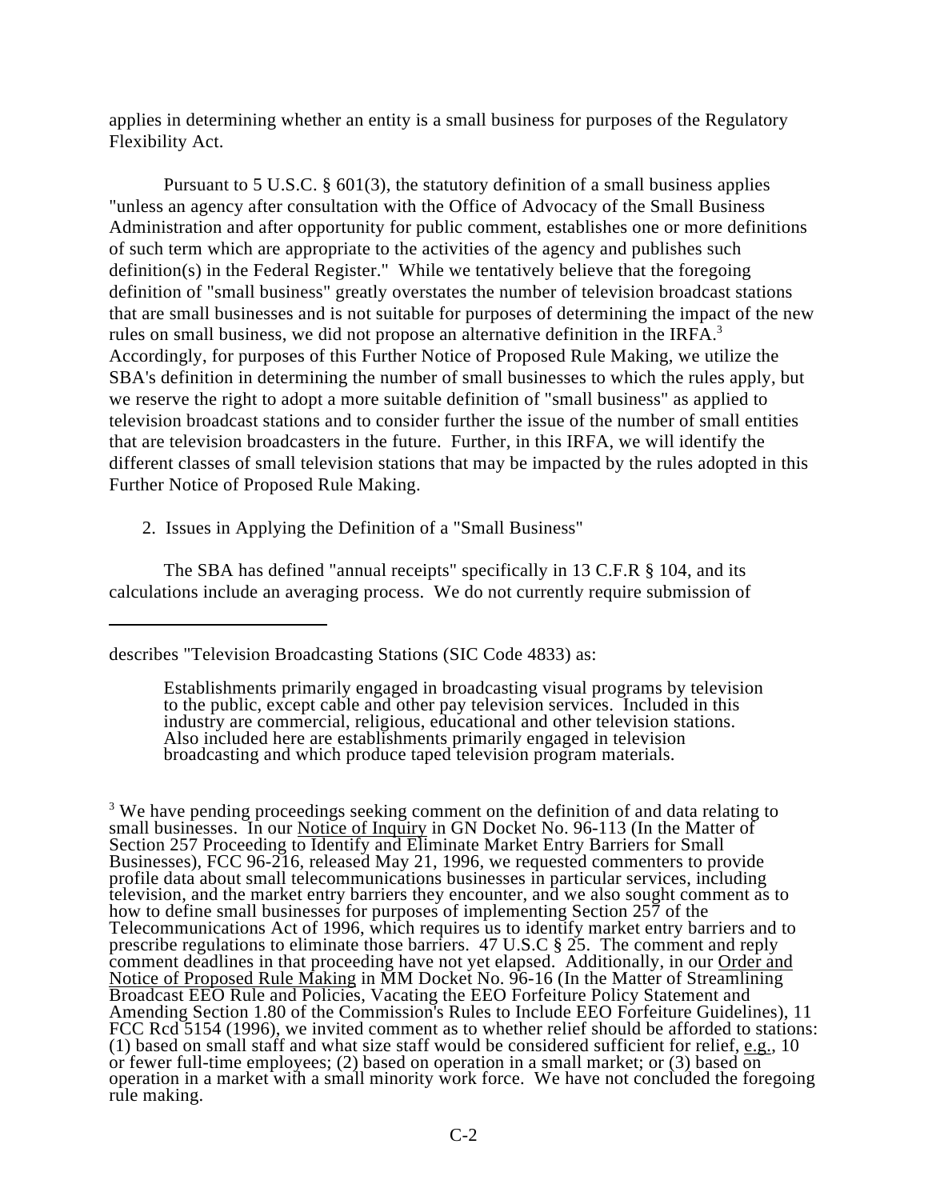applies in determining whether an entity is a small business for purposes of the Regulatory Flexibility Act.

Pursuant to 5 U.S.C. § 601(3), the statutory definition of a small business applies "unless an agency after consultation with the Office of Advocacy of the Small Business Administration and after opportunity for public comment, establishes one or more definitions of such term which are appropriate to the activities of the agency and publishes such definition(s) in the Federal Register." While we tentatively believe that the foregoing definition of "small business" greatly overstates the number of television broadcast stations that are small businesses and is not suitable for purposes of determining the impact of the new rules on small business, we did not propose an alternative definition in the IRFA.[3] Accordingly, for purposes of this Further Notice of Proposed Rule Making, we utilize the SBA's definition in determining the number of small businesses to which the rules apply, but we reserve the right to adopt a more suitable definition of "small business" as applied to television broadcast stations and to consider further the issue of the number of small entities that are television broadcasters in the future. Further, in this IRFA, we will identify the different classes of small television stations that may be impacted by the rules adopted in this Further Notice of Proposed Rule Making.

2. Issues in Applying the Definition of a "Small Business"

The SBA has defined "annual receipts" specifically in 13 C.F.R § 104, and its calculations include an averaging process. We do not currently require submission of

---

describes "Television Broadcasting Stations (SIC Code 4833) as:

> Establishments primarily engaged in broadcasting visual programs by television to the public, except cable and other pay television services. Included in this industry are commercial, religious, educational and other television stations. Also included here are establishments primarily engaged in television broadcasting and which produce taped television program materials.

[3] We have pending proceedings seeking comment on the definition of and data relating to small businesses. In our Notice of Inquiry in GN Docket No. 96-113 (In the Matter of Section 257 Proceeding to Identify and Eliminate Market Entry Barriers for Small Businesses), FCC 96-216, released May 21, 1996, we requested commenters to provide profile data about small telecommunications businesses in particular services, including television, and the market entry barriers they encounter, and we also sought comment as to how to define small businesses for purposes of implementing Section 257 of the Telecommunications Act of 1996, which requires us to identify market entry barriers and to prescribe regulations to eliminate those barriers. 47 U.S.C § 25. The comment and reply comment deadlines in that proceeding have not yet elapsed. Additionally, in our Order and Notice of Proposed Rule Making in MM Docket No. 96-16 (In the Matter of Streamlining Broadcast EEO Rule and Policies, Vacating the EEO Forfeiture Policy Statement and Amending Section 1.80 of the Commission's Rules to Include EEO Forfeiture Guidelines), 11 FCC Rcd 5154 (1996), we invited comment as to whether relief should be afforded to stations: (1) based on small staff and what size staff would be considered sufficient for relief, e.g., 10 or fewer full-time employees; (2) based on operation in a small market; or (3) based on operation in a market with a small minority work force. We have not concluded the foregoing rule making.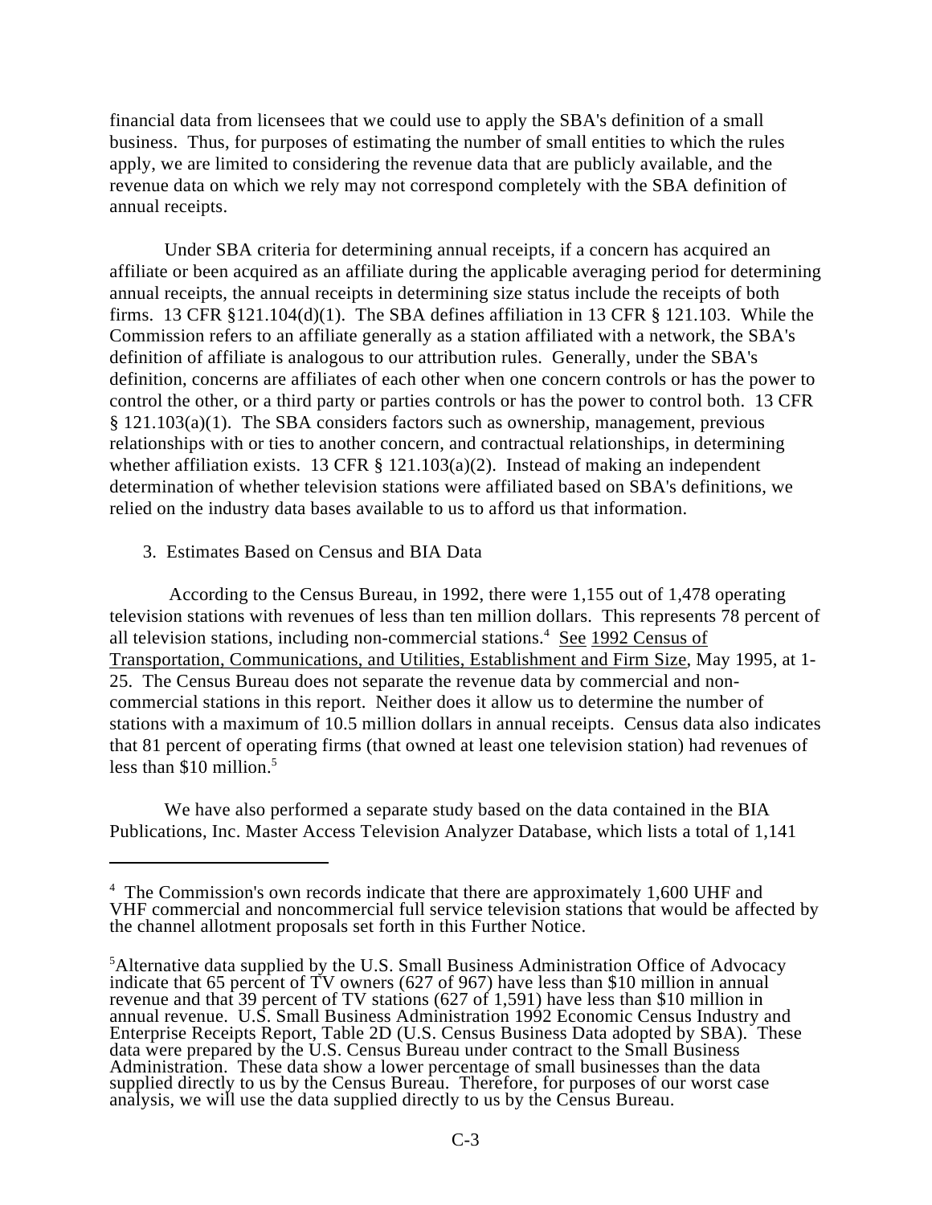financial data from licensees that we could use to apply the SBA's definition of a small business. Thus, for purposes of estimating the number of small entities to which the rules apply, we are limited to considering the revenue data that are publicly available, and the revenue data on which we rely may not correspond completely with the SBA definition of annual receipts.

Under SBA criteria for determining annual receipts, if a concern has acquired an affiliate or been acquired as an affiliate during the applicable averaging period for determining annual receipts, the annual receipts in determining size status include the receipts of both firms. 13 CFR §121.104(d)(1). The SBA defines affiliation in 13 CFR § 121.103. While the Commission refers to an affiliate generally as a station affiliated with a network, the SBA's definition of affiliate is analogous to our attribution rules. Generally, under the SBA's definition, concerns are affiliates of each other when one concern controls or has the power to control the other, or a third party or parties controls or has the power to control both. 13 CFR § 121.103(a)(1). The SBA considers factors such as ownership, management, previous relationships with or ties to another concern, and contractual relationships, in determining whether affiliation exists. 13 CFR § 121.103(a)(2). Instead of making an independent determination of whether television stations were affiliated based on SBA's definitions, we relied on the industry data bases available to us to afford us that information.

3. Estimates Based on Census and BIA Data

According to the Census Bureau, in 1992, there were 1,155 out of 1,478 operating television stations with revenues of less than ten million dollars. This represents 78 percent of all television stations, including non-commercial stations.[4] See 1992 Census of Transportation, Communications, and Utilities, Establishment and Firm Size, May 1995, at 1-25. The Census Bureau does not separate the revenue data by commercial and non-commercial stations in this report. Neither does it allow us to determine the number of stations with a maximum of 10.5 million dollars in annual receipts. Census data also indicates that 81 percent of operating firms (that owned at least one television station) had revenues of less than $10 million.[5]

We have also performed a separate study based on the data contained in the BIA Publications, Inc. Master Access Television Analyzer Database, which lists a total of 1,141

---

[4] The Commission's own records indicate that there are approximately 1,600 UHF and VHF commercial and noncommercial full service television stations that would be affected by the channel allotment proposals set forth in this Further Notice.

[5] Alternative data supplied by the U.S. Small Business Administration Office of Advocacy indicate that 65 percent of TV owners (627 of 967) have less than $10 million in annual revenue and that 39 percent of TV stations (627 of 1,591) have less than $10 million in annual revenue. U.S. Small Business Administration 1992 Economic Census Industry and Enterprise Receipts Report, Table 2D (U.S. Census Business Data adopted by SBA). These data were prepared by the U.S. Census Bureau under contract to the Small Business Administration. These data show a lower percentage of small businesses than the data supplied directly to us by the Census Bureau. Therefore, for purposes of our worst case analysis, we will use the data supplied directly to us by the Census Bureau.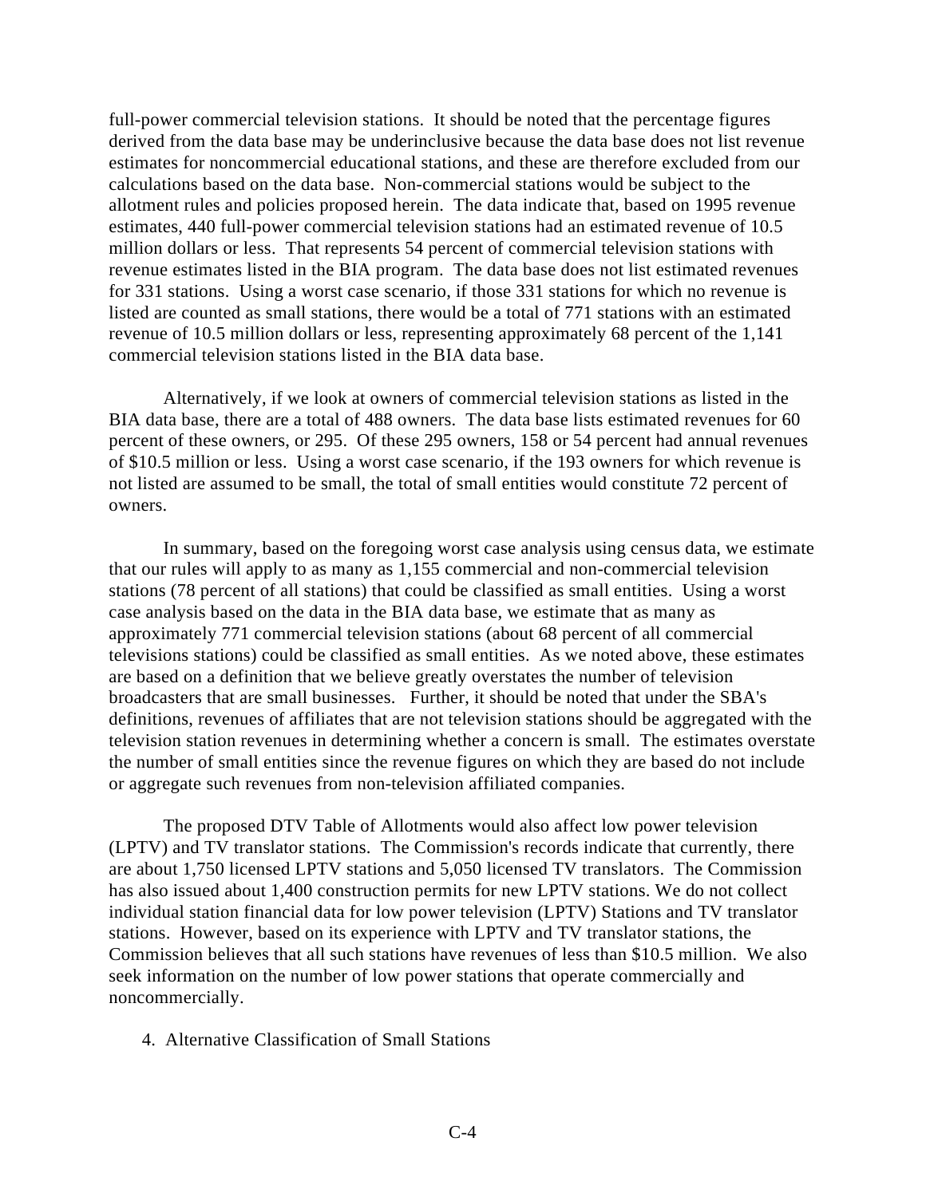full-power commercial television stations. It should be noted that the percentage figures derived from the data base may be underinclusive because the data base does not list revenue estimates for noncommercial educational stations, and these are therefore excluded from our calculations based on the data base. Non-commercial stations would be subject to the allotment rules and policies proposed herein. The data indicate that, based on 1995 revenue estimates, 440 full-power commercial television stations had an estimated revenue of 10.5 million dollars or less. That represents 54 percent of commercial television stations with revenue estimates listed in the BIA program. The data base does not list estimated revenues for 331 stations. Using a worst case scenario, if those 331 stations for which no revenue is listed are counted as small stations, there would be a total of 771 stations with an estimated revenue of 10.5 million dollars or less, representing approximately 68 percent of the 1,141 commercial television stations listed in the BIA data base.

Alternatively, if we look at owners of commercial television stations as listed in the BIA data base, there are a total of 488 owners. The data base lists estimated revenues for 60 percent of these owners, or 295. Of these 295 owners, 158 or 54 percent had annual revenues of $10.5 million or less. Using a worst case scenario, if the 193 owners for which revenue is not listed are assumed to be small, the total of small entities would constitute 72 percent of owners.

In summary, based on the foregoing worst case analysis using census data, we estimate that our rules will apply to as many as 1,155 commercial and non-commercial television stations (78 percent of all stations) that could be classified as small entities. Using a worst case analysis based on the data in the BIA data base, we estimate that as many as approximately 771 commercial television stations (about 68 percent of all commercial televisions stations) could be classified as small entities. As we noted above, these estimates are based on a definition that we believe greatly overstates the number of television broadcasters that are small businesses. Further, it should be noted that under the SBA's definitions, revenues of affiliates that are not television stations should be aggregated with the television station revenues in determining whether a concern is small. The estimates overstate the number of small entities since the revenue figures on which they are based do not include or aggregate such revenues from non-television affiliated companies.

The proposed DTV Table of Allotments would also affect low power television (LPTV) and TV translator stations. The Commission's records indicate that currently, there are about 1,750 licensed LPTV stations and 5,050 licensed TV translators. The Commission has also issued about 1,400 construction permits for new LPTV stations. We do not collect individual station financial data for low power television (LPTV) Stations and TV translator stations. However, based on its experience with LPTV and TV translator stations, the Commission believes that all such stations have revenues of less than $10.5 million. We also seek information on the number of low power stations that operate commercially and noncommercially.

4. Alternative Classification of Small Stations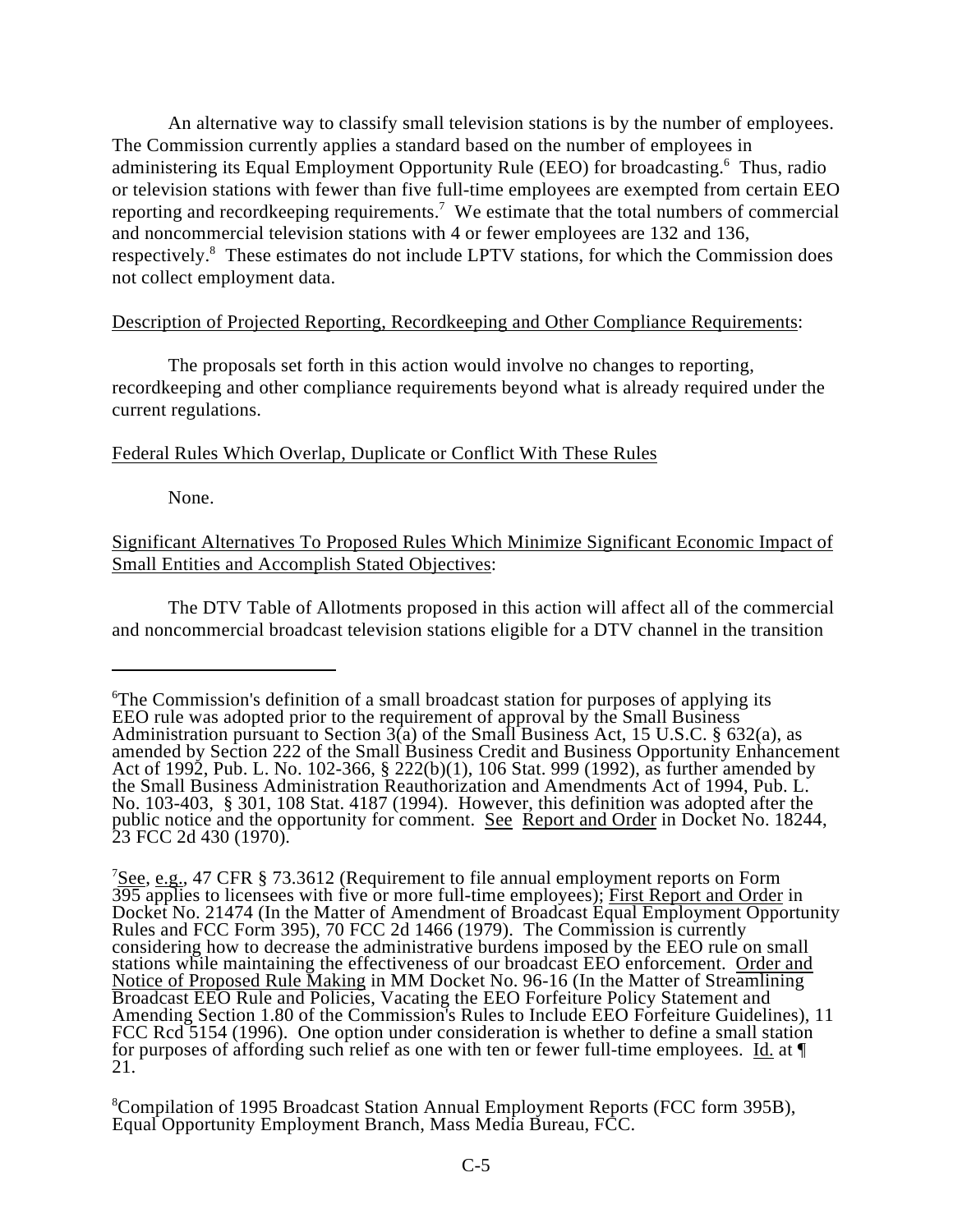An alternative way to classify small television stations is by the number of employees. The Commission currently applies a standard based on the number of employees in administering its Equal Employment Opportunity Rule (EEO) for broadcasting.[6] Thus, radio or television stations with fewer than five full-time employees are exempted from certain EEO reporting and recordkeeping requirements.[7] We estimate that the total numbers of commercial and noncommercial television stations with 4 or fewer employees are 132 and 136, respectively.[8] These estimates do not include LPTV stations, for which the Commission does not collect employment data.

Description of Projected Reporting, Recordkeeping and Other Compliance Requirements:

The proposals set forth in this action would involve no changes to reporting, recordkeeping and other compliance requirements beyond what is already required under the current regulations.

Federal Rules Which Overlap, Duplicate or Conflict With These Rules

None.

Significant Alternatives To Proposed Rules Which Minimize Significant Economic Impact of Small Entities and Accomplish Stated Objectives:

The DTV Table of Allotments proposed in this action will affect all of the commercial and noncommercial broadcast television stations eligible for a DTV channel in the transition

---

[6]The Commission's definition of a small broadcast station for purposes of applying its EEO rule was adopted prior to the requirement of approval by the Small Business Administration pursuant to Section 3(a) of the Small Business Act, 15 U.S.C. § 632(a), as amended by Section 222 of the Small Business Credit and Business Opportunity Enhancement Act of 1992, Pub. L. No. 102-366, § 222(b)(1), 106 Stat. 999 (1992), as further amended by the Small Business Administration Reauthorization and Amendments Act of 1994, Pub. L. No. 103-403, § 301, 108 Stat. 4187 (1994). However, this definition was adopted after the public notice and the opportunity for comment. See Report and Order in Docket No. 18244, 23 FCC 2d 430 (1970).

[7]See, e.g., 47 CFR § 73.3612 (Requirement to file annual employment reports on Form 395 applies to licensees with five or more full-time employees); First Report and Order in Docket No. 21474 (In the Matter of Amendment of Broadcast Equal Employment Opportunity Rules and FCC Form 395), 70 FCC 2d 1466 (1979). The Commission is currently considering how to decrease the administrative burdens imposed by the EEO rule on small stations while maintaining the effectiveness of our broadcast EEO enforcement. Order and Notice of Proposed Rule Making in MM Docket No. 96-16 (In the Matter of Streamlining Broadcast EEO Rule and Policies, Vacating the EEO Forfeiture Policy Statement and Amending Section 1.80 of the Commission's Rules to Include EEO Forfeiture Guidelines), 11 FCC Rcd 5154 (1996). One option under consideration is whether to define a small station for purposes of affording such relief as one with ten or fewer full-time employees. Id. at ¶ 21.

[8]Compilation of 1995 Broadcast Station Annual Employment Reports (FCC form 395B), Equal Opportunity Employment Branch, Mass Media Bureau, FCC.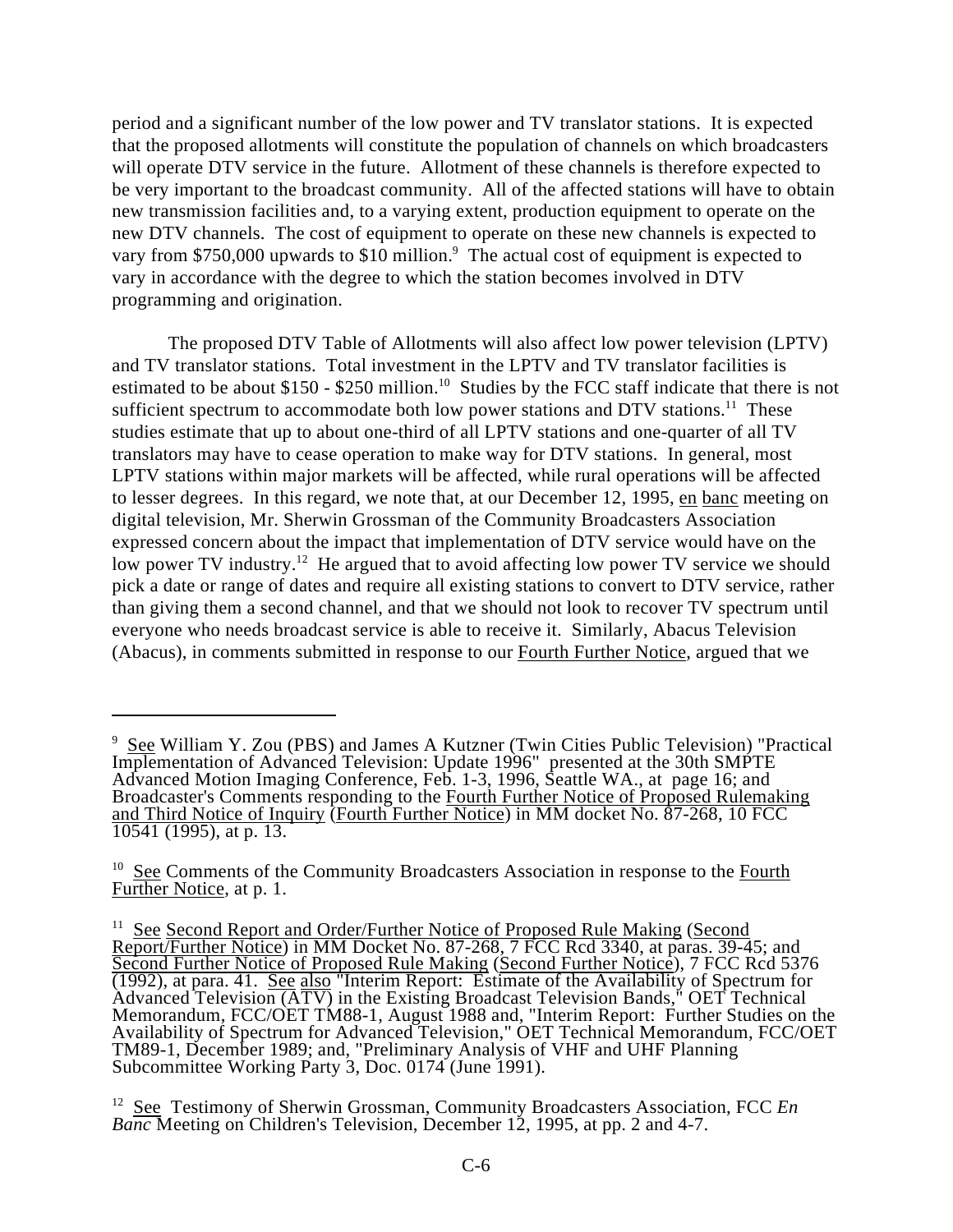period and a significant number of the low power and TV translator stations. It is expected that the proposed allotments will constitute the population of channels on which broadcasters will operate DTV service in the future. Allotment of these channels is therefore expected to be very important to the broadcast community. All of the affected stations will have to obtain new transmission facilities and, to a varying extent, production equipment to operate on the new DTV channels. The cost of equipment to operate on these new channels is expected to vary from $750,000 upwards to $10 million.[9] The actual cost of equipment is expected to vary in accordance with the degree to which the station becomes involved in DTV programming and origination.

The proposed DTV Table of Allotments will also affect low power television (LPTV) and TV translator stations. Total investment in the LPTV and TV translator facilities is estimated to be about $150 - $250 million.[10] Studies by the FCC staff indicate that there is not sufficient spectrum to accommodate both low power stations and DTV stations.[11] These studies estimate that up to about one-third of all LPTV stations and one-quarter of all TV translators may have to cease operation to make way for DTV stations. In general, most LPTV stations within major markets will be affected, while rural operations will be affected to lesser degrees. In this regard, we note that, at our December 12, 1995, en banc meeting on digital television, Mr. Sherwin Grossman of the Community Broadcasters Association expressed concern about the impact that implementation of DTV service would have on the low power TV industry.[12] He argued that to avoid affecting low power TV service we should pick a date or range of dates and require all existing stations to convert to DTV service, rather than giving them a second channel, and that we should not look to recover TV spectrum until everyone who needs broadcast service is able to receive it. Similarly, Abacus Television (Abacus), in comments submitted in response to our Fourth Further Notice, argued that we

---

[9] See William Y. Zou (PBS) and James A Kutzner (Twin Cities Public Television) "Practical Implementation of Advanced Television: Update 1996" presented at the 30th SMPTE Advanced Motion Imaging Conference, Feb. 1-3, 1996, Seattle WA., at page 16; and Broadcaster's Comments responding to the Fourth Further Notice of Proposed Rulemaking and Third Notice of Inquiry (Fourth Further Notice) in MM docket No. 87-268, 10 FCC 10541 (1995), at p. 13.

[10] See Comments of the Community Broadcasters Association in response to the Fourth Further Notice, at p. 1.

[11] See Second Report and Order/Further Notice of Proposed Rule Making (Second Report/Further Notice) in MM Docket No. 87-268, 7 FCC Rcd 3340, at paras. 39-45; and Second Further Notice of Proposed Rule Making (Second Further Notice), 7 FCC Rcd 5376 (1992), at para. 41. See also "Interim Report: Estimate of the Availability of Spectrum for Advanced Television (ATV) in the Existing Broadcast Television Bands," OET Technical Memorandum, FCC/OET TM88-1, August 1988 and, "Interim Report: Further Studies on the Availability of Spectrum for Advanced Television," OET Technical Memorandum, FCC/OET TM89-1, December 1989; and, "Preliminary Analysis of VHF and UHF Planning Subcommittee Working Party 3, Doc. 0174 (June 1991).

[12] See Testimony of Sherwin Grossman, Community Broadcasters Association, FCC *En Banc* Meeting on Children's Television, December 12, 1995, at pp. 2 and 4-7.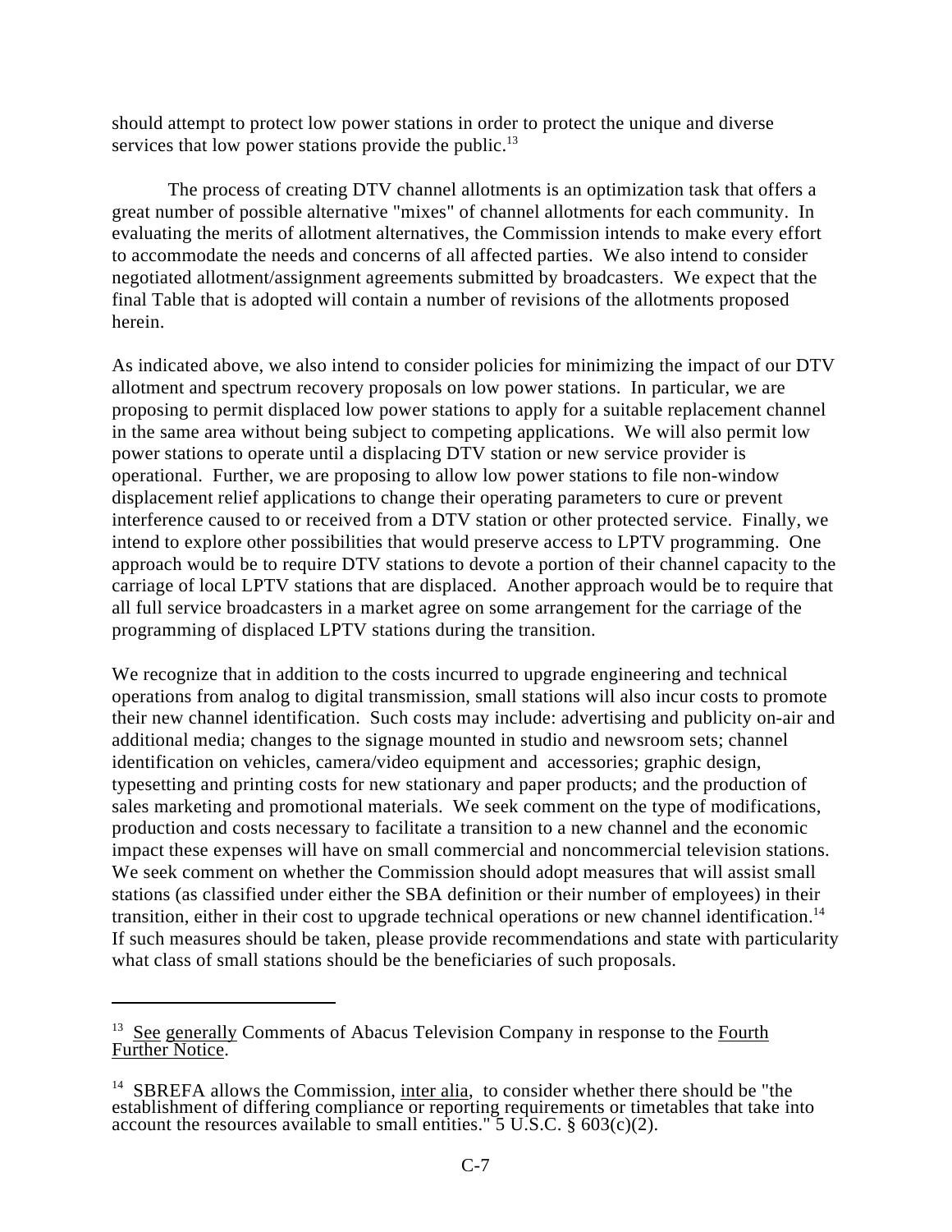should attempt to protect low power stations in order to protect the unique and diverse services that low power stations provide the public.[13]

The process of creating DTV channel allotments is an optimization task that offers a great number of possible alternative "mixes" of channel allotments for each community. In evaluating the merits of allotment alternatives, the Commission intends to make every effort to accommodate the needs and concerns of all affected parties. We also intend to consider negotiated allotment/assignment agreements submitted by broadcasters. We expect that the final Table that is adopted will contain a number of revisions of the allotments proposed herein.

As indicated above, we also intend to consider policies for minimizing the impact of our DTV allotment and spectrum recovery proposals on low power stations. In particular, we are proposing to permit displaced low power stations to apply for a suitable replacement channel in the same area without being subject to competing applications. We will also permit low power stations to operate until a displacing DTV station or new service provider is operational. Further, we are proposing to allow low power stations to file non-window displacement relief applications to change their operating parameters to cure or prevent interference caused to or received from a DTV station or other protected service. Finally, we intend to explore other possibilities that would preserve access to LPTV programming. One approach would be to require DTV stations to devote a portion of their channel capacity to the carriage of local LPTV stations that are displaced. Another approach would be to require that all full service broadcasters in a market agree on some arrangement for the carriage of the programming of displaced LPTV stations during the transition.

We recognize that in addition to the costs incurred to upgrade engineering and technical operations from analog to digital transmission, small stations will also incur costs to promote their new channel identification. Such costs may include: advertising and publicity on-air and additional media; changes to the signage mounted in studio and newsroom sets; channel identification on vehicles, camera/video equipment and accessories; graphic design, typesetting and printing costs for new stationary and paper products; and the production of sales marketing and promotional materials. We seek comment on the type of modifications, production and costs necessary to facilitate a transition to a new channel and the economic impact these expenses will have on small commercial and noncommercial television stations. We seek comment on whether the Commission should adopt measures that will assist small stations (as classified under either the SBA definition or their number of employees) in their transition, either in their cost to upgrade technical operations or new channel identification.[14] If such measures should be taken, please provide recommendations and state with particularity what class of small stations should be the beneficiaries of such proposals.

---

[13] See generally Comments of Abacus Television Company in response to the Fourth Further Notice.

[14] SBREFA allows the Commission, inter alia, to consider whether there should be "the establishment of differing compliance or reporting requirements or timetables that take into account the resources available to small entities." 5 U.S.C. § 603(c)(2).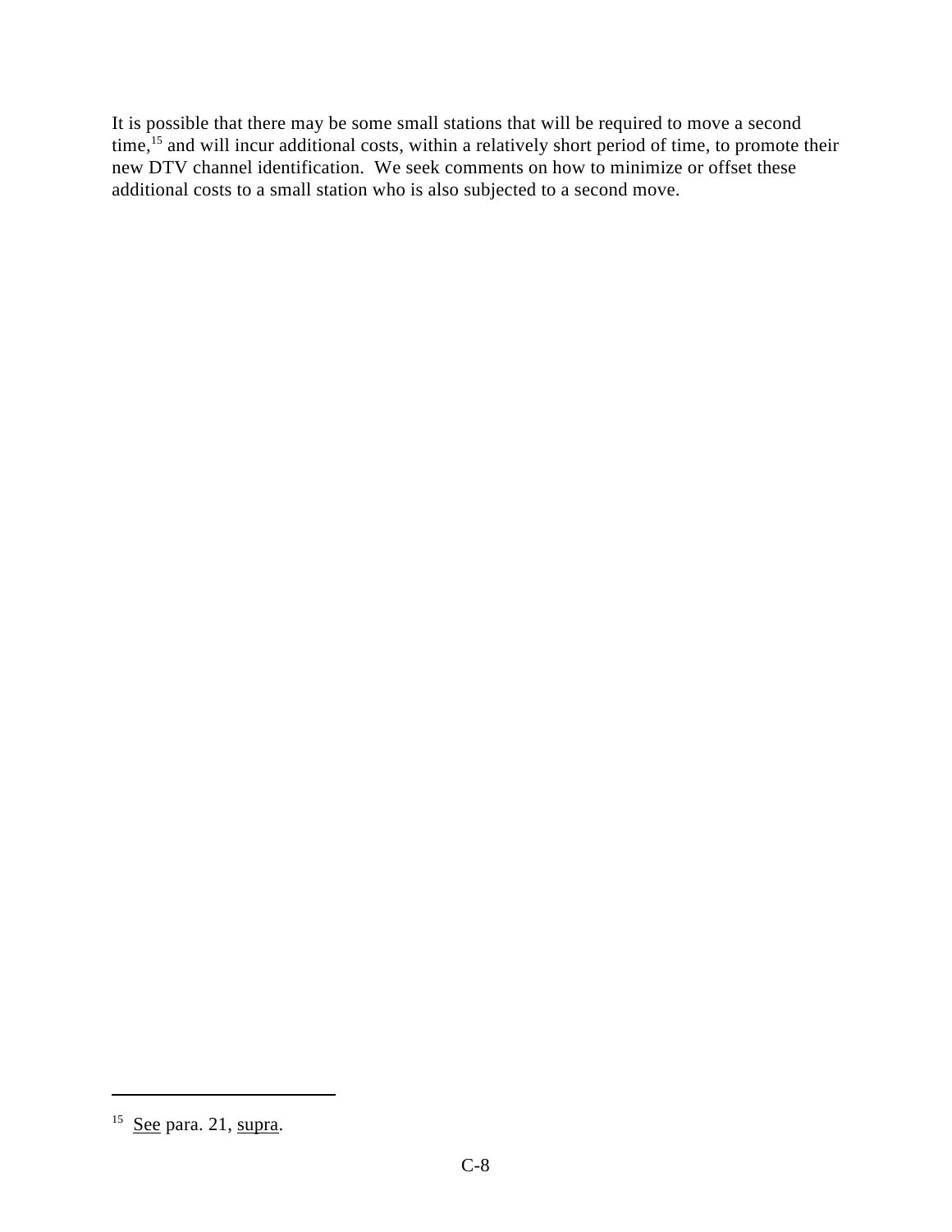It is possible that there may be some small stations that will be required to move a second time,[15] and will incur additional costs, within a relatively short period of time, to promote their new DTV channel identification. We seek comments on how to minimize or offset these additional costs to a small station who is also subjected to a second move.

---

[15] See para. 21, supra.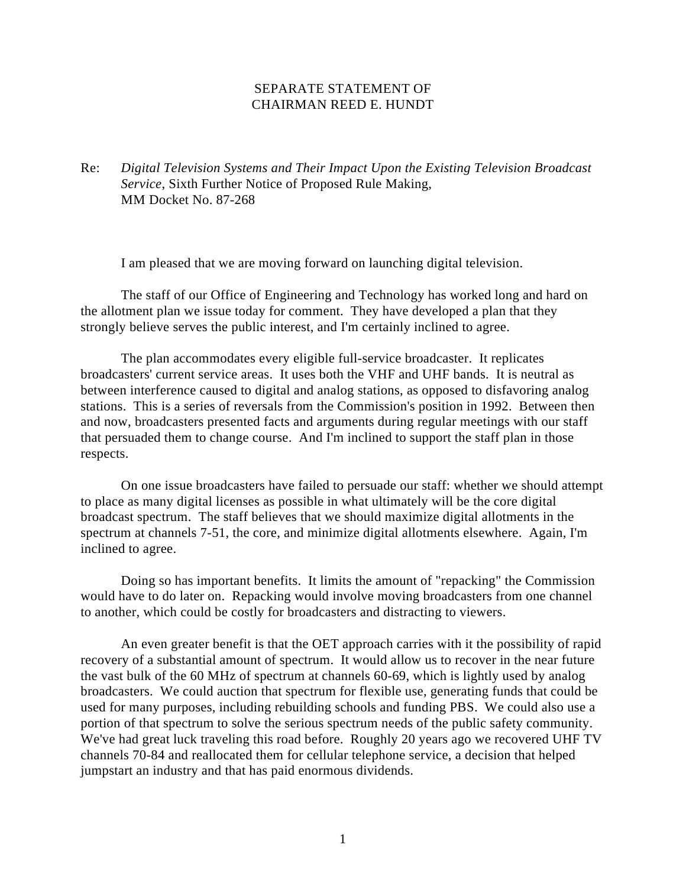# SEPARATE STATEMENT OF CHAIRMAN REED E. HUNDT

Re: *Digital Television Systems and Their Impact Upon the Existing Television Broadcast Service*, Sixth Further Notice of Proposed Rule Making, MM Docket No. 87-268

I am pleased that we are moving forward on launching digital television.

The staff of our Office of Engineering and Technology has worked long and hard on the allotment plan we issue today for comment. They have developed a plan that they strongly believe serves the public interest, and I'm certainly inclined to agree.

The plan accommodates every eligible full-service broadcaster. It replicates broadcasters' current service areas. It uses both the VHF and UHF bands. It is neutral as between interference caused to digital and analog stations, as opposed to disfavoring analog stations. This is a series of reversals from the Commission's position in 1992. Between then and now, broadcasters presented facts and arguments during regular meetings with our staff that persuaded them to change course. And I'm inclined to support the staff plan in those respects.

On one issue broadcasters have failed to persuade our staff: whether we should attempt to place as many digital licenses as possible in what ultimately will be the core digital broadcast spectrum. The staff believes that we should maximize digital allotments in the spectrum at channels 7-51, the core, and minimize digital allotments elsewhere. Again, I'm inclined to agree.

Doing so has important benefits. It limits the amount of "repacking" the Commission would have to do later on. Repacking would involve moving broadcasters from one channel to another, which could be costly for broadcasters and distracting to viewers.

An even greater benefit is that the OET approach carries with it the possibility of rapid recovery of a substantial amount of spectrum. It would allow us to recover in the near future the vast bulk of the 60 MHz of spectrum at channels 60-69, which is lightly used by analog broadcasters. We could auction that spectrum for flexible use, generating funds that could be used for many purposes, including rebuilding schools and funding PBS. We could also use a portion of that spectrum to solve the serious spectrum needs of the public safety community. We've had great luck traveling this road before. Roughly 20 years ago we recovered UHF TV channels 70-84 and reallocated them for cellular telephone service, a decision that helped jumpstart an industry and that has paid enormous dividends.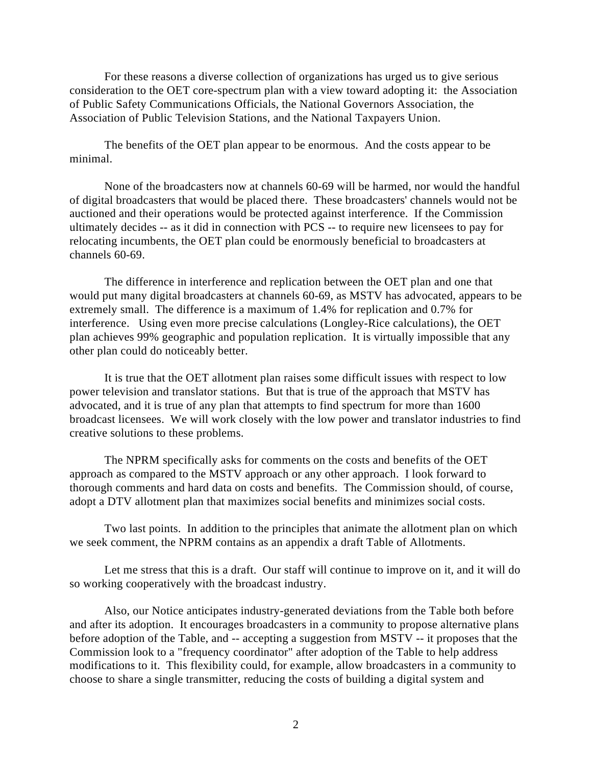For these reasons a diverse collection of organizations has urged us to give serious consideration to the OET core-spectrum plan with a view toward adopting it: the Association of Public Safety Communications Officials, the National Governors Association, the Association of Public Television Stations, and the National Taxpayers Union.

The benefits of the OET plan appear to be enormous. And the costs appear to be minimal.

None of the broadcasters now at channels 60-69 will be harmed, nor would the handful of digital broadcasters that would be placed there. These broadcasters' channels would not be auctioned and their operations would be protected against interference. If the Commission ultimately decides -- as it did in connection with PCS -- to require new licensees to pay for relocating incumbents, the OET plan could be enormously beneficial to broadcasters at channels 60-69.

The difference in interference and replication between the OET plan and one that would put many digital broadcasters at channels 60-69, as MSTV has advocated, appears to be extremely small. The difference is a maximum of 1.4% for replication and 0.7% for interference. Using even more precise calculations (Longley-Rice calculations), the OET plan achieves 99% geographic and population replication. It is virtually impossible that any other plan could do noticeably better.

It is true that the OET allotment plan raises some difficult issues with respect to low power television and translator stations. But that is true of the approach that MSTV has advocated, and it is true of any plan that attempts to find spectrum for more than 1600 broadcast licensees. We will work closely with the low power and translator industries to find creative solutions to these problems.

The NPRM specifically asks for comments on the costs and benefits of the OET approach as compared to the MSTV approach or any other approach. I look forward to thorough comments and hard data on costs and benefits. The Commission should, of course, adopt a DTV allotment plan that maximizes social benefits and minimizes social costs.

Two last points. In addition to the principles that animate the allotment plan on which we seek comment, the NPRM contains as an appendix a draft Table of Allotments.

Let me stress that this is a draft. Our staff will continue to improve on it, and it will do so working cooperatively with the broadcast industry.

Also, our Notice anticipates industry-generated deviations from the Table both before and after its adoption. It encourages broadcasters in a community to propose alternative plans before adoption of the Table, and -- accepting a suggestion from MSTV -- it proposes that the Commission look to a "frequency coordinator" after adoption of the Table to help address modifications to it. This flexibility could, for example, allow broadcasters in a community to choose to share a single transmitter, reducing the costs of building a digital system and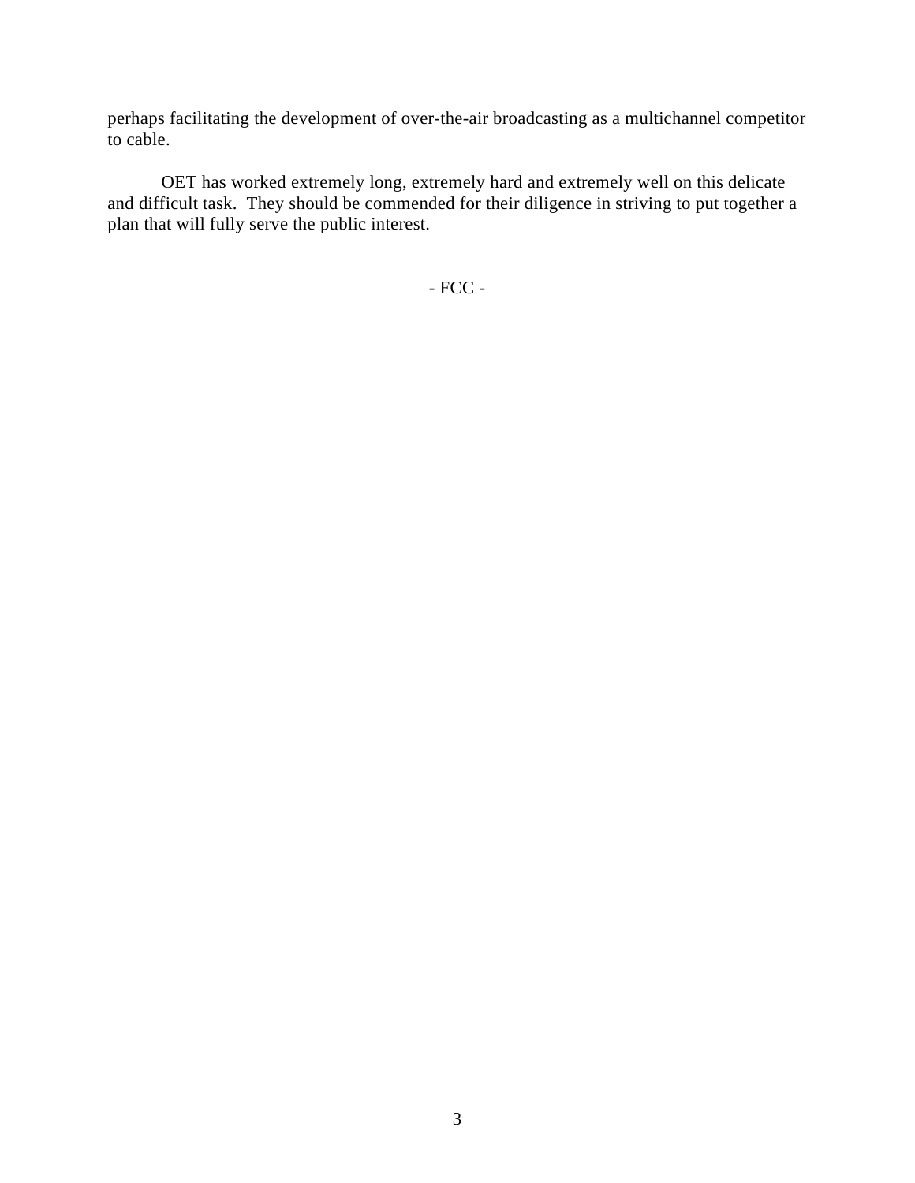perhaps facilitating the development of over-the-air broadcasting as a multichannel competitor to cable.

OET has worked extremely long, extremely hard and extremely well on this delicate and difficult task. They should be commended for their diligence in striving to put together a plan that will fully serve the public interest.

- FCC -